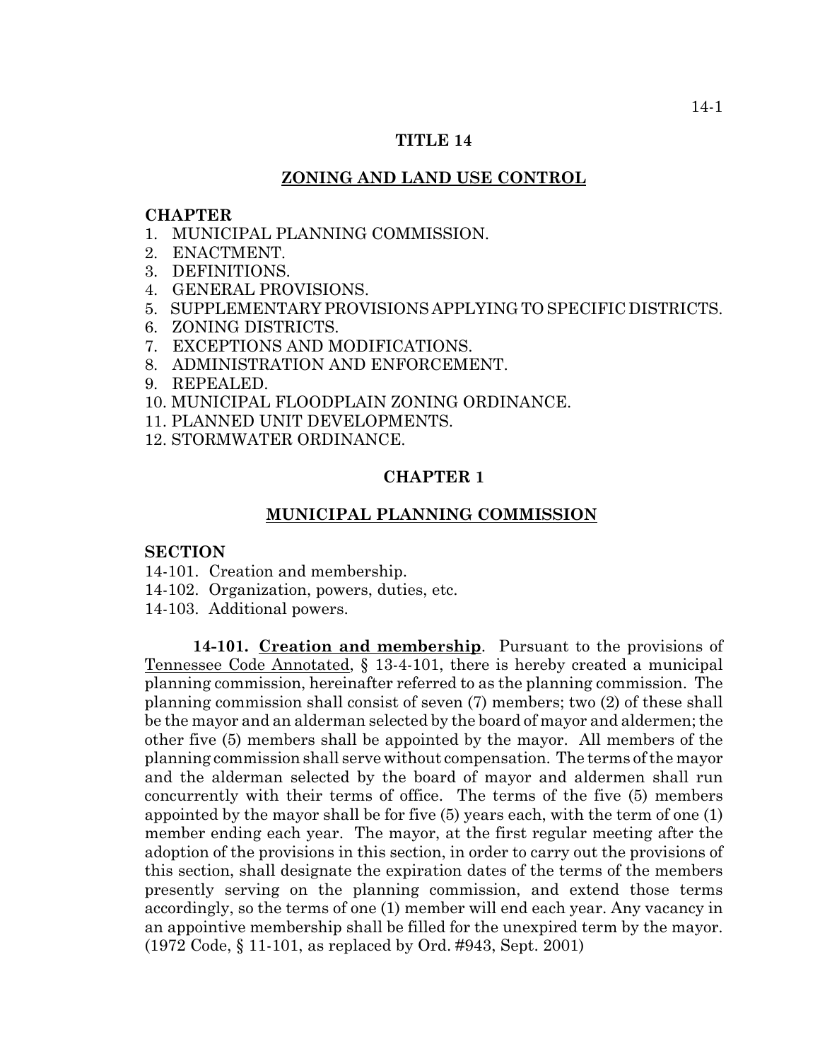# TITLE 14

## ZONING AND LAND USE CONTROL

**CHAPTER**

1. MUNICIPAL PLANNING COMMISSION.
2. ENACTMENT.
3. DEFINITIONS.
4. GENERAL PROVISIONS.
5. SUPPLEMENTARY PROVISIONS APPLYING TO SPECIFIC DISTRICTS.
6. ZONING DISTRICTS.
7. EXCEPTIONS AND MODIFICATIONS.
8. ADMINISTRATION AND ENFORCEMENT.
9. REPEALED.
10. MUNICIPAL FLOODPLAIN ZONING ORDINANCE.
11. PLANNED UNIT DEVELOPMENTS.
12. STORMWATER ORDINANCE.

## CHAPTER 1

## MUNICIPAL PLANNING COMMISSION

**SECTION**

14-101. Creation and membership.
14-102. Organization, powers, duties, etc.
14-103. Additional powers.

**14-101. Creation and membership**. Pursuant to the provisions of Tennessee Code Annotated, § 13-4-101, there is hereby created a municipal planning commission, hereinafter referred to as the planning commission. The planning commission shall consist of seven (7) members; two (2) of these shall be the mayor and an alderman selected by the board of mayor and aldermen; the other five (5) members shall be appointed by the mayor. All members of the planning commission shall serve without compensation. The terms of the mayor and the alderman selected by the board of mayor and aldermen shall run concurrently with their terms of office. The terms of the five (5) members appointed by the mayor shall be for five (5) years each, with the term of one (1) member ending each year. The mayor, at the first regular meeting after the adoption of the provisions in this section, in order to carry out the provisions of this section, shall designate the expiration dates of the terms of the members presently serving on the planning commission, and extend those terms accordingly, so the terms of one (1) member will end each year. Any vacancy in an appointive membership shall be filled for the unexpired term by the mayor. (1972 Code, § 11-101, as replaced by Ord. #943, Sept. 2001)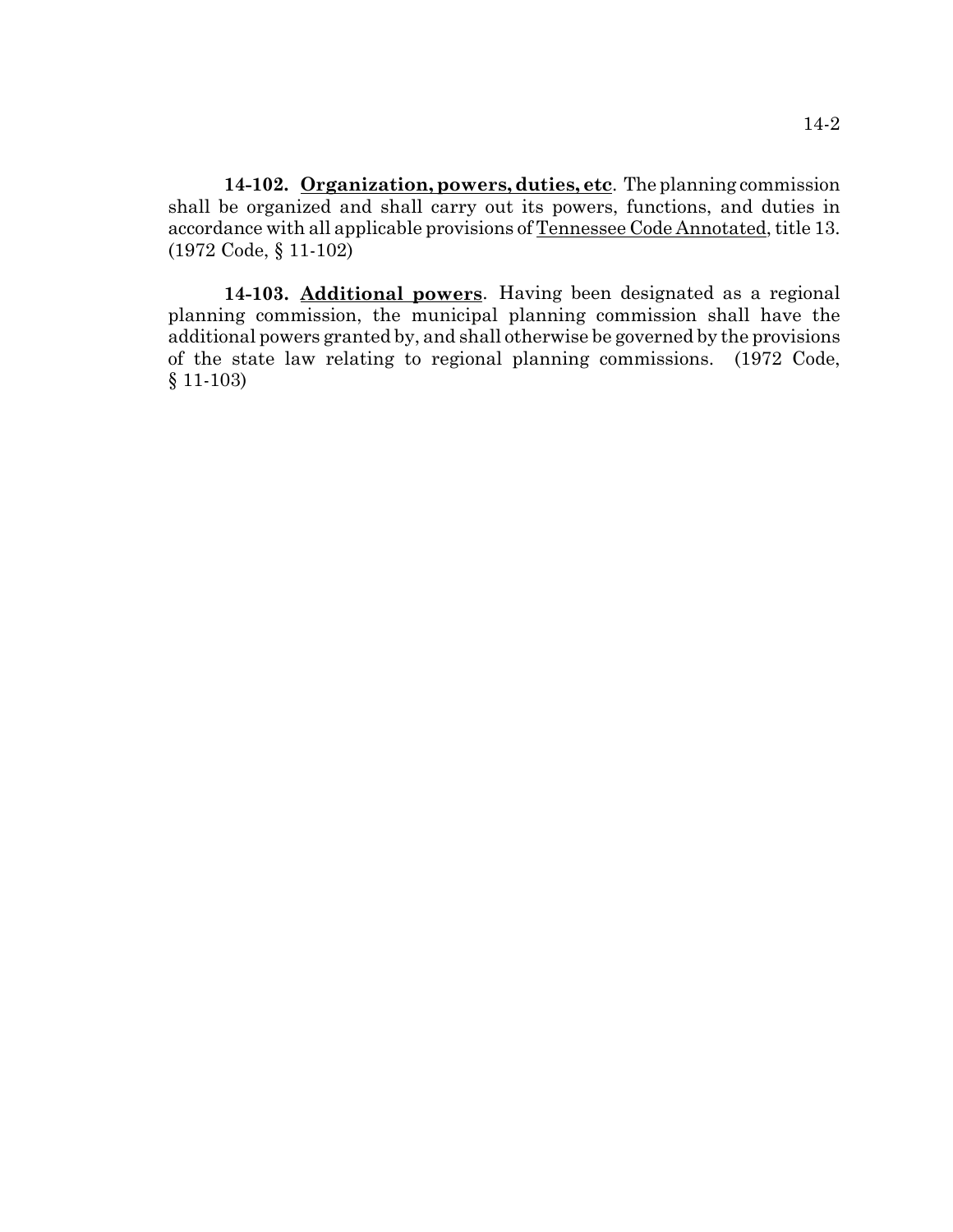**14-102. Organization, powers, duties, etc**. The planning commission shall be organized and shall carry out its powers, functions, and duties in accordance with all applicable provisions of Tennessee Code Annotated, title 13. (1972 Code, § 11-102)

**14-103. Additional powers**. Having been designated as a regional planning commission, the municipal planning commission shall have the additional powers granted by, and shall otherwise be governed by the provisions of the state law relating to regional planning commissions. (1972 Code, § 11-103)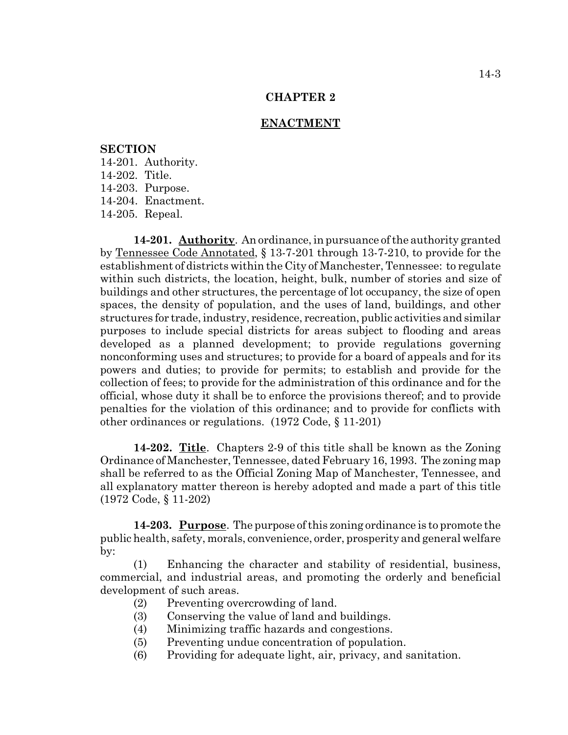# CHAPTER 2

## ENACTMENT

**SECTION**

14-201. Authority.
14-202. Title.
14-203. Purpose.
14-204. Enactment.
14-205. Repeal.

**14-201. Authority**. An ordinance, in pursuance of the authority granted by Tennessee Code Annotated, § 13-7-201 through 13-7-210, to provide for the establishment of districts within the City of Manchester, Tennessee: to regulate within such districts, the location, height, bulk, number of stories and size of buildings and other structures, the percentage of lot occupancy, the size of open spaces, the density of population, and the uses of land, buildings, and other structures for trade, industry, residence, recreation, public activities and similar purposes to include special districts for areas subject to flooding and areas developed as a planned development; to provide regulations governing nonconforming uses and structures; to provide for a board of appeals and for its powers and duties; to provide for permits; to establish and provide for the collection of fees; to provide for the administration of this ordinance and for the official, whose duty it shall be to enforce the provisions thereof; and to provide penalties for the violation of this ordinance; and to provide for conflicts with other ordinances or regulations. (1972 Code, § 11-201)

**14-202. Title**. Chapters 2-9 of this title shall be known as the Zoning Ordinance of Manchester, Tennessee, dated February 16, 1993. The zoning map shall be referred to as the Official Zoning Map of Manchester, Tennessee, and all explanatory matter thereon is hereby adopted and made a part of this title (1972 Code, § 11-202)

**14-203. Purpose**. The purpose of this zoning ordinance is to promote the public health, safety, morals, convenience, order, prosperity and general welfare by:

(1) Enhancing the character and stability of residential, business, commercial, and industrial areas, and promoting the orderly and beneficial development of such areas.

(2) Preventing overcrowding of land.

(3) Conserving the value of land and buildings.

(4) Minimizing traffic hazards and congestions.

(5) Preventing undue concentration of population.

(6) Providing for adequate light, air, privacy, and sanitation.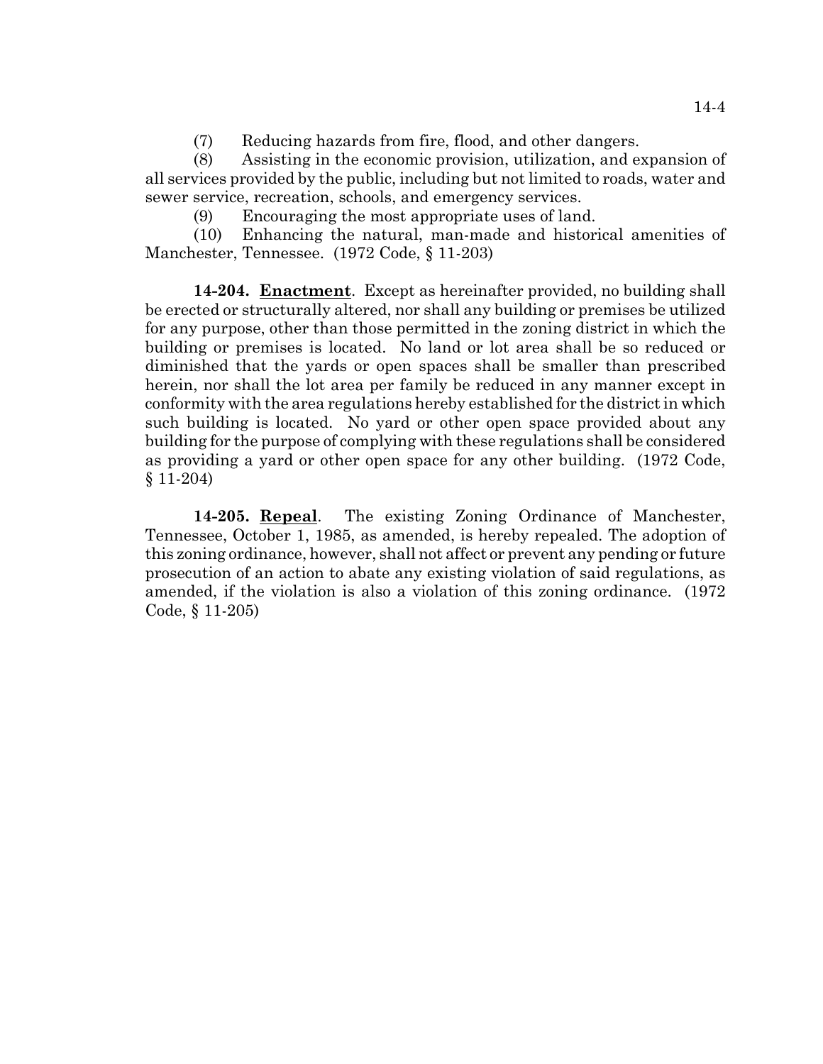(7) Reducing hazards from fire, flood, and other dangers.

(8) Assisting in the economic provision, utilization, and expansion of all services provided by the public, including but not limited to roads, water and sewer service, recreation, schools, and emergency services.

(9) Encouraging the most appropriate uses of land.

(10) Enhancing the natural, man-made and historical amenities of Manchester, Tennessee. (1972 Code, § 11-203)

**14-204. Enactment**. Except as hereinafter provided, no building shall be erected or structurally altered, nor shall any building or premises be utilized for any purpose, other than those permitted in the zoning district in which the building or premises is located. No land or lot area shall be so reduced or diminished that the yards or open spaces shall be smaller than prescribed herein, nor shall the lot area per family be reduced in any manner except in conformity with the area regulations hereby established for the district in which such building is located. No yard or other open space provided about any building for the purpose of complying with these regulations shall be considered as providing a yard or other open space for any other building. (1972 Code, § 11-204)

**14-205. Repeal**. The existing Zoning Ordinance of Manchester, Tennessee, October 1, 1985, as amended, is hereby repealed. The adoption of this zoning ordinance, however, shall not affect or prevent any pending or future prosecution of an action to abate any existing violation of said regulations, as amended, if the violation is also a violation of this zoning ordinance. (1972 Code, § 11-205)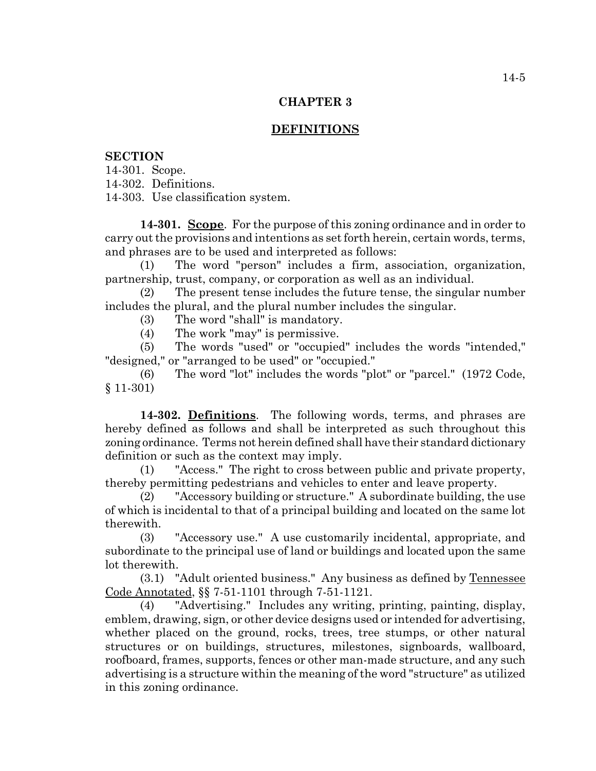# CHAPTER 3

## DEFINITIONS

**SECTION**

14-301. Scope.
14-302. Definitions.
14-303. Use classification system.

**14-301. Scope**. For the purpose of this zoning ordinance and in order to carry out the provisions and intentions as set forth herein, certain words, terms, and phrases are to be used and interpreted as follows:

(1) The word "person" includes a firm, association, organization, partnership, trust, company, or corporation as well as an individual.

(2) The present tense includes the future tense, the singular number includes the plural, and the plural number includes the singular.

(3) The word "shall" is mandatory.

(4) The work "may" is permissive.

(5) The words "used" or "occupied" includes the words "intended," "designed," or "arranged to be used" or "occupied."

(6) The word "lot" includes the words "plot" or "parcel." (1972 Code, § 11-301)

**14-302. Definitions**. The following words, terms, and phrases are hereby defined as follows and shall be interpreted as such throughout this zoning ordinance. Terms not herein defined shall have their standard dictionary definition or such as the context may imply.

(1) "Access." The right to cross between public and private property, thereby permitting pedestrians and vehicles to enter and leave property.

(2) "Accessory building or structure." A subordinate building, the use of which is incidental to that of a principal building and located on the same lot therewith.

(3) "Accessory use." A use customarily incidental, appropriate, and subordinate to the principal use of land or buildings and located upon the same lot therewith.

(3.1) "Adult oriented business." Any business as defined by Tennessee Code Annotated, §§ 7-51-1101 through 7-51-1121.

(4) "Advertising." Includes any writing, printing, painting, display, emblem, drawing, sign, or other device designs used or intended for advertising, whether placed on the ground, rocks, trees, tree stumps, or other natural structures or on buildings, structures, milestones, signboards, wallboard, roofboard, frames, supports, fences or other man-made structure, and any such advertising is a structure within the meaning of the word "structure" as utilized in this zoning ordinance.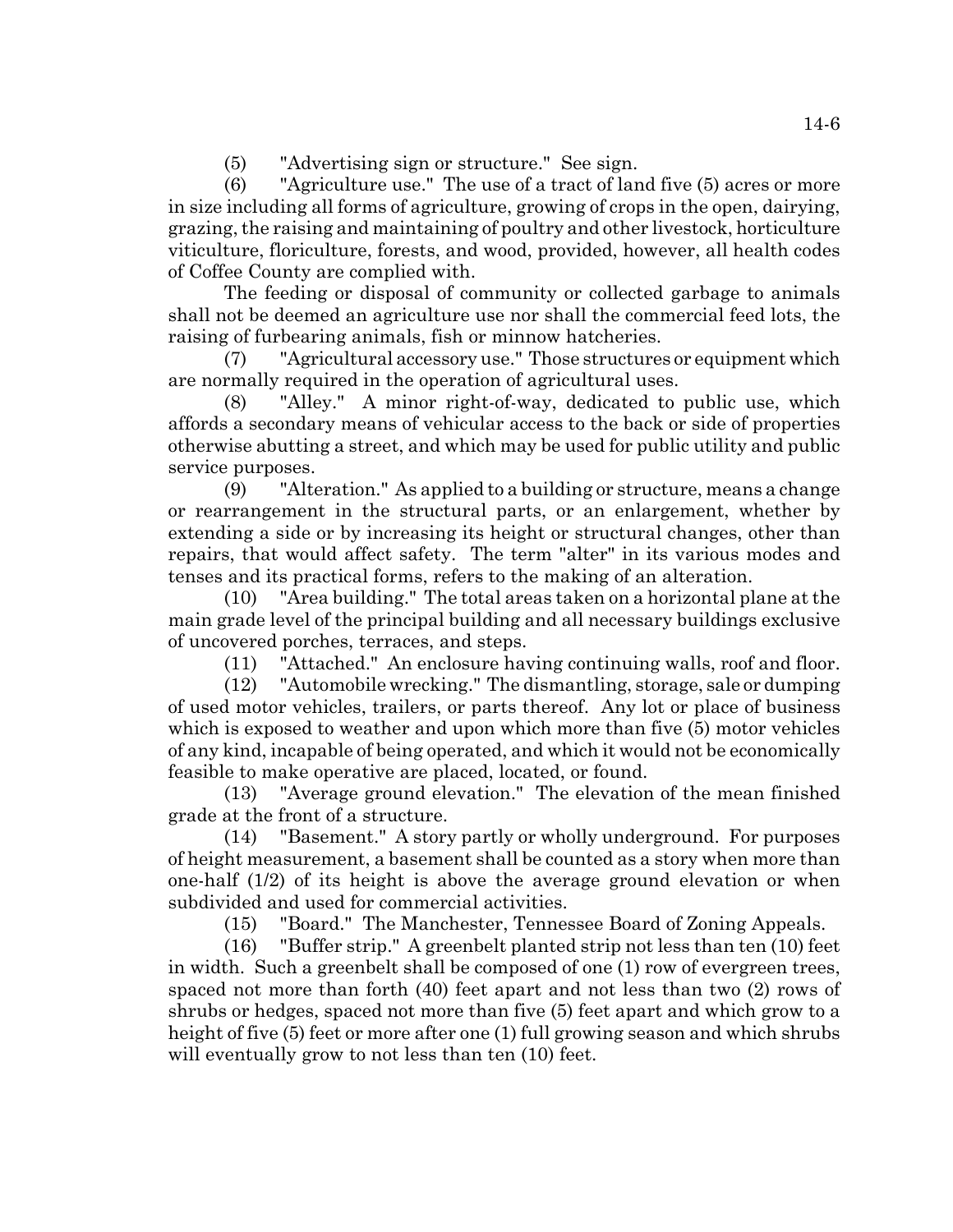(5) "Advertising sign or structure." See sign.

(6) "Agriculture use." The use of a tract of land five (5) acres or more in size including all forms of agriculture, growing of crops in the open, dairying, grazing, the raising and maintaining of poultry and other livestock, horticulture viticulture, floriculture, forests, and wood, provided, however, all health codes of Coffee County are complied with.

The feeding or disposal of community or collected garbage to animals shall not be deemed an agriculture use nor shall the commercial feed lots, the raising of furbearing animals, fish or minnow hatcheries.

(7) "Agricultural accessory use." Those structures or equipment which are normally required in the operation of agricultural uses.

(8) "Alley." A minor right-of-way, dedicated to public use, which affords a secondary means of vehicular access to the back or side of properties otherwise abutting a street, and which may be used for public utility and public service purposes.

(9) "Alteration." As applied to a building or structure, means a change or rearrangement in the structural parts, or an enlargement, whether by extending a side or by increasing its height or structural changes, other than repairs, that would affect safety. The term "alter" in its various modes and tenses and its practical forms, refers to the making of an alteration.

(10) "Area building." The total areas taken on a horizontal plane at the main grade level of the principal building and all necessary buildings exclusive of uncovered porches, terraces, and steps.

(11) "Attached." An enclosure having continuing walls, roof and floor.

(12) "Automobile wrecking." The dismantling, storage, sale or dumping of used motor vehicles, trailers, or parts thereof. Any lot or place of business which is exposed to weather and upon which more than five (5) motor vehicles of any kind, incapable of being operated, and which it would not be economically feasible to make operative are placed, located, or found.

(13) "Average ground elevation." The elevation of the mean finished grade at the front of a structure.

(14) "Basement." A story partly or wholly underground. For purposes of height measurement, a basement shall be counted as a story when more than one-half (1/2) of its height is above the average ground elevation or when subdivided and used for commercial activities.

(15) "Board." The Manchester, Tennessee Board of Zoning Appeals.

(16) "Buffer strip." A greenbelt planted strip not less than ten (10) feet in width. Such a greenbelt shall be composed of one (1) row of evergreen trees, spaced not more than forth (40) feet apart and not less than two (2) rows of shrubs or hedges, spaced not more than five (5) feet apart and which grow to a height of five (5) feet or more after one (1) full growing season and which shrubs will eventually grow to not less than ten (10) feet.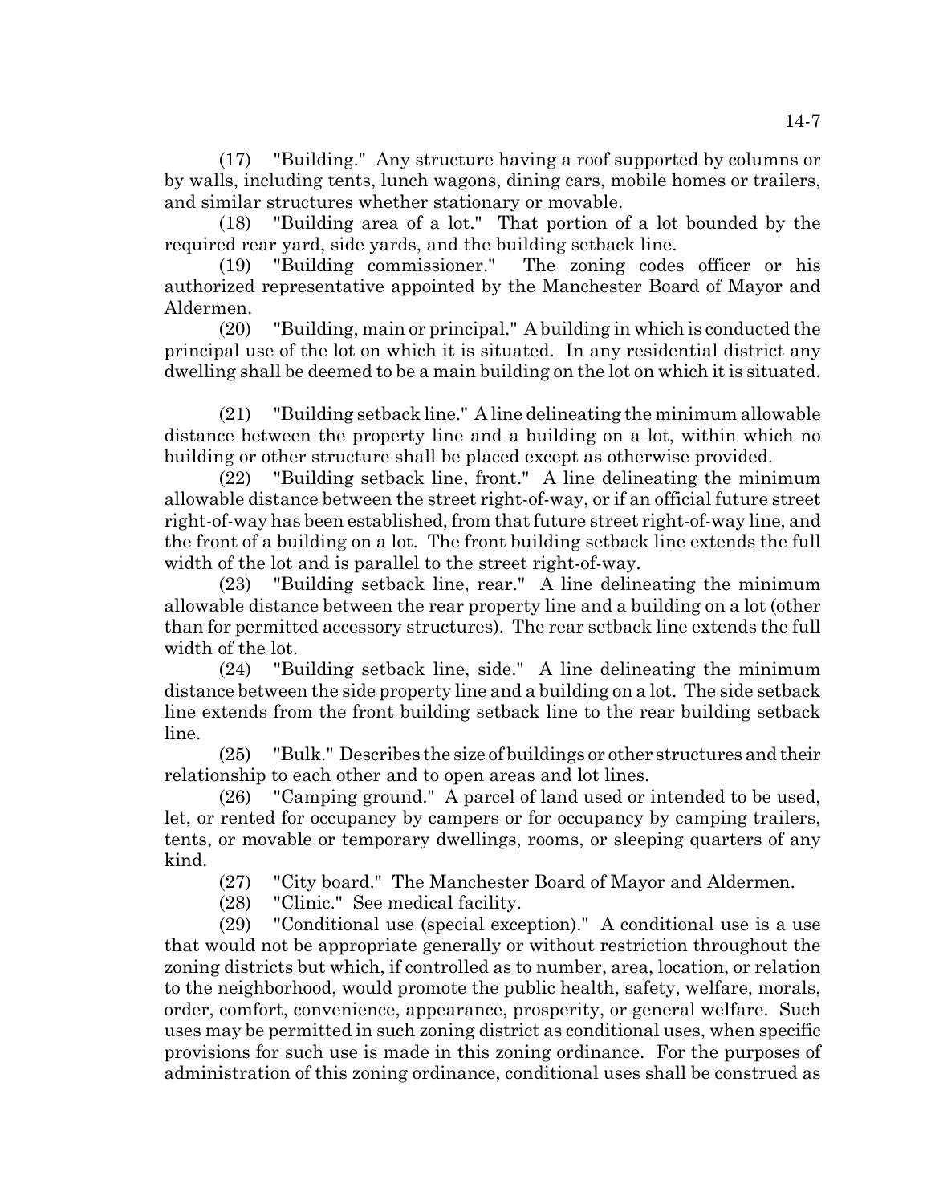(17) "Building." Any structure having a roof supported by columns or by walls, including tents, lunch wagons, dining cars, mobile homes or trailers, and similar structures whether stationary or movable.

(18) "Building area of a lot." That portion of a lot bounded by the required rear yard, side yards, and the building setback line.

(19) "Building commissioner." The zoning codes officer or his authorized representative appointed by the Manchester Board of Mayor and Aldermen.

(20) "Building, main or principal." A building in which is conducted the principal use of the lot on which it is situated. In any residential district any dwelling shall be deemed to be a main building on the lot on which it is situated.

(21) "Building setback line." A line delineating the minimum allowable distance between the property line and a building on a lot, within which no building or other structure shall be placed except as otherwise provided.

(22) "Building setback line, front." A line delineating the minimum allowable distance between the street right-of-way, or if an official future street right-of-way has been established, from that future street right-of-way line, and the front of a building on a lot. The front building setback line extends the full width of the lot and is parallel to the street right-of-way.

(23) "Building setback line, rear." A line delineating the minimum allowable distance between the rear property line and a building on a lot (other than for permitted accessory structures). The rear setback line extends the full width of the lot.

(24) "Building setback line, side." A line delineating the minimum distance between the side property line and a building on a lot. The side setback line extends from the front building setback line to the rear building setback line.

(25) "Bulk." Describes the size of buildings or other structures and their relationship to each other and to open areas and lot lines.

(26) "Camping ground." A parcel of land used or intended to be used, let, or rented for occupancy by campers or for occupancy by camping trailers, tents, or movable or temporary dwellings, rooms, or sleeping quarters of any kind.

(27) "City board." The Manchester Board of Mayor and Aldermen.

(28) "Clinic." See medical facility.

(29) "Conditional use (special exception)." A conditional use is a use that would not be appropriate generally or without restriction throughout the zoning districts but which, if controlled as to number, area, location, or relation to the neighborhood, would promote the public health, safety, welfare, morals, order, comfort, convenience, appearance, prosperity, or general welfare. Such uses may be permitted in such zoning district as conditional uses, when specific provisions for such use is made in this zoning ordinance. For the purposes of administration of this zoning ordinance, conditional uses shall be construed as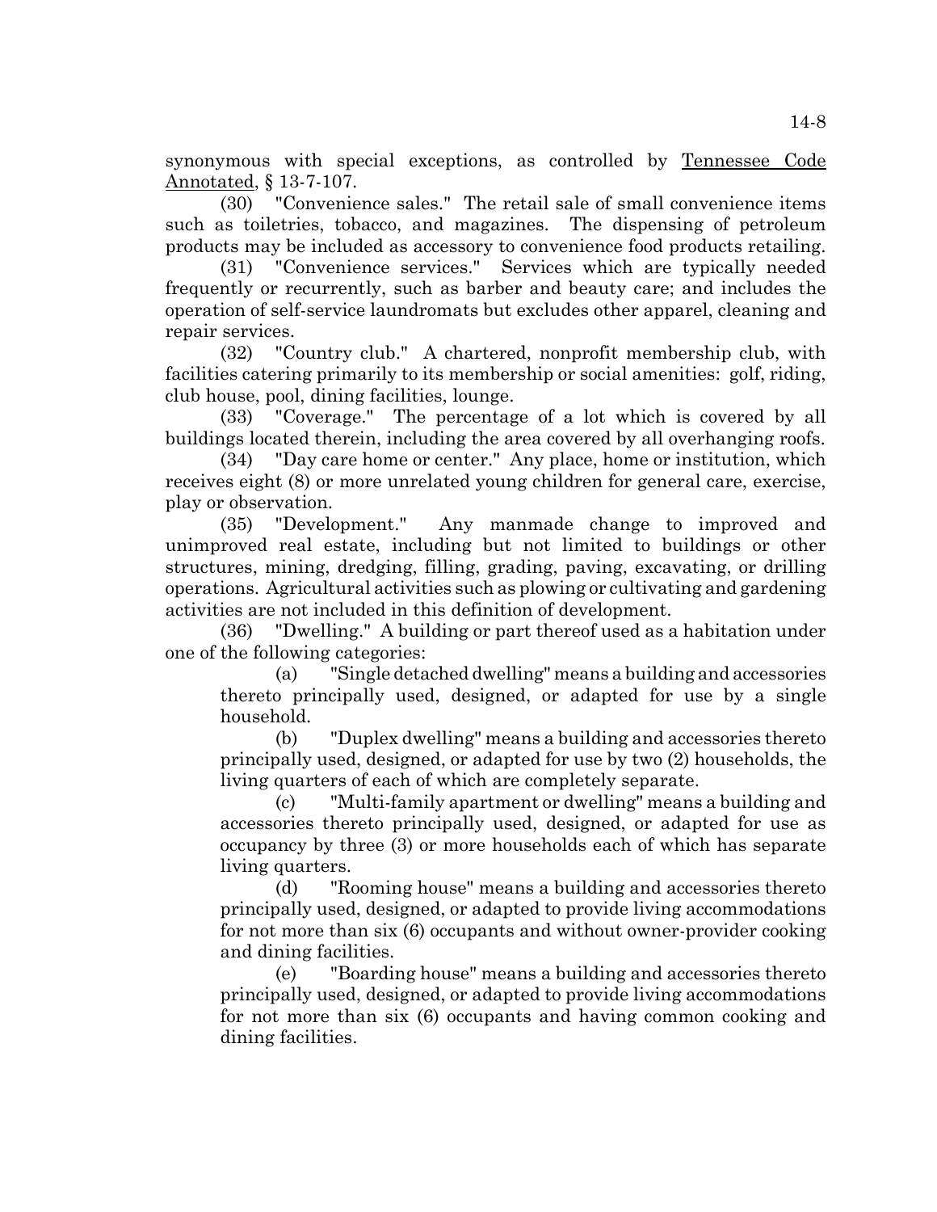synonymous with special exceptions, as controlled by Tennessee Code Annotated, § 13-7-107.

(30) "Convenience sales." The retail sale of small convenience items such as toiletries, tobacco, and magazines. The dispensing of petroleum products may be included as accessory to convenience food products retailing.

(31) "Convenience services." Services which are typically needed frequently or recurrently, such as barber and beauty care; and includes the operation of self-service laundromats but excludes other apparel, cleaning and repair services.

(32) "Country club." A chartered, nonprofit membership club, with facilities catering primarily to its membership or social amenities: golf, riding, club house, pool, dining facilities, lounge.

(33) "Coverage." The percentage of a lot which is covered by all buildings located therein, including the area covered by all overhanging roofs.

(34) "Day care home or center." Any place, home or institution, which receives eight (8) or more unrelated young children for general care, exercise, play or observation.

(35) "Development." Any manmade change to improved and unimproved real estate, including but not limited to buildings or other structures, mining, dredging, filling, grading, paving, excavating, or drilling operations. Agricultural activities such as plowing or cultivating and gardening activities are not included in this definition of development.

(36) "Dwelling." A building or part thereof used as a habitation under one of the following categories:

(a) "Single detached dwelling" means a building and accessories thereto principally used, designed, or adapted for use by a single household.

(b) "Duplex dwelling" means a building and accessories thereto principally used, designed, or adapted for use by two (2) households, the living quarters of each of which are completely separate.

(c) "Multi-family apartment or dwelling" means a building and accessories thereto principally used, designed, or adapted for use as occupancy by three (3) or more households each of which has separate living quarters.

(d) "Rooming house" means a building and accessories thereto principally used, designed, or adapted to provide living accommodations for not more than six (6) occupants and without owner-provider cooking and dining facilities.

(e) "Boarding house" means a building and accessories thereto principally used, designed, or adapted to provide living accommodations for not more than six (6) occupants and having common cooking and dining facilities.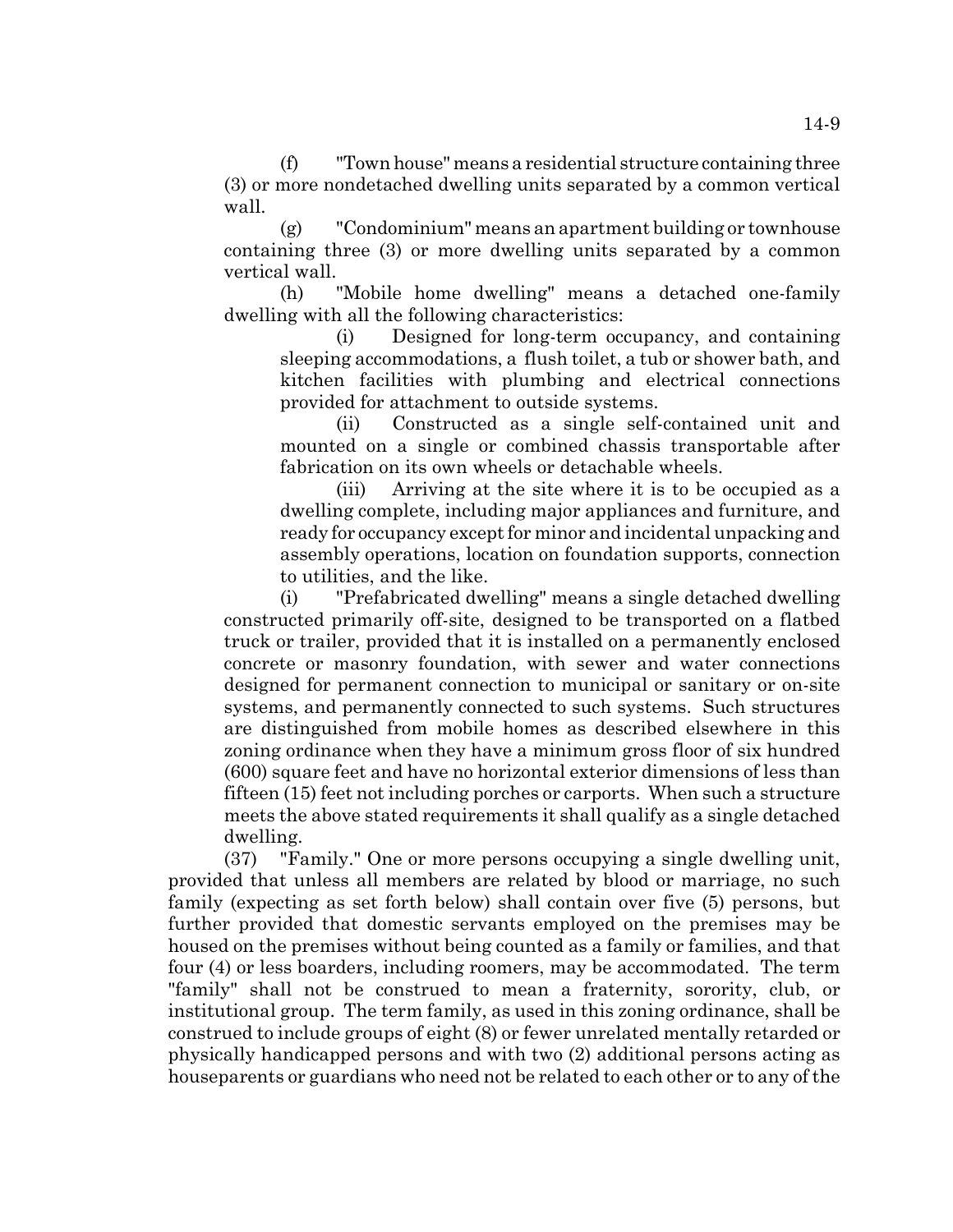(f) "Town house" means a residential structure containing three (3) or more nondetached dwelling units separated by a common vertical wall.

(g) "Condominium" means an apartment building or townhouse containing three (3) or more dwelling units separated by a common vertical wall.

(h) "Mobile home dwelling" means a detached one-family dwelling with all the following characteristics:

(i) Designed for long-term occupancy, and containing sleeping accommodations, a flush toilet, a tub or shower bath, and kitchen facilities with plumbing and electrical connections provided for attachment to outside systems.

(ii) Constructed as a single self-contained unit and mounted on a single or combined chassis transportable after fabrication on its own wheels or detachable wheels.

(iii) Arriving at the site where it is to be occupied as a dwelling complete, including major appliances and furniture, and ready for occupancy except for minor and incidental unpacking and assembly operations, location on foundation supports, connection to utilities, and the like.

(i) "Prefabricated dwelling" means a single detached dwelling constructed primarily off-site, designed to be transported on a flatbed truck or trailer, provided that it is installed on a permanently enclosed concrete or masonry foundation, with sewer and water connections designed for permanent connection to municipal or sanitary or on-site systems, and permanently connected to such systems. Such structures are distinguished from mobile homes as described elsewhere in this zoning ordinance when they have a minimum gross floor of six hundred (600) square feet and have no horizontal exterior dimensions of less than fifteen (15) feet not including porches or carports. When such a structure meets the above stated requirements it shall qualify as a single detached dwelling.

(37) "Family." One or more persons occupying a single dwelling unit, provided that unless all members are related by blood or marriage, no such family (expecting as set forth below) shall contain over five (5) persons, but further provided that domestic servants employed on the premises may be housed on the premises without being counted as a family or families, and that four (4) or less boarders, including roomers, may be accommodated. The term "family" shall not be construed to mean a fraternity, sorority, club, or institutional group. The term family, as used in this zoning ordinance, shall be construed to include groups of eight (8) or fewer unrelated mentally retarded or physically handicapped persons and with two (2) additional persons acting as houseparents or guardians who need not be related to each other or to any of the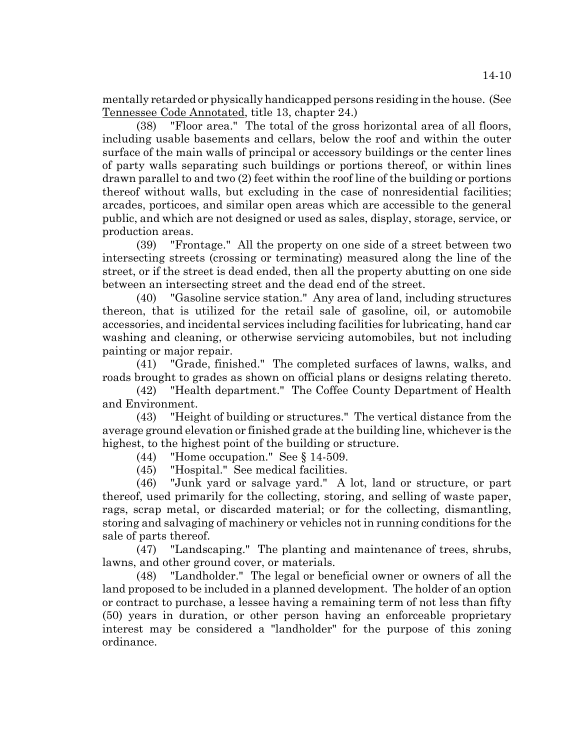mentally retarded or physically handicapped persons residing in the house. (See Tennessee Code Annotated, title 13, chapter 24.)

(38) "Floor area." The total of the gross horizontal area of all floors, including usable basements and cellars, below the roof and within the outer surface of the main walls of principal or accessory buildings or the center lines of party walls separating such buildings or portions thereof, or within lines drawn parallel to and two (2) feet within the roof line of the building or portions thereof without walls, but excluding in the case of nonresidential facilities; arcades, porticoes, and similar open areas which are accessible to the general public, and which are not designed or used as sales, display, storage, service, or production areas.

(39) "Frontage." All the property on one side of a street between two intersecting streets (crossing or terminating) measured along the line of the street, or if the street is dead ended, then all the property abutting on one side between an intersecting street and the dead end of the street.

(40) "Gasoline service station." Any area of land, including structures thereon, that is utilized for the retail sale of gasoline, oil, or automobile accessories, and incidental services including facilities for lubricating, hand car washing and cleaning, or otherwise servicing automobiles, but not including painting or major repair.

(41) "Grade, finished." The completed surfaces of lawns, walks, and roads brought to grades as shown on official plans or designs relating thereto.

(42) "Health department." The Coffee County Department of Health and Environment.

(43) "Height of building or structures." The vertical distance from the average ground elevation or finished grade at the building line, whichever is the highest, to the highest point of the building or structure.

(44) "Home occupation." See § 14-509.

(45) "Hospital." See medical facilities.

(46) "Junk yard or salvage yard." A lot, land or structure, or part thereof, used primarily for the collecting, storing, and selling of waste paper, rags, scrap metal, or discarded material; or for the collecting, dismantling, storing and salvaging of machinery or vehicles not in running conditions for the sale of parts thereof.

(47) "Landscaping." The planting and maintenance of trees, shrubs, lawns, and other ground cover, or materials.

(48) "Landholder." The legal or beneficial owner or owners of all the land proposed to be included in a planned development. The holder of an option or contract to purchase, a lessee having a remaining term of not less than fifty (50) years in duration, or other person having an enforceable proprietary interest may be considered a "landholder" for the purpose of this zoning ordinance.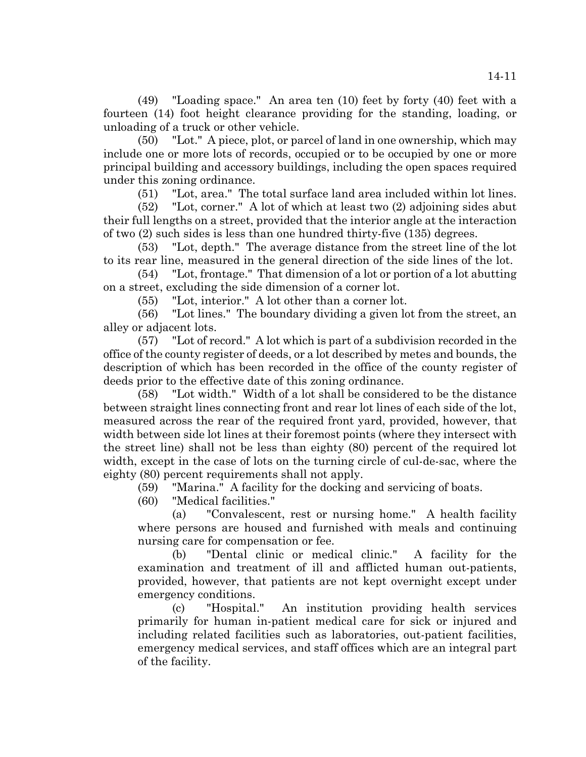(49) "Loading space." An area ten (10) feet by forty (40) feet with a fourteen (14) foot height clearance providing for the standing, loading, or unloading of a truck or other vehicle.

(50) "Lot." A piece, plot, or parcel of land in one ownership, which may include one or more lots of records, occupied or to be occupied by one or more principal building and accessory buildings, including the open spaces required under this zoning ordinance.

(51) "Lot, area." The total surface land area included within lot lines.

(52) "Lot, corner." A lot of which at least two (2) adjoining sides abut their full lengths on a street, provided that the interior angle at the interaction of two (2) such sides is less than one hundred thirty-five (135) degrees.

(53) "Lot, depth." The average distance from the street line of the lot to its rear line, measured in the general direction of the side lines of the lot.

(54) "Lot, frontage." That dimension of a lot or portion of a lot abutting on a street, excluding the side dimension of a corner lot.

(55) "Lot, interior." A lot other than a corner lot.

(56) "Lot lines." The boundary dividing a given lot from the street, an alley or adjacent lots.

(57) "Lot of record." A lot which is part of a subdivision recorded in the office of the county register of deeds, or a lot described by metes and bounds, the description of which has been recorded in the office of the county register of deeds prior to the effective date of this zoning ordinance.

(58) "Lot width." Width of a lot shall be considered to be the distance between straight lines connecting front and rear lot lines of each side of the lot, measured across the rear of the required front yard, provided, however, that width between side lot lines at their foremost points (where they intersect with the street line) shall not be less than eighty (80) percent of the required lot width, except in the case of lots on the turning circle of cul-de-sac, where the eighty (80) percent requirements shall not apply.

(59) "Marina." A facility for the docking and servicing of boats.

(60) "Medical facilities."

(a) "Convalescent, rest or nursing home." A health facility where persons are housed and furnished with meals and continuing nursing care for compensation or fee.

(b) "Dental clinic or medical clinic." A facility for the examination and treatment of ill and afflicted human out-patients, provided, however, that patients are not kept overnight except under emergency conditions.

(c) "Hospital." An institution providing health services primarily for human in-patient medical care for sick or injured and including related facilities such as laboratories, out-patient facilities, emergency medical services, and staff offices which are an integral part of the facility.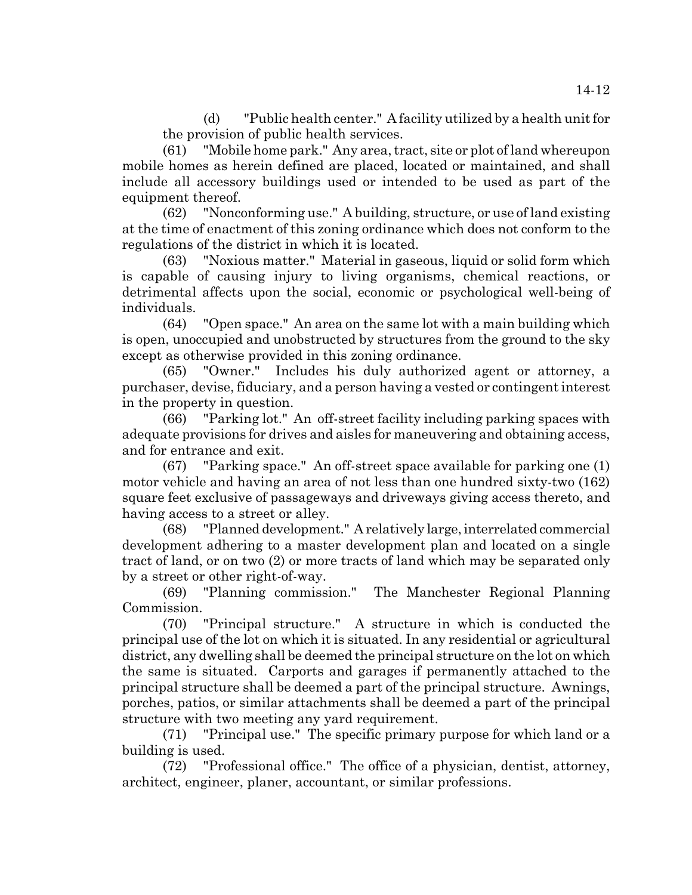(d) "Public health center." A facility utilized by a health unit for the provision of public health services.

(61) "Mobile home park." Any area, tract, site or plot of land whereupon mobile homes as herein defined are placed, located or maintained, and shall include all accessory buildings used or intended to be used as part of the equipment thereof.

(62) "Nonconforming use." A building, structure, or use of land existing at the time of enactment of this zoning ordinance which does not conform to the regulations of the district in which it is located.

(63) "Noxious matter." Material in gaseous, liquid or solid form which is capable of causing injury to living organisms, chemical reactions, or detrimental affects upon the social, economic or psychological well-being of individuals.

(64) "Open space." An area on the same lot with a main building which is open, unoccupied and unobstructed by structures from the ground to the sky except as otherwise provided in this zoning ordinance.

(65) "Owner." Includes his duly authorized agent or attorney, a purchaser, devise, fiduciary, and a person having a vested or contingent interest in the property in question.

(66) "Parking lot." An off-street facility including parking spaces with adequate provisions for drives and aisles for maneuvering and obtaining access, and for entrance and exit.

(67) "Parking space." An off-street space available for parking one (1) motor vehicle and having an area of not less than one hundred sixty-two (162) square feet exclusive of passageways and driveways giving access thereto, and having access to a street or alley.

(68) "Planned development." A relatively large, interrelated commercial development adhering to a master development plan and located on a single tract of land, or on two (2) or more tracts of land which may be separated only by a street or other right-of-way.

(69) "Planning commission." The Manchester Regional Planning Commission.

(70) "Principal structure." A structure in which is conducted the principal use of the lot on which it is situated. In any residential or agricultural district, any dwelling shall be deemed the principal structure on the lot on which the same is situated. Carports and garages if permanently attached to the principal structure shall be deemed a part of the principal structure. Awnings, porches, patios, or similar attachments shall be deemed a part of the principal structure with two meeting any yard requirement.

(71) "Principal use." The specific primary purpose for which land or a building is used.

(72) "Professional office." The office of a physician, dentist, attorney, architect, engineer, planer, accountant, or similar professions.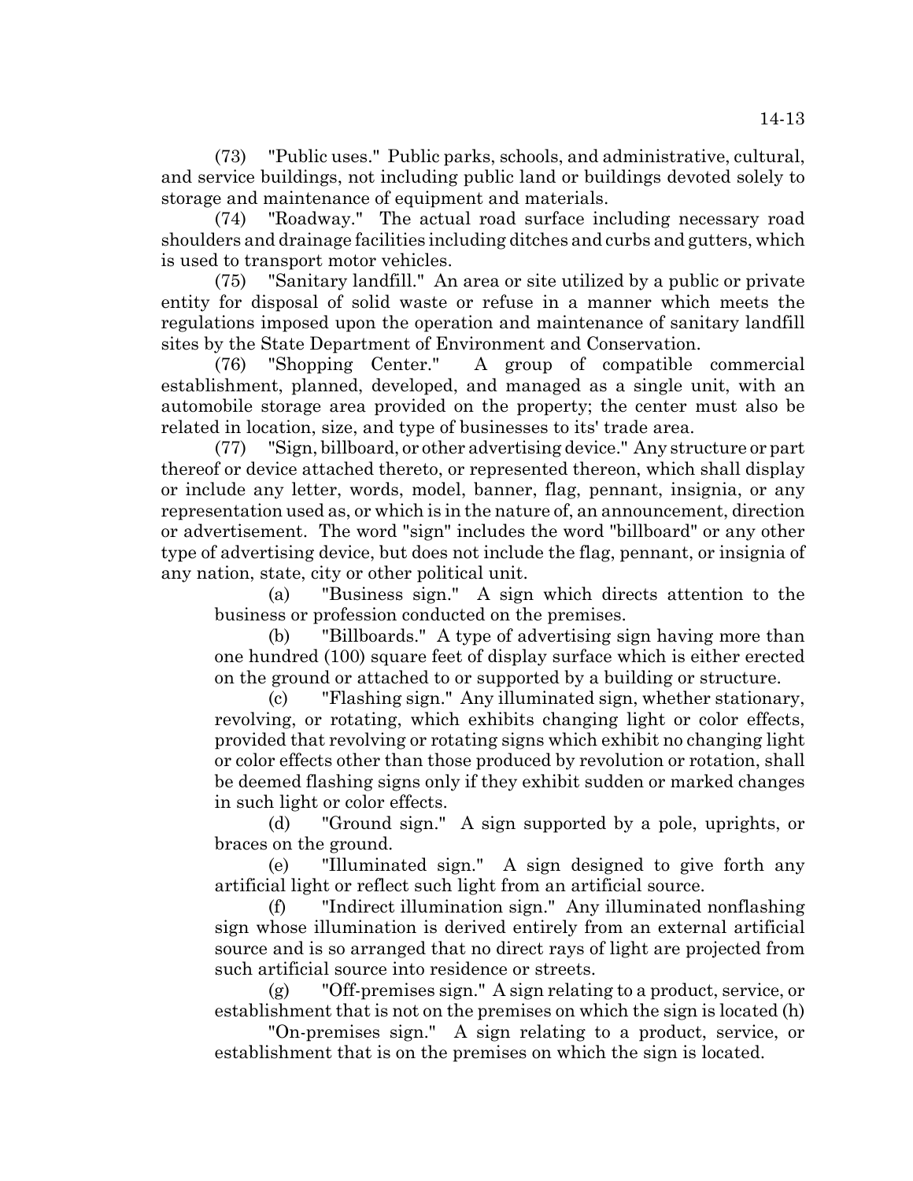(73) "Public uses." Public parks, schools, and administrative, cultural, and service buildings, not including public land or buildings devoted solely to storage and maintenance of equipment and materials.

(74) "Roadway." The actual road surface including necessary road shoulders and drainage facilities including ditches and curbs and gutters, which is used to transport motor vehicles.

(75) "Sanitary landfill." An area or site utilized by a public or private entity for disposal of solid waste or refuse in a manner which meets the regulations imposed upon the operation and maintenance of sanitary landfill sites by the State Department of Environment and Conservation.

(76) "Shopping Center." A group of compatible commercial establishment, planned, developed, and managed as a single unit, with an automobile storage area provided on the property; the center must also be related in location, size, and type of businesses to its' trade area.

(77) "Sign, billboard, or other advertising device." Any structure or part thereof or device attached thereto, or represented thereon, which shall display or include any letter, words, model, banner, flag, pennant, insignia, or any representation used as, or which is in the nature of, an announcement, direction or advertisement. The word "sign" includes the word "billboard" or any other type of advertising device, but does not include the flag, pennant, or insignia of any nation, state, city or other political unit.

(a) "Business sign." A sign which directs attention to the business or profession conducted on the premises.

(b) "Billboards." A type of advertising sign having more than one hundred (100) square feet of display surface which is either erected on the ground or attached to or supported by a building or structure.

(c) "Flashing sign." Any illuminated sign, whether stationary, revolving, or rotating, which exhibits changing light or color effects, provided that revolving or rotating signs which exhibit no changing light or color effects other than those produced by revolution or rotation, shall be deemed flashing signs only if they exhibit sudden or marked changes in such light or color effects.

(d) "Ground sign." A sign supported by a pole, uprights, or braces on the ground.

(e) "Illuminated sign." A sign designed to give forth any artificial light or reflect such light from an artificial source.

(f) "Indirect illumination sign." Any illuminated nonflashing sign whose illumination is derived entirely from an external artificial source and is so arranged that no direct rays of light are projected from such artificial source into residence or streets.

(g) "Off-premises sign." A sign relating to a product, service, or establishment that is not on the premises on which the sign is located (h) "On-premises sign." A sign relating to a product, service, or establishment that is on the premises on which the sign is located.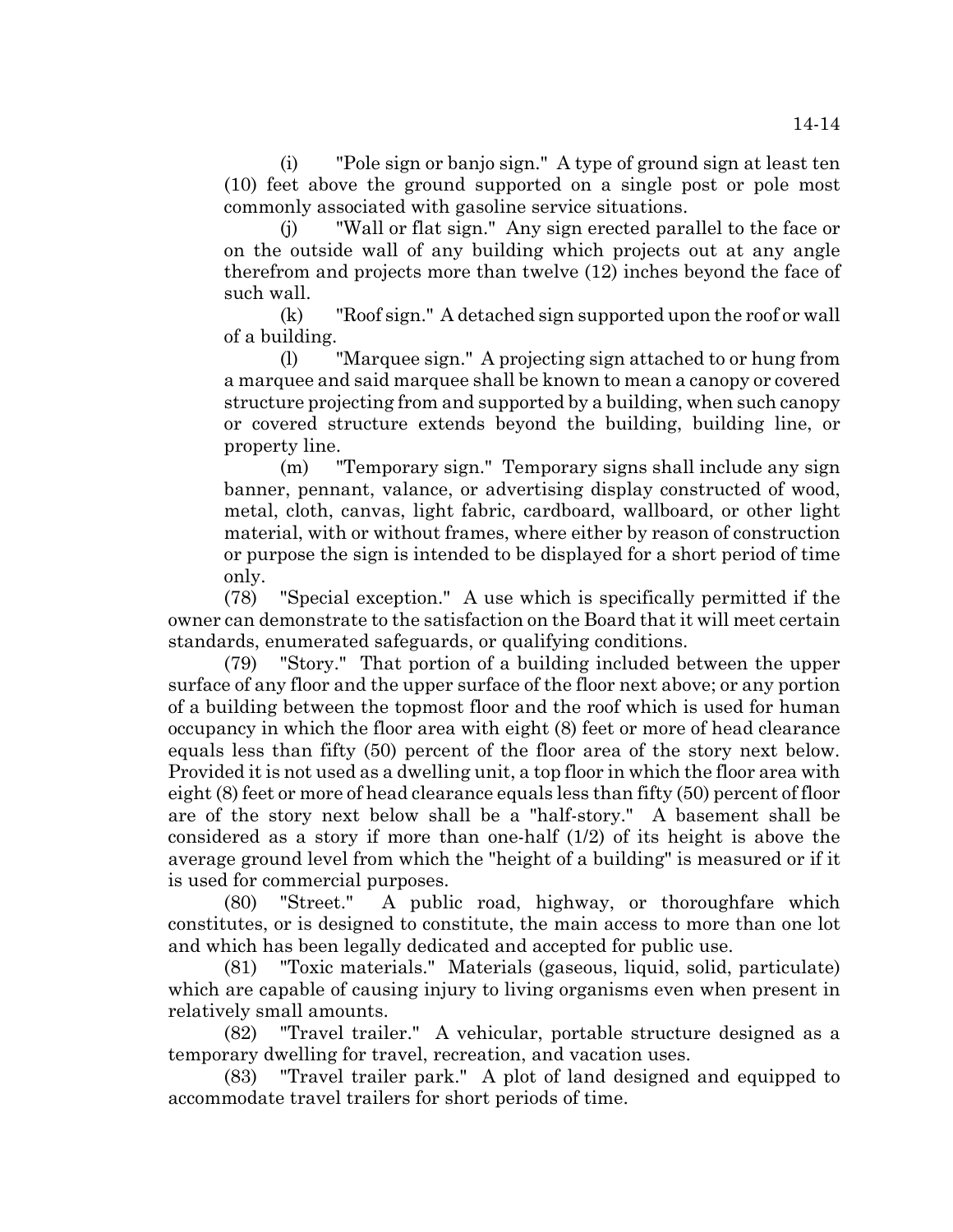(i) "Pole sign or banjo sign." A type of ground sign at least ten (10) feet above the ground supported on a single post or pole most commonly associated with gasoline service situations.

(j) "Wall or flat sign." Any sign erected parallel to the face or on the outside wall of any building which projects out at any angle therefrom and projects more than twelve (12) inches beyond the face of such wall.

(k) "Roof sign." A detached sign supported upon the roof or wall of a building.

(l) "Marquee sign." A projecting sign attached to or hung from a marquee and said marquee shall be known to mean a canopy or covered structure projecting from and supported by a building, when such canopy or covered structure extends beyond the building, building line, or property line.

(m) "Temporary sign." Temporary signs shall include any sign banner, pennant, valance, or advertising display constructed of wood, metal, cloth, canvas, light fabric, cardboard, wallboard, or other light material, with or without frames, where either by reason of construction or purpose the sign is intended to be displayed for a short period of time only.

(78) "Special exception." A use which is specifically permitted if the owner can demonstrate to the satisfaction on the Board that it will meet certain standards, enumerated safeguards, or qualifying conditions.

(79) "Story." That portion of a building included between the upper surface of any floor and the upper surface of the floor next above; or any portion of a building between the topmost floor and the roof which is used for human occupancy in which the floor area with eight (8) feet or more of head clearance equals less than fifty (50) percent of the floor area of the story next below. Provided it is not used as a dwelling unit, a top floor in which the floor area with eight (8) feet or more of head clearance equals less than fifty (50) percent of floor are of the story next below shall be a "half-story." A basement shall be considered as a story if more than one-half (1/2) of its height is above the average ground level from which the "height of a building" is measured or if it is used for commercial purposes.

(80) "Street." A public road, highway, or thoroughfare which constitutes, or is designed to constitute, the main access to more than one lot and which has been legally dedicated and accepted for public use.

(81) "Toxic materials." Materials (gaseous, liquid, solid, particulate) which are capable of causing injury to living organisms even when present in relatively small amounts.

(82) "Travel trailer." A vehicular, portable structure designed as a temporary dwelling for travel, recreation, and vacation uses.

(83) "Travel trailer park." A plot of land designed and equipped to accommodate travel trailers for short periods of time.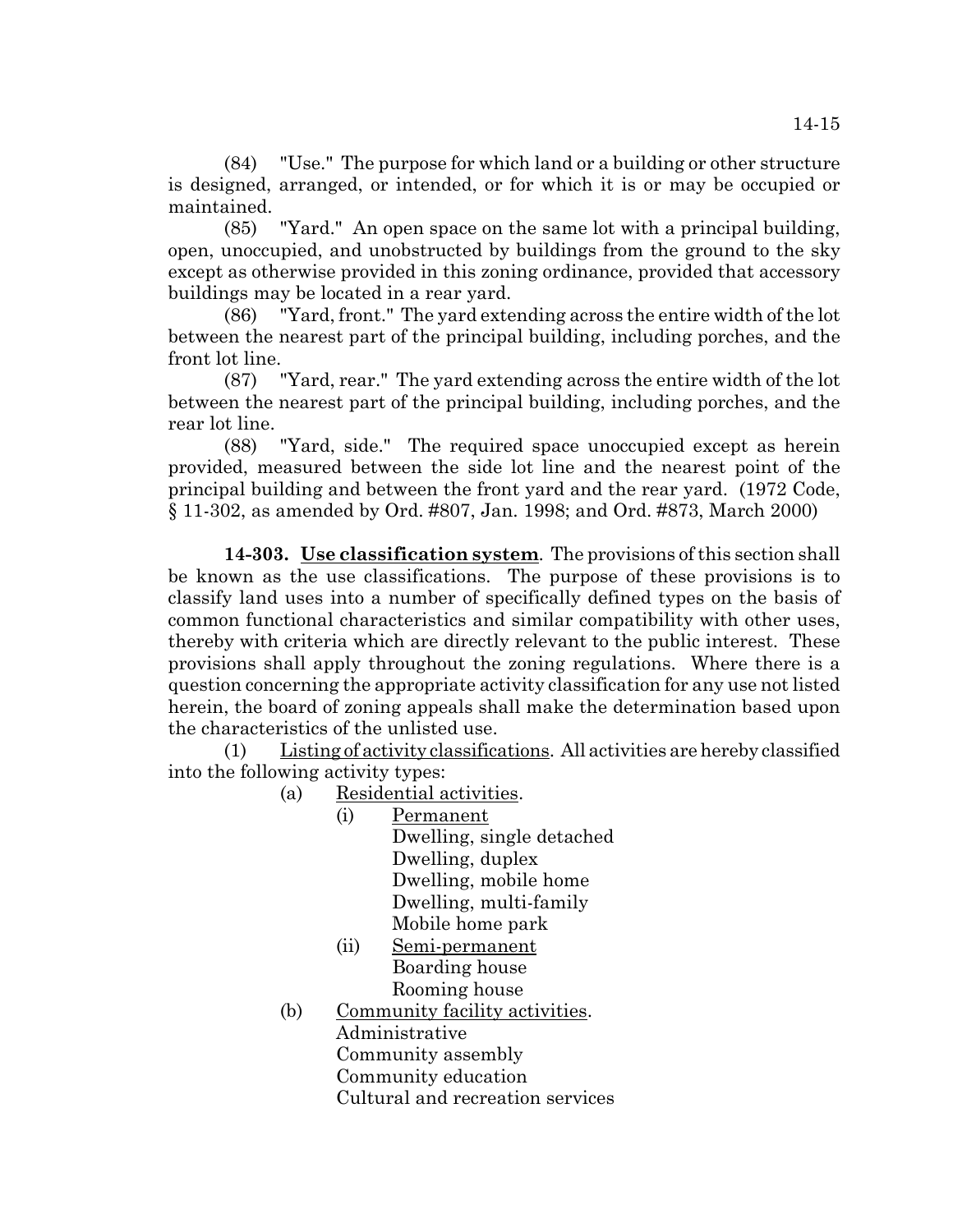(84) "Use." The purpose for which land or a building or other structure is designed, arranged, or intended, or for which it is or may be occupied or maintained.

(85) "Yard." An open space on the same lot with a principal building, open, unoccupied, and unobstructed by buildings from the ground to the sky except as otherwise provided in this zoning ordinance, provided that accessory buildings may be located in a rear yard.

(86) "Yard, front." The yard extending across the entire width of the lot between the nearest part of the principal building, including porches, and the front lot line.

(87) "Yard, rear." The yard extending across the entire width of the lot between the nearest part of the principal building, including porches, and the rear lot line.

(88) "Yard, side." The required space unoccupied except as herein provided, measured between the side lot line and the nearest point of the principal building and between the front yard and the rear yard. (1972 Code, § 11-302, as amended by Ord. #807, Jan. 1998; and Ord. #873, March 2000)

**14-303. Use classification system**. The provisions of this section shall be known as the use classifications. The purpose of these provisions is to classify land uses into a number of specifically defined types on the basis of common functional characteristics and similar compatibility with other uses, thereby with criteria which are directly relevant to the public interest. These provisions shall apply throughout the zoning regulations. Where there is a question concerning the appropriate activity classification for any use not listed herein, the board of zoning appeals shall make the determination based upon the characteristics of the unlisted use.

(1) Listing of activity classifications. All activities are hereby classified into the following activity types:

- (a) Residential activities.
  - (i) Permanent
    - Dwelling, single detached
    - Dwelling, duplex
    - Dwelling, mobile home
    - Dwelling, multi-family
    - Mobile home park
  - (ii) Semi-permanent
    - Boarding house
    - Rooming house
- (b) Community facility activities.
  - Administrative
  - Community assembly
  - Community education
  - Cultural and recreation services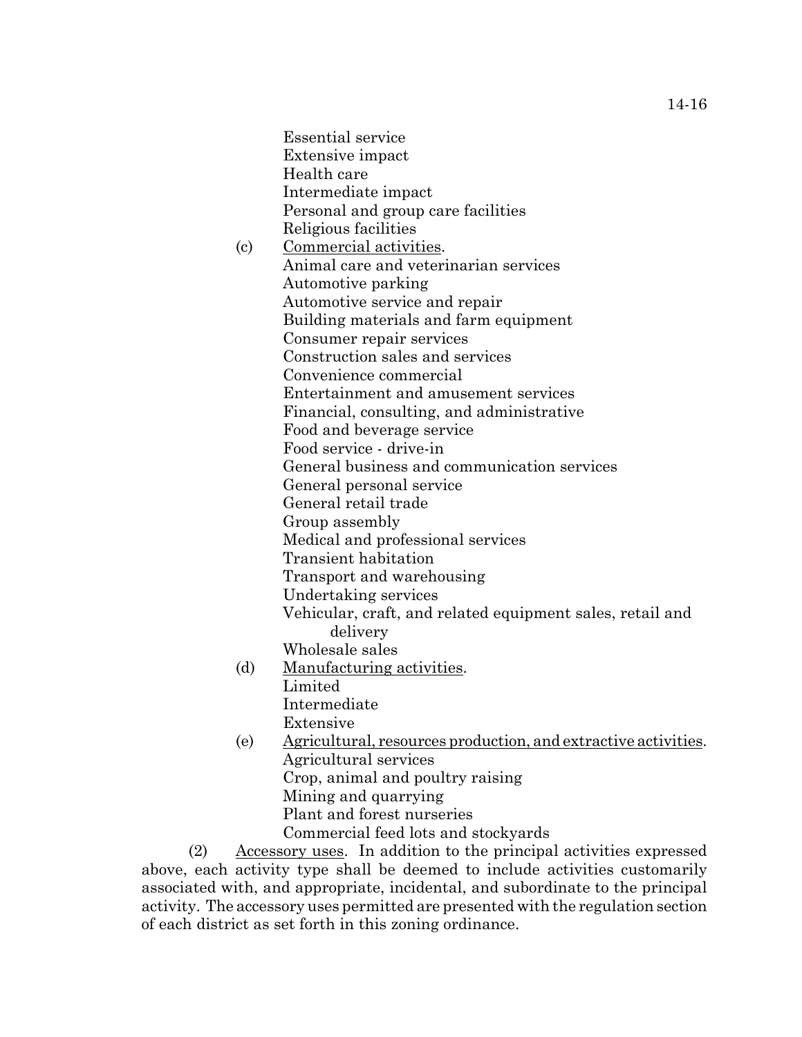Essential service
Extensive impact
Health care
Intermediate impact
Personal and group care facilities
Religious facilities

(c) Commercial activities.
Animal care and veterinarian services
Automotive parking
Automotive service and repair
Building materials and farm equipment
Consumer repair services
Construction sales and services
Convenience commercial
Entertainment and amusement services
Financial, consulting, and administrative
Food and beverage service
Food service - drive-in
General business and communication services
General personal service
General retail trade
Group assembly
Medical and professional services
Transient habitation
Transport and warehousing
Undertaking services
Vehicular, craft, and related equipment sales, retail and delivery
Wholesale sales

(d) Manufacturing activities.
Limited
Intermediate
Extensive

(e) Agricultural, resources production, and extractive activities.
Agricultural services
Crop, animal and poultry raising
Mining and quarrying
Plant and forest nurseries
Commercial feed lots and stockyards

(2) Accessory uses. In addition to the principal activities expressed above, each activity type shall be deemed to include activities customarily associated with, and appropriate, incidental, and subordinate to the principal activity. The accessory uses permitted are presented with the regulation section of each district as set forth in this zoning ordinance.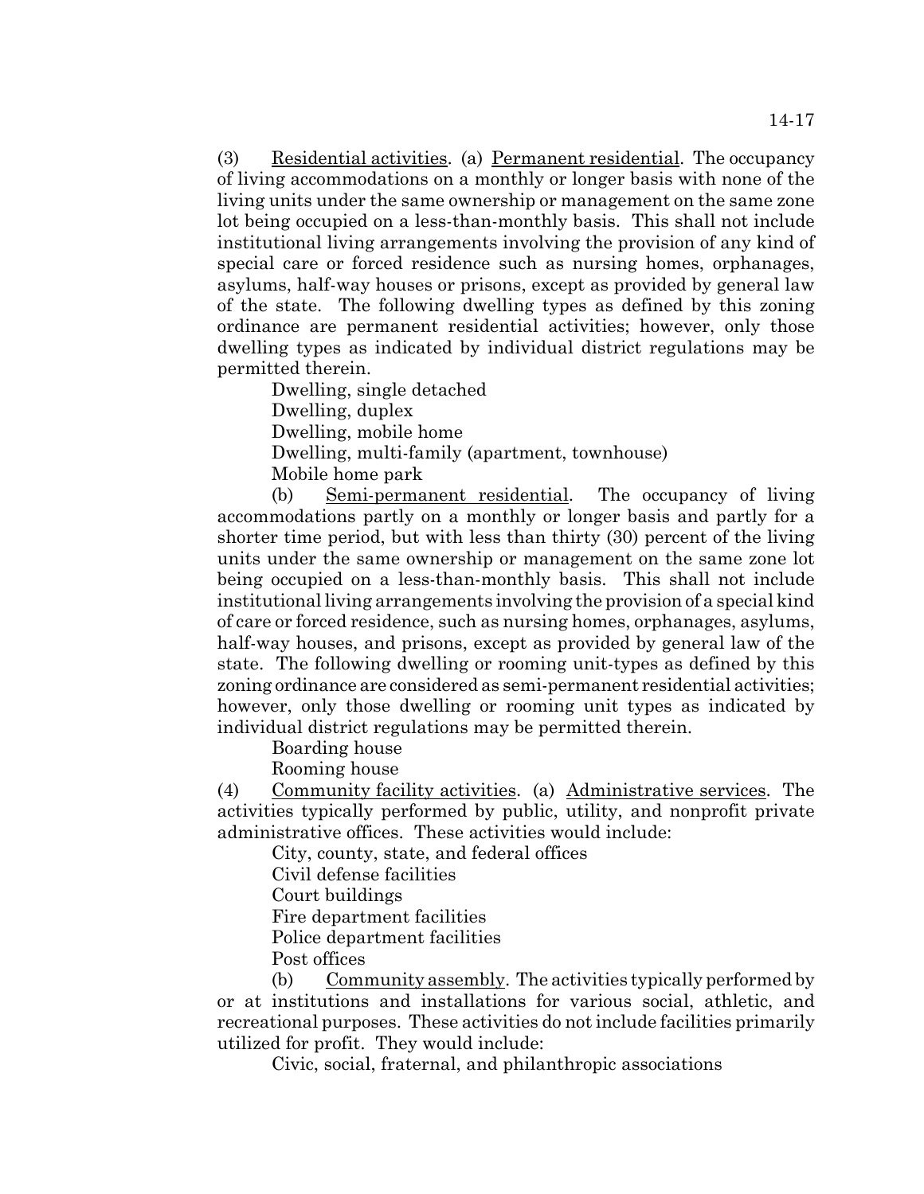(3) Residential activities. (a) Permanent residential. The occupancy of living accommodations on a monthly or longer basis with none of the living units under the same ownership or management on the same zone lot being occupied on a less-than-monthly basis. This shall not include institutional living arrangements involving the provision of any kind of special care or forced residence such as nursing homes, orphanages, asylums, half-way houses or prisons, except as provided by general law of the state. The following dwelling types as defined by this zoning ordinance are permanent residential activities; however, only those dwelling types as indicated by individual district regulations may be permitted therein.

Dwelling, single detached
Dwelling, duplex
Dwelling, mobile home
Dwelling, multi-family (apartment, townhouse)
Mobile home park

(b) Semi-permanent residential. The occupancy of living accommodations partly on a monthly or longer basis and partly for a shorter time period, but with less than thirty (30) percent of the living units under the same ownership or management on the same zone lot being occupied on a less-than-monthly basis. This shall not include institutional living arrangements involving the provision of a special kind of care or forced residence, such as nursing homes, orphanages, asylums, half-way houses, and prisons, except as provided by general law of the state. The following dwelling or rooming unit-types as defined by this zoning ordinance are considered as semi-permanent residential activities; however, only those dwelling or rooming unit types as indicated by individual district regulations may be permitted therein.

Boarding house
Rooming house

(4) Community facility activities. (a) Administrative services. The activities typically performed by public, utility, and nonprofit private administrative offices. These activities would include:

City, county, state, and federal offices
Civil defense facilities
Court buildings
Fire department facilities
Police department facilities
Post offices

(b) Community assembly. The activities typically performed by or at institutions and installations for various social, athletic, and recreational purposes. These activities do not include facilities primarily utilized for profit. They would include:

Civic, social, fraternal, and philanthropic associations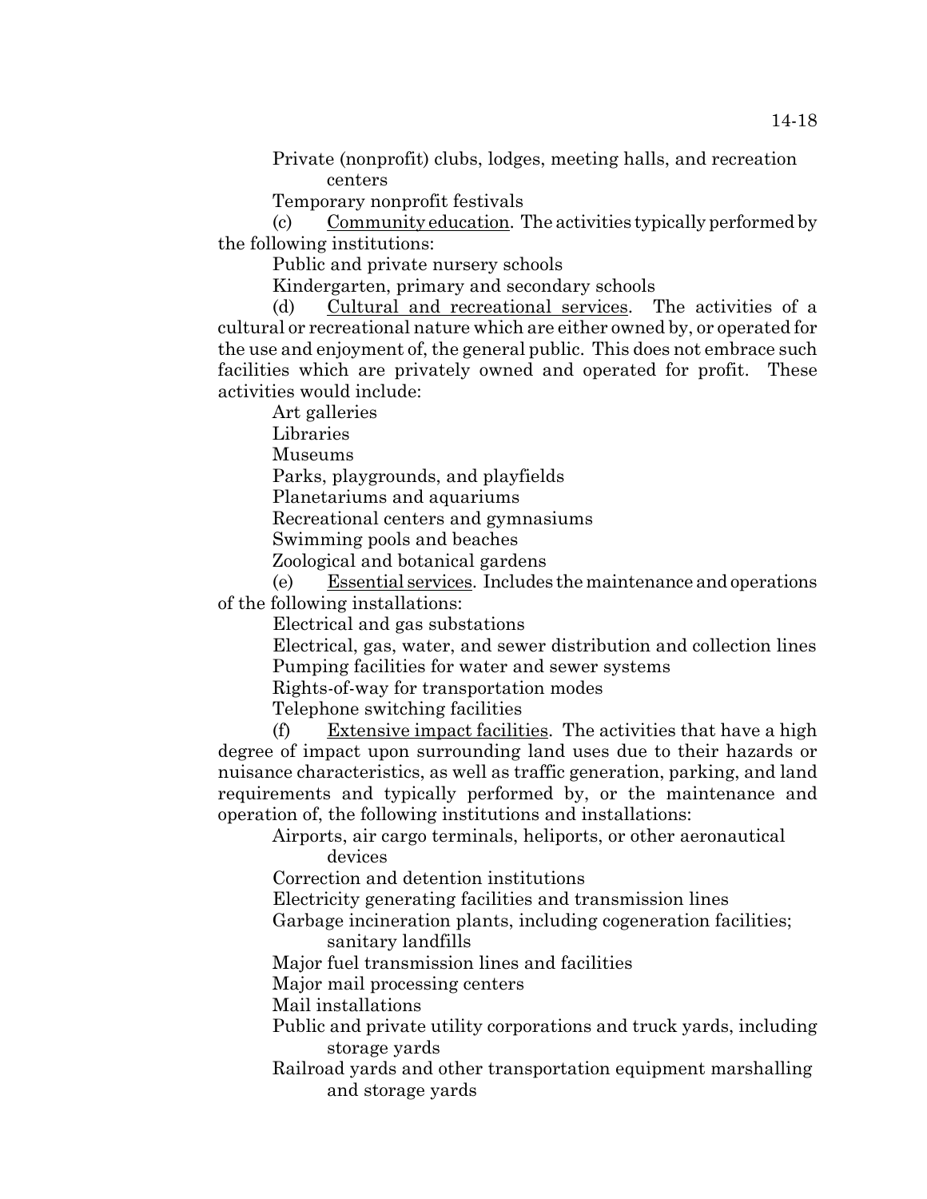Private (nonprofit) clubs, lodges, meeting halls, and recreation centers

Temporary nonprofit festivals

(c) Community education. The activities typically performed by the following institutions:

Public and private nursery schools

Kindergarten, primary and secondary schools

(d) Cultural and recreational services. The activities of a cultural or recreational nature which are either owned by, or operated for the use and enjoyment of, the general public. This does not embrace such facilities which are privately owned and operated for profit. These activities would include:

Art galleries

Libraries

Museums

Parks, playgrounds, and playfields

Planetariums and aquariums

Recreational centers and gymnasiums

Swimming pools and beaches

Zoological and botanical gardens

(e) Essential services. Includes the maintenance and operations of the following installations:

Electrical and gas substations

Electrical, gas, water, and sewer distribution and collection lines

Pumping facilities for water and sewer systems

Rights-of-way for transportation modes

Telephone switching facilities

(f) Extensive impact facilities. The activities that have a high degree of impact upon surrounding land uses due to their hazards or nuisance characteristics, as well as traffic generation, parking, and land requirements and typically performed by, or the maintenance and operation of, the following institutions and installations:

Airports, air cargo terminals, heliports, or other aeronautical devices

Correction and detention institutions

Electricity generating facilities and transmission lines

Garbage incineration plants, including cogeneration facilities; sanitary landfills

Major fuel transmission lines and facilities

Major mail processing centers

Mail installations

Public and private utility corporations and truck yards, including storage yards

Railroad yards and other transportation equipment marshalling and storage yards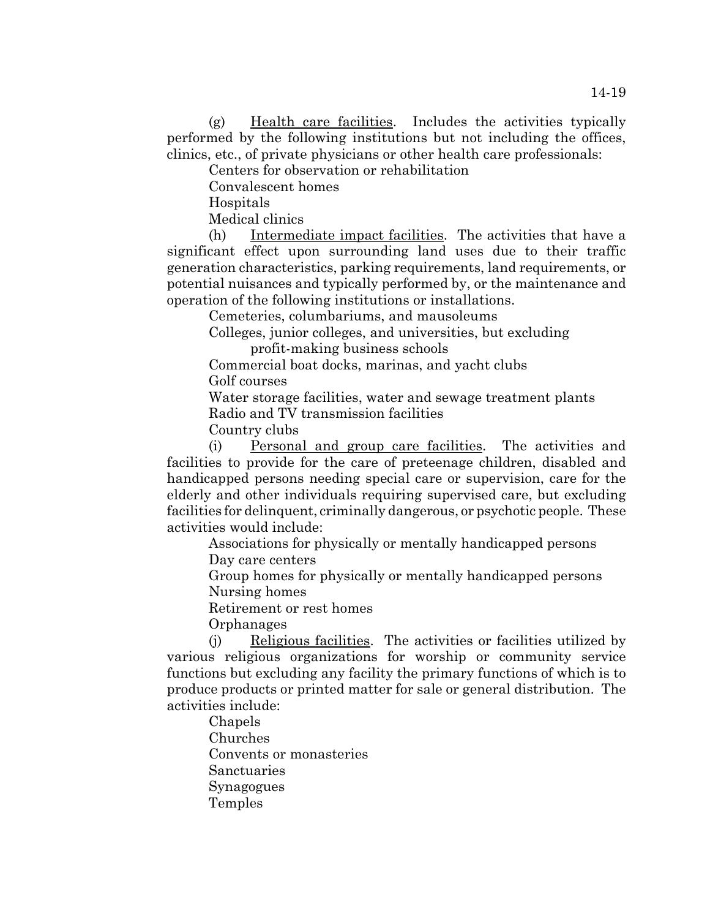(g) Health care facilities. Includes the activities typically performed by the following institutions but not including the offices, clinics, etc., of private physicians or other health care professionals:

Centers for observation or rehabilitation
Convalescent homes
Hospitals
Medical clinics

(h) Intermediate impact facilities. The activities that have a significant effect upon surrounding land uses due to their traffic generation characteristics, parking requirements, land requirements, or potential nuisances and typically performed by, or the maintenance and operation of the following institutions or installations.

Cemeteries, columbariums, and mausoleums
Colleges, junior colleges, and universities, but excluding profit-making business schools
Commercial boat docks, marinas, and yacht clubs
Golf courses
Water storage facilities, water and sewage treatment plants
Radio and TV transmission facilities
Country clubs

(i) Personal and group care facilities. The activities and facilities to provide for the care of preteenage children, disabled and handicapped persons needing special care or supervision, care for the elderly and other individuals requiring supervised care, but excluding facilities for delinquent, criminally dangerous, or psychotic people. These activities would include:

Associations for physically or mentally handicapped persons
Day care centers
Group homes for physically or mentally handicapped persons
Nursing homes
Retirement or rest homes
Orphanages

(j) Religious facilities. The activities or facilities utilized by various religious organizations for worship or community service functions but excluding any facility the primary functions of which is to produce products or printed matter for sale or general distribution. The activities include:

Chapels
Churches
Convents or monasteries
Sanctuaries
Synagogues
Temples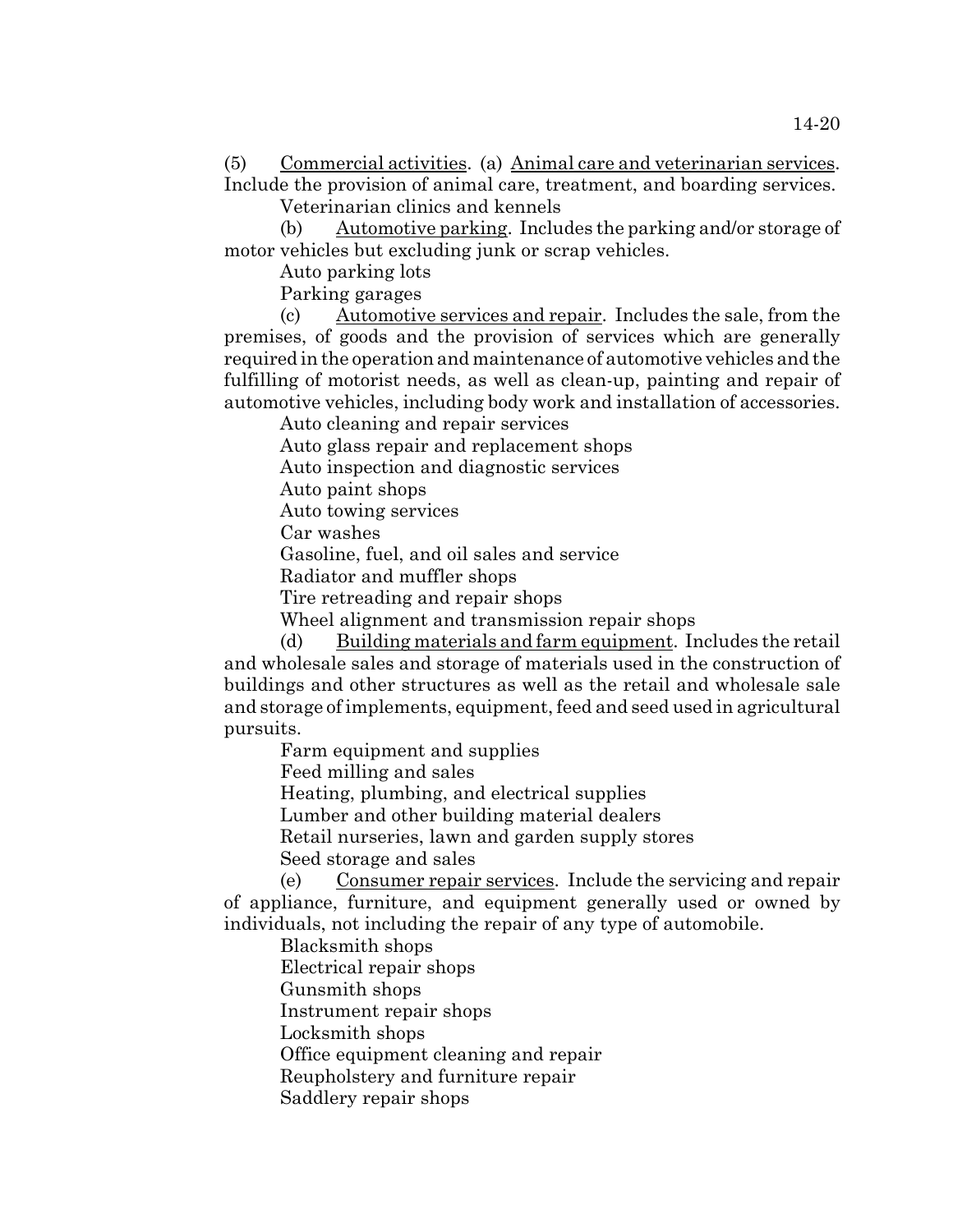(5) Commercial activities. (a) Animal care and veterinarian services. Include the provision of animal care, treatment, and boarding services.

Veterinarian clinics and kennels

(b) Automotive parking. Includes the parking and/or storage of motor vehicles but excluding junk or scrap vehicles.

Auto parking lots
Parking garages

(c) Automotive services and repair. Includes the sale, from the premises, of goods and the provision of services which are generally required in the operation and maintenance of automotive vehicles and the fulfilling of motorist needs, as well as clean-up, painting and repair of automotive vehicles, including body work and installation of accessories.

Auto cleaning and repair services
Auto glass repair and replacement shops
Auto inspection and diagnostic services
Auto paint shops
Auto towing services
Car washes
Gasoline, fuel, and oil sales and service
Radiator and muffler shops
Tire retreading and repair shops
Wheel alignment and transmission repair shops

(d) Building materials and farm equipment. Includes the retail and wholesale sales and storage of materials used in the construction of buildings and other structures as well as the retail and wholesale sale and storage of implements, equipment, feed and seed used in agricultural pursuits.

Farm equipment and supplies
Feed milling and sales
Heating, plumbing, and electrical supplies
Lumber and other building material dealers
Retail nurseries, lawn and garden supply stores
Seed storage and sales

(e) Consumer repair services. Include the servicing and repair of appliance, furniture, and equipment generally used or owned by individuals, not including the repair of any type of automobile.

Blacksmith shops
Electrical repair shops
Gunsmith shops
Instrument repair shops
Locksmith shops
Office equipment cleaning and repair
Reupholstery and furniture repair
Saddlery repair shops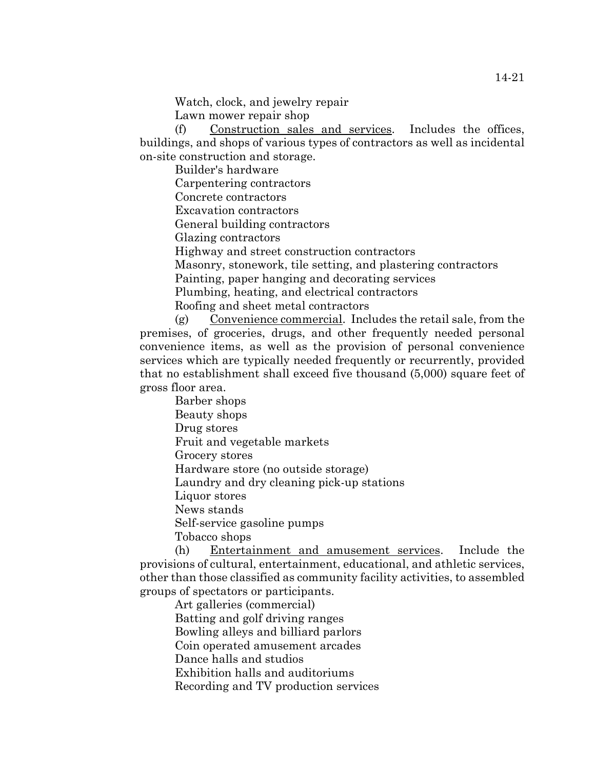Watch, clock, and jewelry repair
Lawn mower repair shop

(f) Construction sales and services. Includes the offices, buildings, and shops of various types of contractors as well as incidental on-site construction and storage.

Builder's hardware
Carpentering contractors
Concrete contractors
Excavation contractors
General building contractors
Glazing contractors
Highway and street construction contractors
Masonry, stonework, tile setting, and plastering contractors
Painting, paper hanging and decorating services
Plumbing, heating, and electrical contractors
Roofing and sheet metal contractors

(g) Convenience commercial. Includes the retail sale, from the premises, of groceries, drugs, and other frequently needed personal convenience items, as well as the provision of personal convenience services which are typically needed frequently or recurrently, provided that no establishment shall exceed five thousand (5,000) square feet of gross floor area.

Barber shops
Beauty shops
Drug stores
Fruit and vegetable markets
Grocery stores
Hardware store (no outside storage)
Laundry and dry cleaning pick-up stations
Liquor stores
News stands
Self-service gasoline pumps
Tobacco shops

(h) Entertainment and amusement services. Include the provisions of cultural, entertainment, educational, and athletic services, other than those classified as community facility activities, to assembled groups of spectators or participants.

Art galleries (commercial)
Batting and golf driving ranges
Bowling alleys and billiard parlors
Coin operated amusement arcades
Dance halls and studios
Exhibition halls and auditoriums
Recording and TV production services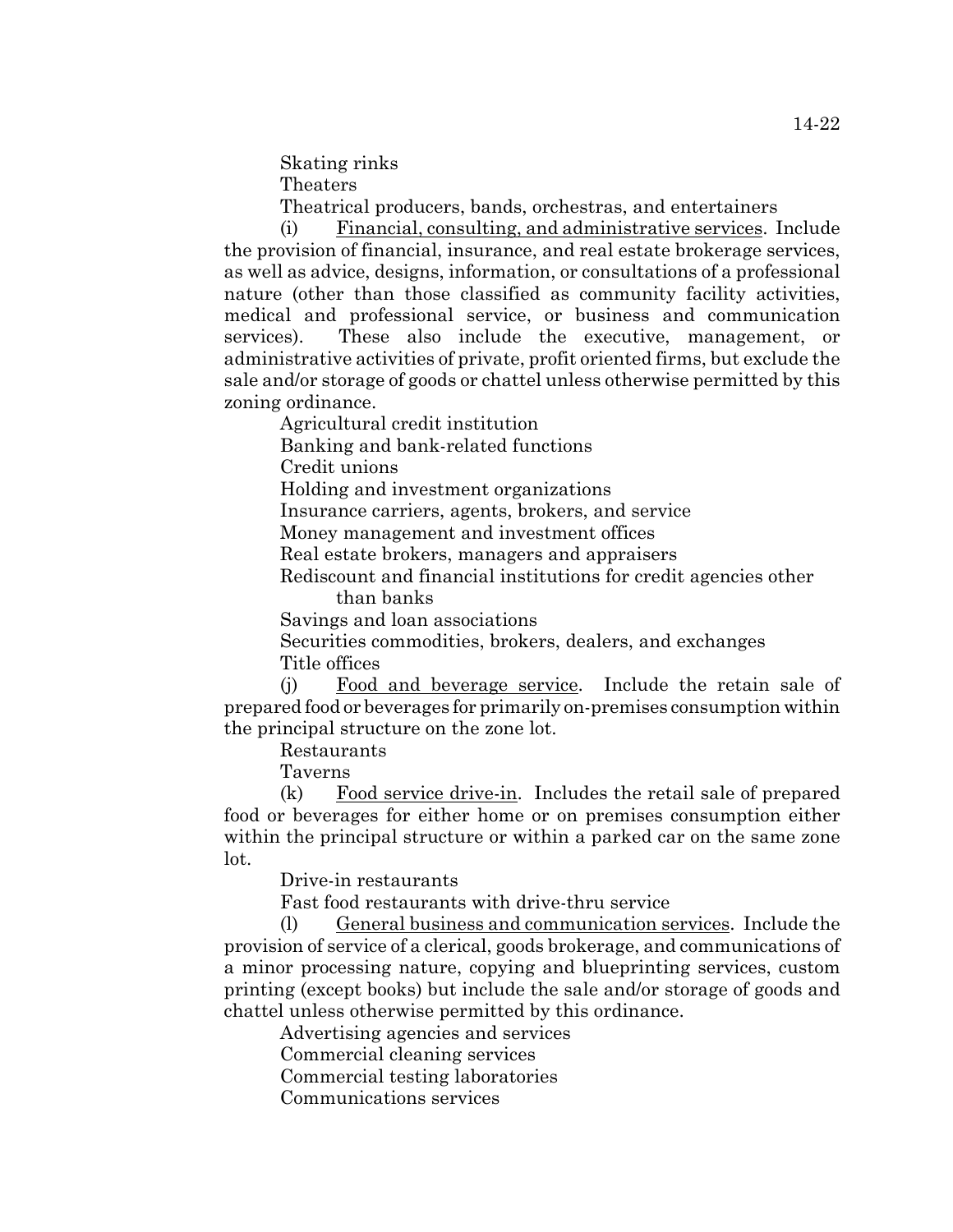Skating rinks

Theaters

Theatrical producers, bands, orchestras, and entertainers

(i) Financial, consulting, and administrative services. Include the provision of financial, insurance, and real estate brokerage services, as well as advice, designs, information, or consultations of a professional nature (other than those classified as community facility activities, medical and professional service, or business and communication services). These also include the executive, management, or administrative activities of private, profit oriented firms, but exclude the sale and/or storage of goods or chattel unless otherwise permitted by this zoning ordinance.

Agricultural credit institution

Banking and bank-related functions

Credit unions

Holding and investment organizations

Insurance carriers, agents, brokers, and service

Money management and investment offices

Real estate brokers, managers and appraisers

Rediscount and financial institutions for credit agencies other than banks

Savings and loan associations

Securities commodities, brokers, dealers, and exchanges

Title offices

(j) Food and beverage service. Include the retain sale of prepared food or beverages for primarily on-premises consumption within the principal structure on the zone lot.

Restaurants

Taverns

(k) Food service drive-in. Includes the retail sale of prepared food or beverages for either home or on premises consumption either within the principal structure or within a parked car on the same zone lot.

Drive-in restaurants

Fast food restaurants with drive-thru service

(l) General business and communication services. Include the provision of service of a clerical, goods brokerage, and communications of a minor processing nature, copying and blueprinting services, custom printing (except books) but include the sale and/or storage of goods and chattel unless otherwise permitted by this ordinance.

Advertising agencies and services

Commercial cleaning services

Commercial testing laboratories

Communications services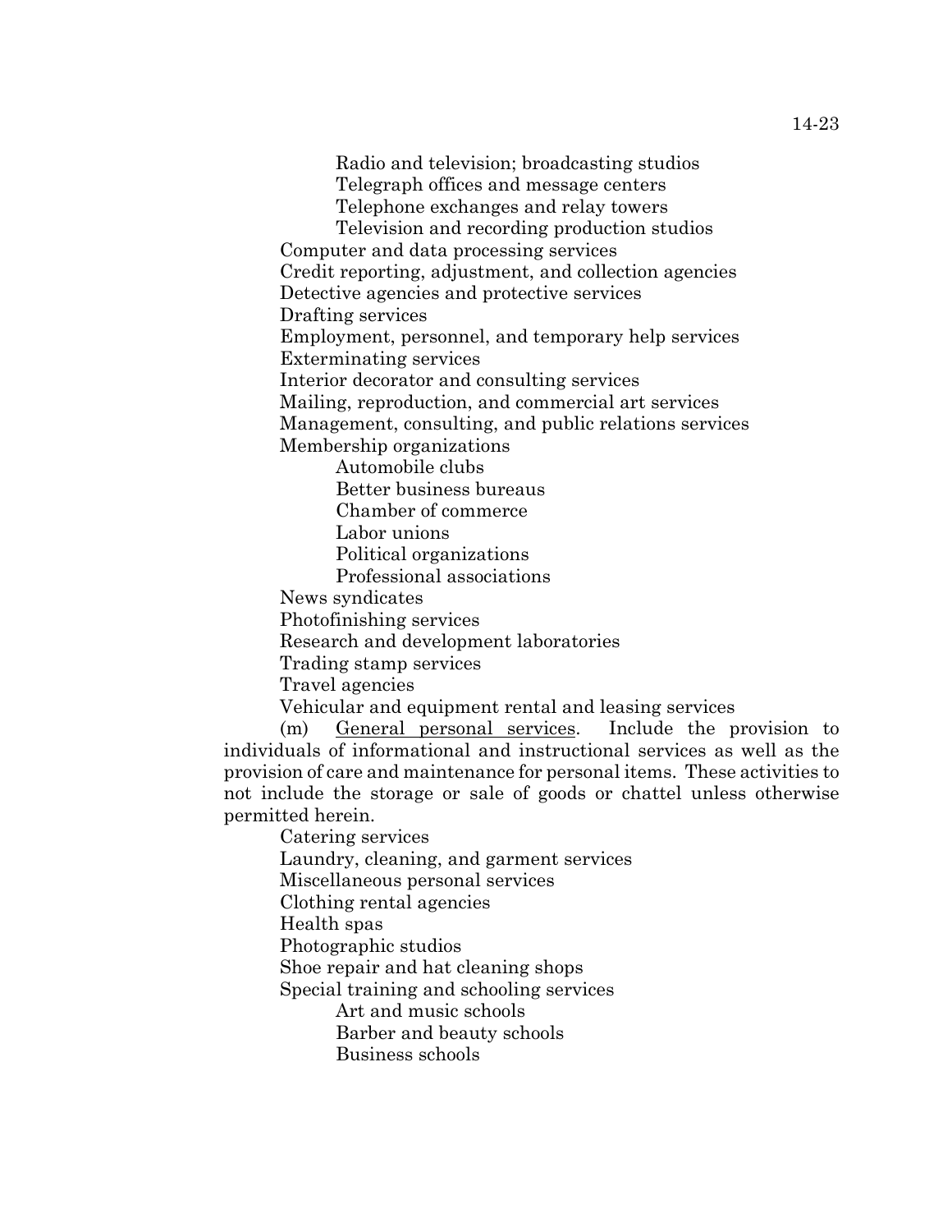Radio and television; broadcasting studios
Telegraph offices and message centers
Telephone exchanges and relay towers
Television and recording production studios

Computer and data processing services
Credit reporting, adjustment, and collection agencies
Detective agencies and protective services
Drafting services
Employment, personnel, and temporary help services
Exterminating services
Interior decorator and consulting services
Mailing, reproduction, and commercial art services
Management, consulting, and public relations services
Membership organizations

Automobile clubs
Better business bureaus
Chamber of commerce
Labor unions
Political organizations
Professional associations

News syndicates
Photofinishing services
Research and development laboratories
Trading stamp services
Travel agencies
Vehicular and equipment rental and leasing services

(m) General personal services. Include the provision to individuals of informational and instructional services as well as the provision of care and maintenance for personal items. These activities to not include the storage or sale of goods or chattel unless otherwise permitted herein.

Catering services
Laundry, cleaning, and garment services
Miscellaneous personal services
Clothing rental agencies
Health spas
Photographic studios
Shoe repair and hat cleaning shops
Special training and schooling services

Art and music schools
Barber and beauty schools
Business schools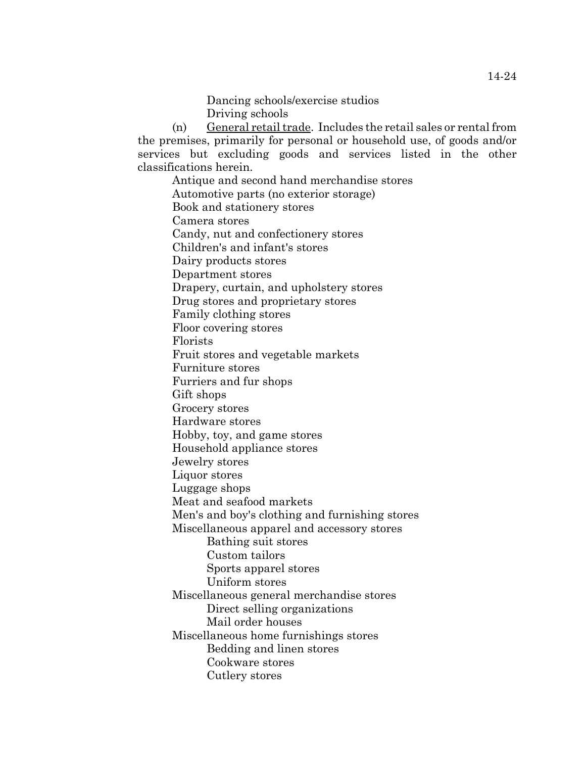Dancing schools/exercise studios
Driving schools

(n) General retail trade. Includes the retail sales or rental from the premises, primarily for personal or household use, of goods and/or services but excluding goods and services listed in the other classifications herein.

Antique and second hand merchandise stores
Automotive parts (no exterior storage)
Book and stationery stores
Camera stores
Candy, nut and confectionery stores
Children's and infant's stores
Dairy products stores
Department stores
Drapery, curtain, and upholstery stores
Drug stores and proprietary stores
Family clothing stores
Floor covering stores
Florists
Fruit stores and vegetable markets
Furniture stores
Furriers and fur shops
Gift shops
Grocery stores
Hardware stores
Hobby, toy, and game stores
Household appliance stores
Jewelry stores
Liquor stores
Luggage shops
Meat and seafood markets
Men's and boy's clothing and furnishing stores
Miscellaneous apparel and accessory stores
- Bathing suit stores
- Custom tailors
- Sports apparel stores
- Uniform stores

Miscellaneous general merchandise stores
- Direct selling organizations
- Mail order houses

Miscellaneous home furnishings stores
- Bedding and linen stores
- Cookware stores
- Cutlery stores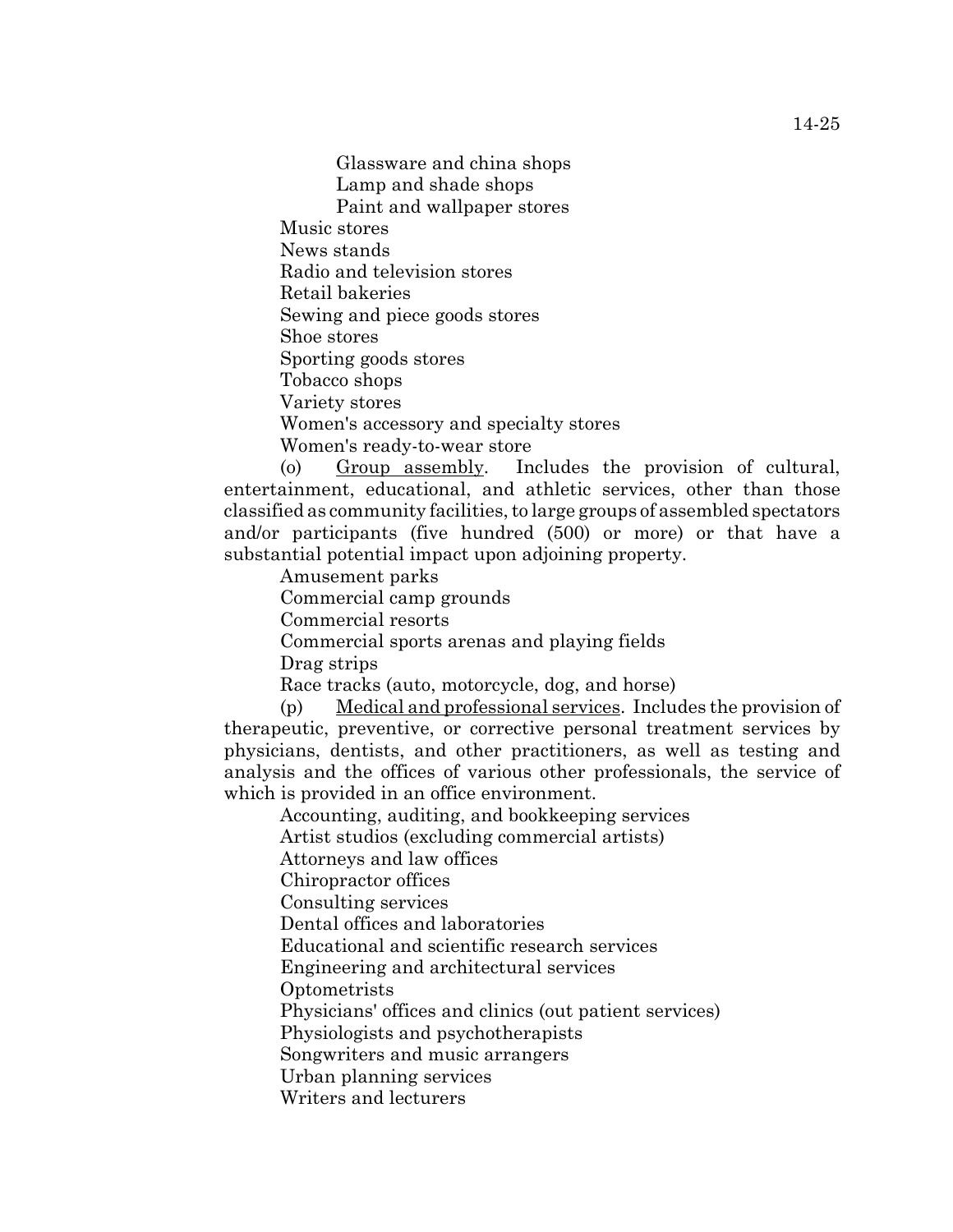Glassware and china shops
Lamp and shade shops
Paint and wallpaper stores

Music stores
News stands
Radio and television stores
Retail bakeries
Sewing and piece goods stores
Shoe stores
Sporting goods stores
Tobacco shops
Variety stores
Women's accessory and specialty stores
Women's ready-to-wear store

(o) Group assembly. Includes the provision of cultural, entertainment, educational, and athletic services, other than those classified as community facilities, to large groups of assembled spectators and/or participants (five hundred (500) or more) or that have a substantial potential impact upon adjoining property.

Amusement parks
Commercial camp grounds
Commercial resorts
Commercial sports arenas and playing fields
Drag strips
Race tracks (auto, motorcycle, dog, and horse)

(p) Medical and professional services. Includes the provision of therapeutic, preventive, or corrective personal treatment services by physicians, dentists, and other practitioners, as well as testing and analysis and the offices of various other professionals, the service of which is provided in an office environment.

Accounting, auditing, and bookkeeping services
Artist studios (excluding commercial artists)
Attorneys and law offices
Chiropractor offices
Consulting services
Dental offices and laboratories
Educational and scientific research services
Engineering and architectural services
Optometrists
Physicians' offices and clinics (out patient services)
Physiologists and psychotherapists
Songwriters and music arrangers
Urban planning services
Writers and lecturers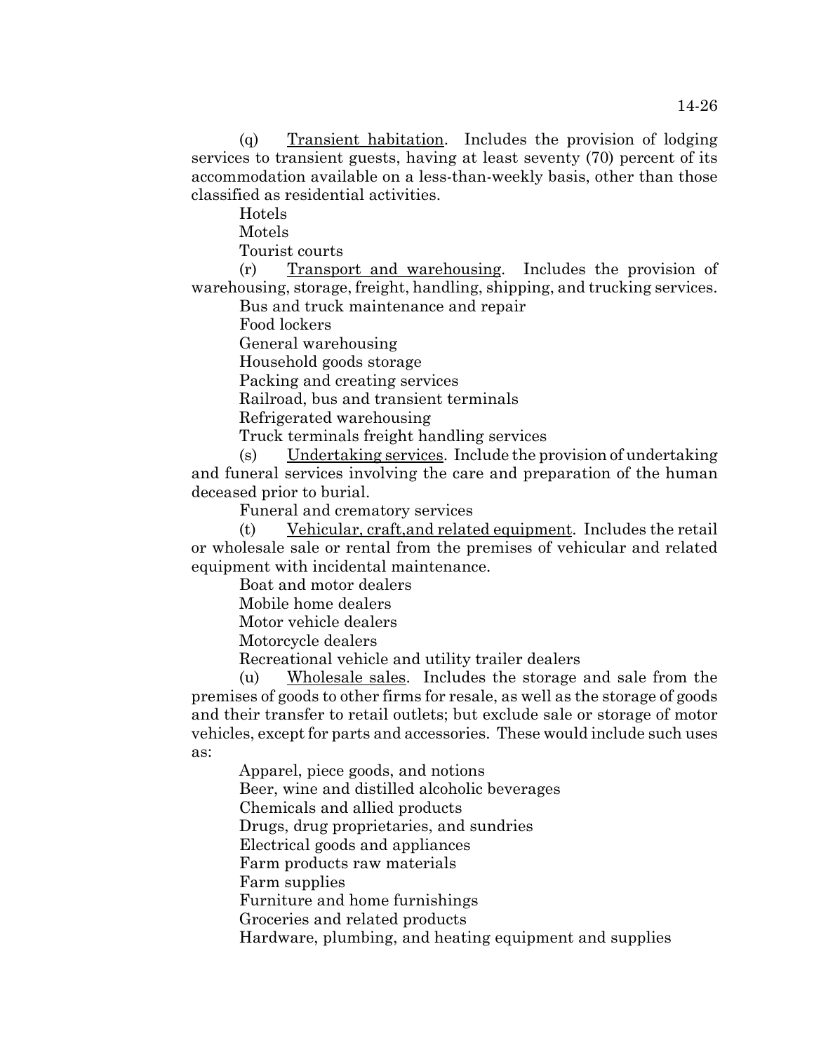(q) Transient habitation. Includes the provision of lodging services to transient guests, having at least seventy (70) percent of its accommodation available on a less-than-weekly basis, other than those classified as residential activities.

Hotels

Motels

Tourist courts

(r) Transport and warehousing. Includes the provision of warehousing, storage, freight, handling, shipping, and trucking services.

Bus and truck maintenance and repair

Food lockers

General warehousing

Household goods storage

Packing and creating services

Railroad, bus and transient terminals

Refrigerated warehousing

Truck terminals freight handling services

(s) Undertaking services. Include the provision of undertaking and funeral services involving the care and preparation of the human deceased prior to burial.

Funeral and crematory services

(t) Vehicular, craft,and related equipment. Includes the retail or wholesale sale or rental from the premises of vehicular and related equipment with incidental maintenance.

Boat and motor dealers

Mobile home dealers

Motor vehicle dealers

Motorcycle dealers

Recreational vehicle and utility trailer dealers

(u) Wholesale sales. Includes the storage and sale from the premises of goods to other firms for resale, as well as the storage of goods and their transfer to retail outlets; but exclude sale or storage of motor vehicles, except for parts and accessories. These would include such uses as:

Apparel, piece goods, and notions

Beer, wine and distilled alcoholic beverages

Chemicals and allied products

Drugs, drug proprietaries, and sundries

Electrical goods and appliances

Farm products raw materials

Farm supplies

Furniture and home furnishings

Groceries and related products

Hardware, plumbing, and heating equipment and supplies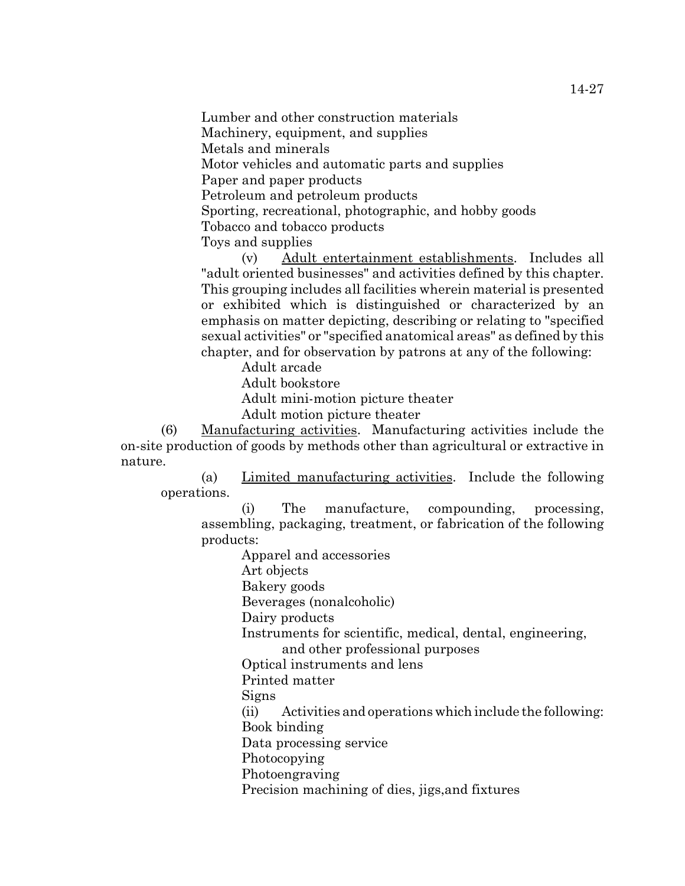Lumber and other construction materials
Machinery, equipment, and supplies
Metals and minerals
Motor vehicles and automatic parts and supplies
Paper and paper products
Petroleum and petroleum products
Sporting, recreational, photographic, and hobby goods
Tobacco and tobacco products
Toys and supplies

(v) Adult entertainment establishments. Includes all "adult oriented businesses" and activities defined by this chapter. This grouping includes all facilities wherein material is presented or exhibited which is distinguished or characterized by an emphasis on matter depicting, describing or relating to "specified sexual activities" or "specified anatomical areas" as defined by this chapter, and for observation by patrons at any of the following:

Adult arcade
Adult bookstore
Adult mini-motion picture theater
Adult motion picture theater

(6) Manufacturing activities. Manufacturing activities include the on-site production of goods by methods other than agricultural or extractive in nature.

(a) Limited manufacturing activities. Include the following operations.

(i) The manufacture, compounding, processing, assembling, packaging, treatment, or fabrication of the following products:

Apparel and accessories
Art objects
Bakery goods
Beverages (nonalcoholic)
Dairy products
Instruments for scientific, medical, dental, engineering, and other professional purposes
Optical instruments and lens
Printed matter
Signs

(ii) Activities and operations which include the following:

Book binding
Data processing service
Photocopying
Photoengraving
Precision machining of dies, jigs,and fixtures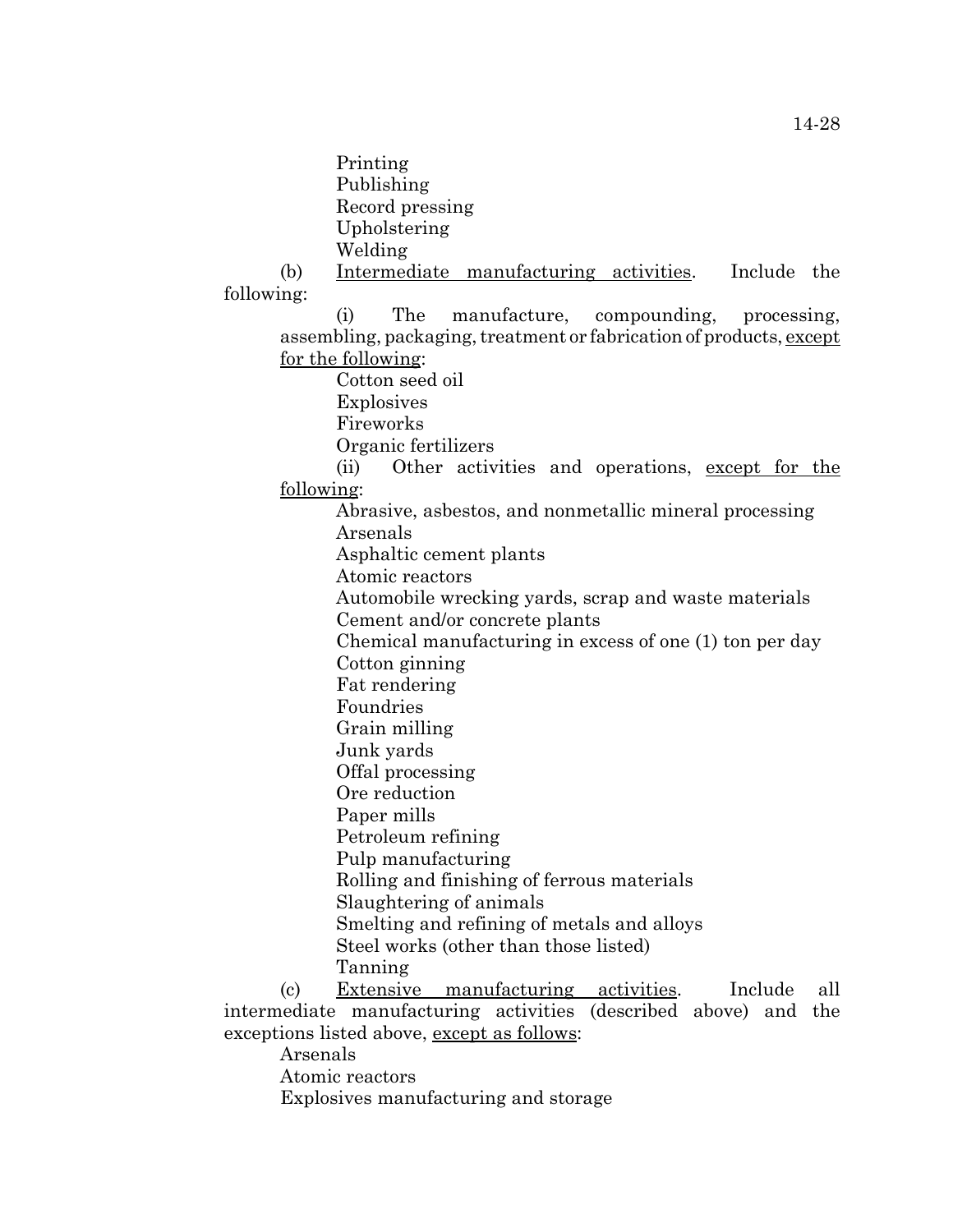Printing
Publishing
Record pressing
Upholstering
Welding

(b) Intermediate manufacturing activities. Include the following:

(i) The manufacture, compounding, processing, assembling, packaging, treatment or fabrication of products, except for the following:

Cotton seed oil
Explosives
Fireworks
Organic fertilizers

(ii) Other activities and operations, except for the following:

Abrasive, asbestos, and nonmetallic mineral processing
Arsenals
Asphaltic cement plants
Atomic reactors
Automobile wrecking yards, scrap and waste materials
Cement and/or concrete plants
Chemical manufacturing in excess of one (1) ton per day
Cotton ginning
Fat rendering
Foundries
Grain milling
Junk yards
Offal processing
Ore reduction
Paper mills
Petroleum refining
Pulp manufacturing
Rolling and finishing of ferrous materials
Slaughtering of animals
Smelting and refining of metals and alloys
Steel works (other than those listed)
Tanning

(c) Extensive manufacturing activities. Include all intermediate manufacturing activities (described above) and the exceptions listed above, except as follows:

Arsenals
Atomic reactors
Explosives manufacturing and storage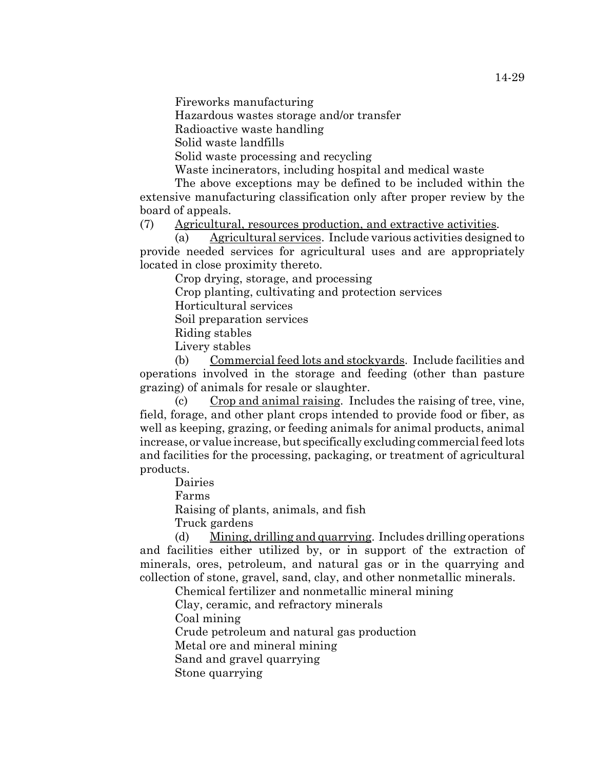Fireworks manufacturing

Hazardous wastes storage and/or transfer

Radioactive waste handling

Solid waste landfills

Solid waste processing and recycling

Waste incinerators, including hospital and medical waste

The above exceptions may be defined to be included within the extensive manufacturing classification only after proper review by the board of appeals.

(7) Agricultural, resources production, and extractive activities.

(a) Agricultural services. Include various activities designed to provide needed services for agricultural uses and are appropriately located in close proximity thereto.

Crop drying, storage, and processing

Crop planting, cultivating and protection services

Horticultural services

Soil preparation services

Riding stables

Livery stables

(b) Commercial feed lots and stockyards. Include facilities and operations involved in the storage and feeding (other than pasture grazing) of animals for resale or slaughter.

(c) Crop and animal raising. Includes the raising of tree, vine, field, forage, and other plant crops intended to provide food or fiber, as well as keeping, grazing, or feeding animals for animal products, animal increase, or value increase, but specifically excluding commercial feed lots and facilities for the processing, packaging, or treatment of agricultural products.

Dairies

Farms

Raising of plants, animals, and fish

Truck gardens

(d) Mining, drilling and quarrying. Includes drilling operations and facilities either utilized by, or in support of the extraction of minerals, ores, petroleum, and natural gas or in the quarrying and collection of stone, gravel, sand, clay, and other nonmetallic minerals.

Chemical fertilizer and nonmetallic mineral mining

Clay, ceramic, and refractory minerals

Coal mining

Crude petroleum and natural gas production

Metal ore and mineral mining

Sand and gravel quarrying

Stone quarrying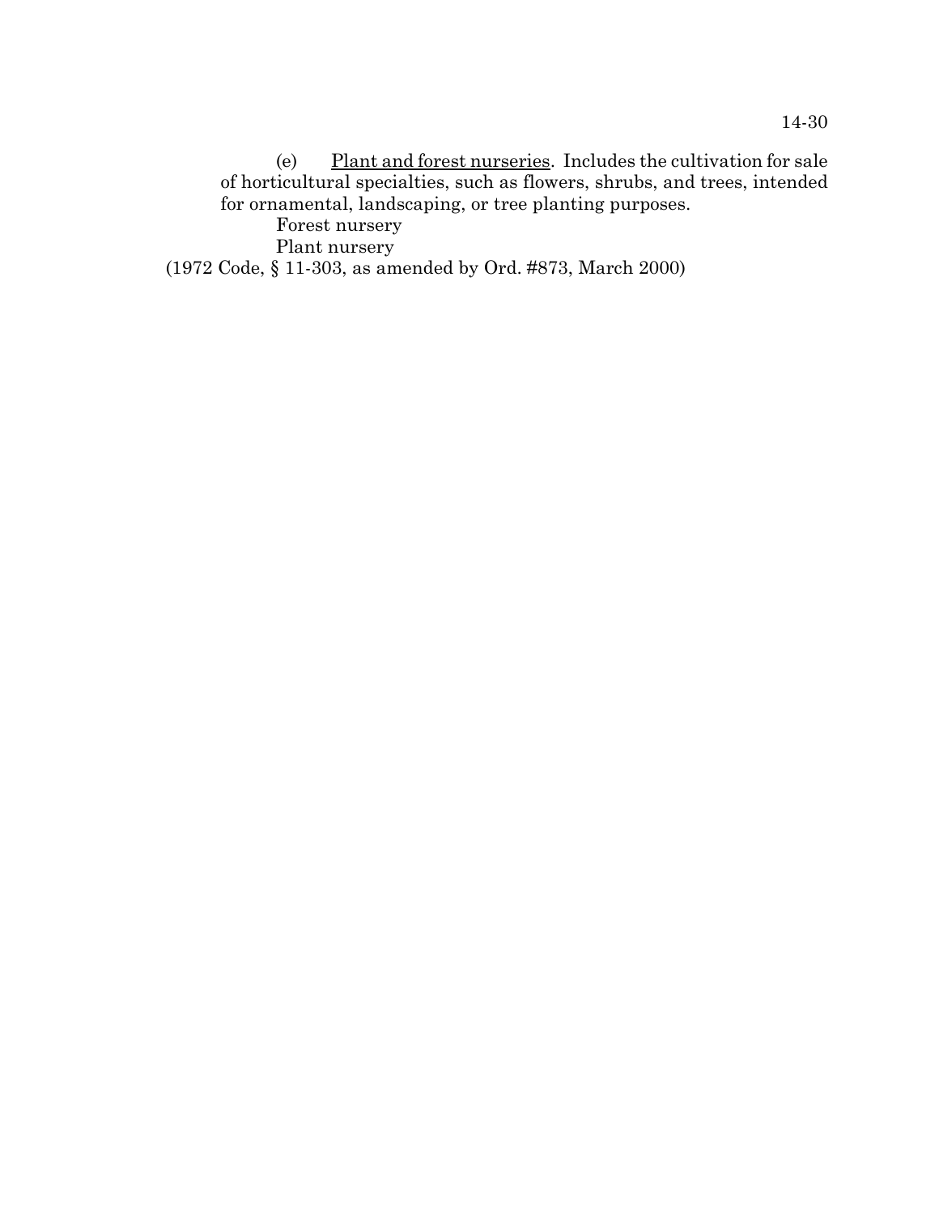(e) Plant and forest nurseries. Includes the cultivation for sale of horticultural specialties, such as flowers, shrubs, and trees, intended for ornamental, landscaping, or tree planting purposes.

Forest nursery
Plant nursery

(1972 Code, § 11-303, as amended by Ord. #873, March 2000)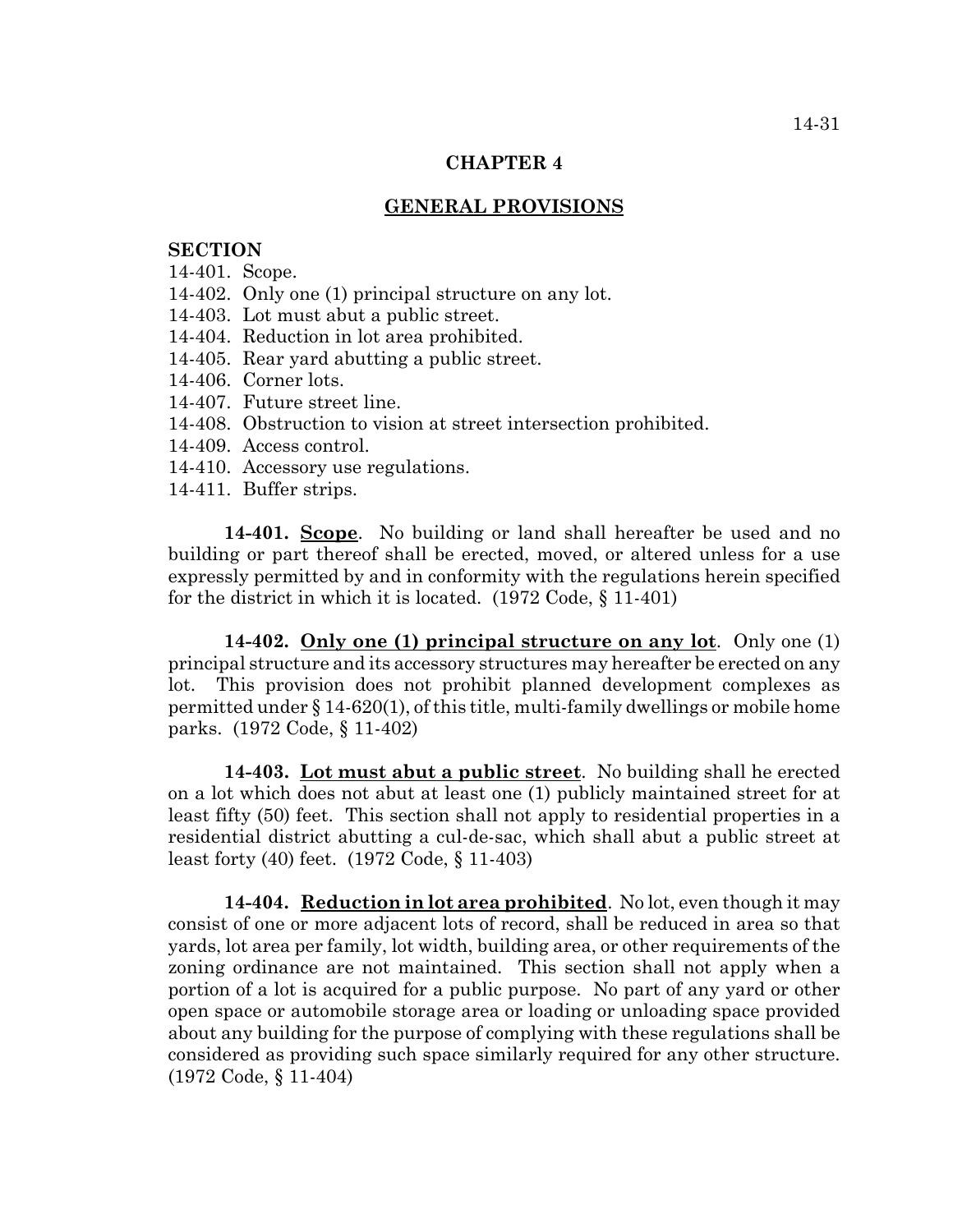# CHAPTER 4

## GENERAL PROVISIONS

**SECTION**

14-401. Scope.
14-402. Only one (1) principal structure on any lot.
14-403. Lot must abut a public street.
14-404. Reduction in lot area prohibited.
14-405. Rear yard abutting a public street.
14-406. Corner lots.
14-407. Future street line.
14-408. Obstruction to vision at street intersection prohibited.
14-409. Access control.
14-410. Accessory use regulations.
14-411. Buffer strips.

**14-401. Scope**. No building or land shall hereafter be used and no building or part thereof shall be erected, moved, or altered unless for a use expressly permitted by and in conformity with the regulations herein specified for the district in which it is located. (1972 Code, § 11-401)

**14-402. Only one (1) principal structure on any lot**. Only one (1) principal structure and its accessory structures may hereafter be erected on any lot. This provision does not prohibit planned development complexes as permitted under § 14-620(1), of this title, multi-family dwellings or mobile home parks. (1972 Code, § 11-402)

**14-403. Lot must abut a public street**. No building shall he erected on a lot which does not abut at least one (1) publicly maintained street for at least fifty (50) feet. This section shall not apply to residential properties in a residential district abutting a cul-de-sac, which shall abut a public street at least forty (40) feet. (1972 Code, § 11-403)

**14-404. Reduction in lot area prohibited**. No lot, even though it may consist of one or more adjacent lots of record, shall be reduced in area so that yards, lot area per family, lot width, building area, or other requirements of the zoning ordinance are not maintained. This section shall not apply when a portion of a lot is acquired for a public purpose. No part of any yard or other open space or automobile storage area or loading or unloading space provided about any building for the purpose of complying with these regulations shall be considered as providing such space similarly required for any other structure. (1972 Code, § 11-404)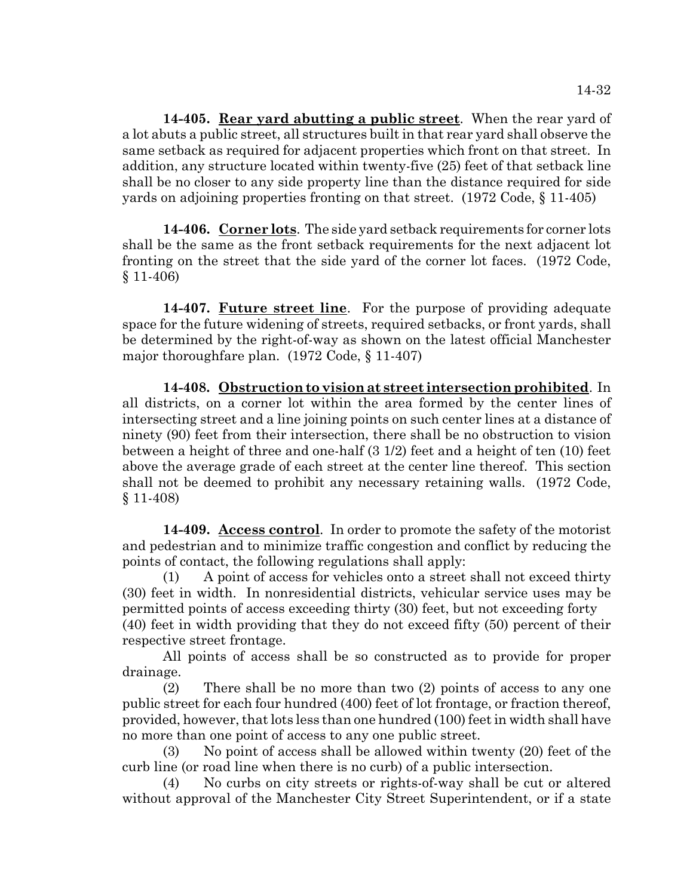**14-405. Rear yard abutting a public street**. When the rear yard of a lot abuts a public street, all structures built in that rear yard shall observe the same setback as required for adjacent properties which front on that street. In addition, any structure located within twenty-five (25) feet of that setback line shall be no closer to any side property line than the distance required for side yards on adjoining properties fronting on that street. (1972 Code, § 11-405)

**14-406. Corner lots**. The side yard setback requirements for corner lots shall be the same as the front setback requirements for the next adjacent lot fronting on the street that the side yard of the corner lot faces. (1972 Code, § 11-406)

**14-407. Future street line**. For the purpose of providing adequate space for the future widening of streets, required setbacks, or front yards, shall be determined by the right-of-way as shown on the latest official Manchester major thoroughfare plan. (1972 Code, § 11-407)

**14-408. Obstruction to vision at street intersection prohibited**. In all districts, on a corner lot within the area formed by the center lines of intersecting street and a line joining points on such center lines at a distance of ninety (90) feet from their intersection, there shall be no obstruction to vision between a height of three and one-half (3 1/2) feet and a height of ten (10) feet above the average grade of each street at the center line thereof. This section shall not be deemed to prohibit any necessary retaining walls. (1972 Code, § 11-408)

**14-409. Access control**. In order to promote the safety of the motorist and pedestrian and to minimize traffic congestion and conflict by reducing the points of contact, the following regulations shall apply:

(1) A point of access for vehicles onto a street shall not exceed thirty (30) feet in width. In nonresidential districts, vehicular service uses may be permitted points of access exceeding thirty (30) feet, but not exceeding forty (40) feet in width providing that they do not exceed fifty (50) percent of their respective street frontage.

All points of access shall be so constructed as to provide for proper drainage.

(2) There shall be no more than two (2) points of access to any one public street for each four hundred (400) feet of lot frontage, or fraction thereof, provided, however, that lots less than one hundred (100) feet in width shall have no more than one point of access to any one public street.

(3) No point of access shall be allowed within twenty (20) feet of the curb line (or road line when there is no curb) of a public intersection.

(4) No curbs on city streets or rights-of-way shall be cut or altered without approval of the Manchester City Street Superintendent, or if a state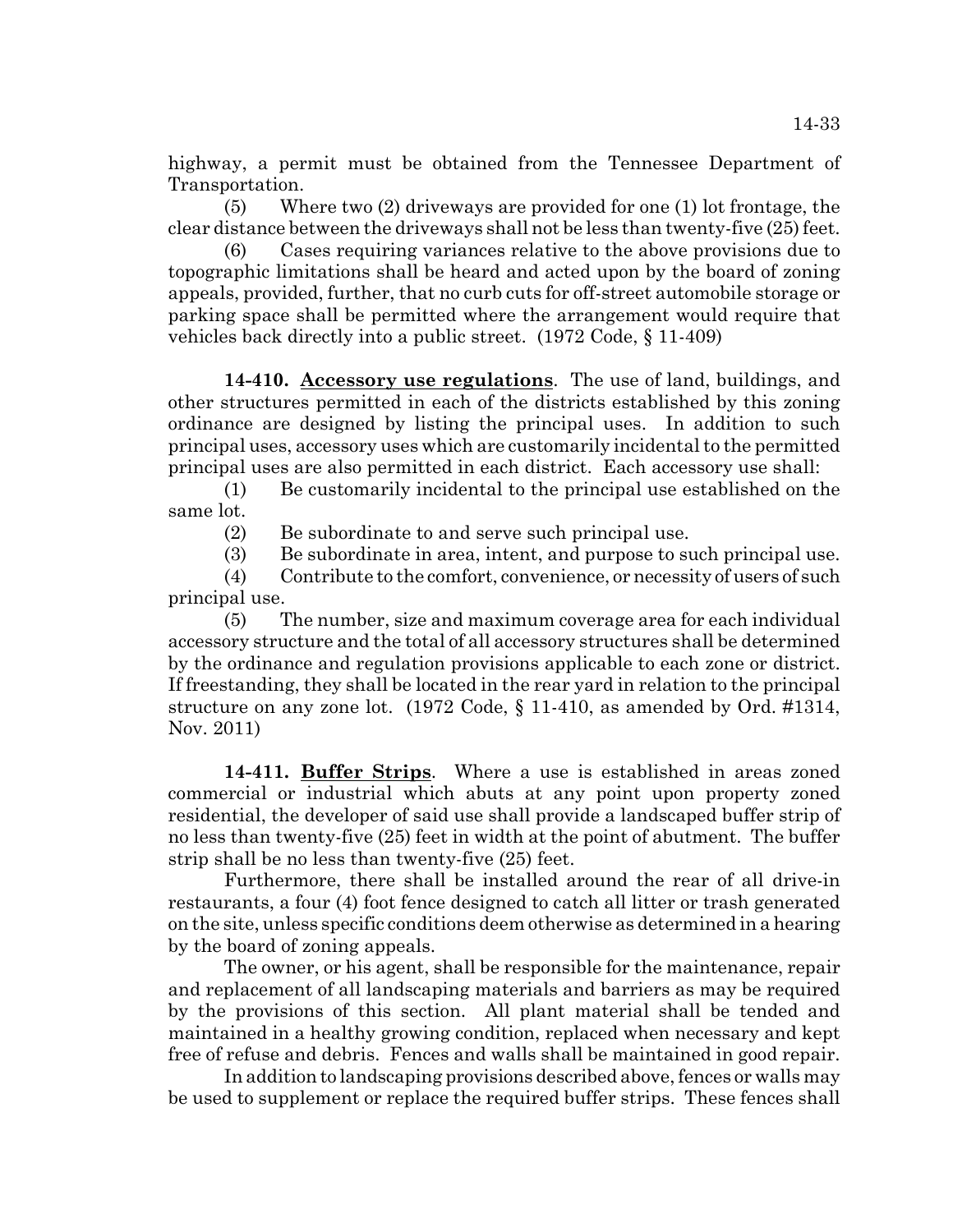highway, a permit must be obtained from the Tennessee Department of Transportation.

(5) Where two (2) driveways are provided for one (1) lot frontage, the clear distance between the driveways shall not be less than twenty-five (25) feet.

(6) Cases requiring variances relative to the above provisions due to topographic limitations shall be heard and acted upon by the board of zoning appeals, provided, further, that no curb cuts for off-street automobile storage or parking space shall be permitted where the arrangement would require that vehicles back directly into a public street. (1972 Code, § 11-409)

**14-410. Accessory use regulations**. The use of land, buildings, and other structures permitted in each of the districts established by this zoning ordinance are designed by listing the principal uses. In addition to such principal uses, accessory uses which are customarily incidental to the permitted principal uses are also permitted in each district. Each accessory use shall:

(1) Be customarily incidental to the principal use established on the same lot.

(2) Be subordinate to and serve such principal use.

(3) Be subordinate in area, intent, and purpose to such principal use.

(4) Contribute to the comfort, convenience, or necessity of users of such principal use.

(5) The number, size and maximum coverage area for each individual accessory structure and the total of all accessory structures shall be determined by the ordinance and regulation provisions applicable to each zone or district. If freestanding, they shall be located in the rear yard in relation to the principal structure on any zone lot. (1972 Code, § 11-410, as amended by Ord. #1314, Nov. 2011)

**14-411. Buffer Strips**. Where a use is established in areas zoned commercial or industrial which abuts at any point upon property zoned residential, the developer of said use shall provide a landscaped buffer strip of no less than twenty-five (25) feet in width at the point of abutment. The buffer strip shall be no less than twenty-five (25) feet.

Furthermore, there shall be installed around the rear of all drive-in restaurants, a four (4) foot fence designed to catch all litter or trash generated on the site, unless specific conditions deem otherwise as determined in a hearing by the board of zoning appeals.

The owner, or his agent, shall be responsible for the maintenance, repair and replacement of all landscaping materials and barriers as may be required by the provisions of this section. All plant material shall be tended and maintained in a healthy growing condition, replaced when necessary and kept free of refuse and debris. Fences and walls shall be maintained in good repair.

In addition to landscaping provisions described above, fences or walls may be used to supplement or replace the required buffer strips. These fences shall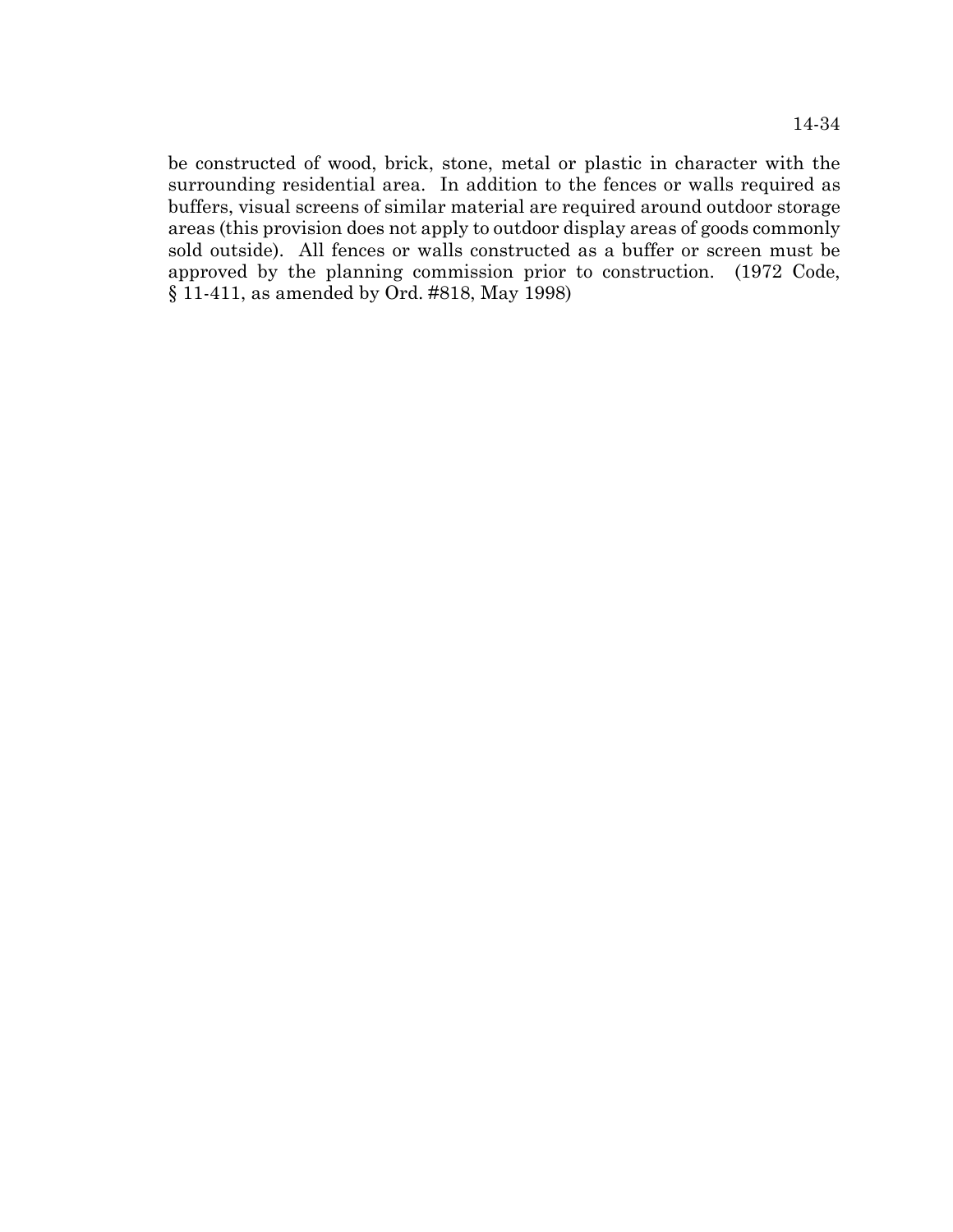be constructed of wood, brick, stone, metal or plastic in character with the surrounding residential area. In addition to the fences or walls required as buffers, visual screens of similar material are required around outdoor storage areas (this provision does not apply to outdoor display areas of goods commonly sold outside). All fences or walls constructed as a buffer or screen must be approved by the planning commission prior to construction. (1972 Code, § 11-411, as amended by Ord. #818, May 1998)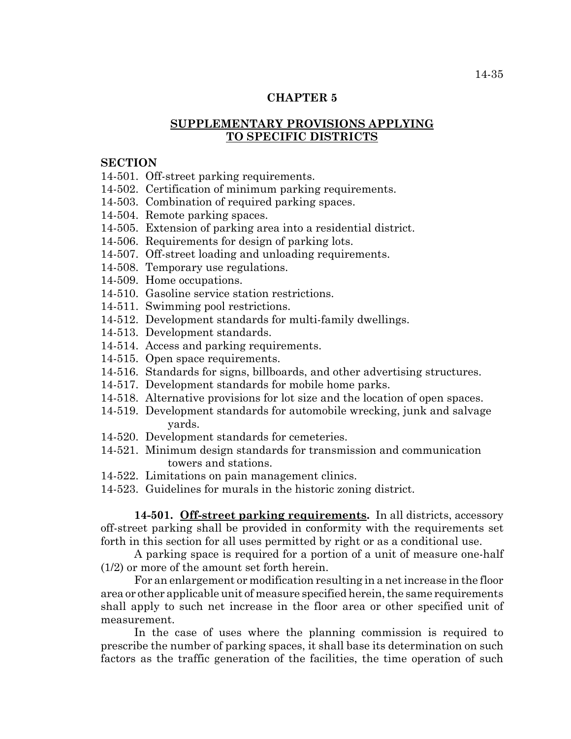# CHAPTER 5

## SUPPLEMENTARY PROVISIONS APPLYING TO SPECIFIC DISTRICTS

**SECTION**

14-501. Off-street parking requirements.
14-502. Certification of minimum parking requirements.
14-503. Combination of required parking spaces.
14-504. Remote parking spaces.
14-505. Extension of parking area into a residential district.
14-506. Requirements for design of parking lots.
14-507. Off-street loading and unloading requirements.
14-508. Temporary use regulations.
14-509. Home occupations.
14-510. Gasoline service station restrictions.
14-511. Swimming pool restrictions.
14-512. Development standards for multi-family dwellings.
14-513. Development standards.
14-514. Access and parking requirements.
14-515. Open space requirements.
14-516. Standards for signs, billboards, and other advertising structures.
14-517. Development standards for mobile home parks.
14-518. Alternative provisions for lot size and the location of open spaces.
14-519. Development standards for automobile wrecking, junk and salvage yards.
14-520. Development standards for cemeteries.
14-521. Minimum design standards for transmission and communication towers and stations.
14-522. Limitations on pain management clinics.
14-523. Guidelines for murals in the historic zoning district.

**14-501. Off-street parking requirements.** In all districts, accessory off-street parking shall be provided in conformity with the requirements set forth in this section for all uses permitted by right or as a conditional use.

A parking space is required for a portion of a unit of measure one-half (1/2) or more of the amount set forth herein.

For an enlargement or modification resulting in a net increase in the floor area or other applicable unit of measure specified herein, the same requirements shall apply to such net increase in the floor area or other specified unit of measurement.

In the case of uses where the planning commission is required to prescribe the number of parking spaces, it shall base its determination on such factors as the traffic generation of the facilities, the time operation of such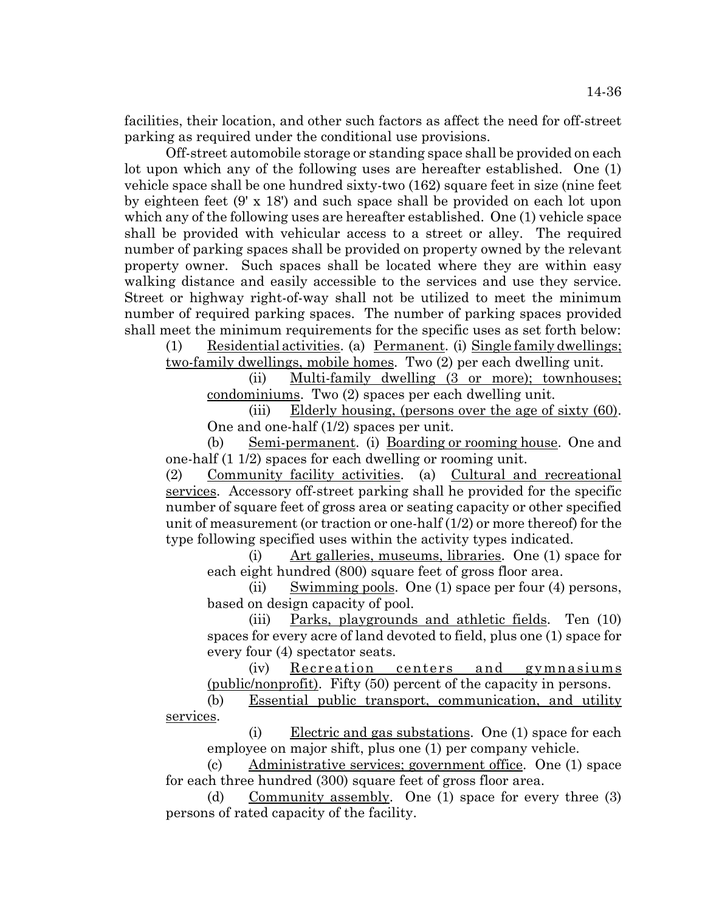facilities, their location, and other such factors as affect the need for off-street parking as required under the conditional use provisions.

Off-street automobile storage or standing space shall be provided on each lot upon which any of the following uses are hereafter established. One (1) vehicle space shall be one hundred sixty-two (162) square feet in size (nine feet by eighteen feet (9' x 18') and such space shall be provided on each lot upon which any of the following uses are hereafter established. One (1) vehicle space shall be provided with vehicular access to a street or alley. The required number of parking spaces shall be provided on property owned by the relevant property owner. Such spaces shall be located where they are within easy walking distance and easily accessible to the services and use they service. Street or highway right-of-way shall not be utilized to meet the minimum number of required parking spaces. The number of parking spaces provided shall meet the minimum requirements for the specific uses as set forth below:

(1) Residential activities. (a) Permanent. (i) Single family dwellings; two-family dwellings, mobile homes. Two (2) per each dwelling unit.

(ii) Multi-family dwelling (3 or more); townhouses; condominiums. Two (2) spaces per each dwelling unit.

(iii) Elderly housing, (persons over the age of sixty (60). One and one-half (1/2) spaces per unit.

(b) Semi-permanent. (i) Boarding or rooming house. One and one-half (1 1/2) spaces for each dwelling or rooming unit.

(2) Community facility activities. (a) Cultural and recreational services. Accessory off-street parking shall he provided for the specific number of square feet of gross area or seating capacity or other specified unit of measurement (or traction or one-half (1/2) or more thereof) for the type following specified uses within the activity types indicated.

(i) Art galleries, museums, libraries. One (1) space for each eight hundred (800) square feet of gross floor area.

(ii) Swimming pools. One (1) space per four (4) persons, based on design capacity of pool.

(iii) Parks, playgrounds and athletic fields. Ten (10) spaces for every acre of land devoted to field, plus one (1) space for every four (4) spectator seats.

(iv) Recreation centers and gymnasiums (public/nonprofit). Fifty (50) percent of the capacity in persons.

(b) Essential public transport, communication, and utility services.

(i) Electric and gas substations. One (1) space for each employee on major shift, plus one (1) per company vehicle.

(c) Administrative services; government office. One (1) space for each three hundred (300) square feet of gross floor area.

(d) Community assembly. One (1) space for every three (3) persons of rated capacity of the facility.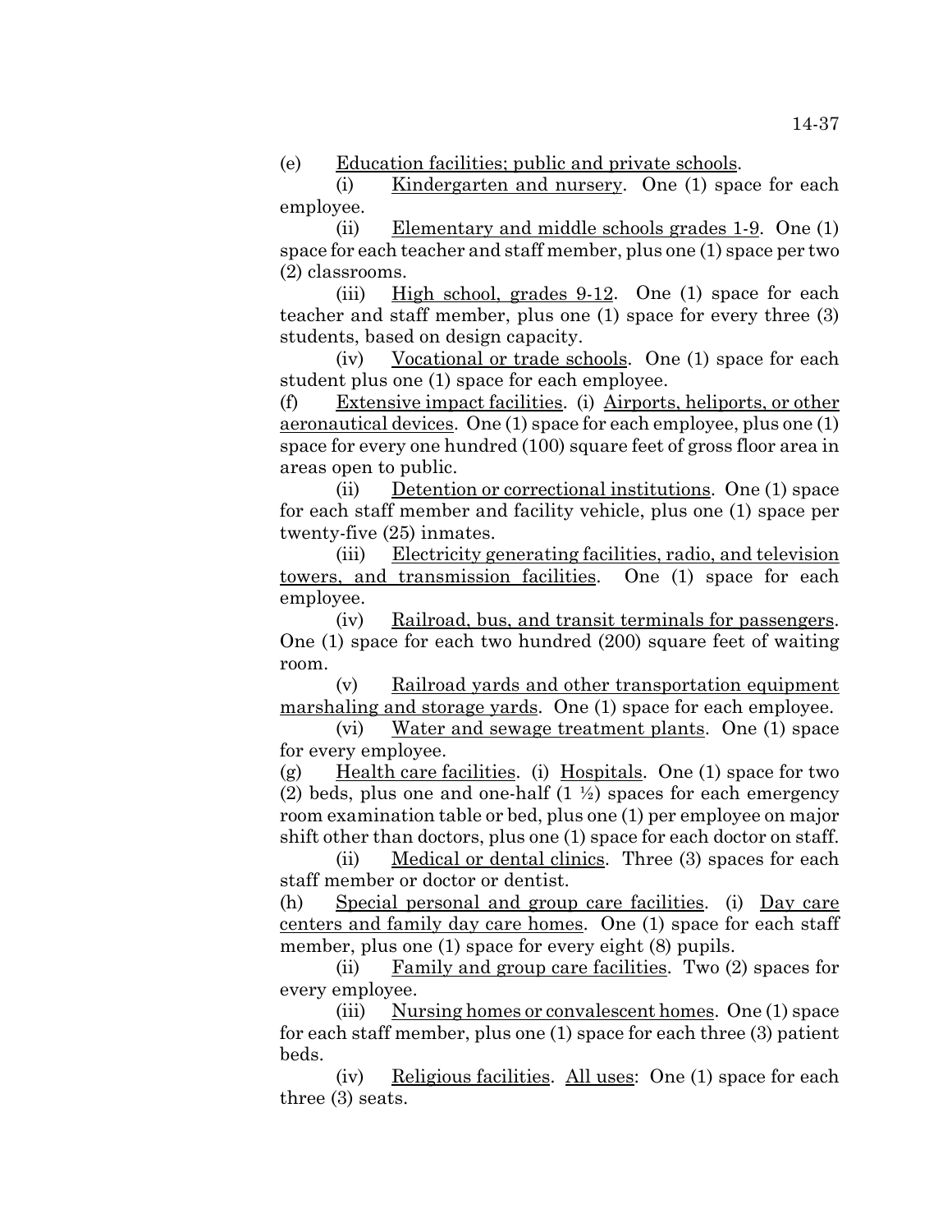(e) Education facilities; public and private schools.

(i) Kindergarten and nursery. One (1) space for each employee.

(ii) Elementary and middle schools grades 1-9. One (1) space for each teacher and staff member, plus one (1) space per two (2) classrooms.

(iii) High school, grades 9-12. One (1) space for each teacher and staff member, plus one (1) space for every three (3) students, based on design capacity.

(iv) Vocational or trade schools. One (1) space for each student plus one (1) space for each employee.

(f) Extensive impact facilities. (i) Airports, heliports, or other aeronautical devices. One (1) space for each employee, plus one (1) space for every one hundred (100) square feet of gross floor area in areas open to public.

(ii) Detention or correctional institutions. One (1) space for each staff member and facility vehicle, plus one (1) space per twenty-five (25) inmates.

(iii) Electricity generating facilities, radio, and television towers, and transmission facilities. One (1) space for each employee.

(iv) Railroad, bus, and transit terminals for passengers. One (1) space for each two hundred (200) square feet of waiting room.

(v) Railroad yards and other transportation equipment marshaling and storage yards. One (1) space for each employee.

(vi) Water and sewage treatment plants. One (1) space for every employee.

(g) Health care facilities. (i) Hospitals. One (1) space for two (2) beds, plus one and one-half (1 ½) spaces for each emergency room examination table or bed, plus one (1) per employee on major shift other than doctors, plus one (1) space for each doctor on staff.

(ii) Medical or dental clinics. Three (3) spaces for each staff member or doctor or dentist.

(h) Special personal and group care facilities. (i) Day care centers and family day care homes. One (1) space for each staff member, plus one (1) space for every eight (8) pupils.

(ii) Family and group care facilities. Two (2) spaces for every employee.

(iii) Nursing homes or convalescent homes. One (1) space for each staff member, plus one (1) space for each three (3) patient beds.

(iv) Religious facilities. All uses: One (1) space for each three (3) seats.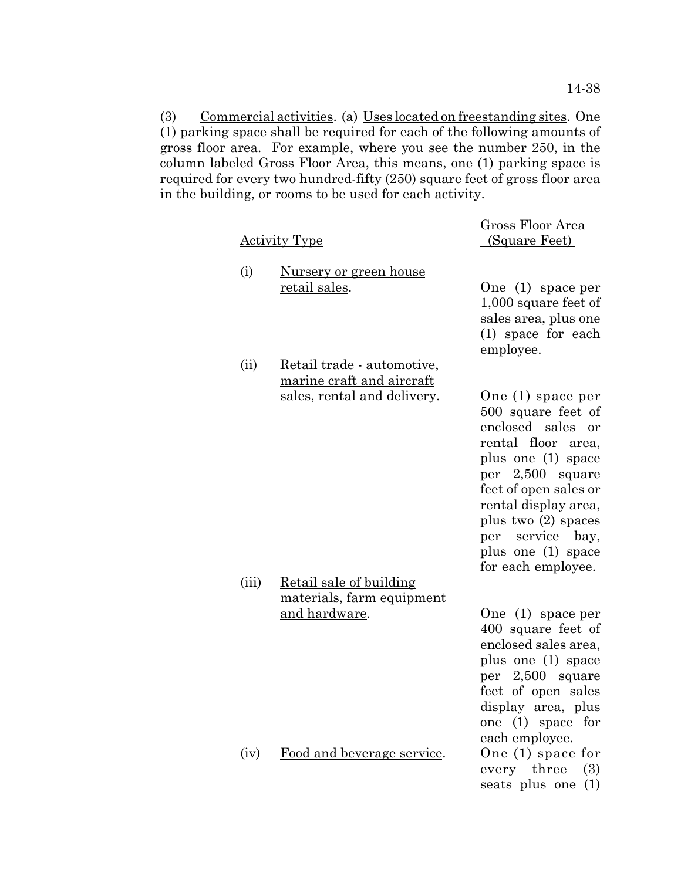(3) Commercial activities. (a) Uses located on freestanding sites. One (1) parking space shall be required for each of the following amounts of gross floor area. For example, where you see the number 250, in the column labeled Gross Floor Area, this means, one (1) parking space is required for every two hundred-fifty (250) square feet of gross floor area in the building, or rooms to be used for each activity.

| | Activity Type | Gross Floor Area (Square Feet) |
|---|---|---|
| (i) | Nursery or green house retail sales. | One (1) space per 1,000 square feet of sales area, plus one (1) space for each employee. |
| (ii) | Retail trade - automotive, marine craft and aircraft sales, rental and delivery. | One (1) space per 500 square feet of enclosed sales or rental floor area, plus one (1) space per 2,500 square feet of open sales or rental display area, plus two (2) spaces per service bay, plus one (1) space for each employee. |
| (iii) | Retail sale of building materials, farm equipment and hardware. | One (1) space per 400 square feet of enclosed sales area, plus one (1) space per 2,500 square feet of open sales display area, plus one (1) space for each employee. |
| (iv) | Food and beverage service. | One (1) space for every three (3) seats plus one (1) |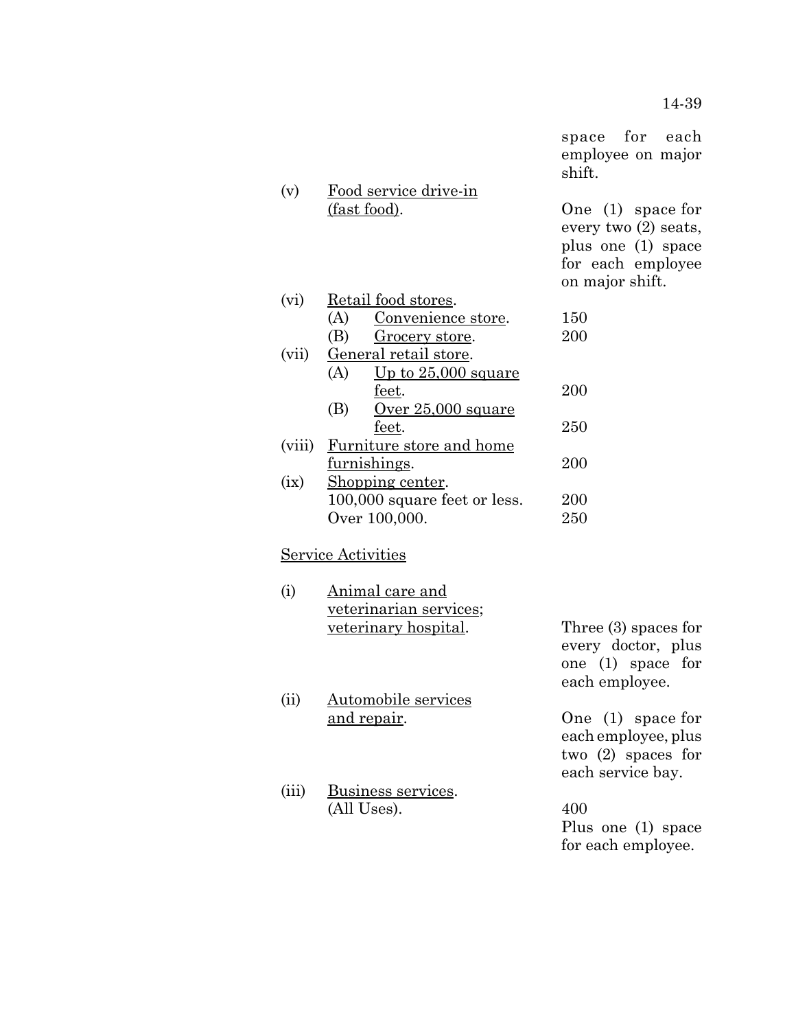space for each employee on major shift.

| | | |
|---|---|---|
| (v) | Food service drive-in (fast food). | One (1) space for every two (2) seats, plus one (1) space for each employee on major shift. |
| (vi) | Retail food stores. | |
| | (A) Convenience store. | 150 |
| | (B) Grocery store. | 200 |
| (vii) | General retail store. | |
| | (A) Up to 25,000 square feet. | 200 |
| | (B) Over 25,000 square feet. | 250 |
| (viii) | Furniture store and home furnishings. | 200 |
| (ix) | Shopping center. | |
| | 100,000 square feet or less. | 200 |
| | Over 100,000. | 250 |

Service Activities

| | | |
|---|---|---|
| (i) | Animal care and veterinarian services; veterinary hospital. | Three (3) spaces for every doctor, plus one (1) space for each employee. |
| (ii) | Automobile services and repair. | One (1) space for each employee, plus two (2) spaces for each service bay. |
| (iii) | Business services. (All Uses). | 400 Plus one (1) space for each employee. |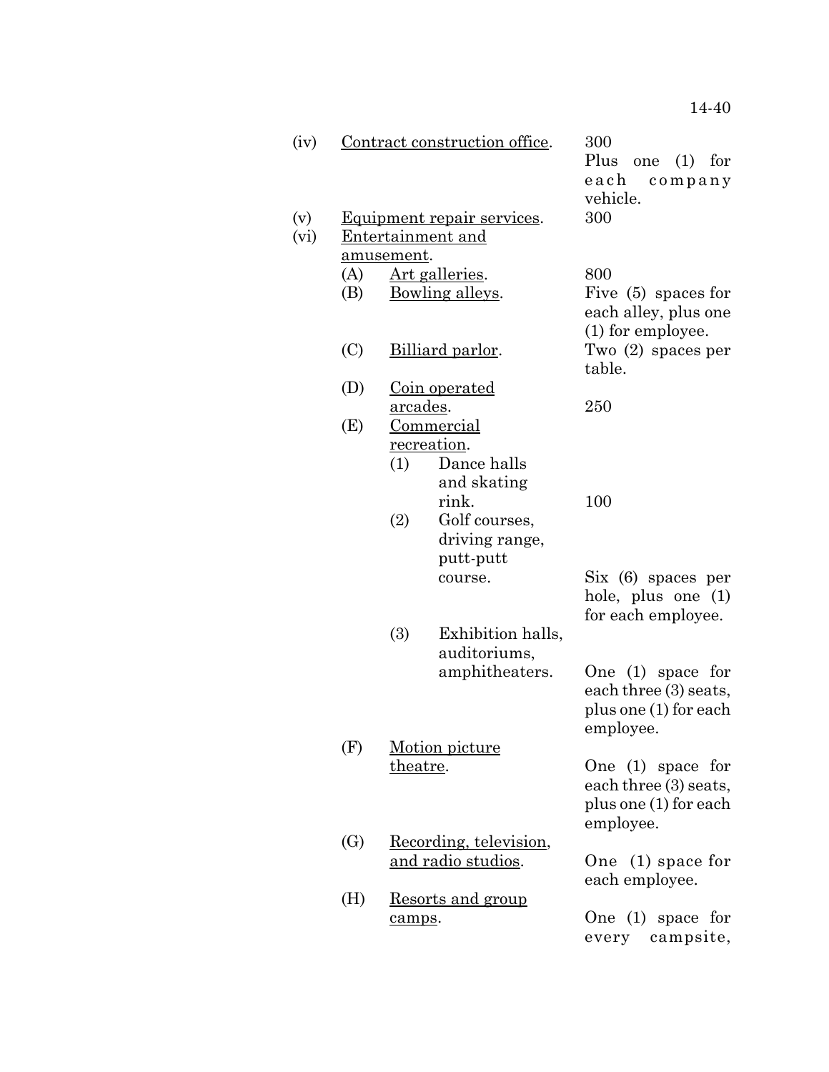(iv) <u>Contract construction office</u>. 300 Plus one (1) for each company vehicle.

(v) <u>Equipment repair services</u>. 300

(vi) <u>Entertainment and amusement</u>.

- (A) <u>Art galleries</u>. 800
- (B) <u>Bowling alleys</u>. Five (5) spaces for each alley, plus one (1) for employee.
- (C) <u>Billiard parlor</u>. Two (2) spaces per table.
- (D) <u>Coin operated arcades</u>. 250
- (E) <u>Commercial recreation</u>.
  - (1) Dance halls and skating rink. 100
  - (2) Golf courses, driving range, putt-putt course. Six (6) spaces per hole, plus one (1) for each employee.
  - (3) Exhibition halls, auditoriums, amphitheaters. One (1) space for each three (3) seats, plus one (1) for each employee.
- (F) <u>Motion picture theatre</u>. One (1) space for each three (3) seats, plus one (1) for each employee.
- (G) <u>Recording, television, and radio studios</u>. One (1) space for each employee.
- (H) <u>Resorts and group camps</u>. One (1) space for every campsite,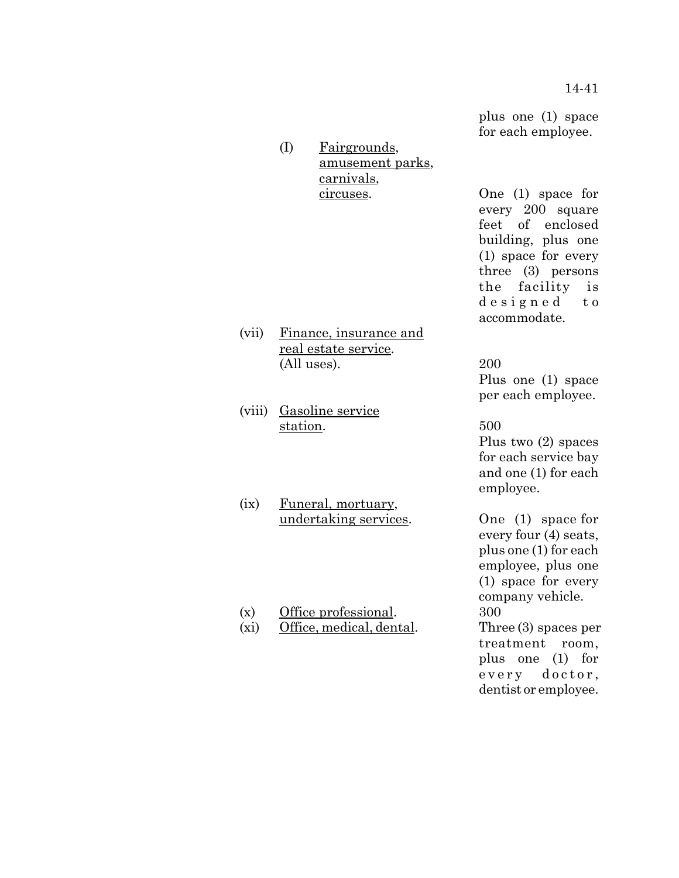plus one (1) space for each employee.

| | | |
|---|---|---|
| | (I) Fairgrounds, amusement parks, carnivals, circuses. | One (1) space for every 200 square feet of enclosed building, plus one (1) space for every three (3) persons the facility is designed to accommodate. |
| (vii) | Finance, insurance and real estate service. (All uses). | 200 Plus one (1) space per each employee. |
| (viii) | Gasoline service station. | 500 Plus two (2) spaces for each service bay and one (1) for each employee. |
| (ix) | Funeral, mortuary, undertaking services. | One (1) space for every four (4) seats, plus one (1) for each employee, plus one (1) space for every company vehicle. |
| (x) | Office professional. | 300 |
| (xi) | Office, medical, dental. | Three (3) spaces per treatment room, plus one (1) for every doctor, dentist or employee. |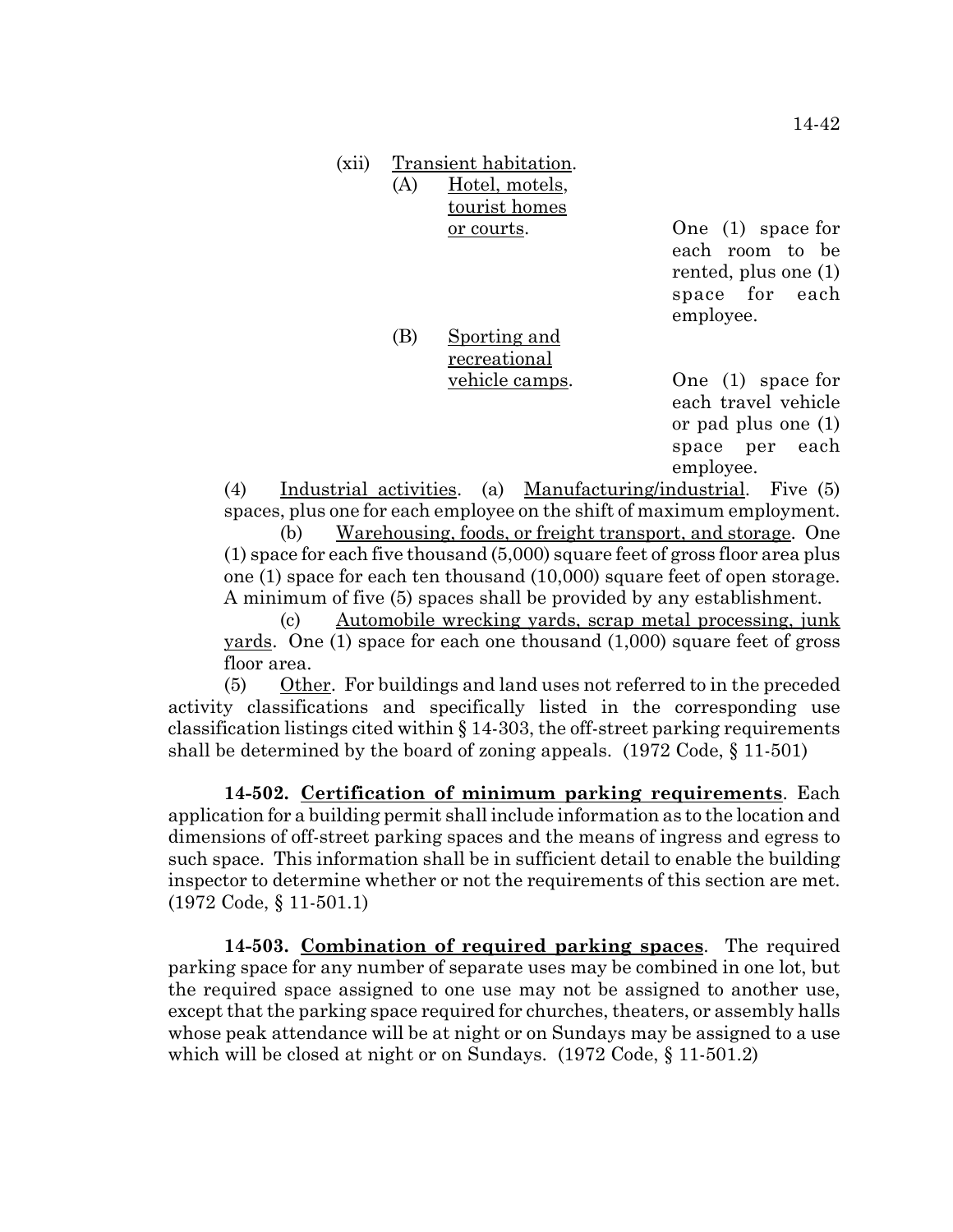(xii) Transient habitation.

(A) Hotel, motels, tourist homes or courts. One (1) space for each room to be rented, plus one (1) space for each employee.

(B) Sporting and recreational vehicle camps. One (1) space for each travel vehicle or pad plus one (1) space per each employee.

(4) Industrial activities. (a) Manufacturing/industrial. Five (5) spaces, plus one for each employee on the shift of maximum employment.

(b) Warehousing, foods, or freight transport, and storage. One (1) space for each five thousand (5,000) square feet of gross floor area plus one (1) space for each ten thousand (10,000) square feet of open storage. A minimum of five (5) spaces shall be provided by any establishment.

(c) Automobile wrecking yards, scrap metal processing, junk yards. One (1) space for each one thousand (1,000) square feet of gross floor area.

(5) Other. For buildings and land uses not referred to in the preceded activity classifications and specifically listed in the corresponding use classification listings cited within § 14-303, the off-street parking requirements shall be determined by the board of zoning appeals. (1972 Code, § 11-501)

**14-502. Certification of minimum parking requirements**. Each application for a building permit shall include information as to the location and dimensions of off-street parking spaces and the means of ingress and egress to such space. This information shall be in sufficient detail to enable the building inspector to determine whether or not the requirements of this section are met. (1972 Code, § 11-501.1)

**14-503. Combination of required parking spaces**. The required parking space for any number of separate uses may be combined in one lot, but the required space assigned to one use may not be assigned to another use, except that the parking space required for churches, theaters, or assembly halls whose peak attendance will be at night or on Sundays may be assigned to a use which will be closed at night or on Sundays. (1972 Code, § 11-501.2)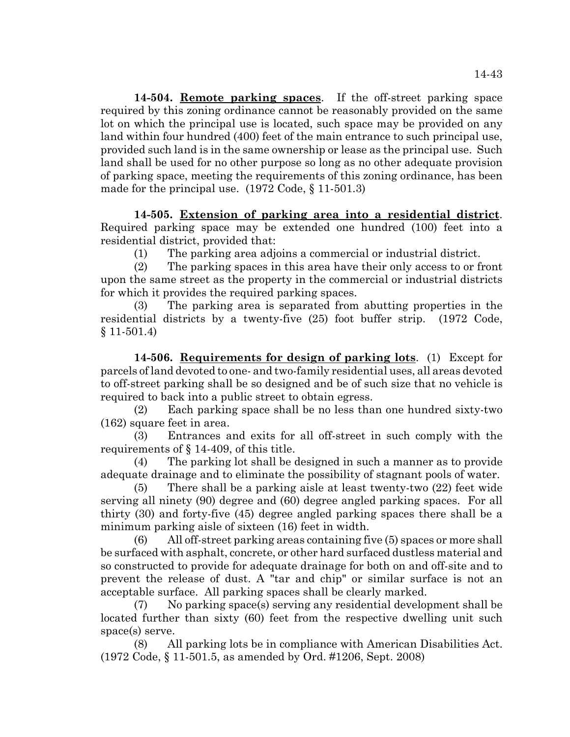**14-504. Remote parking spaces**. If the off-street parking space required by this zoning ordinance cannot be reasonably provided on the same lot on which the principal use is located, such space may be provided on any land within four hundred (400) feet of the main entrance to such principal use, provided such land is in the same ownership or lease as the principal use. Such land shall be used for no other purpose so long as no other adequate provision of parking space, meeting the requirements of this zoning ordinance, has been made for the principal use. (1972 Code, § 11-501.3)

**14-505. Extension of parking area into a residential district**. Required parking space may be extended one hundred (100) feet into a residential district, provided that:

(1) The parking area adjoins a commercial or industrial district.

(2) The parking spaces in this area have their only access to or front upon the same street as the property in the commercial or industrial districts for which it provides the required parking spaces.

(3) The parking area is separated from abutting properties in the residential districts by a twenty-five (25) foot buffer strip. (1972 Code, § 11-501.4)

**14-506. Requirements for design of parking lots**. (1) Except for parcels of land devoted to one- and two-family residential uses, all areas devoted to off-street parking shall be so designed and be of such size that no vehicle is required to back into a public street to obtain egress.

(2) Each parking space shall be no less than one hundred sixty-two (162) square feet in area.

(3) Entrances and exits for all off-street in such comply with the requirements of § 14-409, of this title.

(4) The parking lot shall be designed in such a manner as to provide adequate drainage and to eliminate the possibility of stagnant pools of water.

(5) There shall be a parking aisle at least twenty-two (22) feet wide serving all ninety (90) degree and (60) degree angled parking spaces. For all thirty (30) and forty-five (45) degree angled parking spaces there shall be a minimum parking aisle of sixteen (16) feet in width.

(6) All off-street parking areas containing five (5) spaces or more shall be surfaced with asphalt, concrete, or other hard surfaced dustless material and so constructed to provide for adequate drainage for both on and off-site and to prevent the release of dust. A "tar and chip" or similar surface is not an acceptable surface. All parking spaces shall be clearly marked.

(7) No parking space(s) serving any residential development shall be located further than sixty (60) feet from the respective dwelling unit such space(s) serve.

(8) All parking lots be in compliance with American Disabilities Act. (1972 Code, § 11-501.5, as amended by Ord. #1206, Sept. 2008)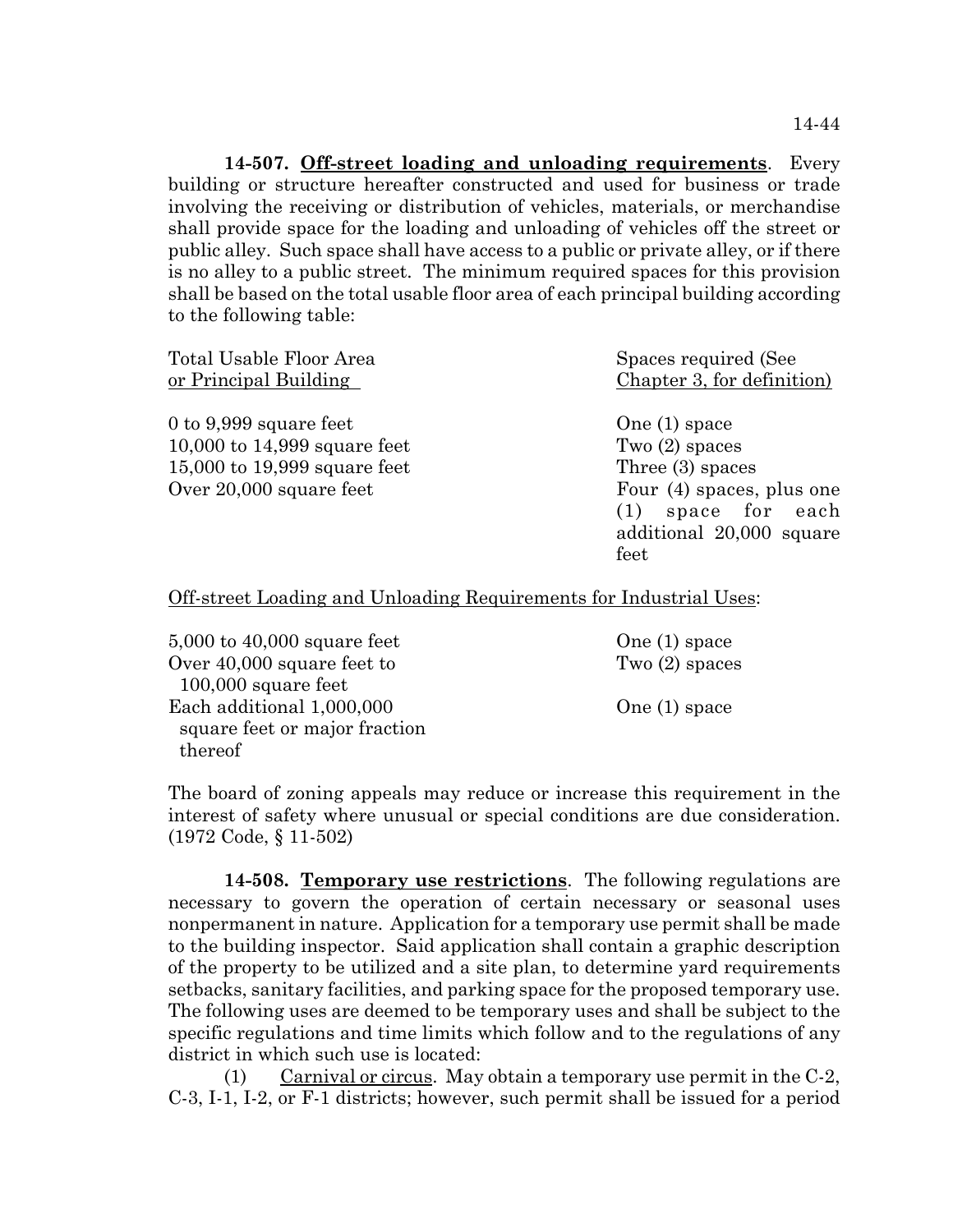**14-507. Off-street loading and unloading requirements**. Every building or structure hereafter constructed and used for business or trade involving the receiving or distribution of vehicles, materials, or merchandise shall provide space for the loading and unloading of vehicles off the street or public alley. Such space shall have access to a public or private alley, or if there is no alley to a public street. The minimum required spaces for this provision shall be based on the total usable floor area of each principal building according to the following table:

| Total Usable Floor Area or Principal Building | Spaces required (See Chapter 3, for definition) |
|---|---|
| 0 to 9,999 square feet | One (1) space |
| 10,000 to 14,999 square feet | Two (2) spaces |
| 15,000 to 19,999 square feet | Three (3) spaces |
| Over 20,000 square feet | Four (4) spaces, plus one (1) space for each additional 20,000 square feet |

Off-street Loading and Unloading Requirements for Industrial Uses:

| | |
|---|---|
| 5,000 to 40,000 square feet | One (1) space |
| Over 40,000 square feet to 100,000 square feet | Two (2) spaces |
| Each additional 1,000,000 square feet or major fraction thereof | One (1) space |

The board of zoning appeals may reduce or increase this requirement in the interest of safety where unusual or special conditions are due consideration. (1972 Code, § 11-502)

**14-508. Temporary use restrictions**. The following regulations are necessary to govern the operation of certain necessary or seasonal uses nonpermanent in nature. Application for a temporary use permit shall be made to the building inspector. Said application shall contain a graphic description of the property to be utilized and a site plan, to determine yard requirements setbacks, sanitary facilities, and parking space for the proposed temporary use. The following uses are deemed to be temporary uses and shall be subject to the specific regulations and time limits which follow and to the regulations of any district in which such use is located:

(1) Carnival or circus. May obtain a temporary use permit in the C-2, C-3, I-1, I-2, or F-1 districts; however, such permit shall be issued for a period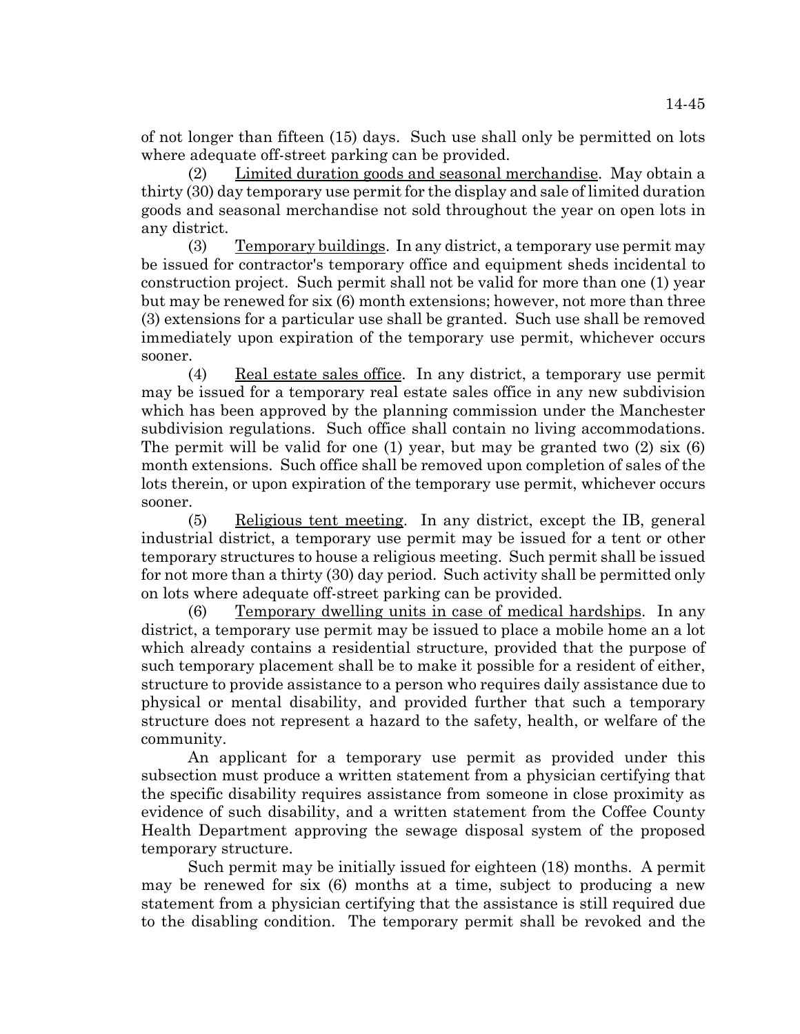of not longer than fifteen (15) days. Such use shall only be permitted on lots where adequate off-street parking can be provided.

(2) Limited duration goods and seasonal merchandise. May obtain a thirty (30) day temporary use permit for the display and sale of limited duration goods and seasonal merchandise not sold throughout the year on open lots in any district.

(3) Temporary buildings. In any district, a temporary use permit may be issued for contractor's temporary office and equipment sheds incidental to construction project. Such permit shall not be valid for more than one (1) year but may be renewed for six (6) month extensions; however, not more than three (3) extensions for a particular use shall be granted. Such use shall be removed immediately upon expiration of the temporary use permit, whichever occurs sooner.

(4) Real estate sales office. In any district, a temporary use permit may be issued for a temporary real estate sales office in any new subdivision which has been approved by the planning commission under the Manchester subdivision regulations. Such office shall contain no living accommodations. The permit will be valid for one (1) year, but may be granted two (2) six (6) month extensions. Such office shall be removed upon completion of sales of the lots therein, or upon expiration of the temporary use permit, whichever occurs sooner.

(5) Religious tent meeting. In any district, except the IB, general industrial district, a temporary use permit may be issued for a tent or other temporary structures to house a religious meeting. Such permit shall be issued for not more than a thirty (30) day period. Such activity shall be permitted only on lots where adequate off-street parking can be provided.

(6) Temporary dwelling units in case of medical hardships. In any district, a temporary use permit may be issued to place a mobile home an a lot which already contains a residential structure, provided that the purpose of such temporary placement shall be to make it possible for a resident of either, structure to provide assistance to a person who requires daily assistance due to physical or mental disability, and provided further that such a temporary structure does not represent a hazard to the safety, health, or welfare of the community.

An applicant for a temporary use permit as provided under this subsection must produce a written statement from a physician certifying that the specific disability requires assistance from someone in close proximity as evidence of such disability, and a written statement from the Coffee County Health Department approving the sewage disposal system of the proposed temporary structure.

Such permit may be initially issued for eighteen (18) months. A permit may be renewed for six (6) months at a time, subject to producing a new statement from a physician certifying that the assistance is still required due to the disabling condition. The temporary permit shall be revoked and the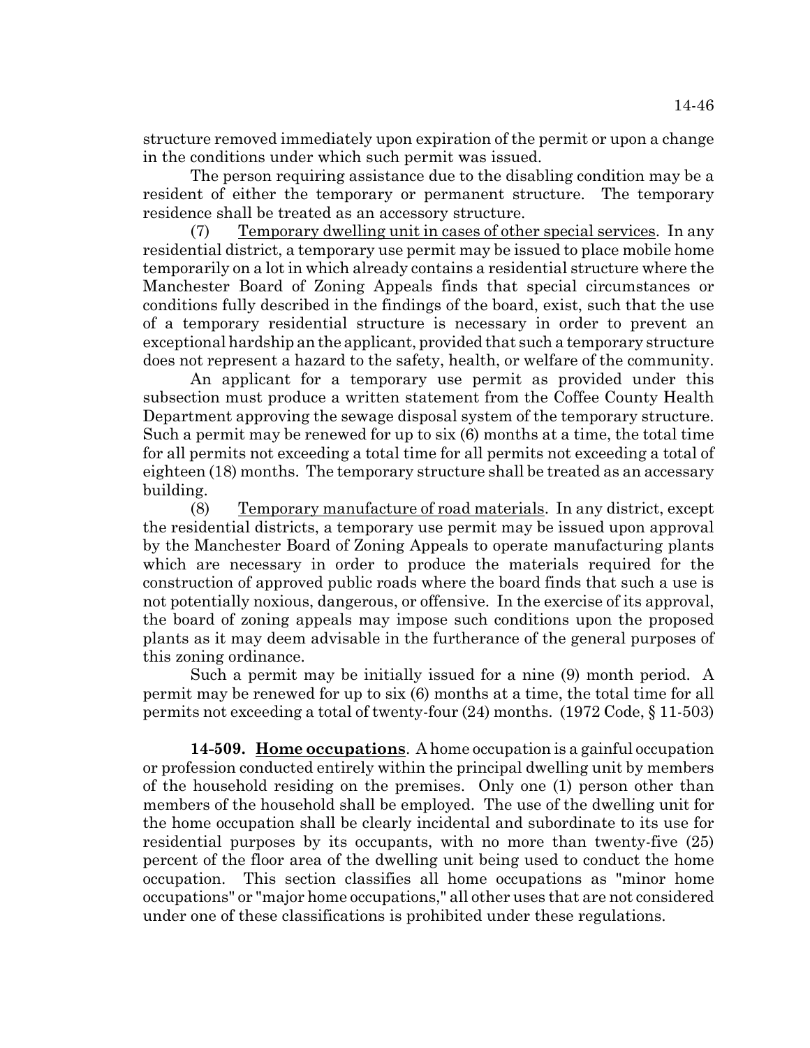structure removed immediately upon expiration of the permit or upon a change in the conditions under which such permit was issued.

The person requiring assistance due to the disabling condition may be a resident of either the temporary or permanent structure. The temporary residence shall be treated as an accessory structure.

(7) Temporary dwelling unit in cases of other special services. In any residential district, a temporary use permit may be issued to place mobile home temporarily on a lot in which already contains a residential structure where the Manchester Board of Zoning Appeals finds that special circumstances or conditions fully described in the findings of the board, exist, such that the use of a temporary residential structure is necessary in order to prevent an exceptional hardship an the applicant, provided that such a temporary structure does not represent a hazard to the safety, health, or welfare of the community.

An applicant for a temporary use permit as provided under this subsection must produce a written statement from the Coffee County Health Department approving the sewage disposal system of the temporary structure. Such a permit may be renewed for up to six (6) months at a time, the total time for all permits not exceeding a total time for all permits not exceeding a total of eighteen (18) months. The temporary structure shall be treated as an accessary building.

(8) Temporary manufacture of road materials. In any district, except the residential districts, a temporary use permit may be issued upon approval by the Manchester Board of Zoning Appeals to operate manufacturing plants which are necessary in order to produce the materials required for the construction of approved public roads where the board finds that such a use is not potentially noxious, dangerous, or offensive. In the exercise of its approval, the board of zoning appeals may impose such conditions upon the proposed plants as it may deem advisable in the furtherance of the general purposes of this zoning ordinance.

Such a permit may be initially issued for a nine (9) month period. A permit may be renewed for up to six (6) months at a time, the total time for all permits not exceeding a total of twenty-four (24) months. (1972 Code, § 11-503)

**14-509. Home occupations**. A home occupation is a gainful occupation or profession conducted entirely within the principal dwelling unit by members of the household residing on the premises. Only one (1) person other than members of the household shall be employed. The use of the dwelling unit for the home occupation shall be clearly incidental and subordinate to its use for residential purposes by its occupants, with no more than twenty-five (25) percent of the floor area of the dwelling unit being used to conduct the home occupation. This section classifies all home occupations as "minor home occupations" or "major home occupations," all other uses that are not considered under one of these classifications is prohibited under these regulations.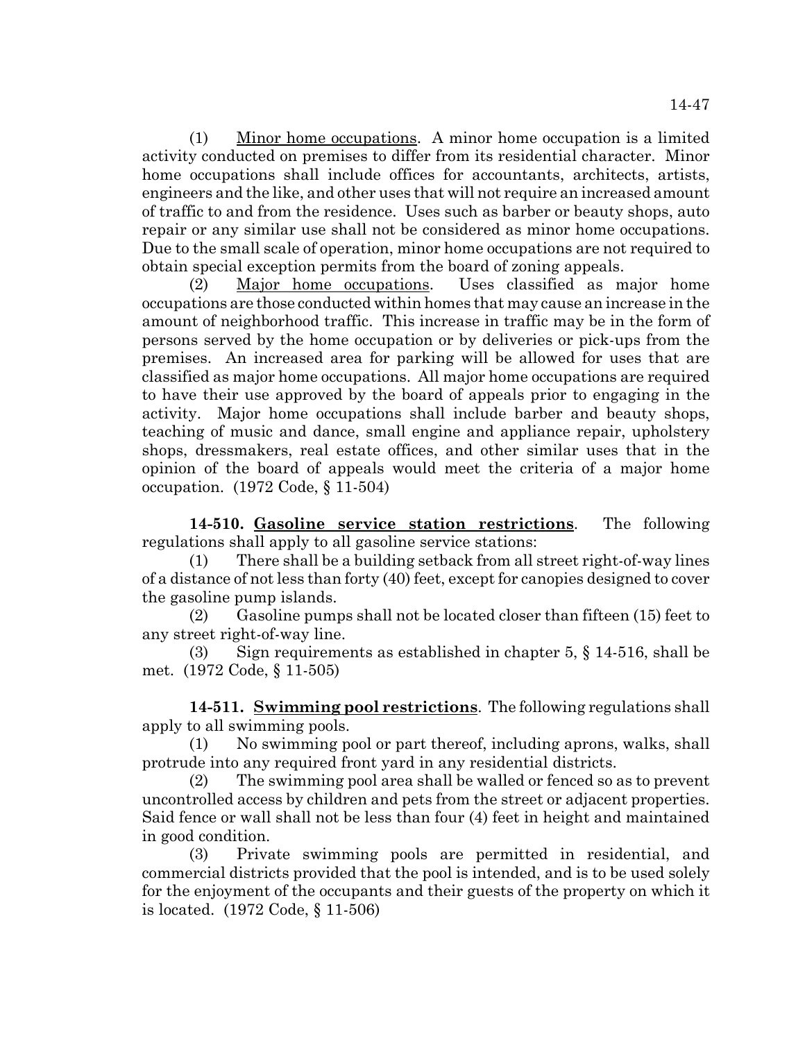(1) Minor home occupations. A minor home occupation is a limited activity conducted on premises to differ from its residential character. Minor home occupations shall include offices for accountants, architects, artists, engineers and the like, and other uses that will not require an increased amount of traffic to and from the residence. Uses such as barber or beauty shops, auto repair or any similar use shall not be considered as minor home occupations. Due to the small scale of operation, minor home occupations are not required to obtain special exception permits from the board of zoning appeals.

(2) Major home occupations. Uses classified as major home occupations are those conducted within homes that may cause an increase in the amount of neighborhood traffic. This increase in traffic may be in the form of persons served by the home occupation or by deliveries or pick-ups from the premises. An increased area for parking will be allowed for uses that are classified as major home occupations. All major home occupations are required to have their use approved by the board of appeals prior to engaging in the activity. Major home occupations shall include barber and beauty shops, teaching of music and dance, small engine and appliance repair, upholstery shops, dressmakers, real estate offices, and other similar uses that in the opinion of the board of appeals would meet the criteria of a major home occupation. (1972 Code, § 11-504)

**14-510. Gasoline service station restrictions**. The following regulations shall apply to all gasoline service stations:

(1) There shall be a building setback from all street right-of-way lines of a distance of not less than forty (40) feet, except for canopies designed to cover the gasoline pump islands.

(2) Gasoline pumps shall not be located closer than fifteen (15) feet to any street right-of-way line.

(3) Sign requirements as established in chapter 5, § 14-516, shall be met. (1972 Code, § 11-505)

**14-511. Swimming pool restrictions**. The following regulations shall apply to all swimming pools.

(1) No swimming pool or part thereof, including aprons, walks, shall protrude into any required front yard in any residential districts.

(2) The swimming pool area shall be walled or fenced so as to prevent uncontrolled access by children and pets from the street or adjacent properties. Said fence or wall shall not be less than four (4) feet in height and maintained in good condition.

(3) Private swimming pools are permitted in residential, and commercial districts provided that the pool is intended, and is to be used solely for the enjoyment of the occupants and their guests of the property on which it is located. (1972 Code, § 11-506)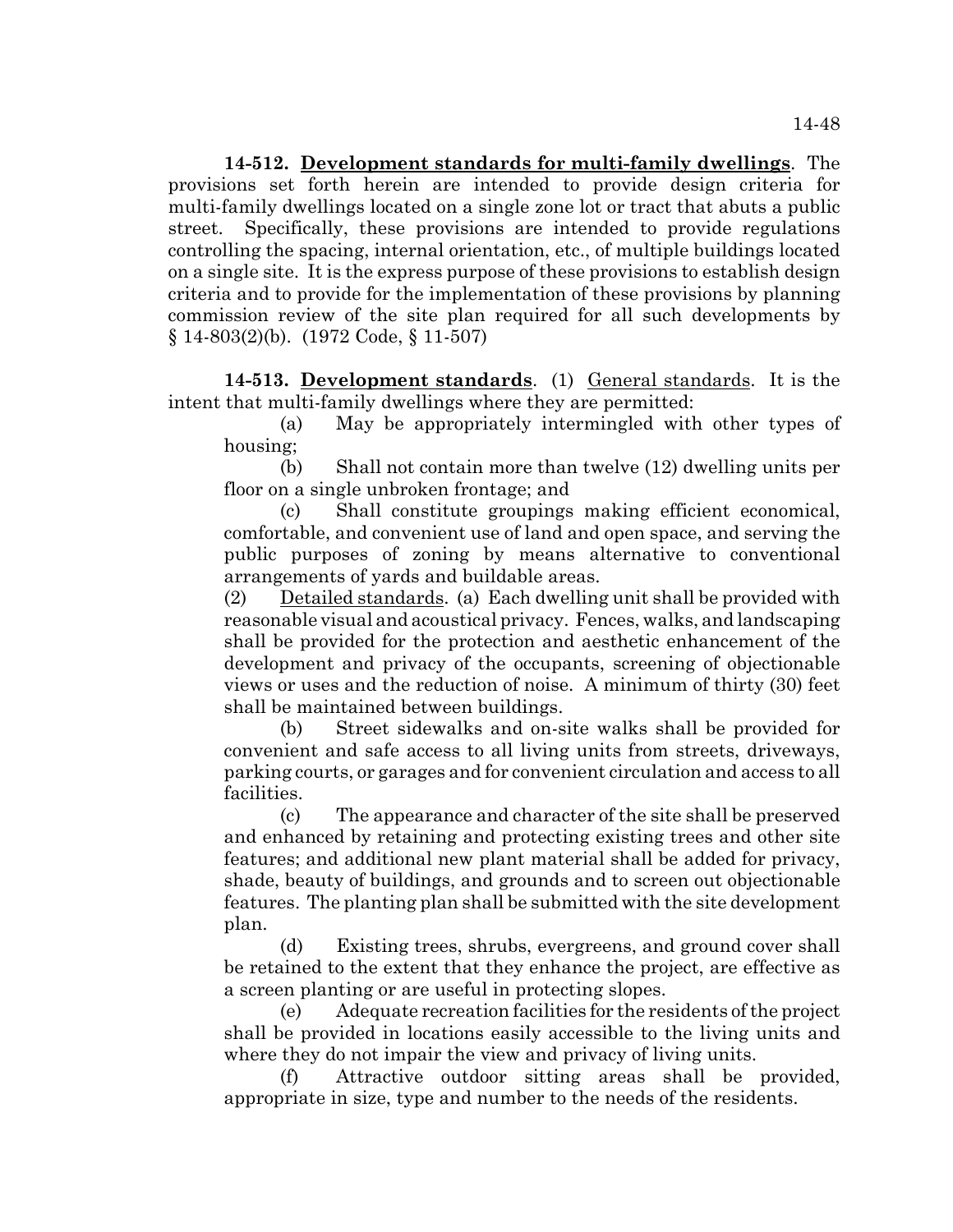**14-512. Development standards for multi-family dwellings**. The provisions set forth herein are intended to provide design criteria for multi-family dwellings located on a single zone lot or tract that abuts a public street. Specifically, these provisions are intended to provide regulations controlling the spacing, internal orientation, etc., of multiple buildings located on a single site. It is the express purpose of these provisions to establish design criteria and to provide for the implementation of these provisions by planning commission review of the site plan required for all such developments by § 14-803(2)(b). (1972 Code, § 11-507)

**14-513. Development standards**. (1) General standards. It is the intent that multi-family dwellings where they are permitted:

(a) May be appropriately intermingled with other types of housing;

(b) Shall not contain more than twelve (12) dwelling units per floor on a single unbroken frontage; and

(c) Shall constitute groupings making efficient economical, comfortable, and convenient use of land and open space, and serving the public purposes of zoning by means alternative to conventional arrangements of yards and buildable areas.

(2) Detailed standards. (a) Each dwelling unit shall be provided with reasonable visual and acoustical privacy. Fences, walks, and landscaping shall be provided for the protection and aesthetic enhancement of the development and privacy of the occupants, screening of objectionable views or uses and the reduction of noise. A minimum of thirty (30) feet shall be maintained between buildings.

(b) Street sidewalks and on-site walks shall be provided for convenient and safe access to all living units from streets, driveways, parking courts, or garages and for convenient circulation and access to all facilities.

(c) The appearance and character of the site shall be preserved and enhanced by retaining and protecting existing trees and other site features; and additional new plant material shall be added for privacy, shade, beauty of buildings, and grounds and to screen out objectionable features. The planting plan shall be submitted with the site development plan.

(d) Existing trees, shrubs, evergreens, and ground cover shall be retained to the extent that they enhance the project, are effective as a screen planting or are useful in protecting slopes.

(e) Adequate recreation facilities for the residents of the project shall be provided in locations easily accessible to the living units and where they do not impair the view and privacy of living units.

(f) Attractive outdoor sitting areas shall be provided, appropriate in size, type and number to the needs of the residents.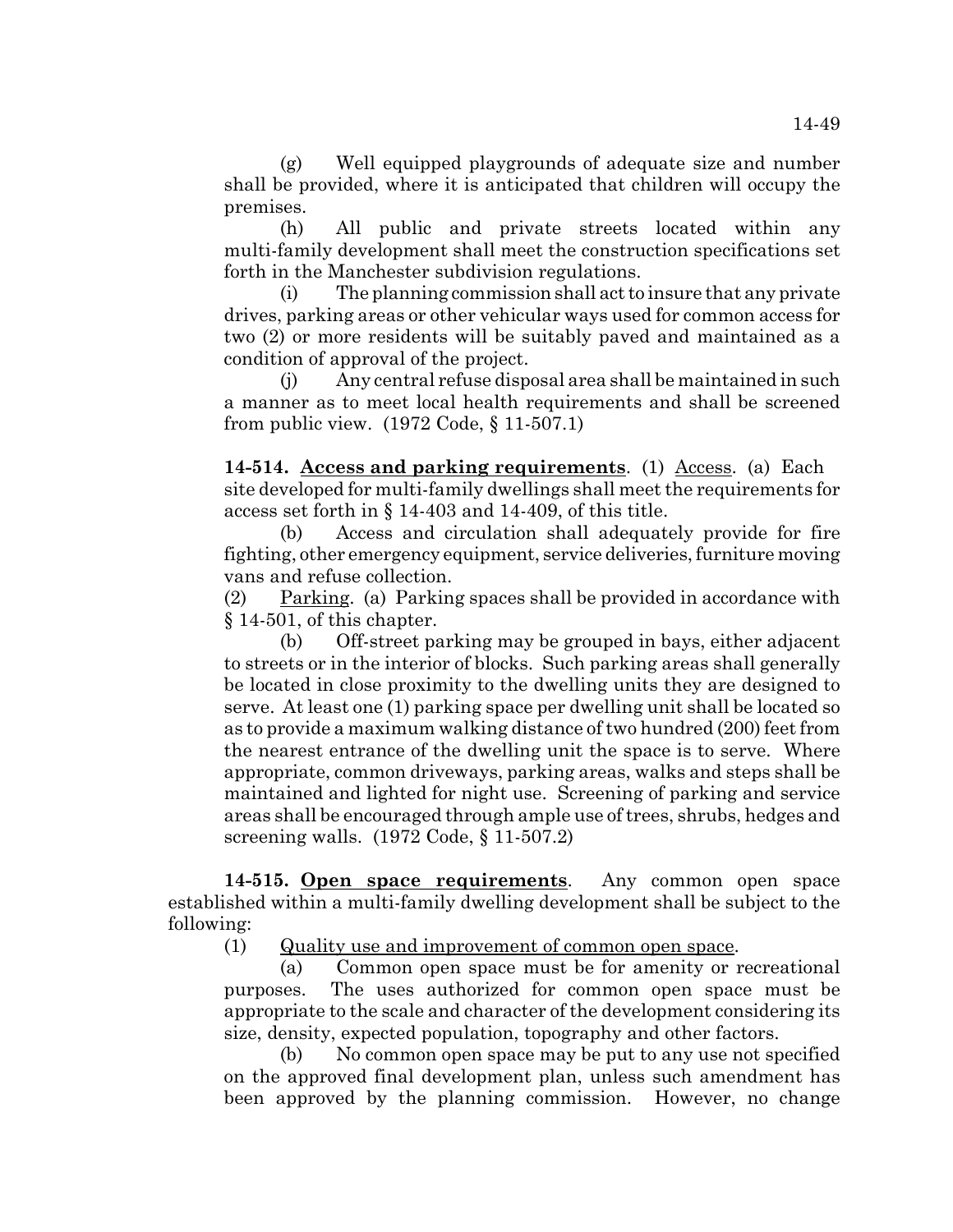(g) Well equipped playgrounds of adequate size and number shall be provided, where it is anticipated that children will occupy the premises.

(h) All public and private streets located within any multi-family development shall meet the construction specifications set forth in the Manchester subdivision regulations.

(i) The planning commission shall act to insure that any private drives, parking areas or other vehicular ways used for common access for two (2) or more residents will be suitably paved and maintained as a condition of approval of the project.

(j) Any central refuse disposal area shall be maintained in such a manner as to meet local health requirements and shall be screened from public view. (1972 Code, § 11-507.1)

**14-514. Access and parking requirements**. (1) Access. (a) Each site developed for multi-family dwellings shall meet the requirements for access set forth in § 14-403 and 14-409, of this title.

(b) Access and circulation shall adequately provide for fire fighting, other emergency equipment, service deliveries, furniture moving vans and refuse collection.

(2) Parking. (a) Parking spaces shall be provided in accordance with § 14-501, of this chapter.

(b) Off-street parking may be grouped in bays, either adjacent to streets or in the interior of blocks. Such parking areas shall generally be located in close proximity to the dwelling units they are designed to serve. At least one (1) parking space per dwelling unit shall be located so as to provide a maximum walking distance of two hundred (200) feet from the nearest entrance of the dwelling unit the space is to serve. Where appropriate, common driveways, parking areas, walks and steps shall be maintained and lighted for night use. Screening of parking and service areas shall be encouraged through ample use of trees, shrubs, hedges and screening walls. (1972 Code, § 11-507.2)

**14-515. Open space requirements**. Any common open space established within a multi-family dwelling development shall be subject to the following:

(1) Quality use and improvement of common open space.

(a) Common open space must be for amenity or recreational purposes. The uses authorized for common open space must be appropriate to the scale and character of the development considering its size, density, expected population, topography and other factors.

(b) No common open space may be put to any use not specified on the approved final development plan, unless such amendment has been approved by the planning commission. However, no change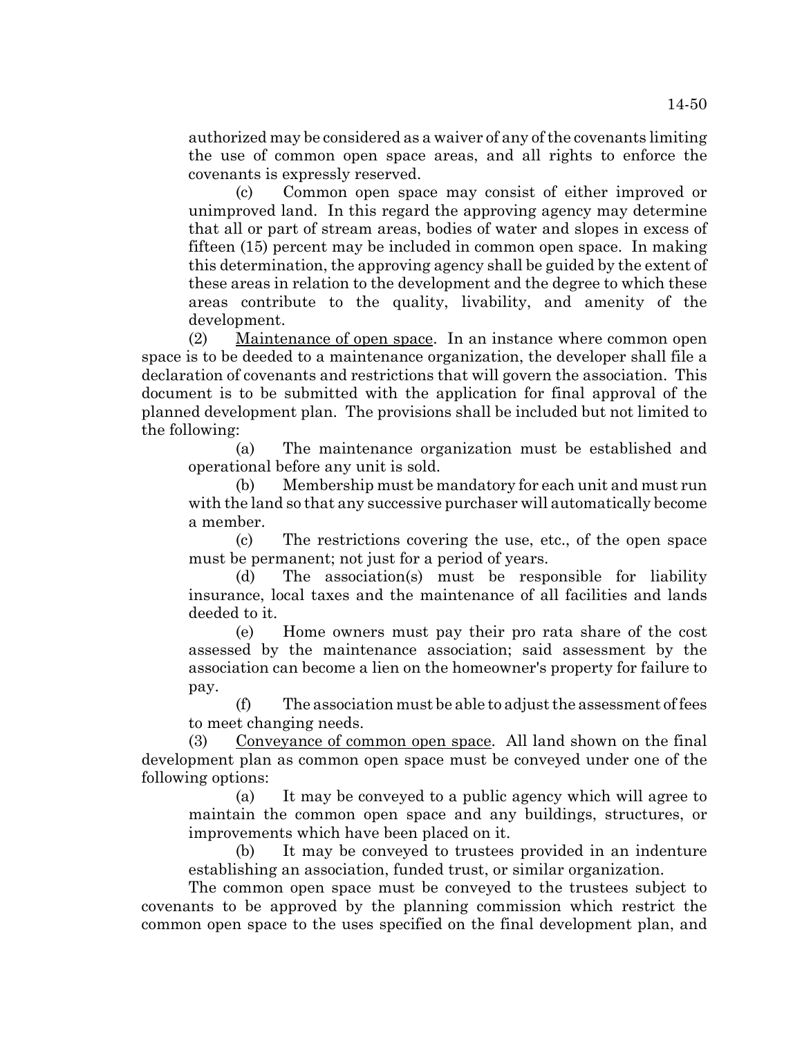authorized may be considered as a waiver of any of the covenants limiting the use of common open space areas, and all rights to enforce the covenants is expressly reserved.

(c) Common open space may consist of either improved or unimproved land. In this regard the approving agency may determine that all or part of stream areas, bodies of water and slopes in excess of fifteen (15) percent may be included in common open space. In making this determination, the approving agency shall be guided by the extent of these areas in relation to the development and the degree to which these areas contribute to the quality, livability, and amenity of the development.

(2) Maintenance of open space. In an instance where common open space is to be deeded to a maintenance organization, the developer shall file a declaration of covenants and restrictions that will govern the association. This document is to be submitted with the application for final approval of the planned development plan. The provisions shall be included but not limited to the following:

(a) The maintenance organization must be established and operational before any unit is sold.

(b) Membership must be mandatory for each unit and must run with the land so that any successive purchaser will automatically become a member.

(c) The restrictions covering the use, etc., of the open space must be permanent; not just for a period of years.

(d) The association(s) must be responsible for liability insurance, local taxes and the maintenance of all facilities and lands deeded to it.

(e) Home owners must pay their pro rata share of the cost assessed by the maintenance association; said assessment by the association can become a lien on the homeowner's property for failure to pay.

(f) The association must be able to adjust the assessment of fees to meet changing needs.

(3) Conveyance of common open space. All land shown on the final development plan as common open space must be conveyed under one of the following options:

(a) It may be conveyed to a public agency which will agree to maintain the common open space and any buildings, structures, or improvements which have been placed on it.

(b) It may be conveyed to trustees provided in an indenture establishing an association, funded trust, or similar organization.

The common open space must be conveyed to the trustees subject to covenants to be approved by the planning commission which restrict the common open space to the uses specified on the final development plan, and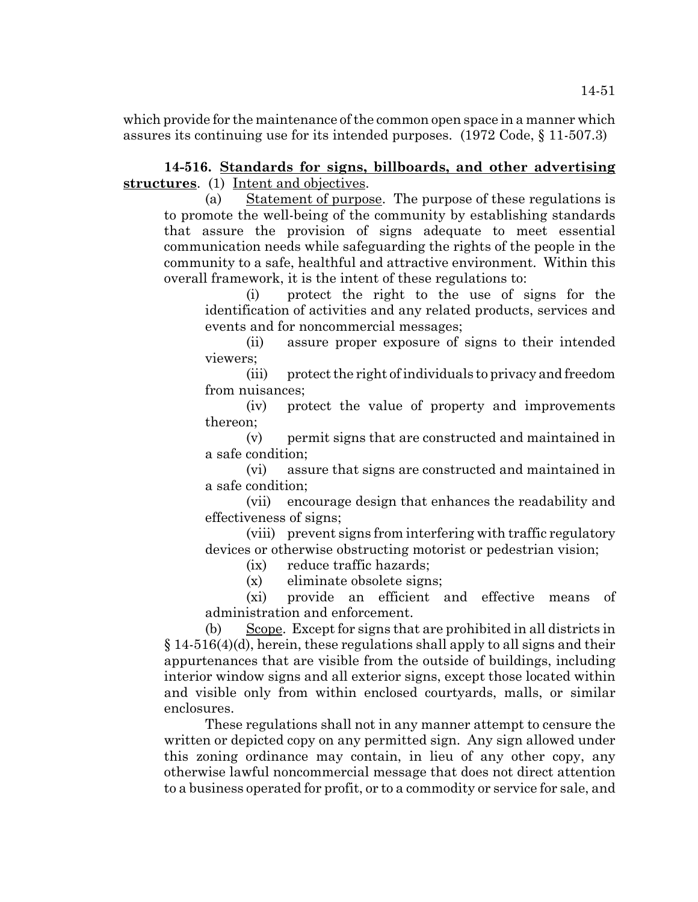which provide for the maintenance of the common open space in a manner which assures its continuing use for its intended purposes. (1972 Code, § 11-507.3)

**14-516. Standards for signs, billboards, and other advertising structures**. (1) Intent and objectives.

(a) Statement of purpose. The purpose of these regulations is to promote the well-being of the community by establishing standards that assure the provision of signs adequate to meet essential communication needs while safeguarding the rights of the people in the community to a safe, healthful and attractive environment. Within this overall framework, it is the intent of these regulations to:

(i) protect the right to the use of signs for the identification of activities and any related products, services and events and for noncommercial messages;

(ii) assure proper exposure of signs to their intended viewers;

(iii) protect the right of individuals to privacy and freedom from nuisances;

(iv) protect the value of property and improvements thereon;

(v) permit signs that are constructed and maintained in a safe condition;

(vi) assure that signs are constructed and maintained in a safe condition;

(vii) encourage design that enhances the readability and effectiveness of signs;

(viii) prevent signs from interfering with traffic regulatory devices or otherwise obstructing motorist or pedestrian vision;

(ix) reduce traffic hazards;

(x) eliminate obsolete signs;

(xi) provide an efficient and effective means of administration and enforcement.

(b) Scope. Except for signs that are prohibited in all districts in § 14-516(4)(d), herein, these regulations shall apply to all signs and their appurtenances that are visible from the outside of buildings, including interior window signs and all exterior signs, except those located within and visible only from within enclosed courtyards, malls, or similar enclosures.

These regulations shall not in any manner attempt to censure the written or depicted copy on any permitted sign. Any sign allowed under this zoning ordinance may contain, in lieu of any other copy, any otherwise lawful noncommercial message that does not direct attention to a business operated for profit, or to a commodity or service for sale, and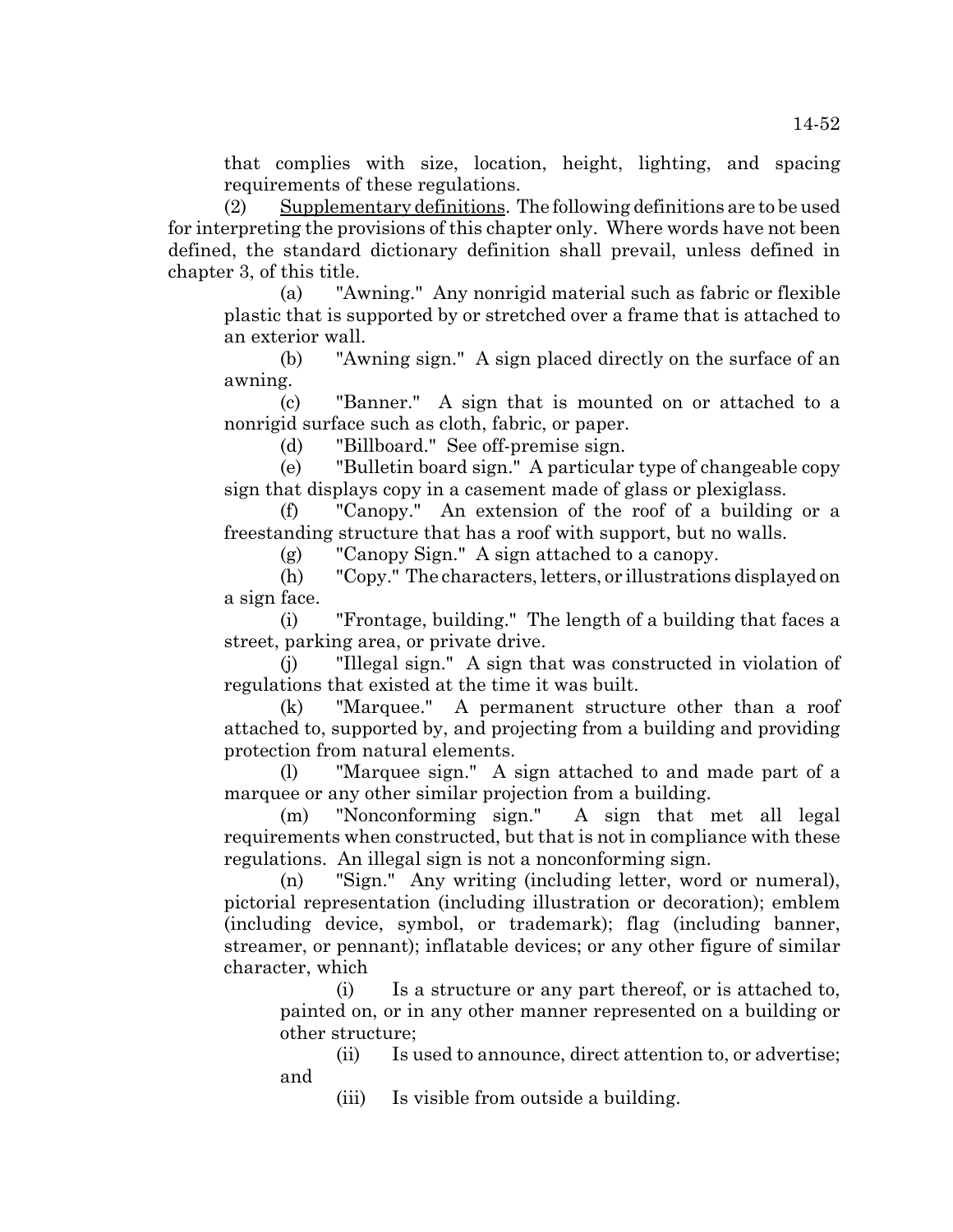that complies with size, location, height, lighting, and spacing requirements of these regulations.

(2) Supplementary definitions. The following definitions are to be used for interpreting the provisions of this chapter only. Where words have not been defined, the standard dictionary definition shall prevail, unless defined in chapter 3, of this title.

(a) "Awning." Any nonrigid material such as fabric or flexible plastic that is supported by or stretched over a frame that is attached to an exterior wall.

(b) "Awning sign." A sign placed directly on the surface of an awning.

(c) "Banner." A sign that is mounted on or attached to a nonrigid surface such as cloth, fabric, or paper.

(d) "Billboard." See off-premise sign.

(e) "Bulletin board sign." A particular type of changeable copy sign that displays copy in a casement made of glass or plexiglass.

(f) "Canopy." An extension of the roof of a building or a freestanding structure that has a roof with support, but no walls.

(g) "Canopy Sign." A sign attached to a canopy.

(h) "Copy." The characters, letters, or illustrations displayed on a sign face.

(i) "Frontage, building." The length of a building that faces a street, parking area, or private drive.

(j) "Illegal sign." A sign that was constructed in violation of regulations that existed at the time it was built.

(k) "Marquee." A permanent structure other than a roof attached to, supported by, and projecting from a building and providing protection from natural elements.

(l) "Marquee sign." A sign attached to and made part of a marquee or any other similar projection from a building.

(m) "Nonconforming sign." A sign that met all legal requirements when constructed, but that is not in compliance with these regulations. An illegal sign is not a nonconforming sign.

(n) "Sign." Any writing (including letter, word or numeral), pictorial representation (including illustration or decoration); emblem (including device, symbol, or trademark); flag (including banner, streamer, or pennant); inflatable devices; or any other figure of similar character, which

(i) Is a structure or any part thereof, or is attached to, painted on, or in any other manner represented on a building or other structure;

(ii) Is used to announce, direct attention to, or advertise; and

(iii) Is visible from outside a building.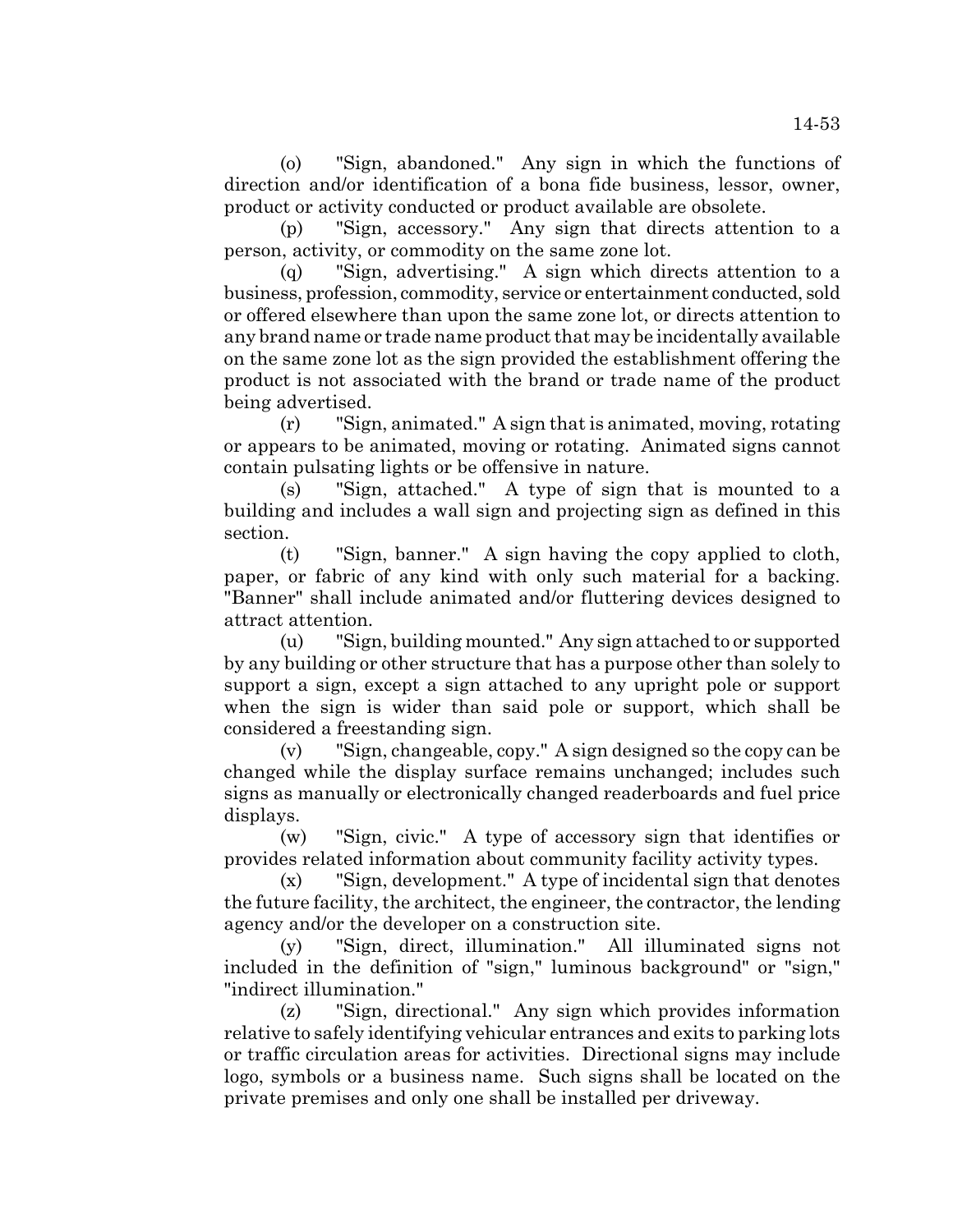(o) "Sign, abandoned." Any sign in which the functions of direction and/or identification of a bona fide business, lessor, owner, product or activity conducted or product available are obsolete.

(p) "Sign, accessory." Any sign that directs attention to a person, activity, or commodity on the same zone lot.

(q) "Sign, advertising." A sign which directs attention to a business, profession, commodity, service or entertainment conducted, sold or offered elsewhere than upon the same zone lot, or directs attention to any brand name or trade name product that may be incidentally available on the same zone lot as the sign provided the establishment offering the product is not associated with the brand or trade name of the product being advertised.

(r) "Sign, animated." A sign that is animated, moving, rotating or appears to be animated, moving or rotating. Animated signs cannot contain pulsating lights or be offensive in nature.

(s) "Sign, attached." A type of sign that is mounted to a building and includes a wall sign and projecting sign as defined in this section.

(t) "Sign, banner." A sign having the copy applied to cloth, paper, or fabric of any kind with only such material for a backing. "Banner" shall include animated and/or fluttering devices designed to attract attention.

(u) "Sign, building mounted." Any sign attached to or supported by any building or other structure that has a purpose other than solely to support a sign, except a sign attached to any upright pole or support when the sign is wider than said pole or support, which shall be considered a freestanding sign.

(v) "Sign, changeable, copy." A sign designed so the copy can be changed while the display surface remains unchanged; includes such signs as manually or electronically changed readerboards and fuel price displays.

(w) "Sign, civic." A type of accessory sign that identifies or provides related information about community facility activity types.

(x) "Sign, development." A type of incidental sign that denotes the future facility, the architect, the engineer, the contractor, the lending agency and/or the developer on a construction site.

(y) "Sign, direct, illumination." All illuminated signs not included in the definition of "sign," luminous background" or "sign," "indirect illumination."

(z) "Sign, directional." Any sign which provides information relative to safely identifying vehicular entrances and exits to parking lots or traffic circulation areas for activities. Directional signs may include logo, symbols or a business name. Such signs shall be located on the private premises and only one shall be installed per driveway.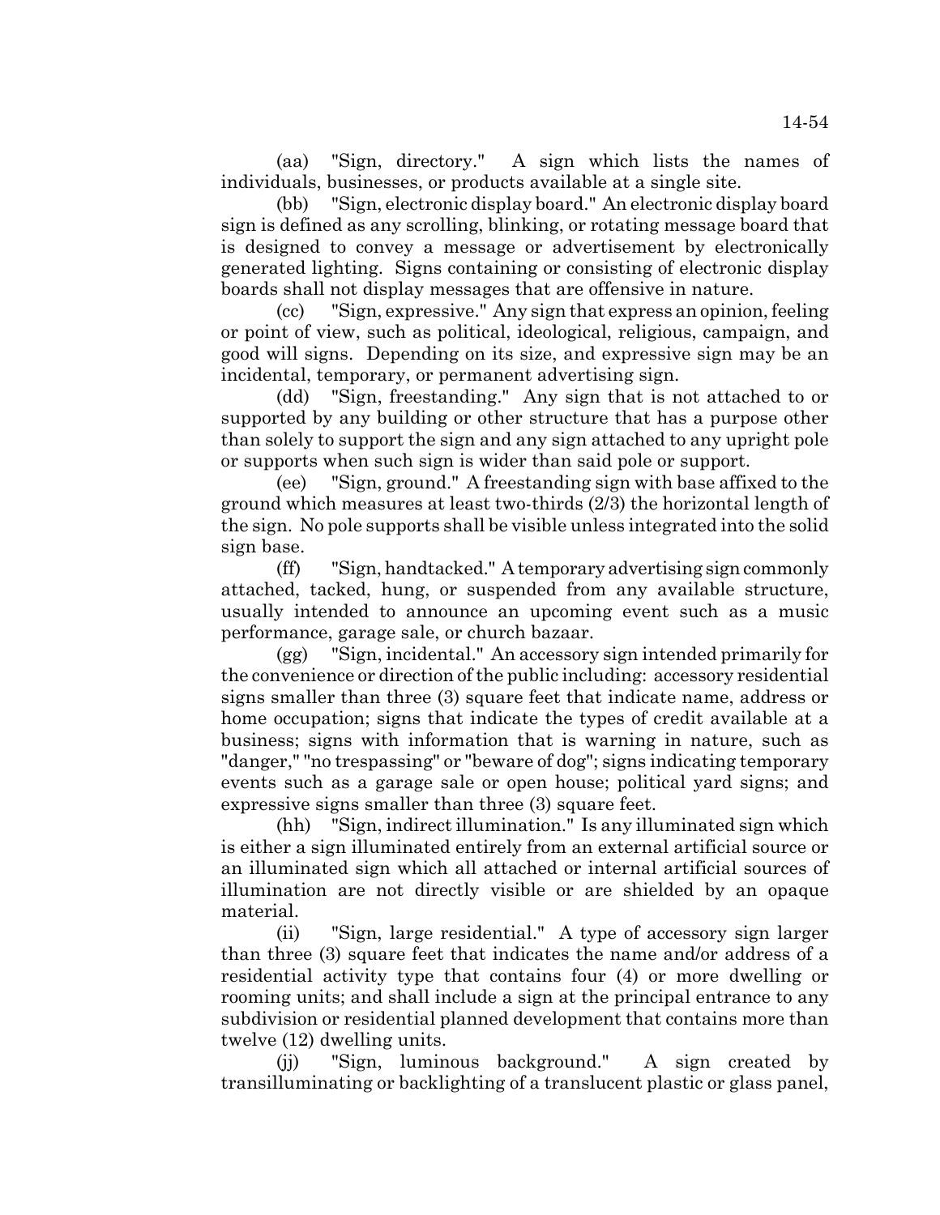(aa) "Sign, directory." A sign which lists the names of individuals, businesses, or products available at a single site.

(bb) "Sign, electronic display board." An electronic display board sign is defined as any scrolling, blinking, or rotating message board that is designed to convey a message or advertisement by electronically generated lighting. Signs containing or consisting of electronic display boards shall not display messages that are offensive in nature.

(cc) "Sign, expressive." Any sign that express an opinion, feeling or point of view, such as political, ideological, religious, campaign, and good will signs. Depending on its size, and expressive sign may be an incidental, temporary, or permanent advertising sign.

(dd) "Sign, freestanding." Any sign that is not attached to or supported by any building or other structure that has a purpose other than solely to support the sign and any sign attached to any upright pole or supports when such sign is wider than said pole or support.

(ee) "Sign, ground." A freestanding sign with base affixed to the ground which measures at least two-thirds (2/3) the horizontal length of the sign. No pole supports shall be visible unless integrated into the solid sign base.

(ff) "Sign, handtacked." A temporary advertising sign commonly attached, tacked, hung, or suspended from any available structure, usually intended to announce an upcoming event such as a music performance, garage sale, or church bazaar.

(gg) "Sign, incidental." An accessory sign intended primarily for the convenience or direction of the public including: accessory residential signs smaller than three (3) square feet that indicate name, address or home occupation; signs that indicate the types of credit available at a business; signs with information that is warning in nature, such as "danger," "no trespassing" or "beware of dog"; signs indicating temporary events such as a garage sale or open house; political yard signs; and expressive signs smaller than three (3) square feet.

(hh) "Sign, indirect illumination." Is any illuminated sign which is either a sign illuminated entirely from an external artificial source or an illuminated sign which all attached or internal artificial sources of illumination are not directly visible or are shielded by an opaque material.

(ii) "Sign, large residential." A type of accessory sign larger than three (3) square feet that indicates the name and/or address of a residential activity type that contains four (4) or more dwelling or rooming units; and shall include a sign at the principal entrance to any subdivision or residential planned development that contains more than twelve (12) dwelling units.

(jj) "Sign, luminous background." A sign created by transilluminating or backlighting of a translucent plastic or glass panel,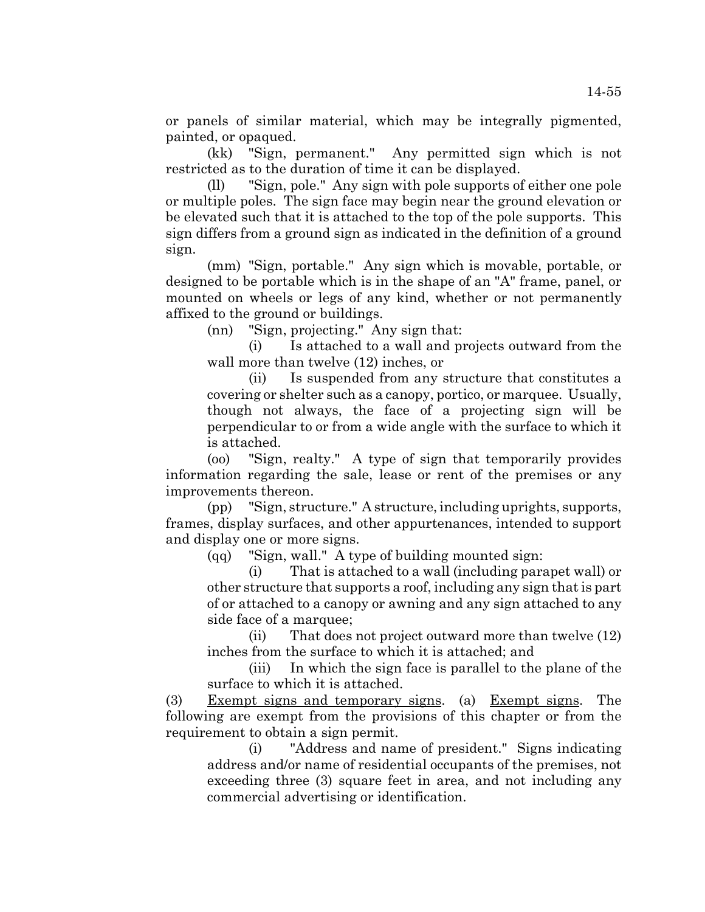or panels of similar material, which may be integrally pigmented, painted, or opaqued.

(kk) "Sign, permanent." Any permitted sign which is not restricted as to the duration of time it can be displayed.

(ll) "Sign, pole." Any sign with pole supports of either one pole or multiple poles. The sign face may begin near the ground elevation or be elevated such that it is attached to the top of the pole supports. This sign differs from a ground sign as indicated in the definition of a ground sign.

(mm) "Sign, portable." Any sign which is movable, portable, or designed to be portable which is in the shape of an "A" frame, panel, or mounted on wheels or legs of any kind, whether or not permanently affixed to the ground or buildings.

(nn) "Sign, projecting." Any sign that:

(i) Is attached to a wall and projects outward from the wall more than twelve (12) inches, or

(ii) Is suspended from any structure that constitutes a covering or shelter such as a canopy, portico, or marquee. Usually, though not always, the face of a projecting sign will be perpendicular to or from a wide angle with the surface to which it is attached.

(oo) "Sign, realty." A type of sign that temporarily provides information regarding the sale, lease or rent of the premises or any improvements thereon.

(pp) "Sign, structure." A structure, including uprights, supports, frames, display surfaces, and other appurtenances, intended to support and display one or more signs.

(qq) "Sign, wall." A type of building mounted sign:

(i) That is attached to a wall (including parapet wall) or other structure that supports a roof, including any sign that is part of or attached to a canopy or awning and any sign attached to any side face of a marquee;

(ii) That does not project outward more than twelve (12) inches from the surface to which it is attached; and

(iii) In which the sign face is parallel to the plane of the surface to which it is attached.

(3) Exempt signs and temporary signs. (a) Exempt signs. The following are exempt from the provisions of this chapter or from the requirement to obtain a sign permit.

(i) "Address and name of president." Signs indicating address and/or name of residential occupants of the premises, not exceeding three (3) square feet in area, and not including any commercial advertising or identification.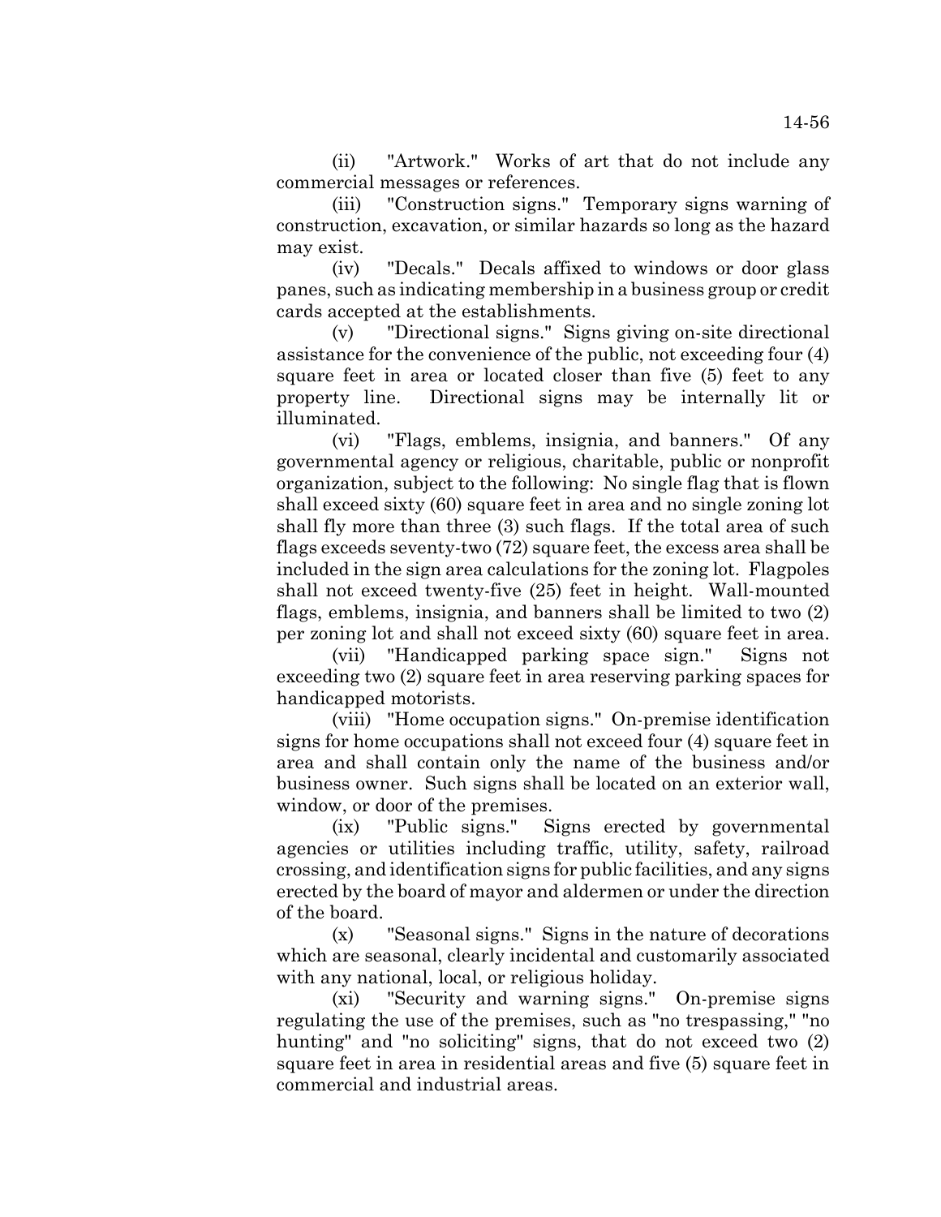(ii) "Artwork." Works of art that do not include any commercial messages or references.

(iii) "Construction signs." Temporary signs warning of construction, excavation, or similar hazards so long as the hazard may exist.

(iv) "Decals." Decals affixed to windows or door glass panes, such as indicating membership in a business group or credit cards accepted at the establishments.

(v) "Directional signs." Signs giving on-site directional assistance for the convenience of the public, not exceeding four (4) square feet in area or located closer than five (5) feet to any property line. Directional signs may be internally lit or illuminated.

(vi) "Flags, emblems, insignia, and banners." Of any governmental agency or religious, charitable, public or nonprofit organization, subject to the following: No single flag that is flown shall exceed sixty (60) square feet in area and no single zoning lot shall fly more than three (3) such flags. If the total area of such flags exceeds seventy-two (72) square feet, the excess area shall be included in the sign area calculations for the zoning lot. Flagpoles shall not exceed twenty-five (25) feet in height. Wall-mounted flags, emblems, insignia, and banners shall be limited to two (2) per zoning lot and shall not exceed sixty (60) square feet in area.

(vii) "Handicapped parking space sign." Signs not exceeding two (2) square feet in area reserving parking spaces for handicapped motorists.

(viii) "Home occupation signs." On-premise identification signs for home occupations shall not exceed four (4) square feet in area and shall contain only the name of the business and/or business owner. Such signs shall be located on an exterior wall, window, or door of the premises.

(ix) "Public signs." Signs erected by governmental agencies or utilities including traffic, utility, safety, railroad crossing, and identification signs for public facilities, and any signs erected by the board of mayor and aldermen or under the direction of the board.

(x) "Seasonal signs." Signs in the nature of decorations which are seasonal, clearly incidental and customarily associated with any national, local, or religious holiday.

(xi) "Security and warning signs." On-premise signs regulating the use of the premises, such as "no trespassing," "no hunting" and "no soliciting" signs, that do not exceed two (2) square feet in area in residential areas and five (5) square feet in commercial and industrial areas.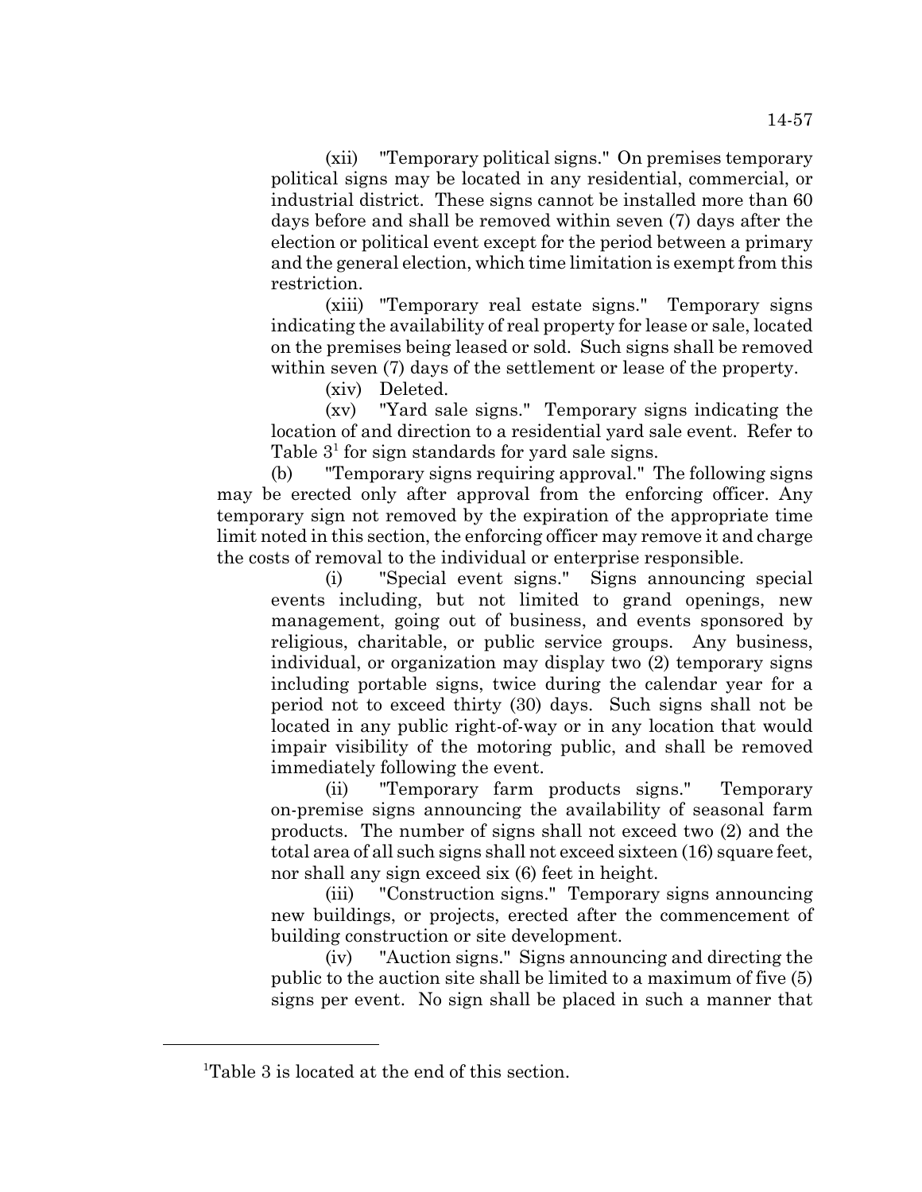(xii) "Temporary political signs." On premises temporary political signs may be located in any residential, commercial, or industrial district. These signs cannot be installed more than 60 days before and shall be removed within seven (7) days after the election or political event except for the period between a primary and the general election, which time limitation is exempt from this restriction.

(xiii) "Temporary real estate signs." Temporary signs indicating the availability of real property for lease or sale, located on the premises being leased or sold. Such signs shall be removed within seven (7) days of the settlement or lease of the property.

(xiv) Deleted.

(xv) "Yard sale signs." Temporary signs indicating the location of and direction to a residential yard sale event. Refer to Table 3[1] for sign standards for yard sale signs.

(b) "Temporary signs requiring approval." The following signs may be erected only after approval from the enforcing officer. Any temporary sign not removed by the expiration of the appropriate time limit noted in this section, the enforcing officer may remove it and charge the costs of removal to the individual or enterprise responsible.

(i) "Special event signs." Signs announcing special events including, but not limited to grand openings, new management, going out of business, and events sponsored by religious, charitable, or public service groups. Any business, individual, or organization may display two (2) temporary signs including portable signs, twice during the calendar year for a period not to exceed thirty (30) days. Such signs shall not be located in any public right-of-way or in any location that would impair visibility of the motoring public, and shall be removed immediately following the event.

(ii) "Temporary farm products signs." Temporary on-premise signs announcing the availability of seasonal farm products. The number of signs shall not exceed two (2) and the total area of all such signs shall not exceed sixteen (16) square feet, nor shall any sign exceed six (6) feet in height.

(iii) "Construction signs." Temporary signs announcing new buildings, or projects, erected after the commencement of building construction or site development.

(iv) "Auction signs." Signs announcing and directing the public to the auction site shall be limited to a maximum of five (5) signs per event. No sign shall be placed in such a manner that

---

[1]Table 3 is located at the end of this section.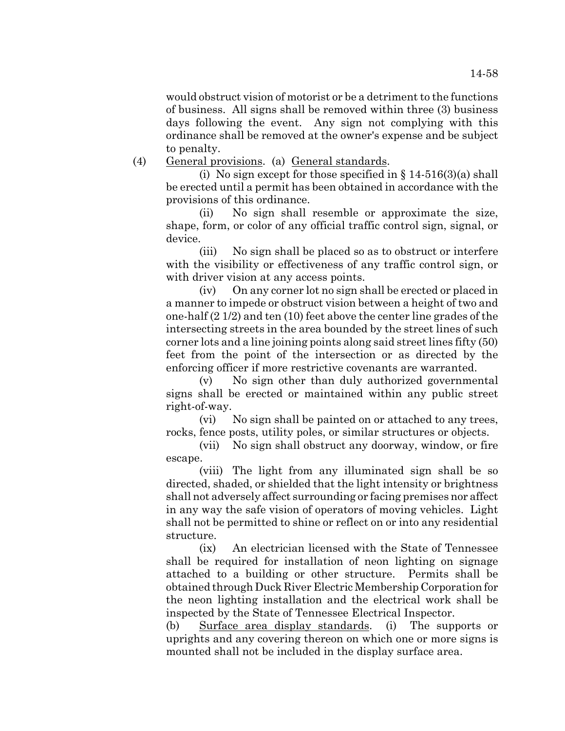would obstruct vision of motorist or be a detriment to the functions of business. All signs shall be removed within three (3) business days following the event. Any sign not complying with this ordinance shall be removed at the owner's expense and be subject to penalty.

(4) General provisions. (a) General standards.

(i) No sign except for those specified in § 14-516(3)(a) shall be erected until a permit has been obtained in accordance with the provisions of this ordinance.

(ii) No sign shall resemble or approximate the size, shape, form, or color of any official traffic control sign, signal, or device.

(iii) No sign shall be placed so as to obstruct or interfere with the visibility or effectiveness of any traffic control sign, or with driver vision at any access points.

(iv) On any corner lot no sign shall be erected or placed in a manner to impede or obstruct vision between a height of two and one-half (2 1/2) and ten (10) feet above the center line grades of the intersecting streets in the area bounded by the street lines of such corner lots and a line joining points along said street lines fifty (50) feet from the point of the intersection or as directed by the enforcing officer if more restrictive covenants are warranted.

(v) No sign other than duly authorized governmental signs shall be erected or maintained within any public street right-of-way.

(vi) No sign shall be painted on or attached to any trees, rocks, fence posts, utility poles, or similar structures or objects.

(vii) No sign shall obstruct any doorway, window, or fire escape.

(viii) The light from any illuminated sign shall be so directed, shaded, or shielded that the light intensity or brightness shall not adversely affect surrounding or facing premises nor affect in any way the safe vision of operators of moving vehicles. Light shall not be permitted to shine or reflect on or into any residential structure.

(ix) An electrician licensed with the State of Tennessee shall be required for installation of neon lighting on signage attached to a building or other structure. Permits shall be obtained through Duck River Electric Membership Corporation for the neon lighting installation and the electrical work shall be inspected by the State of Tennessee Electrical Inspector.

(b) Surface area display standards. (i) The supports or uprights and any covering thereon on which one or more signs is mounted shall not be included in the display surface area.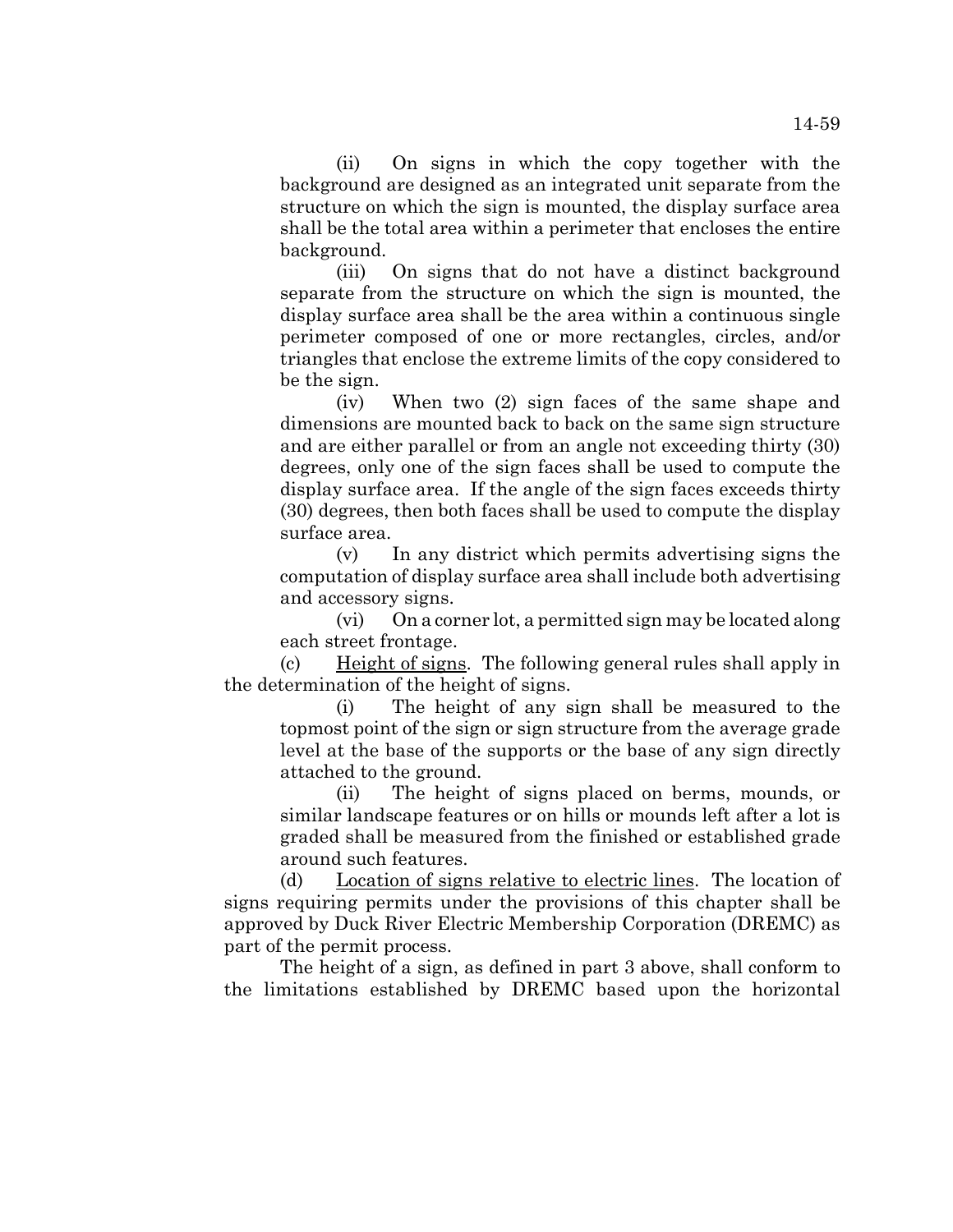(ii) On signs in which the copy together with the background are designed as an integrated unit separate from the structure on which the sign is mounted, the display surface area shall be the total area within a perimeter that encloses the entire background.

(iii) On signs that do not have a distinct background separate from the structure on which the sign is mounted, the display surface area shall be the area within a continuous single perimeter composed of one or more rectangles, circles, and/or triangles that enclose the extreme limits of the copy considered to be the sign.

(iv) When two (2) sign faces of the same shape and dimensions are mounted back to back on the same sign structure and are either parallel or from an angle not exceeding thirty (30) degrees, only one of the sign faces shall be used to compute the display surface area. If the angle of the sign faces exceeds thirty (30) degrees, then both faces shall be used to compute the display surface area.

(v) In any district which permits advertising signs the computation of display surface area shall include both advertising and accessory signs.

(vi) On a corner lot, a permitted sign may be located along each street frontage.

(c) Height of signs. The following general rules shall apply in the determination of the height of signs.

(i) The height of any sign shall be measured to the topmost point of the sign or sign structure from the average grade level at the base of the supports or the base of any sign directly attached to the ground.

(ii) The height of signs placed on berms, mounds, or similar landscape features or on hills or mounds left after a lot is graded shall be measured from the finished or established grade around such features.

(d) Location of signs relative to electric lines. The location of signs requiring permits under the provisions of this chapter shall be approved by Duck River Electric Membership Corporation (DREMC) as part of the permit process.

The height of a sign, as defined in part 3 above, shall conform to the limitations established by DREMC based upon the horizontal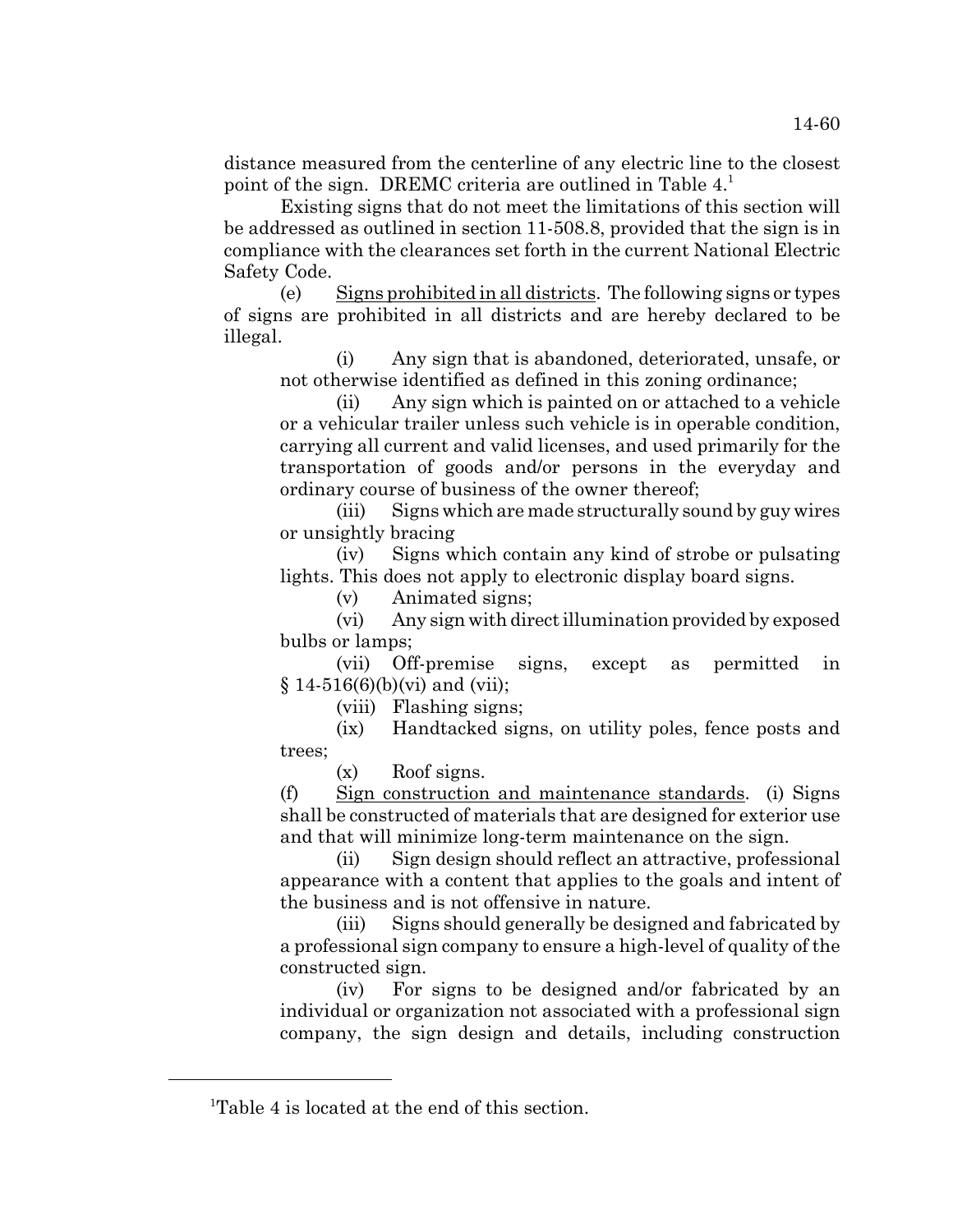distance measured from the centerline of any electric line to the closest point of the sign. DREMC criteria are outlined in Table 4.[1]

Existing signs that do not meet the limitations of this section will be addressed as outlined in section 11-508.8, provided that the sign is in compliance with the clearances set forth in the current National Electric Safety Code.

(e) Signs prohibited in all districts. The following signs or types of signs are prohibited in all districts and are hereby declared to be illegal.

(i) Any sign that is abandoned, deteriorated, unsafe, or not otherwise identified as defined in this zoning ordinance;

(ii) Any sign which is painted on or attached to a vehicle or a vehicular trailer unless such vehicle is in operable condition, carrying all current and valid licenses, and used primarily for the transportation of goods and/or persons in the everyday and ordinary course of business of the owner thereof;

(iii) Signs which are made structurally sound by guy wires or unsightly bracing

(iv) Signs which contain any kind of strobe or pulsating lights. This does not apply to electronic display board signs.

(v) Animated signs;

(vi) Any sign with direct illumination provided by exposed bulbs or lamps;

(vii) Off-premise signs, except as permitted in § 14-516(6)(b)(vi) and (vii);

(viii) Flashing signs;

(ix) Handtacked signs, on utility poles, fence posts and trees;

(x) Roof signs.

(f) Sign construction and maintenance standards. (i) Signs shall be constructed of materials that are designed for exterior use and that will minimize long-term maintenance on the sign.

(ii) Sign design should reflect an attractive, professional appearance with a content that applies to the goals and intent of the business and is not offensive in nature.

(iii) Signs should generally be designed and fabricated by a professional sign company to ensure a high-level of quality of the constructed sign.

(iv) For signs to be designed and/or fabricated by an individual or organization not associated with a professional sign company, the sign design and details, including construction

---

[1]Table 4 is located at the end of this section.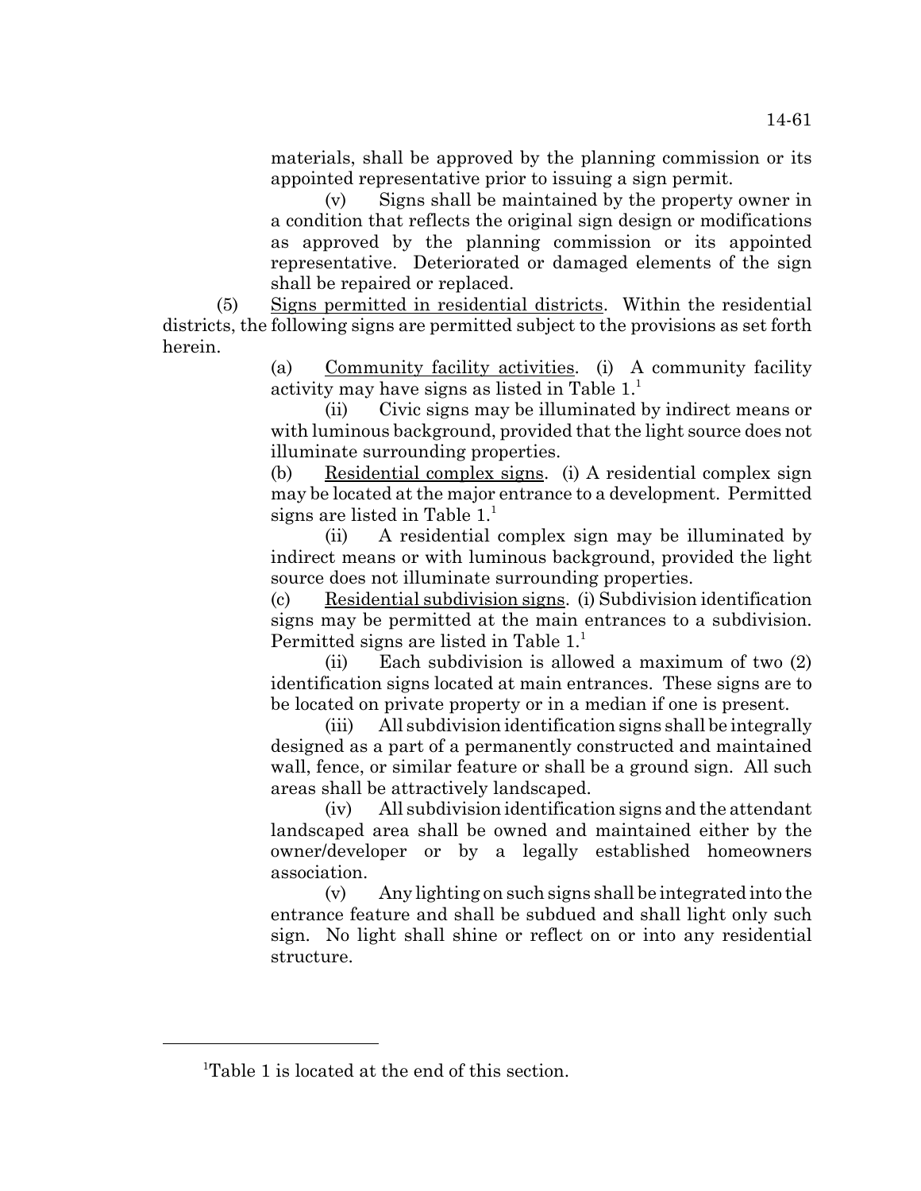materials, shall be approved by the planning commission or its appointed representative prior to issuing a sign permit.

(v) Signs shall be maintained by the property owner in a condition that reflects the original sign design or modifications as approved by the planning commission or its appointed representative. Deteriorated or damaged elements of the sign shall be repaired or replaced.

(5) Signs permitted in residential districts. Within the residential districts, the following signs are permitted subject to the provisions as set forth herein.

(a) Community facility activities. (i) A community facility activity may have signs as listed in Table 1.[1]

(ii) Civic signs may be illuminated by indirect means or with luminous background, provided that the light source does not illuminate surrounding properties.

(b) Residential complex signs. (i) A residential complex sign may be located at the major entrance to a development. Permitted signs are listed in Table 1.[1]

(ii) A residential complex sign may be illuminated by indirect means or with luminous background, provided the light source does not illuminate surrounding properties.

(c) Residential subdivision signs. (i) Subdivision identification signs may be permitted at the main entrances to a subdivision. Permitted signs are listed in Table 1.[1]

(ii) Each subdivision is allowed a maximum of two (2) identification signs located at main entrances. These signs are to be located on private property or in a median if one is present.

(iii) All subdivision identification signs shall be integrally designed as a part of a permanently constructed and maintained wall, fence, or similar feature or shall be a ground sign. All such areas shall be attractively landscaped.

(iv) All subdivision identification signs and the attendant landscaped area shall be owned and maintained either by the owner/developer or by a legally established homeowners association.

(v) Any lighting on such signs shall be integrated into the entrance feature and shall be subdued and shall light only such sign. No light shall shine or reflect on or into any residential structure.

---

[1]Table 1 is located at the end of this section.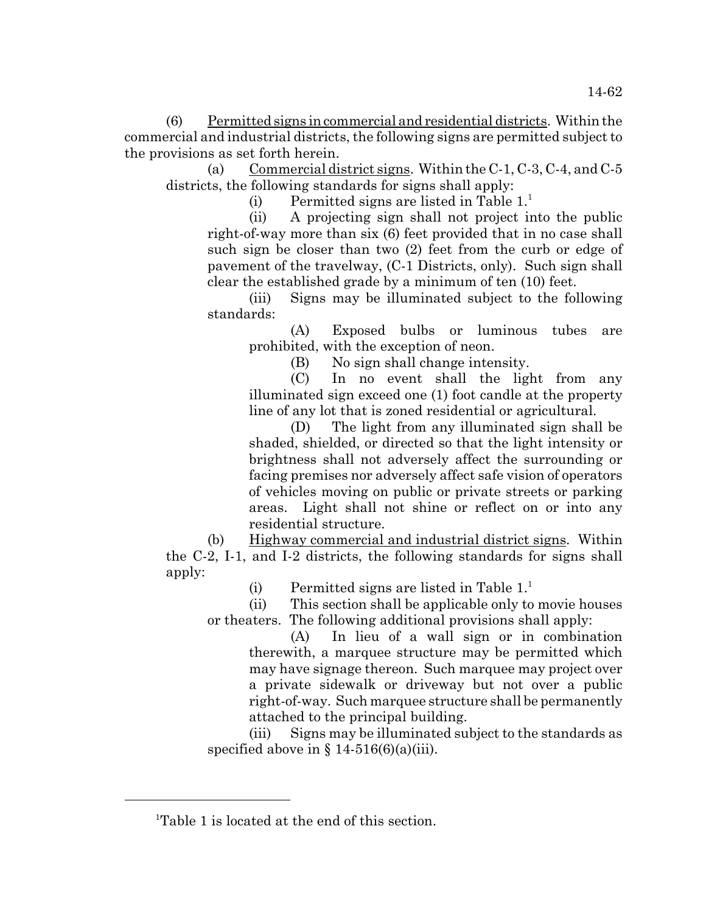(6) Permitted signs in commercial and residential districts. Within the commercial and industrial districts, the following signs are permitted subject to the provisions as set forth herein.

(a) Commercial district signs. Within the C-1, C-3, C-4, and C-5 districts, the following standards for signs shall apply:

(i) Permitted signs are listed in Table 1.[1]

(ii) A projecting sign shall not project into the public right-of-way more than six (6) feet provided that in no case shall such sign be closer than two (2) feet from the curb or edge of pavement of the travelway, (C-1 Districts, only). Such sign shall clear the established grade by a minimum of ten (10) feet.

(iii) Signs may be illuminated subject to the following standards:

(A) Exposed bulbs or luminous tubes are prohibited, with the exception of neon.

(B) No sign shall change intensity.

(C) In no event shall the light from any illuminated sign exceed one (1) foot candle at the property line of any lot that is zoned residential or agricultural.

(D) The light from any illuminated sign shall be shaded, shielded, or directed so that the light intensity or brightness shall not adversely affect the surrounding or facing premises nor adversely affect safe vision of operators of vehicles moving on public or private streets or parking areas. Light shall not shine or reflect on or into any residential structure.

(b) Highway commercial and industrial district signs. Within the C-2, I-1, and I-2 districts, the following standards for signs shall apply:

(i) Permitted signs are listed in Table 1.[1]

(ii) This section shall be applicable only to movie houses or theaters. The following additional provisions shall apply:

(A) In lieu of a wall sign or in combination therewith, a marquee structure may be permitted which may have signage thereon. Such marquee may project over a private sidewalk or driveway but not over a public right-of-way. Such marquee structure shall be permanently attached to the principal building.

(iii) Signs may be illuminated subject to the standards as specified above in § 14-516(6)(a)(iii).

---

[1]Table 1 is located at the end of this section.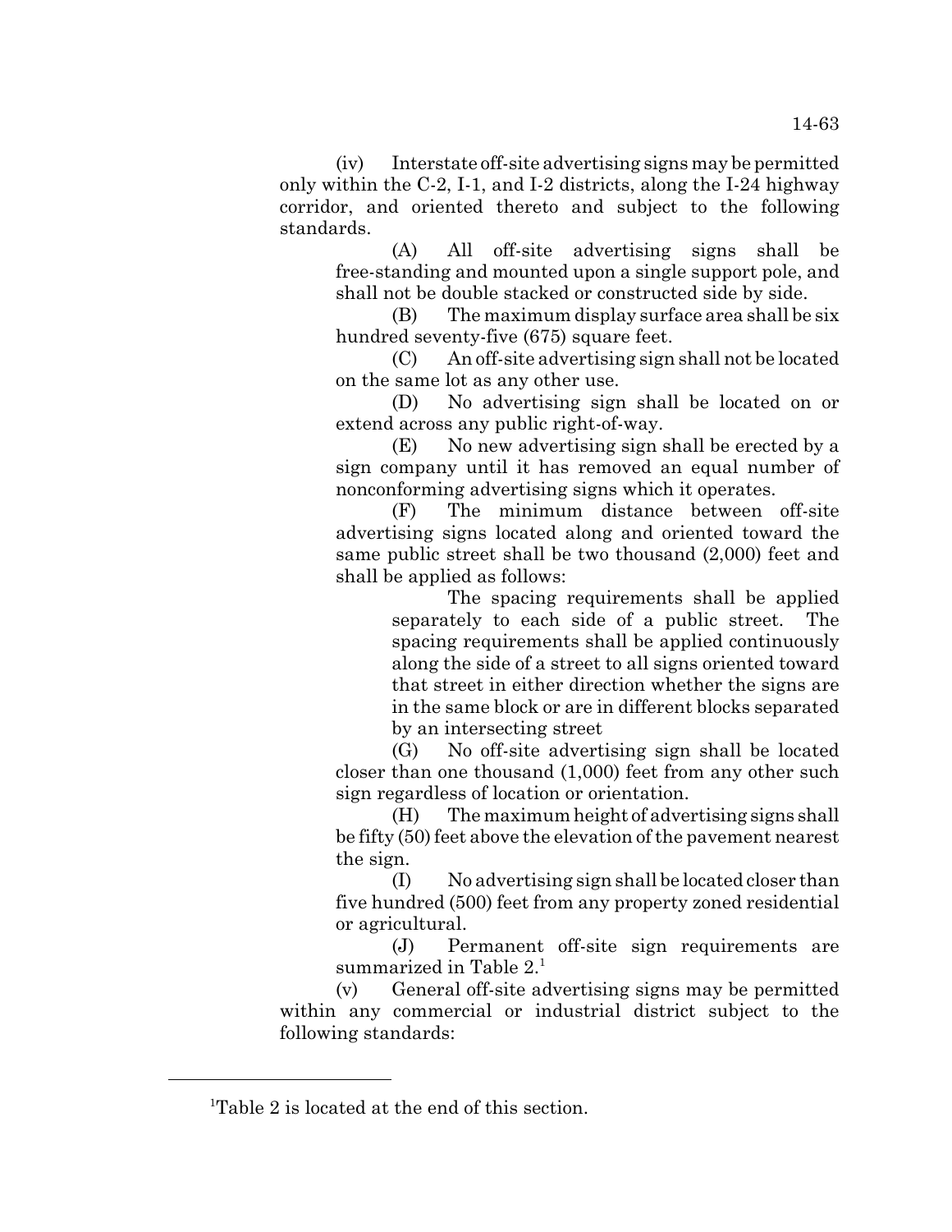(iv) Interstate off-site advertising signs may be permitted only within the C-2, I-1, and I-2 districts, along the I-24 highway corridor, and oriented thereto and subject to the following standards.

(A) All off-site advertising signs shall be free-standing and mounted upon a single support pole, and shall not be double stacked or constructed side by side.

(B) The maximum display surface area shall be six hundred seventy-five (675) square feet.

(C) An off-site advertising sign shall not be located on the same lot as any other use.

(D) No advertising sign shall be located on or extend across any public right-of-way.

(E) No new advertising sign shall be erected by a sign company until it has removed an equal number of nonconforming advertising signs which it operates.

(F) The minimum distance between off-site advertising signs located along and oriented toward the same public street shall be two thousand (2,000) feet and shall be applied as follows:

The spacing requirements shall be applied separately to each side of a public street. The spacing requirements shall be applied continuously along the side of a street to all signs oriented toward that street in either direction whether the signs are in the same block or are in different blocks separated by an intersecting street

(G) No off-site advertising sign shall be located closer than one thousand (1,000) feet from any other such sign regardless of location or orientation.

(H) The maximum height of advertising signs shall be fifty (50) feet above the elevation of the pavement nearest the sign.

(I) No advertising sign shall be located closer than five hundred (500) feet from any property zoned residential or agricultural.

(J) Permanent off-site sign requirements are summarized in Table 2.[1]

(v) General off-site advertising signs may be permitted within any commercial or industrial district subject to the following standards:

---

[1]Table 2 is located at the end of this section.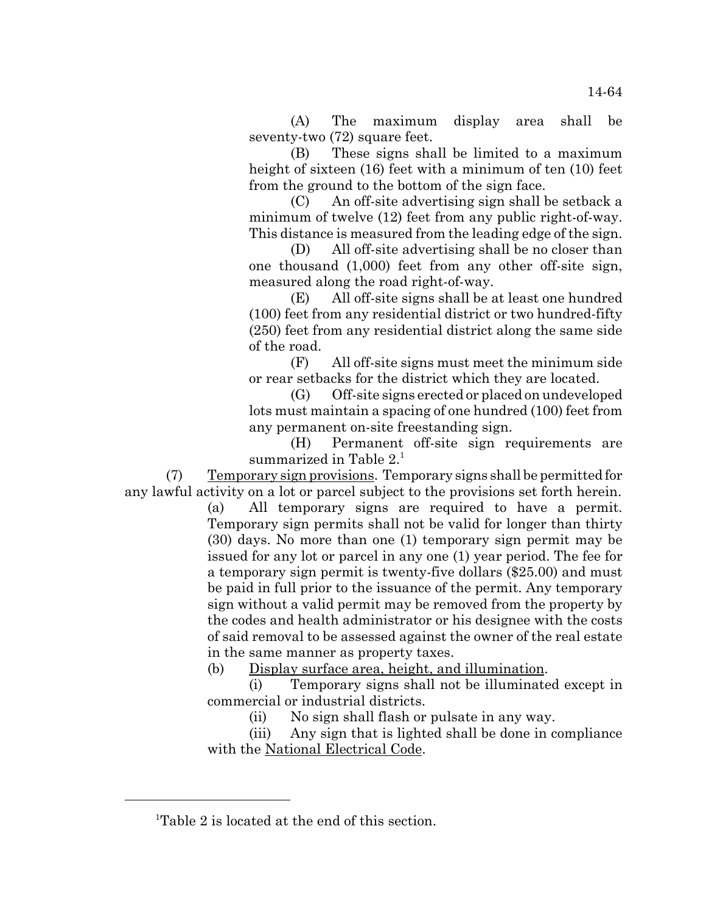(A) The maximum display area shall be seventy-two (72) square feet.

(B) These signs shall be limited to a maximum height of sixteen (16) feet with a minimum of ten (10) feet from the ground to the bottom of the sign face.

(C) An off-site advertising sign shall be setback a minimum of twelve (12) feet from any public right-of-way. This distance is measured from the leading edge of the sign.

(D) All off-site advertising shall be no closer than one thousand (1,000) feet from any other off-site sign, measured along the road right-of-way.

(E) All off-site signs shall be at least one hundred (100) feet from any residential district or two hundred-fifty (250) feet from any residential district along the same side of the road.

(F) All off-site signs must meet the minimum side or rear setbacks for the district which they are located.

(G) Off-site signs erected or placed on undeveloped lots must maintain a spacing of one hundred (100) feet from any permanent on-site freestanding sign.

(H) Permanent off-site sign requirements are summarized in Table 2.[1]

(7) Temporary sign provisions. Temporary signs shall be permitted for any lawful activity on a lot or parcel subject to the provisions set forth herein.

(a) All temporary signs are required to have a permit. Temporary sign permits shall not be valid for longer than thirty (30) days. No more than one (1) temporary sign permit may be issued for any lot or parcel in any one (1) year period. The fee for a temporary sign permit is twenty-five dollars ($25.00) and must be paid in full prior to the issuance of the permit. Any temporary sign without a valid permit may be removed from the property by the codes and health administrator or his designee with the costs of said removal to be assessed against the owner of the real estate in the same manner as property taxes.

(b) Display surface area, height, and illumination.

(i) Temporary signs shall not be illuminated except in commercial or industrial districts.

(ii) No sign shall flash or pulsate in any way.

(iii) Any sign that is lighted shall be done in compliance with the National Electrical Code.

---

[1] Table 2 is located at the end of this section.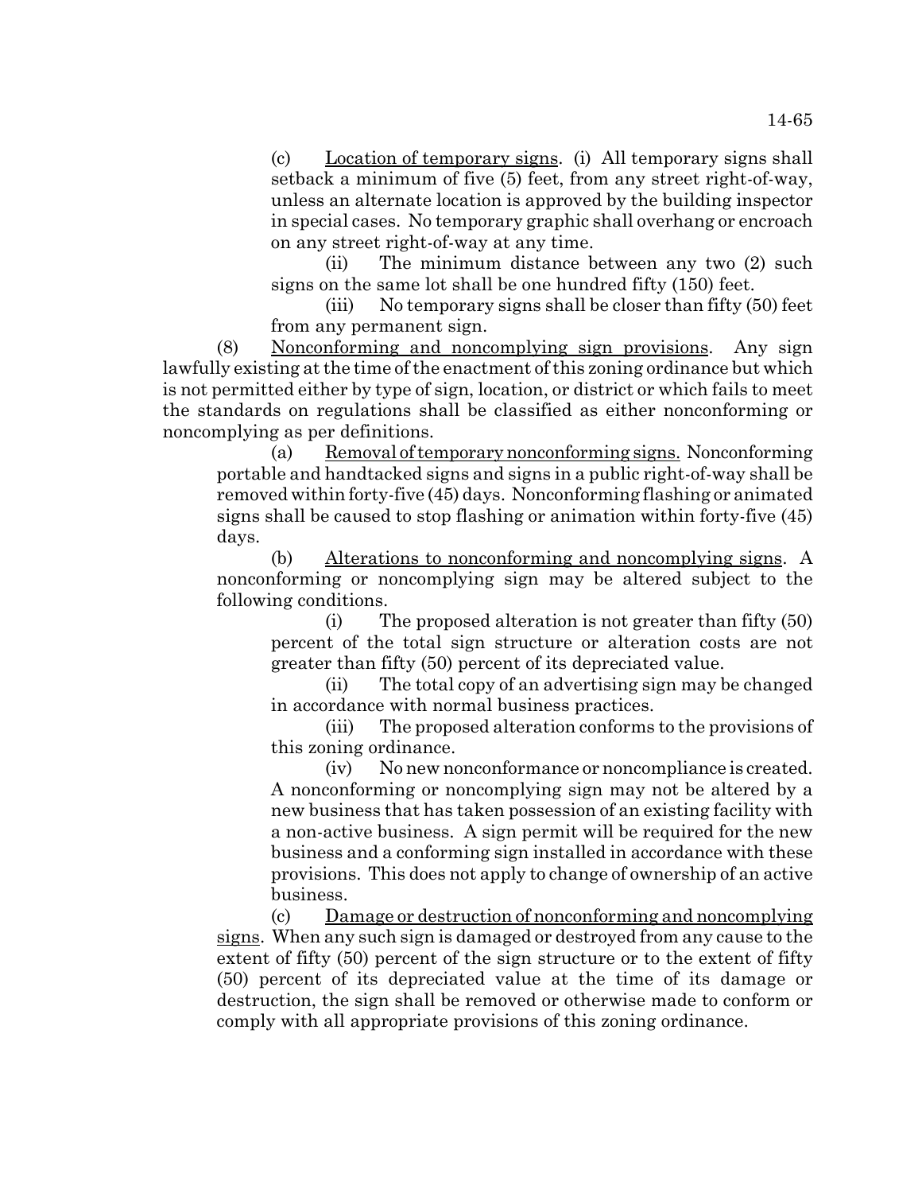(c) Location of temporary signs. (i) All temporary signs shall setback a minimum of five (5) feet, from any street right-of-way, unless an alternate location is approved by the building inspector in special cases. No temporary graphic shall overhang or encroach on any street right-of-way at any time.

(ii) The minimum distance between any two (2) such signs on the same lot shall be one hundred fifty (150) feet.

(iii) No temporary signs shall be closer than fifty (50) feet from any permanent sign.

(8) Nonconforming and noncomplying sign provisions. Any sign lawfully existing at the time of the enactment of this zoning ordinance but which is not permitted either by type of sign, location, or district or which fails to meet the standards on regulations shall be classified as either nonconforming or noncomplying as per definitions.

(a) Removal of temporary nonconforming signs. Nonconforming portable and handtacked signs and signs in a public right-of-way shall be removed within forty-five (45) days. Nonconforming flashing or animated signs shall be caused to stop flashing or animation within forty-five (45) days.

(b) Alterations to nonconforming and noncomplying signs. A nonconforming or noncomplying sign may be altered subject to the following conditions.

(i) The proposed alteration is not greater than fifty (50) percent of the total sign structure or alteration costs are not greater than fifty (50) percent of its depreciated value.

(ii) The total copy of an advertising sign may be changed in accordance with normal business practices.

(iii) The proposed alteration conforms to the provisions of this zoning ordinance.

(iv) No new nonconformance or noncompliance is created. A nonconforming or noncomplying sign may not be altered by a new business that has taken possession of an existing facility with a non-active business. A sign permit will be required for the new business and a conforming sign installed in accordance with these provisions. This does not apply to change of ownership of an active business.

(c) Damage or destruction of nonconforming and noncomplying signs. When any such sign is damaged or destroyed from any cause to the extent of fifty (50) percent of the sign structure or to the extent of fifty (50) percent of its depreciated value at the time of its damage or destruction, the sign shall be removed or otherwise made to conform or comply with all appropriate provisions of this zoning ordinance.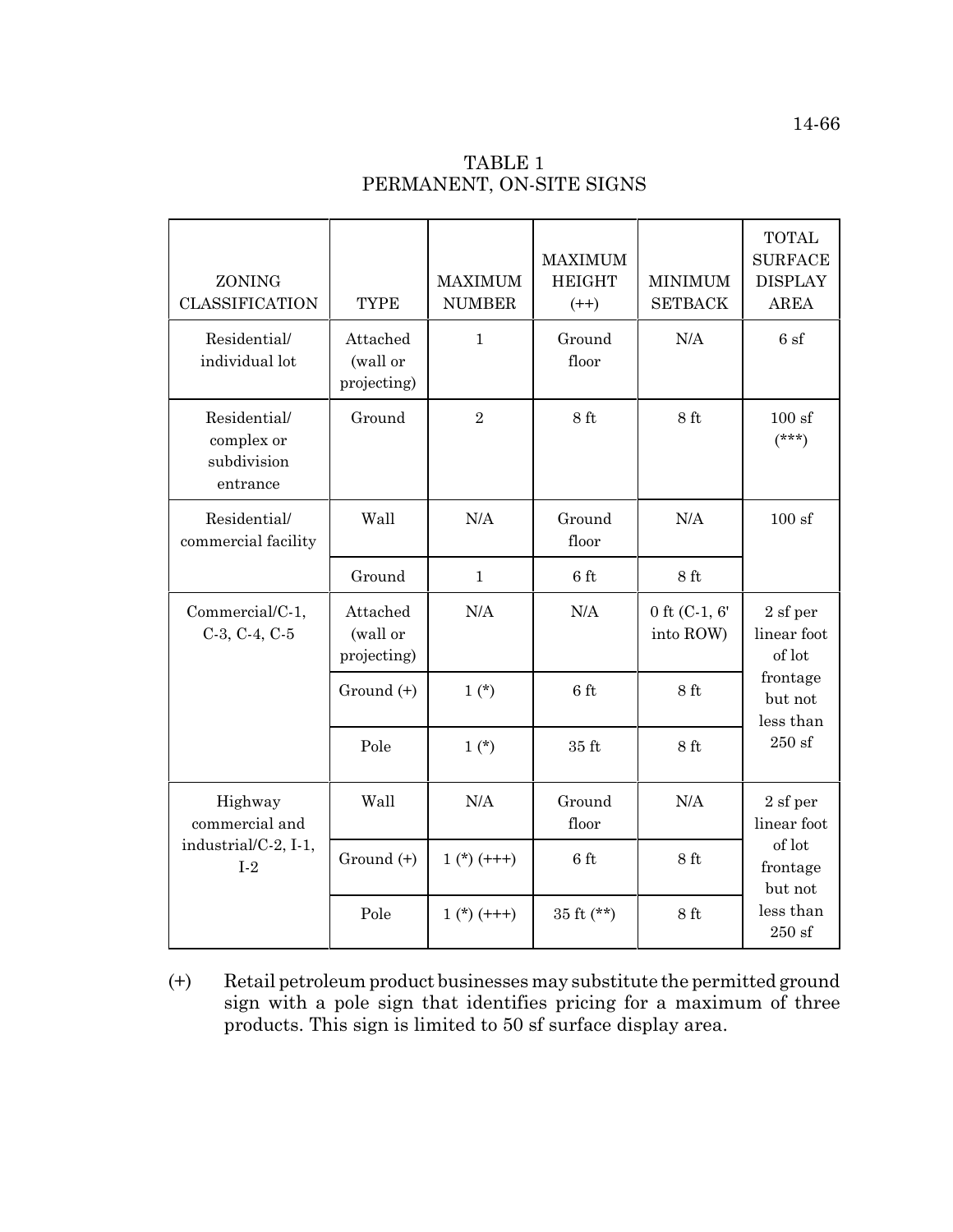TABLE 1
PERMANENT, ON-SITE SIGNS

| ZONING CLASSIFICATION | TYPE | MAXIMUM NUMBER | MAXIMUM HEIGHT (++) | MINIMUM SETBACK | TOTAL SURFACE DISPLAY AREA |
|---|---|---|---|---|---|
| Residential/ individual lot | Attached (wall or projecting) | 1 | Ground floor | N/A | 6 sf |
| Residential/ complex or subdivision entrance | Ground | 2 | 8 ft | 8 ft | 100 sf (***) |
| Residential/ commercial facility | Wall | N/A | Ground floor | N/A | 100 sf |
| | Ground | 1 | 6 ft | 8 ft | |
| Commercial/C-1, C-3, C-4, C-5 | Attached (wall or projecting) | N/A | N/A | 0 ft (C-1, 6' into ROW) | 2 sf per linear foot of lot frontage but not less than 250 sf |
| | Ground (+) | 1 (*) | 6 ft | 8 ft | |
| | Pole | 1 (*) | 35 ft | 8 ft | |
| Highway commercial and industrial/C-2, I-1, I-2 | Wall | N/A | Ground floor | N/A | 2 sf per linear foot of lot frontage but not less than 250 sf |
| | Ground (+) | 1 (*) (+++) | 6 ft | 8 ft | |
| | Pole | 1 (*) (+++) | 35 ft (**) | 8 ft | |

(+) Retail petroleum product businesses may substitute the permitted ground sign with a pole sign that identifies pricing for a maximum of three products. This sign is limited to 50 sf surface display area.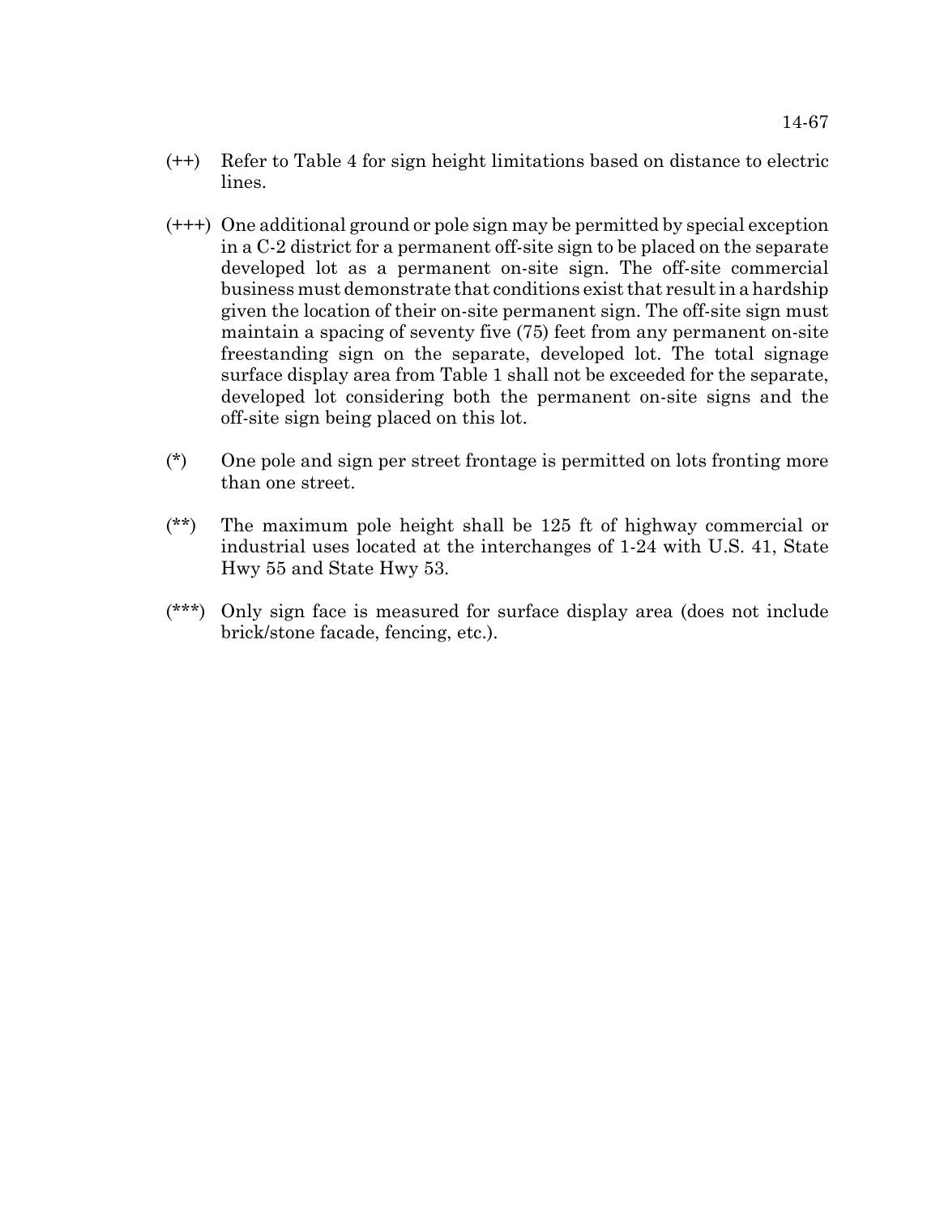(++) Refer to Table 4 for sign height limitations based on distance to electric lines.

(+++) One additional ground or pole sign may be permitted by special exception in a C-2 district for a permanent off-site sign to be placed on the separate developed lot as a permanent on-site sign. The off-site commercial business must demonstrate that conditions exist that result in a hardship given the location of their on-site permanent sign. The off-site sign must maintain a spacing of seventy five (75) feet from any permanent on-site freestanding sign on the separate, developed lot. The total signage surface display area from Table 1 shall not be exceeded for the separate, developed lot considering both the permanent on-site signs and the off-site sign being placed on this lot.

(*) One pole and sign per street frontage is permitted on lots fronting more than one street.

(**) The maximum pole height shall be 125 ft of highway commercial or industrial uses located at the interchanges of 1-24 with U.S. 41, State Hwy 55 and State Hwy 53.

(***) Only sign face is measured for surface display area (does not include brick/stone facade, fencing, etc.).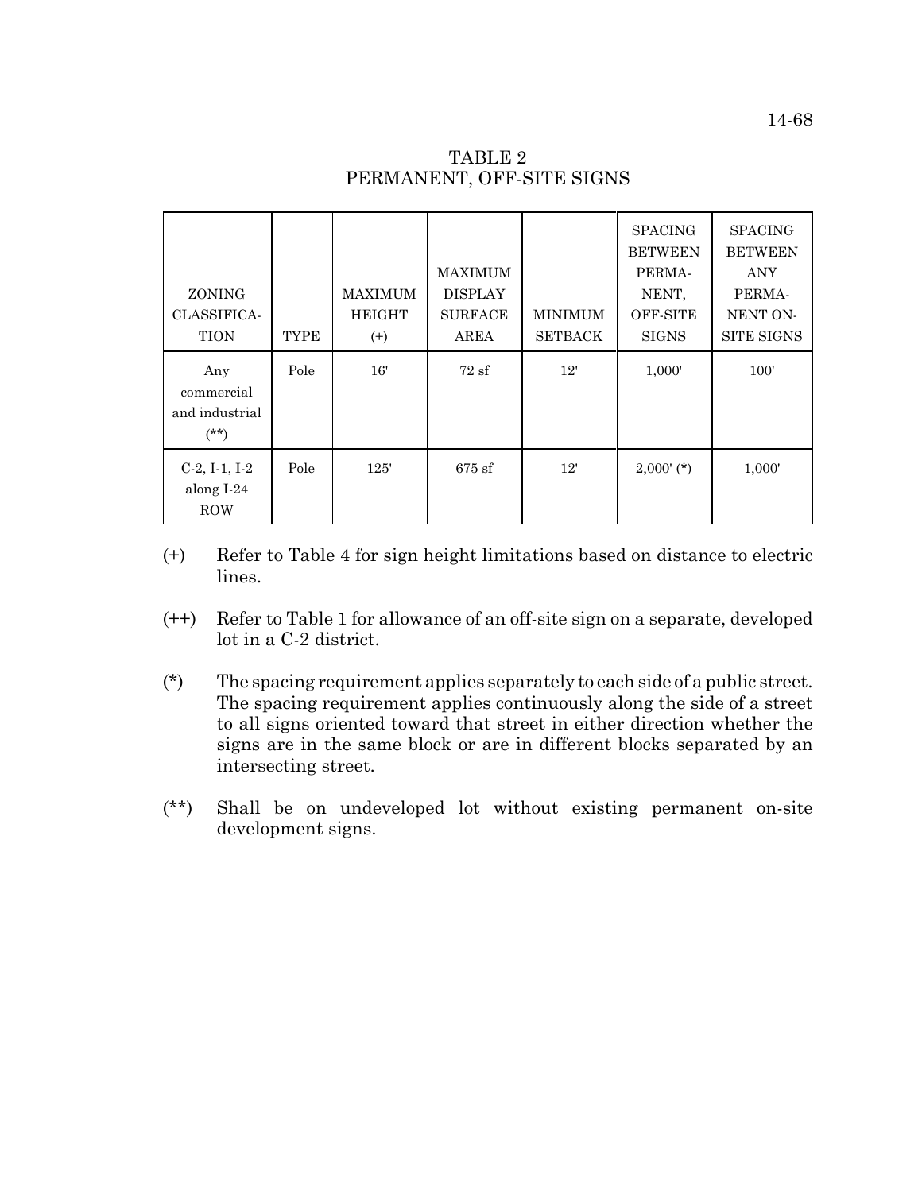# TABLE 2
## PERMANENT, OFF-SITE SIGNS

| ZONING CLASSIFICATION | TYPE | MAXIMUM HEIGHT (+) | MAXIMUM DISPLAY SURFACE AREA | MINIMUM SETBACK | SPACING BETWEEN PERMANENT, OFF-SITE SIGNS | SPACING BETWEEN ANY PERMANENT ON-SITE SIGNS |
|---|---|---|---|---|---|---|
| Any commercial and industrial (**) | Pole | 16' | 72 sf | 12' | 1,000' | 100' |
| C-2, I-1, I-2 along I-24 ROW | Pole | 125' | 675 sf | 12' | 2,000' (*) | 1,000' |

(+) Refer to Table 4 for sign height limitations based on distance to electric lines.

(++) Refer to Table 1 for allowance of an off-site sign on a separate, developed lot in a C-2 district.

(*) The spacing requirement applies separately to each side of a public street. The spacing requirement applies continuously along the side of a street to all signs oriented toward that street in either direction whether the signs are in the same block or are in different blocks separated by an intersecting street.

(**) Shall be on undeveloped lot without existing permanent on-site development signs.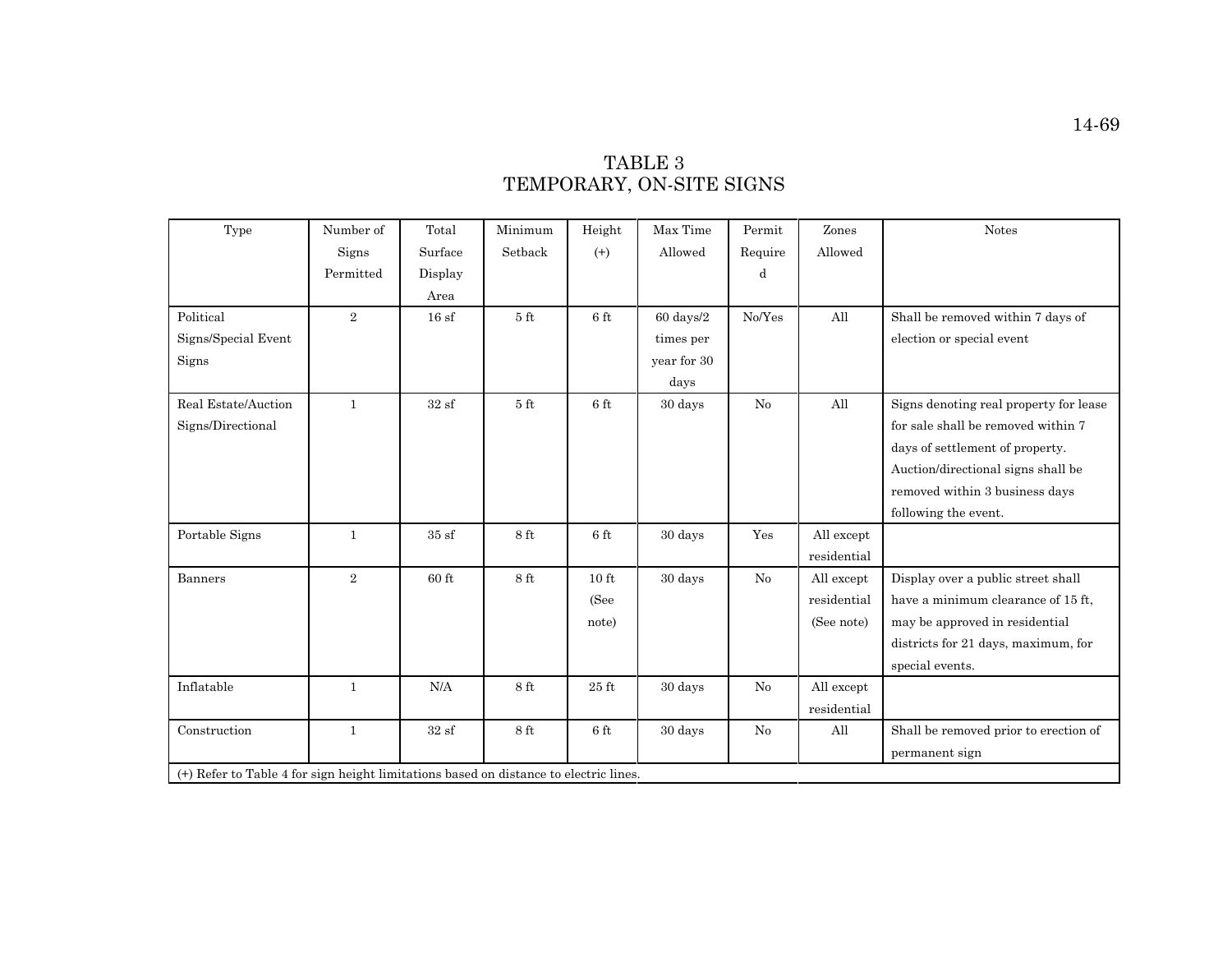# TABLE 3
## TEMPORARY, ON-SITE SIGNS

| Type | Number of Signs Permitted | Total Surface Display Area | Minimum Setback | Height (+) | Max Time Allowed | Permit Required | Zones Allowed | Notes |
|---|---|---|---|---|---|---|---|---|
| Political Signs/Special Event Signs | 2 | 16 sf | 5 ft | 6 ft | 60 days/2 times per year for 30 days | No/Yes | All | Shall be removed within 7 days of election or special event |
| Real Estate/Auction Signs/Directional | 1 | 32 sf | 5 ft | 6 ft | 30 days | No | All | Signs denoting real property for lease for sale shall be removed within 7 days of settlement of property. Auction/directional signs shall be removed within 3 business days following the event. |
| Portable Signs | 1 | 35 sf | 8 ft | 6 ft | 30 days | Yes | All except residential | |
| Banners | 2 | 60 ft | 8 ft | 10 ft (See note) | 30 days | No | All except residential (See note) | Display over a public street shall have a minimum clearance of 15 ft, may be approved in residential districts for 21 days, maximum, for special events. |
| Inflatable | 1 | N/A | 8 ft | 25 ft | 30 days | No | All except residential | |
| Construction | 1 | 32 sf | 8 ft | 6 ft | 30 days | No | All | Shall be removed prior to erection of permanent sign |

(+) Refer to Table 4 for sign height limitations based on distance to electric lines.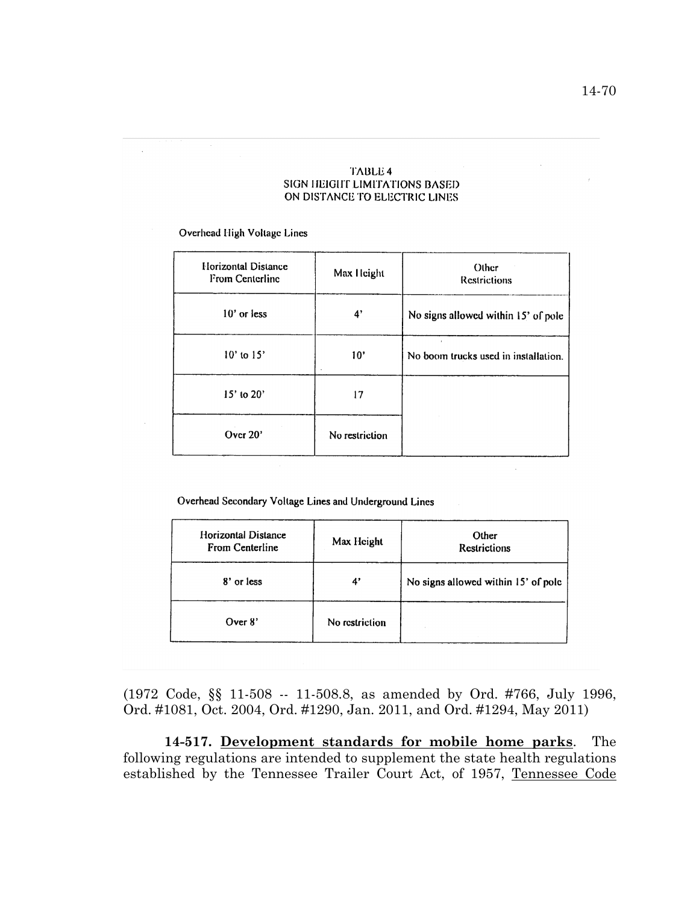TABLE 4
SIGN HEIGHT LIMITATIONS BASED ON DISTANCE TO ELECTRIC LINES

Overhead High Voltage Lines

| Horizontal Distance From Centerline | Max Height | Other Restrictions |
|---|---|---|
| 10' or less | 4' | No signs allowed within 15' of pole |
| 10' to 15' | 10' | No boom trucks used in installation. |
| 15' to 20' | 17 | |
| Over 20' | No restriction | |

Overhead Secondary Voltage Lines and Underground Lines

| Horizontal Distance From Centerline | Max Height | Other Restrictions |
|---|---|---|
| 8' or less | 4' | No signs allowed within 15' of pole |
| Over 8' | No restriction | |

(1972 Code, §§ 11-508 -- 11-508.8, as amended by Ord. #766, July 1996, Ord. #1081, Oct. 2004, Ord. #1290, Jan. 2011, and Ord. #1294, May 2011)

**14-517. Development standards for mobile home parks**. The following regulations are intended to supplement the state health regulations established by the Tennessee Trailer Court Act, of 1957, Tennessee Code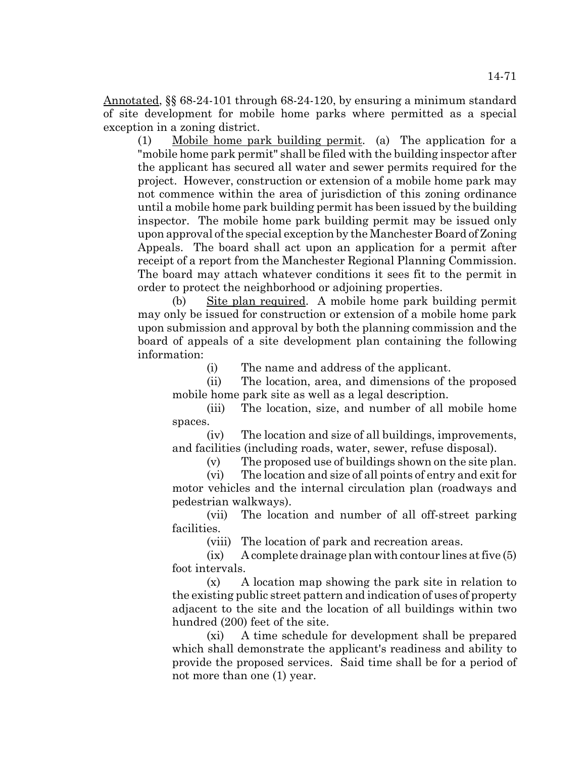Annotated, §§ 68-24-101 through 68-24-120, by ensuring a minimum standard of site development for mobile home parks where permitted as a special exception in a zoning district.

(1) Mobile home park building permit. (a) The application for a "mobile home park permit" shall be filed with the building inspector after the applicant has secured all water and sewer permits required for the project. However, construction or extension of a mobile home park may not commence within the area of jurisdiction of this zoning ordinance until a mobile home park building permit has been issued by the building inspector. The mobile home park building permit may be issued only upon approval of the special exception by the Manchester Board of Zoning Appeals. The board shall act upon an application for a permit after receipt of a report from the Manchester Regional Planning Commission. The board may attach whatever conditions it sees fit to the permit in order to protect the neighborhood or adjoining properties.

(b) Site plan required. A mobile home park building permit may only be issued for construction or extension of a mobile home park upon submission and approval by both the planning commission and the board of appeals of a site development plan containing the following information:

(i) The name and address of the applicant.

(ii) The location, area, and dimensions of the proposed mobile home park site as well as a legal description.

(iii) The location, size, and number of all mobile home spaces.

(iv) The location and size of all buildings, improvements, and facilities (including roads, water, sewer, refuse disposal).

(v) The proposed use of buildings shown on the site plan.

(vi) The location and size of all points of entry and exit for motor vehicles and the internal circulation plan (roadways and pedestrian walkways).

(vii) The location and number of all off-street parking facilities.

(viii) The location of park and recreation areas.

(ix) A complete drainage plan with contour lines at five (5) foot intervals.

(x) A location map showing the park site in relation to the existing public street pattern and indication of uses of property adjacent to the site and the location of all buildings within two hundred (200) feet of the site.

(xi) A time schedule for development shall be prepared which shall demonstrate the applicant's readiness and ability to provide the proposed services. Said time shall be for a period of not more than one (1) year.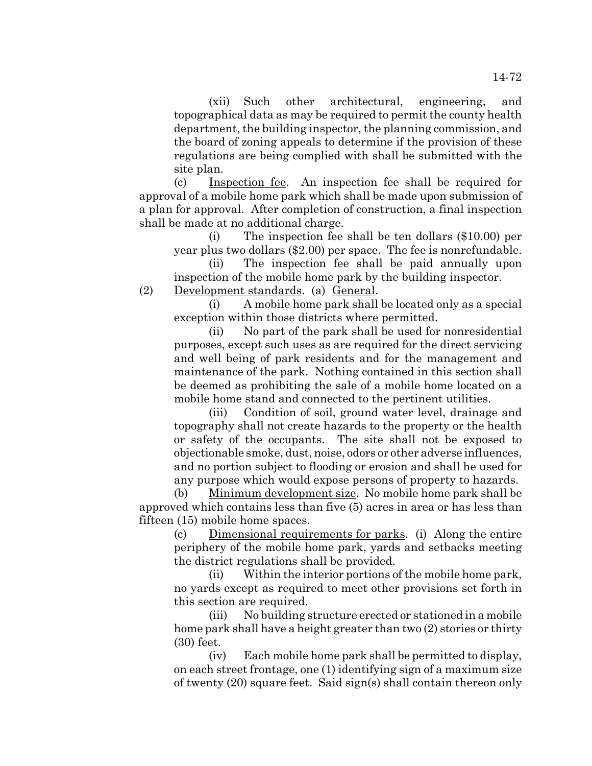(xii) Such other architectural, engineering, and topographical data as may be required to permit the county health department, the building inspector, the planning commission, and the board of zoning appeals to determine if the provision of these regulations are being complied with shall be submitted with the site plan.

(c) Inspection fee. An inspection fee shall be required for approval of a mobile home park which shall be made upon submission of a plan for approval. After completion of construction, a final inspection shall be made at no additional charge.

(i) The inspection fee shall be ten dollars ($10.00) per year plus two dollars ($2.00) per space. The fee is nonrefundable.

(ii) The inspection fee shall be paid annually upon inspection of the mobile home park by the building inspector.

(2) Development standards. (a) General.

(i) A mobile home park shall be located only as a special exception within those districts where permitted.

(ii) No part of the park shall be used for nonresidential purposes, except such uses as are required for the direct servicing and well being of park residents and for the management and maintenance of the park. Nothing contained in this section shall be deemed as prohibiting the sale of a mobile home located on a mobile home stand and connected to the pertinent utilities.

(iii) Condition of soil, ground water level, drainage and topography shall not create hazards to the property or the health or safety of the occupants. The site shall not be exposed to objectionable smoke, dust, noise, odors or other adverse influences, and no portion subject to flooding or erosion and shall he used for any purpose which would expose persons of property to hazards.

(b) Minimum development size. No mobile home park shall be approved which contains less than five (5) acres in area or has less than fifteen (15) mobile home spaces.

(c) Dimensional requirements for parks. (i) Along the entire periphery of the mobile home park, yards and setbacks meeting the district regulations shall be provided.

(ii) Within the interior portions of the mobile home park, no yards except as required to meet other provisions set forth in this section are required.

(iii) No building structure erected or stationed in a mobile home park shall have a height greater than two (2) stories or thirty (30) feet.

(iv) Each mobile home park shall be permitted to display, on each street frontage, one (1) identifying sign of a maximum size of twenty (20) square feet. Said sign(s) shall contain thereon only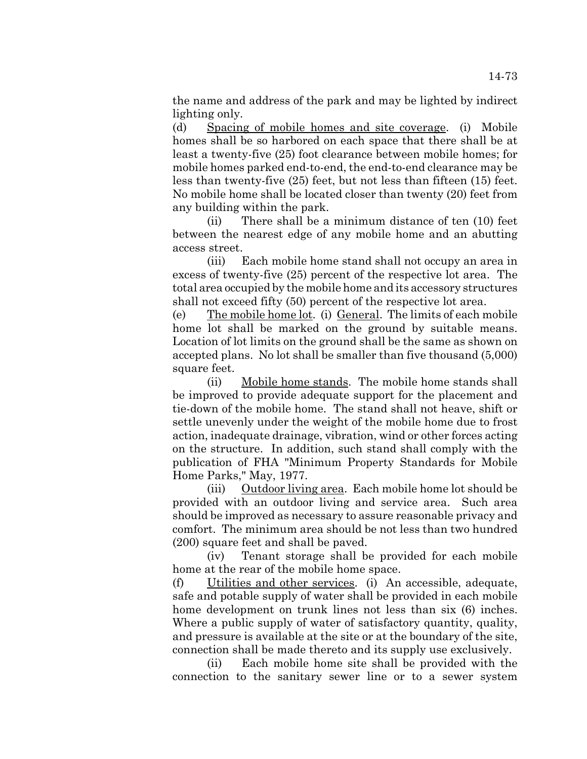the name and address of the park and may be lighted by indirect lighting only.

(d) Spacing of mobile homes and site coverage. (i) Mobile homes shall be so harbored on each space that there shall be at least a twenty-five (25) foot clearance between mobile homes; for mobile homes parked end-to-end, the end-to-end clearance may be less than twenty-five (25) feet, but not less than fifteen (15) feet. No mobile home shall be located closer than twenty (20) feet from any building within the park.

(ii) There shall be a minimum distance of ten (10) feet between the nearest edge of any mobile home and an abutting access street.

(iii) Each mobile home stand shall not occupy an area in excess of twenty-five (25) percent of the respective lot area. The total area occupied by the mobile home and its accessory structures shall not exceed fifty (50) percent of the respective lot area.

(e) The mobile home lot. (i) General. The limits of each mobile home lot shall be marked on the ground by suitable means. Location of lot limits on the ground shall be the same as shown on accepted plans. No lot shall be smaller than five thousand (5,000) square feet.

(ii) Mobile home stands. The mobile home stands shall be improved to provide adequate support for the placement and tie-down of the mobile home. The stand shall not heave, shift or settle unevenly under the weight of the mobile home due to frost action, inadequate drainage, vibration, wind or other forces acting on the structure. In addition, such stand shall comply with the publication of FHA "Minimum Property Standards for Mobile Home Parks," May, 1977.

(iii) Outdoor living area. Each mobile home lot should be provided with an outdoor living and service area. Such area should be improved as necessary to assure reasonable privacy and comfort. The minimum area should be not less than two hundred (200) square feet and shall be paved.

(iv) Tenant storage shall be provided for each mobile home at the rear of the mobile home space.

(f) Utilities and other services. (i) An accessible, adequate, safe and potable supply of water shall be provided in each mobile home development on trunk lines not less than six (6) inches. Where a public supply of water of satisfactory quantity, quality, and pressure is available at the site or at the boundary of the site, connection shall be made thereto and its supply use exclusively.

(ii) Each mobile home site shall be provided with the connection to the sanitary sewer line or to a sewer system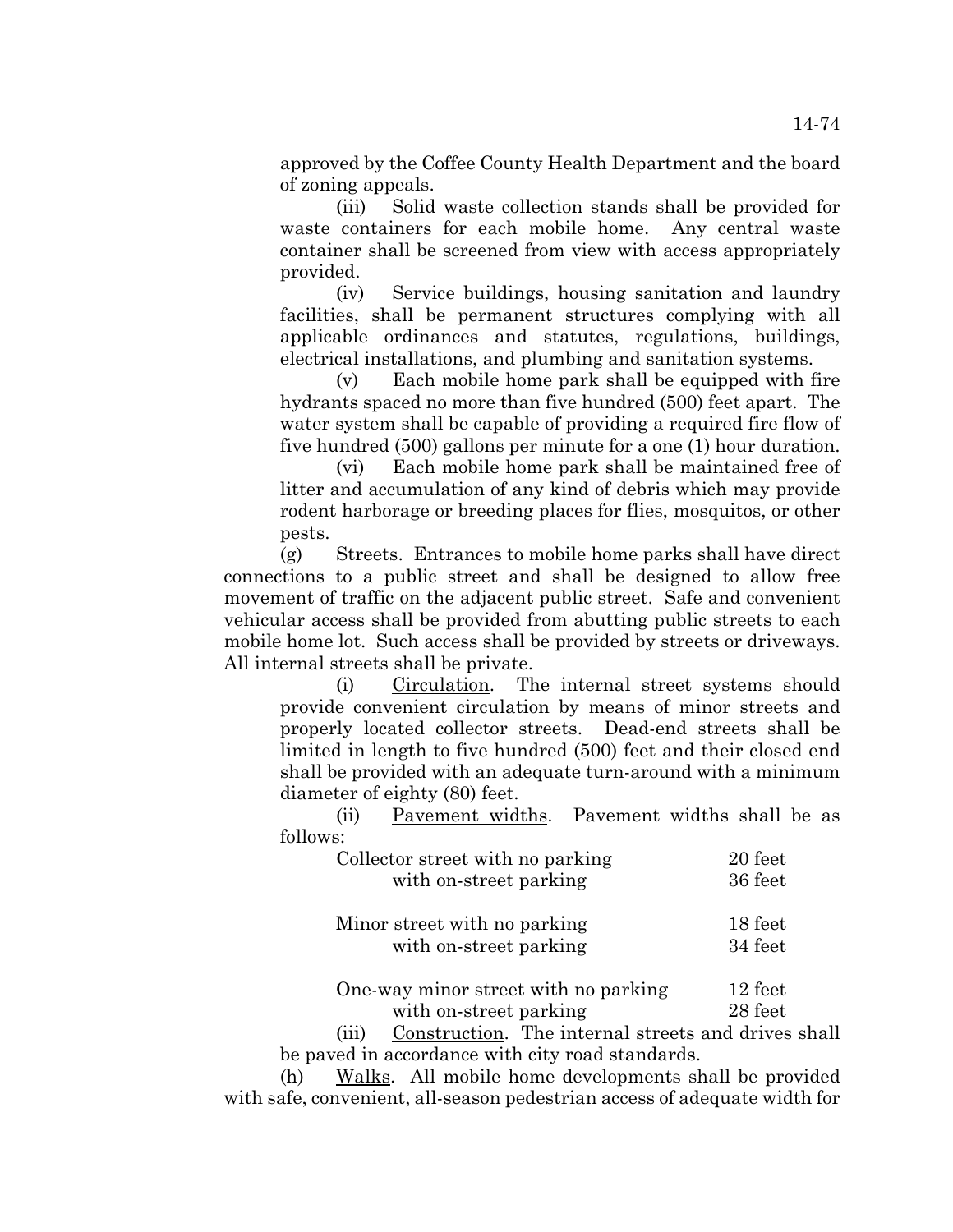approved by the Coffee County Health Department and the board of zoning appeals.

(iii) Solid waste collection stands shall be provided for waste containers for each mobile home. Any central waste container shall be screened from view with access appropriately provided.

(iv) Service buildings, housing sanitation and laundry facilities, shall be permanent structures complying with all applicable ordinances and statutes, regulations, buildings, electrical installations, and plumbing and sanitation systems.

(v) Each mobile home park shall be equipped with fire hydrants spaced no more than five hundred (500) feet apart. The water system shall be capable of providing a required fire flow of five hundred (500) gallons per minute for a one (1) hour duration.

(vi) Each mobile home park shall be maintained free of litter and accumulation of any kind of debris which may provide rodent harborage or breeding places for flies, mosquitos, or other pests.

(g) Streets. Entrances to mobile home parks shall have direct connections to a public street and shall be designed to allow free movement of traffic on the adjacent public street. Safe and convenient vehicular access shall be provided from abutting public streets to each mobile home lot. Such access shall be provided by streets or driveways. All internal streets shall be private.

(i) Circulation. The internal street systems should provide convenient circulation by means of minor streets and properly located collector streets. Dead-end streets shall be limited in length to five hundred (500) feet and their closed end shall be provided with an adequate turn-around with a minimum diameter of eighty (80) feet.

(ii) Pavement widths. Pavement widths shall be as follows:

| | |
|---|---|
| Collector street with no parking | 20 feet |
| with on-street parking | 36 feet |
| Minor street with no parking | 18 feet |
| with on-street parking | 34 feet |
| One-way minor street with no parking | 12 feet |
| with on-street parking | 28 feet |

(iii) Construction. The internal streets and drives shall be paved in accordance with city road standards.

(h) Walks. All mobile home developments shall be provided with safe, convenient, all-season pedestrian access of adequate width for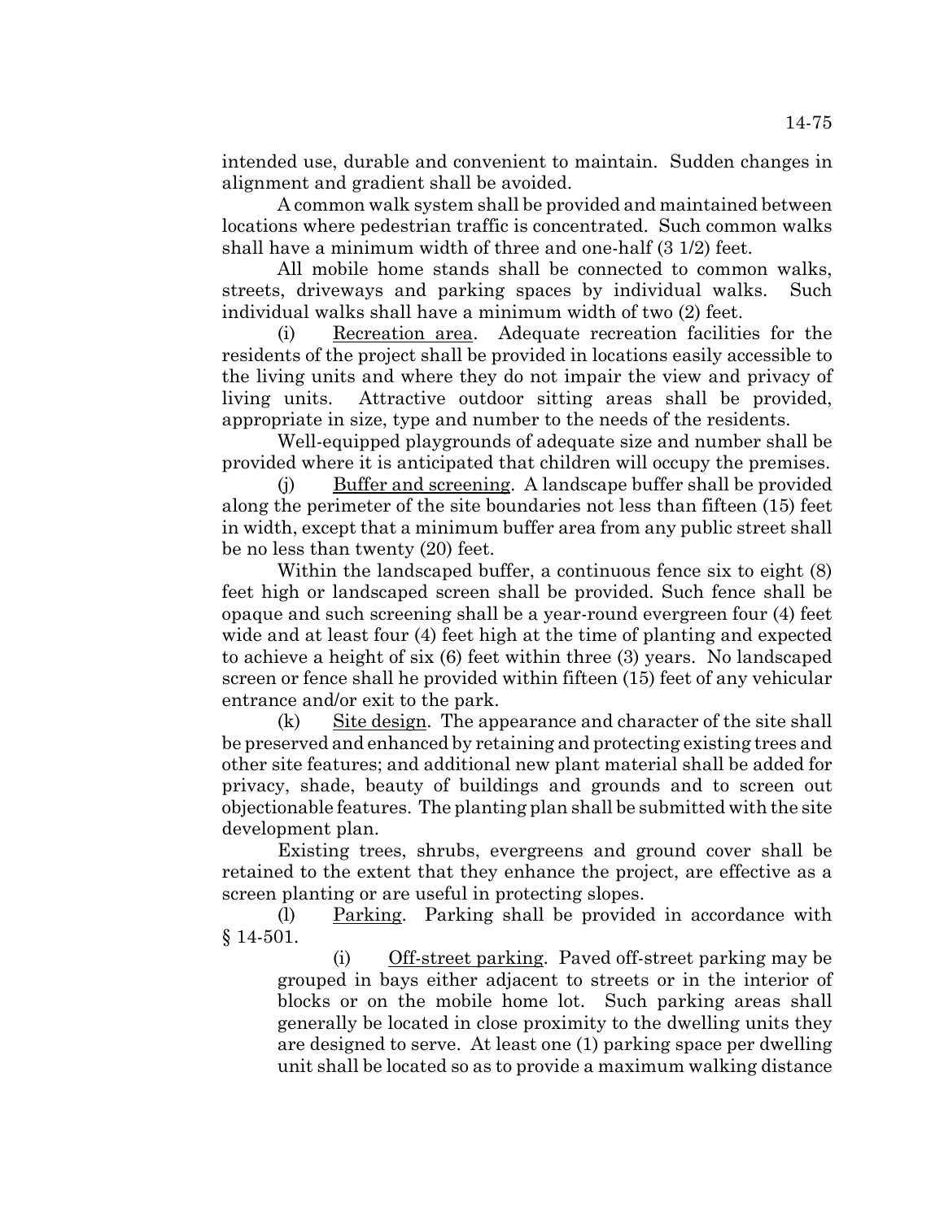intended use, durable and convenient to maintain. Sudden changes in alignment and gradient shall be avoided.

A common walk system shall be provided and maintained between locations where pedestrian traffic is concentrated. Such common walks shall have a minimum width of three and one-half (3 1/2) feet.

All mobile home stands shall be connected to common walks, streets, driveways and parking spaces by individual walks. Such individual walks shall have a minimum width of two (2) feet.

(i) Recreation area. Adequate recreation facilities for the residents of the project shall be provided in locations easily accessible to the living units and where they do not impair the view and privacy of living units. Attractive outdoor sitting areas shall be provided, appropriate in size, type and number to the needs of the residents.

Well-equipped playgrounds of adequate size and number shall be provided where it is anticipated that children will occupy the premises.

(j) Buffer and screening. A landscape buffer shall be provided along the perimeter of the site boundaries not less than fifteen (15) feet in width, except that a minimum buffer area from any public street shall be no less than twenty (20) feet.

Within the landscaped buffer, a continuous fence six to eight (8) feet high or landscaped screen shall be provided. Such fence shall be opaque and such screening shall be a year-round evergreen four (4) feet wide and at least four (4) feet high at the time of planting and expected to achieve a height of six (6) feet within three (3) years. No landscaped screen or fence shall he provided within fifteen (15) feet of any vehicular entrance and/or exit to the park.

(k) Site design. The appearance and character of the site shall be preserved and enhanced by retaining and protecting existing trees and other site features; and additional new plant material shall be added for privacy, shade, beauty of buildings and grounds and to screen out objectionable features. The planting plan shall be submitted with the site development plan.

Existing trees, shrubs, evergreens and ground cover shall be retained to the extent that they enhance the project, are effective as a screen planting or are useful in protecting slopes.

(l) Parking. Parking shall be provided in accordance with § 14-501.

(i) Off-street parking. Paved off-street parking may be grouped in bays either adjacent to streets or in the interior of blocks or on the mobile home lot. Such parking areas shall generally be located in close proximity to the dwelling units they are designed to serve. At least one (1) parking space per dwelling unit shall be located so as to provide a maximum walking distance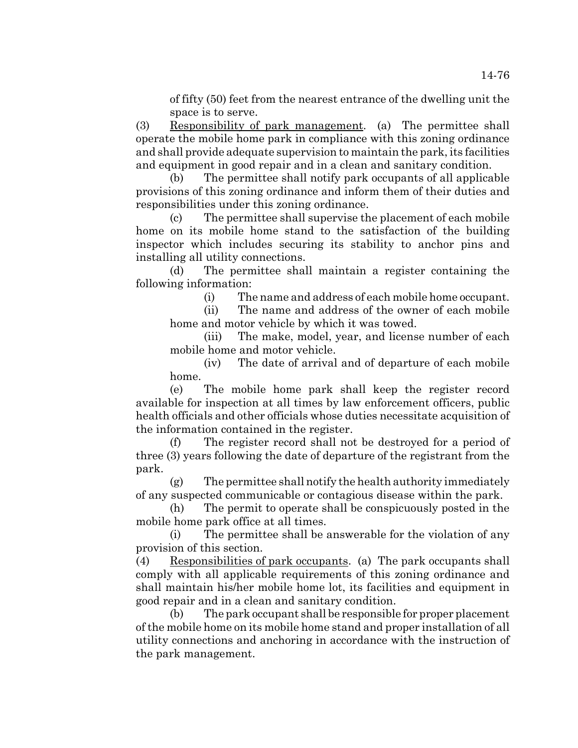of fifty (50) feet from the nearest entrance of the dwelling unit the space is to serve.

(3) Responsibility of park management. (a) The permittee shall operate the mobile home park in compliance with this zoning ordinance and shall provide adequate supervision to maintain the park, its facilities and equipment in good repair and in a clean and sanitary condition.

(b) The permittee shall notify park occupants of all applicable provisions of this zoning ordinance and inform them of their duties and responsibilities under this zoning ordinance.

(c) The permittee shall supervise the placement of each mobile home on its mobile home stand to the satisfaction of the building inspector which includes securing its stability to anchor pins and installing all utility connections.

(d) The permittee shall maintain a register containing the following information:

(i) The name and address of each mobile home occupant.

(ii) The name and address of the owner of each mobile home and motor vehicle by which it was towed.

(iii) The make, model, year, and license number of each mobile home and motor vehicle.

(iv) The date of arrival and of departure of each mobile home.

(e) The mobile home park shall keep the register record available for inspection at all times by law enforcement officers, public health officials and other officials whose duties necessitate acquisition of the information contained in the register.

(f) The register record shall not be destroyed for a period of three (3) years following the date of departure of the registrant from the park.

(g) The permittee shall notify the health authority immediately of any suspected communicable or contagious disease within the park.

(h) The permit to operate shall be conspicuously posted in the mobile home park office at all times.

(i) The permittee shall be answerable for the violation of any provision of this section.

(4) Responsibilities of park occupants. (a) The park occupants shall comply with all applicable requirements of this zoning ordinance and shall maintain his/her mobile home lot, its facilities and equipment in good repair and in a clean and sanitary condition.

(b) The park occupant shall be responsible for proper placement of the mobile home on its mobile home stand and proper installation of all utility connections and anchoring in accordance with the instruction of the park management.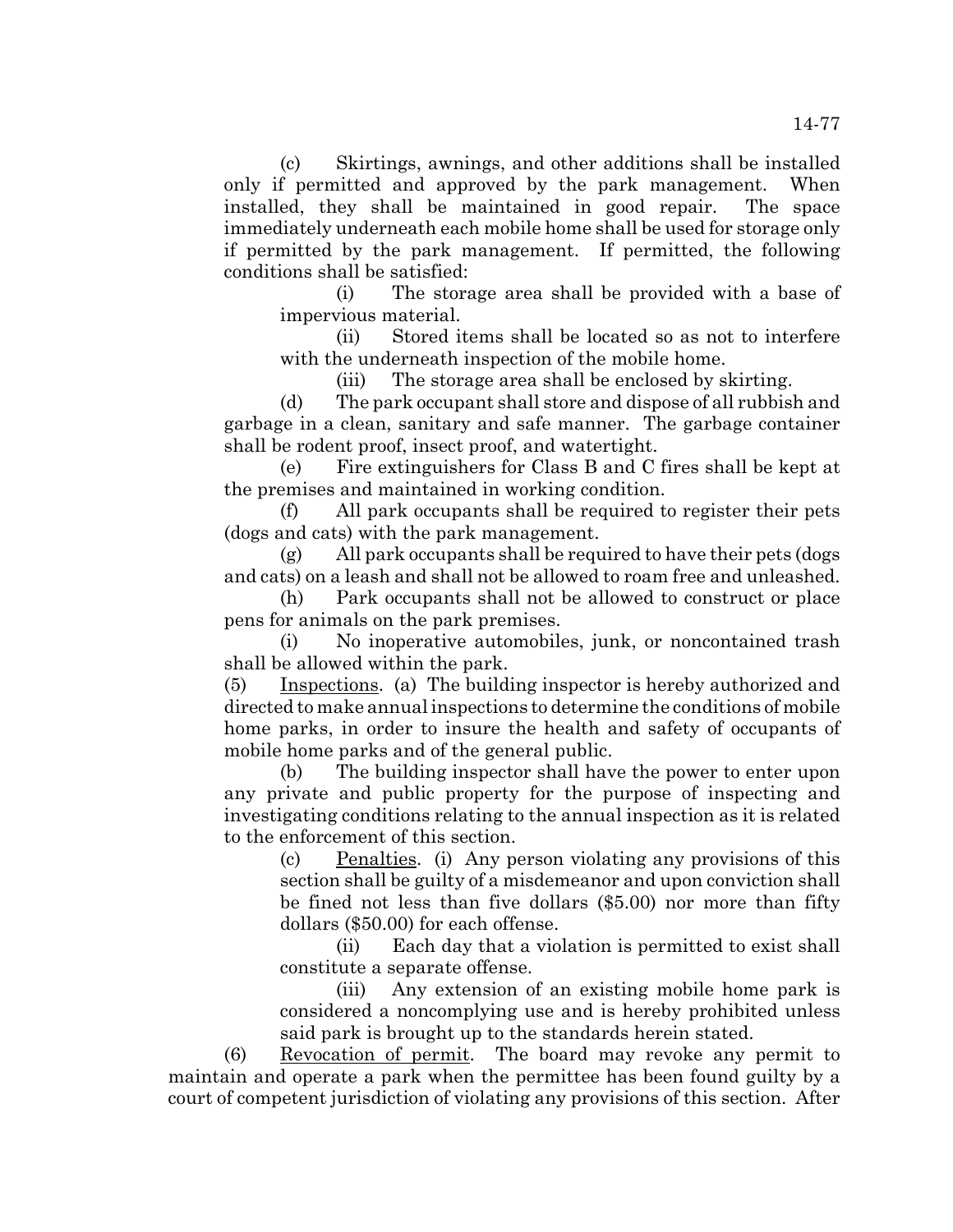(c) Skirtings, awnings, and other additions shall be installed only if permitted and approved by the park management. When installed, they shall be maintained in good repair. The space immediately underneath each mobile home shall be used for storage only if permitted by the park management. If permitted, the following conditions shall be satisfied:

(i) The storage area shall be provided with a base of impervious material.

(ii) Stored items shall be located so as not to interfere with the underneath inspection of the mobile home.

(iii) The storage area shall be enclosed by skirting.

(d) The park occupant shall store and dispose of all rubbish and garbage in a clean, sanitary and safe manner. The garbage container shall be rodent proof, insect proof, and watertight.

(e) Fire extinguishers for Class B and C fires shall be kept at the premises and maintained in working condition.

(f) All park occupants shall be required to register their pets (dogs and cats) with the park management.

(g) All park occupants shall be required to have their pets (dogs and cats) on a leash and shall not be allowed to roam free and unleashed.

(h) Park occupants shall not be allowed to construct or place pens for animals on the park premises.

(i) No inoperative automobiles, junk, or noncontained trash shall be allowed within the park.

(5) Inspections. (a) The building inspector is hereby authorized and directed to make annual inspections to determine the conditions of mobile home parks, in order to insure the health and safety of occupants of mobile home parks and of the general public.

(b) The building inspector shall have the power to enter upon any private and public property for the purpose of inspecting and investigating conditions relating to the annual inspection as it is related to the enforcement of this section.

(c) Penalties. (i) Any person violating any provisions of this section shall be guilty of a misdemeanor and upon conviction shall be fined not less than five dollars ($5.00) nor more than fifty dollars ($50.00) for each offense.

(ii) Each day that a violation is permitted to exist shall constitute a separate offense.

(iii) Any extension of an existing mobile home park is considered a noncomplying use and is hereby prohibited unless said park is brought up to the standards herein stated.

(6) Revocation of permit. The board may revoke any permit to maintain and operate a park when the permittee has been found guilty by a court of competent jurisdiction of violating any provisions of this section. After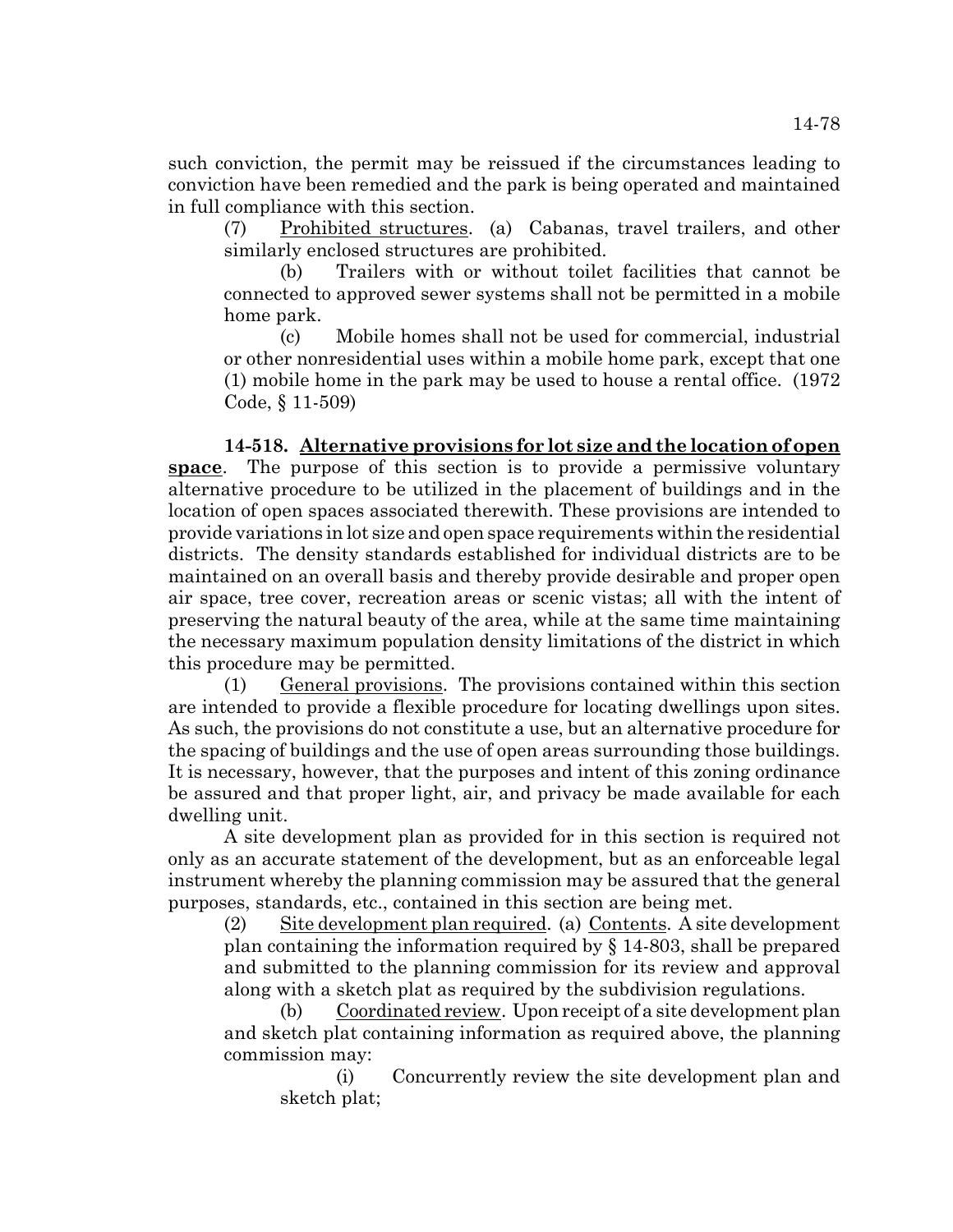such conviction, the permit may be reissued if the circumstances leading to conviction have been remedied and the park is being operated and maintained in full compliance with this section.

(7) Prohibited structures. (a) Cabanas, travel trailers, and other similarly enclosed structures are prohibited.

(b) Trailers with or without toilet facilities that cannot be connected to approved sewer systems shall not be permitted in a mobile home park.

(c) Mobile homes shall not be used for commercial, industrial or other nonresidential uses within a mobile home park, except that one (1) mobile home in the park may be used to house a rental office. (1972 Code, § 11-509)

**14-518. Alternative provisions for lot size and the location of open space**. The purpose of this section is to provide a permissive voluntary alternative procedure to be utilized in the placement of buildings and in the location of open spaces associated therewith. These provisions are intended to provide variations in lot size and open space requirements within the residential districts. The density standards established for individual districts are to be maintained on an overall basis and thereby provide desirable and proper open air space, tree cover, recreation areas or scenic vistas; all with the intent of preserving the natural beauty of the area, while at the same time maintaining the necessary maximum population density limitations of the district in which this procedure may be permitted.

(1) General provisions. The provisions contained within this section are intended to provide a flexible procedure for locating dwellings upon sites. As such, the provisions do not constitute a use, but an alternative procedure for the spacing of buildings and the use of open areas surrounding those buildings. It is necessary, however, that the purposes and intent of this zoning ordinance be assured and that proper light, air, and privacy be made available for each dwelling unit.

A site development plan as provided for in this section is required not only as an accurate statement of the development, but as an enforceable legal instrument whereby the planning commission may be assured that the general purposes, standards, etc., contained in this section are being met.

(2) Site development plan required. (a) Contents. A site development plan containing the information required by § 14-803, shall be prepared and submitted to the planning commission for its review and approval along with a sketch plat as required by the subdivision regulations.

(b) Coordinated review. Upon receipt of a site development plan and sketch plat containing information as required above, the planning commission may:

(i) Concurrently review the site development plan and sketch plat;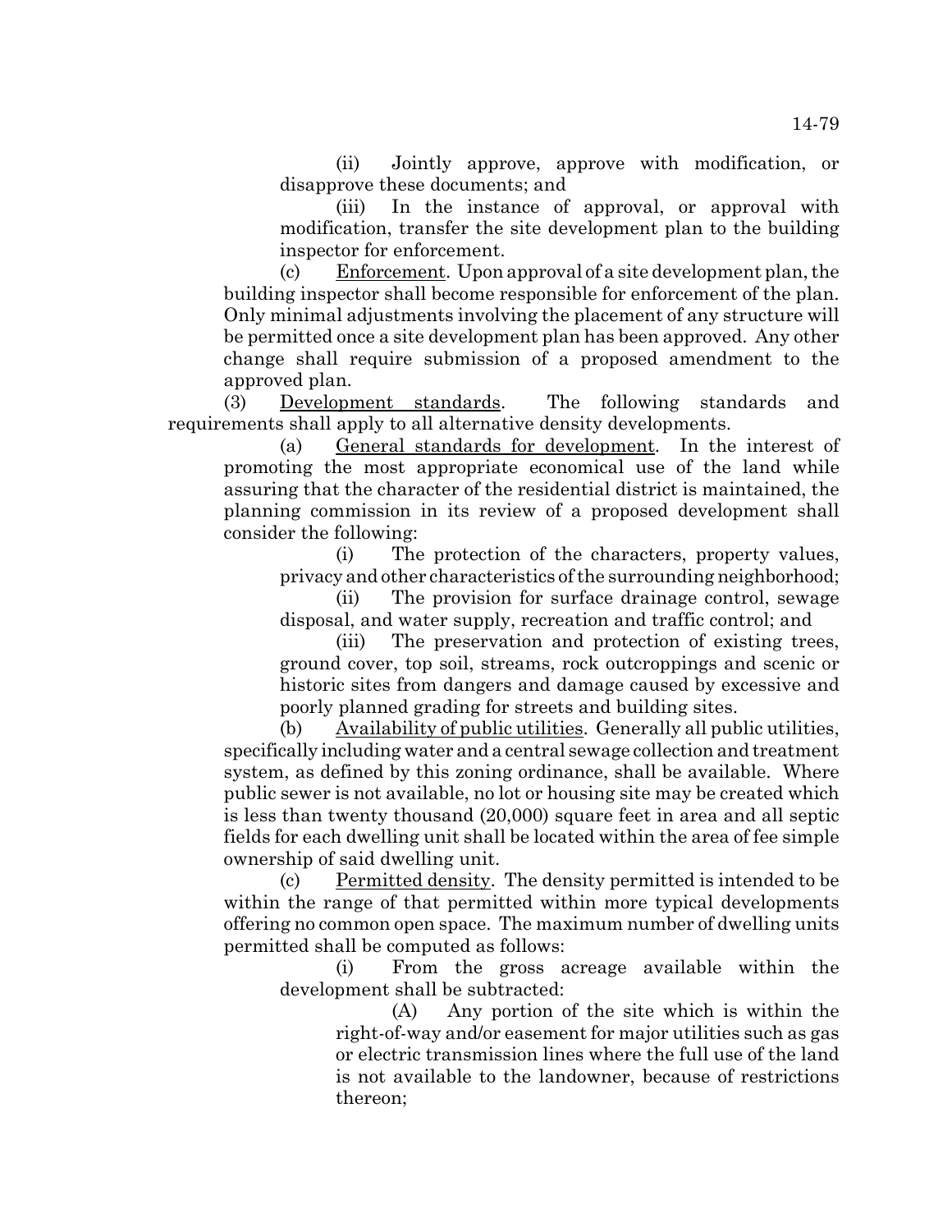(ii) Jointly approve, approve with modification, or disapprove these documents; and

(iii) In the instance of approval, or approval with modification, transfer the site development plan to the building inspector for enforcement.

(c) Enforcement. Upon approval of a site development plan, the building inspector shall become responsible for enforcement of the plan. Only minimal adjustments involving the placement of any structure will be permitted once a site development plan has been approved. Any other change shall require submission of a proposed amendment to the approved plan.

(3) Development standards. The following standards and requirements shall apply to all alternative density developments.

(a) General standards for development. In the interest of promoting the most appropriate economical use of the land while assuring that the character of the residential district is maintained, the planning commission in its review of a proposed development shall consider the following:

(i) The protection of the characters, property values, privacy and other characteristics of the surrounding neighborhood;

(ii) The provision for surface drainage control, sewage disposal, and water supply, recreation and traffic control; and

(iii) The preservation and protection of existing trees, ground cover, top soil, streams, rock outcroppings and scenic or historic sites from dangers and damage caused by excessive and poorly planned grading for streets and building sites.

(b) Availability of public utilities. Generally all public utilities, specifically including water and a central sewage collection and treatment system, as defined by this zoning ordinance, shall be available. Where public sewer is not available, no lot or housing site may be created which is less than twenty thousand (20,000) square feet in area and all septic fields for each dwelling unit shall be located within the area of fee simple ownership of said dwelling unit.

(c) Permitted density. The density permitted is intended to be within the range of that permitted within more typical developments offering no common open space. The maximum number of dwelling units permitted shall be computed as follows:

(i) From the gross acreage available within the development shall be subtracted:

(A) Any portion of the site which is within the right-of-way and/or easement for major utilities such as gas or electric transmission lines where the full use of the land is not available to the landowner, because of restrictions thereon;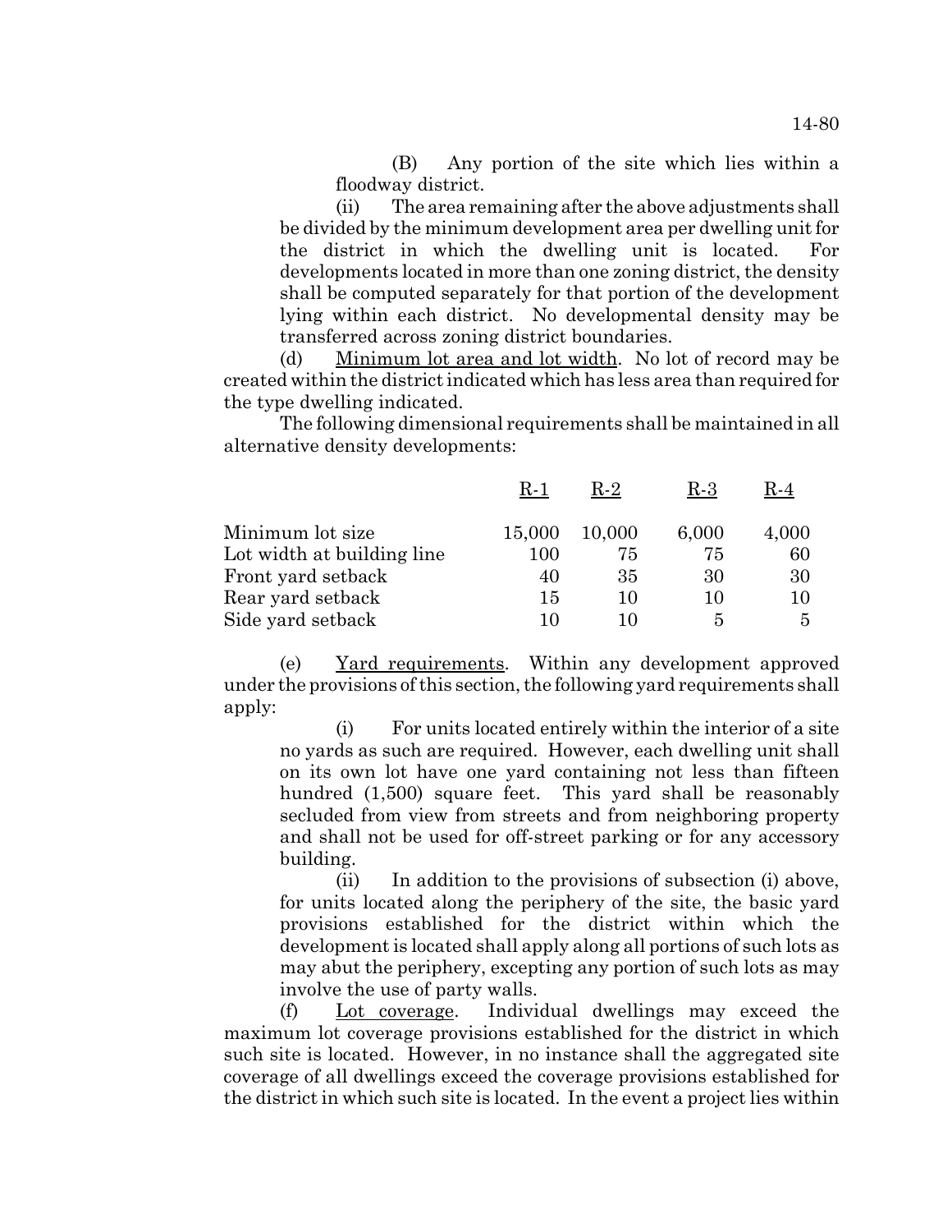(B) Any portion of the site which lies within a floodway district.

(ii) The area remaining after the above adjustments shall be divided by the minimum development area per dwelling unit for the district in which the dwelling unit is located. For developments located in more than one zoning district, the density shall be computed separately for that portion of the development lying within each district. No developmental density may be transferred across zoning district boundaries.

(d) Minimum lot area and lot width. No lot of record may be created within the district indicated which has less area than required for the type dwelling indicated.

The following dimensional requirements shall be maintained in all alternative density developments:

| | R-1 | R-2 | R-3 | R-4 |
|---|---|---|---|---|
| Minimum lot size | 15,000 | 10,000 | 6,000 | 4,000 |
| Lot width at building line | 100 | 75 | 75 | 60 |
| Front yard setback | 40 | 35 | 30 | 30 |
| Rear yard setback | 15 | 10 | 10 | 10 |
| Side yard setback | 10 | 10 | 5 | 5 |

(e) Yard requirements. Within any development approved under the provisions of this section, the following yard requirements shall apply:

(i) For units located entirely within the interior of a site no yards as such are required. However, each dwelling unit shall on its own lot have one yard containing not less than fifteen hundred (1,500) square feet. This yard shall be reasonably secluded from view from streets and from neighboring property and shall not be used for off-street parking or for any accessory building.

(ii) In addition to the provisions of subsection (i) above, for units located along the periphery of the site, the basic yard provisions established for the district within which the development is located shall apply along all portions of such lots as may abut the periphery, excepting any portion of such lots as may involve the use of party walls.

(f) Lot coverage. Individual dwellings may exceed the maximum lot coverage provisions established for the district in which such site is located. However, in no instance shall the aggregated site coverage of all dwellings exceed the coverage provisions established for the district in which such site is located. In the event a project lies within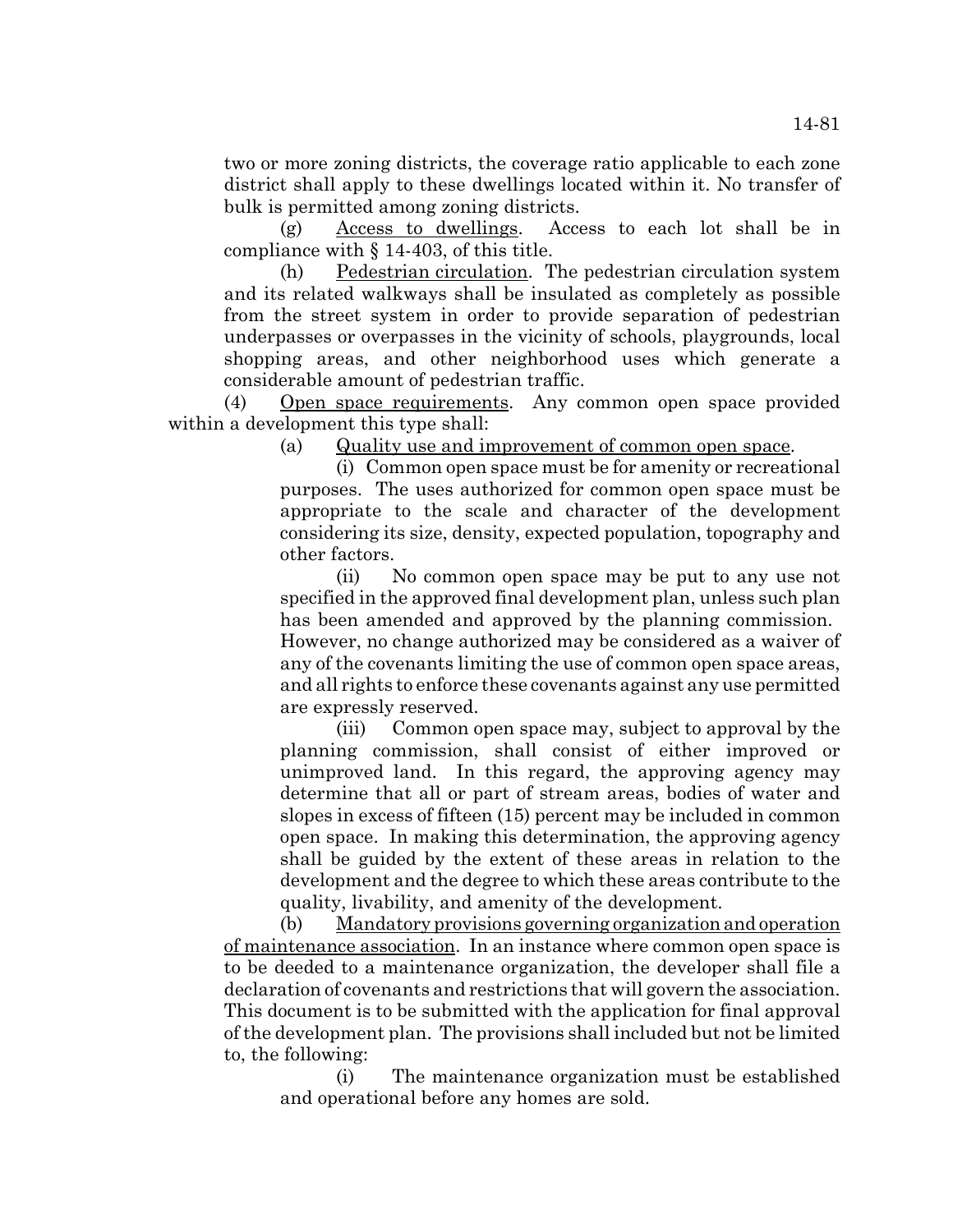two or more zoning districts, the coverage ratio applicable to each zone district shall apply to these dwellings located within it. No transfer of bulk is permitted among zoning districts.

(g) Access to dwellings. Access to each lot shall be in compliance with § 14-403, of this title.

(h) Pedestrian circulation. The pedestrian circulation system and its related walkways shall be insulated as completely as possible from the street system in order to provide separation of pedestrian underpasses or overpasses in the vicinity of schools, playgrounds, local shopping areas, and other neighborhood uses which generate a considerable amount of pedestrian traffic.

(4) Open space requirements. Any common open space provided within a development this type shall:

(a) Quality use and improvement of common open space.

(i) Common open space must be for amenity or recreational purposes. The uses authorized for common open space must be appropriate to the scale and character of the development considering its size, density, expected population, topography and other factors.

(ii) No common open space may be put to any use not specified in the approved final development plan, unless such plan has been amended and approved by the planning commission. However, no change authorized may be considered as a waiver of any of the covenants limiting the use of common open space areas, and all rights to enforce these covenants against any use permitted are expressly reserved.

(iii) Common open space may, subject to approval by the planning commission, shall consist of either improved or unimproved land. In this regard, the approving agency may determine that all or part of stream areas, bodies of water and slopes in excess of fifteen (15) percent may be included in common open space. In making this determination, the approving agency shall be guided by the extent of these areas in relation to the development and the degree to which these areas contribute to the quality, livability, and amenity of the development.

(b) Mandatory provisions governing organization and operation of maintenance association. In an instance where common open space is to be deeded to a maintenance organization, the developer shall file a declaration of covenants and restrictions that will govern the association. This document is to be submitted with the application for final approval of the development plan. The provisions shall included but not be limited to, the following:

(i) The maintenance organization must be established and operational before any homes are sold.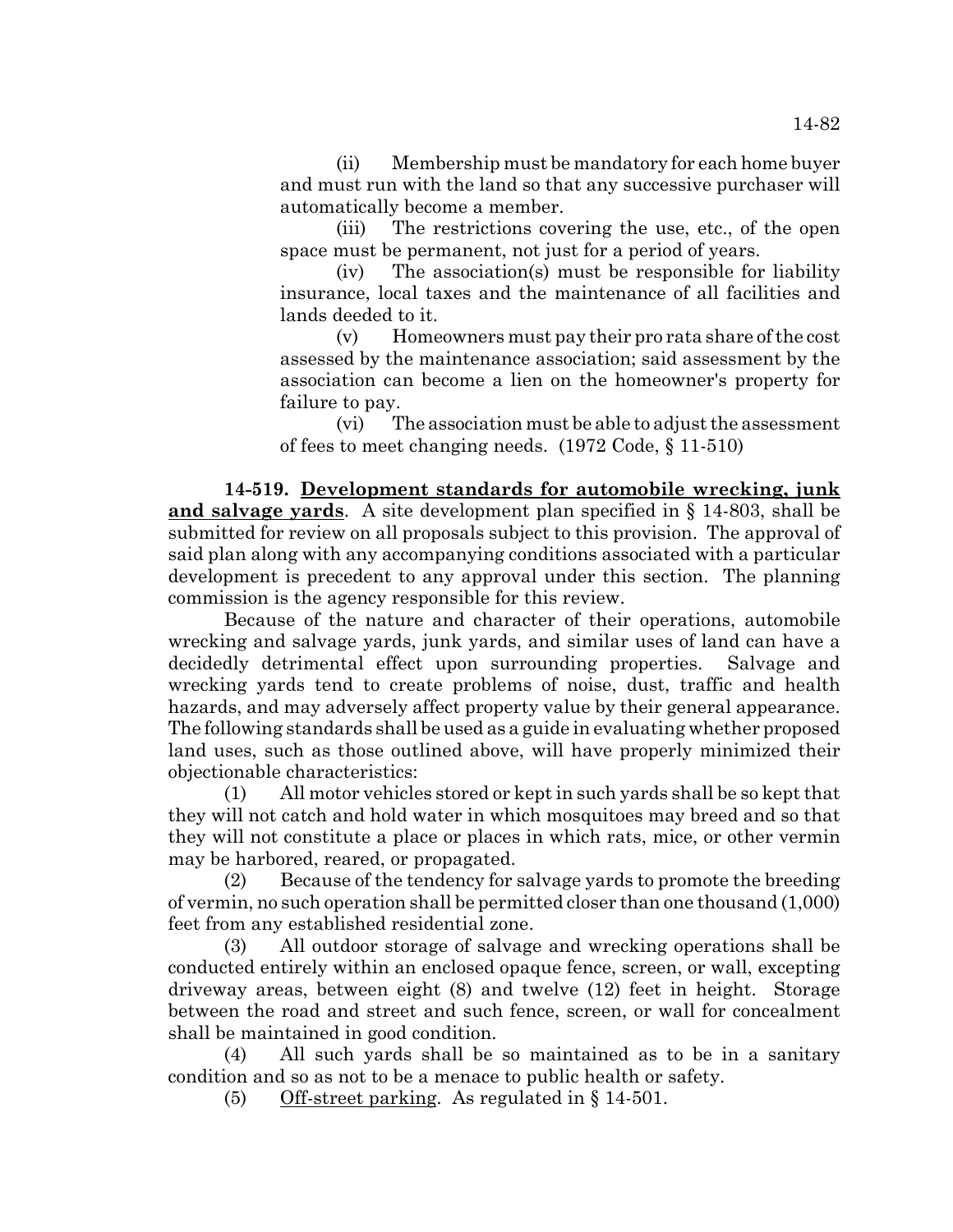(ii) Membership must be mandatory for each home buyer and must run with the land so that any successive purchaser will automatically become a member.

(iii) The restrictions covering the use, etc., of the open space must be permanent, not just for a period of years.

(iv) The association(s) must be responsible for liability insurance, local taxes and the maintenance of all facilities and lands deeded to it.

(v) Homeowners must pay their pro rata share of the cost assessed by the maintenance association; said assessment by the association can become a lien on the homeowner's property for failure to pay.

(vi) The association must be able to adjust the assessment of fees to meet changing needs. (1972 Code, § 11-510)

**14-519. Development standards for automobile wrecking, junk and salvage yards**. A site development plan specified in § 14-803, shall be submitted for review on all proposals subject to this provision. The approval of said plan along with any accompanying conditions associated with a particular development is precedent to any approval under this section. The planning commission is the agency responsible for this review.

Because of the nature and character of their operations, automobile wrecking and salvage yards, junk yards, and similar uses of land can have a decidedly detrimental effect upon surrounding properties. Salvage and wrecking yards tend to create problems of noise, dust, traffic and health hazards, and may adversely affect property value by their general appearance. The following standards shall be used as a guide in evaluating whether proposed land uses, such as those outlined above, will have properly minimized their objectionable characteristics:

(1) All motor vehicles stored or kept in such yards shall be so kept that they will not catch and hold water in which mosquitoes may breed and so that they will not constitute a place or places in which rats, mice, or other vermin may be harbored, reared, or propagated.

(2) Because of the tendency for salvage yards to promote the breeding of vermin, no such operation shall be permitted closer than one thousand (1,000) feet from any established residential zone.

(3) All outdoor storage of salvage and wrecking operations shall be conducted entirely within an enclosed opaque fence, screen, or wall, excepting driveway areas, between eight (8) and twelve (12) feet in height. Storage between the road and street and such fence, screen, or wall for concealment shall be maintained in good condition.

(4) All such yards shall be so maintained as to be in a sanitary condition and so as not to be a menace to public health or safety.

(5) Off-street parking. As regulated in § 14-501.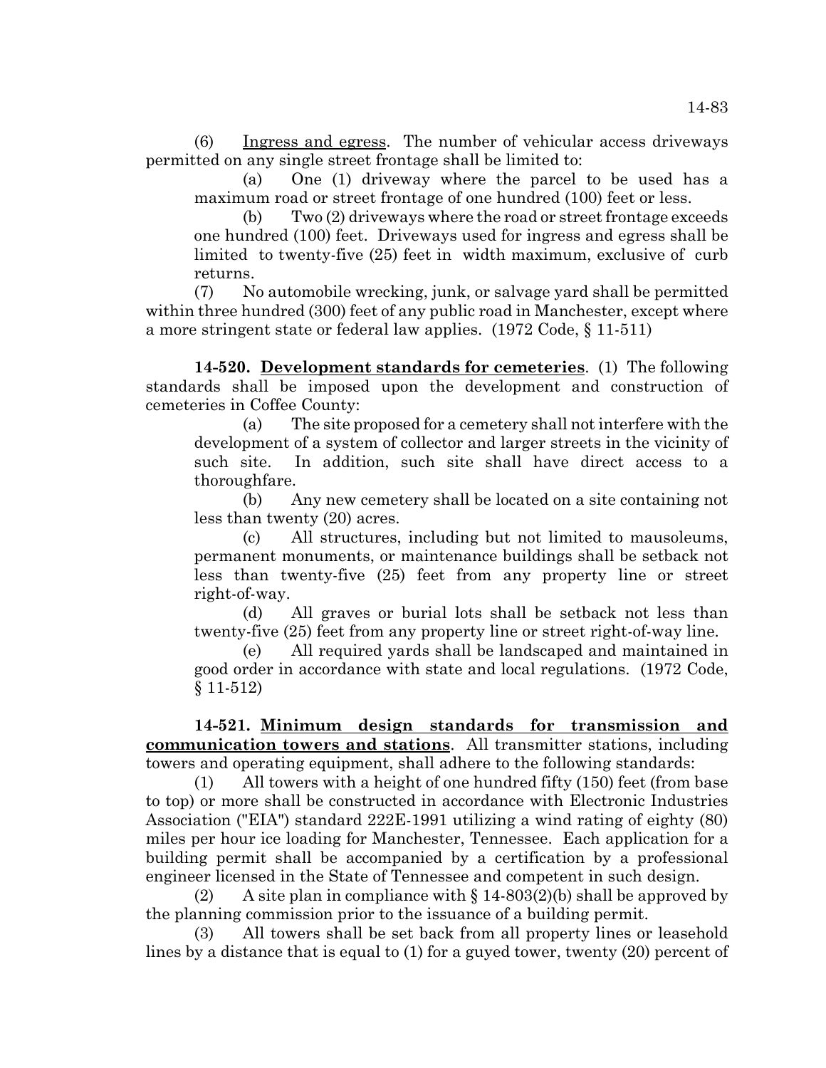(6) Ingress and egress. The number of vehicular access driveways permitted on any single street frontage shall be limited to:

(a) One (1) driveway where the parcel to be used has a maximum road or street frontage of one hundred (100) feet or less.

(b) Two (2) driveways where the road or street frontage exceeds one hundred (100) feet. Driveways used for ingress and egress shall be limited to twenty-five (25) feet in width maximum, exclusive of curb returns.

(7) No automobile wrecking, junk, or salvage yard shall be permitted within three hundred (300) feet of any public road in Manchester, except where a more stringent state or federal law applies. (1972 Code, § 11-511)

**14-520. Development standards for cemeteries**. (1) The following standards shall be imposed upon the development and construction of cemeteries in Coffee County:

(a) The site proposed for a cemetery shall not interfere with the development of a system of collector and larger streets in the vicinity of such site. In addition, such site shall have direct access to a thoroughfare.

(b) Any new cemetery shall be located on a site containing not less than twenty (20) acres.

(c) All structures, including but not limited to mausoleums, permanent monuments, or maintenance buildings shall be setback not less than twenty-five (25) feet from any property line or street right-of-way.

(d) All graves or burial lots shall be setback not less than twenty-five (25) feet from any property line or street right-of-way line.

(e) All required yards shall be landscaped and maintained in good order in accordance with state and local regulations. (1972 Code, § 11-512)

**14-521. Minimum design standards for transmission and communication towers and stations**. All transmitter stations, including towers and operating equipment, shall adhere to the following standards:

(1) All towers with a height of one hundred fifty (150) feet (from base to top) or more shall be constructed in accordance with Electronic Industries Association ("EIA") standard 222E-1991 utilizing a wind rating of eighty (80) miles per hour ice loading for Manchester, Tennessee. Each application for a building permit shall be accompanied by a certification by a professional engineer licensed in the State of Tennessee and competent in such design.

(2) A site plan in compliance with § 14-803(2)(b) shall be approved by the planning commission prior to the issuance of a building permit.

(3) All towers shall be set back from all property lines or leasehold lines by a distance that is equal to (1) for a guyed tower, twenty (20) percent of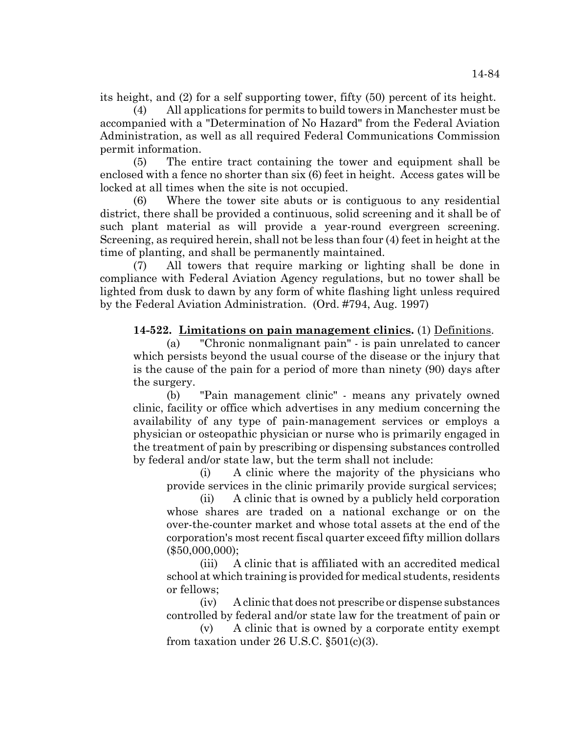its height, and (2) for a self supporting tower, fifty (50) percent of its height.

(4) All applications for permits to build towers in Manchester must be accompanied with a "Determination of No Hazard" from the Federal Aviation Administration, as well as all required Federal Communications Commission permit information.

(5) The entire tract containing the tower and equipment shall be enclosed with a fence no shorter than six (6) feet in height. Access gates will be locked at all times when the site is not occupied.

(6) Where the tower site abuts or is contiguous to any residential district, there shall be provided a continuous, solid screening and it shall be of such plant material as will provide a year-round evergreen screening. Screening, as required herein, shall not be less than four (4) feet in height at the time of planting, and shall be permanently maintained.

(7) All towers that require marking or lighting shall be done in compliance with Federal Aviation Agency regulations, but no tower shall be lighted from dusk to dawn by any form of white flashing light unless required by the Federal Aviation Administration. (Ord. #794, Aug. 1997)

**14-522. Limitations on pain management clinics.** (1) Definitions.

(a) "Chronic nonmalignant pain" - is pain unrelated to cancer which persists beyond the usual course of the disease or the injury that is the cause of the pain for a period of more than ninety (90) days after the surgery.

(b) "Pain management clinic" - means any privately owned clinic, facility or office which advertises in any medium concerning the availability of any type of pain-management services or employs a physician or osteopathic physician or nurse who is primarily engaged in the treatment of pain by prescribing or dispensing substances controlled by federal and/or state law, but the term shall not include:

(i) A clinic where the majority of the physicians who provide services in the clinic primarily provide surgical services;

(ii) A clinic that is owned by a publicly held corporation whose shares are traded on a national exchange or on the over-the-counter market and whose total assets at the end of the corporation's most recent fiscal quarter exceed fifty million dollars ($50,000,000);

(iii) A clinic that is affiliated with an accredited medical school at which training is provided for medical students, residents or fellows;

(iv) A clinic that does not prescribe or dispense substances controlled by federal and/or state law for the treatment of pain or

(v) A clinic that is owned by a corporate entity exempt from taxation under 26 U.S.C. §501(c)(3).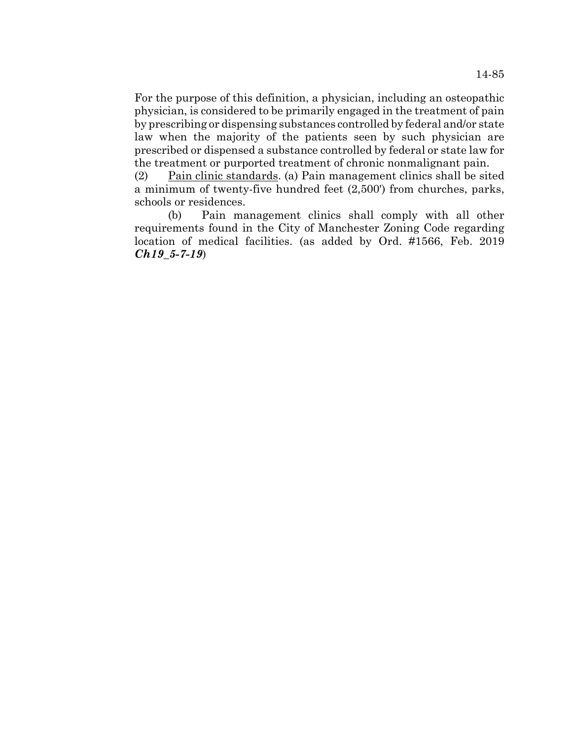For the purpose of this definition, a physician, including an osteopathic physician, is considered to be primarily engaged in the treatment of pain by prescribing or dispensing substances controlled by federal and/or state law when the majority of the patients seen by such physician are prescribed or dispensed a substance controlled by federal or state law for the treatment or purported treatment of chronic nonmalignant pain.

(2) Pain clinic standards. (a) Pain management clinics shall be sited a minimum of twenty-five hundred feet (2,500') from churches, parks, schools or residences.

(b) Pain management clinics shall comply with all other requirements found in the City of Manchester Zoning Code regarding location of medical facilities. (as added by Ord. #1566, Feb. 2019 ***Ch19_5-7-19***)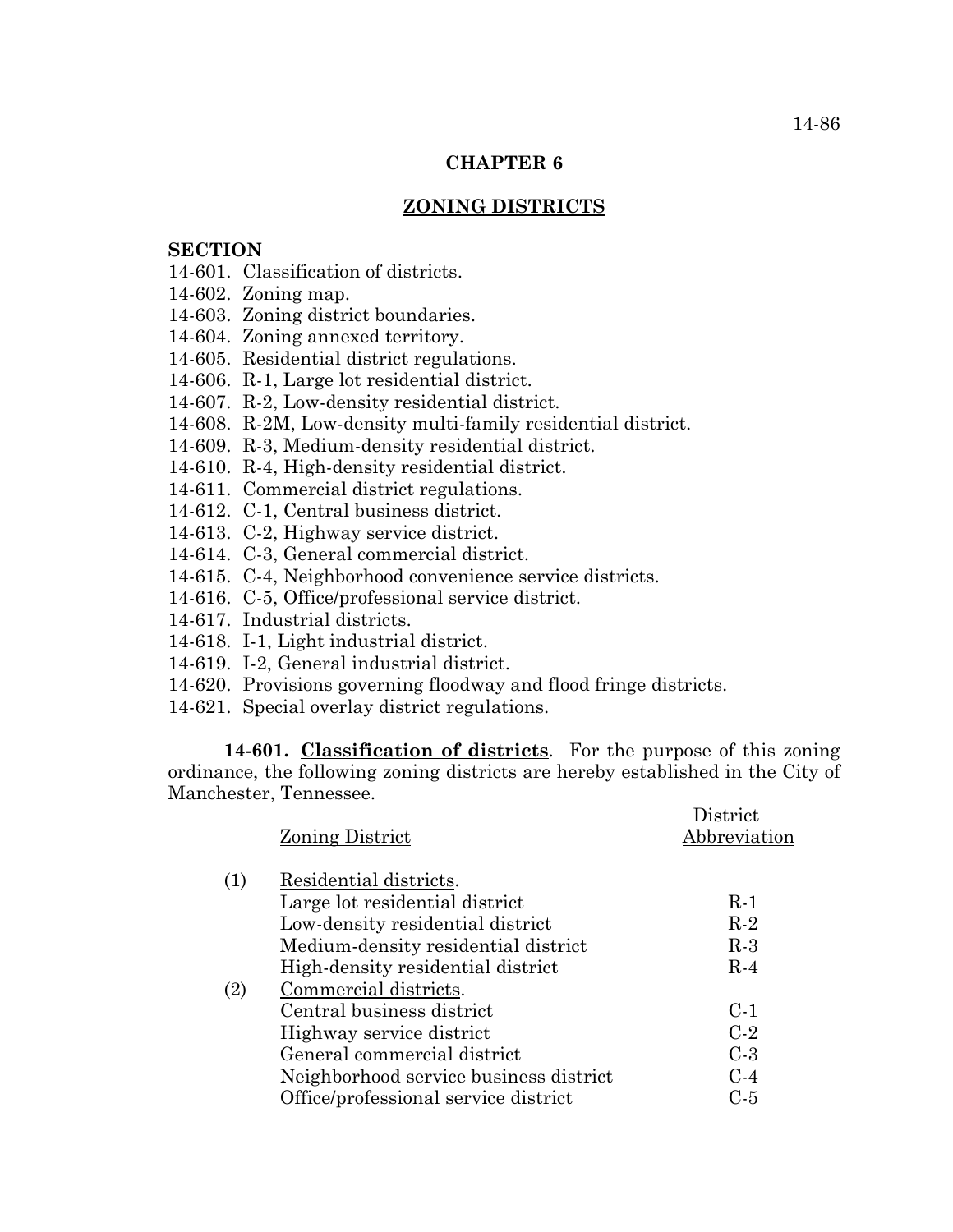# CHAPTER 6

## ZONING DISTRICTS

**SECTION**

14-601. Classification of districts.
14-602. Zoning map.
14-603. Zoning district boundaries.
14-604. Zoning annexed territory.
14-605. Residential district regulations.
14-606. R-1, Large lot residential district.
14-607. R-2, Low-density residential district.
14-608. R-2M, Low-density multi-family residential district.
14-609. R-3, Medium-density residential district.
14-610. R-4, High-density residential district.
14-611. Commercial district regulations.
14-612. C-1, Central business district.
14-613. C-2, Highway service district.
14-614. C-3, General commercial district.
14-615. C-4, Neighborhood convenience service districts.
14-616. C-5, Office/professional service district.
14-617. Industrial districts.
14-618. I-1, Light industrial district.
14-619. I-2, General industrial district.
14-620. Provisions governing floodway and flood fringe districts.
14-621. Special overlay district regulations.

**14-601. Classification of districts**. For the purpose of this zoning ordinance, the following zoning districts are hereby established in the City of Manchester, Tennessee.

| | Zoning District | District Abbreviation |
|---|---|---|
| (1) | Residential districts. | |
| | Large lot residential district | R-1 |
| | Low-density residential district | R-2 |
| | Medium-density residential district | R-3 |
| | High-density residential district | R-4 |
| (2) | Commercial districts. | |
| | Central business district | C-1 |
| | Highway service district | C-2 |
| | General commercial district | C-3 |
| | Neighborhood service business district | C-4 |
| | Office/professional service district | C-5 |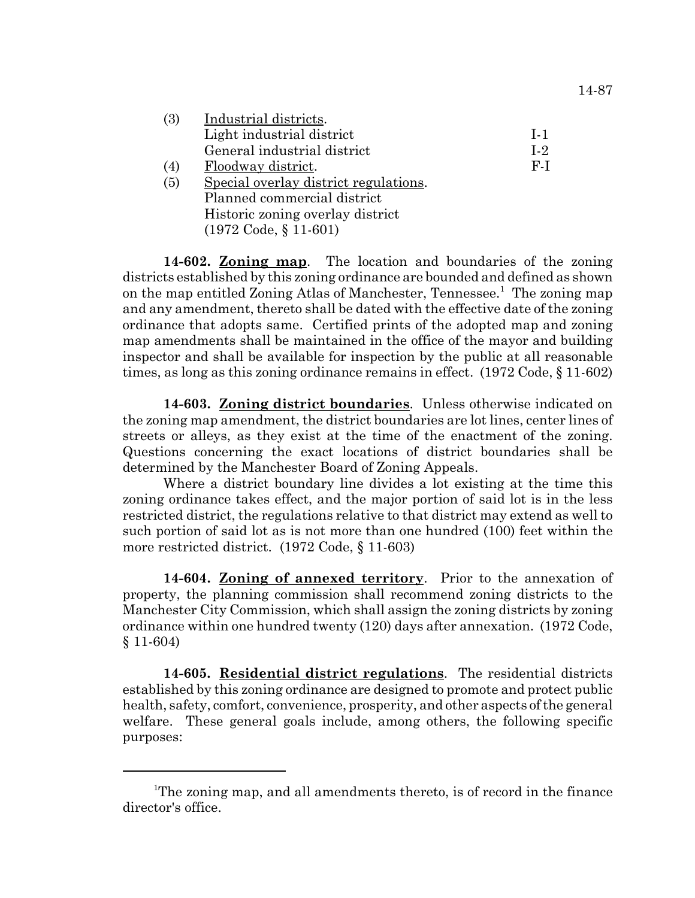(3) Industrial districts.

| | |
|---|---|
| Light industrial district | I-1 |
| General industrial district | I-2 |

(4) Floodway district. F-I

(5) Special overlay district regulations.
Planned commercial district
Historic zoning overlay district
(1972 Code, § 11-601)

**14-602. Zoning map**. The location and boundaries of the zoning districts established by this zoning ordinance are bounded and defined as shown on the map entitled Zoning Atlas of Manchester, Tennessee.[1] The zoning map and any amendment, thereto shall be dated with the effective date of the zoning ordinance that adopts same. Certified prints of the adopted map and zoning map amendments shall be maintained in the office of the mayor and building inspector and shall be available for inspection by the public at all reasonable times, as long as this zoning ordinance remains in effect. (1972 Code, § 11-602)

**14-603. Zoning district boundaries**. Unless otherwise indicated on the zoning map amendment, the district boundaries are lot lines, center lines of streets or alleys, as they exist at the time of the enactment of the zoning. Questions concerning the exact locations of district boundaries shall be determined by the Manchester Board of Zoning Appeals.

Where a district boundary line divides a lot existing at the time this zoning ordinance takes effect, and the major portion of said lot is in the less restricted district, the regulations relative to that district may extend as well to such portion of said lot as is not more than one hundred (100) feet within the more restricted district. (1972 Code, § 11-603)

**14-604. Zoning of annexed territory**. Prior to the annexation of property, the planning commission shall recommend zoning districts to the Manchester City Commission, which shall assign the zoning districts by zoning ordinance within one hundred twenty (120) days after annexation. (1972 Code, § 11-604)

**14-605. Residential district regulations**. The residential districts established by this zoning ordinance are designed to promote and protect public health, safety, comfort, convenience, prosperity, and other aspects of the general welfare. These general goals include, among others, the following specific purposes:

---

[1]The zoning map, and all amendments thereto, is of record in the finance director's office.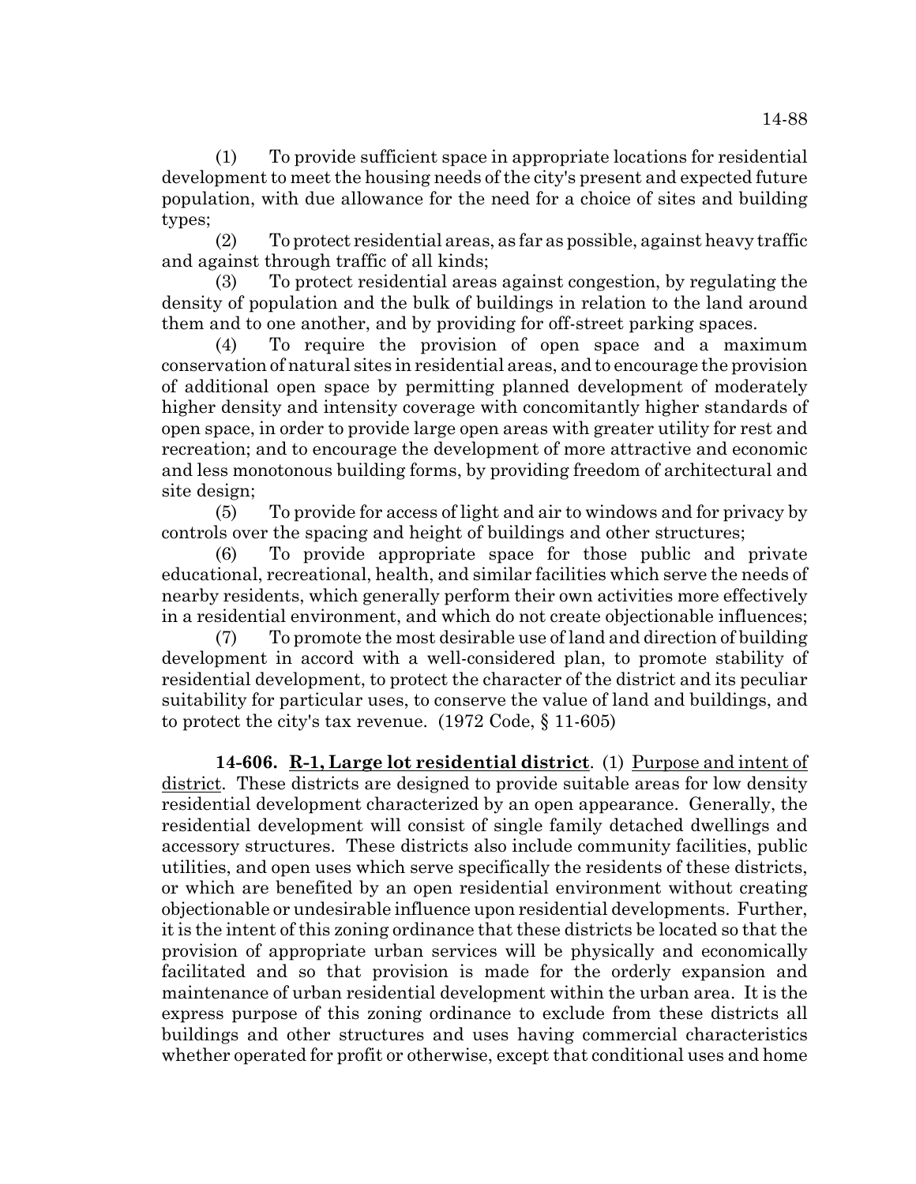(1) To provide sufficient space in appropriate locations for residential development to meet the housing needs of the city's present and expected future population, with due allowance for the need for a choice of sites and building types;

(2) To protect residential areas, as far as possible, against heavy traffic and against through traffic of all kinds;

(3) To protect residential areas against congestion, by regulating the density of population and the bulk of buildings in relation to the land around them and to one another, and by providing for off-street parking spaces.

(4) To require the provision of open space and a maximum conservation of natural sites in residential areas, and to encourage the provision of additional open space by permitting planned development of moderately higher density and intensity coverage with concomitantly higher standards of open space, in order to provide large open areas with greater utility for rest and recreation; and to encourage the development of more attractive and economic and less monotonous building forms, by providing freedom of architectural and site design;

(5) To provide for access of light and air to windows and for privacy by controls over the spacing and height of buildings and other structures;

(6) To provide appropriate space for those public and private educational, recreational, health, and similar facilities which serve the needs of nearby residents, which generally perform their own activities more effectively in a residential environment, and which do not create objectionable influences;

(7) To promote the most desirable use of land and direction of building development in accord with a well-considered plan, to promote stability of residential development, to protect the character of the district and its peculiar suitability for particular uses, to conserve the value of land and buildings, and to protect the city's tax revenue. (1972 Code, § 11-605)

**14-606. R-1, Large lot residential district**. (1) Purpose and intent of district. These districts are designed to provide suitable areas for low density residential development characterized by an open appearance. Generally, the residential development will consist of single family detached dwellings and accessory structures. These districts also include community facilities, public utilities, and open uses which serve specifically the residents of these districts, or which are benefited by an open residential environment without creating objectionable or undesirable influence upon residential developments. Further, it is the intent of this zoning ordinance that these districts be located so that the provision of appropriate urban services will be physically and economically facilitated and so that provision is made for the orderly expansion and maintenance of urban residential development within the urban area. It is the express purpose of this zoning ordinance to exclude from these districts all buildings and other structures and uses having commercial characteristics whether operated for profit or otherwise, except that conditional uses and home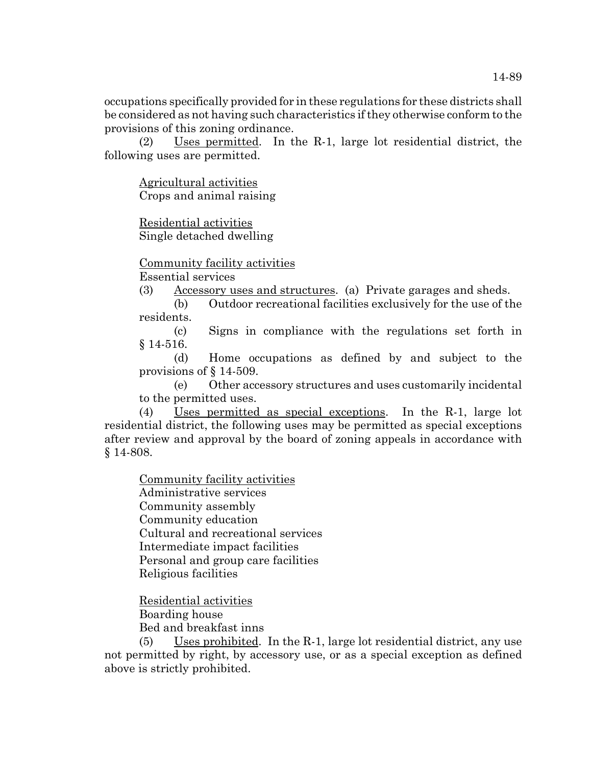occupations specifically provided for in these regulations for these districts shall be considered as not having such characteristics if they otherwise conform to the provisions of this zoning ordinance.

(2) Uses permitted. In the R-1, large lot residential district, the following uses are permitted.

Agricultural activities
Crops and animal raising

Residential activities
Single detached dwelling

Community facility activities
Essential services

(3) Accessory uses and structures. (a) Private garages and sheds.

(b) Outdoor recreational facilities exclusively for the use of the residents.

(c) Signs in compliance with the regulations set forth in § 14-516.

(d) Home occupations as defined by and subject to the provisions of § 14-509.

(e) Other accessory structures and uses customarily incidental to the permitted uses.

(4) Uses permitted as special exceptions. In the R-1, large lot residential district, the following uses may be permitted as special exceptions after review and approval by the board of zoning appeals in accordance with § 14-808.

Community facility activities
Administrative services
Community assembly
Community education
Cultural and recreational services
Intermediate impact facilities
Personal and group care facilities
Religious facilities

Residential activities
Boarding house
Bed and breakfast inns

(5) Uses prohibited. In the R-1, large lot residential district, any use not permitted by right, by accessory use, or as a special exception as defined above is strictly prohibited.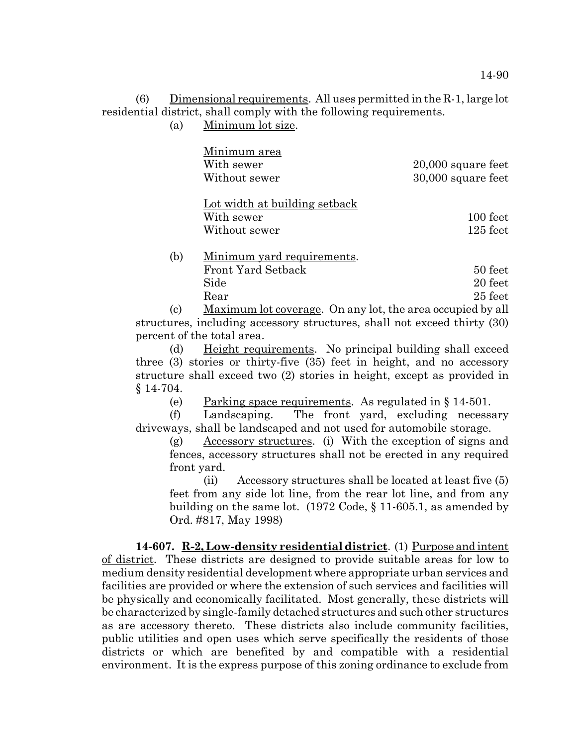(6) Dimensional requirements. All uses permitted in the R-1, large lot residential district, shall comply with the following requirements.

(a) Minimum lot size.

| Minimum area | |
|---|---|
| With sewer | 20,000 square feet |
| Without sewer | 30,000 square feet |

| Lot width at building setback | |
|---|---|
| With sewer | 100 feet |
| Without sewer | 125 feet |

(b) Minimum yard requirements.

| | |
|---|---|
| Front Yard Setback | 50 feet |
| Side | 20 feet |
| Rear | 25 feet |

(c) Maximum lot coverage. On any lot, the area occupied by all structures, including accessory structures, shall not exceed thirty (30) percent of the total area.

(d) Height requirements. No principal building shall exceed three (3) stories or thirty-five (35) feet in height, and no accessory structure shall exceed two (2) stories in height, except as provided in § 14-704.

(e) Parking space requirements. As regulated in § 14-501.

(f) Landscaping. The front yard, excluding necessary driveways, shall be landscaped and not used for automobile storage.

(g) Accessory structures. (i) With the exception of signs and fences, accessory structures shall not be erected in any required front yard.

(ii) Accessory structures shall be located at least five (5) feet from any side lot line, from the rear lot line, and from any building on the same lot. (1972 Code, § 11-605.1, as amended by Ord. #817, May 1998)

**14-607. R-2, Low-density residential district**. (1) Purpose and intent of district. These districts are designed to provide suitable areas for low to medium density residential development where appropriate urban services and facilities are provided or where the extension of such services and facilities will be physically and economically facilitated. Most generally, these districts will be characterized by single-family detached structures and such other structures as are accessory thereto. These districts also include community facilities, public utilities and open uses which serve specifically the residents of those districts or which are benefited by and compatible with a residential environment. It is the express purpose of this zoning ordinance to exclude from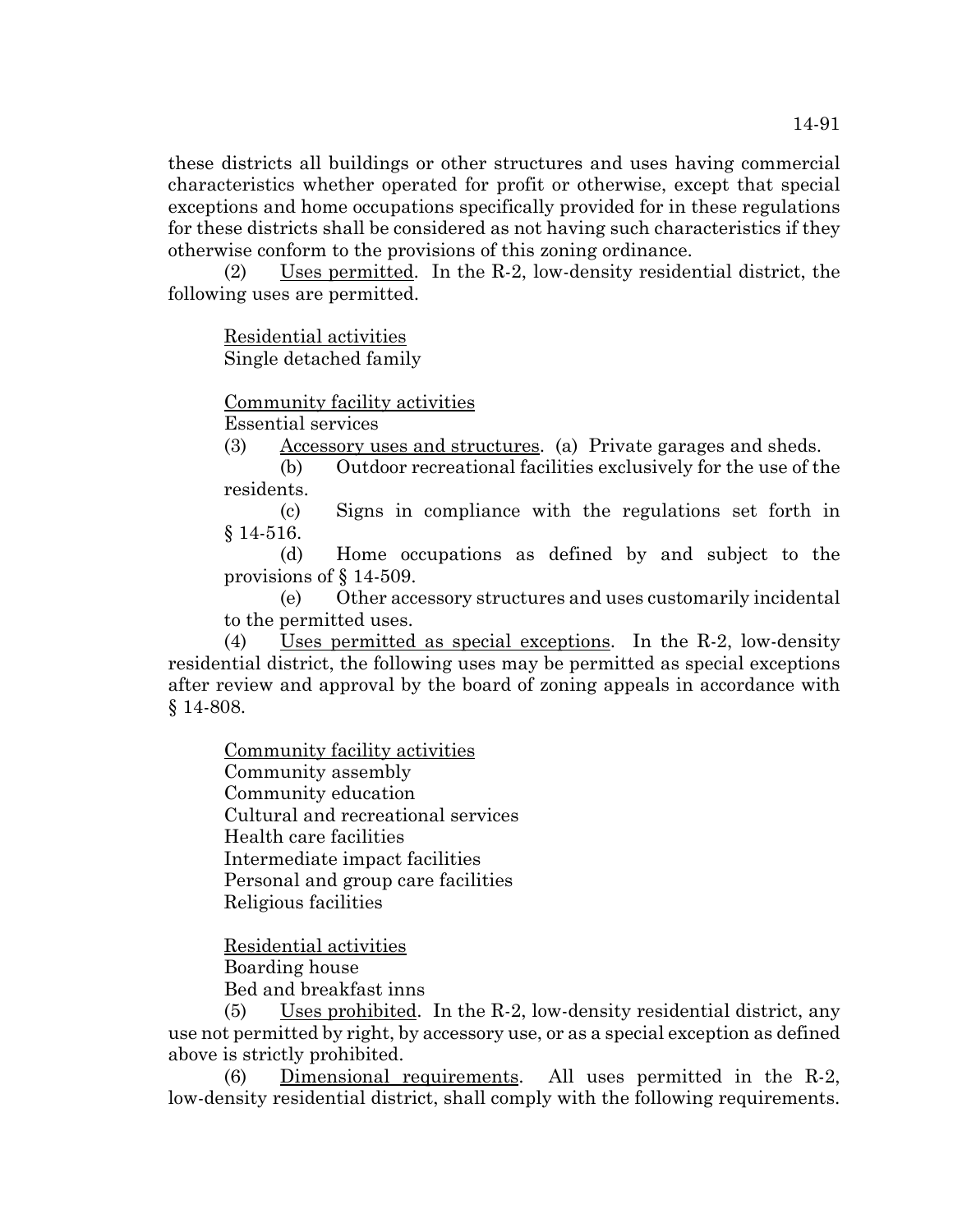these districts all buildings or other structures and uses having commercial characteristics whether operated for profit or otherwise, except that special exceptions and home occupations specifically provided for in these regulations for these districts shall be considered as not having such characteristics if they otherwise conform to the provisions of this zoning ordinance.

(2) Uses permitted. In the R-2, low-density residential district, the following uses are permitted.

Residential activities
Single detached family

Community facility activities
Essential services

(3) Accessory uses and structures. (a) Private garages and sheds.

(b) Outdoor recreational facilities exclusively for the use of the residents.

(c) Signs in compliance with the regulations set forth in § 14-516.

(d) Home occupations as defined by and subject to the provisions of § 14-509.

(e) Other accessory structures and uses customarily incidental to the permitted uses.

(4) Uses permitted as special exceptions. In the R-2, low-density residential district, the following uses may be permitted as special exceptions after review and approval by the board of zoning appeals in accordance with § 14-808.

Community facility activities
Community assembly
Community education
Cultural and recreational services
Health care facilities
Intermediate impact facilities
Personal and group care facilities
Religious facilities

Residential activities
Boarding house
Bed and breakfast inns

(5) Uses prohibited. In the R-2, low-density residential district, any use not permitted by right, by accessory use, or as a special exception as defined above is strictly prohibited.

(6) Dimensional requirements. All uses permitted in the R-2, low-density residential district, shall comply with the following requirements.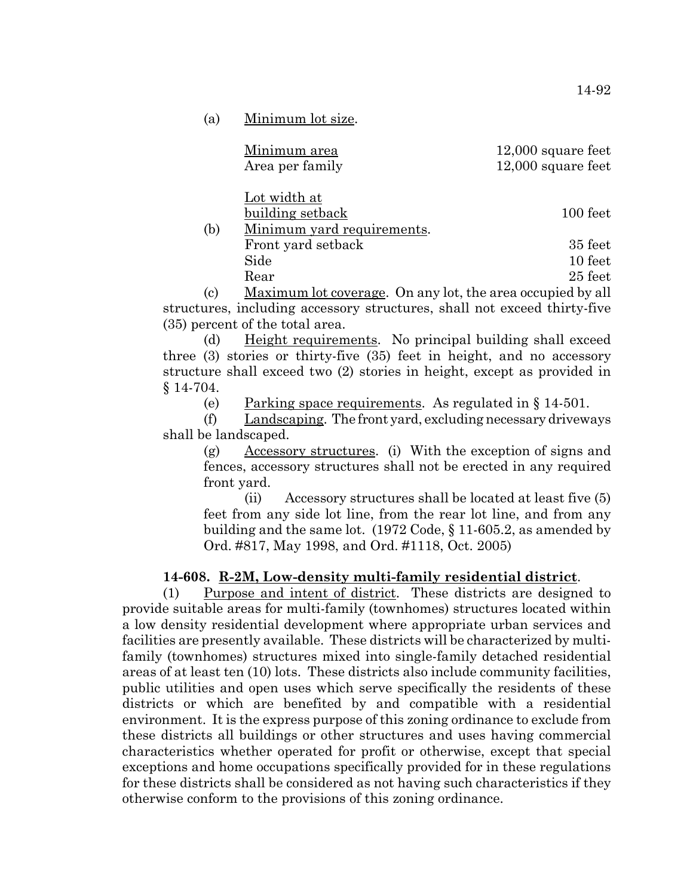(a) Minimum lot size.

| | |
|---|---|
| Minimum area | 12,000 square feet |
| Area per family | 12,000 square feet |
| Lot width at building setback | 100 feet |

(b) Minimum yard requirements.

| | |
|---|---|
| Front yard setback | 35 feet |
| Side | 10 feet |
| Rear | 25 feet |

(c) Maximum lot coverage. On any lot, the area occupied by all structures, including accessory structures, shall not exceed thirty-five (35) percent of the total area.

(d) Height requirements. No principal building shall exceed three (3) stories or thirty-five (35) feet in height, and no accessory structure shall exceed two (2) stories in height, except as provided in § 14-704.

(e) Parking space requirements. As regulated in § 14-501.

(f) Landscaping. The front yard, excluding necessary driveways shall be landscaped.

(g) Accessory structures. (i) With the exception of signs and fences, accessory structures shall not be erected in any required front yard.

(ii) Accessory structures shall be located at least five (5) feet from any side lot line, from the rear lot line, and from any building and the same lot. (1972 Code, § 11-605.2, as amended by Ord. #817, May 1998, and Ord. #1118, Oct. 2005)

**14-608. R-2M, Low-density multi-family residential district.**

(1) Purpose and intent of district. These districts are designed to provide suitable areas for multi-family (townhomes) structures located within a low density residential development where appropriate urban services and facilities are presently available. These districts will be characterized by multi-family (townhomes) structures mixed into single-family detached residential areas of at least ten (10) lots. These districts also include community facilities, public utilities and open uses which serve specifically the residents of these districts or which are benefited by and compatible with a residential environment. It is the express purpose of this zoning ordinance to exclude from these districts all buildings or other structures and uses having commercial characteristics whether operated for profit or otherwise, except that special exceptions and home occupations specifically provided for in these regulations for these districts shall be considered as not having such characteristics if they otherwise conform to the provisions of this zoning ordinance.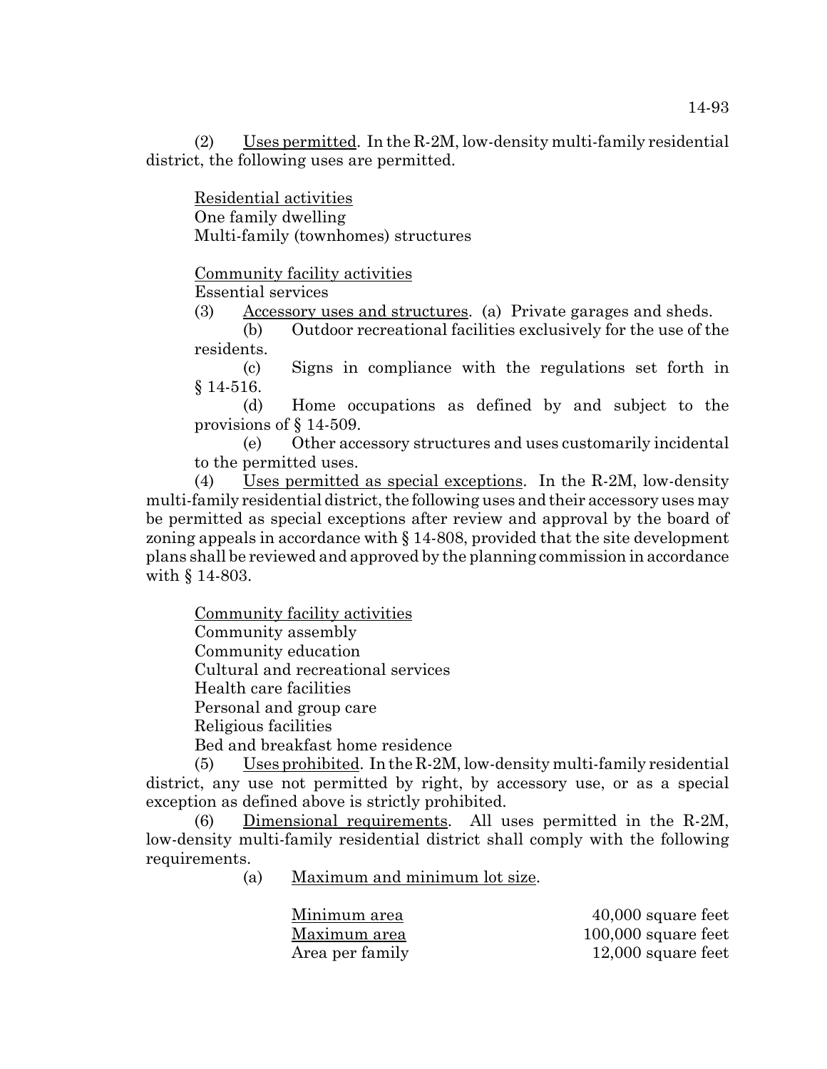(2) Uses permitted. In the R-2M, low-density multi-family residential district, the following uses are permitted.

Residential activities
One family dwelling
Multi-family (townhomes) structures

Community facility activities
Essential services

(3) Accessory uses and structures. (a) Private garages and sheds.

(b) Outdoor recreational facilities exclusively for the use of the residents.

(c) Signs in compliance with the regulations set forth in § 14-516.

(d) Home occupations as defined by and subject to the provisions of § 14-509.

(e) Other accessory structures and uses customarily incidental to the permitted uses.

(4) Uses permitted as special exceptions. In the R-2M, low-density multi-family residential district, the following uses and their accessory uses may be permitted as special exceptions after review and approval by the board of zoning appeals in accordance with § 14-808, provided that the site development plans shall be reviewed and approved by the planning commission in accordance with § 14-803.

Community facility activities
Community assembly
Community education
Cultural and recreational services
Health care facilities
Personal and group care
Religious facilities
Bed and breakfast home residence

(5) Uses prohibited. In the R-2M, low-density multi-family residential district, any use not permitted by right, by accessory use, or as a special exception as defined above is strictly prohibited.

(6) Dimensional requirements. All uses permitted in the R-2M, low-density multi-family residential district shall comply with the following requirements.

(a) Maximum and minimum lot size.

| | |
|---|---|
| Minimum area | 40,000 square feet |
| Maximum area | 100,000 square feet |
| Area per family | 12,000 square feet |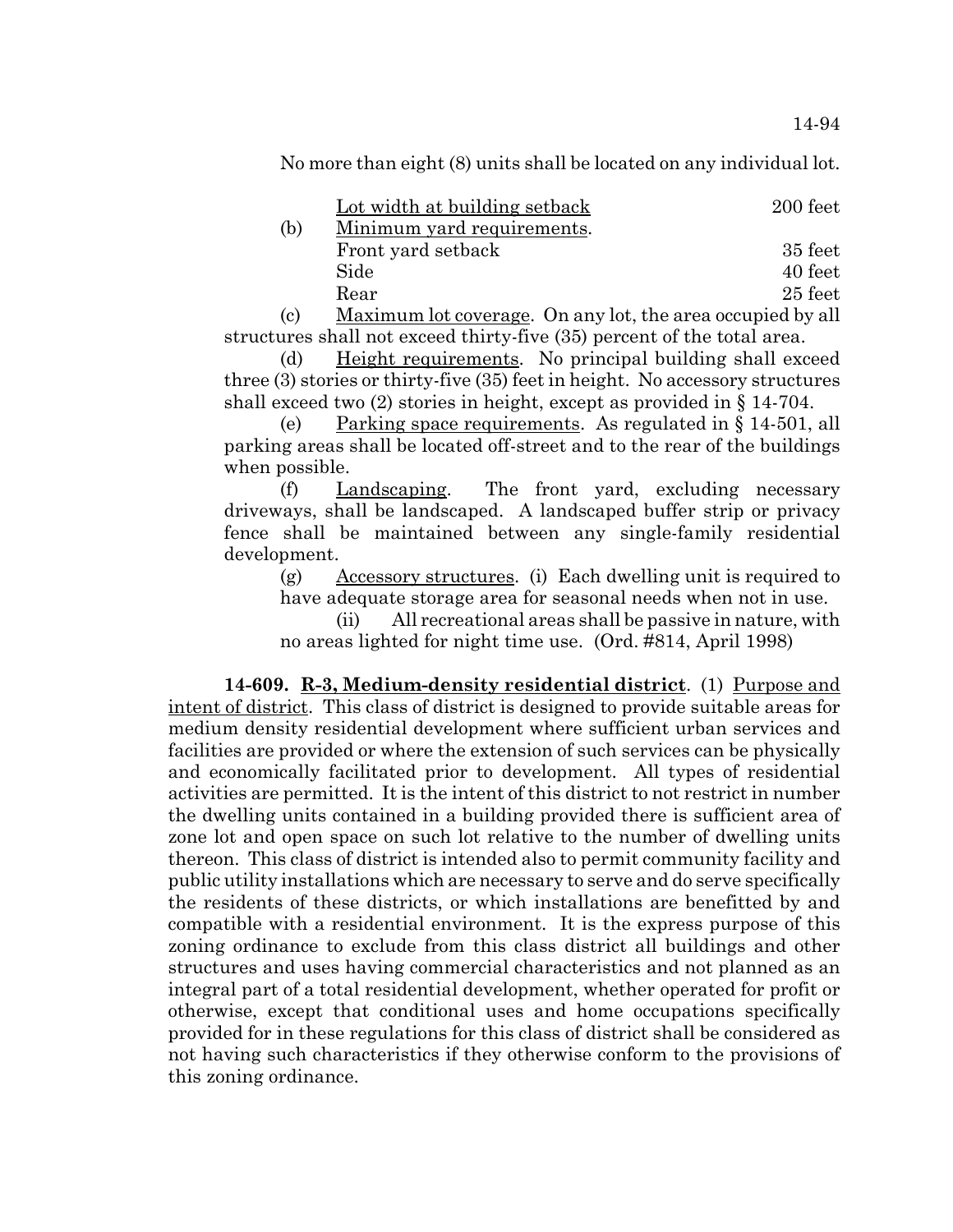No more than eight (8) units shall be located on any individual lot.

| | | |
|---|---|---|
| | Lot width at building setback | 200 feet |
| (b) | Minimum yard requirements. | |
| | Front yard setback | 35 feet |
| | Side | 40 feet |
| | Rear | 25 feet |

(c) Maximum lot coverage. On any lot, the area occupied by all structures shall not exceed thirty-five (35) percent of the total area.

(d) Height requirements. No principal building shall exceed three (3) stories or thirty-five (35) feet in height. No accessory structures shall exceed two (2) stories in height, except as provided in § 14-704.

(e) Parking space requirements. As regulated in § 14-501, all parking areas shall be located off-street and to the rear of the buildings when possible.

(f) Landscaping. The front yard, excluding necessary driveways, shall be landscaped. A landscaped buffer strip or privacy fence shall be maintained between any single-family residential development.

(g) Accessory structures. (i) Each dwelling unit is required to have adequate storage area for seasonal needs when not in use.

(ii) All recreational areas shall be passive in nature, with no areas lighted for night time use. (Ord. #814, April 1998)

**14-609. R-3, Medium-density residential district**. (1) Purpose and intent of district. This class of district is designed to provide suitable areas for medium density residential development where sufficient urban services and facilities are provided or where the extension of such services can be physically and economically facilitated prior to development. All types of residential activities are permitted. It is the intent of this district to not restrict in number the dwelling units contained in a building provided there is sufficient area of zone lot and open space on such lot relative to the number of dwelling units thereon. This class of district is intended also to permit community facility and public utility installations which are necessary to serve and do serve specifically the residents of these districts, or which installations are benefitted by and compatible with a residential environment. It is the express purpose of this zoning ordinance to exclude from this class district all buildings and other structures and uses having commercial characteristics and not planned as an integral part of a total residential development, whether operated for profit or otherwise, except that conditional uses and home occupations specifically provided for in these regulations for this class of district shall be considered as not having such characteristics if they otherwise conform to the provisions of this zoning ordinance.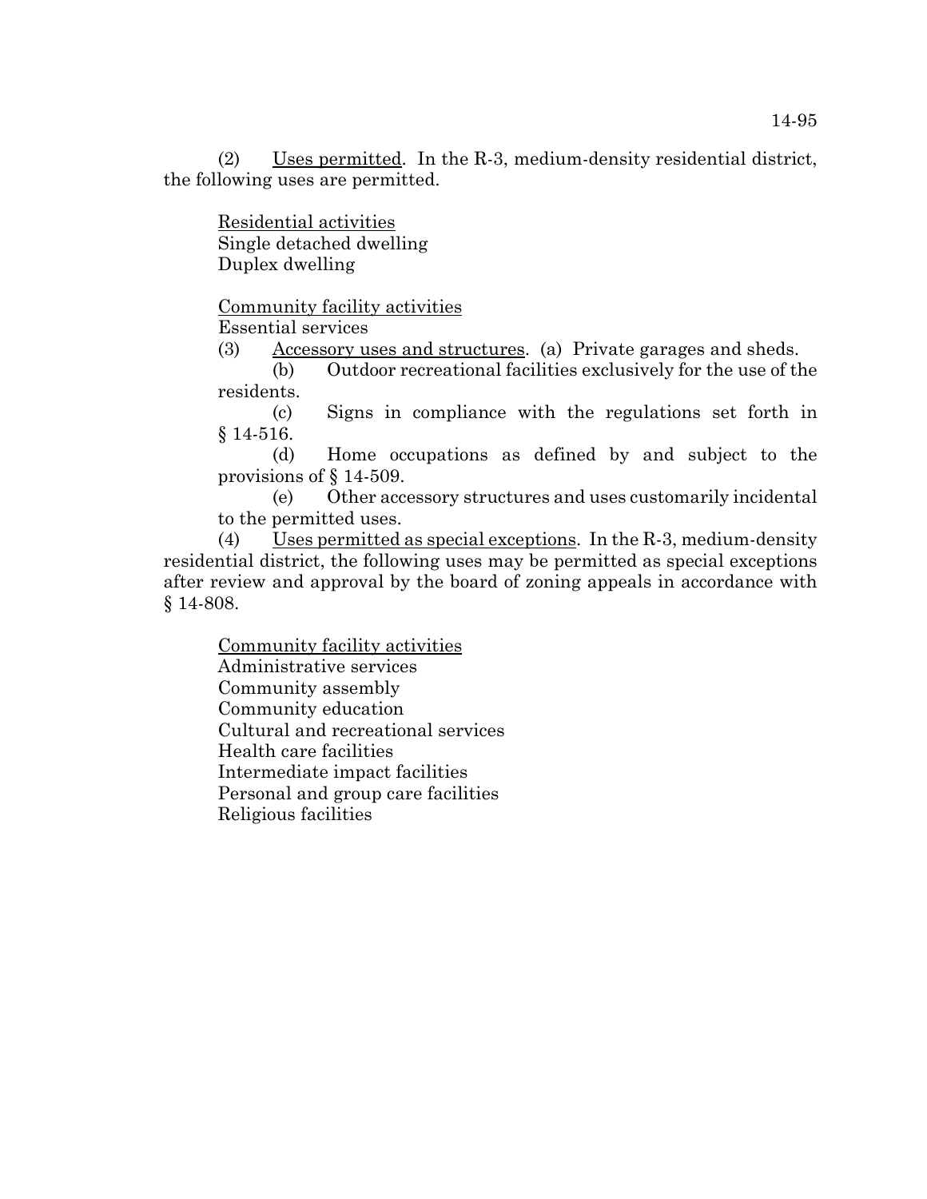(2) Uses permitted. In the R-3, medium-density residential district, the following uses are permitted.

Residential activities
Single detached dwelling
Duplex dwelling

Community facility activities
Essential services

(3) Accessory uses and structures. (a) Private garages and sheds.

(b) Outdoor recreational facilities exclusively for the use of the residents.

(c) Signs in compliance with the regulations set forth in § 14-516.

(d) Home occupations as defined by and subject to the provisions of § 14-509.

(e) Other accessory structures and uses customarily incidental to the permitted uses.

(4) Uses permitted as special exceptions. In the R-3, medium-density residential district, the following uses may be permitted as special exceptions after review and approval by the board of zoning appeals in accordance with § 14-808.

Community facility activities
Administrative services
Community assembly
Community education
Cultural and recreational services
Health care facilities
Intermediate impact facilities
Personal and group care facilities
Religious facilities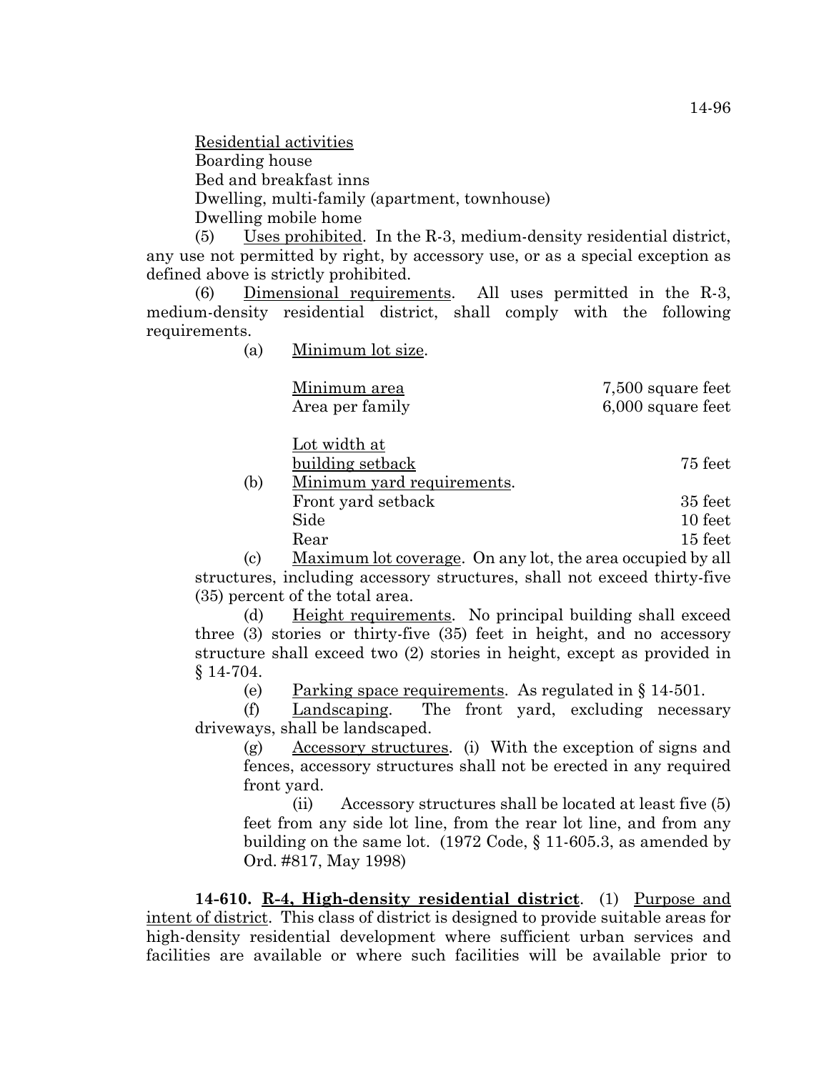Residential activities
Boarding house
Bed and breakfast inns
Dwelling, multi-family (apartment, townhouse)
Dwelling mobile home

(5) Uses prohibited. In the R-3, medium-density residential district, any use not permitted by right, by accessory use, or as a special exception as defined above is strictly prohibited.

(6) Dimensional requirements. All uses permitted in the R-3, medium-density residential district, shall comply with the following requirements.

(a) Minimum lot size.

| | |
|---|---|
| Minimum area | 7,500 square feet |
| Area per family | 6,000 square feet |
| Lot width at building setback | 75 feet |

(b) Minimum yard requirements.

| | |
|---|---|
| Front yard setback | 35 feet |
| Side | 10 feet |
| Rear | 15 feet |

(c) Maximum lot coverage. On any lot, the area occupied by all structures, including accessory structures, shall not exceed thirty-five (35) percent of the total area.

(d) Height requirements. No principal building shall exceed three (3) stories or thirty-five (35) feet in height, and no accessory structure shall exceed two (2) stories in height, except as provided in § 14-704.

(e) Parking space requirements. As regulated in § 14-501.

(f) Landscaping. The front yard, excluding necessary driveways, shall be landscaped.

(g) Accessory structures. (i) With the exception of signs and fences, accessory structures shall not be erected in any required front yard.

(ii) Accessory structures shall be located at least five (5) feet from any side lot line, from the rear lot line, and from any building on the same lot. (1972 Code, § 11-605.3, as amended by Ord. #817, May 1998)

**14-610. R-4, High-density residential district**. (1) Purpose and intent of district. This class of district is designed to provide suitable areas for high-density residential development where sufficient urban services and facilities are available or where such facilities will be available prior to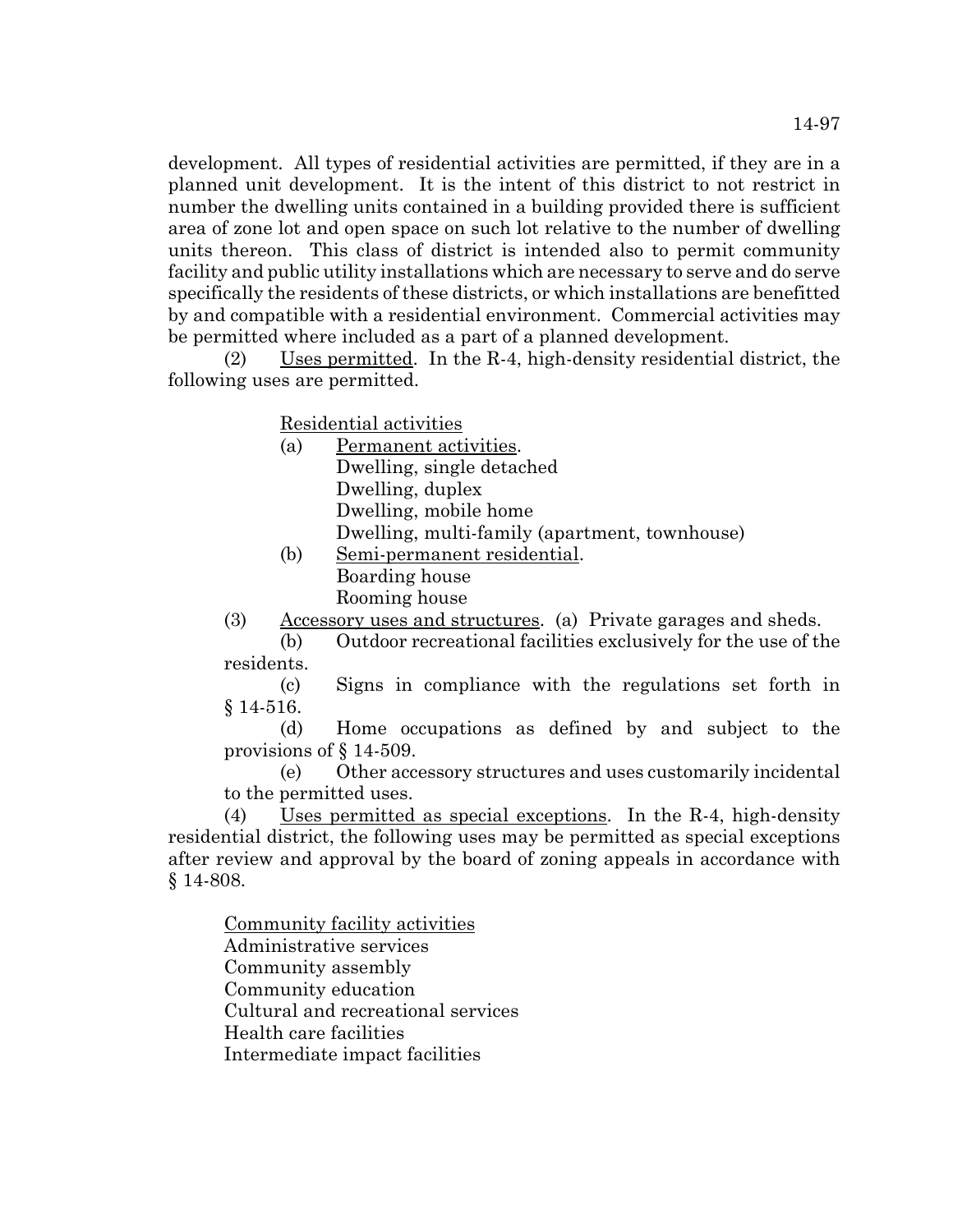development. All types of residential activities are permitted, if they are in a planned unit development. It is the intent of this district to not restrict in number the dwelling units contained in a building provided there is sufficient area of zone lot and open space on such lot relative to the number of dwelling units thereon. This class of district is intended also to permit community facility and public utility installations which are necessary to serve and do serve specifically the residents of these districts, or which installations are benefitted by and compatible with a residential environment. Commercial activities may be permitted where included as a part of a planned development.

(2) Uses permitted. In the R-4, high-density residential district, the following uses are permitted.

Residential activities

(a) Permanent activities.
Dwelling, single detached
Dwelling, duplex
Dwelling, mobile home
Dwelling, multi-family (apartment, townhouse)

(b) Semi-permanent residential.
Boarding house
Rooming house

(3) Accessory uses and structures. (a) Private garages and sheds.

(b) Outdoor recreational facilities exclusively for the use of the residents.

(c) Signs in compliance with the regulations set forth in § 14-516.

(d) Home occupations as defined by and subject to the provisions of § 14-509.

(e) Other accessory structures and uses customarily incidental to the permitted uses.

(4) Uses permitted as special exceptions. In the R-4, high-density residential district, the following uses may be permitted as special exceptions after review and approval by the board of zoning appeals in accordance with § 14-808.

Community facility activities
Administrative services
Community assembly
Community education
Cultural and recreational services
Health care facilities
Intermediate impact facilities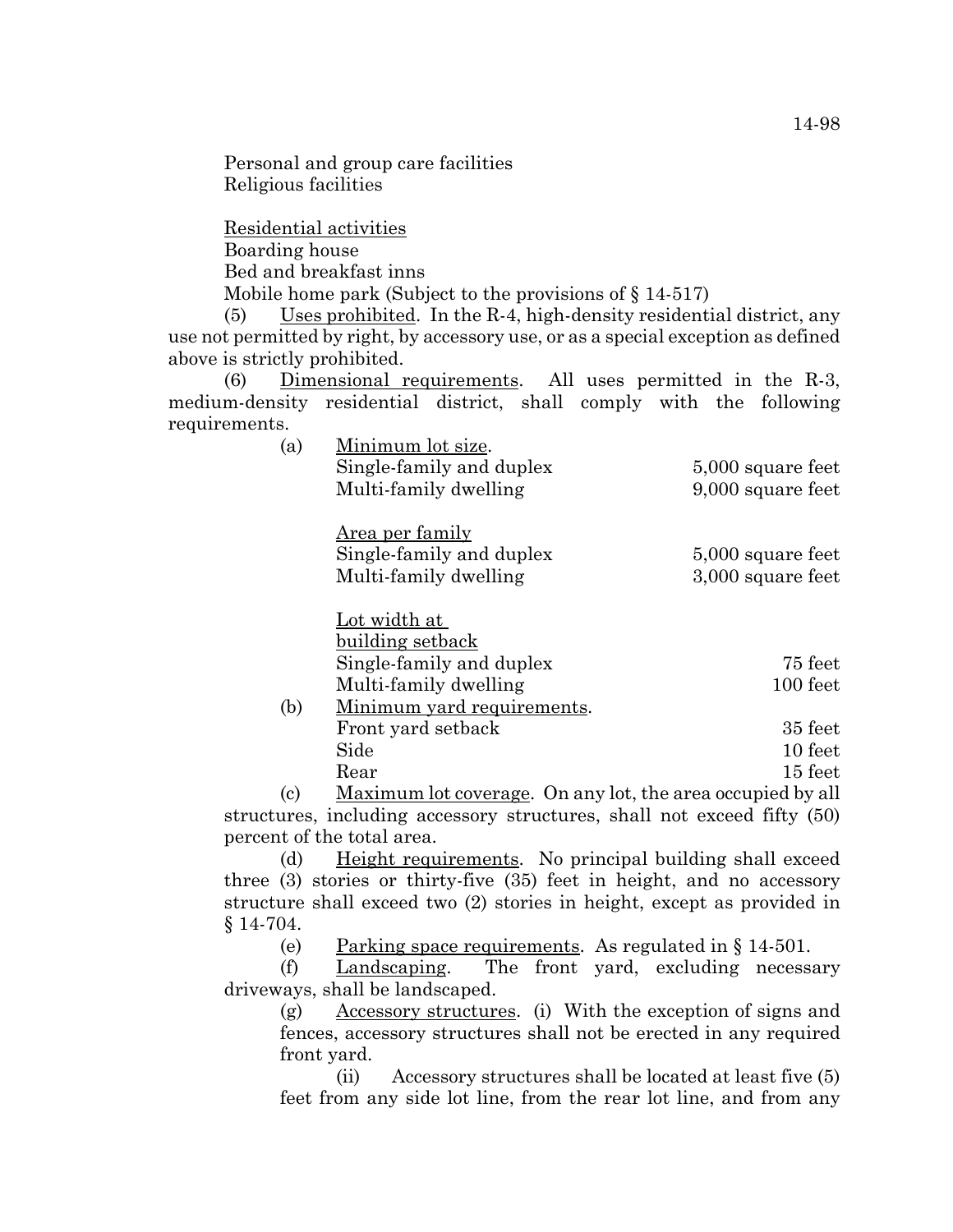Personal and group care facilities
Religious facilities

<u>Residential activities</u>
Boarding house
Bed and breakfast inns
Mobile home park (Subject to the provisions of § 14-517)

(5) <u>Uses prohibited</u>. In the R-4, high-density residential district, any use not permitted by right, by accessory use, or as a special exception as defined above is strictly prohibited.

(6) <u>Dimensional requirements</u>. All uses permitted in the R-3, medium-density residential district, shall comply with the following requirements.

(a) <u>Minimum lot size</u>.

| | |
|---|---|
| Single-family and duplex | 5,000 square feet |
| Multi-family dwelling | 9,000 square feet |

<u>Area per family</u>

| | |
|---|---|
| Single-family and duplex | 5,000 square feet |
| Multi-family dwelling | 3,000 square feet |

<u>Lot width at building setback</u>

| | |
|---|---|
| Single-family and duplex | 75 feet |
| Multi-family dwelling | 100 feet |

(b) <u>Minimum yard requirements</u>.

| | |
|---|---|
| Front yard setback | 35 feet |
| Side | 10 feet |
| Rear | 15 feet |

(c) <u>Maximum lot coverage</u>. On any lot, the area occupied by all structures, including accessory structures, shall not exceed fifty (50) percent of the total area.

(d) <u>Height requirements</u>. No principal building shall exceed three (3) stories or thirty-five (35) feet in height, and no accessory structure shall exceed two (2) stories in height, except as provided in § 14-704.

(e) <u>Parking space requirements</u>. As regulated in § 14-501.

(f) <u>Landscaping</u>. The front yard, excluding necessary driveways, shall be landscaped.

(g) <u>Accessory structures</u>. (i) With the exception of signs and fences, accessory structures shall not be erected in any required front yard.

(ii) Accessory structures shall be located at least five (5) feet from any side lot line, from the rear lot line, and from any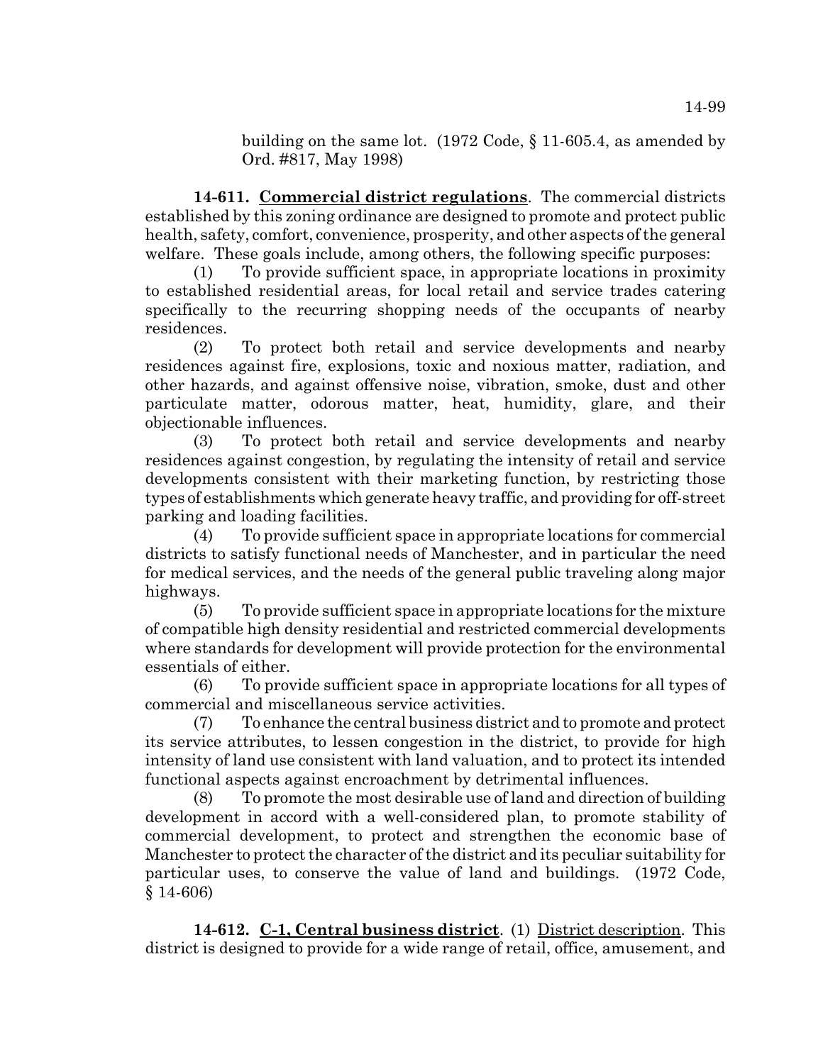building on the same lot. (1972 Code, § 11-605.4, as amended by Ord. #817, May 1998)

**14-611. Commercial district regulations**. The commercial districts established by this zoning ordinance are designed to promote and protect public health, safety, comfort, convenience, prosperity, and other aspects of the general welfare. These goals include, among others, the following specific purposes:

(1) To provide sufficient space, in appropriate locations in proximity to established residential areas, for local retail and service trades catering specifically to the recurring shopping needs of the occupants of nearby residences.

(2) To protect both retail and service developments and nearby residences against fire, explosions, toxic and noxious matter, radiation, and other hazards, and against offensive noise, vibration, smoke, dust and other particulate matter, odorous matter, heat, humidity, glare, and their objectionable influences.

(3) To protect both retail and service developments and nearby residences against congestion, by regulating the intensity of retail and service developments consistent with their marketing function, by restricting those types of establishments which generate heavy traffic, and providing for off-street parking and loading facilities.

(4) To provide sufficient space in appropriate locations for commercial districts to satisfy functional needs of Manchester, and in particular the need for medical services, and the needs of the general public traveling along major highways.

(5) To provide sufficient space in appropriate locations for the mixture of compatible high density residential and restricted commercial developments where standards for development will provide protection for the environmental essentials of either.

(6) To provide sufficient space in appropriate locations for all types of commercial and miscellaneous service activities.

(7) To enhance the central business district and to promote and protect its service attributes, to lessen congestion in the district, to provide for high intensity of land use consistent with land valuation, and to protect its intended functional aspects against encroachment by detrimental influences.

(8) To promote the most desirable use of land and direction of building development in accord with a well-considered plan, to promote stability of commercial development, to protect and strengthen the economic base of Manchester to protect the character of the district and its peculiar suitability for particular uses, to conserve the value of land and buildings. (1972 Code, § 14-606)

**14-612. C-1, Central business district**. (1) District description. This district is designed to provide for a wide range of retail, office, amusement, and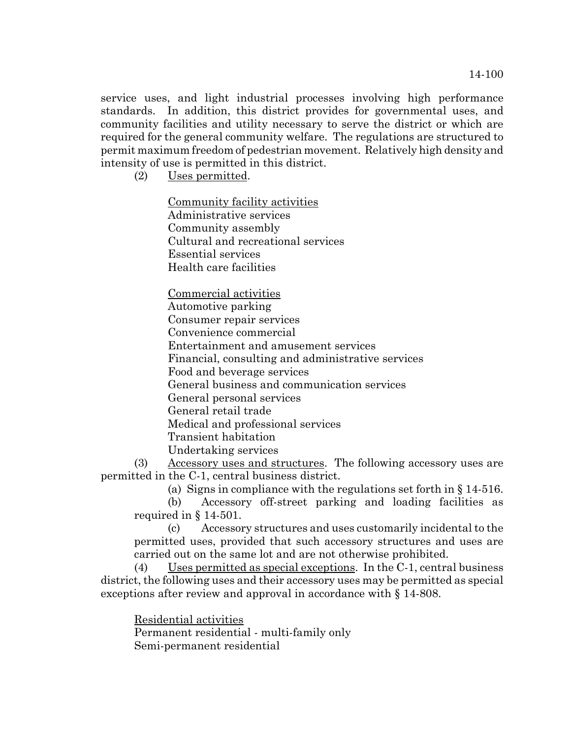service uses, and light industrial processes involving high performance standards. In addition, this district provides for governmental uses, and community facilities and utility necessary to serve the district or which are required for the general community welfare. The regulations are structured to permit maximum freedom of pedestrian movement. Relatively high density and intensity of use is permitted in this district.

(2) Uses permitted.

Community facility activities
Administrative services
Community assembly
Cultural and recreational services
Essential services
Health care facilities

Commercial activities
Automotive parking
Consumer repair services
Convenience commercial
Entertainment and amusement services
Financial, consulting and administrative services
Food and beverage services
General business and communication services
General personal services
General retail trade
Medical and professional services
Transient habitation
Undertaking services

(3) Accessory uses and structures. The following accessory uses are permitted in the C-1, central business district.

(a) Signs in compliance with the regulations set forth in § 14-516.

(b) Accessory off-street parking and loading facilities as required in § 14-501.

(c) Accessory structures and uses customarily incidental to the permitted uses, provided that such accessory structures and uses are carried out on the same lot and are not otherwise prohibited.

(4) Uses permitted as special exceptions. In the C-1, central business district, the following uses and their accessory uses may be permitted as special exceptions after review and approval in accordance with § 14-808.

Residential activities
Permanent residential - multi-family only
Semi-permanent residential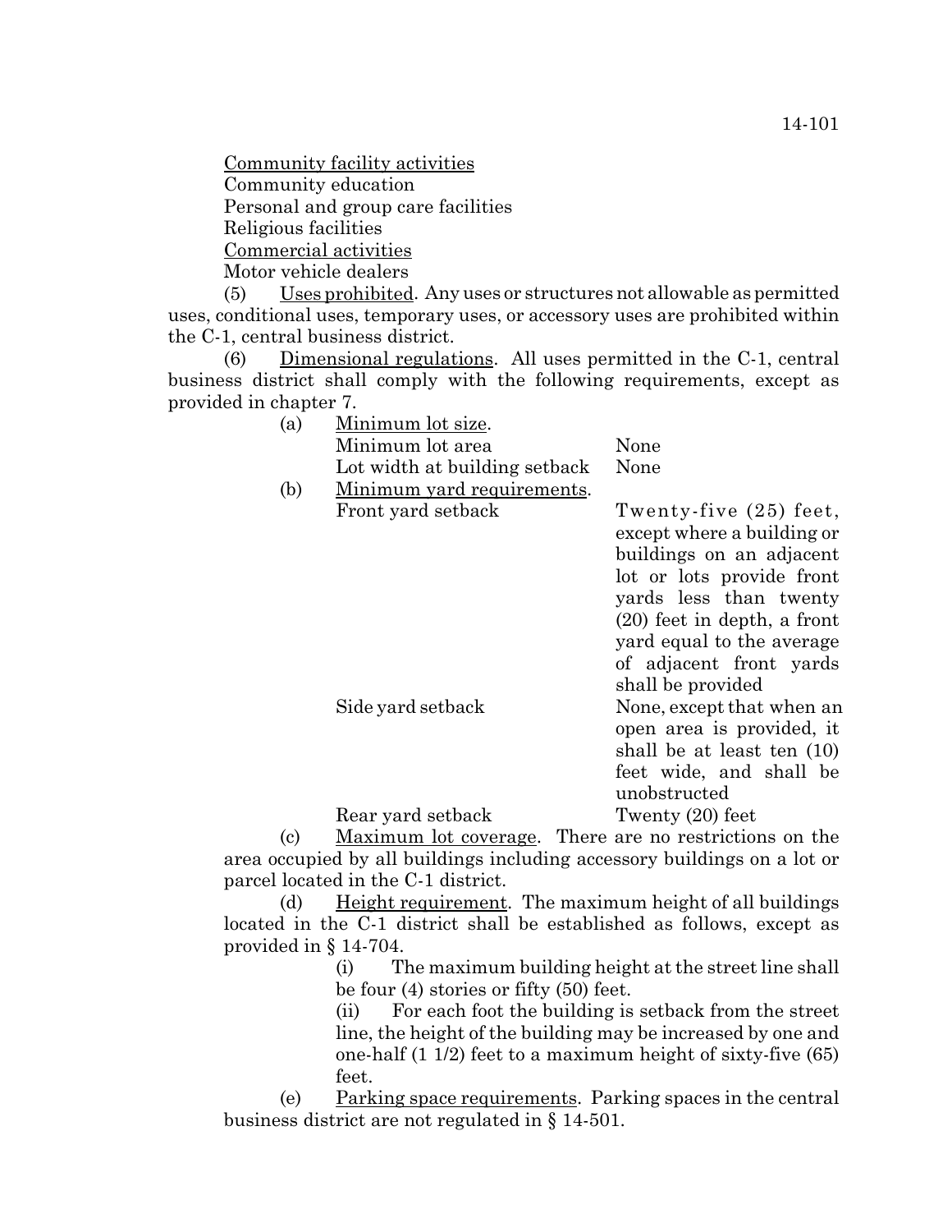Community facility activities

Community education

Personal and group care facilities

Religious facilities

Commercial activities

Motor vehicle dealers

(5) Uses prohibited. Any uses or structures not allowable as permitted uses, conditional uses, temporary uses, or accessory uses are prohibited within the C-1, central business district.

(6) Dimensional regulations. All uses permitted in the C-1, central business district shall comply with the following requirements, except as provided in chapter 7.

(a) Minimum lot size.

| | |
|---|---|
| Minimum lot area | None |
| Lot width at building setback | None |

(b) Minimum yard requirements.

| | |
|---|---|
| Front yard setback | Twenty-five (25) feet, except where a building or buildings on an adjacent lot or lots provide front yards less than twenty (20) feet in depth, a front yard equal to the average of adjacent front yards shall be provided |
| Side yard setback | None, except that when an open area is provided, it shall be at least ten (10) feet wide, and shall be unobstructed |
| Rear yard setback | Twenty (20) feet |

(c) Maximum lot coverage. There are no restrictions on the area occupied by all buildings including accessory buildings on a lot or parcel located in the C-1 district.

(d) Height requirement. The maximum height of all buildings located in the C-1 district shall be established as follows, except as provided in § 14-704.

(i) The maximum building height at the street line shall be four (4) stories or fifty (50) feet.

(ii) For each foot the building is setback from the street line, the height of the building may be increased by one and one-half (1 1/2) feet to a maximum height of sixty-five (65) feet.

(e) Parking space requirements. Parking spaces in the central business district are not regulated in § 14-501.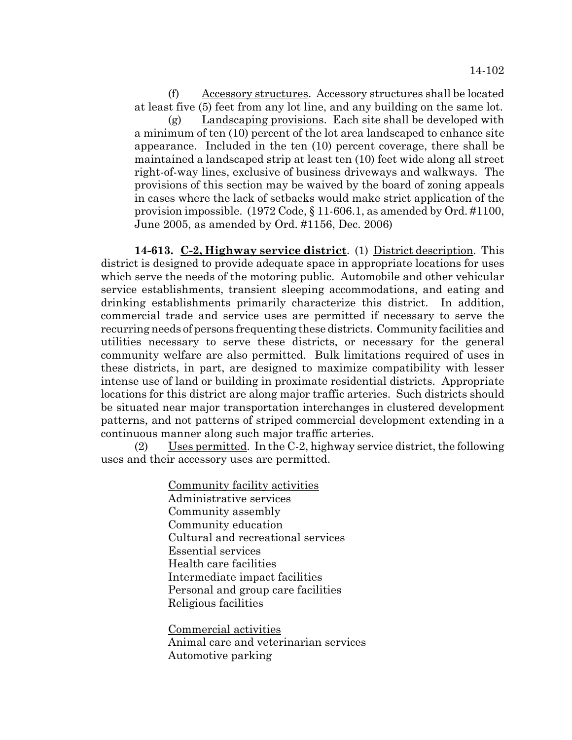(f) Accessory structures. Accessory structures shall be located at least five (5) feet from any lot line, and any building on the same lot.

(g) Landscaping provisions. Each site shall be developed with a minimum of ten (10) percent of the lot area landscaped to enhance site appearance. Included in the ten (10) percent coverage, there shall be maintained a landscaped strip at least ten (10) feet wide along all street right-of-way lines, exclusive of business driveways and walkways. The provisions of this section may be waived by the board of zoning appeals in cases where the lack of setbacks would make strict application of the provision impossible. (1972 Code, § 11-606.1, as amended by Ord. #1100, June 2005, as amended by Ord. #1156, Dec. 2006)

**14-613. C-2, Highway service district**. (1) District description. This district is designed to provide adequate space in appropriate locations for uses which serve the needs of the motoring public. Automobile and other vehicular service establishments, transient sleeping accommodations, and eating and drinking establishments primarily characterize this district. In addition, commercial trade and service uses are permitted if necessary to serve the recurring needs of persons frequenting these districts. Community facilities and utilities necessary to serve these districts, or necessary for the general community welfare are also permitted. Bulk limitations required of uses in these districts, in part, are designed to maximize compatibility with lesser intense use of land or building in proximate residential districts. Appropriate locations for this district are along major traffic arteries. Such districts should be situated near major transportation interchanges in clustered development patterns, and not patterns of striped commercial development extending in a continuous manner along such major traffic arteries.

(2) Uses permitted. In the C-2, highway service district, the following uses and their accessory uses are permitted.

Community facility activities
Administrative services
Community assembly
Community education
Cultural and recreational services
Essential services
Health care facilities
Intermediate impact facilities
Personal and group care facilities
Religious facilities

Commercial activities
Animal care and veterinarian services
Automotive parking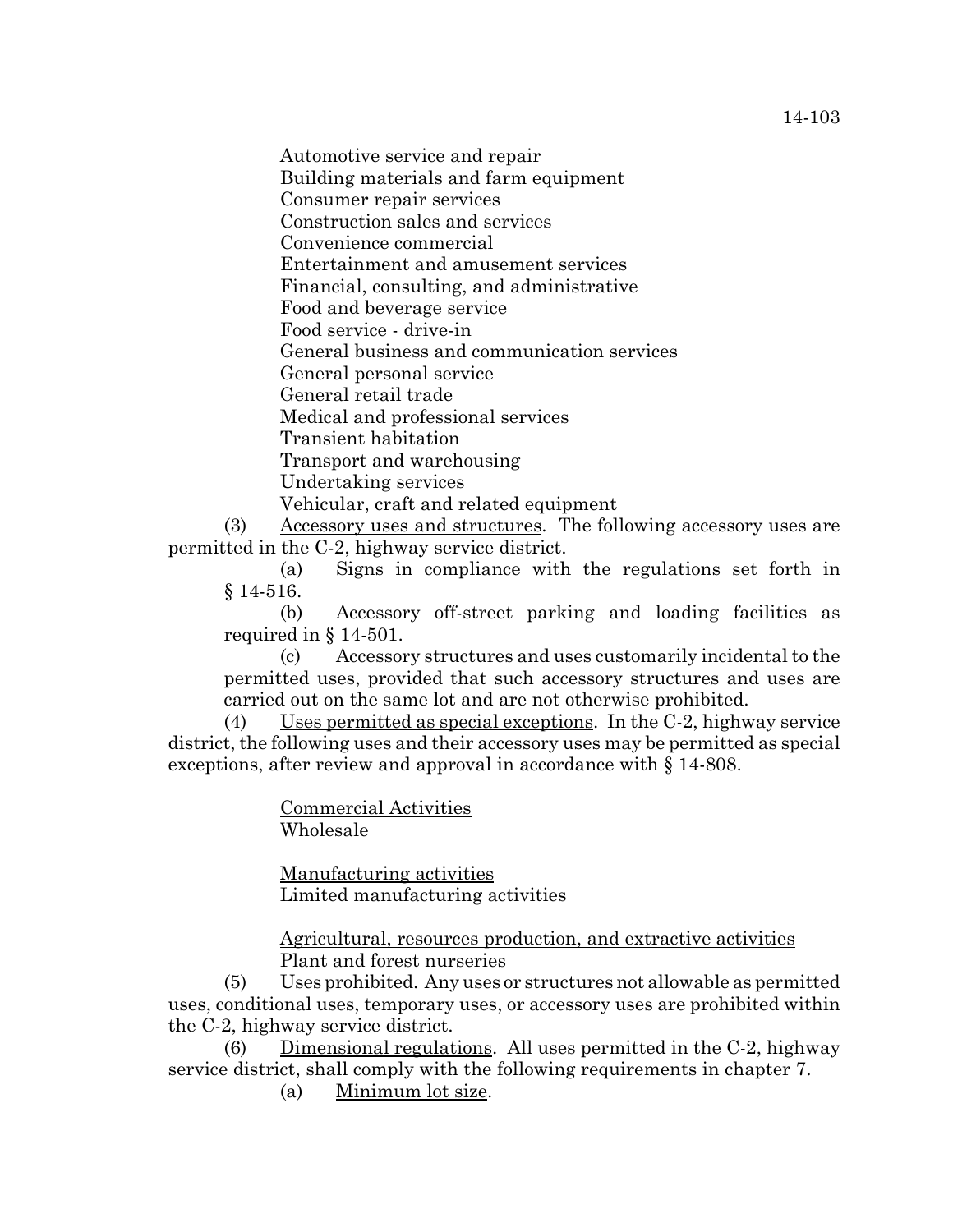Automotive service and repair
Building materials and farm equipment
Consumer repair services
Construction sales and services
Convenience commercial
Entertainment and amusement services
Financial, consulting, and administrative
Food and beverage service
Food service - drive-in
General business and communication services
General personal service
General retail trade
Medical and professional services
Transient habitation
Transport and warehousing
Undertaking services
Vehicular, craft and related equipment

(3) Accessory uses and structures. The following accessory uses are permitted in the C-2, highway service district.

(a) Signs in compliance with the regulations set forth in § 14-516.

(b) Accessory off-street parking and loading facilities as required in § 14-501.

(c) Accessory structures and uses customarily incidental to the permitted uses, provided that such accessory structures and uses are carried out on the same lot and are not otherwise prohibited.

(4) Uses permitted as special exceptions. In the C-2, highway service district, the following uses and their accessory uses may be permitted as special exceptions, after review and approval in accordance with § 14-808.

Commercial Activities
Wholesale

Manufacturing activities
Limited manufacturing activities

Agricultural, resources production, and extractive activities
Plant and forest nurseries

(5) Uses prohibited. Any uses or structures not allowable as permitted uses, conditional uses, temporary uses, or accessory uses are prohibited within the C-2, highway service district.

(6) Dimensional regulations. All uses permitted in the C-2, highway service district, shall comply with the following requirements in chapter 7.

(a) Minimum lot size.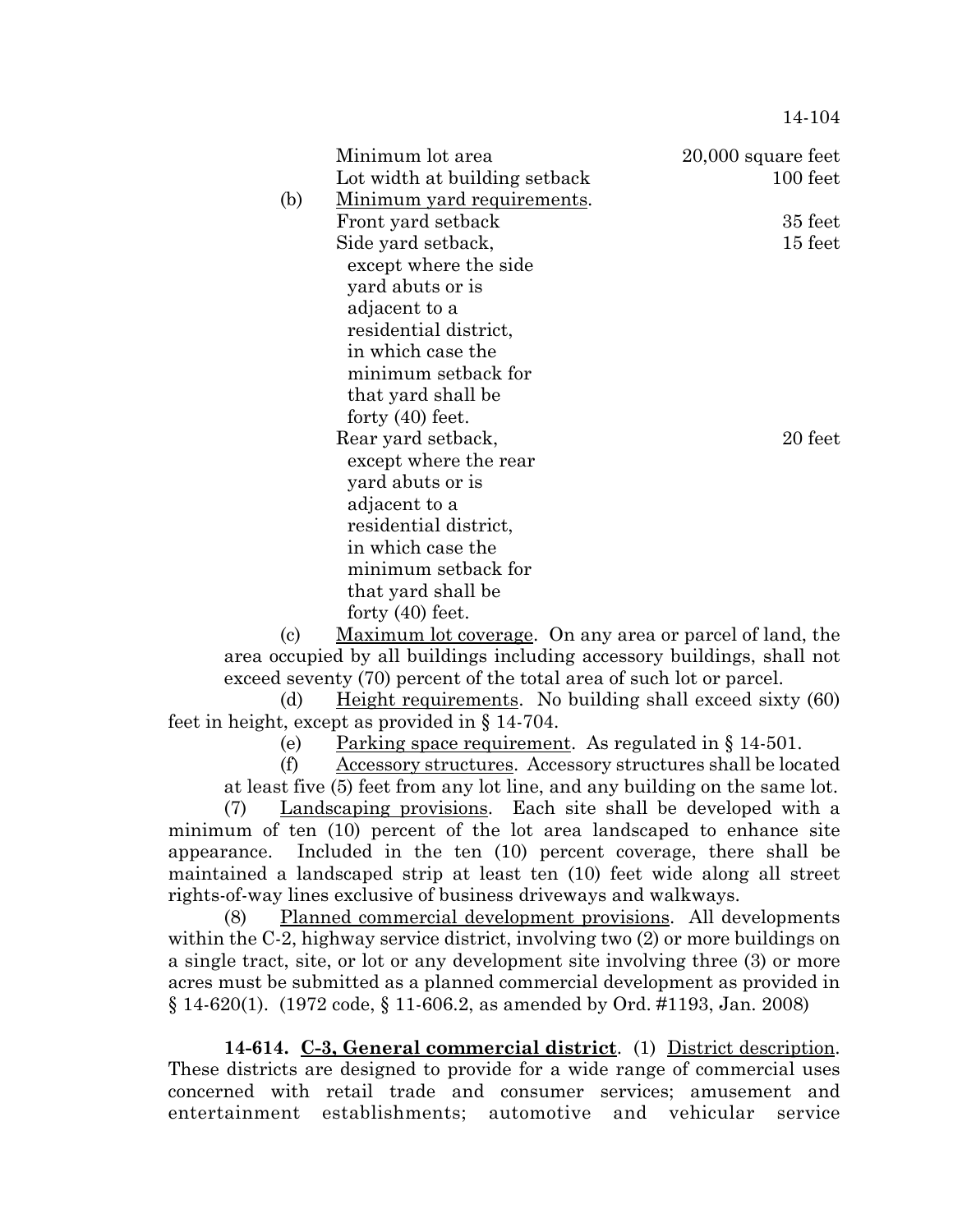| | | |
|---|---|---|
| | Minimum lot area | 20,000 square feet |
| | Lot width at building setback | 100 feet |
| (b) | Minimum yard requirements. | |
| | Front yard setback | 35 feet |
| | Side yard setback, except where the side yard abuts or is adjacent to a residential district, in which case the minimum setback for that yard shall be forty (40) feet. | 15 feet |
| | Rear yard setback, except where the rear yard abuts or is adjacent to a residential district, in which case the minimum setback for that yard shall be forty (40) feet. | 20 feet |

(c) Maximum lot coverage. On any area or parcel of land, the area occupied by all buildings including accessory buildings, shall not exceed seventy (70) percent of the total area of such lot or parcel.

(d) Height requirements. No building shall exceed sixty (60) feet in height, except as provided in § 14-704.

(e) Parking space requirement. As regulated in § 14-501.

(f) Accessory structures. Accessory structures shall be located at least five (5) feet from any lot line, and any building on the same lot.

(7) Landscaping provisions. Each site shall be developed with a minimum of ten (10) percent of the lot area landscaped to enhance site appearance. Included in the ten (10) percent coverage, there shall be maintained a landscaped strip at least ten (10) feet wide along all street rights-of-way lines exclusive of business driveways and walkways.

(8) Planned commercial development provisions. All developments within the C-2, highway service district, involving two (2) or more buildings on a single tract, site, or lot or any development site involving three (3) or more acres must be submitted as a planned commercial development as provided in § 14-620(1). (1972 code, § 11-606.2, as amended by Ord. #1193, Jan. 2008)

**14-614. C-3, General commercial district**. (1) District description. These districts are designed to provide for a wide range of commercial uses concerned with retail trade and consumer services; amusement and entertainment establishments; automotive and vehicular service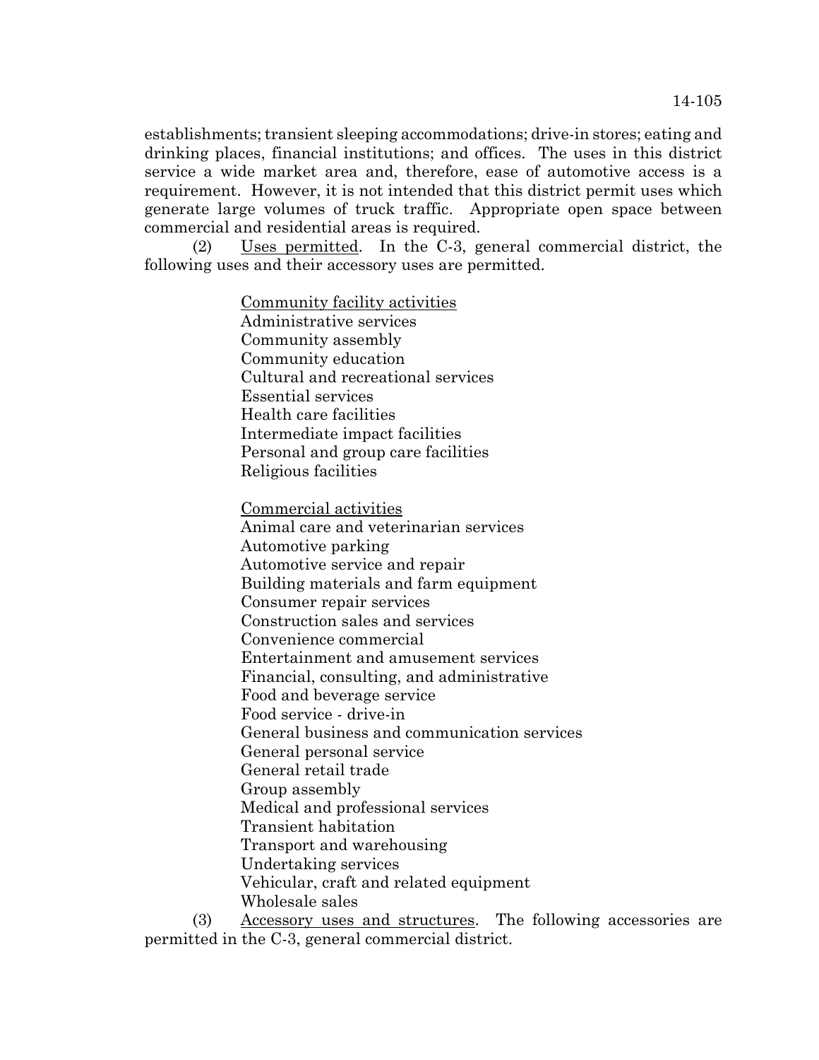establishments; transient sleeping accommodations; drive-in stores; eating and drinking places, financial institutions; and offices. The uses in this district service a wide market area and, therefore, ease of automotive access is a requirement. However, it is not intended that this district permit uses which generate large volumes of truck traffic. Appropriate open space between commercial and residential areas is required.

(2) Uses permitted. In the C-3, general commercial district, the following uses and their accessory uses are permitted.

Community facility activities
Administrative services
Community assembly
Community education
Cultural and recreational services
Essential services
Health care facilities
Intermediate impact facilities
Personal and group care facilities
Religious facilities

Commercial activities
Animal care and veterinarian services
Automotive parking
Automotive service and repair
Building materials and farm equipment
Consumer repair services
Construction sales and services
Convenience commercial
Entertainment and amusement services
Financial, consulting, and administrative
Food and beverage service
Food service - drive-in
General business and communication services
General personal service
General retail trade
Group assembly
Medical and professional services
Transient habitation
Transport and warehousing
Undertaking services
Vehicular, craft and related equipment
Wholesale sales

(3) Accessory uses and structures. The following accessories are permitted in the C-3, general commercial district.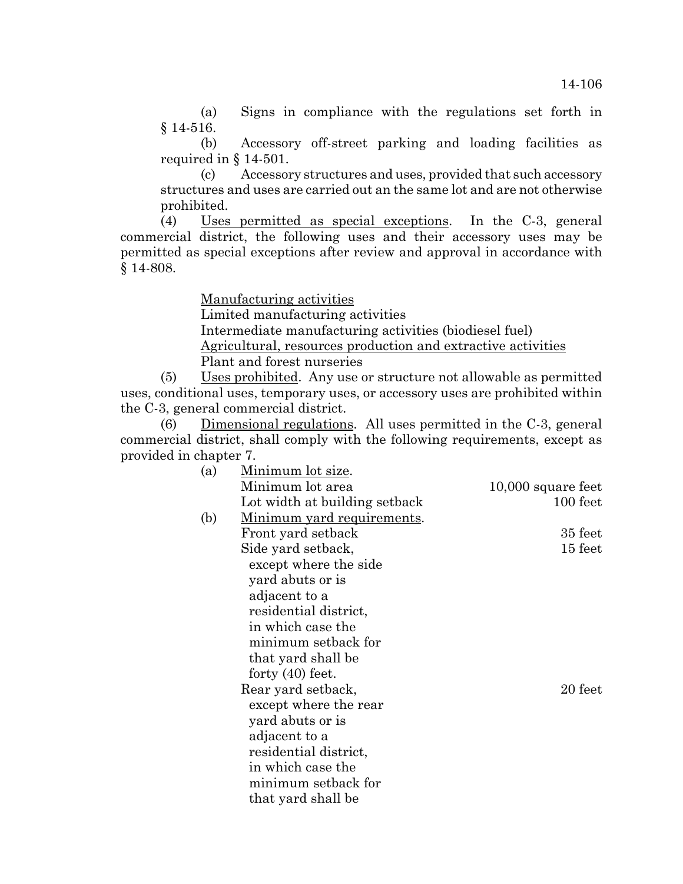(a) Signs in compliance with the regulations set forth in § 14-516.

(b) Accessory off-street parking and loading facilities as required in § 14-501.

(c) Accessory structures and uses, provided that such accessory structures and uses are carried out an the same lot and are not otherwise prohibited.

(4) Uses permitted as special exceptions. In the C-3, general commercial district, the following uses and their accessory uses may be permitted as special exceptions after review and approval in accordance with § 14-808.

Manufacturing activities
Limited manufacturing activities
Intermediate manufacturing activities (biodiesel fuel)
Agricultural, resources production and extractive activities
Plant and forest nurseries

(5) Uses prohibited. Any use or structure not allowable as permitted uses, conditional uses, temporary uses, or accessory uses are prohibited within the C-3, general commercial district.

(6) Dimensional regulations. All uses permitted in the C-3, general commercial district, shall comply with the following requirements, except as provided in chapter 7.

(a) Minimum lot size.

| | |
|---|---|
| Minimum lot area | 10,000 square feet |
| Lot width at building setback | 100 feet |

(b) Minimum yard requirements.

| | |
|---|---|
| Front yard setback | 35 feet |
| Side yard setback, except where the side yard abuts or is adjacent to a residential district, in which case the minimum setback for that yard shall be forty (40) feet. | 15 feet |
| Rear yard setback, except where the rear yard abuts or is adjacent to a residential district, in which case the minimum setback for that yard shall be | 20 feet |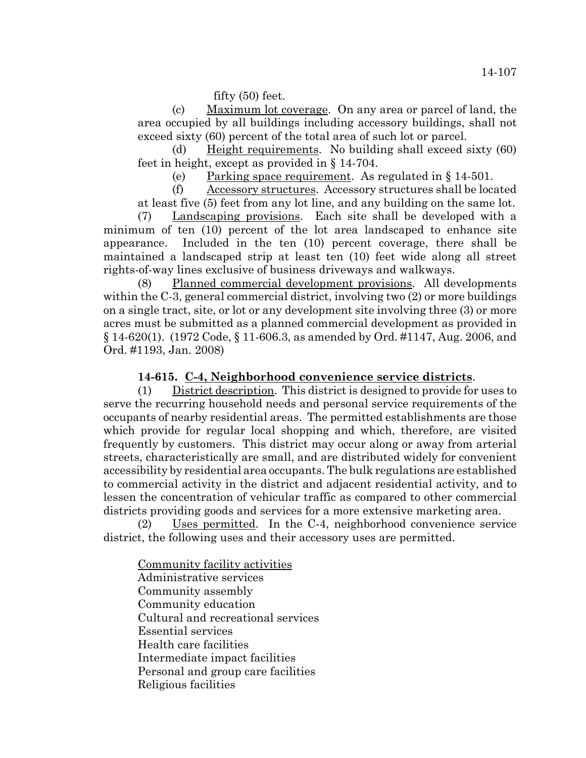fifty (50) feet.

(c) Maximum lot coverage. On any area or parcel of land, the area occupied by all buildings including accessory buildings, shall not exceed sixty (60) percent of the total area of such lot or parcel.

(d) Height requirements. No building shall exceed sixty (60) feet in height, except as provided in § 14-704.

(e) Parking space requirement. As regulated in § 14-501.

(f) Accessory structures. Accessory structures shall be located at least five (5) feet from any lot line, and any building on the same lot.

(7) Landscaping provisions. Each site shall be developed with a minimum of ten (10) percent of the lot area landscaped to enhance site appearance. Included in the ten (10) percent coverage, there shall be maintained a landscaped strip at least ten (10) feet wide along all street rights-of-way lines exclusive of business driveways and walkways.

(8) Planned commercial development provisions. All developments within the C-3, general commercial district, involving two (2) or more buildings on a single tract, site, or lot or any development site involving three (3) or more acres must be submitted as a planned commercial development as provided in § 14-620(1). (1972 Code, § 11-606.3, as amended by Ord. #1147, Aug. 2006, and Ord. #1193, Jan. 2008)

**14-615. C-4, Neighborhood convenience service districts**.

(1) District description. This district is designed to provide for uses to serve the recurring household needs and personal service requirements of the occupants of nearby residential areas. The permitted establishments are those which provide for regular local shopping and which, therefore, are visited frequently by customers. This district may occur along or away from arterial streets, characteristically are small, and are distributed widely for convenient accessibility by residential area occupants. The bulk regulations are established to commercial activity in the district and adjacent residential activity, and to lessen the concentration of vehicular traffic as compared to other commercial districts providing goods and services for a more extensive marketing area.

(2) Uses permitted. In the C-4, neighborhood convenience service district, the following uses and their accessory uses are permitted.

Community facility activities
Administrative services
Community assembly
Community education
Cultural and recreational services
Essential services
Health care facilities
Intermediate impact facilities
Personal and group care facilities
Religious facilities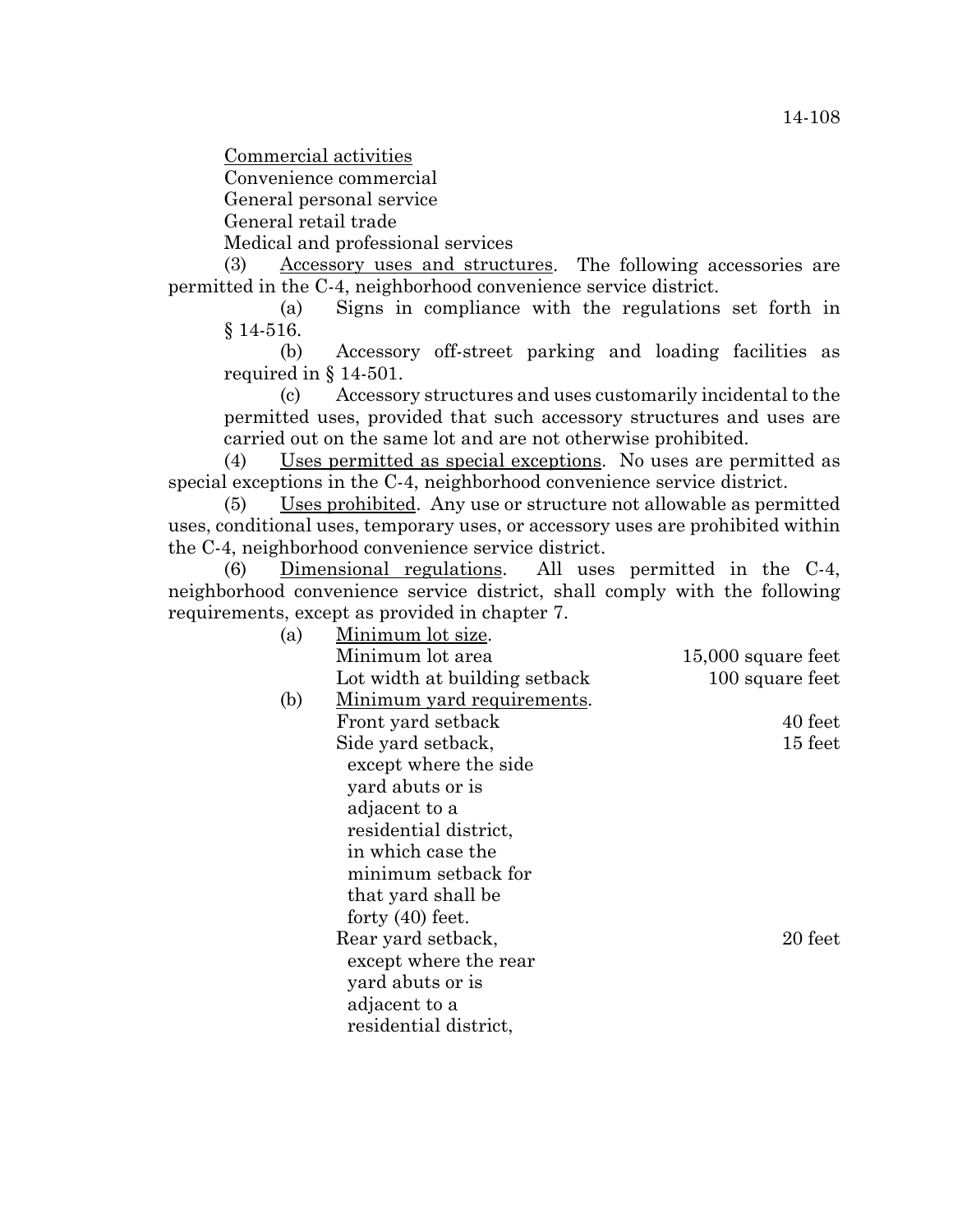Commercial activities
Convenience commercial
General personal service
General retail trade
Medical and professional services

(3) Accessory uses and structures. The following accessories are permitted in the C-4, neighborhood convenience service district.

(a) Signs in compliance with the regulations set forth in § 14-516.

(b) Accessory off-street parking and loading facilities as required in § 14-501.

(c) Accessory structures and uses customarily incidental to the permitted uses, provided that such accessory structures and uses are carried out on the same lot and are not otherwise prohibited.

(4) Uses permitted as special exceptions. No uses are permitted as special exceptions in the C-4, neighborhood convenience service district.

(5) Uses prohibited. Any use or structure not allowable as permitted uses, conditional uses, temporary uses, or accessory uses are prohibited within the C-4, neighborhood convenience service district.

(6) Dimensional regulations. All uses permitted in the C-4, neighborhood convenience service district, shall comply with the following requirements, except as provided in chapter 7.

(a) Minimum lot size.

| | |
|---|---|
| Minimum lot area | 15,000 square feet |
| Lot width at building setback | 100 square feet |

(b) Minimum yard requirements.

| | |
|---|---|
| Front yard setback | 40 feet |
| Side yard setback, except where the side yard abuts or is adjacent to a residential district, in which case the minimum setback for that yard shall be forty (40) feet. | 15 feet |
| Rear yard setback, except where the rear yard abuts or is adjacent to a residential district, | 20 feet |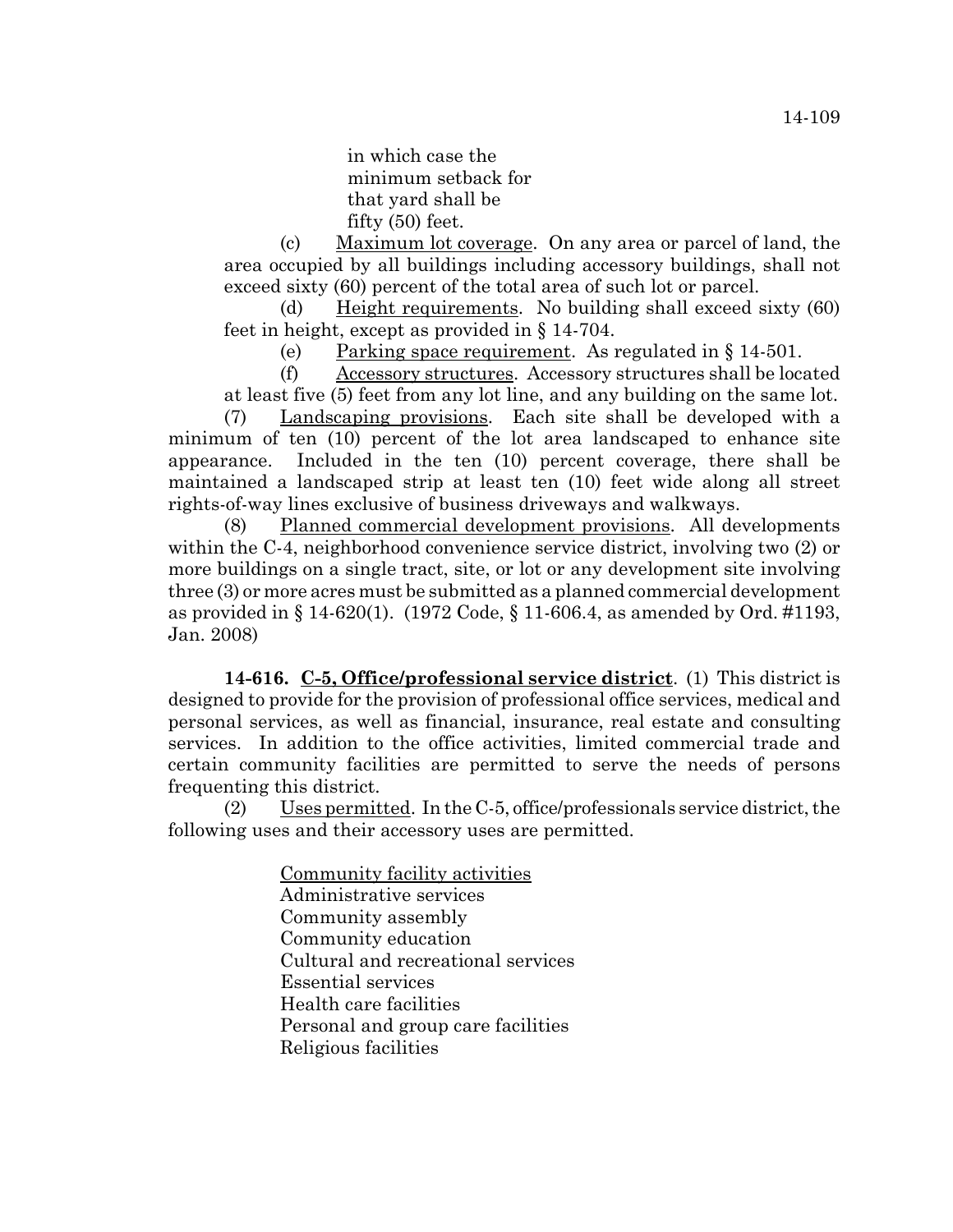in which case the minimum setback for that yard shall be fifty (50) feet.

(c) Maximum lot coverage. On any area or parcel of land, the area occupied by all buildings including accessory buildings, shall not exceed sixty (60) percent of the total area of such lot or parcel.

(d) Height requirements. No building shall exceed sixty (60) feet in height, except as provided in § 14-704.

(e) Parking space requirement. As regulated in § 14-501.

(f) Accessory structures. Accessory structures shall be located at least five (5) feet from any lot line, and any building on the same lot.

(7) Landscaping provisions. Each site shall be developed with a minimum of ten (10) percent of the lot area landscaped to enhance site appearance. Included in the ten (10) percent coverage, there shall be maintained a landscaped strip at least ten (10) feet wide along all street rights-of-way lines exclusive of business driveways and walkways.

(8) Planned commercial development provisions. All developments within the C-4, neighborhood convenience service district, involving two (2) or more buildings on a single tract, site, or lot or any development site involving three (3) or more acres must be submitted as a planned commercial development as provided in § 14-620(1). (1972 Code, § 11-606.4, as amended by Ord. #1193, Jan. 2008)

**14-616. C-5, Office/professional service district**. (1) This district is designed to provide for the provision of professional office services, medical and personal services, as well as financial, insurance, real estate and consulting services. In addition to the office activities, limited commercial trade and certain community facilities are permitted to serve the needs of persons frequenting this district.

(2) Uses permitted. In the C-5, office/professionals service district, the following uses and their accessory uses are permitted.

Community facility activities
Administrative services
Community assembly
Community education
Cultural and recreational services
Essential services
Health care facilities
Personal and group care facilities
Religious facilities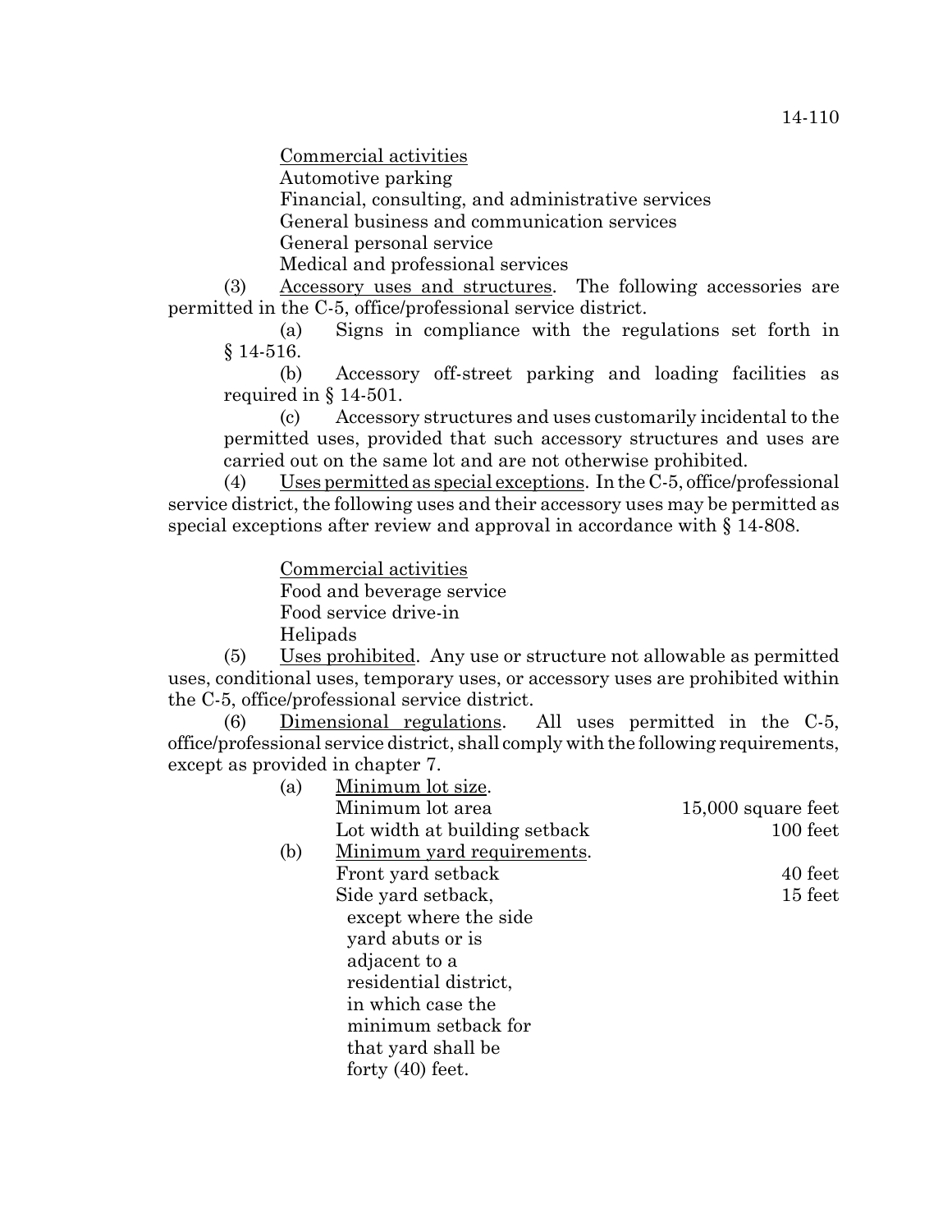Commercial activities
Automotive parking
Financial, consulting, and administrative services
General business and communication services
General personal service
Medical and professional services

(3) Accessory uses and structures. The following accessories are permitted in the C-5, office/professional service district.

(a) Signs in compliance with the regulations set forth in § 14-516.

(b) Accessory off-street parking and loading facilities as required in § 14-501.

(c) Accessory structures and uses customarily incidental to the permitted uses, provided that such accessory structures and uses are carried out on the same lot and are not otherwise prohibited.

(4) Uses permitted as special exceptions. In the C-5, office/professional service district, the following uses and their accessory uses may be permitted as special exceptions after review and approval in accordance with § 14-808.

Commercial activities
Food and beverage service
Food service drive-in
Helipads

(5) Uses prohibited. Any use or structure not allowable as permitted uses, conditional uses, temporary uses, or accessory uses are prohibited within the C-5, office/professional service district.

(6) Dimensional regulations. All uses permitted in the C-5, office/professional service district, shall comply with the following requirements, except as provided in chapter 7.

(a) Minimum lot size.

| | |
|---|---|
| Minimum lot area | 15,000 square feet |
| Lot width at building setback | 100 feet |

(b) Minimum yard requirements.

| | |
|---|---|
| Front yard setback | 40 feet |
| Side yard setback, except where the side yard abuts or is adjacent to a residential district, in which case the minimum setback for that yard shall be forty (40) feet. | 15 feet |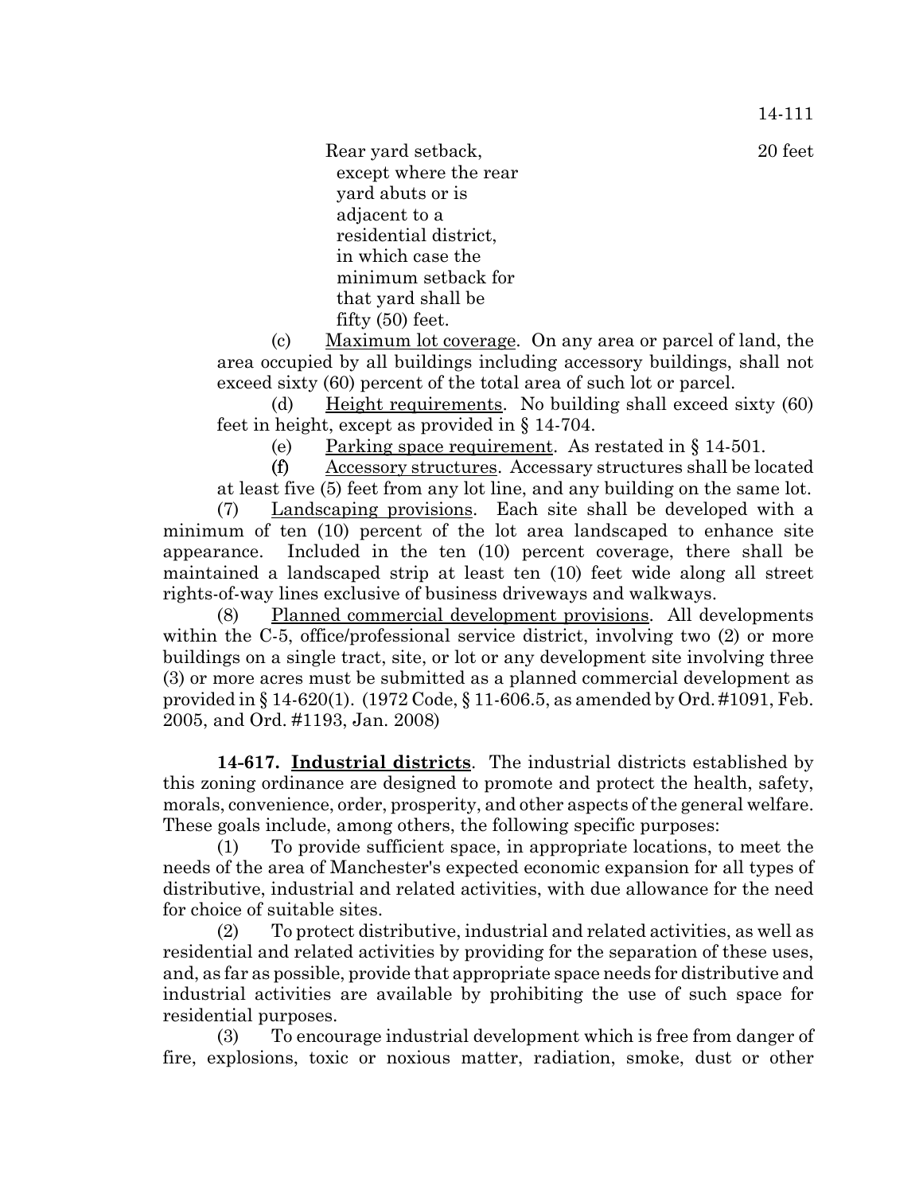Rear yard setback, except where the rear yard abuts or is adjacent to a residential district, in which case the minimum setback for that yard shall be fifty (50) feet. 20 feet

(c) Maximum lot coverage. On any area or parcel of land, the area occupied by all buildings including accessory buildings, shall not exceed sixty (60) percent of the total area of such lot or parcel.

(d) Height requirements. No building shall exceed sixty (60) feet in height, except as provided in § 14-704.

(e) Parking space requirement. As restated in § 14-501.

(f) Accessory structures. Accessary structures shall be located at least five (5) feet from any lot line, and any building on the same lot.

(7) Landscaping provisions. Each site shall be developed with a minimum of ten (10) percent of the lot area landscaped to enhance site appearance. Included in the ten (10) percent coverage, there shall be maintained a landscaped strip at least ten (10) feet wide along all street rights-of-way lines exclusive of business driveways and walkways.

(8) Planned commercial development provisions. All developments within the C-5, office/professional service district, involving two (2) or more buildings on a single tract, site, or lot or any development site involving three (3) or more acres must be submitted as a planned commercial development as provided in § 14-620(1). (1972 Code, § 11-606.5, as amended by Ord. #1091, Feb. 2005, and Ord. #1193, Jan. 2008)

**14-617. Industrial districts**. The industrial districts established by this zoning ordinance are designed to promote and protect the health, safety, morals, convenience, order, prosperity, and other aspects of the general welfare. These goals include, among others, the following specific purposes:

(1) To provide sufficient space, in appropriate locations, to meet the needs of the area of Manchester's expected economic expansion for all types of distributive, industrial and related activities, with due allowance for the need for choice of suitable sites.

(2) To protect distributive, industrial and related activities, as well as residential and related activities by providing for the separation of these uses, and, as far as possible, provide that appropriate space needs for distributive and industrial activities are available by prohibiting the use of such space for residential purposes.

(3) To encourage industrial development which is free from danger of fire, explosions, toxic or noxious matter, radiation, smoke, dust or other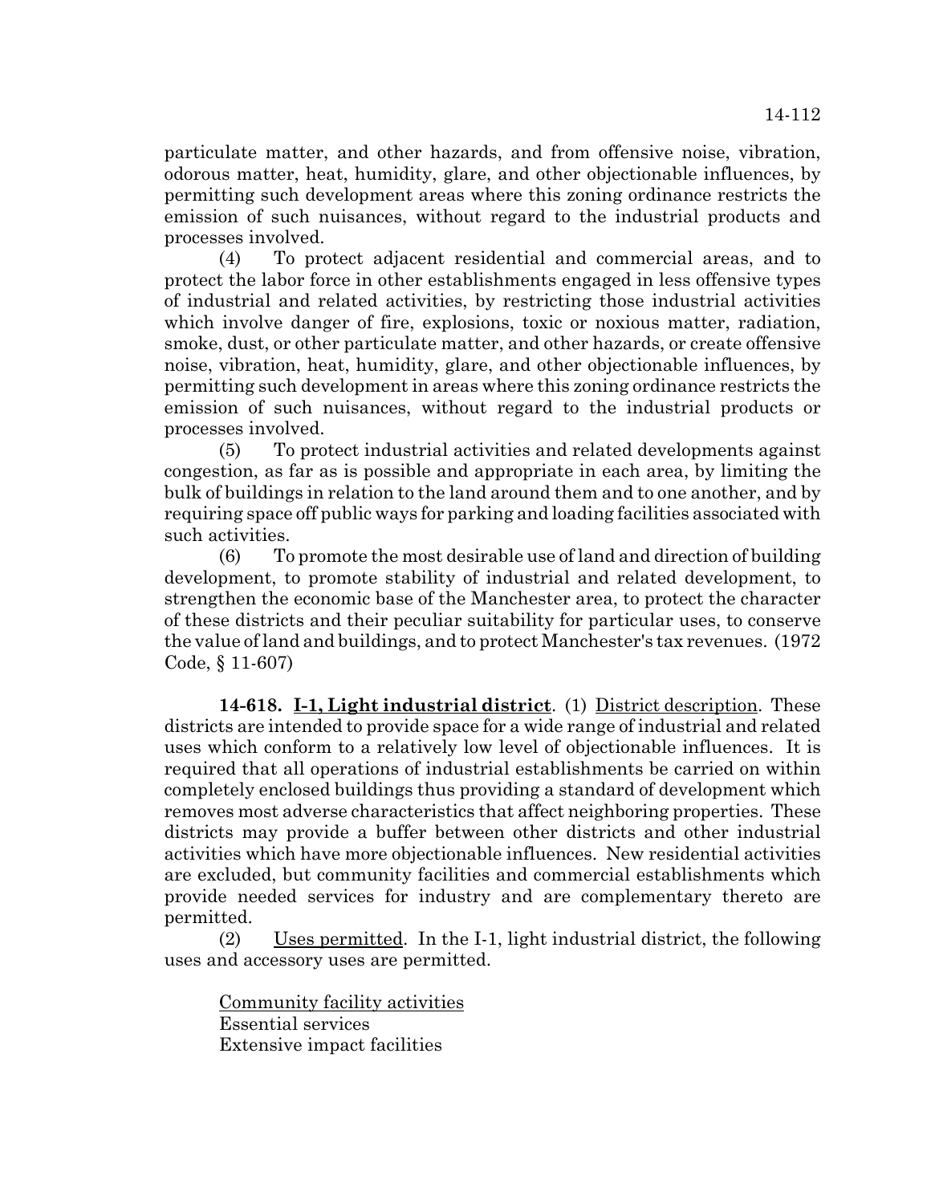particulate matter, and other hazards, and from offensive noise, vibration, odorous matter, heat, humidity, glare, and other objectionable influences, by permitting such development areas where this zoning ordinance restricts the emission of such nuisances, without regard to the industrial products and processes involved.

(4) To protect adjacent residential and commercial areas, and to protect the labor force in other establishments engaged in less offensive types of industrial and related activities, by restricting those industrial activities which involve danger of fire, explosions, toxic or noxious matter, radiation, smoke, dust, or other particulate matter, and other hazards, or create offensive noise, vibration, heat, humidity, glare, and other objectionable influences, by permitting such development in areas where this zoning ordinance restricts the emission of such nuisances, without regard to the industrial products or processes involved.

(5) To protect industrial activities and related developments against congestion, as far as is possible and appropriate in each area, by limiting the bulk of buildings in relation to the land around them and to one another, and by requiring space off public ways for parking and loading facilities associated with such activities.

(6) To promote the most desirable use of land and direction of building development, to promote stability of industrial and related development, to strengthen the economic base of the Manchester area, to protect the character of these districts and their peculiar suitability for particular uses, to conserve the value of land and buildings, and to protect Manchester's tax revenues. (1972 Code, § 11-607)

**14-618. I-1, Light industrial district**. (1) District description. These districts are intended to provide space for a wide range of industrial and related uses which conform to a relatively low level of objectionable influences. It is required that all operations of industrial establishments be carried on within completely enclosed buildings thus providing a standard of development which removes most adverse characteristics that affect neighboring properties. These districts may provide a buffer between other districts and other industrial activities which have more objectionable influences. New residential activities are excluded, but community facilities and commercial establishments which provide needed services for industry and are complementary thereto are permitted.

(2) Uses permitted. In the I-1, light industrial district, the following uses and accessory uses are permitted.

Community facility activities
Essential services
Extensive impact facilities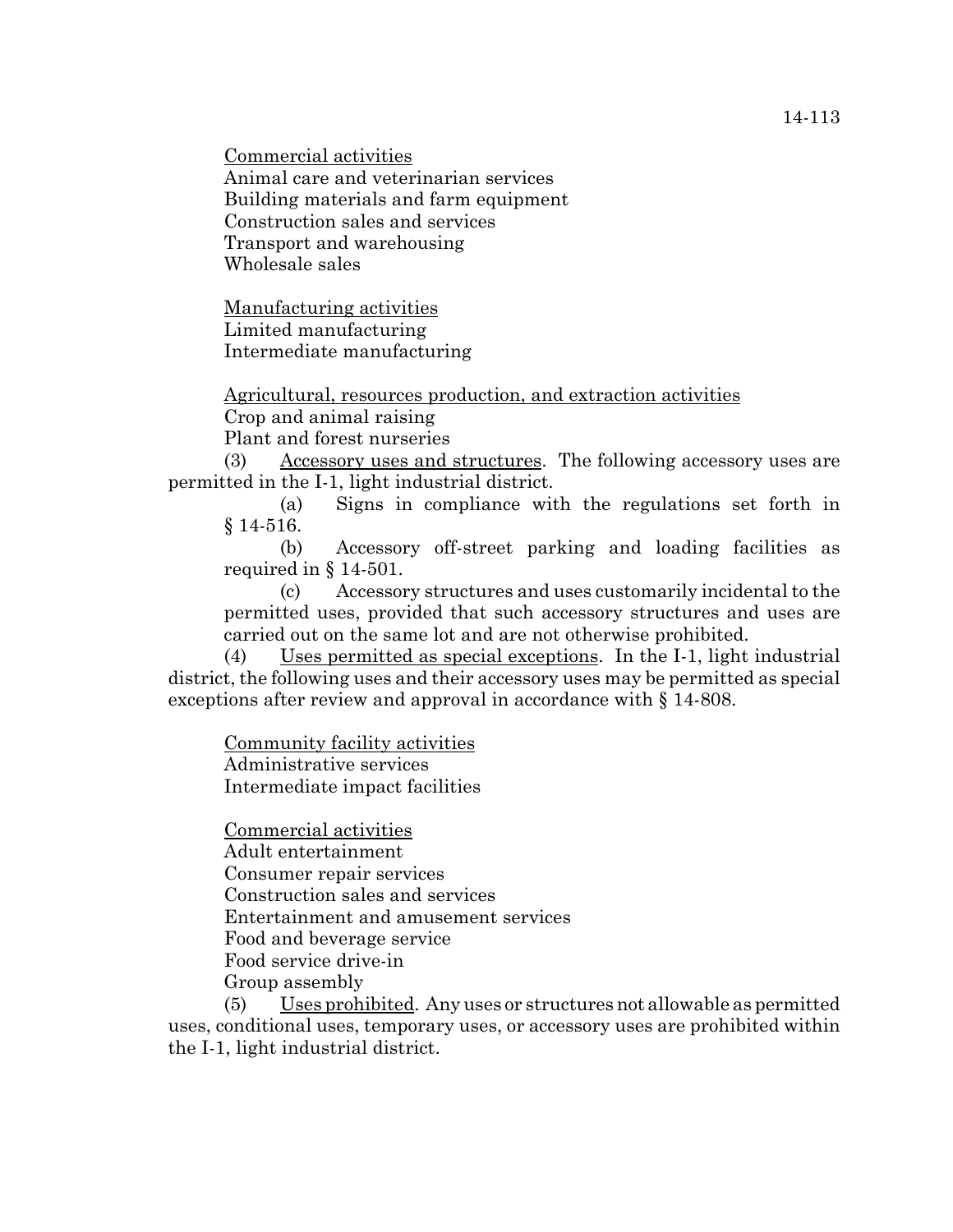<u>Commercial activities</u>
Animal care and veterinarian services
Building materials and farm equipment
Construction sales and services
Transport and warehousing
Wholesale sales

<u>Manufacturing activities</u>
Limited manufacturing
Intermediate manufacturing

<u>Agricultural, resources production, and extraction activities</u>
Crop and animal raising
Plant and forest nurseries

(3) <u>Accessory uses and structures</u>. The following accessory uses are permitted in the I-1, light industrial district.

(a) Signs in compliance with the regulations set forth in § 14-516.

(b) Accessory off-street parking and loading facilities as required in § 14-501.

(c) Accessory structures and uses customarily incidental to the permitted uses, provided that such accessory structures and uses are carried out on the same lot and are not otherwise prohibited.

(4) <u>Uses permitted as special exceptions</u>. In the I-1, light industrial district, the following uses and their accessory uses may be permitted as special exceptions after review and approval in accordance with § 14-808.

<u>Community facility activities</u>
Administrative services
Intermediate impact facilities

<u>Commercial activities</u>
Adult entertainment
Consumer repair services
Construction sales and services
Entertainment and amusement services
Food and beverage service
Food service drive-in
Group assembly

(5) <u>Uses prohibited</u>. Any uses or structures not allowable as permitted uses, conditional uses, temporary uses, or accessory uses are prohibited within the I-1, light industrial district.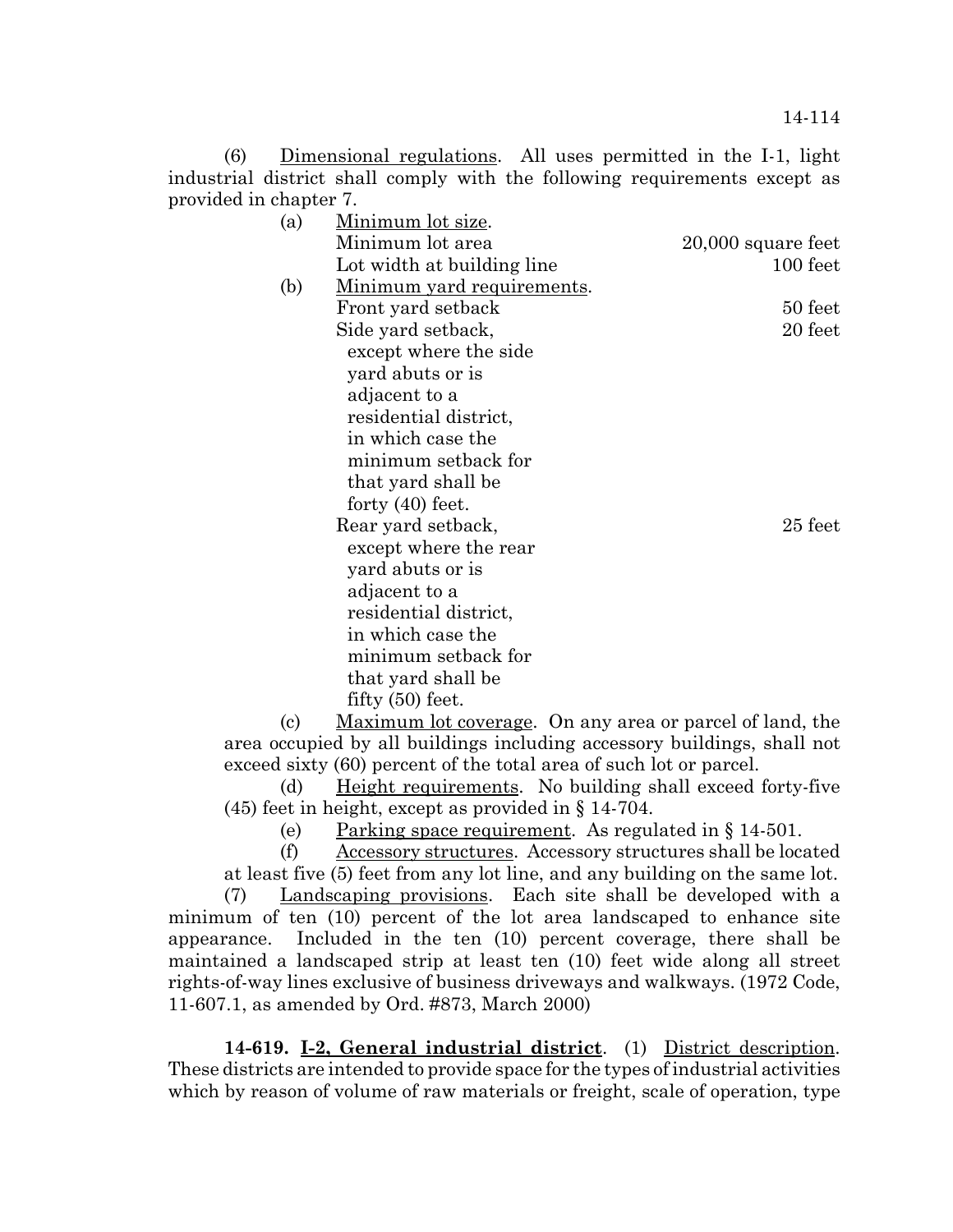(6) Dimensional regulations. All uses permitted in the I-1, light industrial district shall comply with the following requirements except as provided in chapter 7.

(a) Minimum lot size.

| | |
|---|---|
| Minimum lot area | 20,000 square feet |
| Lot width at building line | 100 feet |

(b) Minimum yard requirements.

| | |
|---|---|
| Front yard setback | 50 feet |
| Side yard setback, except where the side yard abuts or is adjacent to a residential district, in which case the minimum setback for that yard shall be forty (40) feet. | 20 feet |
| Rear yard setback, except where the rear yard abuts or is adjacent to a residential district, in which case the minimum setback for that yard shall be fifty (50) feet. | 25 feet |

(c) Maximum lot coverage. On any area or parcel of land, the area occupied by all buildings including accessory buildings, shall not exceed sixty (60) percent of the total area of such lot or parcel.

(d) Height requirements. No building shall exceed forty-five (45) feet in height, except as provided in § 14-704.

(e) Parking space requirement. As regulated in § 14-501.

(f) Accessory structures. Accessory structures shall be located at least five (5) feet from any lot line, and any building on the same lot.

(7) Landscaping provisions. Each site shall be developed with a minimum of ten (10) percent of the lot area landscaped to enhance site appearance. Included in the ten (10) percent coverage, there shall be maintained a landscaped strip at least ten (10) feet wide along all street rights-of-way lines exclusive of business driveways and walkways. (1972 Code, 11-607.1, as amended by Ord. #873, March 2000)

**14-619. I-2, General industrial district**. (1) District description. These districts are intended to provide space for the types of industrial activities which by reason of volume of raw materials or freight, scale of operation, type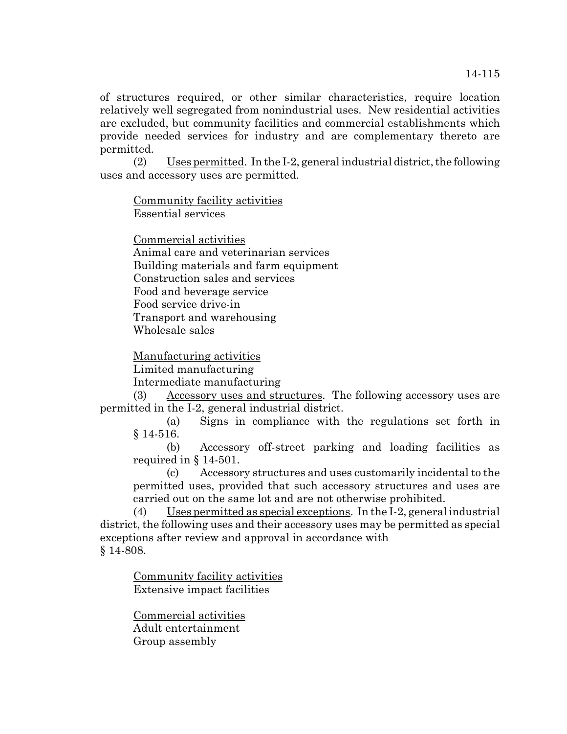of structures required, or other similar characteristics, require location relatively well segregated from nonindustrial uses. New residential activities are excluded, but community facilities and commercial establishments which provide needed services for industry and are complementary thereto are permitted.

(2) Uses permitted. In the I-2, general industrial district, the following uses and accessory uses are permitted.

Community facility activities
Essential services

Commercial activities
Animal care and veterinarian services
Building materials and farm equipment
Construction sales and services
Food and beverage service
Food service drive-in
Transport and warehousing
Wholesale sales

Manufacturing activities
Limited manufacturing
Intermediate manufacturing

(3) Accessory uses and structures. The following accessory uses are permitted in the I-2, general industrial district.

(a) Signs in compliance with the regulations set forth in § 14-516.

(b) Accessory off-street parking and loading facilities as required in § 14-501.

(c) Accessory structures and uses customarily incidental to the permitted uses, provided that such accessory structures and uses are carried out on the same lot and are not otherwise prohibited.

(4) Uses permitted as special exceptions. In the I-2, general industrial district, the following uses and their accessory uses may be permitted as special exceptions after review and approval in accordance with § 14-808.

Community facility activities
Extensive impact facilities

Commercial activities
Adult entertainment
Group assembly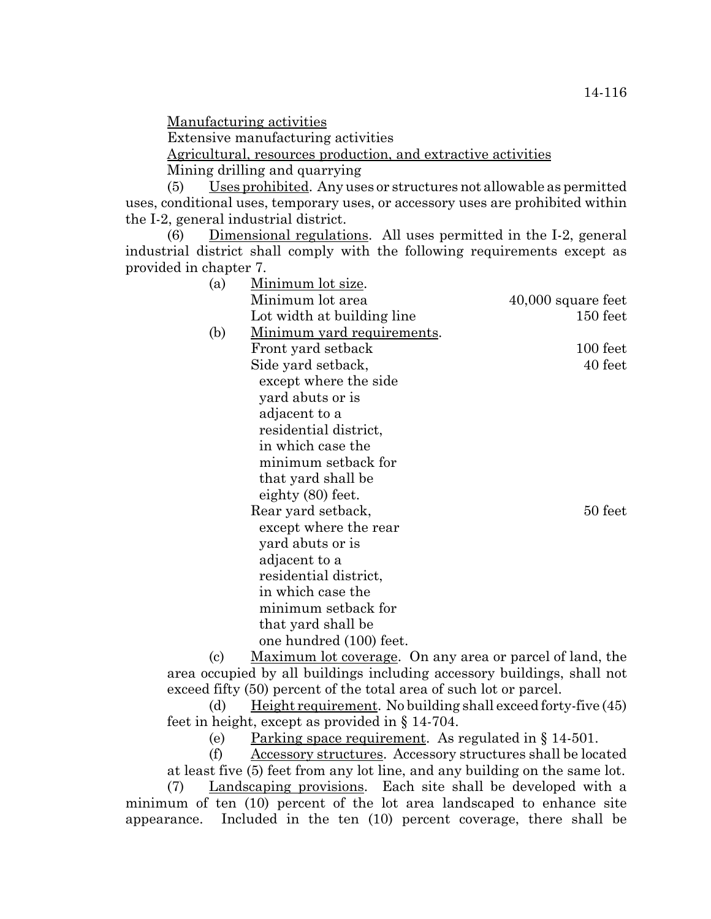<u>Manufacturing activities</u>

Extensive manufacturing activities

<u>Agricultural, resources production, and extractive activities</u>

Mining drilling and quarrying

(5) <u>Uses prohibited</u>. Any uses or structures not allowable as permitted uses, conditional uses, temporary uses, or accessory uses are prohibited within the I-2, general industrial district.

(6) <u>Dimensional regulations</u>. All uses permitted in the I-2, general industrial district shall comply with the following requirements except as provided in chapter 7.

(a) <u>Minimum lot size</u>.

| | |
|---|---|
| Minimum lot area | 40,000 square feet |
| Lot width at building line | 150 feet |

(b) <u>Minimum yard requirements</u>.

| | |
|---|---|
| Front yard setback | 100 feet |
| Side yard setback, except where the side yard abuts or is adjacent to a residential district, in which case the minimum setback for that yard shall be eighty (80) feet. | 40 feet |
| Rear yard setback, except where the rear yard abuts or is adjacent to a residential district, in which case the minimum setback for that yard shall be one hundred (100) feet. | 50 feet |

(c) <u>Maximum lot coverage</u>. On any area or parcel of land, the area occupied by all buildings including accessory buildings, shall not exceed fifty (50) percent of the total area of such lot or parcel.

(d) <u>Height requirement</u>. No building shall exceed forty-five (45) feet in height, except as provided in § 14-704.

(e) <u>Parking space requirement</u>. As regulated in § 14-501.

(f) <u>Accessory structures</u>. Accessory structures shall be located at least five (5) feet from any lot line, and any building on the same lot.

(7) <u>Landscaping provisions</u>. Each site shall be developed with a minimum of ten (10) percent of the lot area landscaped to enhance site appearance. Included in the ten (10) percent coverage, there shall be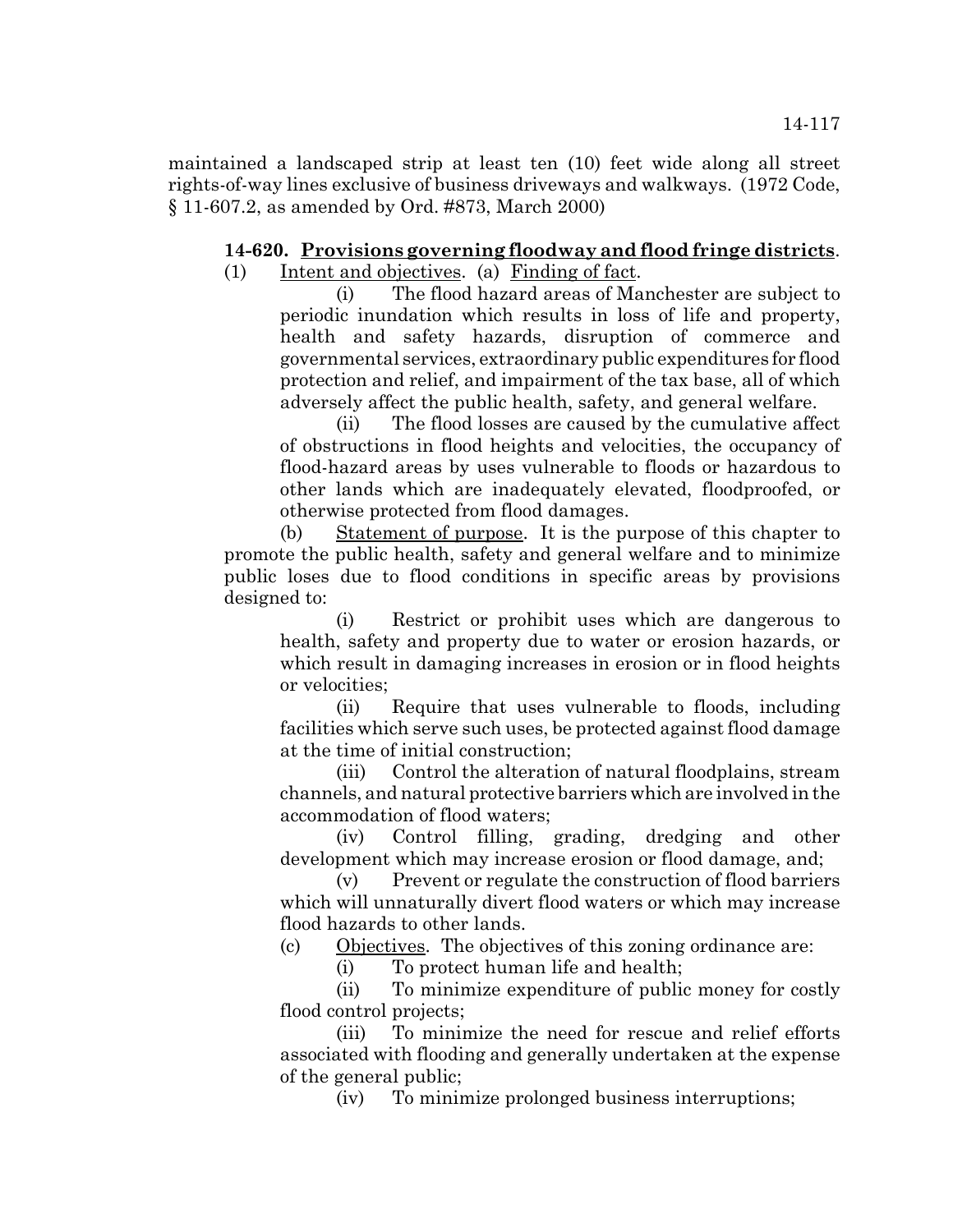maintained a landscaped strip at least ten (10) feet wide along all street rights-of-way lines exclusive of business driveways and walkways. (1972 Code, § 11-607.2, as amended by Ord. #873, March 2000)

**14-620. Provisions governing floodway and flood fringe districts**.

(1) Intent and objectives. (a) Finding of fact.

(i) The flood hazard areas of Manchester are subject to periodic inundation which results in loss of life and property, health and safety hazards, disruption of commerce and governmental services, extraordinary public expenditures for flood protection and relief, and impairment of the tax base, all of which adversely affect the public health, safety, and general welfare.

(ii) The flood losses are caused by the cumulative affect of obstructions in flood heights and velocities, the occupancy of flood-hazard areas by uses vulnerable to floods or hazardous to other lands which are inadequately elevated, floodproofed, or otherwise protected from flood damages.

(b) Statement of purpose. It is the purpose of this chapter to promote the public health, safety and general welfare and to minimize public loses due to flood conditions in specific areas by provisions designed to:

(i) Restrict or prohibit uses which are dangerous to health, safety and property due to water or erosion hazards, or which result in damaging increases in erosion or in flood heights or velocities;

(ii) Require that uses vulnerable to floods, including facilities which serve such uses, be protected against flood damage at the time of initial construction;

(iii) Control the alteration of natural floodplains, stream channels, and natural protective barriers which are involved in the accommodation of flood waters;

(iv) Control filling, grading, dredging and other development which may increase erosion or flood damage, and;

(v) Prevent or regulate the construction of flood barriers which will unnaturally divert flood waters or which may increase flood hazards to other lands.

(c) Objectives. The objectives of this zoning ordinance are:

(i) To protect human life and health;

(ii) To minimize expenditure of public money for costly flood control projects;

(iii) To minimize the need for rescue and relief efforts associated with flooding and generally undertaken at the expense of the general public;

(iv) To minimize prolonged business interruptions;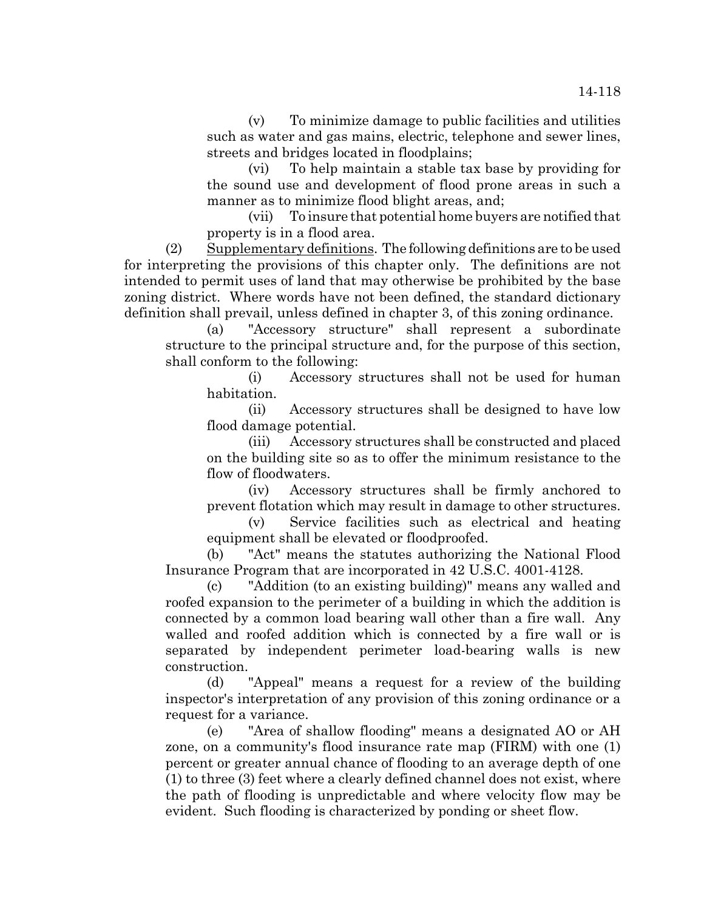(v) To minimize damage to public facilities and utilities such as water and gas mains, electric, telephone and sewer lines, streets and bridges located in floodplains;

(vi) To help maintain a stable tax base by providing for the sound use and development of flood prone areas in such a manner as to minimize flood blight areas, and;

(vii) To insure that potential home buyers are notified that property is in a flood area.

(2) Supplementary definitions. The following definitions are to be used for interpreting the provisions of this chapter only. The definitions are not intended to permit uses of land that may otherwise be prohibited by the base zoning district. Where words have not been defined, the standard dictionary definition shall prevail, unless defined in chapter 3, of this zoning ordinance.

(a) "Accessory structure" shall represent a subordinate structure to the principal structure and, for the purpose of this section, shall conform to the following:

(i) Accessory structures shall not be used for human habitation.

(ii) Accessory structures shall be designed to have low flood damage potential.

(iii) Accessory structures shall be constructed and placed on the building site so as to offer the minimum resistance to the flow of floodwaters.

(iv) Accessory structures shall be firmly anchored to prevent flotation which may result in damage to other structures.

(v) Service facilities such as electrical and heating equipment shall be elevated or floodproofed.

(b) "Act" means the statutes authorizing the National Flood Insurance Program that are incorporated in 42 U.S.C. 4001-4128.

(c) "Addition (to an existing building)" means any walled and roofed expansion to the perimeter of a building in which the addition is connected by a common load bearing wall other than a fire wall. Any walled and roofed addition which is connected by a fire wall or is separated by independent perimeter load-bearing walls is new construction.

(d) "Appeal" means a request for a review of the building inspector's interpretation of any provision of this zoning ordinance or a request for a variance.

(e) "Area of shallow flooding" means a designated AO or AH zone, on a community's flood insurance rate map (FIRM) with one (1) percent or greater annual chance of flooding to an average depth of one (1) to three (3) feet where a clearly defined channel does not exist, where the path of flooding is unpredictable and where velocity flow may be evident. Such flooding is characterized by ponding or sheet flow.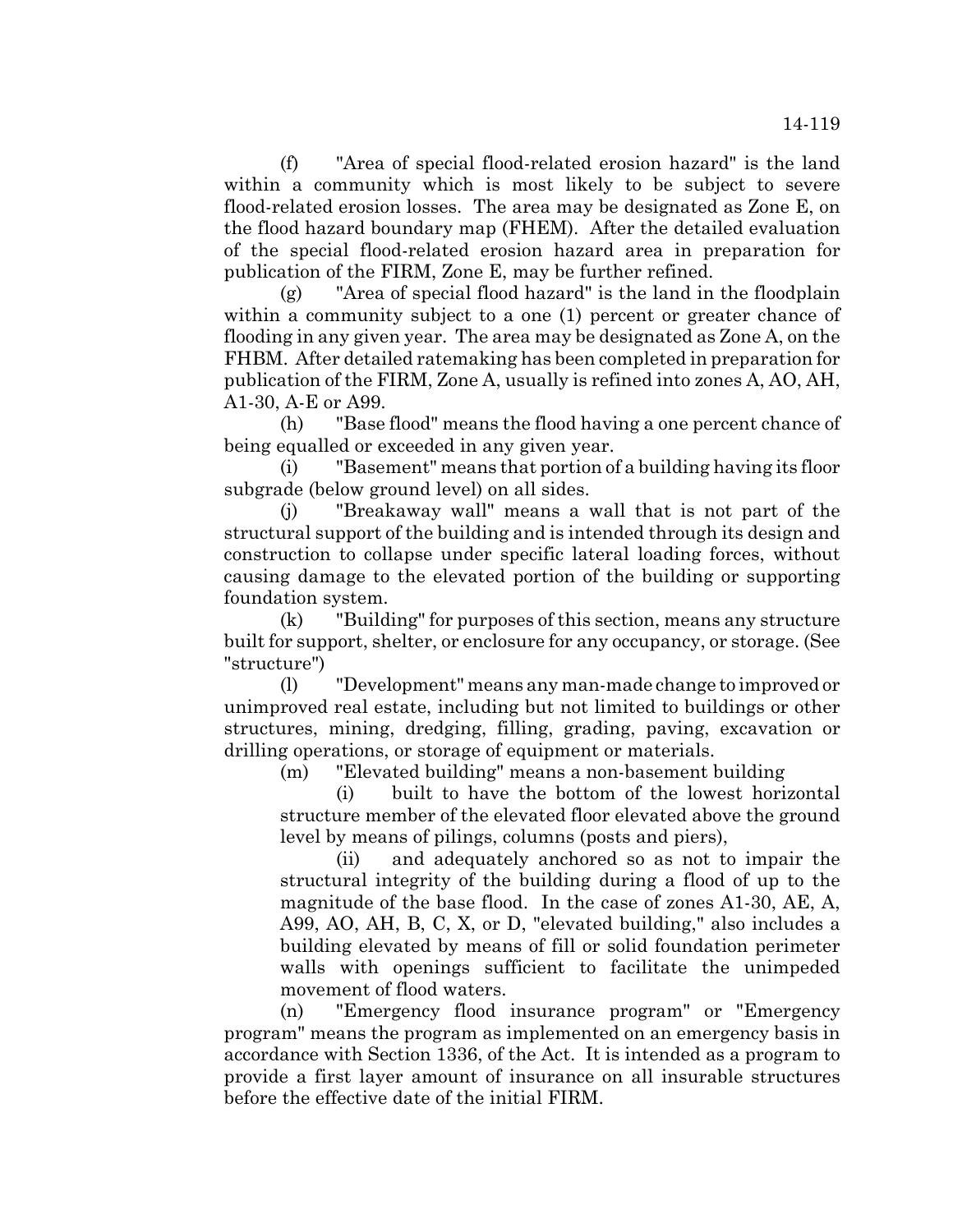(f) "Area of special flood-related erosion hazard" is the land within a community which is most likely to be subject to severe flood-related erosion losses. The area may be designated as Zone E, on the flood hazard boundary map (FHEM). After the detailed evaluation of the special flood-related erosion hazard area in preparation for publication of the FIRM, Zone E, may be further refined.

(g) "Area of special flood hazard" is the land in the floodplain within a community subject to a one (1) percent or greater chance of flooding in any given year. The area may be designated as Zone A, on the FHBM. After detailed ratemaking has been completed in preparation for publication of the FIRM, Zone A, usually is refined into zones A, AO, AH, A1-30, A-E or A99.

(h) "Base flood" means the flood having a one percent chance of being equalled or exceeded in any given year.

(i) "Basement" means that portion of a building having its floor subgrade (below ground level) on all sides.

(j) "Breakaway wall" means a wall that is not part of the structural support of the building and is intended through its design and construction to collapse under specific lateral loading forces, without causing damage to the elevated portion of the building or supporting foundation system.

(k) "Building" for purposes of this section, means any structure built for support, shelter, or enclosure for any occupancy, or storage. (See "structure")

(l) "Development" means any man-made change to improved or unimproved real estate, including but not limited to buildings or other structures, mining, dredging, filling, grading, paving, excavation or drilling operations, or storage of equipment or materials.

(m) "Elevated building" means a non-basement building

(i) built to have the bottom of the lowest horizontal structure member of the elevated floor elevated above the ground level by means of pilings, columns (posts and piers),

(ii) and adequately anchored so as not to impair the structural integrity of the building during a flood of up to the magnitude of the base flood. In the case of zones A1-30, AE, A, A99, AO, AH, B, C, X, or D, "elevated building," also includes a building elevated by means of fill or solid foundation perimeter walls with openings sufficient to facilitate the unimpeded movement of flood waters.

(n) "Emergency flood insurance program" or "Emergency program" means the program as implemented on an emergency basis in accordance with Section 1336, of the Act. It is intended as a program to provide a first layer amount of insurance on all insurable structures before the effective date of the initial FIRM.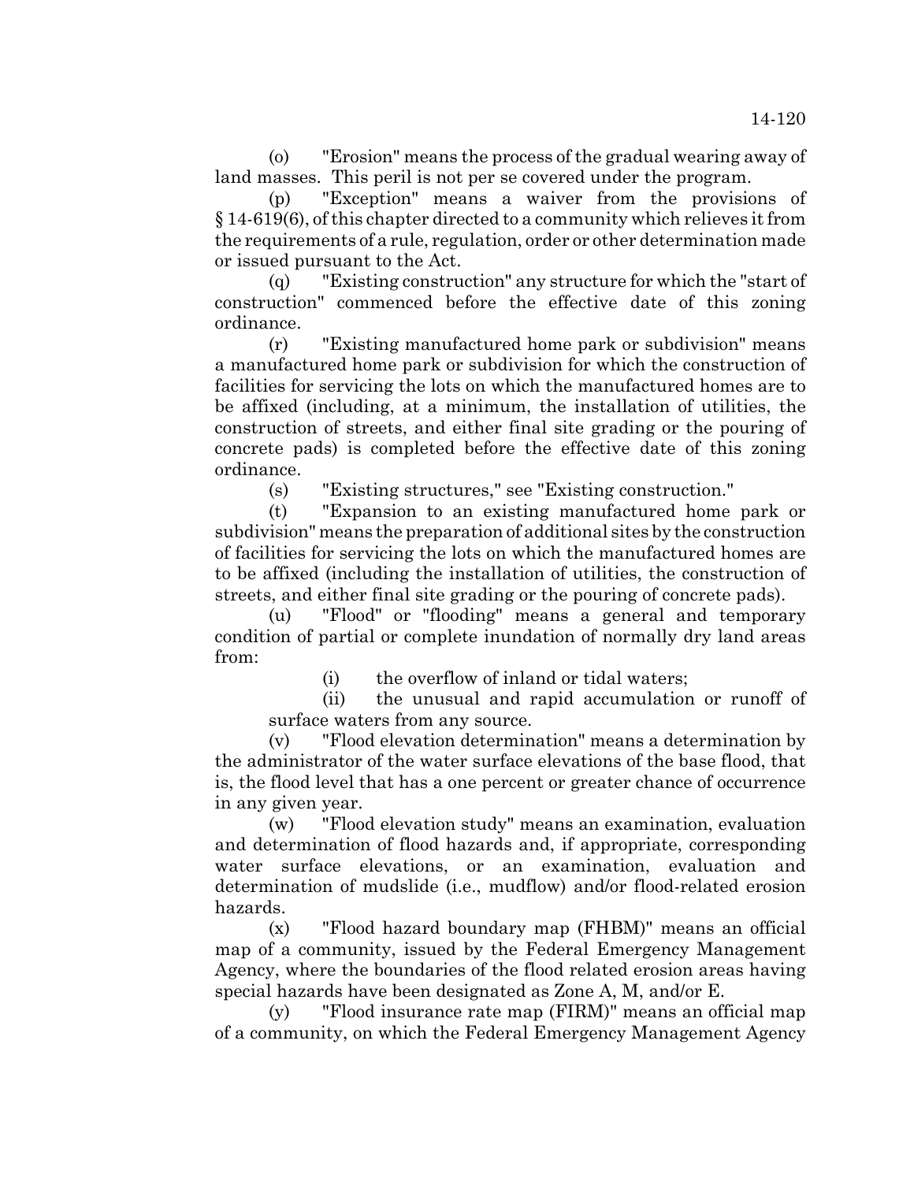(o) "Erosion" means the process of the gradual wearing away of land masses. This peril is not per se covered under the program.

(p) "Exception" means a waiver from the provisions of § 14-619(6), of this chapter directed to a community which relieves it from the requirements of a rule, regulation, order or other determination made or issued pursuant to the Act.

(q) "Existing construction" any structure for which the "start of construction" commenced before the effective date of this zoning ordinance.

(r) "Existing manufactured home park or subdivision" means a manufactured home park or subdivision for which the construction of facilities for servicing the lots on which the manufactured homes are to be affixed (including, at a minimum, the installation of utilities, the construction of streets, and either final site grading or the pouring of concrete pads) is completed before the effective date of this zoning ordinance.

(s) "Existing structures," see "Existing construction."

(t) "Expansion to an existing manufactured home park or subdivision" means the preparation of additional sites by the construction of facilities for servicing the lots on which the manufactured homes are to be affixed (including the installation of utilities, the construction of streets, and either final site grading or the pouring of concrete pads).

(u) "Flood" or "flooding" means a general and temporary condition of partial or complete inundation of normally dry land areas from:

(i) the overflow of inland or tidal waters;

(ii) the unusual and rapid accumulation or runoff of surface waters from any source.

(v) "Flood elevation determination" means a determination by the administrator of the water surface elevations of the base flood, that is, the flood level that has a one percent or greater chance of occurrence in any given year.

(w) "Flood elevation study" means an examination, evaluation and determination of flood hazards and, if appropriate, corresponding water surface elevations, or an examination, evaluation and determination of mudslide (i.e., mudflow) and/or flood-related erosion hazards.

(x) "Flood hazard boundary map (FHBM)" means an official map of a community, issued by the Federal Emergency Management Agency, where the boundaries of the flood related erosion areas having special hazards have been designated as Zone A, M, and/or E.

(y) "Flood insurance rate map (FIRM)" means an official map of a community, on which the Federal Emergency Management Agency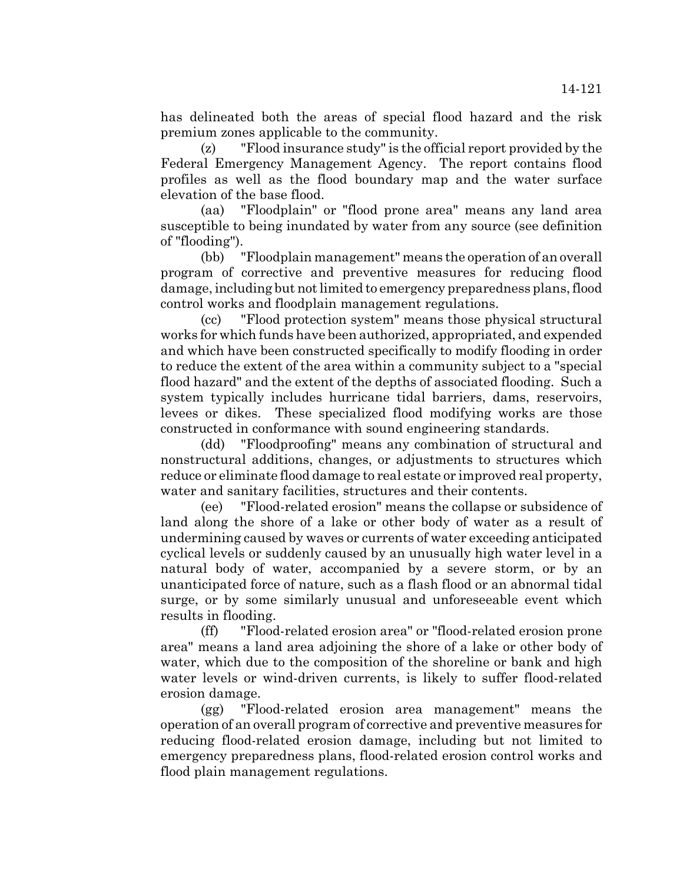has delineated both the areas of special flood hazard and the risk premium zones applicable to the community.

(z) "Flood insurance study" is the official report provided by the Federal Emergency Management Agency. The report contains flood profiles as well as the flood boundary map and the water surface elevation of the base flood.

(aa) "Floodplain" or "flood prone area" means any land area susceptible to being inundated by water from any source (see definition of "flooding").

(bb) "Floodplain management" means the operation of an overall program of corrective and preventive measures for reducing flood damage, including but not limited to emergency preparedness plans, flood control works and floodplain management regulations.

(cc) "Flood protection system" means those physical structural works for which funds have been authorized, appropriated, and expended and which have been constructed specifically to modify flooding in order to reduce the extent of the area within a community subject to a "special flood hazard" and the extent of the depths of associated flooding. Such a system typically includes hurricane tidal barriers, dams, reservoirs, levees or dikes. These specialized flood modifying works are those constructed in conformance with sound engineering standards.

(dd) "Floodproofing" means any combination of structural and nonstructural additions, changes, or adjustments to structures which reduce or eliminate flood damage to real estate or improved real property, water and sanitary facilities, structures and their contents.

(ee) "Flood-related erosion" means the collapse or subsidence of land along the shore of a lake or other body of water as a result of undermining caused by waves or currents of water exceeding anticipated cyclical levels or suddenly caused by an unusually high water level in a natural body of water, accompanied by a severe storm, or by an unanticipated force of nature, such as a flash flood or an abnormal tidal surge, or by some similarly unusual and unforeseeable event which results in flooding.

(ff) "Flood-related erosion area" or "flood-related erosion prone area" means a land area adjoining the shore of a lake or other body of water, which due to the composition of the shoreline or bank and high water levels or wind-driven currents, is likely to suffer flood-related erosion damage.

(gg) "Flood-related erosion area management" means the operation of an overall program of corrective and preventive measures for reducing flood-related erosion damage, including but not limited to emergency preparedness plans, flood-related erosion control works and flood plain management regulations.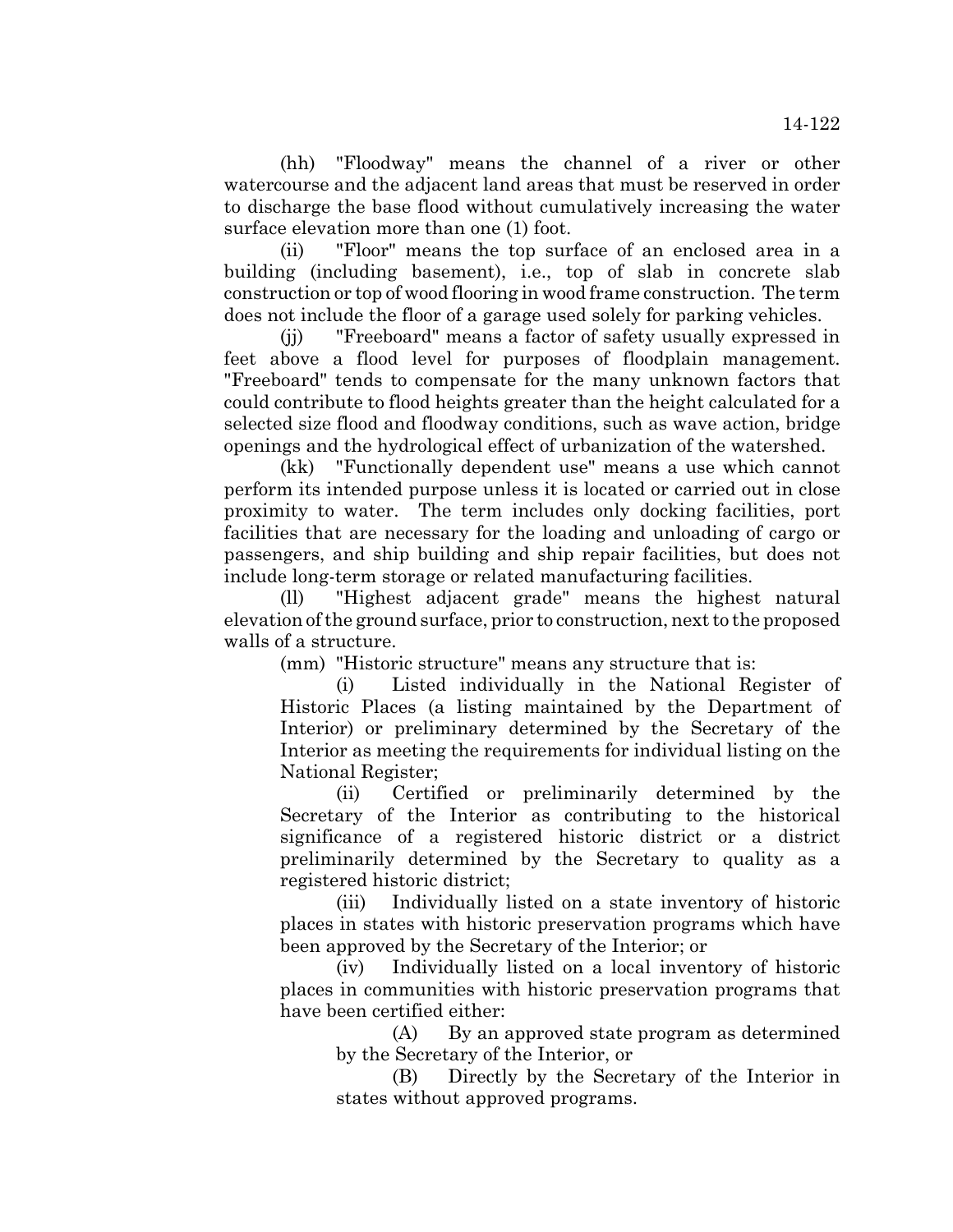(hh) "Floodway" means the channel of a river or other watercourse and the adjacent land areas that must be reserved in order to discharge the base flood without cumulatively increasing the water surface elevation more than one (1) foot.

(ii) "Floor" means the top surface of an enclosed area in a building (including basement), i.e., top of slab in concrete slab construction or top of wood flooring in wood frame construction. The term does not include the floor of a garage used solely for parking vehicles.

(jj) "Freeboard" means a factor of safety usually expressed in feet above a flood level for purposes of floodplain management. "Freeboard" tends to compensate for the many unknown factors that could contribute to flood heights greater than the height calculated for a selected size flood and floodway conditions, such as wave action, bridge openings and the hydrological effect of urbanization of the watershed.

(kk) "Functionally dependent use" means a use which cannot perform its intended purpose unless it is located or carried out in close proximity to water. The term includes only docking facilities, port facilities that are necessary for the loading and unloading of cargo or passengers, and ship building and ship repair facilities, but does not include long-term storage or related manufacturing facilities.

(ll) "Highest adjacent grade" means the highest natural elevation of the ground surface, prior to construction, next to the proposed walls of a structure.

(mm) "Historic structure" means any structure that is:

(i) Listed individually in the National Register of Historic Places (a listing maintained by the Department of Interior) or preliminary determined by the Secretary of the Interior as meeting the requirements for individual listing on the National Register;

(ii) Certified or preliminarily determined by the Secretary of the Interior as contributing to the historical significance of a registered historic district or a district preliminarily determined by the Secretary to quality as a registered historic district;

(iii) Individually listed on a state inventory of historic places in states with historic preservation programs which have been approved by the Secretary of the Interior; or

(iv) Individually listed on a local inventory of historic places in communities with historic preservation programs that have been certified either:

(A) By an approved state program as determined by the Secretary of the Interior, or

(B) Directly by the Secretary of the Interior in states without approved programs.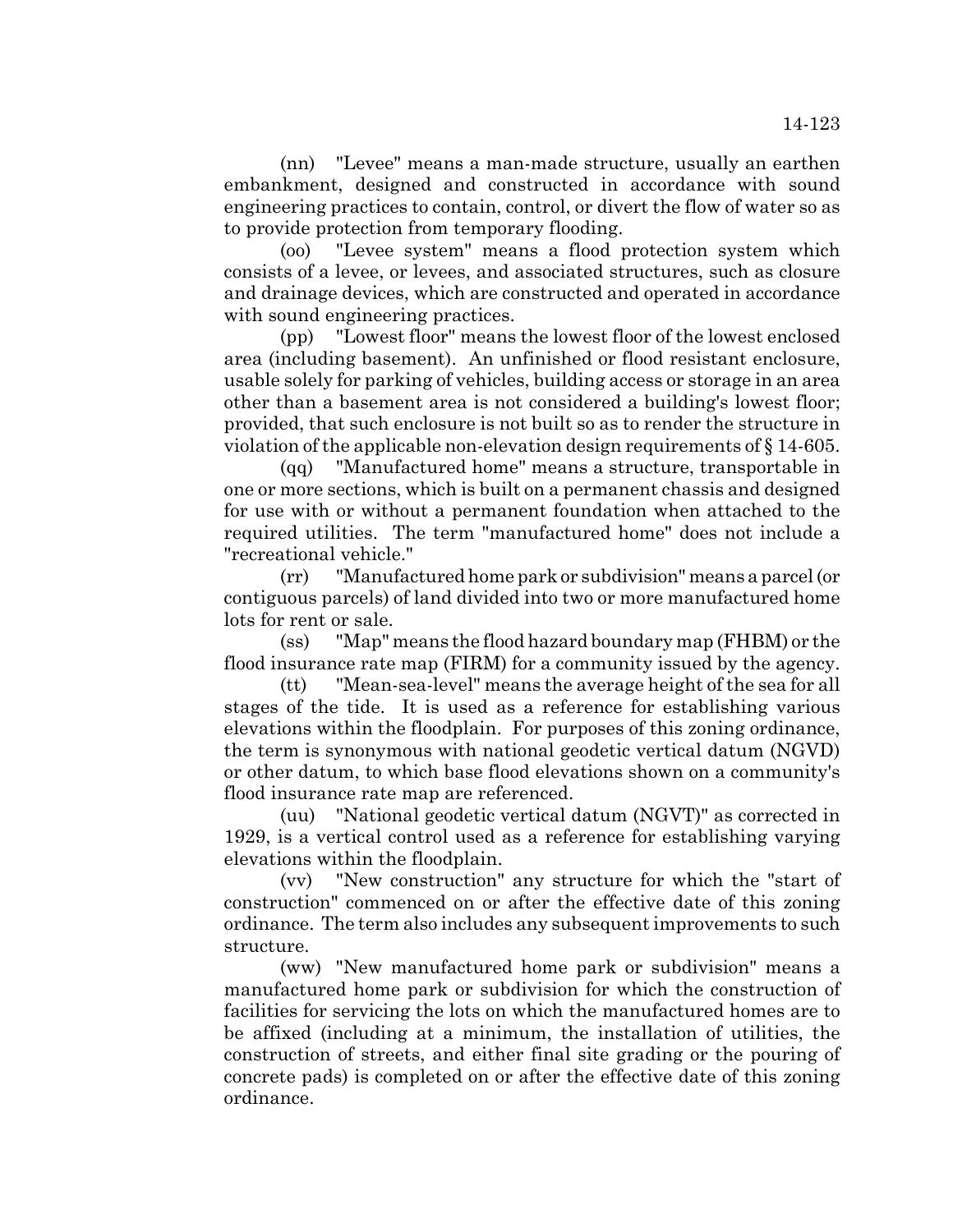(nn) "Levee" means a man-made structure, usually an earthen embankment, designed and constructed in accordance with sound engineering practices to contain, control, or divert the flow of water so as to provide protection from temporary flooding.

(oo) "Levee system" means a flood protection system which consists of a levee, or levees, and associated structures, such as closure and drainage devices, which are constructed and operated in accordance with sound engineering practices.

(pp) "Lowest floor" means the lowest floor of the lowest enclosed area (including basement). An unfinished or flood resistant enclosure, usable solely for parking of vehicles, building access or storage in an area other than a basement area is not considered a building's lowest floor; provided, that such enclosure is not built so as to render the structure in violation of the applicable non-elevation design requirements of § 14-605.

(qq) "Manufactured home" means a structure, transportable in one or more sections, which is built on a permanent chassis and designed for use with or without a permanent foundation when attached to the required utilities. The term "manufactured home" does not include a "recreational vehicle."

(rr) "Manufactured home park or subdivision" means a parcel (or contiguous parcels) of land divided into two or more manufactured home lots for rent or sale.

(ss) "Map" means the flood hazard boundary map (FHBM) or the flood insurance rate map (FIRM) for a community issued by the agency.

(tt) "Mean-sea-level" means the average height of the sea for all stages of the tide. It is used as a reference for establishing various elevations within the floodplain. For purposes of this zoning ordinance, the term is synonymous with national geodetic vertical datum (NGVD) or other datum, to which base flood elevations shown on a community's flood insurance rate map are referenced.

(uu) "National geodetic vertical datum (NGVT)" as corrected in 1929, is a vertical control used as a reference for establishing varying elevations within the floodplain.

(vv) "New construction" any structure for which the "start of construction" commenced on or after the effective date of this zoning ordinance. The term also includes any subsequent improvements to such structure.

(ww) "New manufactured home park or subdivision" means a manufactured home park or subdivision for which the construction of facilities for servicing the lots on which the manufactured homes are to be affixed (including at a minimum, the installation of utilities, the construction of streets, and either final site grading or the pouring of concrete pads) is completed on or after the effective date of this zoning ordinance.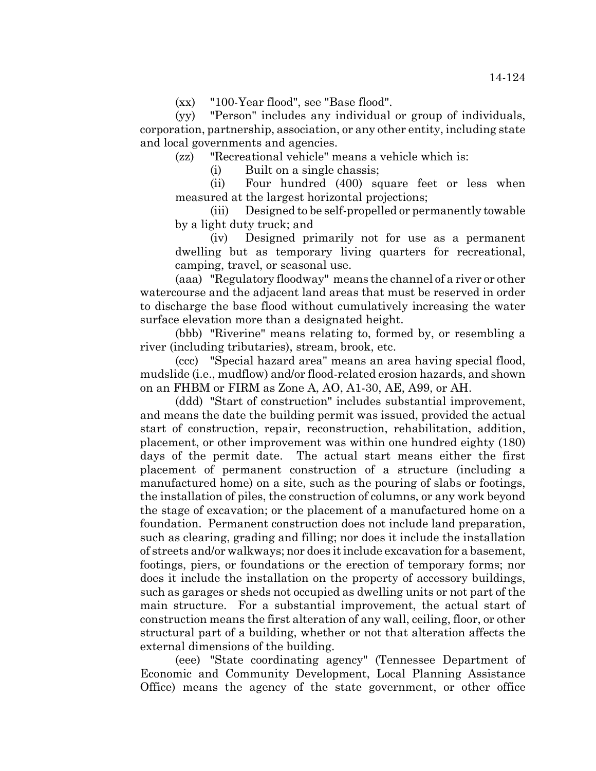(xx) "100-Year flood", see "Base flood".

(yy) "Person" includes any individual or group of individuals, corporation, partnership, association, or any other entity, including state and local governments and agencies.

(zz) "Recreational vehicle" means a vehicle which is:

(i) Built on a single chassis;

(ii) Four hundred (400) square feet or less when measured at the largest horizontal projections;

(iii) Designed to be self-propelled or permanently towable by a light duty truck; and

(iv) Designed primarily not for use as a permanent dwelling but as temporary living quarters for recreational, camping, travel, or seasonal use.

(aaa) "Regulatory floodway" means the channel of a river or other watercourse and the adjacent land areas that must be reserved in order to discharge the base flood without cumulatively increasing the water surface elevation more than a designated height.

(bbb) "Riverine" means relating to, formed by, or resembling a river (including tributaries), stream, brook, etc.

(ccc) "Special hazard area" means an area having special flood, mudslide (i.e., mudflow) and/or flood-related erosion hazards, and shown on an FHBM or FIRM as Zone A, AO, A1-30, AE, A99, or AH.

(ddd) "Start of construction" includes substantial improvement, and means the date the building permit was issued, provided the actual start of construction, repair, reconstruction, rehabilitation, addition, placement, or other improvement was within one hundred eighty (180) days of the permit date. The actual start means either the first placement of permanent construction of a structure (including a manufactured home) on a site, such as the pouring of slabs or footings, the installation of piles, the construction of columns, or any work beyond the stage of excavation; or the placement of a manufactured home on a foundation. Permanent construction does not include land preparation, such as clearing, grading and filling; nor does it include the installation of streets and/or walkways; nor does it include excavation for a basement, footings, piers, or foundations or the erection of temporary forms; nor does it include the installation on the property of accessory buildings, such as garages or sheds not occupied as dwelling units or not part of the main structure. For a substantial improvement, the actual start of construction means the first alteration of any wall, ceiling, floor, or other structural part of a building, whether or not that alteration affects the external dimensions of the building.

(eee) "State coordinating agency" (Tennessee Department of Economic and Community Development, Local Planning Assistance Office) means the agency of the state government, or other office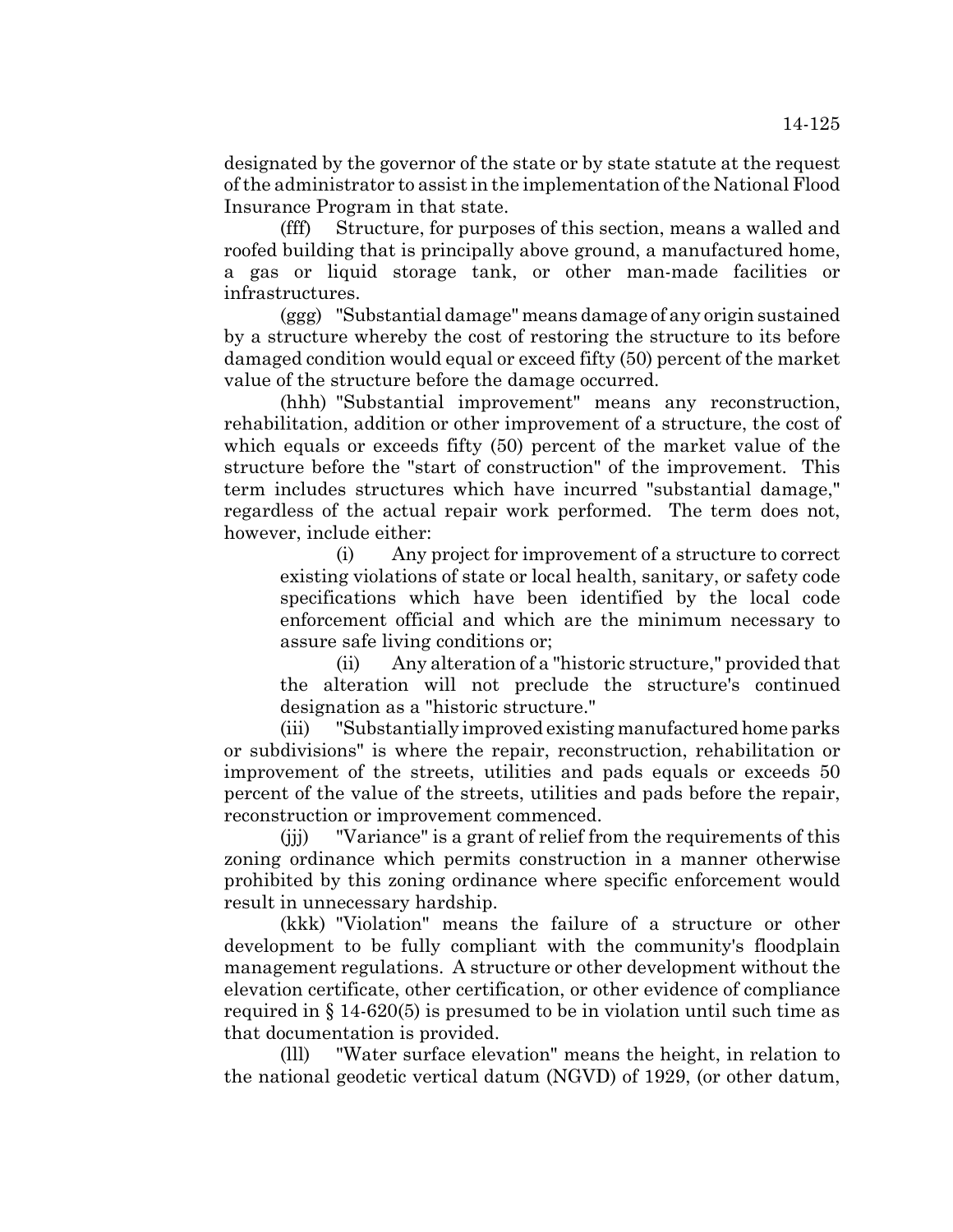designated by the governor of the state or by state statute at the request of the administrator to assist in the implementation of the National Flood Insurance Program in that state.

(fff) Structure, for purposes of this section, means a walled and roofed building that is principally above ground, a manufactured home, a gas or liquid storage tank, or other man-made facilities or infrastructures.

(ggg) "Substantial damage" means damage of any origin sustained by a structure whereby the cost of restoring the structure to its before damaged condition would equal or exceed fifty (50) percent of the market value of the structure before the damage occurred.

(hhh) "Substantial improvement" means any reconstruction, rehabilitation, addition or other improvement of a structure, the cost of which equals or exceeds fifty (50) percent of the market value of the structure before the "start of construction" of the improvement. This term includes structures which have incurred "substantial damage," regardless of the actual repair work performed. The term does not, however, include either:

(i) Any project for improvement of a structure to correct existing violations of state or local health, sanitary, or safety code specifications which have been identified by the local code enforcement official and which are the minimum necessary to assure safe living conditions or;

(ii) Any alteration of a "historic structure," provided that the alteration will not preclude the structure's continued designation as a "historic structure."

(iii) "Substantially improved existing manufactured home parks or subdivisions" is where the repair, reconstruction, rehabilitation or improvement of the streets, utilities and pads equals or exceeds 50 percent of the value of the streets, utilities and pads before the repair, reconstruction or improvement commenced.

(jjj) "Variance" is a grant of relief from the requirements of this zoning ordinance which permits construction in a manner otherwise prohibited by this zoning ordinance where specific enforcement would result in unnecessary hardship.

(kkk) "Violation" means the failure of a structure or other development to be fully compliant with the community's floodplain management regulations. A structure or other development without the elevation certificate, other certification, or other evidence of compliance required in § 14-620(5) is presumed to be in violation until such time as that documentation is provided.

(lll) "Water surface elevation" means the height, in relation to the national geodetic vertical datum (NGVD) of 1929, (or other datum,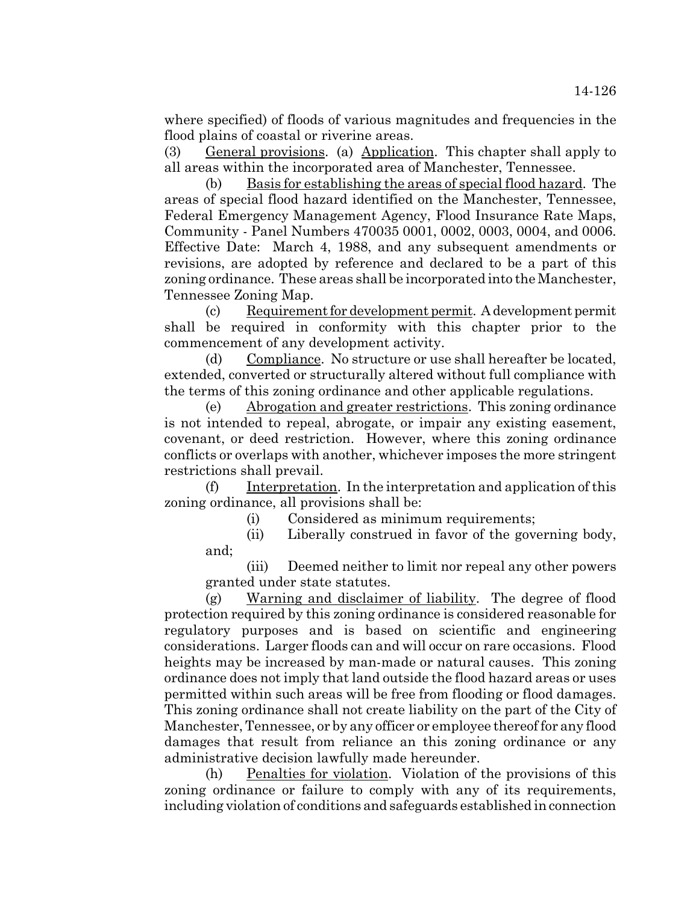where specified) of floods of various magnitudes and frequencies in the flood plains of coastal or riverine areas.

(3) General provisions. (a) Application. This chapter shall apply to all areas within the incorporated area of Manchester, Tennessee.

(b) Basis for establishing the areas of special flood hazard. The areas of special flood hazard identified on the Manchester, Tennessee, Federal Emergency Management Agency, Flood Insurance Rate Maps, Community - Panel Numbers 470035 0001, 0002, 0003, 0004, and 0006. Effective Date: March 4, 1988, and any subsequent amendments or revisions, are adopted by reference and declared to be a part of this zoning ordinance. These areas shall be incorporated into the Manchester, Tennessee Zoning Map.

(c) Requirement for development permit. A development permit shall be required in conformity with this chapter prior to the commencement of any development activity.

(d) Compliance. No structure or use shall hereafter be located, extended, converted or structurally altered without full compliance with the terms of this zoning ordinance and other applicable regulations.

(e) Abrogation and greater restrictions. This zoning ordinance is not intended to repeal, abrogate, or impair any existing easement, covenant, or deed restriction. However, where this zoning ordinance conflicts or overlaps with another, whichever imposes the more stringent restrictions shall prevail.

(f) Interpretation. In the interpretation and application of this zoning ordinance, all provisions shall be:

(i) Considered as minimum requirements;

(ii) Liberally construed in favor of the governing body, and;

(iii) Deemed neither to limit nor repeal any other powers granted under state statutes.

(g) Warning and disclaimer of liability. The degree of flood protection required by this zoning ordinance is considered reasonable for regulatory purposes and is based on scientific and engineering considerations. Larger floods can and will occur on rare occasions. Flood heights may be increased by man-made or natural causes. This zoning ordinance does not imply that land outside the flood hazard areas or uses permitted within such areas will be free from flooding or flood damages. This zoning ordinance shall not create liability on the part of the City of Manchester, Tennessee, or by any officer or employee thereof for any flood damages that result from reliance an this zoning ordinance or any administrative decision lawfully made hereunder.

(h) Penalties for violation. Violation of the provisions of this zoning ordinance or failure to comply with any of its requirements, including violation of conditions and safeguards established in connection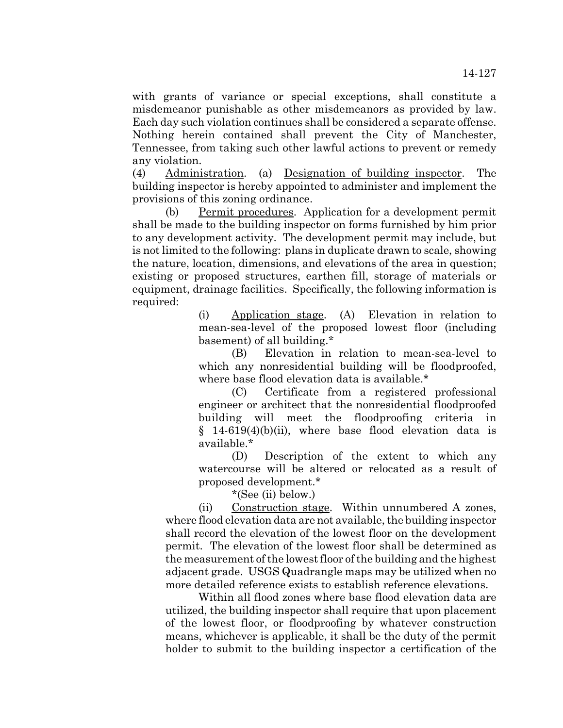with grants of variance or special exceptions, shall constitute a misdemeanor punishable as other misdemeanors as provided by law. Each day such violation continues shall be considered a separate offense. Nothing herein contained shall prevent the City of Manchester, Tennessee, from taking such other lawful actions to prevent or remedy any violation.

(4) Administration. (a) Designation of building inspector. The building inspector is hereby appointed to administer and implement the provisions of this zoning ordinance.

(b) Permit procedures. Application for a development permit shall be made to the building inspector on forms furnished by him prior to any development activity. The development permit may include, but is not limited to the following: plans in duplicate drawn to scale, showing the nature, location, dimensions, and elevations of the area in question; existing or proposed structures, earthen fill, storage of materials or equipment, drainage facilities. Specifically, the following information is required:

(i) Application stage. (A) Elevation in relation to mean-sea-level of the proposed lowest floor (including basement) of all building.*

(B) Elevation in relation to mean-sea-level to which any nonresidential building will be floodproofed, where base flood elevation data is available.*

(C) Certificate from a registered professional engineer or architect that the nonresidential floodproofed building will meet the floodproofing criteria in § 14-619(4)(b)(ii), where base flood elevation data is available.*

(D) Description of the extent to which any watercourse will be altered or relocated as a result of proposed development.*

*(See (ii) below.)

(ii) Construction stage. Within unnumbered A zones, where flood elevation data are not available, the building inspector shall record the elevation of the lowest floor on the development permit. The elevation of the lowest floor shall be determined as the measurement of the lowest floor of the building and the highest adjacent grade. USGS Quadrangle maps may be utilized when no more detailed reference exists to establish reference elevations.

Within all flood zones where base flood elevation data are utilized, the building inspector shall require that upon placement of the lowest floor, or floodproofing by whatever construction means, whichever is applicable, it shall be the duty of the permit holder to submit to the building inspector a certification of the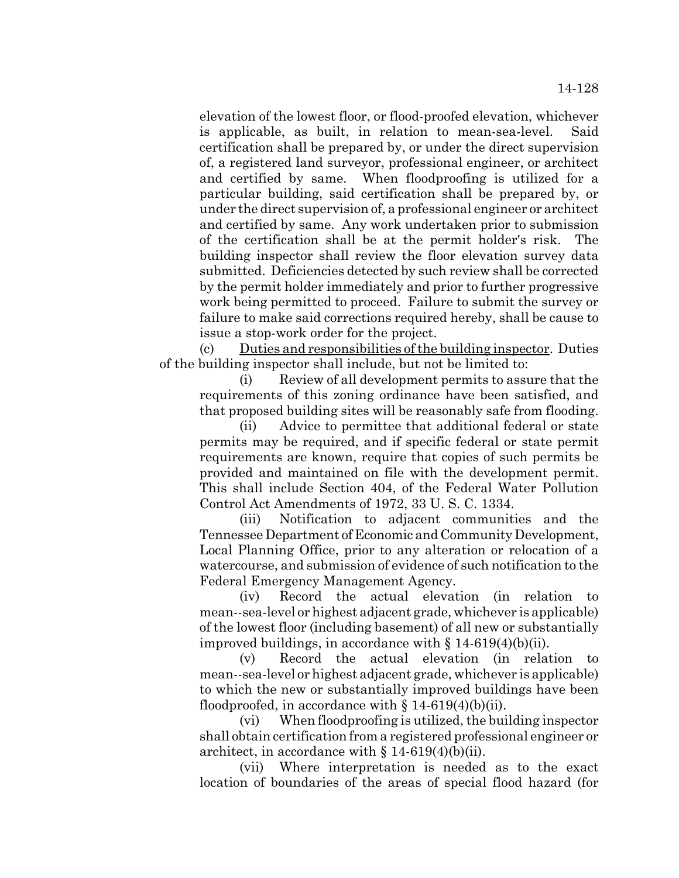elevation of the lowest floor, or flood-proofed elevation, whichever is applicable, as built, in relation to mean-sea-level. Said certification shall be prepared by, or under the direct supervision of, a registered land surveyor, professional engineer, or architect and certified by same. When floodproofing is utilized for a particular building, said certification shall be prepared by, or under the direct supervision of, a professional engineer or architect and certified by same. Any work undertaken prior to submission of the certification shall be at the permit holder's risk. The building inspector shall review the floor elevation survey data submitted. Deficiencies detected by such review shall be corrected by the permit holder immediately and prior to further progressive work being permitted to proceed. Failure to submit the survey or failure to make said corrections required hereby, shall be cause to issue a stop-work order for the project.

(c) Duties and responsibilities of the building inspector. Duties of the building inspector shall include, but not be limited to:

(i) Review of all development permits to assure that the requirements of this zoning ordinance have been satisfied, and that proposed building sites will be reasonably safe from flooding.

(ii) Advice to permittee that additional federal or state permits may be required, and if specific federal or state permit requirements are known, require that copies of such permits be provided and maintained on file with the development permit. This shall include Section 404, of the Federal Water Pollution Control Act Amendments of 1972, 33 U. S. C. 1334.

(iii) Notification to adjacent communities and the Tennessee Department of Economic and Community Development, Local Planning Office, prior to any alteration or relocation of a watercourse, and submission of evidence of such notification to the Federal Emergency Management Agency.

(iv) Record the actual elevation (in relation to mean--sea-level or highest adjacent grade, whichever is applicable) of the lowest floor (including basement) of all new or substantially improved buildings, in accordance with § 14-619(4)(b)(ii).

(v) Record the actual elevation (in relation to mean--sea-level or highest adjacent grade, whichever is applicable) to which the new or substantially improved buildings have been floodproofed, in accordance with § 14-619(4)(b)(ii).

(vi) When floodproofing is utilized, the building inspector shall obtain certification from a registered professional engineer or architect, in accordance with § 14-619(4)(b)(ii).

(vii) Where interpretation is needed as to the exact location of boundaries of the areas of special flood hazard (for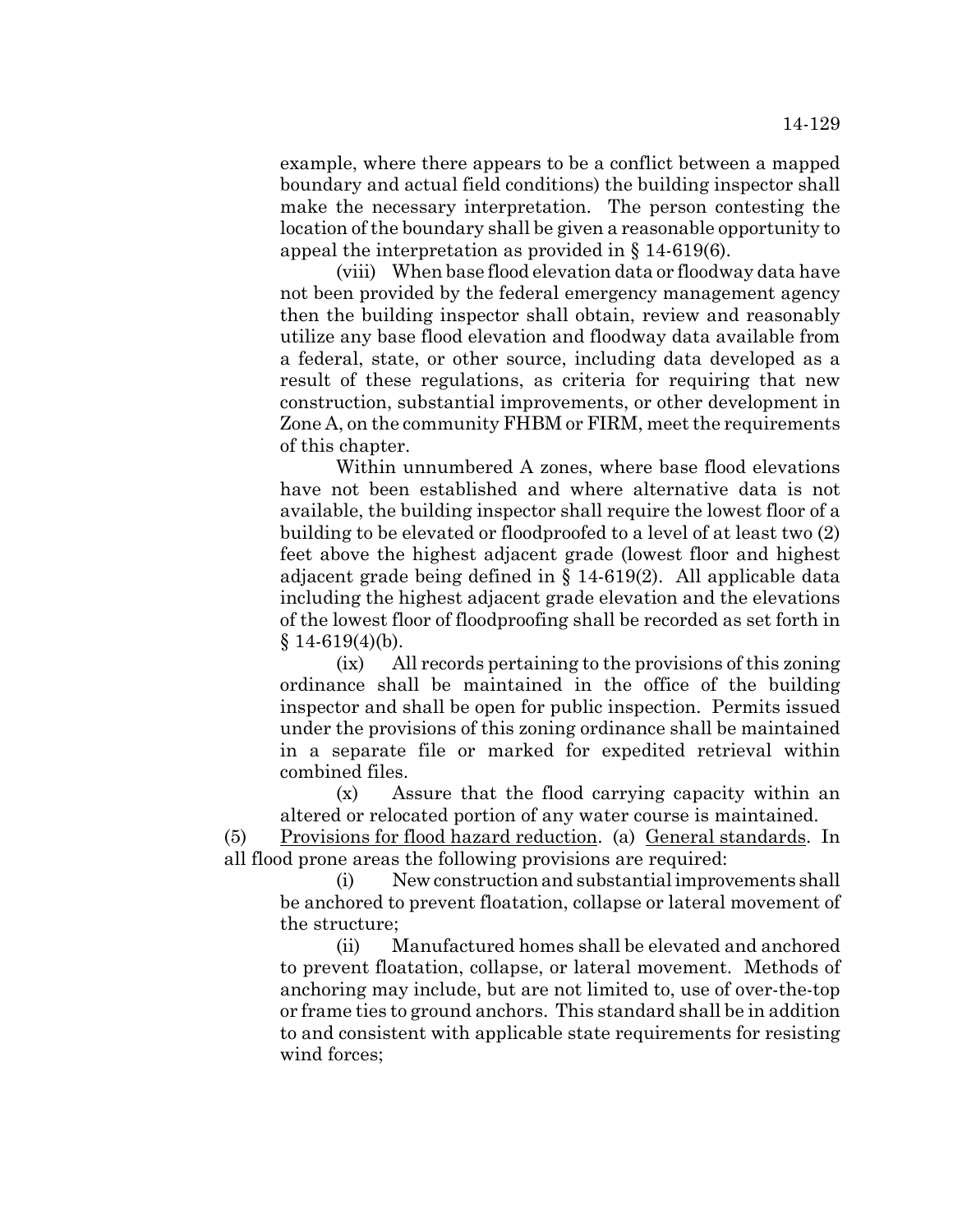example, where there appears to be a conflict between a mapped boundary and actual field conditions) the building inspector shall make the necessary interpretation. The person contesting the location of the boundary shall be given a reasonable opportunity to appeal the interpretation as provided in § 14-619(6).

(viii) When base flood elevation data or floodway data have not been provided by the federal emergency management agency then the building inspector shall obtain, review and reasonably utilize any base flood elevation and floodway data available from a federal, state, or other source, including data developed as a result of these regulations, as criteria for requiring that new construction, substantial improvements, or other development in Zone A, on the community FHBM or FIRM, meet the requirements of this chapter.

Within unnumbered A zones, where base flood elevations have not been established and where alternative data is not available, the building inspector shall require the lowest floor of a building to be elevated or floodproofed to a level of at least two (2) feet above the highest adjacent grade (lowest floor and highest adjacent grade being defined in § 14-619(2). All applicable data including the highest adjacent grade elevation and the elevations of the lowest floor of floodproofing shall be recorded as set forth in § 14-619(4)(b).

(ix) All records pertaining to the provisions of this zoning ordinance shall be maintained in the office of the building inspector and shall be open for public inspection. Permits issued under the provisions of this zoning ordinance shall be maintained in a separate file or marked for expedited retrieval within combined files.

(x) Assure that the flood carrying capacity within an altered or relocated portion of any water course is maintained.

(5) Provisions for flood hazard reduction. (a) General standards. In all flood prone areas the following provisions are required:

(i) New construction and substantial improvements shall be anchored to prevent floatation, collapse or lateral movement of the structure;

(ii) Manufactured homes shall be elevated and anchored to prevent floatation, collapse, or lateral movement. Methods of anchoring may include, but are not limited to, use of over-the-top or frame ties to ground anchors. This standard shall be in addition to and consistent with applicable state requirements for resisting wind forces;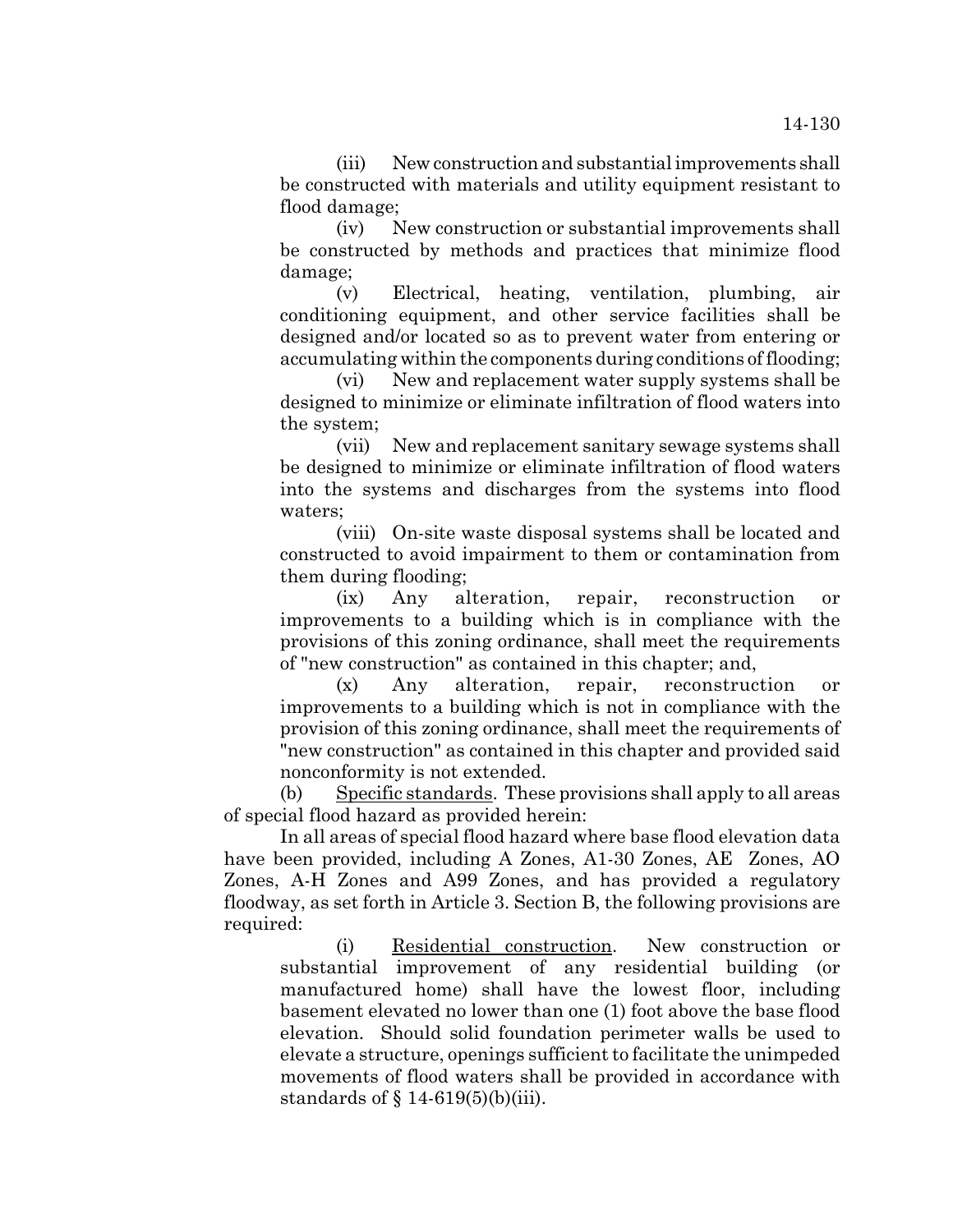(iii) New construction and substantial improvements shall be constructed with materials and utility equipment resistant to flood damage;

(iv) New construction or substantial improvements shall be constructed by methods and practices that minimize flood damage;

(v) Electrical, heating, ventilation, plumbing, air conditioning equipment, and other service facilities shall be designed and/or located so as to prevent water from entering or accumulating within the components during conditions of flooding;

(vi) New and replacement water supply systems shall be designed to minimize or eliminate infiltration of flood waters into the system;

(vii) New and replacement sanitary sewage systems shall be designed to minimize or eliminate infiltration of flood waters into the systems and discharges from the systems into flood waters;

(viii) On-site waste disposal systems shall be located and constructed to avoid impairment to them or contamination from them during flooding;

(ix) Any alteration, repair, reconstruction or improvements to a building which is in compliance with the provisions of this zoning ordinance, shall meet the requirements of "new construction" as contained in this chapter; and,

(x) Any alteration, repair, reconstruction or improvements to a building which is not in compliance with the provision of this zoning ordinance, shall meet the requirements of "new construction" as contained in this chapter and provided said nonconformity is not extended.

(b) Specific standards. These provisions shall apply to all areas of special flood hazard as provided herein:

In all areas of special flood hazard where base flood elevation data have been provided, including A Zones, A1-30 Zones, AE Zones, AO Zones, A-H Zones and A99 Zones, and has provided a regulatory floodway, as set forth in Article 3. Section B, the following provisions are required:

(i) Residential construction. New construction or substantial improvement of any residential building (or manufactured home) shall have the lowest floor, including basement elevated no lower than one (1) foot above the base flood elevation. Should solid foundation perimeter walls be used to elevate a structure, openings sufficient to facilitate the unimpeded movements of flood waters shall be provided in accordance with standards of § 14-619(5)(b)(iii).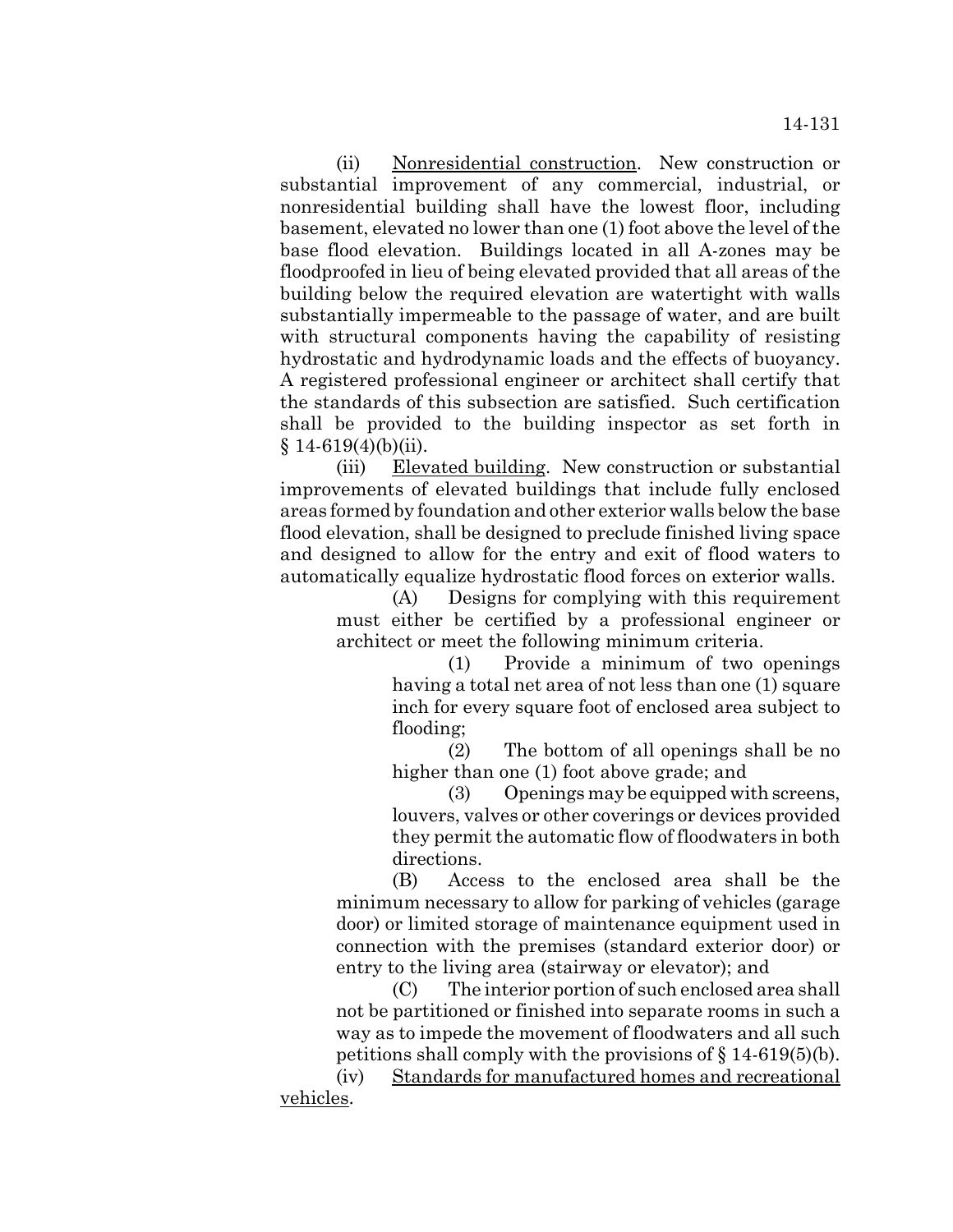(ii) Nonresidential construction. New construction or substantial improvement of any commercial, industrial, or nonresidential building shall have the lowest floor, including basement, elevated no lower than one (1) foot above the level of the base flood elevation. Buildings located in all A-zones may be floodproofed in lieu of being elevated provided that all areas of the building below the required elevation are watertight with walls substantially impermeable to the passage of water, and are built with structural components having the capability of resisting hydrostatic and hydrodynamic loads and the effects of buoyancy. A registered professional engineer or architect shall certify that the standards of this subsection are satisfied. Such certification shall be provided to the building inspector as set forth in § 14-619(4)(b)(ii).

(iii) Elevated building. New construction or substantial improvements of elevated buildings that include fully enclosed areas formed by foundation and other exterior walls below the base flood elevation, shall be designed to preclude finished living space and designed to allow for the entry and exit of flood waters to automatically equalize hydrostatic flood forces on exterior walls.

(A) Designs for complying with this requirement must either be certified by a professional engineer or architect or meet the following minimum criteria.

(1) Provide a minimum of two openings having a total net area of not less than one (1) square inch for every square foot of enclosed area subject to flooding;

(2) The bottom of all openings shall be no higher than one (1) foot above grade; and

(3) Openings may be equipped with screens, louvers, valves or other coverings or devices provided they permit the automatic flow of floodwaters in both directions.

(B) Access to the enclosed area shall be the minimum necessary to allow for parking of vehicles (garage door) or limited storage of maintenance equipment used in connection with the premises (standard exterior door) or entry to the living area (stairway or elevator); and

(C) The interior portion of such enclosed area shall not be partitioned or finished into separate rooms in such a way as to impede the movement of floodwaters and all such petitions shall comply with the provisions of § 14-619(5)(b).

(iv) Standards for manufactured homes and recreational vehicles.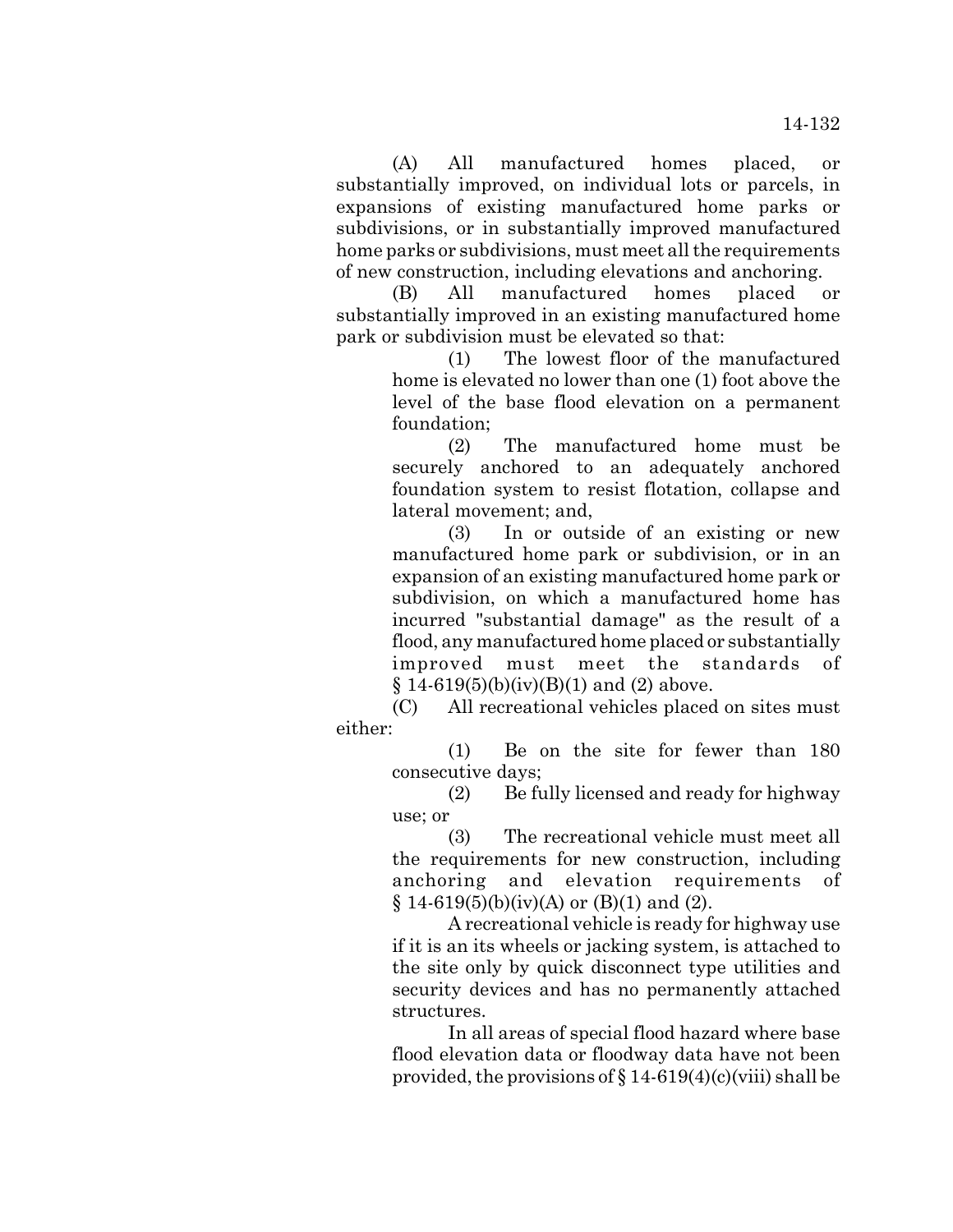(A) All manufactured homes placed, or substantially improved, on individual lots or parcels, in expansions of existing manufactured home parks or subdivisions, or in substantially improved manufactured home parks or subdivisions, must meet all the requirements of new construction, including elevations and anchoring.

(B) All manufactured homes placed or substantially improved in an existing manufactured home park or subdivision must be elevated so that:

(1) The lowest floor of the manufactured home is elevated no lower than one (1) foot above the level of the base flood elevation on a permanent foundation;

(2) The manufactured home must be securely anchored to an adequately anchored foundation system to resist flotation, collapse and lateral movement; and,

(3) In or outside of an existing or new manufactured home park or subdivision, or in an expansion of an existing manufactured home park or subdivision, on which a manufactured home has incurred "substantial damage" as the result of a flood, any manufactured home placed or substantially improved must meet the standards of § 14-619(5)(b)(iv)(B)(1) and (2) above.

(C) All recreational vehicles placed on sites must either:

(1) Be on the site for fewer than 180 consecutive days;

(2) Be fully licensed and ready for highway use; or

(3) The recreational vehicle must meet all the requirements for new construction, including anchoring and elevation requirements of § 14-619(5)(b)(iv)(A) or (B)(1) and (2).

A recreational vehicle is ready for highway use if it is an its wheels or jacking system, is attached to the site only by quick disconnect type utilities and security devices and has no permanently attached structures.

In all areas of special flood hazard where base flood elevation data or floodway data have not been provided, the provisions of § 14-619(4)(c)(viii) shall be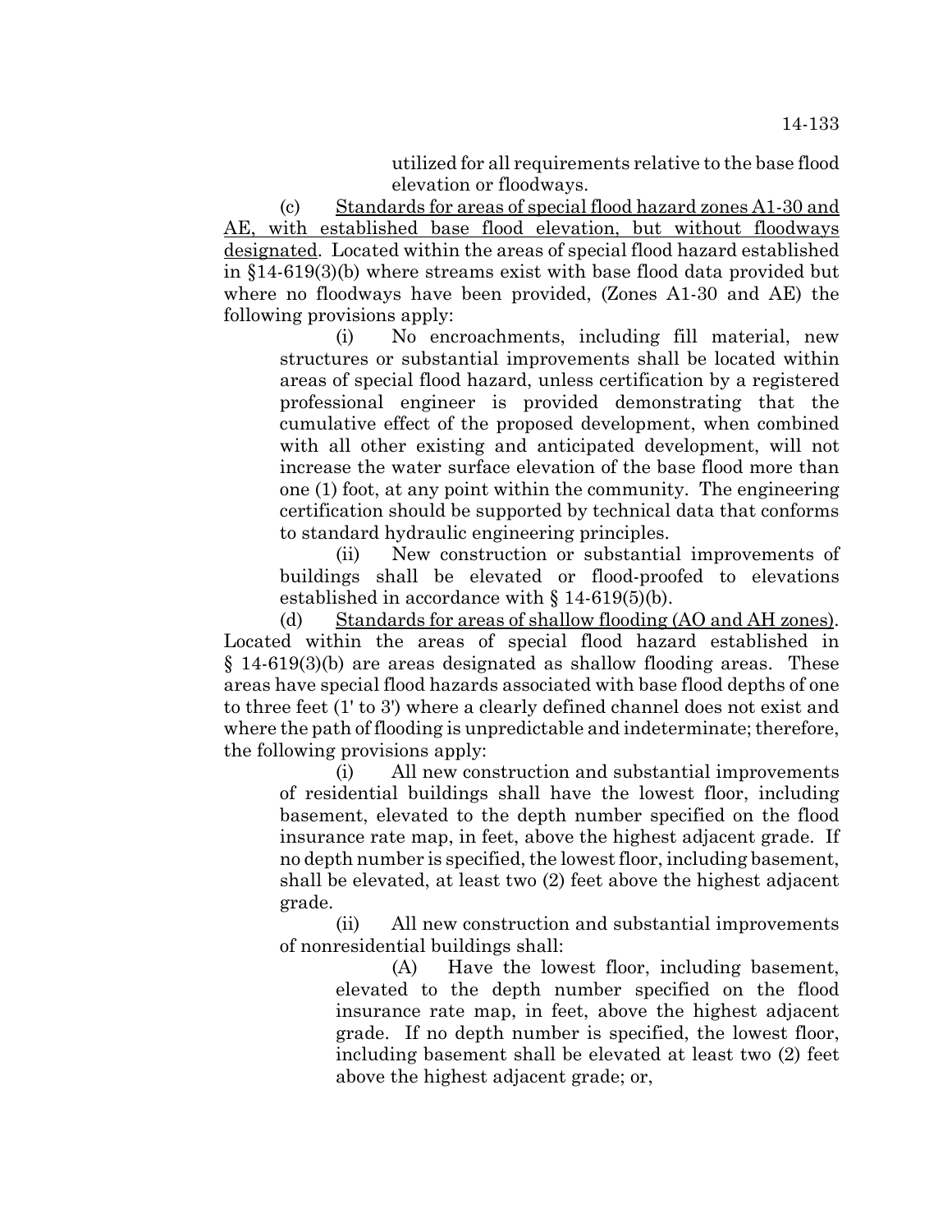utilized for all requirements relative to the base flood elevation or floodways.

(c) Standards for areas of special flood hazard zones A1-30 and AE, with established base flood elevation, but without floodways designated. Located within the areas of special flood hazard established in §14-619(3)(b) where streams exist with base flood data provided but where no floodways have been provided, (Zones A1-30 and AE) the following provisions apply:

(i) No encroachments, including fill material, new structures or substantial improvements shall be located within areas of special flood hazard, unless certification by a registered professional engineer is provided demonstrating that the cumulative effect of the proposed development, when combined with all other existing and anticipated development, will not increase the water surface elevation of the base flood more than one (1) foot, at any point within the community. The engineering certification should be supported by technical data that conforms to standard hydraulic engineering principles.

(ii) New construction or substantial improvements of buildings shall be elevated or flood-proofed to elevations established in accordance with § 14-619(5)(b).

(d) Standards for areas of shallow flooding (AO and AH zones). Located within the areas of special flood hazard established in § 14-619(3)(b) are areas designated as shallow flooding areas. These areas have special flood hazards associated with base flood depths of one to three feet (1' to 3') where a clearly defined channel does not exist and where the path of flooding is unpredictable and indeterminate; therefore, the following provisions apply:

(i) All new construction and substantial improvements of residential buildings shall have the lowest floor, including basement, elevated to the depth number specified on the flood insurance rate map, in feet, above the highest adjacent grade. If no depth number is specified, the lowest floor, including basement, shall be elevated, at least two (2) feet above the highest adjacent grade.

(ii) All new construction and substantial improvements of nonresidential buildings shall:

(A) Have the lowest floor, including basement, elevated to the depth number specified on the flood insurance rate map, in feet, above the highest adjacent grade. If no depth number is specified, the lowest floor, including basement shall be elevated at least two (2) feet above the highest adjacent grade; or,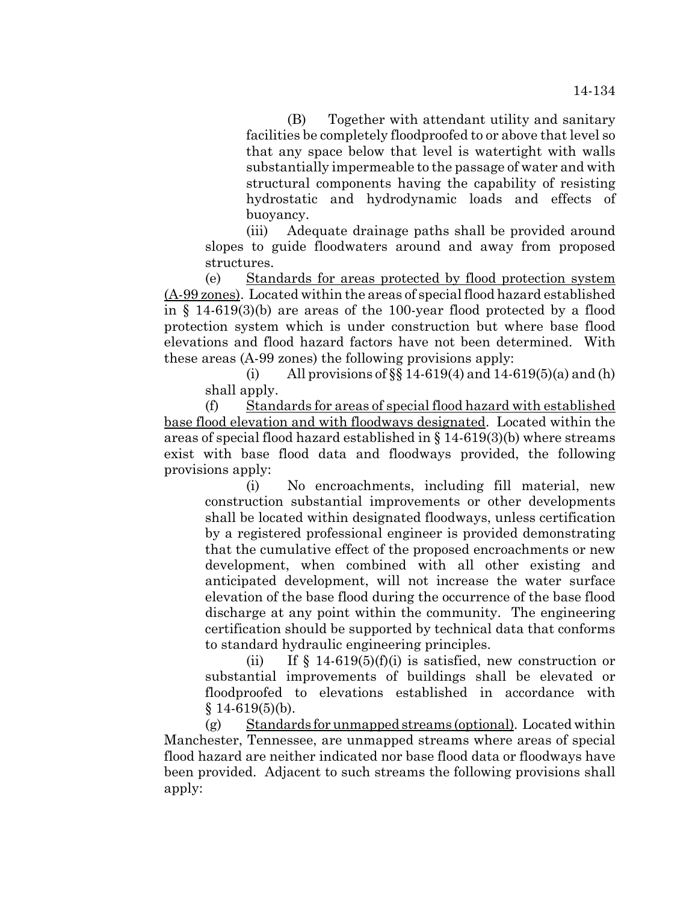(B) Together with attendant utility and sanitary facilities be completely floodproofed to or above that level so that any space below that level is watertight with walls substantially impermeable to the passage of water and with structural components having the capability of resisting hydrostatic and hydrodynamic loads and effects of buoyancy.

(iii) Adequate drainage paths shall be provided around slopes to guide floodwaters around and away from proposed structures.

(e) Standards for areas protected by flood protection system (A-99 zones). Located within the areas of special flood hazard established in § 14-619(3)(b) are areas of the 100-year flood protected by a flood protection system which is under construction but where base flood elevations and flood hazard factors have not been determined. With these areas (A-99 zones) the following provisions apply:

(i) All provisions of §§ 14-619(4) and 14-619(5)(a) and (h) shall apply.

(f) Standards for areas of special flood hazard with established base flood elevation and with floodways designated. Located within the areas of special flood hazard established in § 14-619(3)(b) where streams exist with base flood data and floodways provided, the following provisions apply:

(i) No encroachments, including fill material, new construction substantial improvements or other developments shall be located within designated floodways, unless certification by a registered professional engineer is provided demonstrating that the cumulative effect of the proposed encroachments or new development, when combined with all other existing and anticipated development, will not increase the water surface elevation of the base flood during the occurrence of the base flood discharge at any point within the community. The engineering certification should be supported by technical data that conforms to standard hydraulic engineering principles.

(ii) If § 14-619(5)(f)(i) is satisfied, new construction or substantial improvements of buildings shall be elevated or floodproofed to elevations established in accordance with § 14-619(5)(b).

(g) Standards for unmapped streams (optional). Located within Manchester, Tennessee, are unmapped streams where areas of special flood hazard are neither indicated nor base flood data or floodways have been provided. Adjacent to such streams the following provisions shall apply: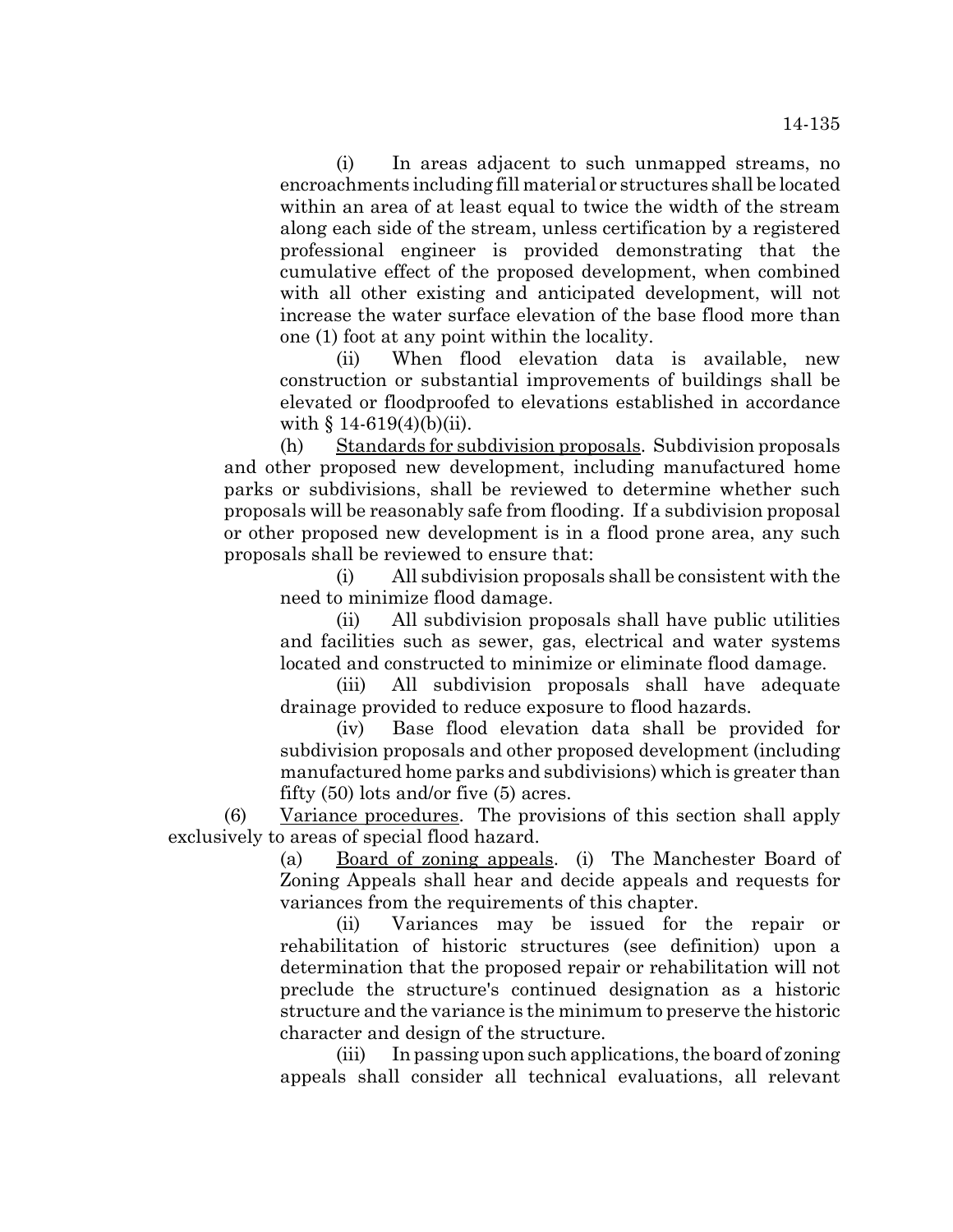(i) In areas adjacent to such unmapped streams, no encroachments including fill material or structures shall be located within an area of at least equal to twice the width of the stream along each side of the stream, unless certification by a registered professional engineer is provided demonstrating that the cumulative effect of the proposed development, when combined with all other existing and anticipated development, will not increase the water surface elevation of the base flood more than one (1) foot at any point within the locality.

(ii) When flood elevation data is available, new construction or substantial improvements of buildings shall be elevated or floodproofed to elevations established in accordance with § 14-619(4)(b)(ii).

(h) Standards for subdivision proposals. Subdivision proposals and other proposed new development, including manufactured home parks or subdivisions, shall be reviewed to determine whether such proposals will be reasonably safe from flooding. If a subdivision proposal or other proposed new development is in a flood prone area, any such proposals shall be reviewed to ensure that:

(i) All subdivision proposals shall be consistent with the need to minimize flood damage.

(ii) All subdivision proposals shall have public utilities and facilities such as sewer, gas, electrical and water systems located and constructed to minimize or eliminate flood damage.

(iii) All subdivision proposals shall have adequate drainage provided to reduce exposure to flood hazards.

(iv) Base flood elevation data shall be provided for subdivision proposals and other proposed development (including manufactured home parks and subdivisions) which is greater than fifty (50) lots and/or five (5) acres.

(6) Variance procedures. The provisions of this section shall apply exclusively to areas of special flood hazard.

(a) Board of zoning appeals. (i) The Manchester Board of Zoning Appeals shall hear and decide appeals and requests for variances from the requirements of this chapter.

(ii) Variances may be issued for the repair or rehabilitation of historic structures (see definition) upon a determination that the proposed repair or rehabilitation will not preclude the structure's continued designation as a historic structure and the variance is the minimum to preserve the historic character and design of the structure.

(iii) In passing upon such applications, the board of zoning appeals shall consider all technical evaluations, all relevant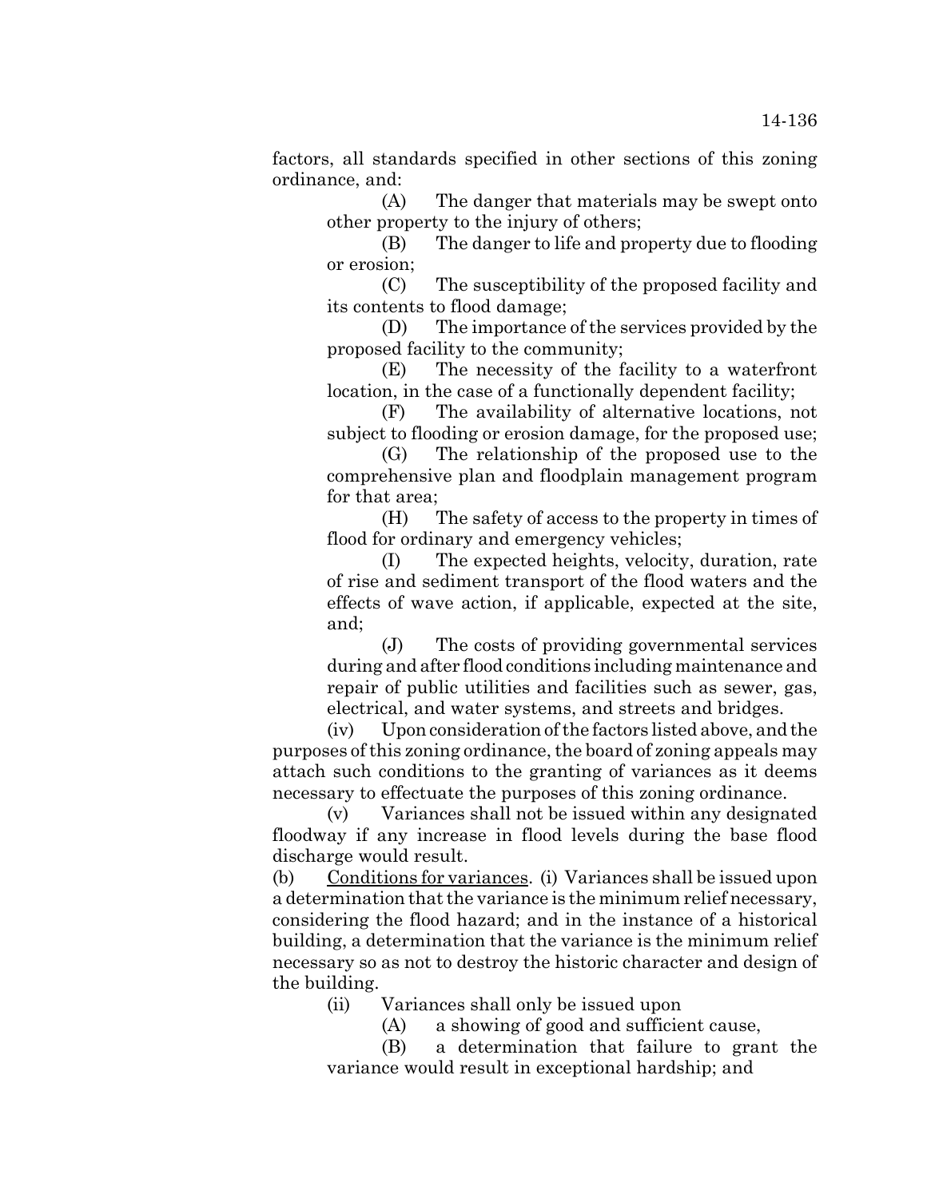factors, all standards specified in other sections of this zoning ordinance, and:

(A) The danger that materials may be swept onto other property to the injury of others;

(B) The danger to life and property due to flooding or erosion;

(C) The susceptibility of the proposed facility and its contents to flood damage;

(D) The importance of the services provided by the proposed facility to the community;

(E) The necessity of the facility to a waterfront location, in the case of a functionally dependent facility;

(F) The availability of alternative locations, not subject to flooding or erosion damage, for the proposed use;

(G) The relationship of the proposed use to the comprehensive plan and floodplain management program for that area;

(H) The safety of access to the property in times of flood for ordinary and emergency vehicles;

(I) The expected heights, velocity, duration, rate of rise and sediment transport of the flood waters and the effects of wave action, if applicable, expected at the site, and;

(J) The costs of providing governmental services during and after flood conditions including maintenance and repair of public utilities and facilities such as sewer, gas, electrical, and water systems, and streets and bridges.

(iv) Upon consideration of the factors listed above, and the purposes of this zoning ordinance, the board of zoning appeals may attach such conditions to the granting of variances as it deems necessary to effectuate the purposes of this zoning ordinance.

(v) Variances shall not be issued within any designated floodway if any increase in flood levels during the base flood discharge would result.

(b) <u>Conditions for variances</u>. (i) Variances shall be issued upon a determination that the variance is the minimum relief necessary, considering the flood hazard; and in the instance of a historical building, a determination that the variance is the minimum relief necessary so as not to destroy the historic character and design of the building.

(ii) Variances shall only be issued upon

(A) a showing of good and sufficient cause,

(B) a determination that failure to grant the variance would result in exceptional hardship; and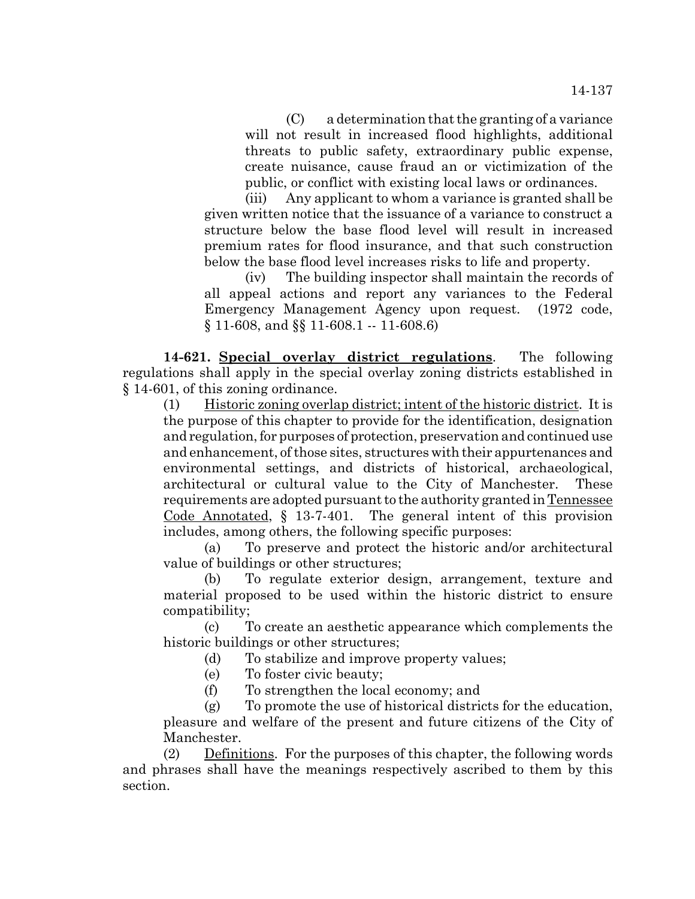(C) a determination that the granting of a variance will not result in increased flood highlights, additional threats to public safety, extraordinary public expense, create nuisance, cause fraud an or victimization of the public, or conflict with existing local laws or ordinances.

(iii) Any applicant to whom a variance is granted shall be given written notice that the issuance of a variance to construct a structure below the base flood level will result in increased premium rates for flood insurance, and that such construction below the base flood level increases risks to life and property.

(iv) The building inspector shall maintain the records of all appeal actions and report any variances to the Federal Emergency Management Agency upon request. (1972 code, § 11-608, and §§ 11-608.1 -- 11-608.6)

**14-621. Special overlay district regulations**. The following regulations shall apply in the special overlay zoning districts established in § 14-601, of this zoning ordinance.

(1) Historic zoning overlap district; intent of the historic district. It is the purpose of this chapter to provide for the identification, designation and regulation, for purposes of protection, preservation and continued use and enhancement, of those sites, structures with their appurtenances and environmental settings, and districts of historical, archaeological, architectural or cultural value to the City of Manchester. These requirements are adopted pursuant to the authority granted in Tennessee Code Annotated, § 13-7-401. The general intent of this provision includes, among others, the following specific purposes:

(a) To preserve and protect the historic and/or architectural value of buildings or other structures;

(b) To regulate exterior design, arrangement, texture and material proposed to be used within the historic district to ensure compatibility;

(c) To create an aesthetic appearance which complements the historic buildings or other structures;

(d) To stabilize and improve property values;

(e) To foster civic beauty;

(f) To strengthen the local economy; and

(g) To promote the use of historical districts for the education, pleasure and welfare of the present and future citizens of the City of Manchester.

(2) Definitions. For the purposes of this chapter, the following words and phrases shall have the meanings respectively ascribed to them by this section.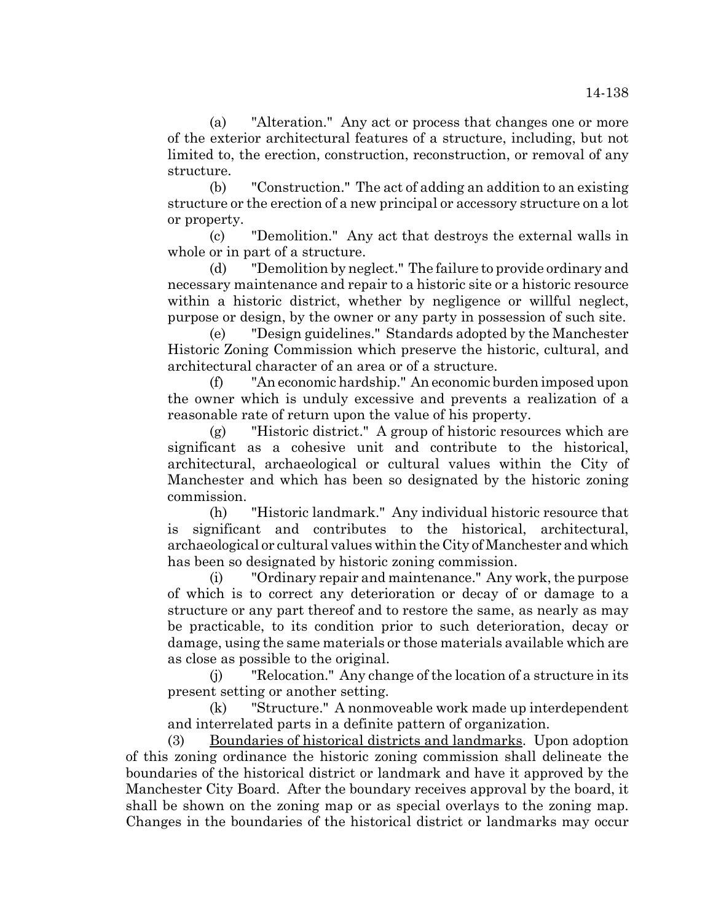(a) "Alteration." Any act or process that changes one or more of the exterior architectural features of a structure, including, but not limited to, the erection, construction, reconstruction, or removal of any structure.

(b) "Construction." The act of adding an addition to an existing structure or the erection of a new principal or accessory structure on a lot or property.

(c) "Demolition." Any act that destroys the external walls in whole or in part of a structure.

(d) "Demolition by neglect." The failure to provide ordinary and necessary maintenance and repair to a historic site or a historic resource within a historic district, whether by negligence or willful neglect, purpose or design, by the owner or any party in possession of such site.

(e) "Design guidelines." Standards adopted by the Manchester Historic Zoning Commission which preserve the historic, cultural, and architectural character of an area or of a structure.

(f) "An economic hardship." An economic burden imposed upon the owner which is unduly excessive and prevents a realization of a reasonable rate of return upon the value of his property.

(g) "Historic district." A group of historic resources which are significant as a cohesive unit and contribute to the historical, architectural, archaeological or cultural values within the City of Manchester and which has been so designated by the historic zoning commission.

(h) "Historic landmark." Any individual historic resource that is significant and contributes to the historical, architectural, archaeological or cultural values within the City of Manchester and which has been so designated by historic zoning commission.

(i) "Ordinary repair and maintenance." Any work, the purpose of which is to correct any deterioration or decay of or damage to a structure or any part thereof and to restore the same, as nearly as may be practicable, to its condition prior to such deterioration, decay or damage, using the same materials or those materials available which are as close as possible to the original.

(j) "Relocation." Any change of the location of a structure in its present setting or another setting.

(k) "Structure." A nonmoveable work made up interdependent and interrelated parts in a definite pattern of organization.

(3) Boundaries of historical districts and landmarks. Upon adoption of this zoning ordinance the historic zoning commission shall delineate the boundaries of the historical district or landmark and have it approved by the Manchester City Board. After the boundary receives approval by the board, it shall be shown on the zoning map or as special overlays to the zoning map. Changes in the boundaries of the historical district or landmarks may occur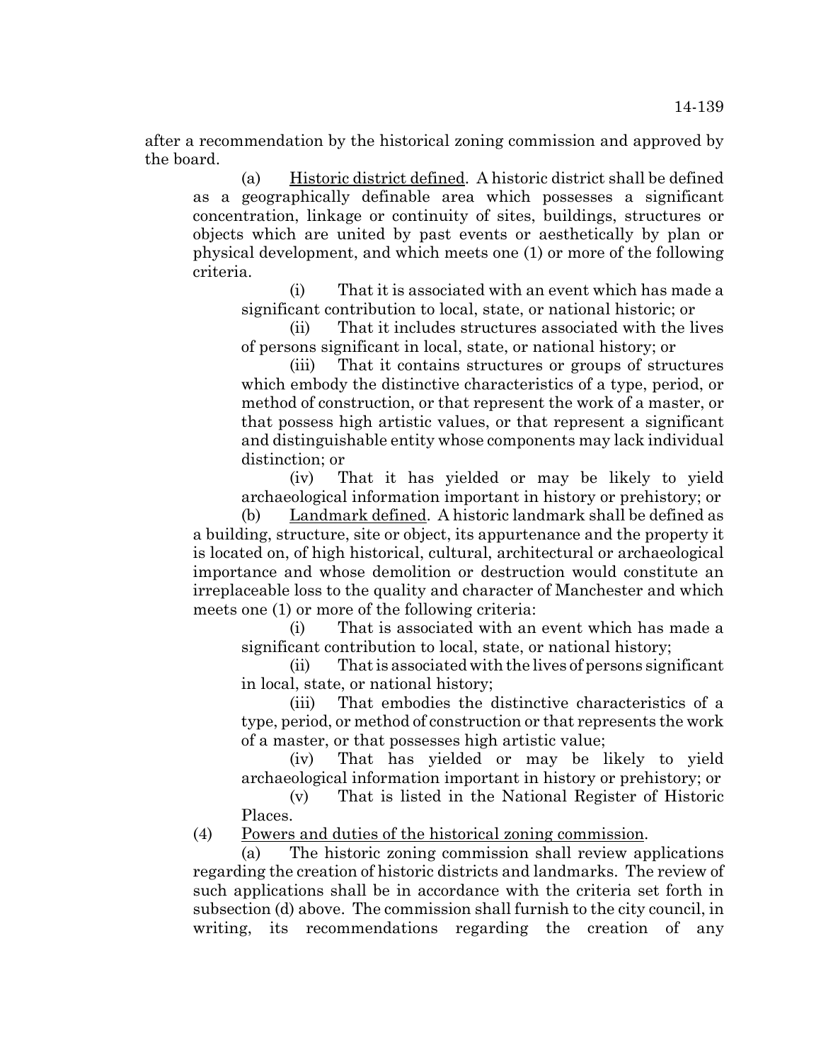after a recommendation by the historical zoning commission and approved by the board.

(a) Historic district defined. A historic district shall be defined as a geographically definable area which possesses a significant concentration, linkage or continuity of sites, buildings, structures or objects which are united by past events or aesthetically by plan or physical development, and which meets one (1) or more of the following criteria.

(i) That it is associated with an event which has made a significant contribution to local, state, or national historic; or

(ii) That it includes structures associated with the lives of persons significant in local, state, or national history; or

(iii) That it contains structures or groups of structures which embody the distinctive characteristics of a type, period, or method of construction, or that represent the work of a master, or that possess high artistic values, or that represent a significant and distinguishable entity whose components may lack individual distinction; or

(iv) That it has yielded or may be likely to yield archaeological information important in history or prehistory; or

(b) Landmark defined. A historic landmark shall be defined as a building, structure, site or object, its appurtenance and the property it is located on, of high historical, cultural, architectural or archaeological importance and whose demolition or destruction would constitute an irreplaceable loss to the quality and character of Manchester and which meets one (1) or more of the following criteria:

(i) That is associated with an event which has made a significant contribution to local, state, or national history;

(ii) That is associated with the lives of persons significant in local, state, or national history;

(iii) That embodies the distinctive characteristics of a type, period, or method of construction or that represents the work of a master, or that possesses high artistic value;

(iv) That has yielded or may be likely to yield archaeological information important in history or prehistory; or

(v) That is listed in the National Register of Historic Places.

(4) Powers and duties of the historical zoning commission.

(a) The historic zoning commission shall review applications regarding the creation of historic districts and landmarks. The review of such applications shall be in accordance with the criteria set forth in subsection (d) above. The commission shall furnish to the city council, in writing, its recommendations regarding the creation of any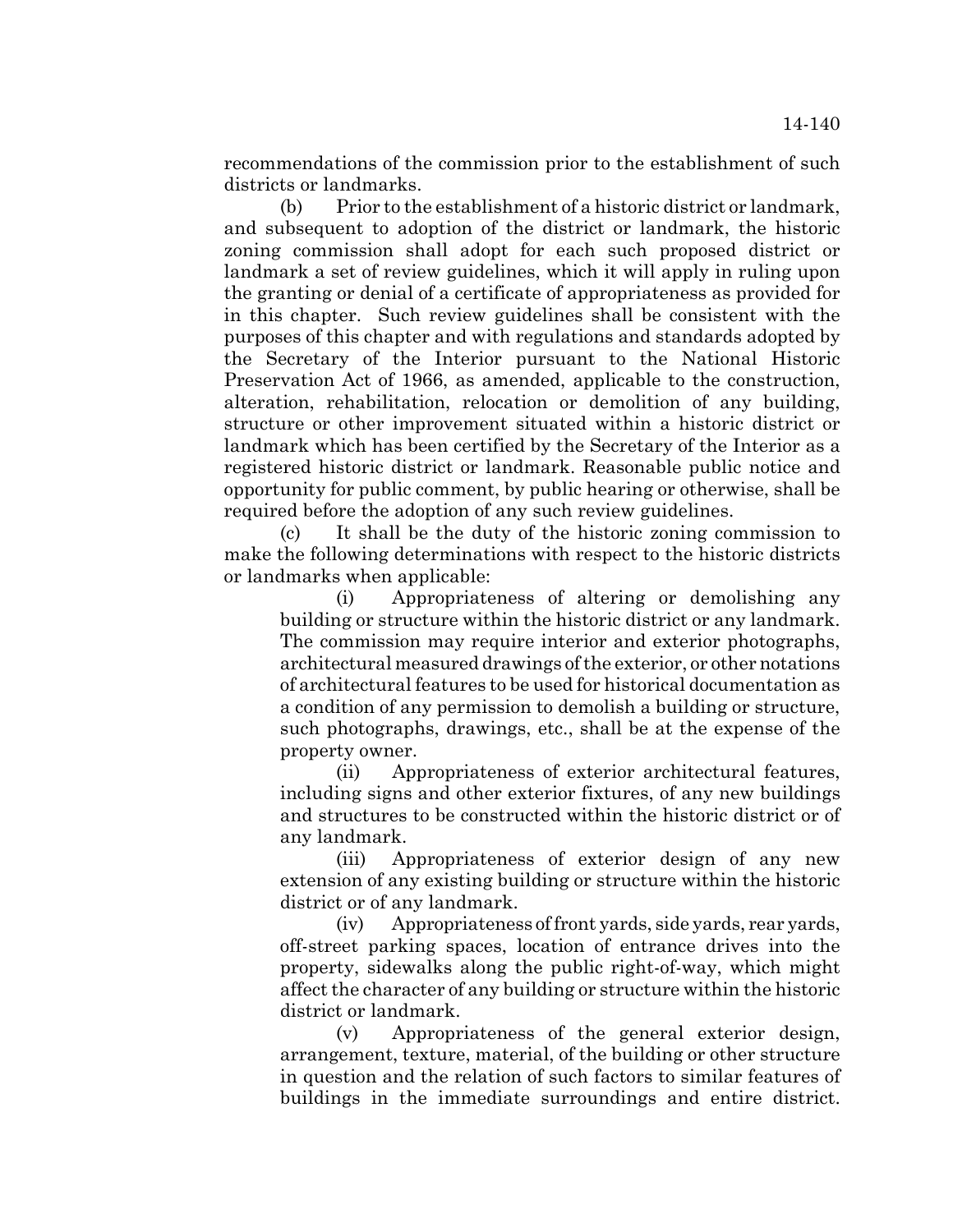recommendations of the commission prior to the establishment of such districts or landmarks.

(b) Prior to the establishment of a historic district or landmark, and subsequent to adoption of the district or landmark, the historic zoning commission shall adopt for each such proposed district or landmark a set of review guidelines, which it will apply in ruling upon the granting or denial of a certificate of appropriateness as provided for in this chapter. Such review guidelines shall be consistent with the purposes of this chapter and with regulations and standards adopted by the Secretary of the Interior pursuant to the National Historic Preservation Act of 1966, as amended, applicable to the construction, alteration, rehabilitation, relocation or demolition of any building, structure or other improvement situated within a historic district or landmark which has been certified by the Secretary of the Interior as a registered historic district or landmark. Reasonable public notice and opportunity for public comment, by public hearing or otherwise, shall be required before the adoption of any such review guidelines.

(c) It shall be the duty of the historic zoning commission to make the following determinations with respect to the historic districts or landmarks when applicable:

(i) Appropriateness of altering or demolishing any building or structure within the historic district or any landmark. The commission may require interior and exterior photographs, architectural measured drawings of the exterior, or other notations of architectural features to be used for historical documentation as a condition of any permission to demolish a building or structure, such photographs, drawings, etc., shall be at the expense of the property owner.

(ii) Appropriateness of exterior architectural features, including signs and other exterior fixtures, of any new buildings and structures to be constructed within the historic district or of any landmark.

(iii) Appropriateness of exterior design of any new extension of any existing building or structure within the historic district or of any landmark.

(iv) Appropriateness of front yards, side yards, rear yards, off-street parking spaces, location of entrance drives into the property, sidewalks along the public right-of-way, which might affect the character of any building or structure within the historic district or landmark.

(v) Appropriateness of the general exterior design, arrangement, texture, material, of the building or other structure in question and the relation of such factors to similar features of buildings in the immediate surroundings and entire district.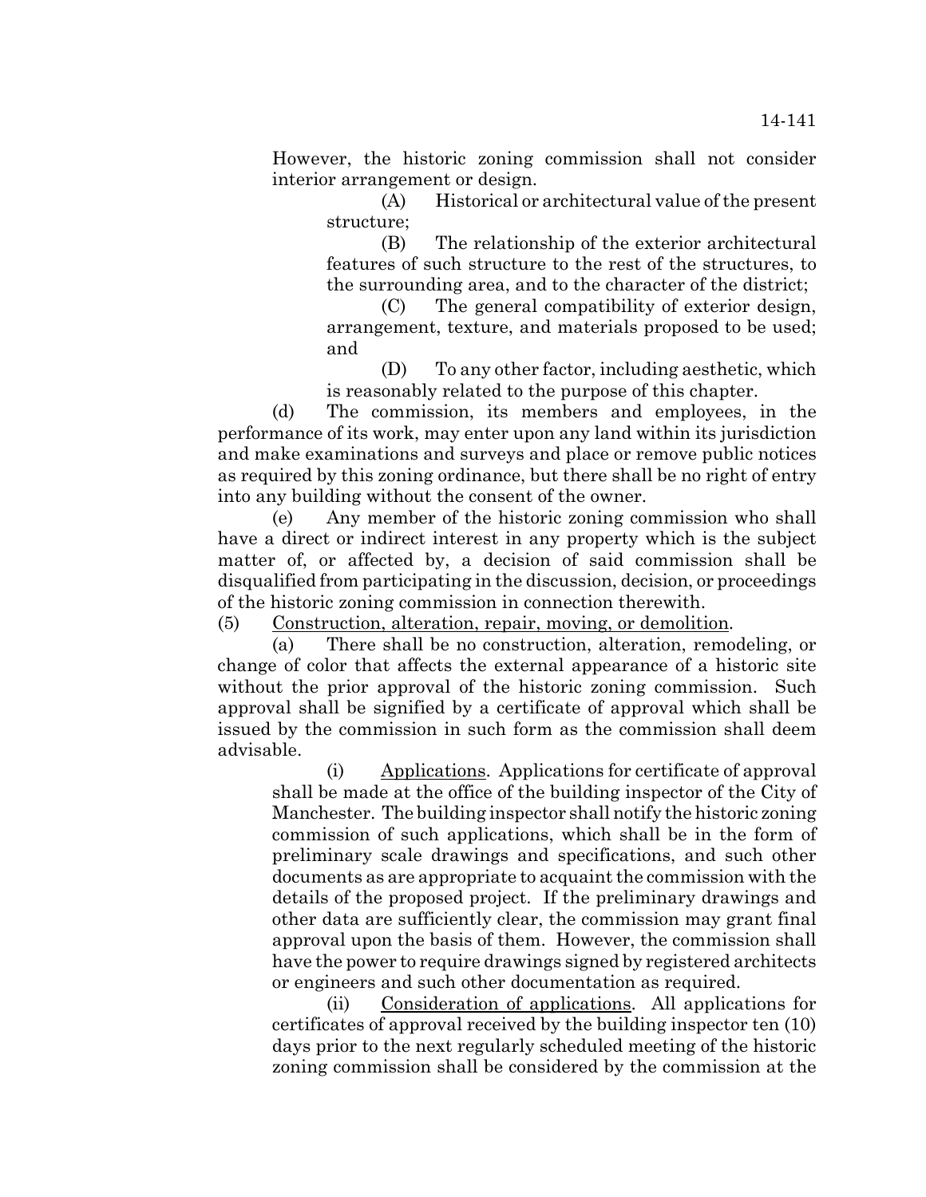However, the historic zoning commission shall not consider interior arrangement or design.

(A) Historical or architectural value of the present structure;

(B) The relationship of the exterior architectural features of such structure to the rest of the structures, to the surrounding area, and to the character of the district;

(C) The general compatibility of exterior design, arrangement, texture, and materials proposed to be used; and

(D) To any other factor, including aesthetic, which is reasonably related to the purpose of this chapter.

(d) The commission, its members and employees, in the performance of its work, may enter upon any land within its jurisdiction and make examinations and surveys and place or remove public notices as required by this zoning ordinance, but there shall be no right of entry into any building without the consent of the owner.

(e) Any member of the historic zoning commission who shall have a direct or indirect interest in any property which is the subject matter of, or affected by, a decision of said commission shall be disqualified from participating in the discussion, decision, or proceedings of the historic zoning commission in connection therewith.

(5) Construction, alteration, repair, moving, or demolition.

(a) There shall be no construction, alteration, remodeling, or change of color that affects the external appearance of a historic site without the prior approval of the historic zoning commission. Such approval shall be signified by a certificate of approval which shall be issued by the commission in such form as the commission shall deem advisable.

(i) Applications. Applications for certificate of approval shall be made at the office of the building inspector of the City of Manchester. The building inspector shall notify the historic zoning commission of such applications, which shall be in the form of preliminary scale drawings and specifications, and such other documents as are appropriate to acquaint the commission with the details of the proposed project. If the preliminary drawings and other data are sufficiently clear, the commission may grant final approval upon the basis of them. However, the commission shall have the power to require drawings signed by registered architects or engineers and such other documentation as required.

(ii) Consideration of applications. All applications for certificates of approval received by the building inspector ten (10) days prior to the next regularly scheduled meeting of the historic zoning commission shall be considered by the commission at the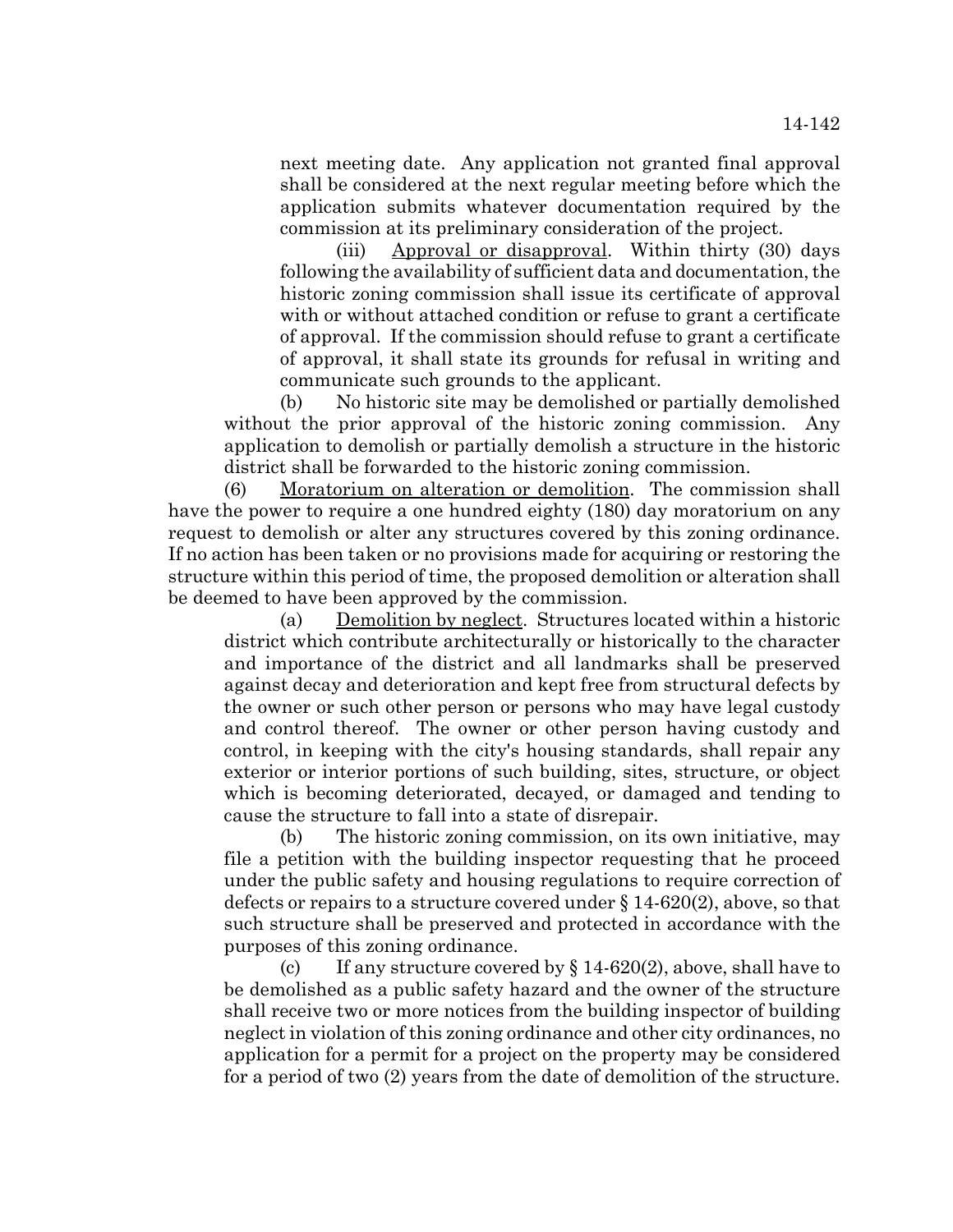next meeting date. Any application not granted final approval shall be considered at the next regular meeting before which the application submits whatever documentation required by the commission at its preliminary consideration of the project.

(iii) Approval or disapproval. Within thirty (30) days following the availability of sufficient data and documentation, the historic zoning commission shall issue its certificate of approval with or without attached condition or refuse to grant a certificate of approval. If the commission should refuse to grant a certificate of approval, it shall state its grounds for refusal in writing and communicate such grounds to the applicant.

(b) No historic site may be demolished or partially demolished without the prior approval of the historic zoning commission. Any application to demolish or partially demolish a structure in the historic district shall be forwarded to the historic zoning commission.

(6) Moratorium on alteration or demolition. The commission shall have the power to require a one hundred eighty (180) day moratorium on any request to demolish or alter any structures covered by this zoning ordinance. If no action has been taken or no provisions made for acquiring or restoring the structure within this period of time, the proposed demolition or alteration shall be deemed to have been approved by the commission.

(a) Demolition by neglect. Structures located within a historic district which contribute architecturally or historically to the character and importance of the district and all landmarks shall be preserved against decay and deterioration and kept free from structural defects by the owner or such other person or persons who may have legal custody and control thereof. The owner or other person having custody and control, in keeping with the city's housing standards, shall repair any exterior or interior portions of such building, sites, structure, or object which is becoming deteriorated, decayed, or damaged and tending to cause the structure to fall into a state of disrepair.

(b) The historic zoning commission, on its own initiative, may file a petition with the building inspector requesting that he proceed under the public safety and housing regulations to require correction of defects or repairs to a structure covered under § 14-620(2), above, so that such structure shall be preserved and protected in accordance with the purposes of this zoning ordinance.

(c) If any structure covered by § 14-620(2), above, shall have to be demolished as a public safety hazard and the owner of the structure shall receive two or more notices from the building inspector of building neglect in violation of this zoning ordinance and other city ordinances, no application for a permit for a project on the property may be considered for a period of two (2) years from the date of demolition of the structure.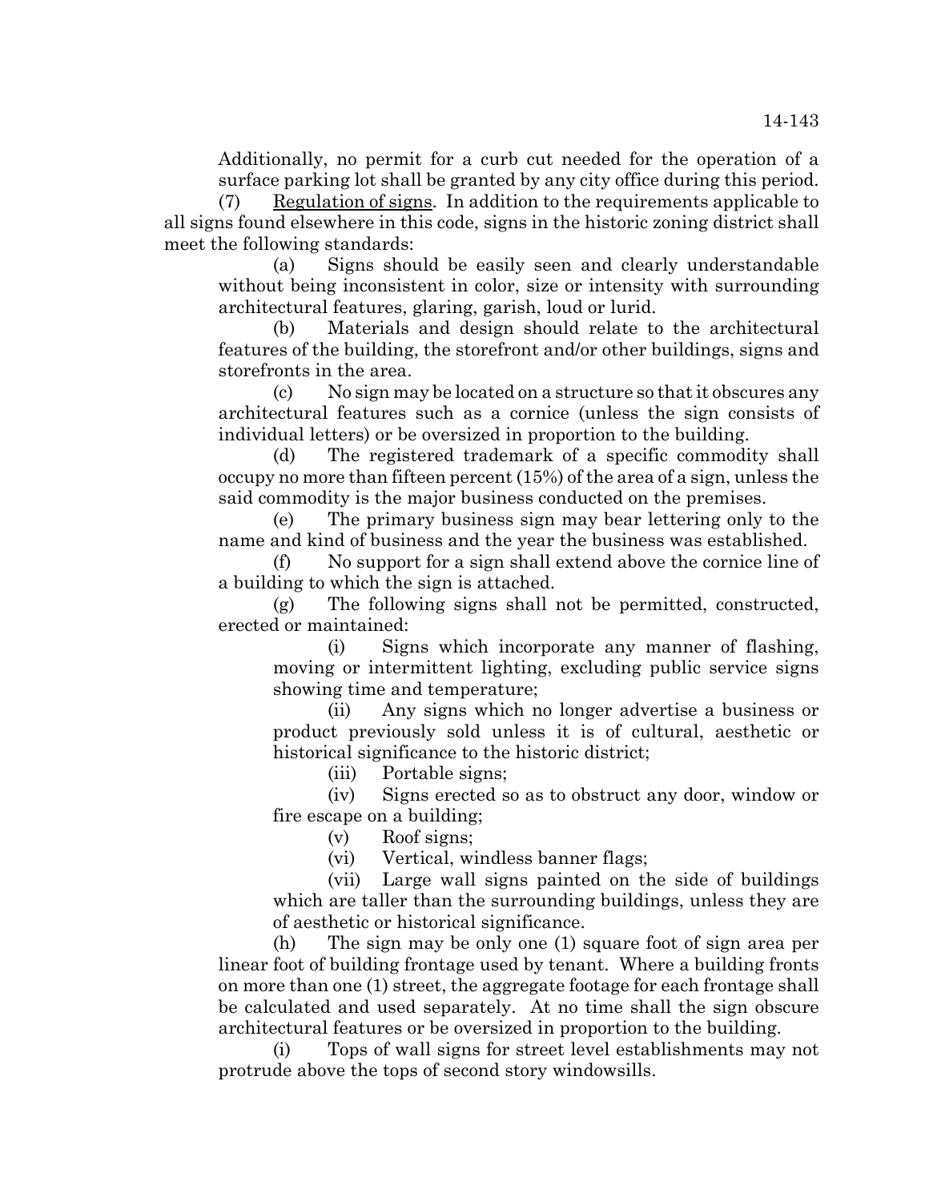Additionally, no permit for a curb cut needed for the operation of a surface parking lot shall be granted by any city office during this period.

(7) Regulation of signs. In addition to the requirements applicable to all signs found elsewhere in this code, signs in the historic zoning district shall meet the following standards:

(a) Signs should be easily seen and clearly understandable without being inconsistent in color, size or intensity with surrounding architectural features, glaring, garish, loud or lurid.

(b) Materials and design should relate to the architectural features of the building, the storefront and/or other buildings, signs and storefronts in the area.

(c) No sign may be located on a structure so that it obscures any architectural features such as a cornice (unless the sign consists of individual letters) or be oversized in proportion to the building.

(d) The registered trademark of a specific commodity shall occupy no more than fifteen percent (15%) of the area of a sign, unless the said commodity is the major business conducted on the premises.

(e) The primary business sign may bear lettering only to the name and kind of business and the year the business was established.

(f) No support for a sign shall extend above the cornice line of a building to which the sign is attached.

(g) The following signs shall not be permitted, constructed, erected or maintained:

(i) Signs which incorporate any manner of flashing, moving or intermittent lighting, excluding public service signs showing time and temperature;

(ii) Any signs which no longer advertise a business or product previously sold unless it is of cultural, aesthetic or historical significance to the historic district;

(iii) Portable signs;

(iv) Signs erected so as to obstruct any door, window or fire escape on a building;

(v) Roof signs;

(vi) Vertical, windless banner flags;

(vii) Large wall signs painted on the side of buildings which are taller than the surrounding buildings, unless they are of aesthetic or historical significance.

(h) The sign may be only one (1) square foot of sign area per linear foot of building frontage used by tenant. Where a building fronts on more than one (1) street, the aggregate footage for each frontage shall be calculated and used separately. At no time shall the sign obscure architectural features or be oversized in proportion to the building.

(i) Tops of wall signs for street level establishments may not protrude above the tops of second story windowsills.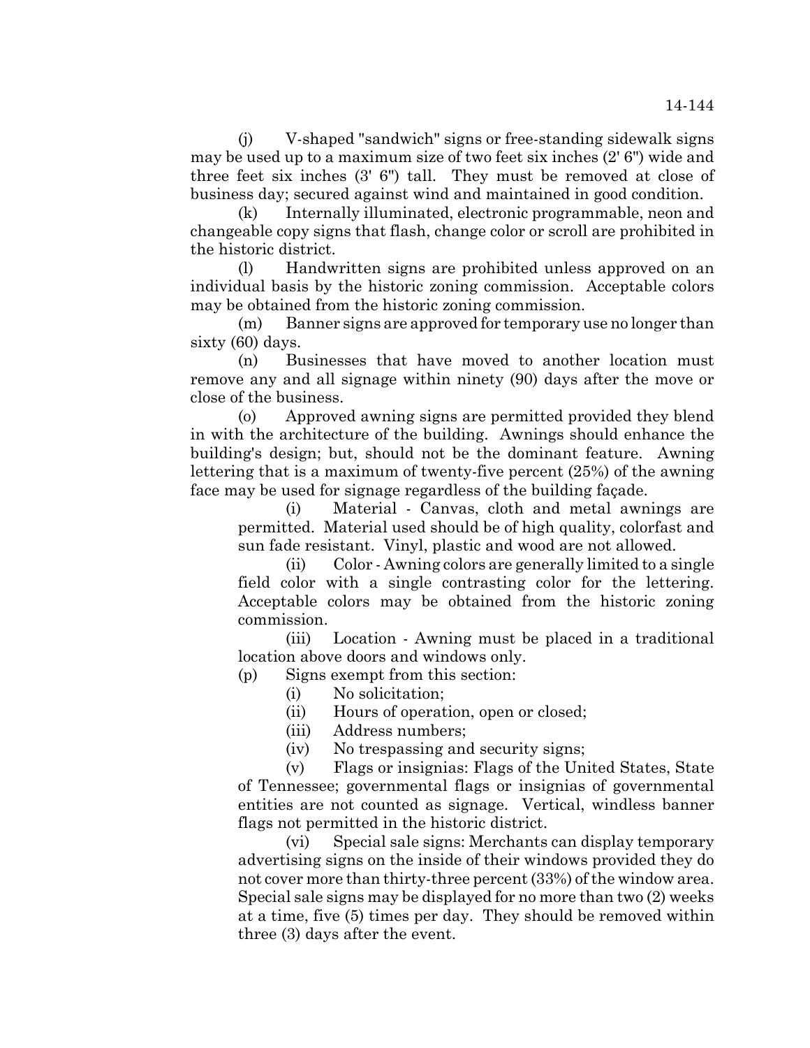(j) V-shaped "sandwich" signs or free-standing sidewalk signs may be used up to a maximum size of two feet six inches (2' 6") wide and three feet six inches (3' 6") tall. They must be removed at close of business day; secured against wind and maintained in good condition.

(k) Internally illuminated, electronic programmable, neon and changeable copy signs that flash, change color or scroll are prohibited in the historic district.

(l) Handwritten signs are prohibited unless approved on an individual basis by the historic zoning commission. Acceptable colors may be obtained from the historic zoning commission.

(m) Banner signs are approved for temporary use no longer than sixty (60) days.

(n) Businesses that have moved to another location must remove any and all signage within ninety (90) days after the move or close of the business.

(o) Approved awning signs are permitted provided they blend in with the architecture of the building. Awnings should enhance the building's design; but, should not be the dominant feature. Awning lettering that is a maximum of twenty-five percent (25%) of the awning face may be used for signage regardless of the building façade.

(i) Material - Canvas, cloth and metal awnings are permitted. Material used should be of high quality, colorfast and sun fade resistant. Vinyl, plastic and wood are not allowed.

(ii) Color - Awning colors are generally limited to a single field color with a single contrasting color for the lettering. Acceptable colors may be obtained from the historic zoning commission.

(iii) Location - Awning must be placed in a traditional location above doors and windows only.

(p) Signs exempt from this section:

(i) No solicitation;

(ii) Hours of operation, open or closed;

(iii) Address numbers;

(iv) No trespassing and security signs;

(v) Flags or insignias: Flags of the United States, State of Tennessee; governmental flags or insignias of governmental entities are not counted as signage. Vertical, windless banner flags not permitted in the historic district.

(vi) Special sale signs: Merchants can display temporary advertising signs on the inside of their windows provided they do not cover more than thirty-three percent (33%) of the window area. Special sale signs may be displayed for no more than two (2) weeks at a time, five (5) times per day. They should be removed within three (3) days after the event.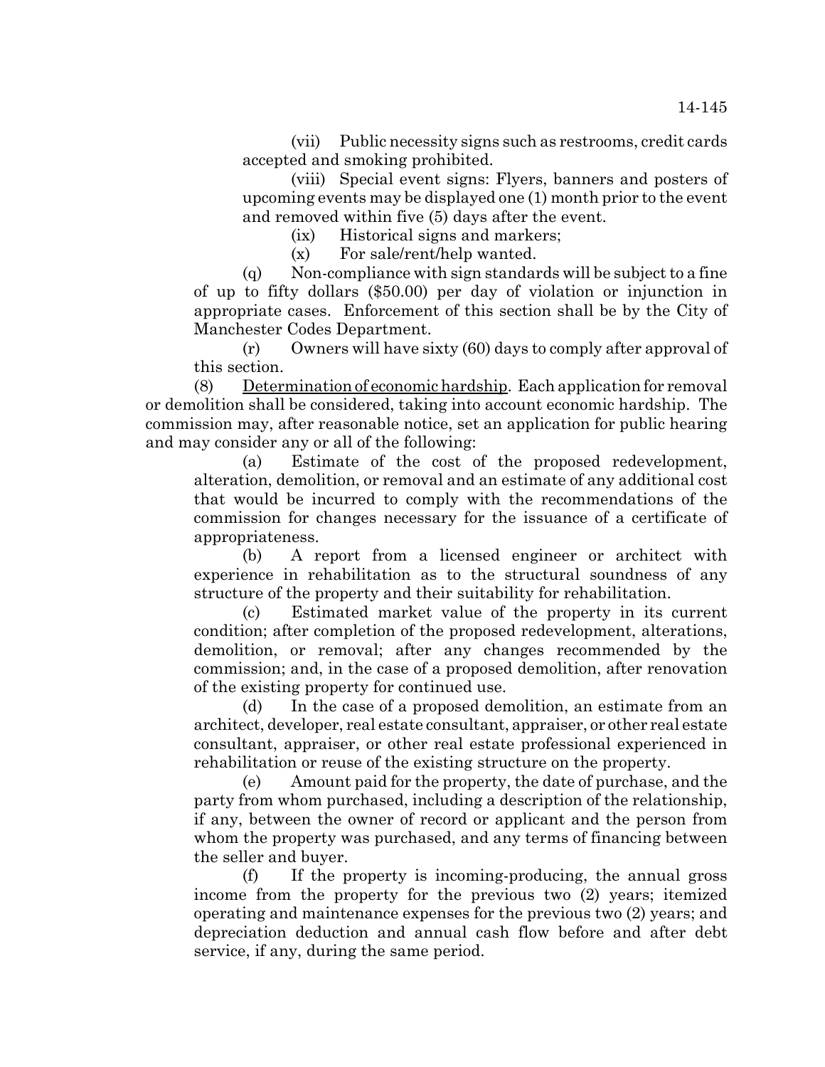(vii) Public necessity signs such as restrooms, credit cards accepted and smoking prohibited.

(viii) Special event signs: Flyers, banners and posters of upcoming events may be displayed one (1) month prior to the event and removed within five (5) days after the event.

(ix) Historical signs and markers;

(x) For sale/rent/help wanted.

(q) Non-compliance with sign standards will be subject to a fine of up to fifty dollars ($50.00) per day of violation or injunction in appropriate cases. Enforcement of this section shall be by the City of Manchester Codes Department.

(r) Owners will have sixty (60) days to comply after approval of this section.

(8) Determination of economic hardship. Each application for removal or demolition shall be considered, taking into account economic hardship. The commission may, after reasonable notice, set an application for public hearing and may consider any or all of the following:

(a) Estimate of the cost of the proposed redevelopment, alteration, demolition, or removal and an estimate of any additional cost that would be incurred to comply with the recommendations of the commission for changes necessary for the issuance of a certificate of appropriateness.

(b) A report from a licensed engineer or architect with experience in rehabilitation as to the structural soundness of any structure of the property and their suitability for rehabilitation.

(c) Estimated market value of the property in its current condition; after completion of the proposed redevelopment, alterations, demolition, or removal; after any changes recommended by the commission; and, in the case of a proposed demolition, after renovation of the existing property for continued use.

(d) In the case of a proposed demolition, an estimate from an architect, developer, real estate consultant, appraiser, or other real estate consultant, appraiser, or other real estate professional experienced in rehabilitation or reuse of the existing structure on the property.

(e) Amount paid for the property, the date of purchase, and the party from whom purchased, including a description of the relationship, if any, between the owner of record or applicant and the person from whom the property was purchased, and any terms of financing between the seller and buyer.

(f) If the property is incoming-producing, the annual gross income from the property for the previous two (2) years; itemized operating and maintenance expenses for the previous two (2) years; and depreciation deduction and annual cash flow before and after debt service, if any, during the same period.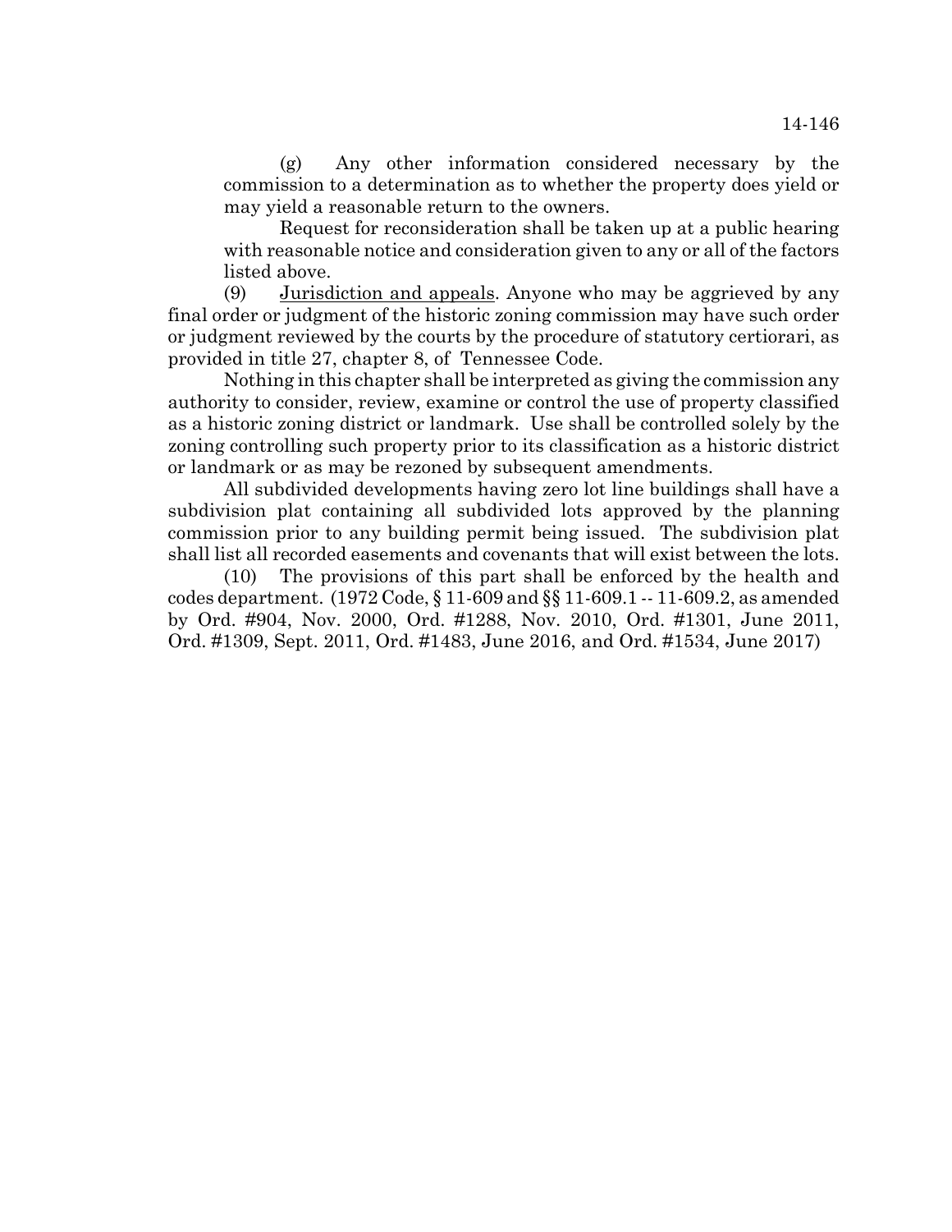(g) Any other information considered necessary by the commission to a determination as to whether the property does yield or may yield a reasonable return to the owners.

Request for reconsideration shall be taken up at a public hearing with reasonable notice and consideration given to any or all of the factors listed above.

(9) Jurisdiction and appeals. Anyone who may be aggrieved by any final order or judgment of the historic zoning commission may have such order or judgment reviewed by the courts by the procedure of statutory certiorari, as provided in title 27, chapter 8, of Tennessee Code.

Nothing in this chapter shall be interpreted as giving the commission any authority to consider, review, examine or control the use of property classified as a historic zoning district or landmark. Use shall be controlled solely by the zoning controlling such property prior to its classification as a historic district or landmark or as may be rezoned by subsequent amendments.

All subdivided developments having zero lot line buildings shall have a subdivision plat containing all subdivided lots approved by the planning commission prior to any building permit being issued. The subdivision plat shall list all recorded easements and covenants that will exist between the lots.

(10) The provisions of this part shall be enforced by the health and codes department. (1972 Code, § 11-609 and §§ 11-609.1 -- 11-609.2, as amended by Ord. #904, Nov. 2000, Ord. #1288, Nov. 2010, Ord. #1301, June 2011, Ord. #1309, Sept. 2011, Ord. #1483, June 2016, and Ord. #1534, June 2017)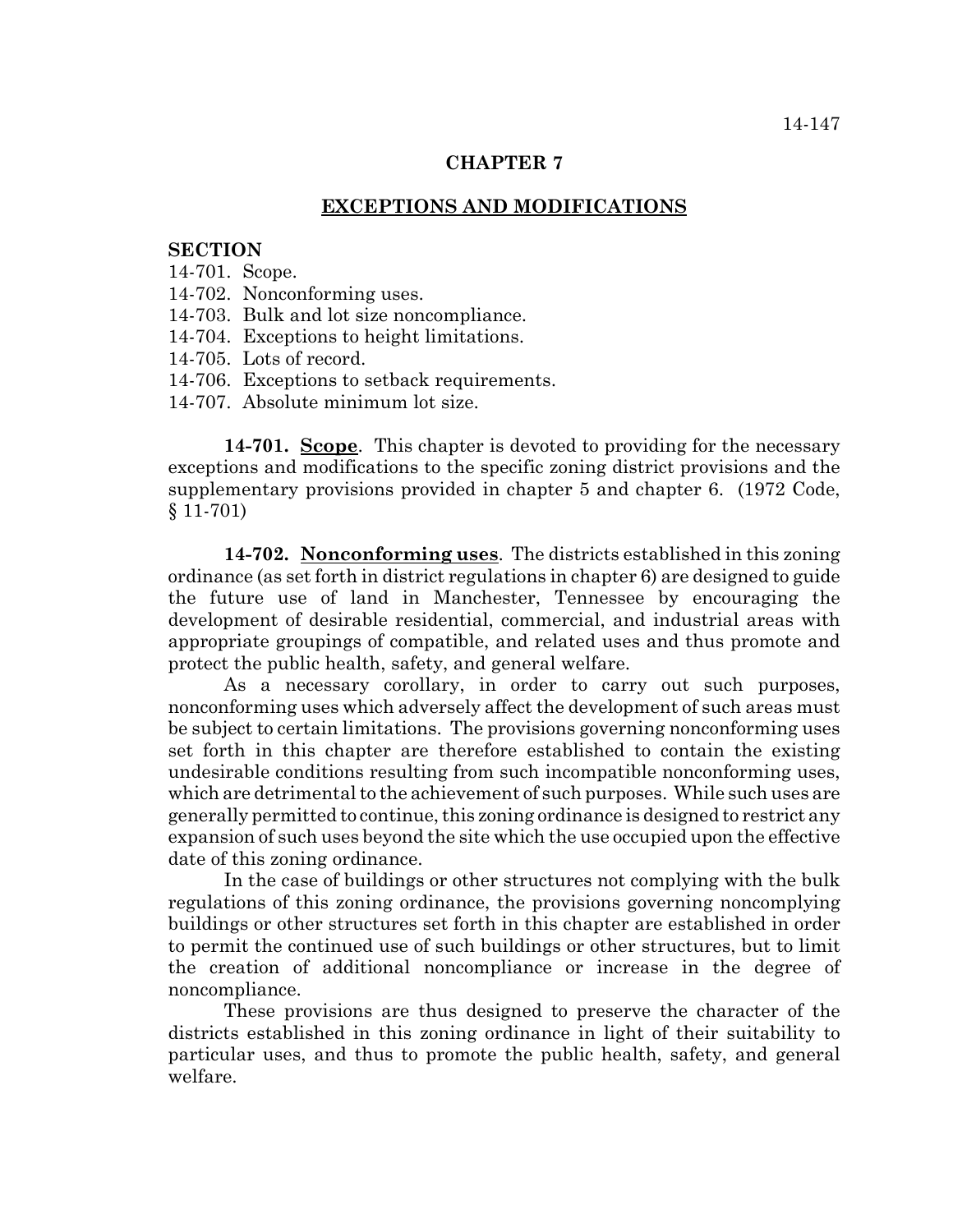# CHAPTER 7

## EXCEPTIONS AND MODIFICATIONS

**SECTION**

14-701. Scope.
14-702. Nonconforming uses.
14-703. Bulk and lot size noncompliance.
14-704. Exceptions to height limitations.
14-705. Lots of record.
14-706. Exceptions to setback requirements.
14-707. Absolute minimum lot size.

**14-701. Scope**. This chapter is devoted to providing for the necessary exceptions and modifications to the specific zoning district provisions and the supplementary provisions provided in chapter 5 and chapter 6. (1972 Code, § 11-701)

**14-702. Nonconforming uses**. The districts established in this zoning ordinance (as set forth in district regulations in chapter 6) are designed to guide the future use of land in Manchester, Tennessee by encouraging the development of desirable residential, commercial, and industrial areas with appropriate groupings of compatible, and related uses and thus promote and protect the public health, safety, and general welfare.

As a necessary corollary, in order to carry out such purposes, nonconforming uses which adversely affect the development of such areas must be subject to certain limitations. The provisions governing nonconforming uses set forth in this chapter are therefore established to contain the existing undesirable conditions resulting from such incompatible nonconforming uses, which are detrimental to the achievement of such purposes. While such uses are generally permitted to continue, this zoning ordinance is designed to restrict any expansion of such uses beyond the site which the use occupied upon the effective date of this zoning ordinance.

In the case of buildings or other structures not complying with the bulk regulations of this zoning ordinance, the provisions governing noncomplying buildings or other structures set forth in this chapter are established in order to permit the continued use of such buildings or other structures, but to limit the creation of additional noncompliance or increase in the degree of noncompliance.

These provisions are thus designed to preserve the character of the districts established in this zoning ordinance in light of their suitability to particular uses, and thus to promote the public health, safety, and general welfare.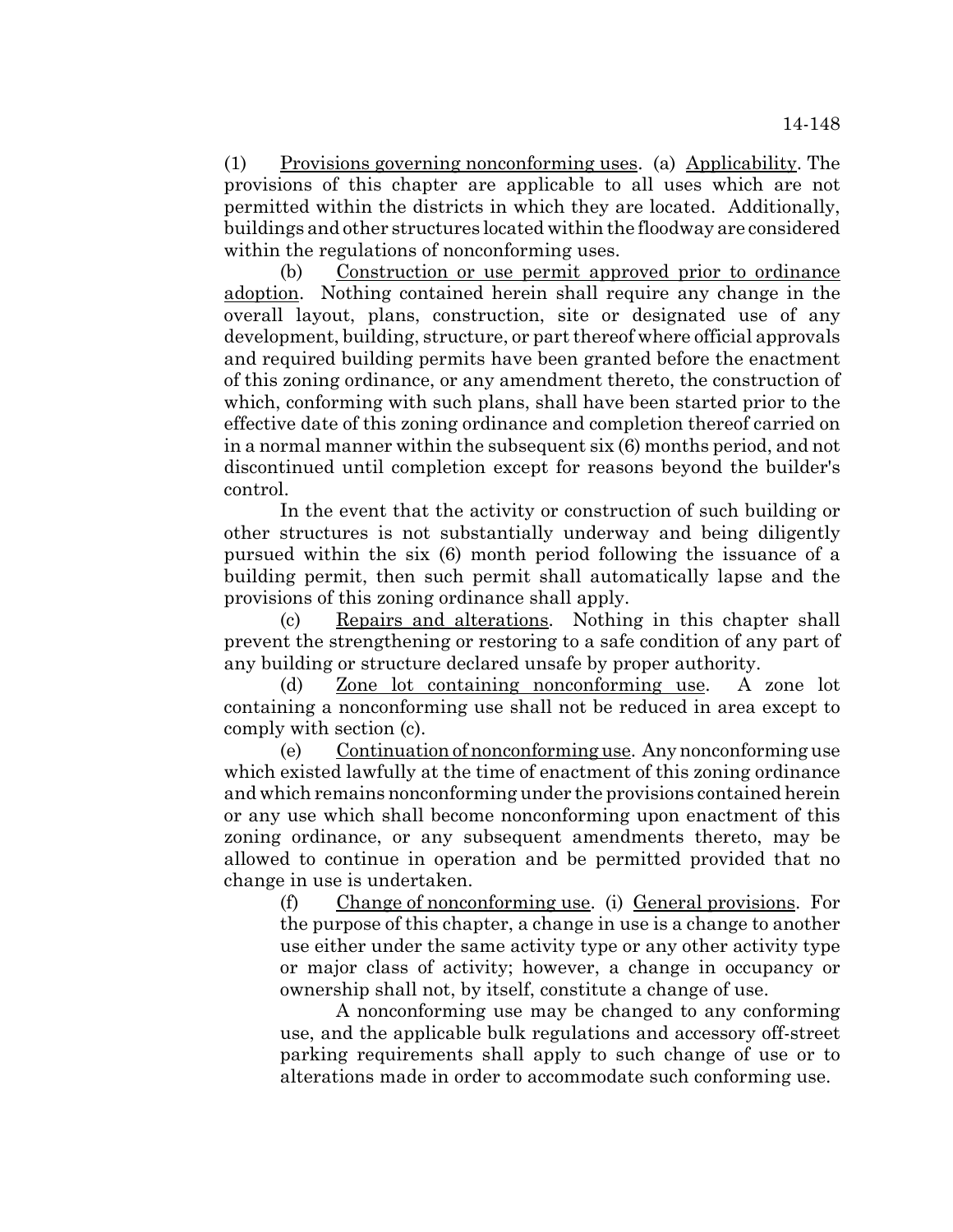(1) Provisions governing nonconforming uses. (a) Applicability. The provisions of this chapter are applicable to all uses which are not permitted within the districts in which they are located. Additionally, buildings and other structures located within the floodway are considered within the regulations of nonconforming uses.

(b) Construction or use permit approved prior to ordinance adoption. Nothing contained herein shall require any change in the overall layout, plans, construction, site or designated use of any development, building, structure, or part thereof where official approvals and required building permits have been granted before the enactment of this zoning ordinance, or any amendment thereto, the construction of which, conforming with such plans, shall have been started prior to the effective date of this zoning ordinance and completion thereof carried on in a normal manner within the subsequent six (6) months period, and not discontinued until completion except for reasons beyond the builder's control.

In the event that the activity or construction of such building or other structures is not substantially underway and being diligently pursued within the six (6) month period following the issuance of a building permit, then such permit shall automatically lapse and the provisions of this zoning ordinance shall apply.

(c) Repairs and alterations. Nothing in this chapter shall prevent the strengthening or restoring to a safe condition of any part of any building or structure declared unsafe by proper authority.

(d) Zone lot containing nonconforming use. A zone lot containing a nonconforming use shall not be reduced in area except to comply with section (c).

(e) Continuation of nonconforming use. Any nonconforming use which existed lawfully at the time of enactment of this zoning ordinance and which remains nonconforming under the provisions contained herein or any use which shall become nonconforming upon enactment of this zoning ordinance, or any subsequent amendments thereto, may be allowed to continue in operation and be permitted provided that no change in use is undertaken.

(f) Change of nonconforming use. (i) General provisions. For the purpose of this chapter, a change in use is a change to another use either under the same activity type or any other activity type or major class of activity; however, a change in occupancy or ownership shall not, by itself, constitute a change of use.

A nonconforming use may be changed to any conforming use, and the applicable bulk regulations and accessory off-street parking requirements shall apply to such change of use or to alterations made in order to accommodate such conforming use.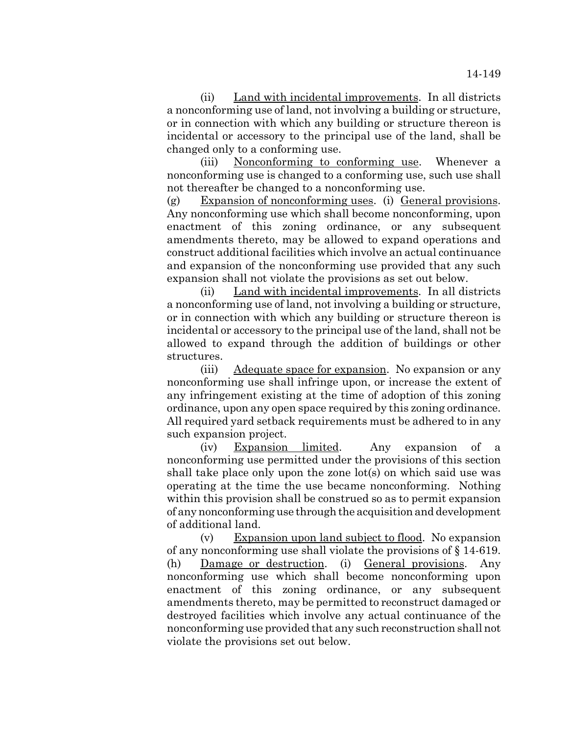(ii) Land with incidental improvements. In all districts a nonconforming use of land, not involving a building or structure, or in connection with which any building or structure thereon is incidental or accessory to the principal use of the land, shall be changed only to a conforming use.

(iii) Nonconforming to conforming use. Whenever a nonconforming use is changed to a conforming use, such use shall not thereafter be changed to a nonconforming use.

(g) Expansion of nonconforming uses. (i) General provisions. Any nonconforming use which shall become nonconforming, upon enactment of this zoning ordinance, or any subsequent amendments thereto, may be allowed to expand operations and construct additional facilities which involve an actual continuance and expansion of the nonconforming use provided that any such expansion shall not violate the provisions as set out below.

(ii) Land with incidental improvements. In all districts a nonconforming use of land, not involving a building or structure, or in connection with which any building or structure thereon is incidental or accessory to the principal use of the land, shall not be allowed to expand through the addition of buildings or other structures.

(iii) Adequate space for expansion. No expansion or any nonconforming use shall infringe upon, or increase the extent of any infringement existing at the time of adoption of this zoning ordinance, upon any open space required by this zoning ordinance. All required yard setback requirements must be adhered to in any such expansion project.

(iv) Expansion limited. Any expansion of a nonconforming use permitted under the provisions of this section shall take place only upon the zone lot(s) on which said use was operating at the time the use became nonconforming. Nothing within this provision shall be construed so as to permit expansion of any nonconforming use through the acquisition and development of additional land.

(v) Expansion upon land subject to flood. No expansion of any nonconforming use shall violate the provisions of § 14-619.

(h) Damage or destruction. (i) General provisions. Any nonconforming use which shall become nonconforming upon enactment of this zoning ordinance, or any subsequent amendments thereto, may be permitted to reconstruct damaged or destroyed facilities which involve any actual continuance of the nonconforming use provided that any such reconstruction shall not violate the provisions set out below.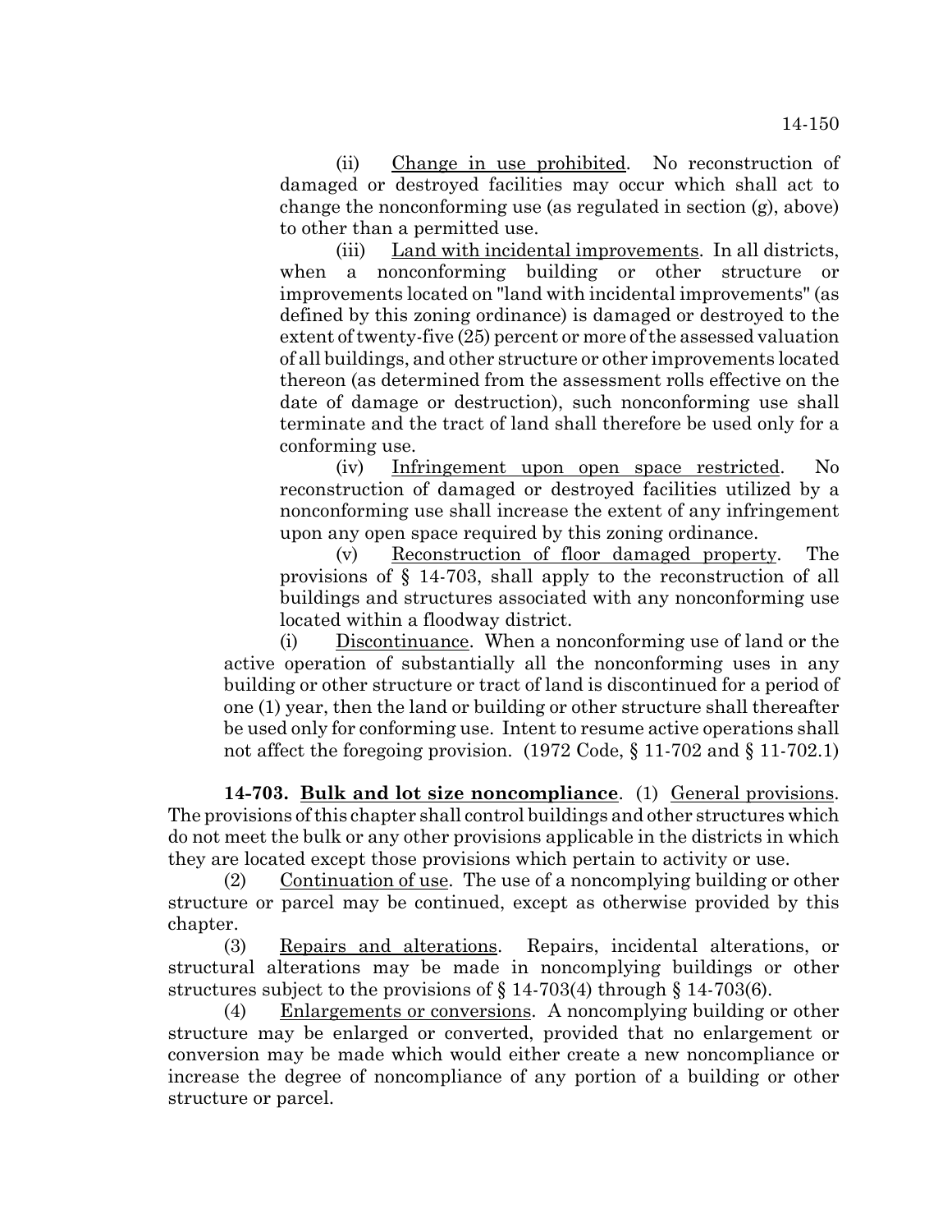(ii) Change in use prohibited. No reconstruction of damaged or destroyed facilities may occur which shall act to change the nonconforming use (as regulated in section (g), above) to other than a permitted use.

(iii) Land with incidental improvements. In all districts, when a nonconforming building or other structure or improvements located on "land with incidental improvements" (as defined by this zoning ordinance) is damaged or destroyed to the extent of twenty-five (25) percent or more of the assessed valuation of all buildings, and other structure or other improvements located thereon (as determined from the assessment rolls effective on the date of damage or destruction), such nonconforming use shall terminate and the tract of land shall therefore be used only for a conforming use.

(iv) Infringement upon open space restricted. No reconstruction of damaged or destroyed facilities utilized by a nonconforming use shall increase the extent of any infringement upon any open space required by this zoning ordinance.

(v) Reconstruction of floor damaged property. The provisions of § 14-703, shall apply to the reconstruction of all buildings and structures associated with any nonconforming use located within a floodway district.

(i) Discontinuance. When a nonconforming use of land or the active operation of substantially all the nonconforming uses in any building or other structure or tract of land is discontinued for a period of one (1) year, then the land or building or other structure shall thereafter be used only for conforming use. Intent to resume active operations shall not affect the foregoing provision. (1972 Code, § 11-702 and § 11-702.1)

**14-703. Bulk and lot size noncompliance**. (1) General provisions. The provisions of this chapter shall control buildings and other structures which do not meet the bulk or any other provisions applicable in the districts in which they are located except those provisions which pertain to activity or use.

(2) Continuation of use. The use of a noncomplying building or other structure or parcel may be continued, except as otherwise provided by this chapter.

(3) Repairs and alterations. Repairs, incidental alterations, or structural alterations may be made in noncomplying buildings or other structures subject to the provisions of § 14-703(4) through § 14-703(6).

(4) Enlargements or conversions. A noncomplying building or other structure may be enlarged or converted, provided that no enlargement or conversion may be made which would either create a new noncompliance or increase the degree of noncompliance of any portion of a building or other structure or parcel.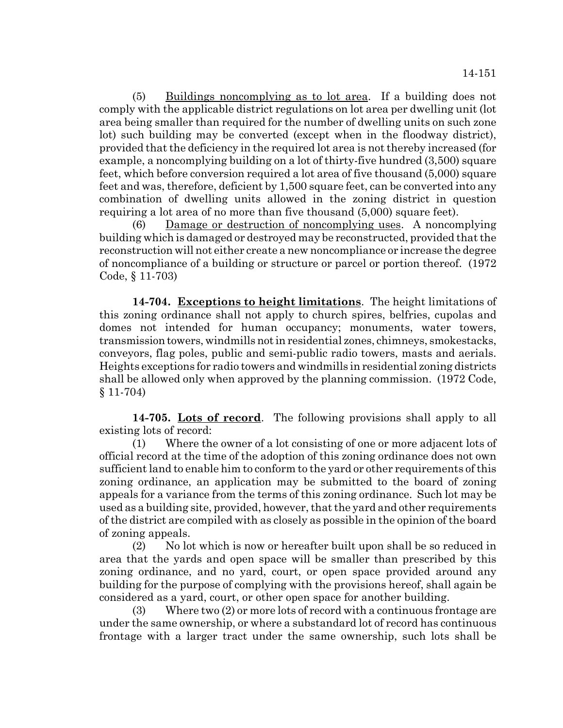(5) Buildings noncomplying as to lot area. If a building does not comply with the applicable district regulations on lot area per dwelling unit (lot area being smaller than required for the number of dwelling units on such zone lot) such building may be converted (except when in the floodway district), provided that the deficiency in the required lot area is not thereby increased (for example, a noncomplying building on a lot of thirty-five hundred (3,500) square feet, which before conversion required a lot area of five thousand (5,000) square feet and was, therefore, deficient by 1,500 square feet, can be converted into any combination of dwelling units allowed in the zoning district in question requiring a lot area of no more than five thousand (5,000) square feet).

(6) Damage or destruction of noncomplying uses. A noncomplying building which is damaged or destroyed may be reconstructed, provided that the reconstruction will not either create a new noncompliance or increase the degree of noncompliance of a building or structure or parcel or portion thereof. (1972 Code, § 11-703)

**14-704. Exceptions to height limitations**. The height limitations of this zoning ordinance shall not apply to church spires, belfries, cupolas and domes not intended for human occupancy; monuments, water towers, transmission towers, windmills not in residential zones, chimneys, smokestacks, conveyors, flag poles, public and semi-public radio towers, masts and aerials. Heights exceptions for radio towers and windmills in residential zoning districts shall be allowed only when approved by the planning commission. (1972 Code, § 11-704)

**14-705. Lots of record**. The following provisions shall apply to all existing lots of record:

(1) Where the owner of a lot consisting of one or more adjacent lots of official record at the time of the adoption of this zoning ordinance does not own sufficient land to enable him to conform to the yard or other requirements of this zoning ordinance, an application may be submitted to the board of zoning appeals for a variance from the terms of this zoning ordinance. Such lot may be used as a building site, provided, however, that the yard and other requirements of the district are compiled with as closely as possible in the opinion of the board of zoning appeals.

(2) No lot which is now or hereafter built upon shall be so reduced in area that the yards and open space will be smaller than prescribed by this zoning ordinance, and no yard, court, or open space provided around any building for the purpose of complying with the provisions hereof, shall again be considered as a yard, court, or other open space for another building.

(3) Where two (2) or more lots of record with a continuous frontage are under the same ownership, or where a substandard lot of record has continuous frontage with a larger tract under the same ownership, such lots shall be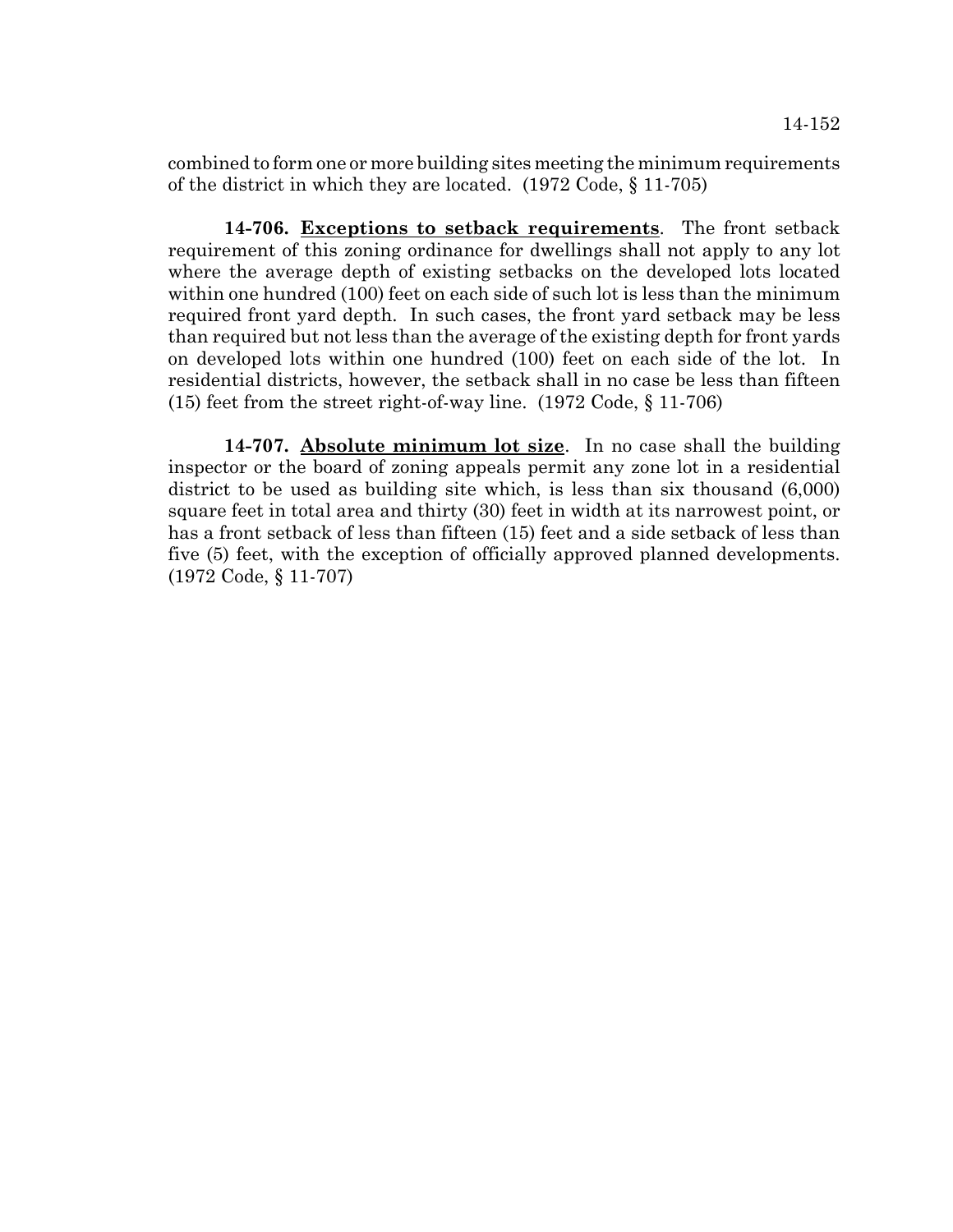combined to form one or more building sites meeting the minimum requirements of the district in which they are located. (1972 Code, § 11-705)

**14-706. Exceptions to setback requirements**. The front setback requirement of this zoning ordinance for dwellings shall not apply to any lot where the average depth of existing setbacks on the developed lots located within one hundred (100) feet on each side of such lot is less than the minimum required front yard depth. In such cases, the front yard setback may be less than required but not less than the average of the existing depth for front yards on developed lots within one hundred (100) feet on each side of the lot. In residential districts, however, the setback shall in no case be less than fifteen (15) feet from the street right-of-way line. (1972 Code, § 11-706)

**14-707. Absolute minimum lot size**. In no case shall the building inspector or the board of zoning appeals permit any zone lot in a residential district to be used as building site which, is less than six thousand (6,000) square feet in total area and thirty (30) feet in width at its narrowest point, or has a front setback of less than fifteen (15) feet and a side setback of less than five (5) feet, with the exception of officially approved planned developments. (1972 Code, § 11-707)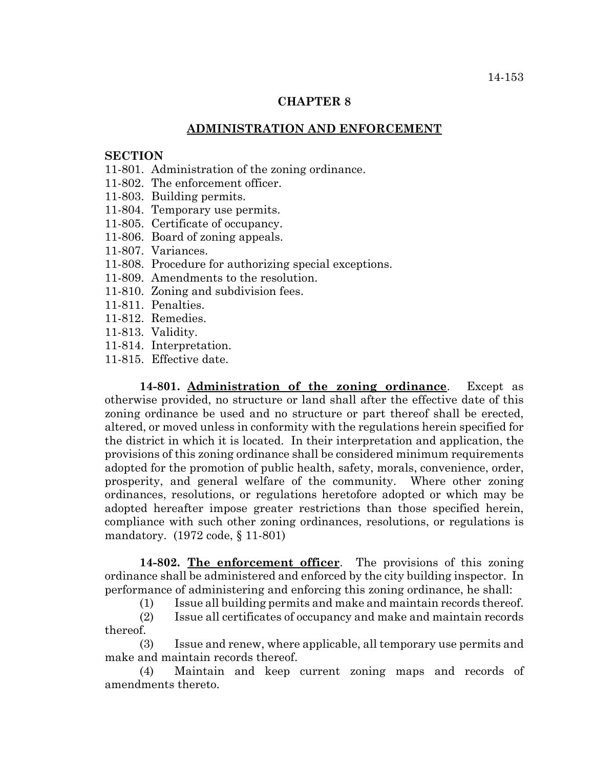# CHAPTER 8

## ADMINISTRATION AND ENFORCEMENT

**SECTION**

11-801. Administration of the zoning ordinance.
11-802. The enforcement officer.
11-803. Building permits.
11-804. Temporary use permits.
11-805. Certificate of occupancy.
11-806. Board of zoning appeals.
11-807. Variances.
11-808. Procedure for authorizing special exceptions.
11-809. Amendments to the resolution.
11-810. Zoning and subdivision fees.
11-811. Penalties.
11-812. Remedies.
11-813. Validity.
11-814. Interpretation.
11-815. Effective date.

**14-801. Administration of the zoning ordinance**. Except as otherwise provided, no structure or land shall after the effective date of this zoning ordinance be used and no structure or part thereof shall be erected, altered, or moved unless in conformity with the regulations herein specified for the district in which it is located. In their interpretation and application, the provisions of this zoning ordinance shall be considered minimum requirements adopted for the promotion of public health, safety, morals, convenience, order, prosperity, and general welfare of the community. Where other zoning ordinances, resolutions, or regulations heretofore adopted or which may be adopted hereafter impose greater restrictions than those specified herein, compliance with such other zoning ordinances, resolutions, or regulations is mandatory. (1972 code, § 11-801)

**14-802. The enforcement officer**. The provisions of this zoning ordinance shall be administered and enforced by the city building inspector. In performance of administering and enforcing this zoning ordinance, he shall:

(1) Issue all building permits and make and maintain records thereof.

(2) Issue all certificates of occupancy and make and maintain records thereof.

(3) Issue and renew, where applicable, all temporary use permits and make and maintain records thereof.

(4) Maintain and keep current zoning maps and records of amendments thereto.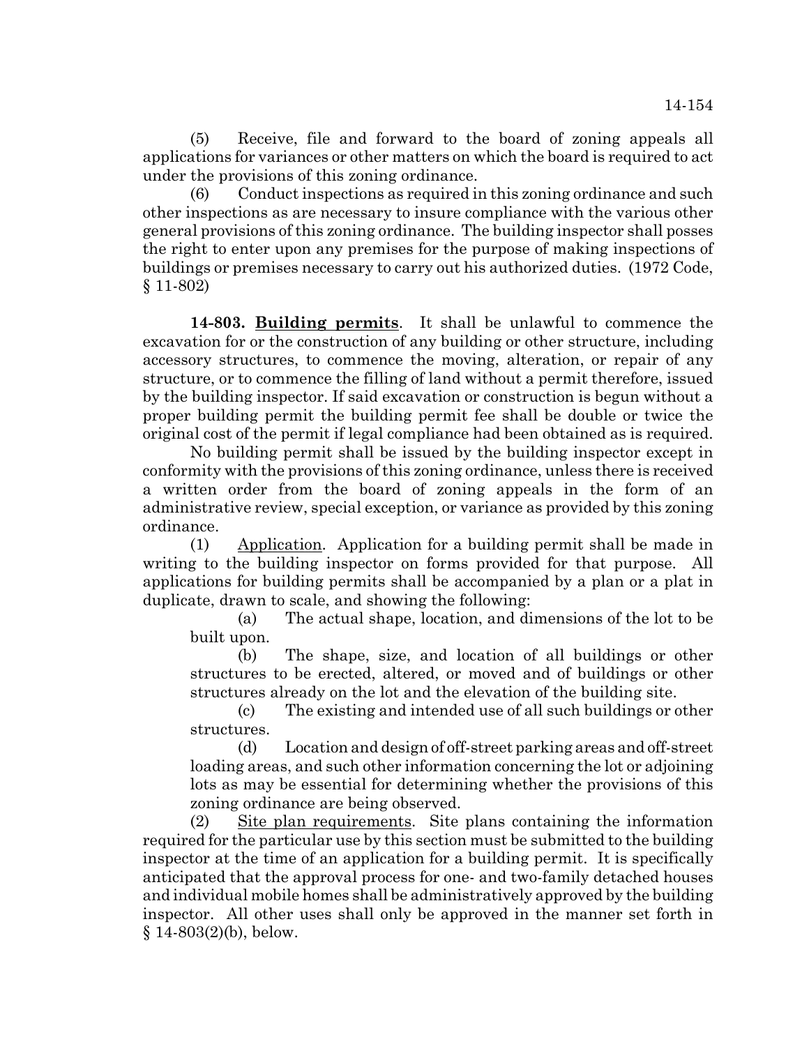(5) Receive, file and forward to the board of zoning appeals all applications for variances or other matters on which the board is required to act under the provisions of this zoning ordinance.

(6) Conduct inspections as required in this zoning ordinance and such other inspections as are necessary to insure compliance with the various other general provisions of this zoning ordinance. The building inspector shall posses the right to enter upon any premises for the purpose of making inspections of buildings or premises necessary to carry out his authorized duties. (1972 Code, § 11-802)

**14-803. Building permits**. It shall be unlawful to commence the excavation for or the construction of any building or other structure, including accessory structures, to commence the moving, alteration, or repair of any structure, or to commence the filling of land without a permit therefore, issued by the building inspector. If said excavation or construction is begun without a proper building permit the building permit fee shall be double or twice the original cost of the permit if legal compliance had been obtained as is required.

No building permit shall be issued by the building inspector except in conformity with the provisions of this zoning ordinance, unless there is received a written order from the board of zoning appeals in the form of an administrative review, special exception, or variance as provided by this zoning ordinance.

(1) Application. Application for a building permit shall be made in writing to the building inspector on forms provided for that purpose. All applications for building permits shall be accompanied by a plan or a plat in duplicate, drawn to scale, and showing the following:

(a) The actual shape, location, and dimensions of the lot to be built upon.

(b) The shape, size, and location of all buildings or other structures to be erected, altered, or moved and of buildings or other structures already on the lot and the elevation of the building site.

(c) The existing and intended use of all such buildings or other structures.

(d) Location and design of off-street parking areas and off-street loading areas, and such other information concerning the lot or adjoining lots as may be essential for determining whether the provisions of this zoning ordinance are being observed.

(2) Site plan requirements. Site plans containing the information required for the particular use by this section must be submitted to the building inspector at the time of an application for a building permit. It is specifically anticipated that the approval process for one- and two-family detached houses and individual mobile homes shall be administratively approved by the building inspector. All other uses shall only be approved in the manner set forth in § 14-803(2)(b), below.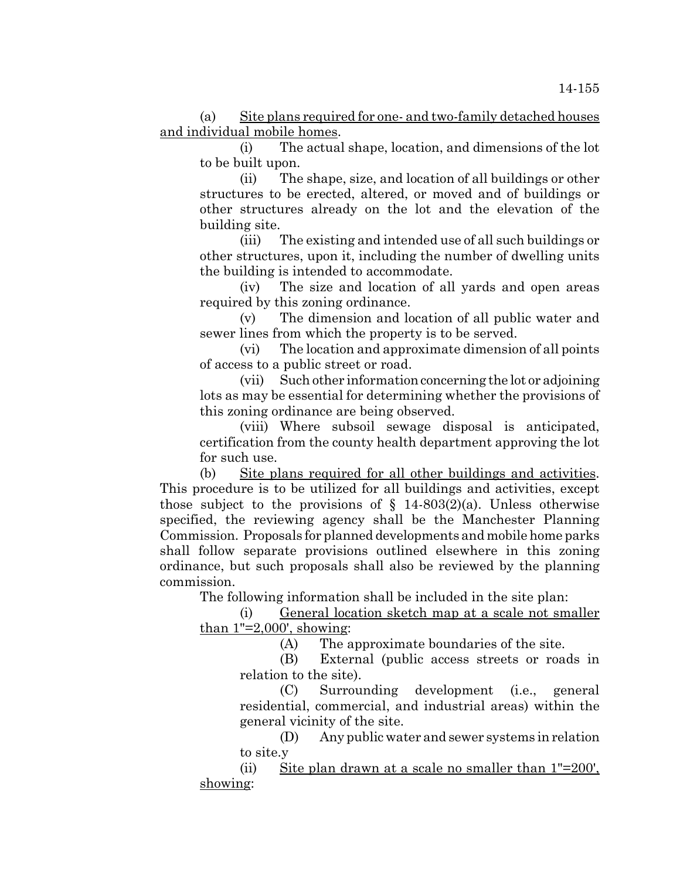(a) Site plans required for one- and two-family detached houses and individual mobile homes.

(i) The actual shape, location, and dimensions of the lot to be built upon.

(ii) The shape, size, and location of all buildings or other structures to be erected, altered, or moved and of buildings or other structures already on the lot and the elevation of the building site.

(iii) The existing and intended use of all such buildings or other structures, upon it, including the number of dwelling units the building is intended to accommodate.

(iv) The size and location of all yards and open areas required by this zoning ordinance.

(v) The dimension and location of all public water and sewer lines from which the property is to be served.

(vi) The location and approximate dimension of all points of access to a public street or road.

(vii) Such other information concerning the lot or adjoining lots as may be essential for determining whether the provisions of this zoning ordinance are being observed.

(viii) Where subsoil sewage disposal is anticipated, certification from the county health department approving the lot for such use.

(b) Site plans required for all other buildings and activities. This procedure is to be utilized for all buildings and activities, except those subject to the provisions of § 14-803(2)(a). Unless otherwise specified, the reviewing agency shall be the Manchester Planning Commission. Proposals for planned developments and mobile home parks shall follow separate provisions outlined elsewhere in this zoning ordinance, but such proposals shall also be reviewed by the planning commission.

The following information shall be included in the site plan:

(i) General location sketch map at a scale not smaller than 1"=2,000', showing:

(A) The approximate boundaries of the site.

(B) External (public access streets or roads in relation to the site).

(C) Surrounding development (i.e., general residential, commercial, and industrial areas) within the general vicinity of the site.

(D) Any public water and sewer systems in relation to site.y

(ii) Site plan drawn at a scale no smaller than 1"=200', showing: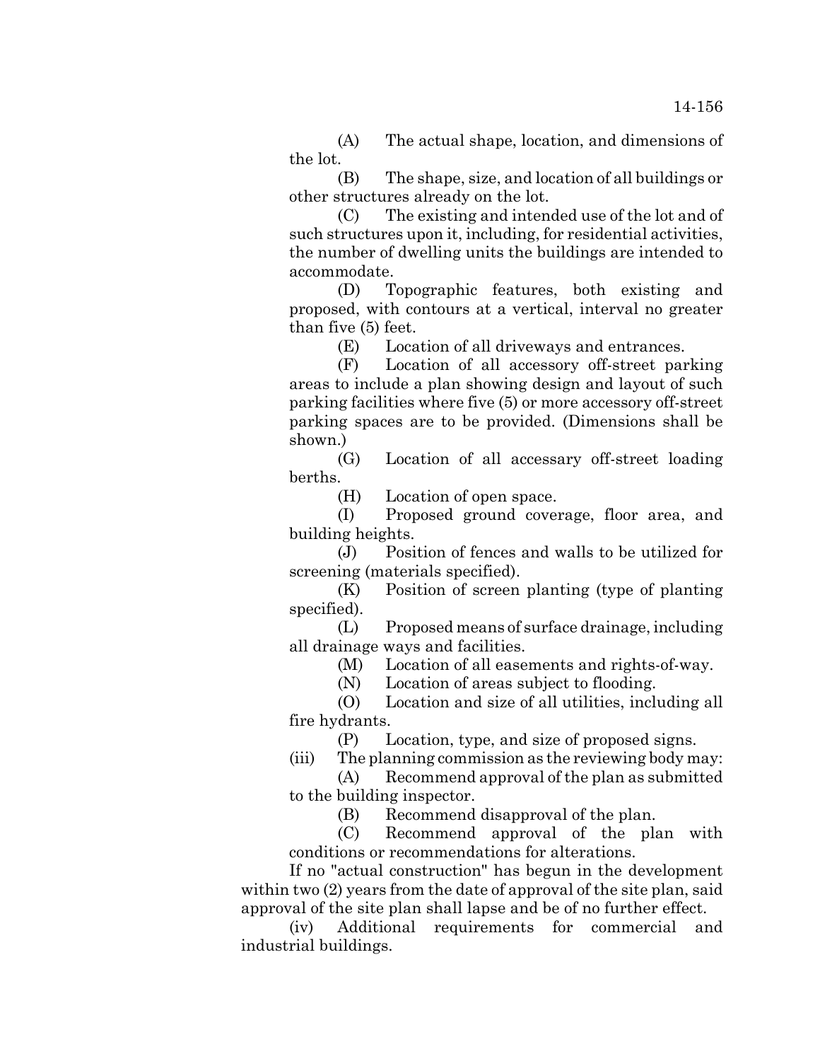(A) The actual shape, location, and dimensions of the lot.

(B) The shape, size, and location of all buildings or other structures already on the lot.

(C) The existing and intended use of the lot and of such structures upon it, including, for residential activities, the number of dwelling units the buildings are intended to accommodate.

(D) Topographic features, both existing and proposed, with contours at a vertical, interval no greater than five (5) feet.

(E) Location of all driveways and entrances.

(F) Location of all accessory off-street parking areas to include a plan showing design and layout of such parking facilities where five (5) or more accessory off-street parking spaces are to be provided. (Dimensions shall be shown.)

(G) Location of all accessary off-street loading berths.

(H) Location of open space.

(I) Proposed ground coverage, floor area, and building heights.

(J) Position of fences and walls to be utilized for screening (materials specified).

(K) Position of screen planting (type of planting specified).

(L) Proposed means of surface drainage, including all drainage ways and facilities.

(M) Location of all easements and rights-of-way.

(N) Location of areas subject to flooding.

(O) Location and size of all utilities, including all fire hydrants.

(P) Location, type, and size of proposed signs.

(iii) The planning commission as the reviewing body may:

(A) Recommend approval of the plan as submitted to the building inspector.

(B) Recommend disapproval of the plan.

(C) Recommend approval of the plan with conditions or recommendations for alterations.

If no "actual construction" has begun in the development within two (2) years from the date of approval of the site plan, said approval of the site plan shall lapse and be of no further effect.

(iv) Additional requirements for commercial and industrial buildings.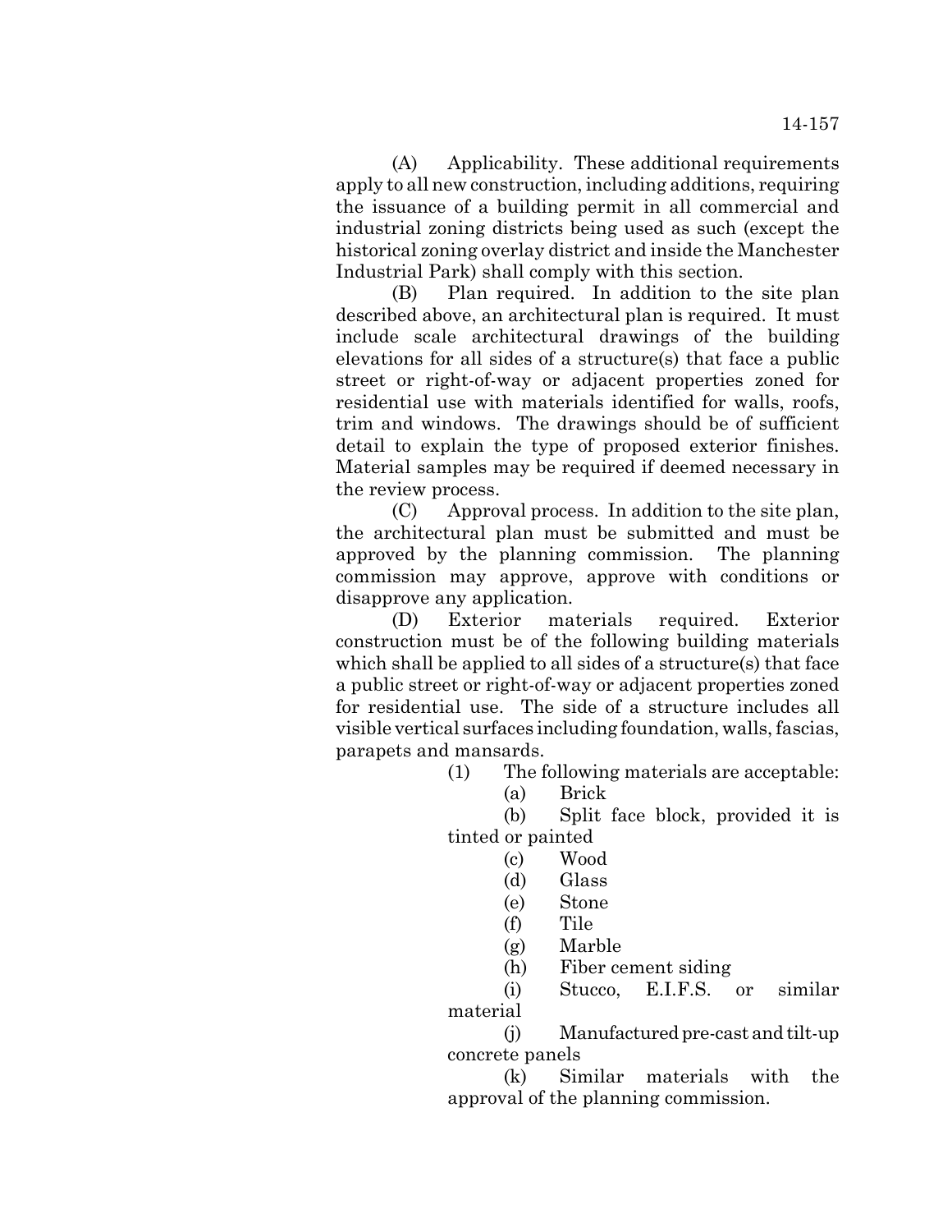(A) Applicability. These additional requirements apply to all new construction, including additions, requiring the issuance of a building permit in all commercial and industrial zoning districts being used as such (except the historical zoning overlay district and inside the Manchester Industrial Park) shall comply with this section.

(B) Plan required. In addition to the site plan described above, an architectural plan is required. It must include scale architectural drawings of the building elevations for all sides of a structure(s) that face a public street or right-of-way or adjacent properties zoned for residential use with materials identified for walls, roofs, trim and windows. The drawings should be of sufficient detail to explain the type of proposed exterior finishes. Material samples may be required if deemed necessary in the review process.

(C) Approval process. In addition to the site plan, the architectural plan must be submitted and must be approved by the planning commission. The planning commission may approve, approve with conditions or disapprove any application.

(D) Exterior materials required. Exterior construction must be of the following building materials which shall be applied to all sides of a structure(s) that face a public street or right-of-way or adjacent properties zoned for residential use. The side of a structure includes all visible vertical surfaces including foundation, walls, fascias, parapets and mansards.

(1) The following materials are acceptable:

(a) Brick

(b) Split face block, provided it is tinted or painted

(c) Wood

(d) Glass

(e) Stone

(f) Tile

(g) Marble

(h) Fiber cement siding

(i) Stucco, E.I.F.S. or similar material

(j) Manufactured pre-cast and tilt-up concrete panels

(k) Similar materials with the approval of the planning commission.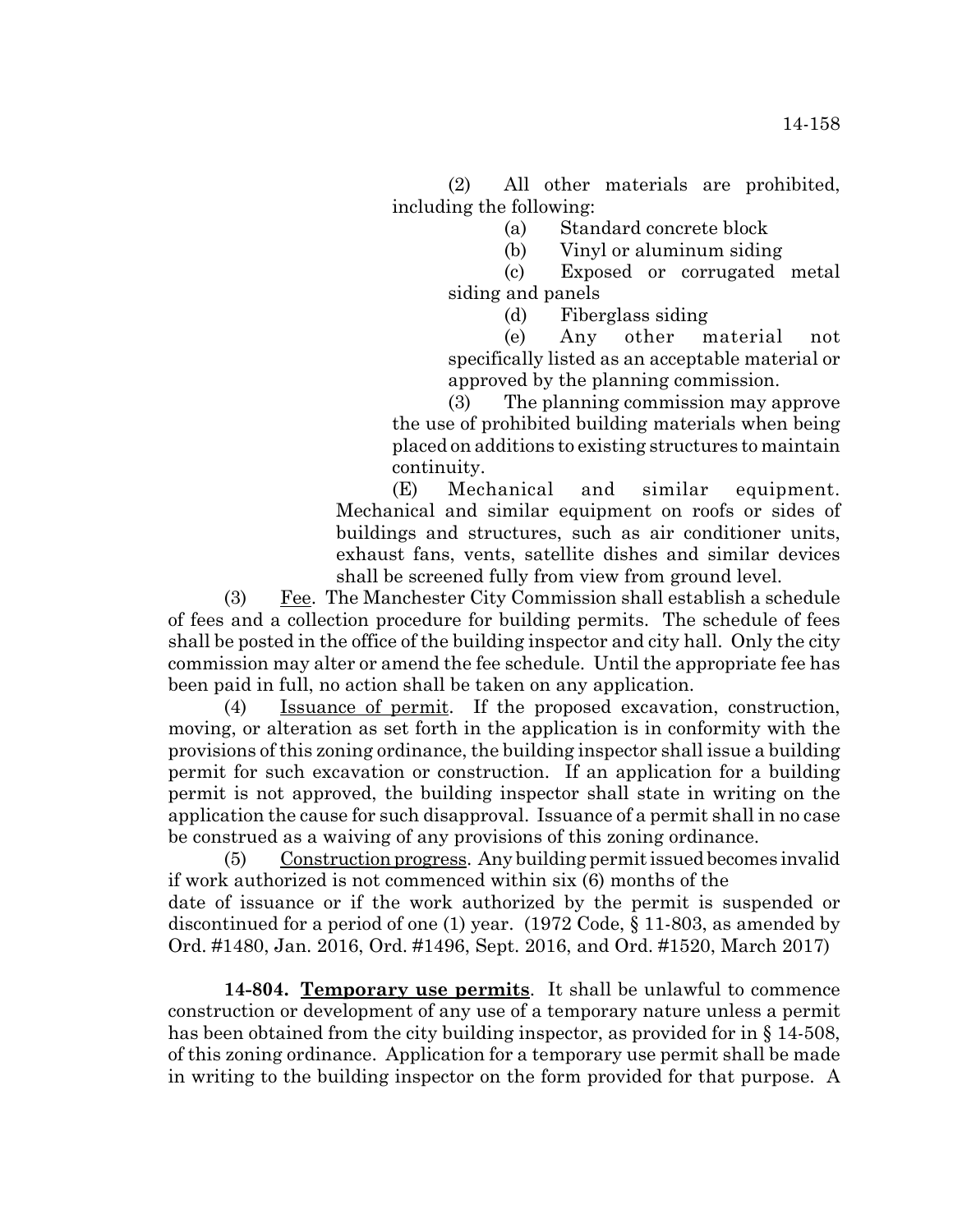(2) All other materials are prohibited, including the following:

(a) Standard concrete block

(b) Vinyl or aluminum siding

(c) Exposed or corrugated metal siding and panels

(d) Fiberglass siding

(e) Any other material not specifically listed as an acceptable material or approved by the planning commission.

(3) The planning commission may approve the use of prohibited building materials when being placed on additions to existing structures to maintain continuity.

(E) Mechanical and similar equipment. Mechanical and similar equipment on roofs or sides of buildings and structures, such as air conditioner units, exhaust fans, vents, satellite dishes and similar devices shall be screened fully from view from ground level.

(3) Fee. The Manchester City Commission shall establish a schedule of fees and a collection procedure for building permits. The schedule of fees shall be posted in the office of the building inspector and city hall. Only the city commission may alter or amend the fee schedule. Until the appropriate fee has been paid in full, no action shall be taken on any application.

(4) Issuance of permit. If the proposed excavation, construction, moving, or alteration as set forth in the application is in conformity with the provisions of this zoning ordinance, the building inspector shall issue a building permit for such excavation or construction. If an application for a building permit is not approved, the building inspector shall state in writing on the application the cause for such disapproval. Issuance of a permit shall in no case be construed as a waiving of any provisions of this zoning ordinance.

(5) Construction progress. Any building permit issued becomes invalid if work authorized is not commenced within six (6) months of the date of issuance or if the work authorized by the permit is suspended or discontinued for a period of one (1) year. (1972 Code, § 11-803, as amended by Ord. #1480, Jan. 2016, Ord. #1496, Sept. 2016, and Ord. #1520, March 2017)

**14-804. Temporary use permits**. It shall be unlawful to commence construction or development of any use of a temporary nature unless a permit has been obtained from the city building inspector, as provided for in § 14-508, of this zoning ordinance. Application for a temporary use permit shall be made in writing to the building inspector on the form provided for that purpose. A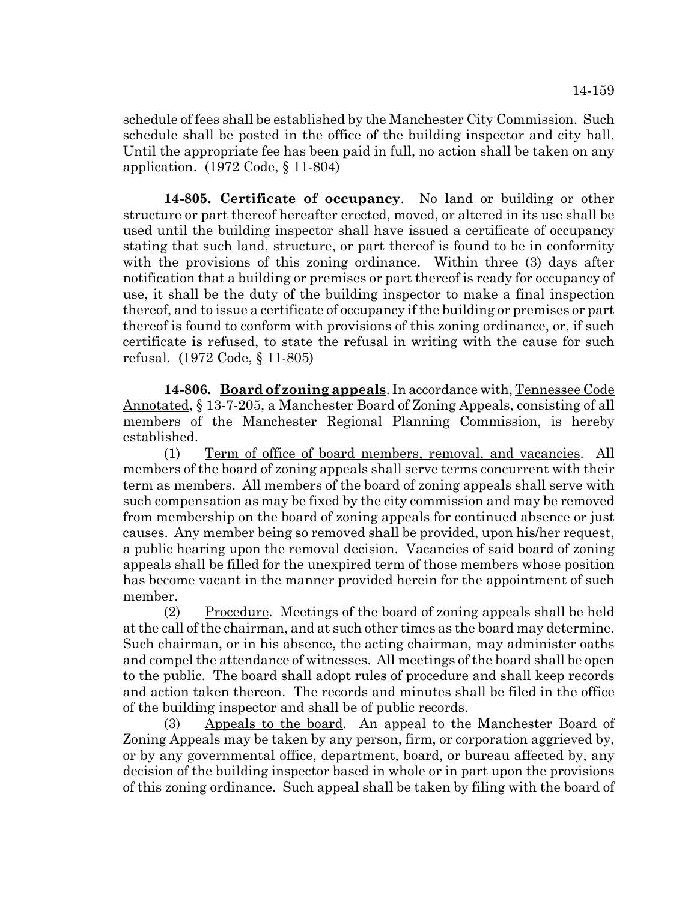schedule of fees shall be established by the Manchester City Commission. Such schedule shall be posted in the office of the building inspector and city hall. Until the appropriate fee has been paid in full, no action shall be taken on any application. (1972 Code, § 11-804)

**14-805. Certificate of occupancy**. No land or building or other structure or part thereof hereafter erected, moved, or altered in its use shall be used until the building inspector shall have issued a certificate of occupancy stating that such land, structure, or part thereof is found to be in conformity with the provisions of this zoning ordinance. Within three (3) days after notification that a building or premises or part thereof is ready for occupancy of use, it shall be the duty of the building inspector to make a final inspection thereof, and to issue a certificate of occupancy if the building or premises or part thereof is found to conform with provisions of this zoning ordinance, or, if such certificate is refused, to state the refusal in writing with the cause for such refusal. (1972 Code, § 11-805)

**14-806. Board of zoning appeals**. In accordance with, Tennessee Code Annotated, § 13-7-205, a Manchester Board of Zoning Appeals, consisting of all members of the Manchester Regional Planning Commission, is hereby established.

(1) Term of office of board members, removal, and vacancies. All members of the board of zoning appeals shall serve terms concurrent with their term as members. All members of the board of zoning appeals shall serve with such compensation as may be fixed by the city commission and may be removed from membership on the board of zoning appeals for continued absence or just causes. Any member being so removed shall be provided, upon his/her request, a public hearing upon the removal decision. Vacancies of said board of zoning appeals shall be filled for the unexpired term of those members whose position has become vacant in the manner provided herein for the appointment of such member.

(2) Procedure. Meetings of the board of zoning appeals shall be held at the call of the chairman, and at such other times as the board may determine. Such chairman, or in his absence, the acting chairman, may administer oaths and compel the attendance of witnesses. All meetings of the board shall be open to the public. The board shall adopt rules of procedure and shall keep records and action taken thereon. The records and minutes shall be filed in the office of the building inspector and shall be of public records.

(3) Appeals to the board. An appeal to the Manchester Board of Zoning Appeals may be taken by any person, firm, or corporation aggrieved by, or by any governmental office, department, board, or bureau affected by, any decision of the building inspector based in whole or in part upon the provisions of this zoning ordinance. Such appeal shall be taken by filing with the board of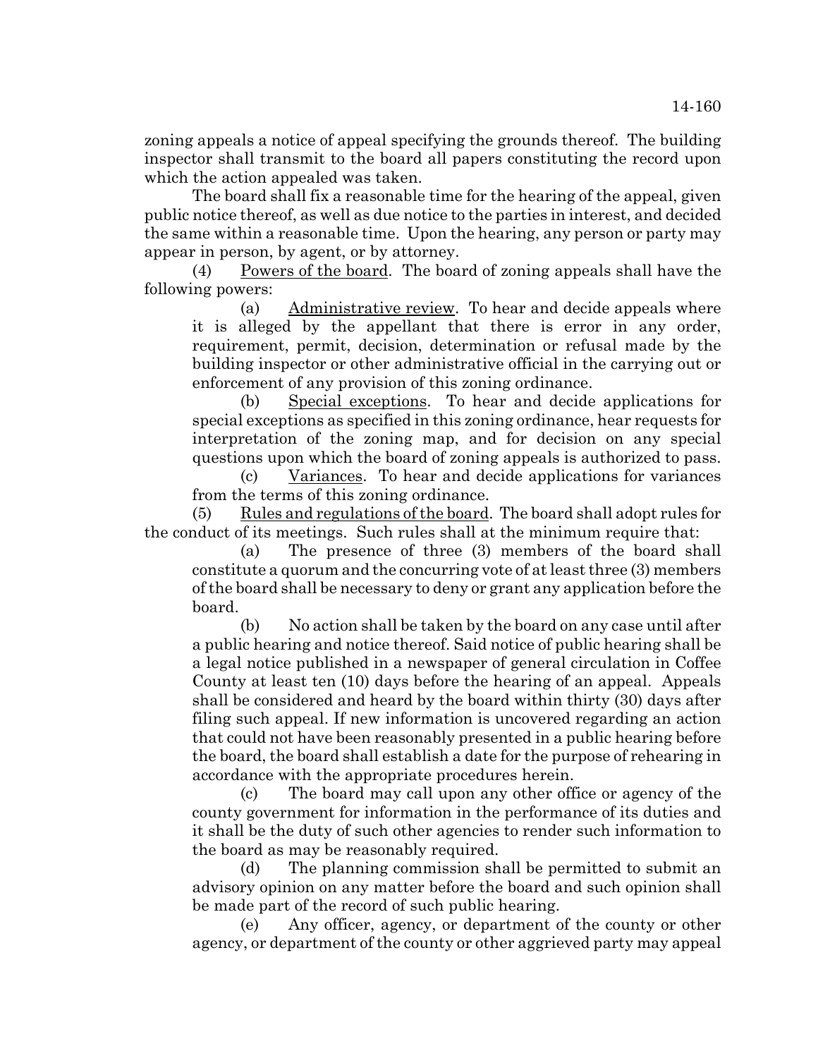zoning appeals a notice of appeal specifying the grounds thereof. The building inspector shall transmit to the board all papers constituting the record upon which the action appealed was taken.

The board shall fix a reasonable time for the hearing of the appeal, given public notice thereof, as well as due notice to the parties in interest, and decided the same within a reasonable time. Upon the hearing, any person or party may appear in person, by agent, or by attorney.

(4) Powers of the board. The board of zoning appeals shall have the following powers:

(a) Administrative review. To hear and decide appeals where it is alleged by the appellant that there is error in any order, requirement, permit, decision, determination or refusal made by the building inspector or other administrative official in the carrying out or enforcement of any provision of this zoning ordinance.

(b) Special exceptions. To hear and decide applications for special exceptions as specified in this zoning ordinance, hear requests for interpretation of the zoning map, and for decision on any special questions upon which the board of zoning appeals is authorized to pass.

(c) Variances. To hear and decide applications for variances from the terms of this zoning ordinance.

(5) Rules and regulations of the board. The board shall adopt rules for the conduct of its meetings. Such rules shall at the minimum require that:

(a) The presence of three (3) members of the board shall constitute a quorum and the concurring vote of at least three (3) members of the board shall be necessary to deny or grant any application before the board.

(b) No action shall be taken by the board on any case until after a public hearing and notice thereof. Said notice of public hearing shall be a legal notice published in a newspaper of general circulation in Coffee County at least ten (10) days before the hearing of an appeal. Appeals shall be considered and heard by the board within thirty (30) days after filing such appeal. If new information is uncovered regarding an action that could not have been reasonably presented in a public hearing before the board, the board shall establish a date for the purpose of rehearing in accordance with the appropriate procedures herein.

(c) The board may call upon any other office or agency of the county government for information in the performance of its duties and it shall be the duty of such other agencies to render such information to the board as may be reasonably required.

(d) The planning commission shall be permitted to submit an advisory opinion on any matter before the board and such opinion shall be made part of the record of such public hearing.

(e) Any officer, agency, or department of the county or other agency, or department of the county or other aggrieved party may appeal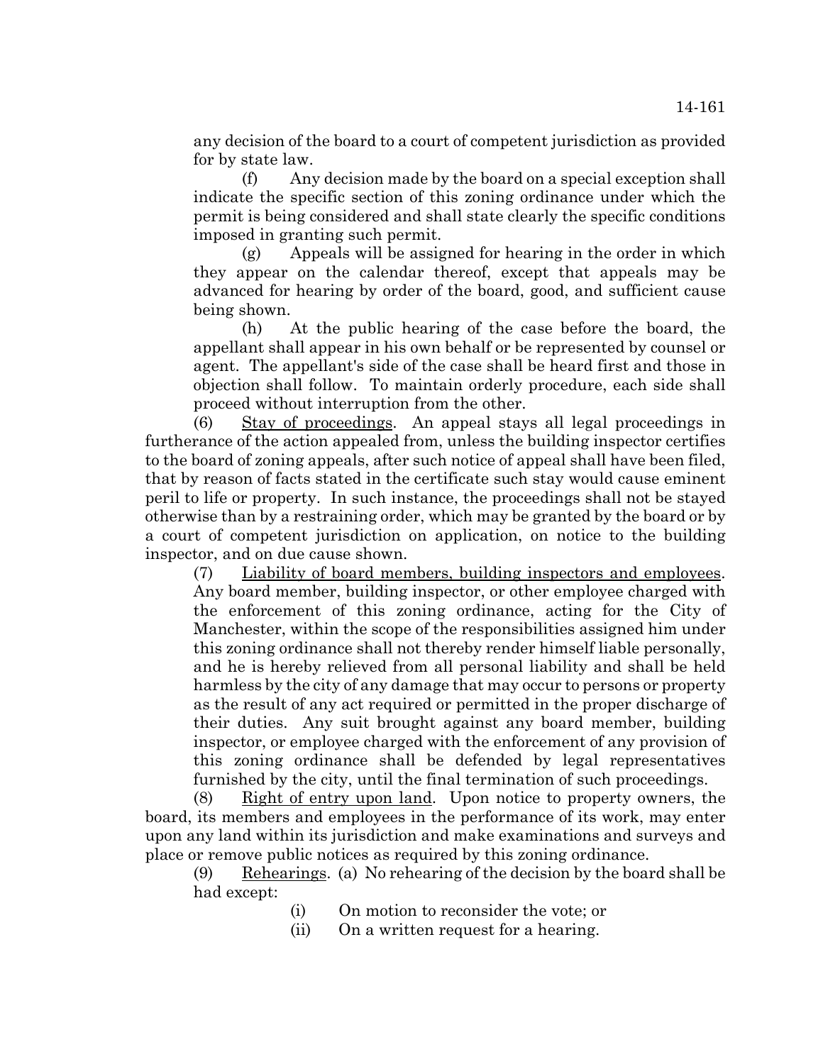any decision of the board to a court of competent jurisdiction as provided for by state law.

(f) Any decision made by the board on a special exception shall indicate the specific section of this zoning ordinance under which the permit is being considered and shall state clearly the specific conditions imposed in granting such permit.

(g) Appeals will be assigned for hearing in the order in which they appear on the calendar thereof, except that appeals may be advanced for hearing by order of the board, good, and sufficient cause being shown.

(h) At the public hearing of the case before the board, the appellant shall appear in his own behalf or be represented by counsel or agent. The appellant's side of the case shall be heard first and those in objection shall follow. To maintain orderly procedure, each side shall proceed without interruption from the other.

(6) Stay of proceedings. An appeal stays all legal proceedings in furtherance of the action appealed from, unless the building inspector certifies to the board of zoning appeals, after such notice of appeal shall have been filed, that by reason of facts stated in the certificate such stay would cause eminent peril to life or property. In such instance, the proceedings shall not be stayed otherwise than by a restraining order, which may be granted by the board or by a court of competent jurisdiction on application, on notice to the building inspector, and on due cause shown.

(7) Liability of board members, building inspectors and employees. Any board member, building inspector, or other employee charged with the enforcement of this zoning ordinance, acting for the City of Manchester, within the scope of the responsibilities assigned him under this zoning ordinance shall not thereby render himself liable personally, and he is hereby relieved from all personal liability and shall be held harmless by the city of any damage that may occur to persons or property as the result of any act required or permitted in the proper discharge of their duties. Any suit brought against any board member, building inspector, or employee charged with the enforcement of any provision of this zoning ordinance shall be defended by legal representatives furnished by the city, until the final termination of such proceedings.

(8) Right of entry upon land. Upon notice to property owners, the board, its members and employees in the performance of its work, may enter upon any land within its jurisdiction and make examinations and surveys and place or remove public notices as required by this zoning ordinance.

(9) Rehearings. (a) No rehearing of the decision by the board shall be had except:

(i) On motion to reconsider the vote; or

(ii) On a written request for a hearing.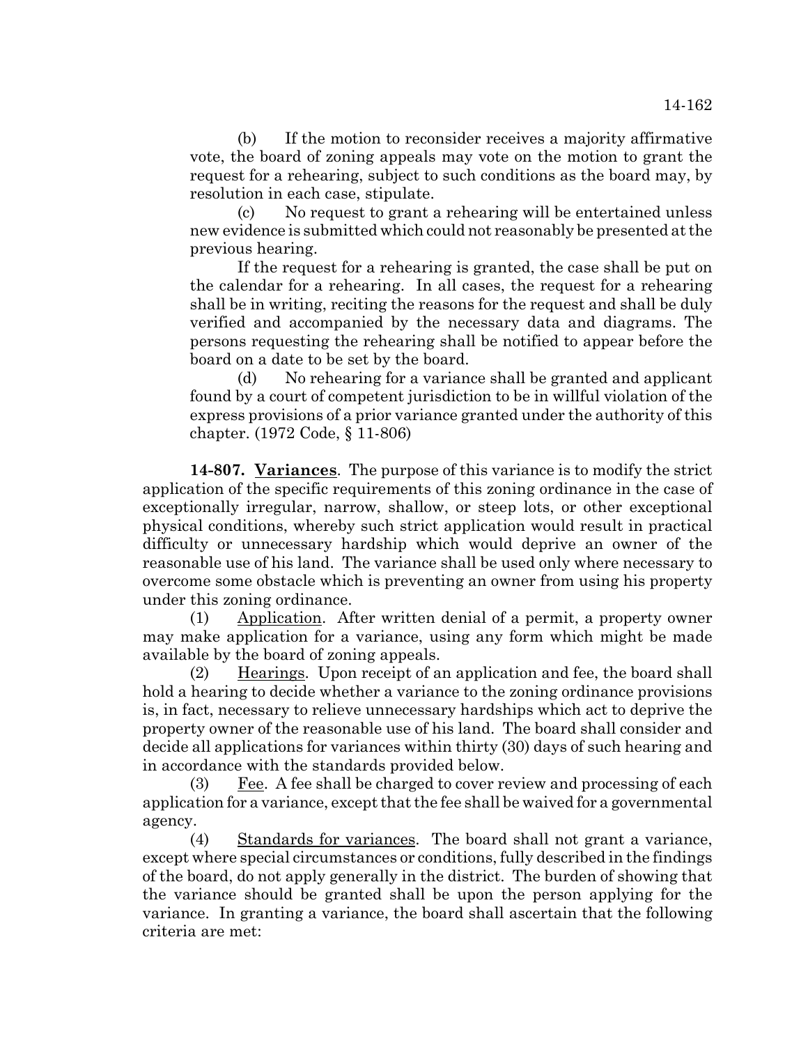(b) If the motion to reconsider receives a majority affirmative vote, the board of zoning appeals may vote on the motion to grant the request for a rehearing, subject to such conditions as the board may, by resolution in each case, stipulate.

(c) No request to grant a rehearing will be entertained unless new evidence is submitted which could not reasonably be presented at the previous hearing.

If the request for a rehearing is granted, the case shall be put on the calendar for a rehearing. In all cases, the request for a rehearing shall be in writing, reciting the reasons for the request and shall be duly verified and accompanied by the necessary data and diagrams. The persons requesting the rehearing shall be notified to appear before the board on a date to be set by the board.

(d) No rehearing for a variance shall be granted and applicant found by a court of competent jurisdiction to be in willful violation of the express provisions of a prior variance granted under the authority of this chapter. (1972 Code, § 11-806)

**14-807. Variances**. The purpose of this variance is to modify the strict application of the specific requirements of this zoning ordinance in the case of exceptionally irregular, narrow, shallow, or steep lots, or other exceptional physical conditions, whereby such strict application would result in practical difficulty or unnecessary hardship which would deprive an owner of the reasonable use of his land. The variance shall be used only where necessary to overcome some obstacle which is preventing an owner from using his property under this zoning ordinance.

(1) Application. After written denial of a permit, a property owner may make application for a variance, using any form which might be made available by the board of zoning appeals.

(2) Hearings. Upon receipt of an application and fee, the board shall hold a hearing to decide whether a variance to the zoning ordinance provisions is, in fact, necessary to relieve unnecessary hardships which act to deprive the property owner of the reasonable use of his land. The board shall consider and decide all applications for variances within thirty (30) days of such hearing and in accordance with the standards provided below.

(3) Fee. A fee shall be charged to cover review and processing of each application for a variance, except that the fee shall be waived for a governmental agency.

(4) Standards for variances. The board shall not grant a variance, except where special circumstances or conditions, fully described in the findings of the board, do not apply generally in the district. The burden of showing that the variance should be granted shall be upon the person applying for the variance. In granting a variance, the board shall ascertain that the following criteria are met: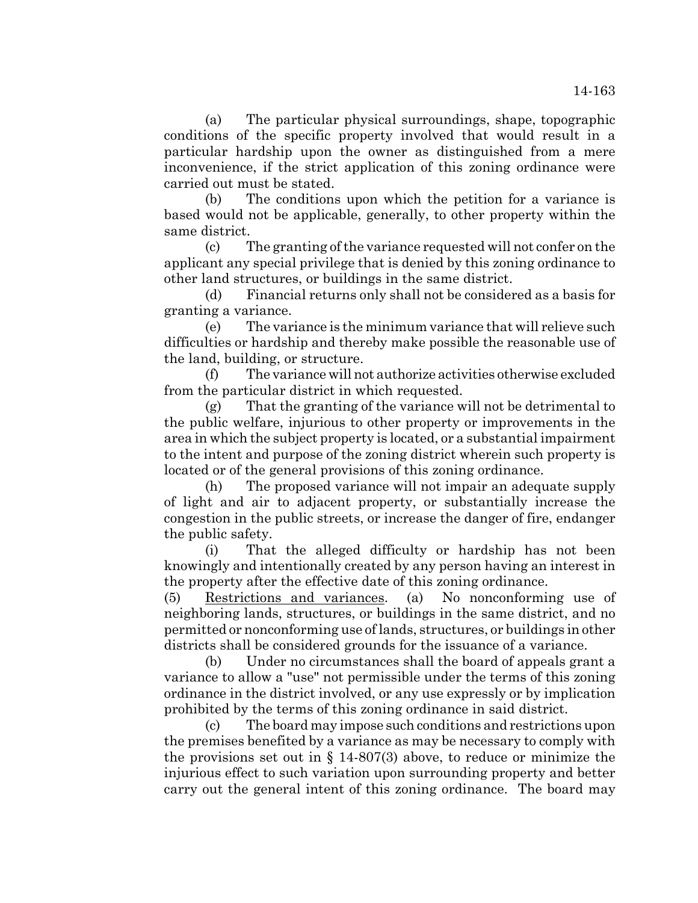(a) The particular physical surroundings, shape, topographic conditions of the specific property involved that would result in a particular hardship upon the owner as distinguished from a mere inconvenience, if the strict application of this zoning ordinance were carried out must be stated.

(b) The conditions upon which the petition for a variance is based would not be applicable, generally, to other property within the same district.

(c) The granting of the variance requested will not confer on the applicant any special privilege that is denied by this zoning ordinance to other land structures, or buildings in the same district.

(d) Financial returns only shall not be considered as a basis for granting a variance.

(e) The variance is the minimum variance that will relieve such difficulties or hardship and thereby make possible the reasonable use of the land, building, or structure.

(f) The variance will not authorize activities otherwise excluded from the particular district in which requested.

(g) That the granting of the variance will not be detrimental to the public welfare, injurious to other property or improvements in the area in which the subject property is located, or a substantial impairment to the intent and purpose of the zoning district wherein such property is located or of the general provisions of this zoning ordinance.

(h) The proposed variance will not impair an adequate supply of light and air to adjacent property, or substantially increase the congestion in the public streets, or increase the danger of fire, endanger the public safety.

(i) That the alleged difficulty or hardship has not been knowingly and intentionally created by any person having an interest in the property after the effective date of this zoning ordinance.

(5) Restrictions and variances. (a) No nonconforming use of neighboring lands, structures, or buildings in the same district, and no permitted or nonconforming use of lands, structures, or buildings in other districts shall be considered grounds for the issuance of a variance.

(b) Under no circumstances shall the board of appeals grant a variance to allow a "use" not permissible under the terms of this zoning ordinance in the district involved, or any use expressly or by implication prohibited by the terms of this zoning ordinance in said district.

(c) The board may impose such conditions and restrictions upon the premises benefited by a variance as may be necessary to comply with the provisions set out in § 14-807(3) above, to reduce or minimize the injurious effect to such variation upon surrounding property and better carry out the general intent of this zoning ordinance. The board may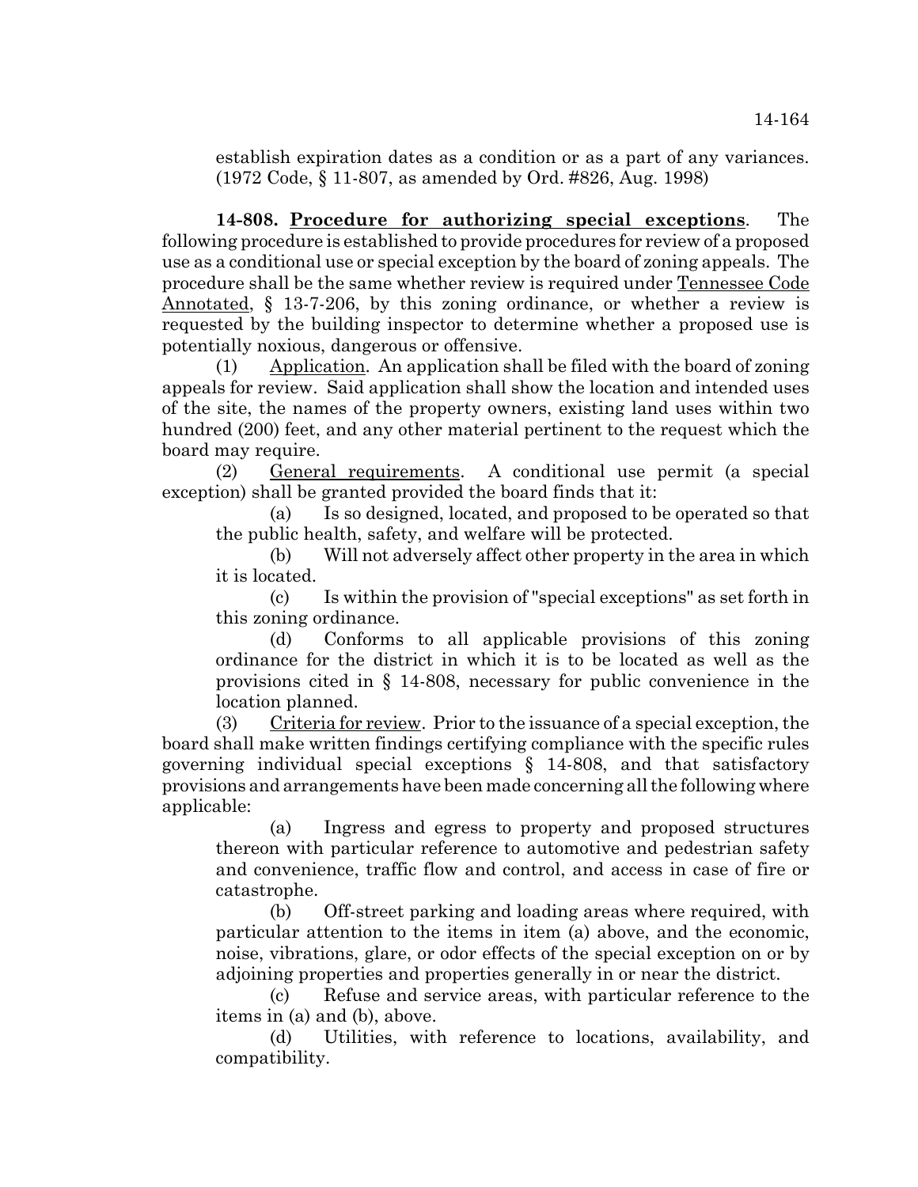establish expiration dates as a condition or as a part of any variances. (1972 Code, § 11-807, as amended by Ord. #826, Aug. 1998)

**14-808. Procedure for authorizing special exceptions**. The following procedure is established to provide procedures for review of a proposed use as a conditional use or special exception by the board of zoning appeals. The procedure shall be the same whether review is required under Tennessee Code Annotated, § 13-7-206, by this zoning ordinance, or whether a review is requested by the building inspector to determine whether a proposed use is potentially noxious, dangerous or offensive.

(1) Application. An application shall be filed with the board of zoning appeals for review. Said application shall show the location and intended uses of the site, the names of the property owners, existing land uses within two hundred (200) feet, and any other material pertinent to the request which the board may require.

(2) General requirements. A conditional use permit (a special exception) shall be granted provided the board finds that it:

(a) Is so designed, located, and proposed to be operated so that the public health, safety, and welfare will be protected.

(b) Will not adversely affect other property in the area in which it is located.

(c) Is within the provision of "special exceptions" as set forth in this zoning ordinance.

(d) Conforms to all applicable provisions of this zoning ordinance for the district in which it is to be located as well as the provisions cited in § 14-808, necessary for public convenience in the location planned.

(3) Criteria for review. Prior to the issuance of a special exception, the board shall make written findings certifying compliance with the specific rules governing individual special exceptions § 14-808, and that satisfactory provisions and arrangements have been made concerning all the following where applicable:

(a) Ingress and egress to property and proposed structures thereon with particular reference to automotive and pedestrian safety and convenience, traffic flow and control, and access in case of fire or catastrophe.

(b) Off-street parking and loading areas where required, with particular attention to the items in item (a) above, and the economic, noise, vibrations, glare, or odor effects of the special exception on or by adjoining properties and properties generally in or near the district.

(c) Refuse and service areas, with particular reference to the items in (a) and (b), above.

(d) Utilities, with reference to locations, availability, and compatibility.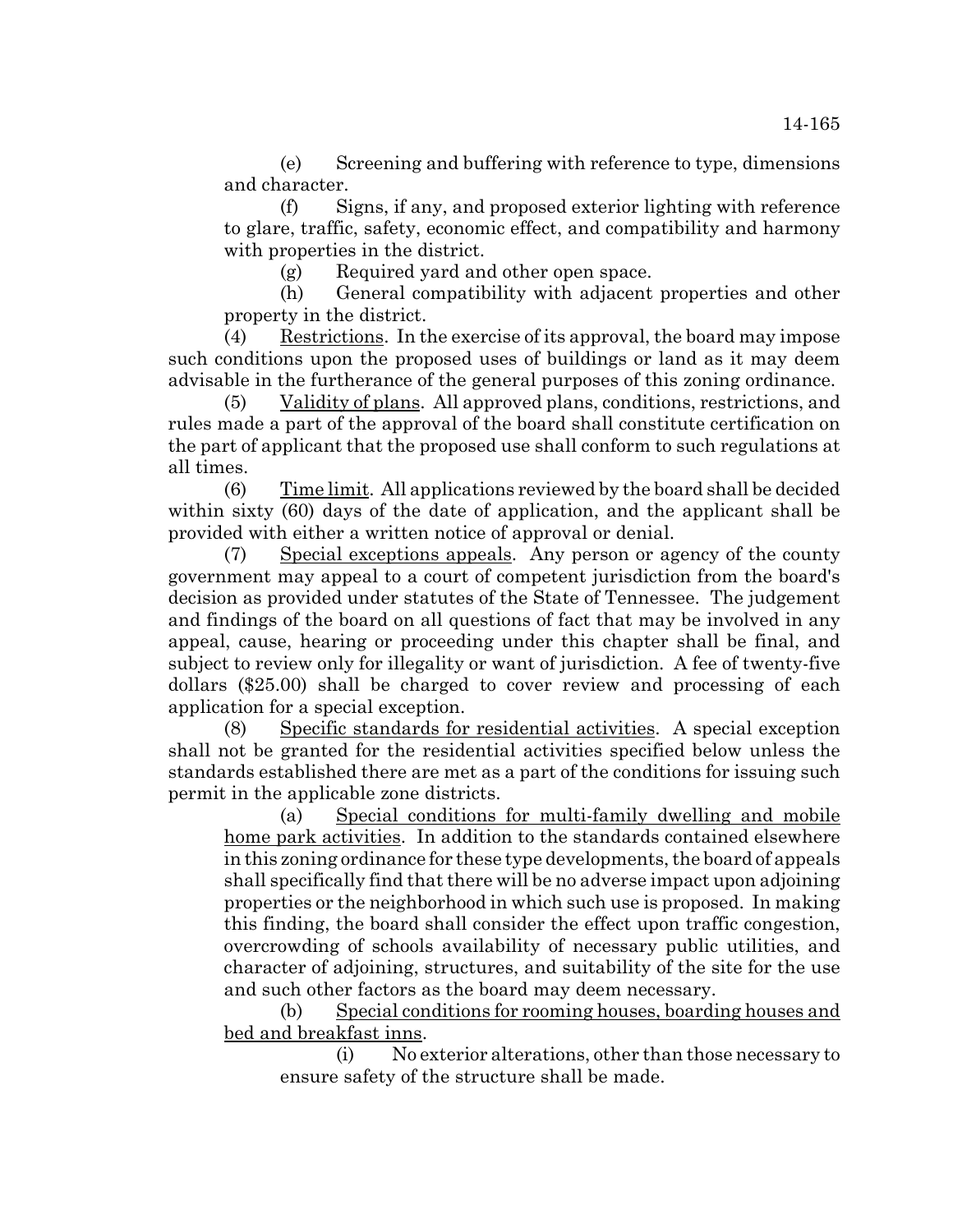(e) Screening and buffering with reference to type, dimensions and character.

(f) Signs, if any, and proposed exterior lighting with reference to glare, traffic, safety, economic effect, and compatibility and harmony with properties in the district.

(g) Required yard and other open space.

(h) General compatibility with adjacent properties and other property in the district.

(4) Restrictions. In the exercise of its approval, the board may impose such conditions upon the proposed uses of buildings or land as it may deem advisable in the furtherance of the general purposes of this zoning ordinance.

(5) Validity of plans. All approved plans, conditions, restrictions, and rules made a part of the approval of the board shall constitute certification on the part of applicant that the proposed use shall conform to such regulations at all times.

(6) Time limit. All applications reviewed by the board shall be decided within sixty (60) days of the date of application, and the applicant shall be provided with either a written notice of approval or denial.

(7) Special exceptions appeals. Any person or agency of the county government may appeal to a court of competent jurisdiction from the board's decision as provided under statutes of the State of Tennessee. The judgement and findings of the board on all questions of fact that may be involved in any appeal, cause, hearing or proceeding under this chapter shall be final, and subject to review only for illegality or want of jurisdiction. A fee of twenty-five dollars ($25.00) shall be charged to cover review and processing of each application for a special exception.

(8) Specific standards for residential activities. A special exception shall not be granted for the residential activities specified below unless the standards established there are met as a part of the conditions for issuing such permit in the applicable zone districts.

(a) Special conditions for multi-family dwelling and mobile home park activities. In addition to the standards contained elsewhere in this zoning ordinance for these type developments, the board of appeals shall specifically find that there will be no adverse impact upon adjoining properties or the neighborhood in which such use is proposed. In making this finding, the board shall consider the effect upon traffic congestion, overcrowding of schools availability of necessary public utilities, and character of adjoining, structures, and suitability of the site for the use and such other factors as the board may deem necessary.

(b) Special conditions for rooming houses, boarding houses and bed and breakfast inns.

(i) No exterior alterations, other than those necessary to ensure safety of the structure shall be made.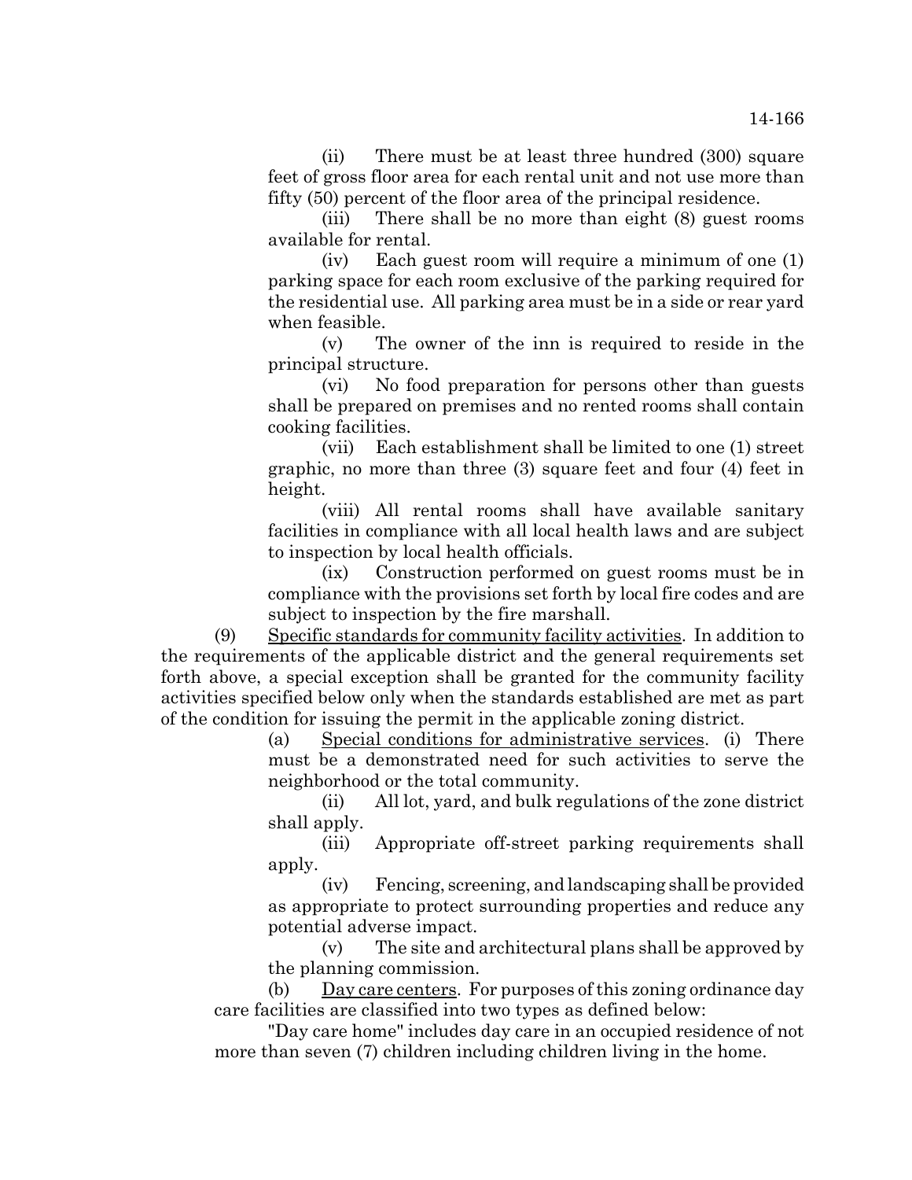(ii) There must be at least three hundred (300) square feet of gross floor area for each rental unit and not use more than fifty (50) percent of the floor area of the principal residence.

(iii) There shall be no more than eight (8) guest rooms available for rental.

(iv) Each guest room will require a minimum of one (1) parking space for each room exclusive of the parking required for the residential use. All parking area must be in a side or rear yard when feasible.

(v) The owner of the inn is required to reside in the principal structure.

(vi) No food preparation for persons other than guests shall be prepared on premises and no rented rooms shall contain cooking facilities.

(vii) Each establishment shall be limited to one (1) street graphic, no more than three (3) square feet and four (4) feet in height.

(viii) All rental rooms shall have available sanitary facilities in compliance with all local health laws and are subject to inspection by local health officials.

(ix) Construction performed on guest rooms must be in compliance with the provisions set forth by local fire codes and are subject to inspection by the fire marshall.

(9) Specific standards for community facility activities. In addition to the requirements of the applicable district and the general requirements set forth above, a special exception shall be granted for the community facility activities specified below only when the standards established are met as part of the condition for issuing the permit in the applicable zoning district.

(a) Special conditions for administrative services. (i) There must be a demonstrated need for such activities to serve the neighborhood or the total community.

(ii) All lot, yard, and bulk regulations of the zone district shall apply.

(iii) Appropriate off-street parking requirements shall apply.

(iv) Fencing, screening, and landscaping shall be provided as appropriate to protect surrounding properties and reduce any potential adverse impact.

(v) The site and architectural plans shall be approved by the planning commission.

(b) Day care centers. For purposes of this zoning ordinance day care facilities are classified into two types as defined below:

"Day care home" includes day care in an occupied residence of not more than seven (7) children including children living in the home.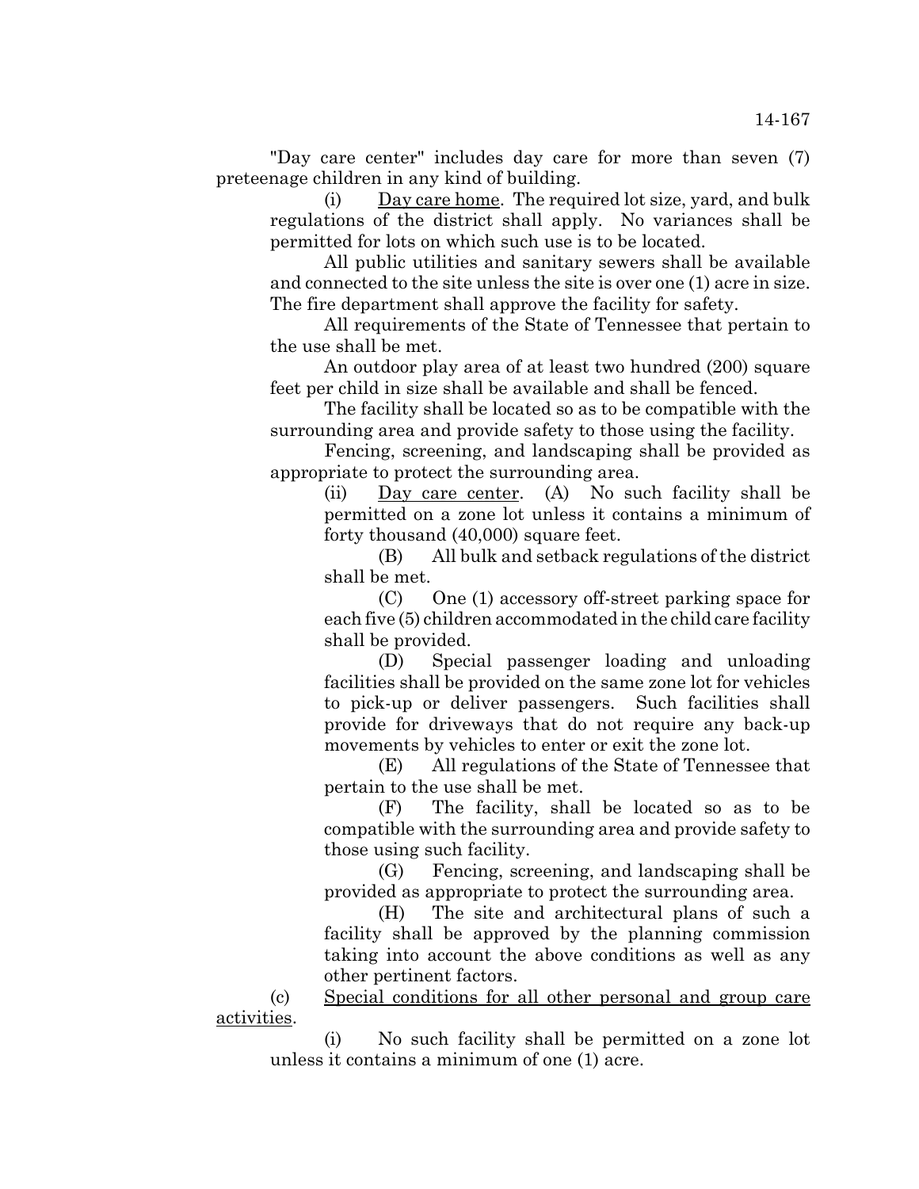"Day care center" includes day care for more than seven (7) preteenage children in any kind of building.

(i) Day care home. The required lot size, yard, and bulk regulations of the district shall apply. No variances shall be permitted for lots on which such use is to be located.

All public utilities and sanitary sewers shall be available and connected to the site unless the site is over one (1) acre in size. The fire department shall approve the facility for safety.

All requirements of the State of Tennessee that pertain to the use shall be met.

An outdoor play area of at least two hundred (200) square feet per child in size shall be available and shall be fenced.

The facility shall be located so as to be compatible with the surrounding area and provide safety to those using the facility.

Fencing, screening, and landscaping shall be provided as appropriate to protect the surrounding area.

(ii) Day care center. (A) No such facility shall be permitted on a zone lot unless it contains a minimum of forty thousand (40,000) square feet.

(B) All bulk and setback regulations of the district shall be met.

(C) One (1) accessory off-street parking space for each five (5) children accommodated in the child care facility shall be provided.

(D) Special passenger loading and unloading facilities shall be provided on the same zone lot for vehicles to pick-up or deliver passengers. Such facilities shall provide for driveways that do not require any back-up movements by vehicles to enter or exit the zone lot.

(E) All regulations of the State of Tennessee that pertain to the use shall be met.

(F) The facility, shall be located so as to be compatible with the surrounding area and provide safety to those using such facility.

(G) Fencing, screening, and landscaping shall be provided as appropriate to protect the surrounding area.

(H) The site and architectural plans of such a facility shall be approved by the planning commission taking into account the above conditions as well as any other pertinent factors.

(c) Special conditions for all other personal and group care activities.

(i) No such facility shall be permitted on a zone lot unless it contains a minimum of one (1) acre.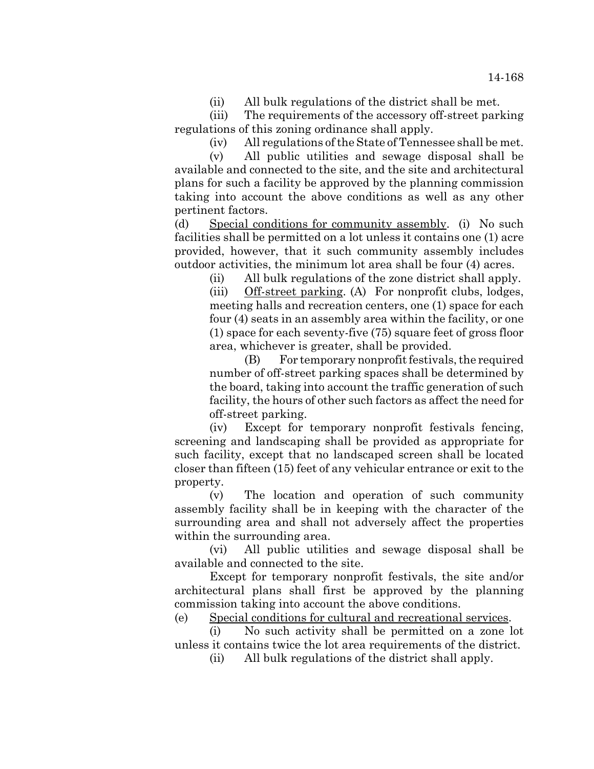(ii) All bulk regulations of the district shall be met.

(iii) The requirements of the accessory off-street parking regulations of this zoning ordinance shall apply.

(iv) All regulations of the State of Tennessee shall be met.

(v) All public utilities and sewage disposal shall be available and connected to the site, and the site and architectural plans for such a facility be approved by the planning commission taking into account the above conditions as well as any other pertinent factors.

(d) Special conditions for community assembly. (i) No such facilities shall be permitted on a lot unless it contains one (1) acre provided, however, that it such community assembly includes outdoor activities, the minimum lot area shall be four (4) acres.

(ii) All bulk regulations of the zone district shall apply.

(iii) Off-street parking. (A) For nonprofit clubs, lodges, meeting halls and recreation centers, one (1) space for each four (4) seats in an assembly area within the facility, or one (1) space for each seventy-five (75) square feet of gross floor area, whichever is greater, shall be provided.

(B) For temporary nonprofit festivals, the required number of off-street parking spaces shall be determined by the board, taking into account the traffic generation of such facility, the hours of other such factors as affect the need for off-street parking.

(iv) Except for temporary nonprofit festivals fencing, screening and landscaping shall be provided as appropriate for such facility, except that no landscaped screen shall be located closer than fifteen (15) feet of any vehicular entrance or exit to the property.

(v) The location and operation of such community assembly facility shall be in keeping with the character of the surrounding area and shall not adversely affect the properties within the surrounding area.

(vi) All public utilities and sewage disposal shall be available and connected to the site.

Except for temporary nonprofit festivals, the site and/or architectural plans shall first be approved by the planning commission taking into account the above conditions.

(e) Special conditions for cultural and recreational services.

(i) No such activity shall be permitted on a zone lot unless it contains twice the lot area requirements of the district.

(ii) All bulk regulations of the district shall apply.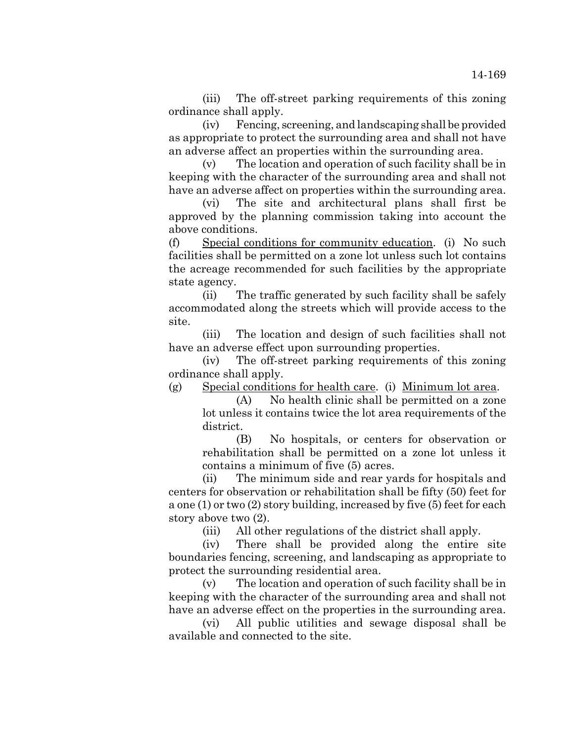(iii) The off-street parking requirements of this zoning ordinance shall apply.

(iv) Fencing, screening, and landscaping shall be provided as appropriate to protect the surrounding area and shall not have an adverse affect an properties within the surrounding area.

(v) The location and operation of such facility shall be in keeping with the character of the surrounding area and shall not have an adverse affect on properties within the surrounding area.

(vi) The site and architectural plans shall first be approved by the planning commission taking into account the above conditions.

(f) Special conditions for community education. (i) No such facilities shall be permitted on a zone lot unless such lot contains the acreage recommended for such facilities by the appropriate state agency.

(ii) The traffic generated by such facility shall be safely accommodated along the streets which will provide access to the site.

(iii) The location and design of such facilities shall not have an adverse effect upon surrounding properties.

(iv) The off-street parking requirements of this zoning ordinance shall apply.

(g) Special conditions for health care. (i) Minimum lot area.

(A) No health clinic shall be permitted on a zone lot unless it contains twice the lot area requirements of the district.

(B) No hospitals, or centers for observation or rehabilitation shall be permitted on a zone lot unless it contains a minimum of five (5) acres.

(ii) The minimum side and rear yards for hospitals and centers for observation or rehabilitation shall be fifty (50) feet for a one (1) or two (2) story building, increased by five (5) feet for each story above two (2).

(iii) All other regulations of the district shall apply.

(iv) There shall be provided along the entire site boundaries fencing, screening, and landscaping as appropriate to protect the surrounding residential area.

(v) The location and operation of such facility shall be in keeping with the character of the surrounding area and shall not have an adverse effect on the properties in the surrounding area.

(vi) All public utilities and sewage disposal shall be available and connected to the site.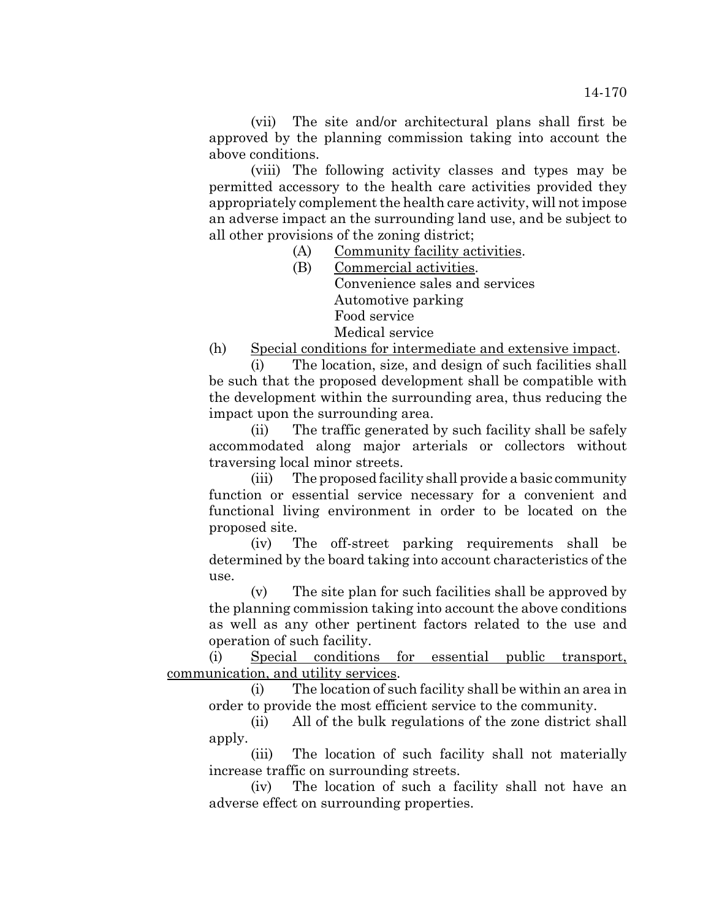(vii) The site and/or architectural plans shall first be approved by the planning commission taking into account the above conditions.

(viii) The following activity classes and types may be permitted accessory to the health care activities provided they appropriately complement the health care activity, will not impose an adverse impact an the surrounding land use, and be subject to all other provisions of the zoning district;

(A) Community facility activities.

(B) Commercial activities.
Convenience sales and services
Automotive parking
Food service
Medical service

(h) Special conditions for intermediate and extensive impact.

(i) The location, size, and design of such facilities shall be such that the proposed development shall be compatible with the development within the surrounding area, thus reducing the impact upon the surrounding area.

(ii) The traffic generated by such facility shall be safely accommodated along major arterials or collectors without traversing local minor streets.

(iii) The proposed facility shall provide a basic community function or essential service necessary for a convenient and functional living environment in order to be located on the proposed site.

(iv) The off-street parking requirements shall be determined by the board taking into account characteristics of the use.

(v) The site plan for such facilities shall be approved by the planning commission taking into account the above conditions as well as any other pertinent factors related to the use and operation of such facility.

(i) Special conditions for essential public transport, communication, and utility services.

(i) The location of such facility shall be within an area in order to provide the most efficient service to the community.

(ii) All of the bulk regulations of the zone district shall apply.

(iii) The location of such facility shall not materially increase traffic on surrounding streets.

(iv) The location of such a facility shall not have an adverse effect on surrounding properties.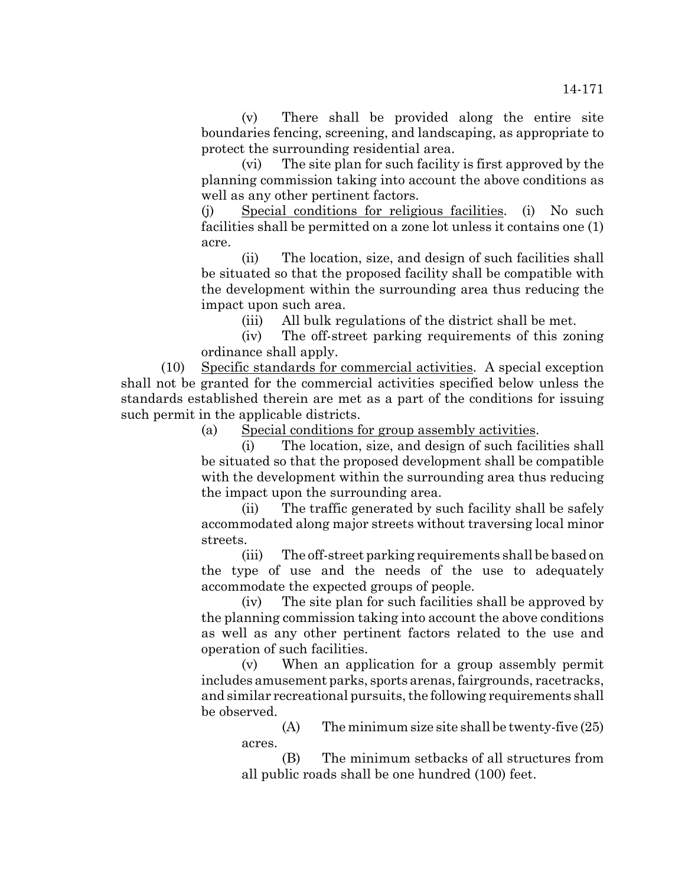(v) There shall be provided along the entire site boundaries fencing, screening, and landscaping, as appropriate to protect the surrounding residential area.

(vi) The site plan for such facility is first approved by the planning commission taking into account the above conditions as well as any other pertinent factors.

(j) Special conditions for religious facilities. (i) No such facilities shall be permitted on a zone lot unless it contains one (1) acre.

(ii) The location, size, and design of such facilities shall be situated so that the proposed facility shall be compatible with the development within the surrounding area thus reducing the impact upon such area.

(iii) All bulk regulations of the district shall be met.

(iv) The off-street parking requirements of this zoning ordinance shall apply.

(10) Specific standards for commercial activities. A special exception shall not be granted for the commercial activities specified below unless the standards established therein are met as a part of the conditions for issuing such permit in the applicable districts.

(a) Special conditions for group assembly activities.

(i) The location, size, and design of such facilities shall be situated so that the proposed development shall be compatible with the development within the surrounding area thus reducing the impact upon the surrounding area.

(ii) The traffic generated by such facility shall be safely accommodated along major streets without traversing local minor streets.

(iii) The off-street parking requirements shall be based on the type of use and the needs of the use to adequately accommodate the expected groups of people.

(iv) The site plan for such facilities shall be approved by the planning commission taking into account the above conditions as well as any other pertinent factors related to the use and operation of such facilities.

(v) When an application for a group assembly permit includes amusement parks, sports arenas, fairgrounds, racetracks, and similar recreational pursuits, the following requirements shall be observed.

(A) The minimum size site shall be twenty-five (25) acres.

(B) The minimum setbacks of all structures from all public roads shall be one hundred (100) feet.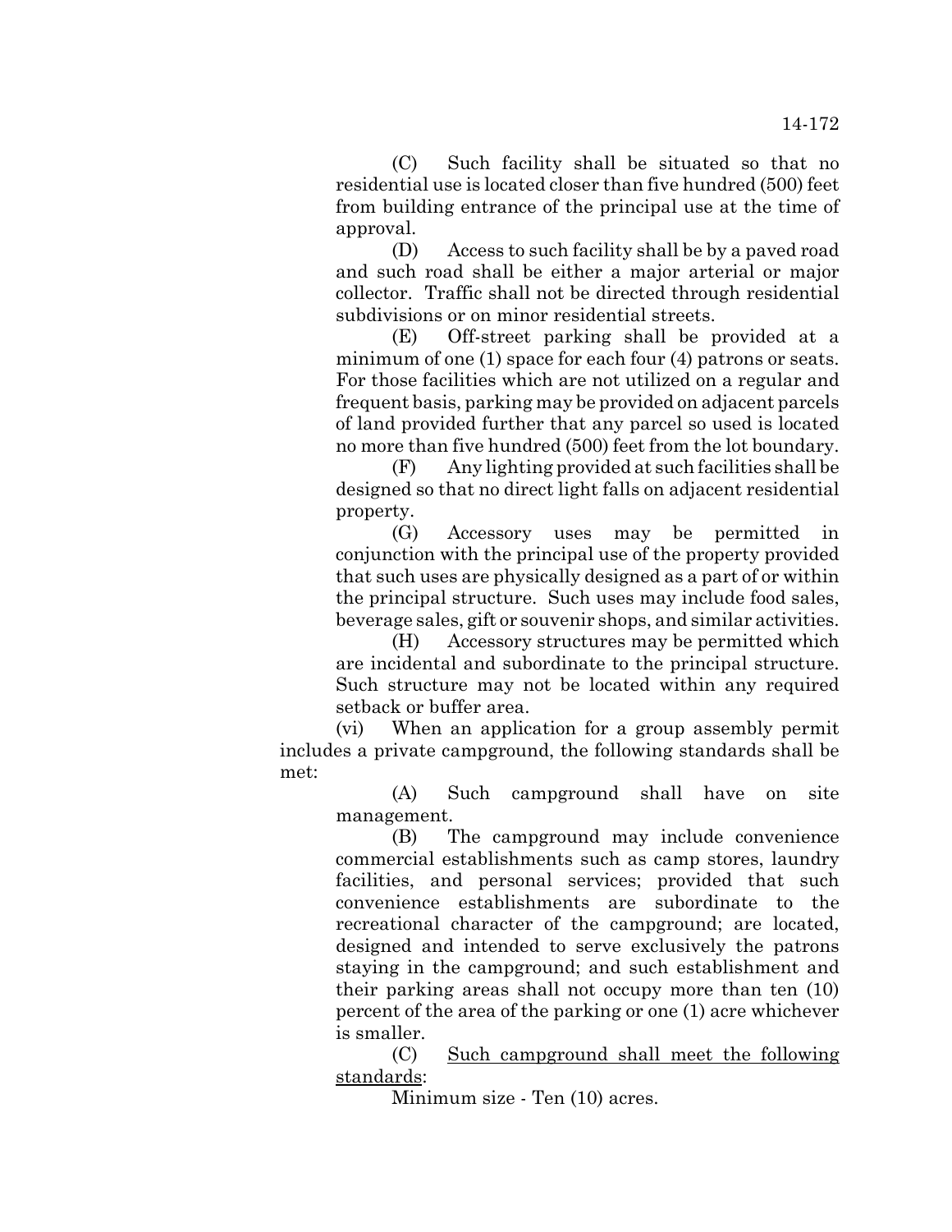(C) Such facility shall be situated so that no residential use is located closer than five hundred (500) feet from building entrance of the principal use at the time of approval.

(D) Access to such facility shall be by a paved road and such road shall be either a major arterial or major collector. Traffic shall not be directed through residential subdivisions or on minor residential streets.

(E) Off-street parking shall be provided at a minimum of one (1) space for each four (4) patrons or seats. For those facilities which are not utilized on a regular and frequent basis, parking may be provided on adjacent parcels of land provided further that any parcel so used is located no more than five hundred (500) feet from the lot boundary.

(F) Any lighting provided at such facilities shall be designed so that no direct light falls on adjacent residential property.

(G) Accessory uses may be permitted in conjunction with the principal use of the property provided that such uses are physically designed as a part of or within the principal structure. Such uses may include food sales, beverage sales, gift or souvenir shops, and similar activities.

(H) Accessory structures may be permitted which are incidental and subordinate to the principal structure. Such structure may not be located within any required setback or buffer area.

(vi) When an application for a group assembly permit includes a private campground, the following standards shall be met:

(A) Such campground shall have on site management.

(B) The campground may include convenience commercial establishments such as camp stores, laundry facilities, and personal services; provided that such convenience establishments are subordinate to the recreational character of the campground; are located, designed and intended to serve exclusively the patrons staying in the campground; and such establishment and their parking areas shall not occupy more than ten (10) percent of the area of the parking or one (1) acre whichever is smaller.

(C) Such campground shall meet the following standards:

Minimum size - Ten (10) acres.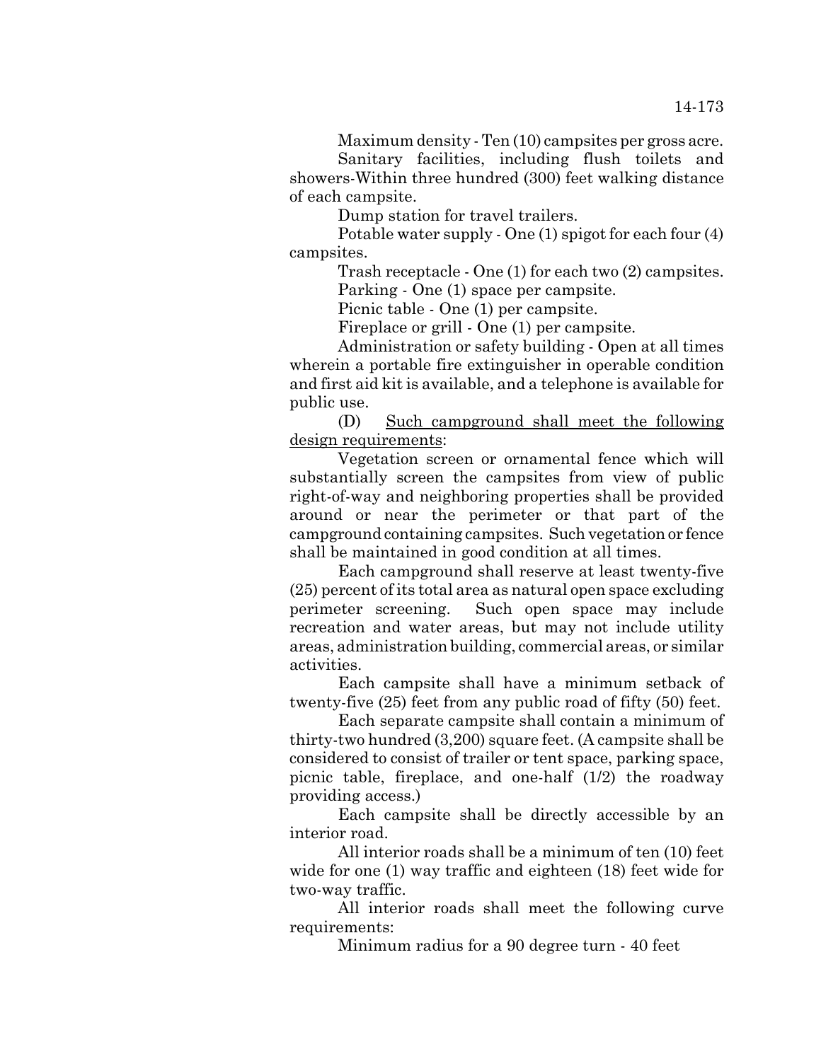Maximum density - Ten (10) campsites per gross acre.

Sanitary facilities, including flush toilets and showers-Within three hundred (300) feet walking distance of each campsite.

Dump station for travel trailers.

Potable water supply - One (1) spigot for each four (4) campsites.

Trash receptacle - One (1) for each two (2) campsites.

Parking - One (1) space per campsite.

Picnic table - One (1) per campsite.

Fireplace or grill - One (1) per campsite.

Administration or safety building - Open at all times wherein a portable fire extinguisher in operable condition and first aid kit is available, and a telephone is available for public use.

(D) Such campground shall meet the following design requirements:

Vegetation screen or ornamental fence which will substantially screen the campsites from view of public right-of-way and neighboring properties shall be provided around or near the perimeter or that part of the campground containing campsites. Such vegetation or fence shall be maintained in good condition at all times.

Each campground shall reserve at least twenty-five (25) percent of its total area as natural open space excluding perimeter screening. Such open space may include recreation and water areas, but may not include utility areas, administration building, commercial areas, or similar activities.

Each campsite shall have a minimum setback of twenty-five (25) feet from any public road of fifty (50) feet.

Each separate campsite shall contain a minimum of thirty-two hundred (3,200) square feet. (A campsite shall be considered to consist of trailer or tent space, parking space, picnic table, fireplace, and one-half (1/2) the roadway providing access.)

Each campsite shall be directly accessible by an interior road.

All interior roads shall be a minimum of ten (10) feet wide for one (1) way traffic and eighteen (18) feet wide for two-way traffic.

All interior roads shall meet the following curve requirements:

Minimum radius for a 90 degree turn - 40 feet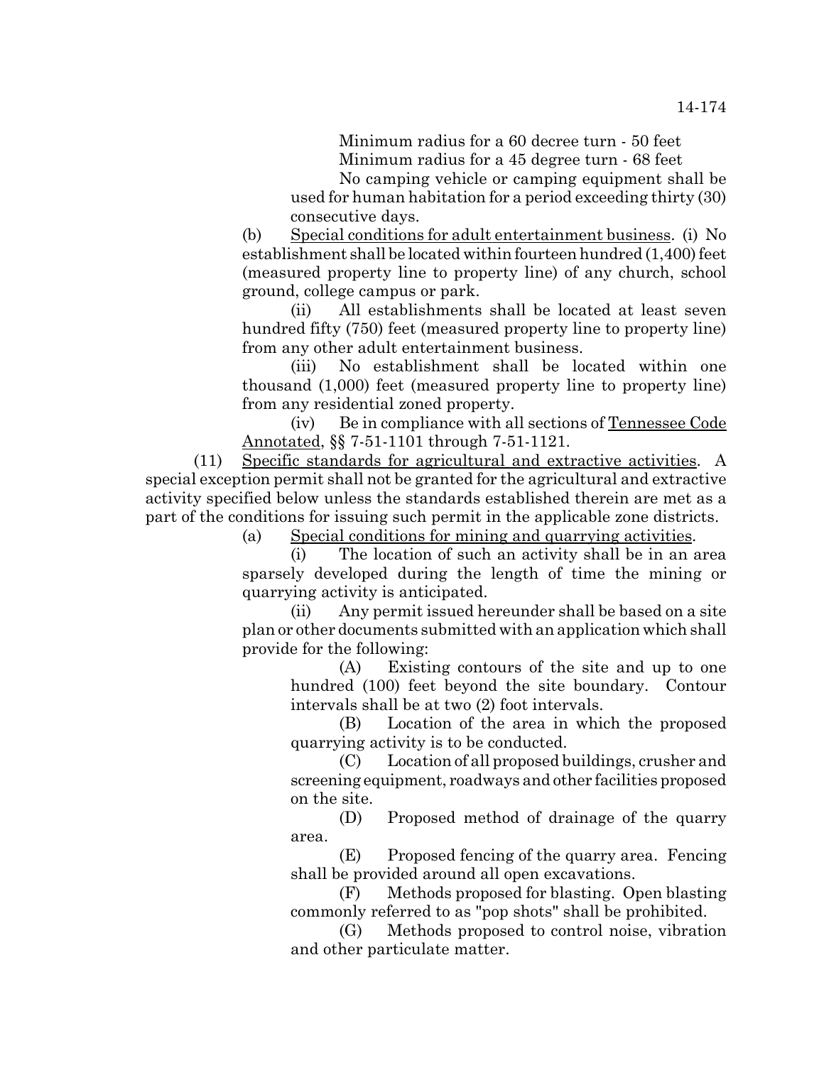Minimum radius for a 60 decree turn - 50 feet

Minimum radius for a 45 degree turn - 68 feet

No camping vehicle or camping equipment shall be used for human habitation for a period exceeding thirty (30) consecutive days.

(b) Special conditions for adult entertainment business. (i) No establishment shall be located within fourteen hundred (1,400) feet (measured property line to property line) of any church, school ground, college campus or park.

(ii) All establishments shall be located at least seven hundred fifty (750) feet (measured property line to property line) from any other adult entertainment business.

(iii) No establishment shall be located within one thousand (1,000) feet (measured property line to property line) from any residential zoned property.

(iv) Be in compliance with all sections of Tennessee Code Annotated, §§ 7-51-1101 through 7-51-1121.

(11) Specific standards for agricultural and extractive activities. A special exception permit shall not be granted for the agricultural and extractive activity specified below unless the standards established therein are met as a part of the conditions for issuing such permit in the applicable zone districts.

(a) Special conditions for mining and quarrying activities.

(i) The location of such an activity shall be in an area sparsely developed during the length of time the mining or quarrying activity is anticipated.

(ii) Any permit issued hereunder shall be based on a site plan or other documents submitted with an application which shall provide for the following:

(A) Existing contours of the site and up to one hundred (100) feet beyond the site boundary. Contour intervals shall be at two (2) foot intervals.

(B) Location of the area in which the proposed quarrying activity is to be conducted.

(C) Location of all proposed buildings, crusher and screening equipment, roadways and other facilities proposed on the site.

(D) Proposed method of drainage of the quarry area.

(E) Proposed fencing of the quarry area. Fencing shall be provided around all open excavations.

(F) Methods proposed for blasting. Open blasting commonly referred to as "pop shots" shall be prohibited.

(G) Methods proposed to control noise, vibration and other particulate matter.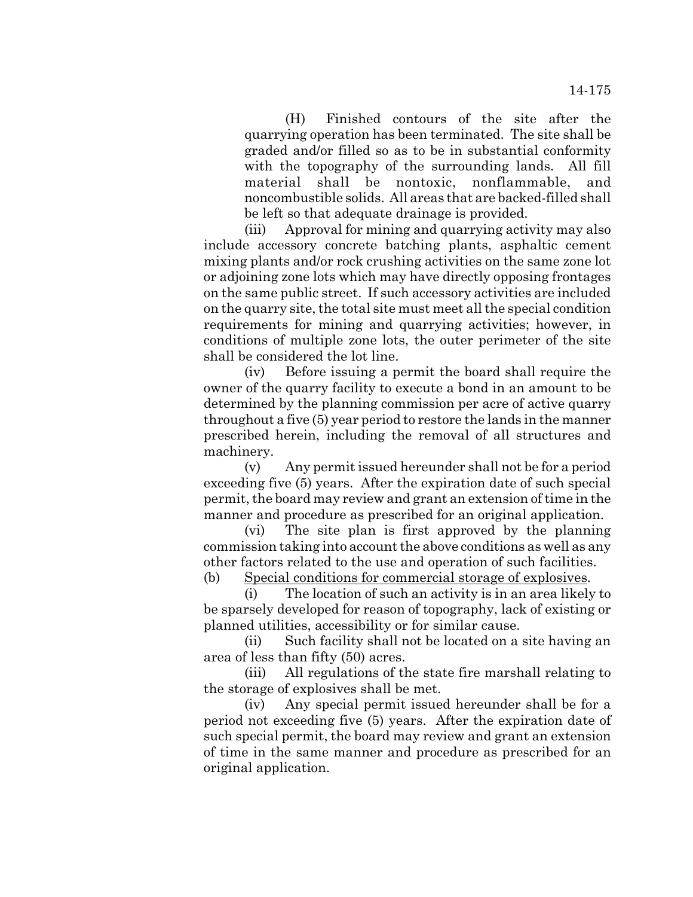(H) Finished contours of the site after the quarrying operation has been terminated. The site shall be graded and/or filled so as to be in substantial conformity with the topography of the surrounding lands. All fill material shall be nontoxic, nonflammable, and noncombustible solids. All areas that are backed-filled shall be left so that adequate drainage is provided.

(iii) Approval for mining and quarrying activity may also include accessory concrete batching plants, asphaltic cement mixing plants and/or rock crushing activities on the same zone lot or adjoining zone lots which may have directly opposing frontages on the same public street. If such accessory activities are included on the quarry site, the total site must meet all the special condition requirements for mining and quarrying activities; however, in conditions of multiple zone lots, the outer perimeter of the site shall be considered the lot line.

(iv) Before issuing a permit the board shall require the owner of the quarry facility to execute a bond in an amount to be determined by the planning commission per acre of active quarry throughout a five (5) year period to restore the lands in the manner prescribed herein, including the removal of all structures and machinery.

(v) Any permit issued hereunder shall not be for a period exceeding five (5) years. After the expiration date of such special permit, the board may review and grant an extension of time in the manner and procedure as prescribed for an original application.

(vi) The site plan is first approved by the planning commission taking into account the above conditions as well as any other factors related to the use and operation of such facilities.

(b) Special conditions for commercial storage of explosives.

(i) The location of such an activity is in an area likely to be sparsely developed for reason of topography, lack of existing or planned utilities, accessibility or for similar cause.

(ii) Such facility shall not be located on a site having an area of less than fifty (50) acres.

(iii) All regulations of the state fire marshall relating to the storage of explosives shall be met.

(iv) Any special permit issued hereunder shall be for a period not exceeding five (5) years. After the expiration date of such special permit, the board may review and grant an extension of time in the same manner and procedure as prescribed for an original application.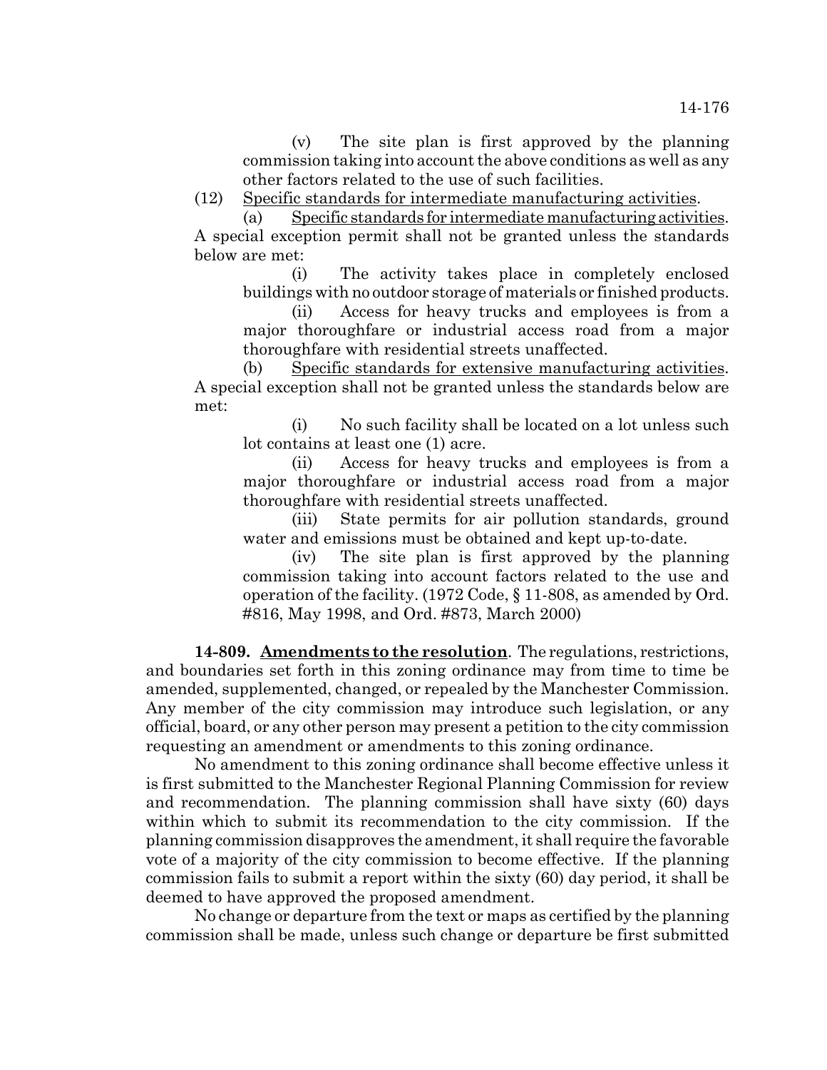(v) The site plan is first approved by the planning commission taking into account the above conditions as well as any other factors related to the use of such facilities.

(12) Specific standards for intermediate manufacturing activities.

(a) Specific standards for intermediate manufacturing activities. A special exception permit shall not be granted unless the standards below are met:

(i) The activity takes place in completely enclosed buildings with no outdoor storage of materials or finished products.

(ii) Access for heavy trucks and employees is from a major thoroughfare or industrial access road from a major thoroughfare with residential streets unaffected.

(b) Specific standards for extensive manufacturing activities. A special exception shall not be granted unless the standards below are met:

(i) No such facility shall be located on a lot unless such lot contains at least one (1) acre.

(ii) Access for heavy trucks and employees is from a major thoroughfare or industrial access road from a major thoroughfare with residential streets unaffected.

(iii) State permits for air pollution standards, ground water and emissions must be obtained and kept up-to-date.

(iv) The site plan is first approved by the planning commission taking into account factors related to the use and operation of the facility. (1972 Code, § 11-808, as amended by Ord. #816, May 1998, and Ord. #873, March 2000)

**14-809. Amendments to the resolution**. The regulations, restrictions, and boundaries set forth in this zoning ordinance may from time to time be amended, supplemented, changed, or repealed by the Manchester Commission. Any member of the city commission may introduce such legislation, or any official, board, or any other person may present a petition to the city commission requesting an amendment or amendments to this zoning ordinance.

No amendment to this zoning ordinance shall become effective unless it is first submitted to the Manchester Regional Planning Commission for review and recommendation. The planning commission shall have sixty (60) days within which to submit its recommendation to the city commission. If the planning commission disapproves the amendment, it shall require the favorable vote of a majority of the city commission to become effective. If the planning commission fails to submit a report within the sixty (60) day period, it shall be deemed to have approved the proposed amendment.

No change or departure from the text or maps as certified by the planning commission shall be made, unless such change or departure be first submitted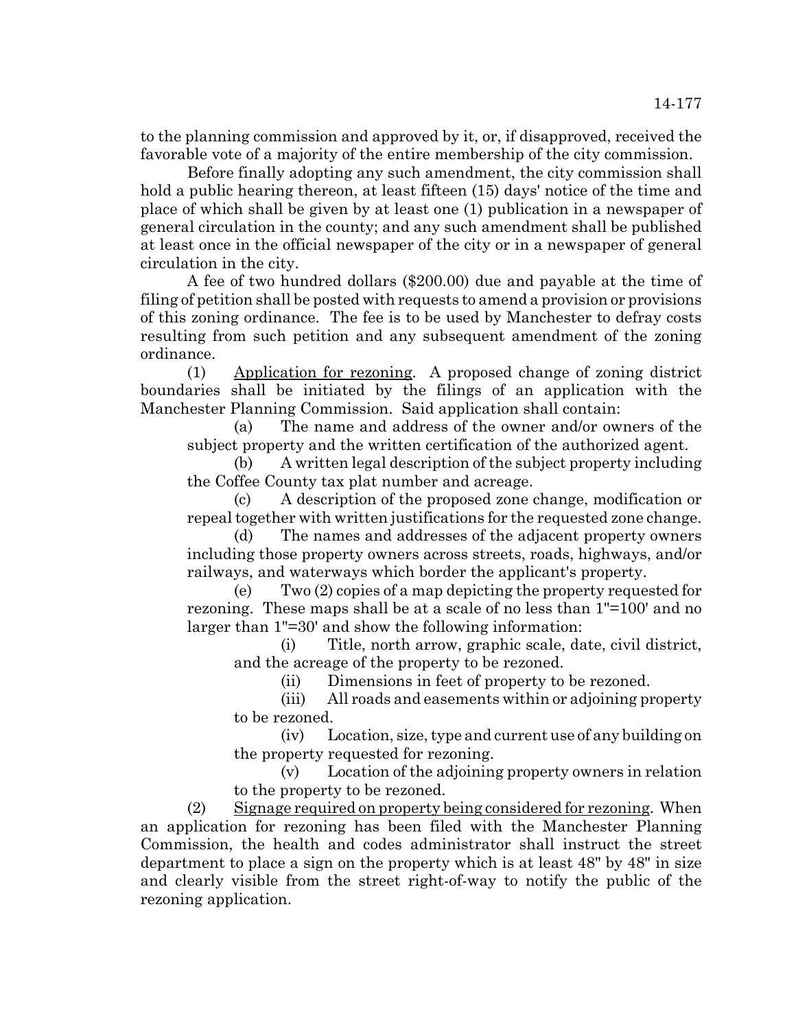to the planning commission and approved by it, or, if disapproved, received the favorable vote of a majority of the entire membership of the city commission.

Before finally adopting any such amendment, the city commission shall hold a public hearing thereon, at least fifteen (15) days' notice of the time and place of which shall be given by at least one (1) publication in a newspaper of general circulation in the county; and any such amendment shall be published at least once in the official newspaper of the city or in a newspaper of general circulation in the city.

A fee of two hundred dollars ($200.00) due and payable at the time of filing of petition shall be posted with requests to amend a provision or provisions of this zoning ordinance. The fee is to be used by Manchester to defray costs resulting from such petition and any subsequent amendment of the zoning ordinance.

(1) Application for rezoning. A proposed change of zoning district boundaries shall be initiated by the filings of an application with the Manchester Planning Commission. Said application shall contain:

(a) The name and address of the owner and/or owners of the subject property and the written certification of the authorized agent.

(b) A written legal description of the subject property including the Coffee County tax plat number and acreage.

(c) A description of the proposed zone change, modification or repeal together with written justifications for the requested zone change.

(d) The names and addresses of the adjacent property owners including those property owners across streets, roads, highways, and/or railways, and waterways which border the applicant's property.

(e) Two (2) copies of a map depicting the property requested for rezoning. These maps shall be at a scale of no less than 1"=100' and no larger than 1"=30' and show the following information:

(i) Title, north arrow, graphic scale, date, civil district, and the acreage of the property to be rezoned.

(ii) Dimensions in feet of property to be rezoned.

(iii) All roads and easements within or adjoining property to be rezoned.

(iv) Location, size, type and current use of any building on the property requested for rezoning.

(v) Location of the adjoining property owners in relation to the property to be rezoned.

(2) Signage required on property being considered for rezoning. When an application for rezoning has been filed with the Manchester Planning Commission, the health and codes administrator shall instruct the street department to place a sign on the property which is at least 48" by 48" in size and clearly visible from the street right-of-way to notify the public of the rezoning application.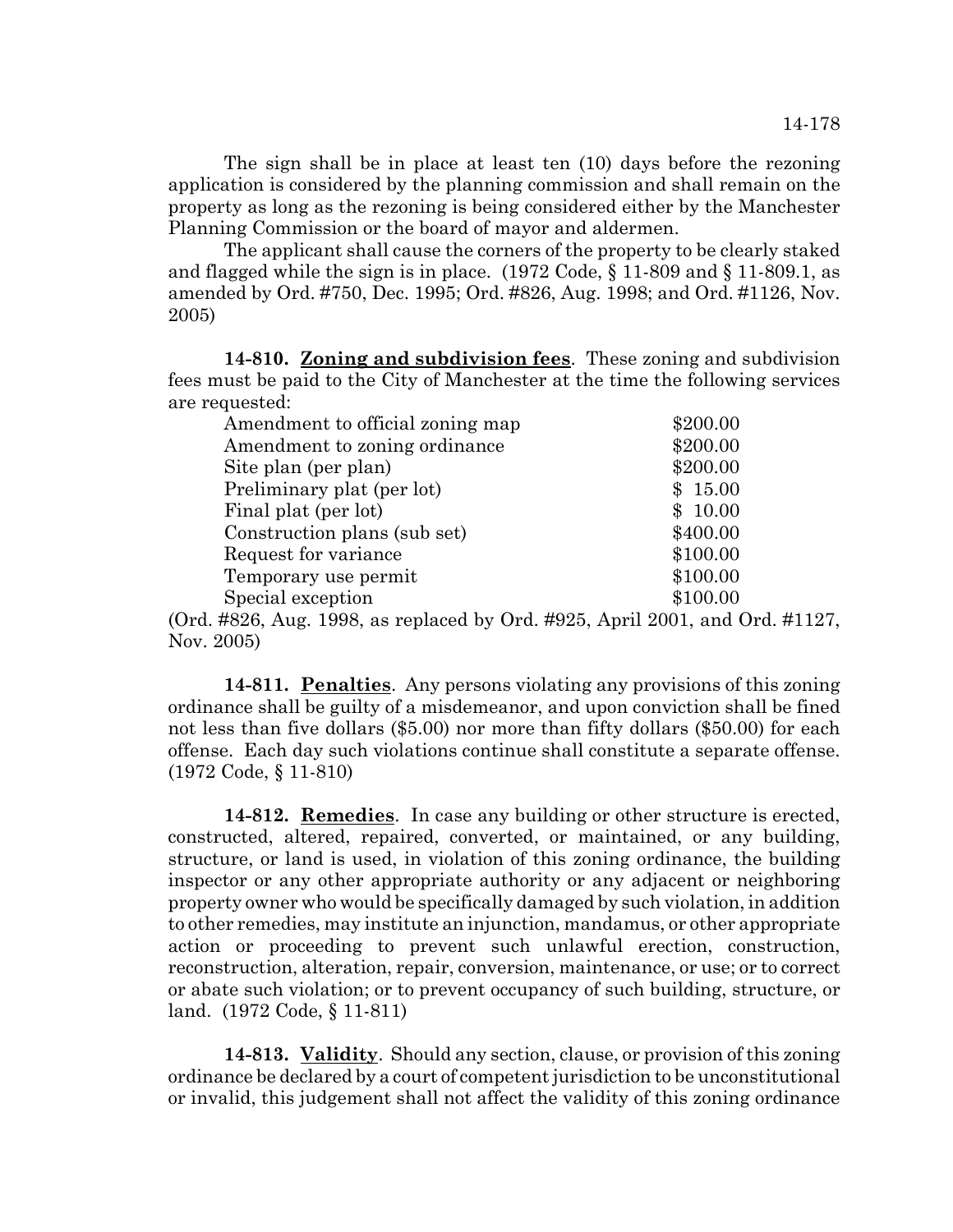The sign shall be in place at least ten (10) days before the rezoning application is considered by the planning commission and shall remain on the property as long as the rezoning is being considered either by the Manchester Planning Commission or the board of mayor and aldermen.

The applicant shall cause the corners of the property to be clearly staked and flagged while the sign is in place. (1972 Code, § 11-809 and § 11-809.1, as amended by Ord. #750, Dec. 1995; Ord. #826, Aug. 1998; and Ord. #1126, Nov. 2005)

**14-810. Zoning and subdivision fees**. These zoning and subdivision fees must be paid to the City of Manchester at the time the following services are requested:

| | |
|---|---|
| Amendment to official zoning map | $200.00 |
| Amendment to zoning ordinance | $200.00 |
| Site plan (per plan) | $200.00 |
| Preliminary plat (per lot) | $ 15.00 |
| Final plat (per lot) | $ 10.00 |
| Construction plans (sub set) | $400.00 |
| Request for variance | $100.00 |
| Temporary use permit | $100.00 |
| Special exception | $100.00 |

(Ord. #826, Aug. 1998, as replaced by Ord. #925, April 2001, and Ord. #1127, Nov. 2005)

**14-811. Penalties**. Any persons violating any provisions of this zoning ordinance shall be guilty of a misdemeanor, and upon conviction shall be fined not less than five dollars ($5.00) nor more than fifty dollars ($50.00) for each offense. Each day such violations continue shall constitute a separate offense. (1972 Code, § 11-810)

**14-812. Remedies**. In case any building or other structure is erected, constructed, altered, repaired, converted, or maintained, or any building, structure, or land is used, in violation of this zoning ordinance, the building inspector or any other appropriate authority or any adjacent or neighboring property owner who would be specifically damaged by such violation, in addition to other remedies, may institute an injunction, mandamus, or other appropriate action or proceeding to prevent such unlawful erection, construction, reconstruction, alteration, repair, conversion, maintenance, or use; or to correct or abate such violation; or to prevent occupancy of such building, structure, or land. (1972 Code, § 11-811)

**14-813. Validity**. Should any section, clause, or provision of this zoning ordinance be declared by a court of competent jurisdiction to be unconstitutional or invalid, this judgement shall not affect the validity of this zoning ordinance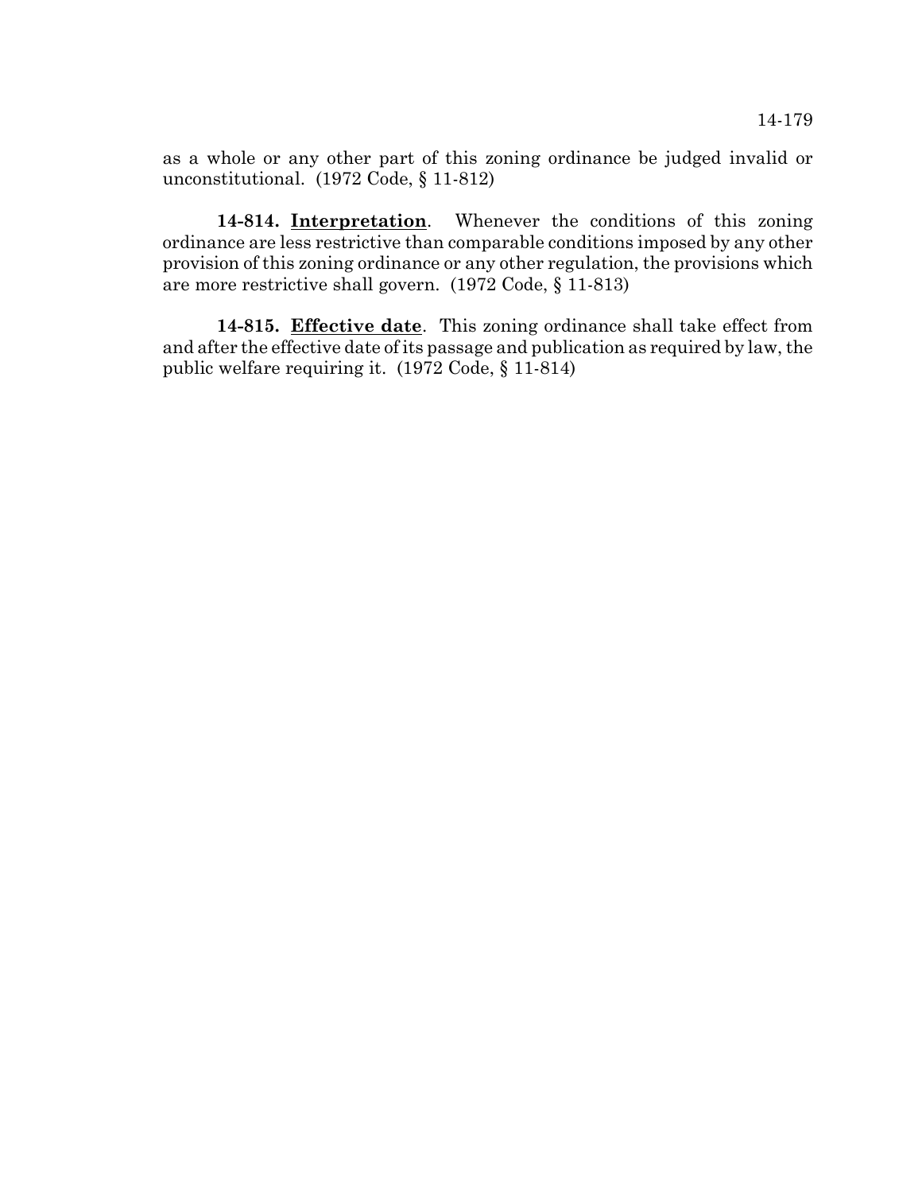as a whole or any other part of this zoning ordinance be judged invalid or unconstitutional. (1972 Code, § 11-812)

**14-814. Interpretation**. Whenever the conditions of this zoning ordinance are less restrictive than comparable conditions imposed by any other provision of this zoning ordinance or any other regulation, the provisions which are more restrictive shall govern. (1972 Code, § 11-813)

**14-815. Effective date**. This zoning ordinance shall take effect from and after the effective date of its passage and publication as required by law, the public welfare requiring it. (1972 Code, § 11-814)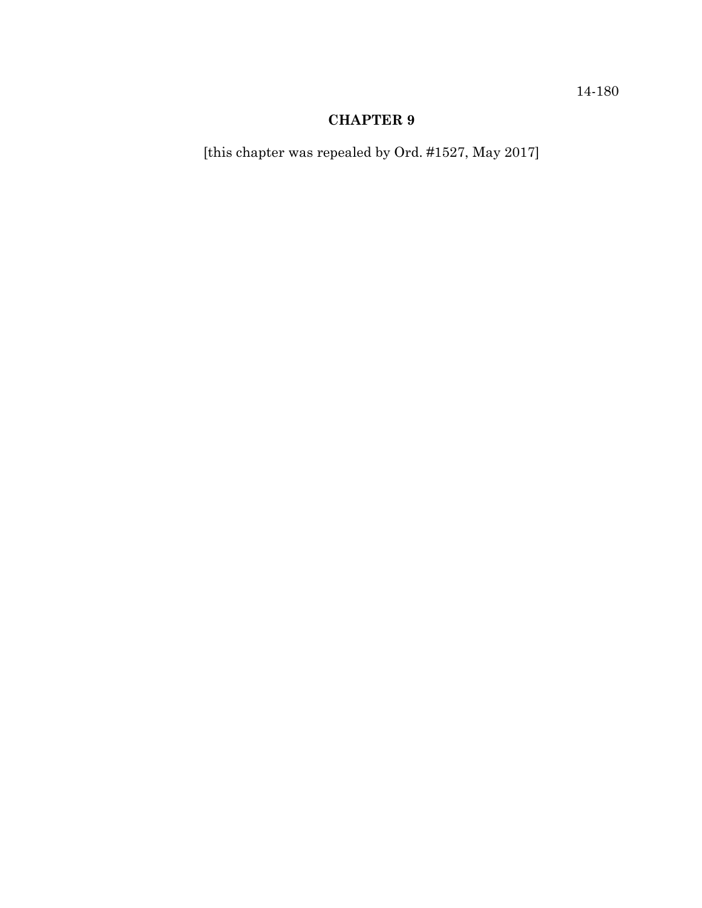## CHAPTER 9

[this chapter was repealed by Ord. #1527, May 2017]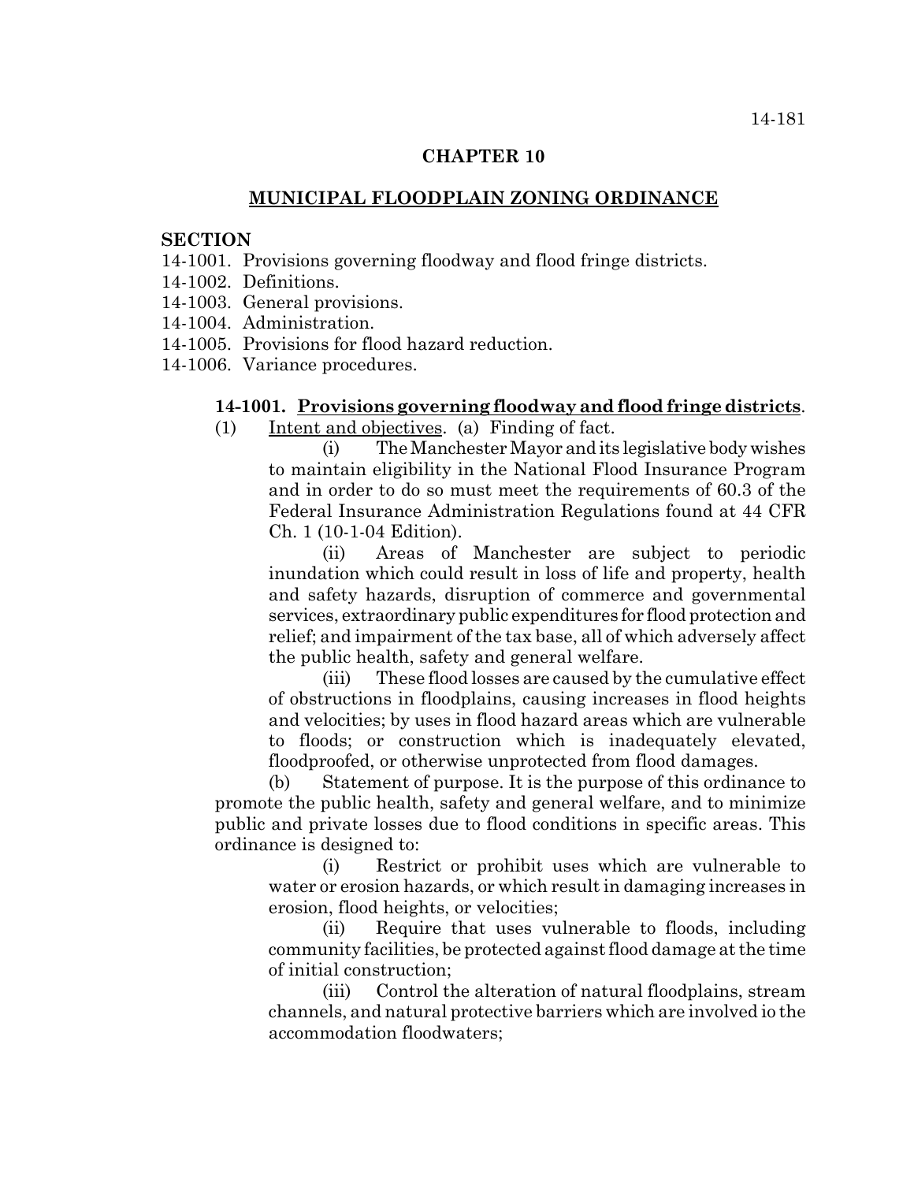# CHAPTER 10

## MUNICIPAL FLOODPLAIN ZONING ORDINANCE

**SECTION**

14-1001. Provisions governing floodway and flood fringe districts.
14-1002. Definitions.
14-1003. General provisions.
14-1004. Administration.
14-1005. Provisions for flood hazard reduction.
14-1006. Variance procedures.

**14-1001. Provisions governing floodway and flood fringe districts**.

(1) Intent and objectives. (a) Finding of fact.

(i) The Manchester Mayor and its legislative body wishes to maintain eligibility in the National Flood Insurance Program and in order to do so must meet the requirements of 60.3 of the Federal Insurance Administration Regulations found at 44 CFR Ch. 1 (10-1-04 Edition).

(ii) Areas of Manchester are subject to periodic inundation which could result in loss of life and property, health and safety hazards, disruption of commerce and governmental services, extraordinary public expenditures for flood protection and relief; and impairment of the tax base, all of which adversely affect the public health, safety and general welfare.

(iii) These flood losses are caused by the cumulative effect of obstructions in floodplains, causing increases in flood heights and velocities; by uses in flood hazard areas which are vulnerable to floods; or construction which is inadequately elevated, floodproofed, or otherwise unprotected from flood damages.

(b) Statement of purpose. It is the purpose of this ordinance to promote the public health, safety and general welfare, and to minimize public and private losses due to flood conditions in specific areas. This ordinance is designed to:

(i) Restrict or prohibit uses which are vulnerable to water or erosion hazards, or which result in damaging increases in erosion, flood heights, or velocities;

(ii) Require that uses vulnerable to floods, including community facilities, be protected against flood damage at the time of initial construction;

(iii) Control the alteration of natural floodplains, stream channels, and natural protective barriers which are involved io the accommodation floodwaters;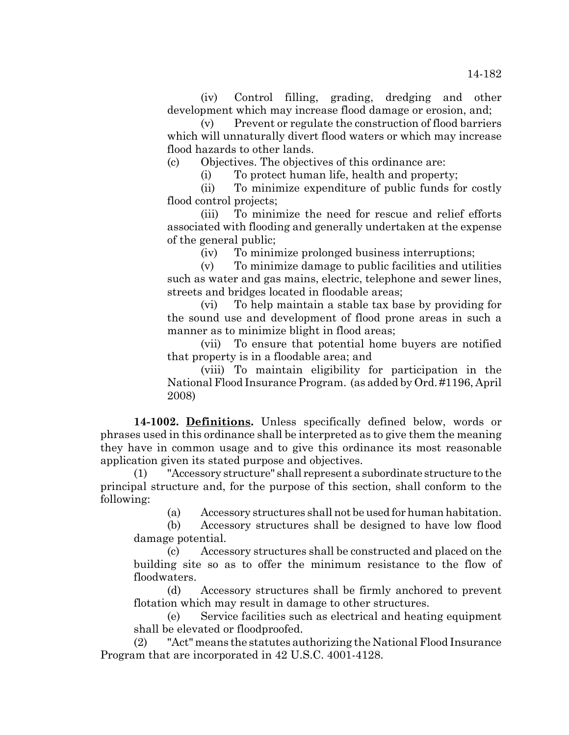(iv) Control filling, grading, dredging and other development which may increase flood damage or erosion, and;

(v) Prevent or regulate the construction of flood barriers which will unnaturally divert flood waters or which may increase flood hazards to other lands.

(c) Objectives. The objectives of this ordinance are:

(i) To protect human life, health and property;

(ii) To minimize expenditure of public funds for costly flood control projects;

(iii) To minimize the need for rescue and relief efforts associated with flooding and generally undertaken at the expense of the general public;

(iv) To minimize prolonged business interruptions;

(v) To minimize damage to public facilities and utilities such as water and gas mains, electric, telephone and sewer lines, streets and bridges located in floodable areas;

(vi) To help maintain a stable tax base by providing for the sound use and development of flood prone areas in such a manner as to minimize blight in flood areas;

(vii) To ensure that potential home buyers are notified that property is in a floodable area; and

(viii) To maintain eligibility for participation in the National Flood Insurance Program. (as added by Ord. #1196, April 2008)

**14-1002. __Definitions__.** Unless specifically defined below, words or phrases used in this ordinance shall be interpreted as to give them the meaning they have in common usage and to give this ordinance its most reasonable application given its stated purpose and objectives.

(1) "Accessory structure" shall represent a subordinate structure to the principal structure and, for the purpose of this section, shall conform to the following:

(a) Accessory structures shall not be used for human habitation.

(b) Accessory structures shall be designed to have low flood damage potential.

(c) Accessory structures shall be constructed and placed on the building site so as to offer the minimum resistance to the flow of floodwaters.

(d) Accessory structures shall be firmly anchored to prevent flotation which may result in damage to other structures.

(e) Service facilities such as electrical and heating equipment shall be elevated or floodproofed.

(2) "Act" means the statutes authorizing the National Flood Insurance Program that are incorporated in 42 U.S.C. 4001-4128.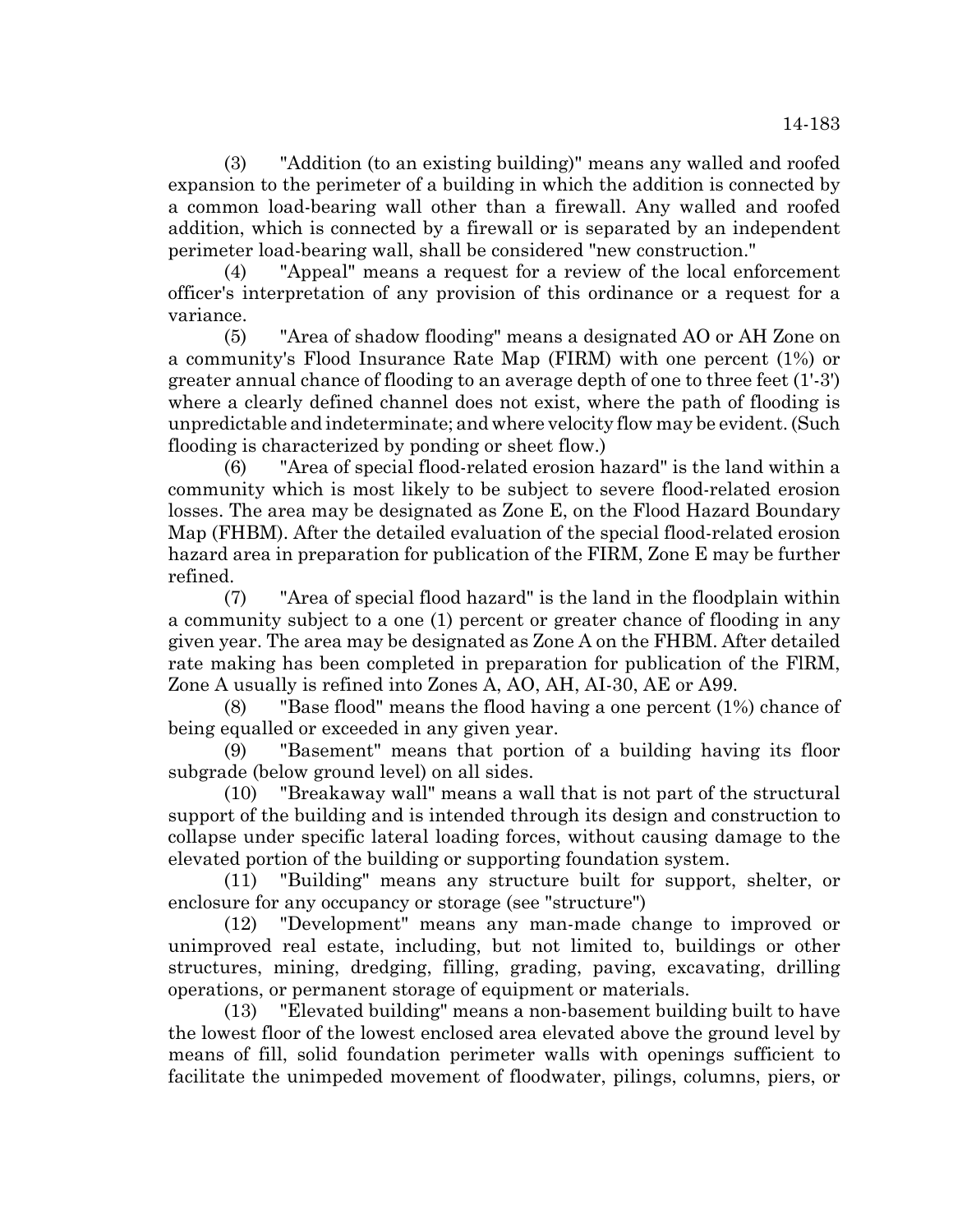(3) "Addition (to an existing building)" means any walled and roofed expansion to the perimeter of a building in which the addition is connected by a common load-bearing wall other than a firewall. Any walled and roofed addition, which is connected by a firewall or is separated by an independent perimeter load-bearing wall, shall be considered "new construction."

(4) "Appeal" means a request for a review of the local enforcement officer's interpretation of any provision of this ordinance or a request for a variance.

(5) "Area of shadow flooding" means a designated AO or AH Zone on a community's Flood Insurance Rate Map (FIRM) with one percent (1%) or greater annual chance of flooding to an average depth of one to three feet (1'-3') where a clearly defined channel does not exist, where the path of flooding is unpredictable and indeterminate; and where velocity flow may be evident. (Such flooding is characterized by ponding or sheet flow.)

(6) "Area of special flood-related erosion hazard" is the land within a community which is most likely to be subject to severe flood-related erosion losses. The area may be designated as Zone E, on the Flood Hazard Boundary Map (FHBM). After the detailed evaluation of the special flood-related erosion hazard area in preparation for publication of the FIRM, Zone E may be further refined.

(7) "Area of special flood hazard" is the land in the floodplain within a community subject to a one (1) percent or greater chance of flooding in any given year. The area may be designated as Zone A on the FHBM. After detailed rate making has been completed in preparation for publication of the FIRM, Zone A usually is refined into Zones A, AO, AH, AI-30, AE or A99.

(8) "Base flood" means the flood having a one percent (1%) chance of being equalled or exceeded in any given year.

(9) "Basement" means that portion of a building having its floor subgrade (below ground level) on all sides.

(10) "Breakaway wall" means a wall that is not part of the structural support of the building and is intended through its design and construction to collapse under specific lateral loading forces, without causing damage to the elevated portion of the building or supporting foundation system.

(11) "Building" means any structure built for support, shelter, or enclosure for any occupancy or storage (see "structure")

(12) "Development" means any man-made change to improved or unimproved real estate, including, but not limited to, buildings or other structures, mining, dredging, filling, grading, paving, excavating, drilling operations, or permanent storage of equipment or materials.

(13) "Elevated building" means a non-basement building built to have the lowest floor of the lowest enclosed area elevated above the ground level by means of fill, solid foundation perimeter walls with openings sufficient to facilitate the unimpeded movement of floodwater, pilings, columns, piers, or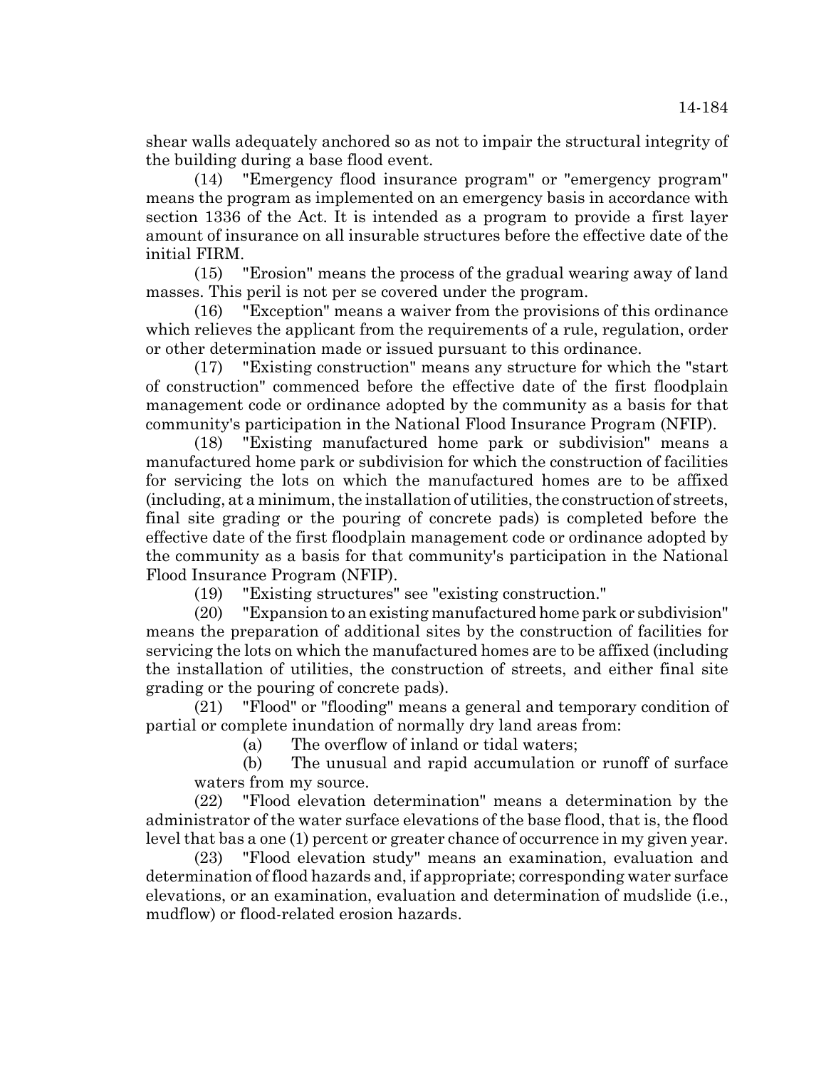shear walls adequately anchored so as not to impair the structural integrity of the building during a base flood event.

(14) "Emergency flood insurance program" or "emergency program" means the program as implemented on an emergency basis in accordance with section 1336 of the Act. It is intended as a program to provide a first layer amount of insurance on all insurable structures before the effective date of the initial FIRM.

(15) "Erosion" means the process of the gradual wearing away of land masses. This peril is not per se covered under the program.

(16) "Exception" means a waiver from the provisions of this ordinance which relieves the applicant from the requirements of a rule, regulation, order or other determination made or issued pursuant to this ordinance.

(17) "Existing construction" means any structure for which the "start of construction" commenced before the effective date of the first floodplain management code or ordinance adopted by the community as a basis for that community's participation in the National Flood Insurance Program (NFIP).

(18) "Existing manufactured home park or subdivision" means a manufactured home park or subdivision for which the construction of facilities for servicing the lots on which the manufactured homes are to be affixed (including, at a minimum, the installation of utilities, the construction of streets, final site grading or the pouring of concrete pads) is completed before the effective date of the first floodplain management code or ordinance adopted by the community as a basis for that community's participation in the National Flood Insurance Program (NFIP).

(19) "Existing structures" see "existing construction."

(20) "Expansion to an existing manufactured home park or subdivision" means the preparation of additional sites by the construction of facilities for servicing the lots on which the manufactured homes are to be affixed (including the installation of utilities, the construction of streets, and either final site grading or the pouring of concrete pads).

(21) "Flood" or "flooding" means a general and temporary condition of partial or complete inundation of normally dry land areas from:

(a) The overflow of inland or tidal waters;

(b) The unusual and rapid accumulation or runoff of surface waters from my source.

(22) "Flood elevation determination" means a determination by the administrator of the water surface elevations of the base flood, that is, the flood level that bas a one (1) percent or greater chance of occurrence in my given year.

(23) "Flood elevation study" means an examination, evaluation and determination of flood hazards and, if appropriate; corresponding water surface elevations, or an examination, evaluation and determination of mudslide (i.e., mudflow) or flood-related erosion hazards.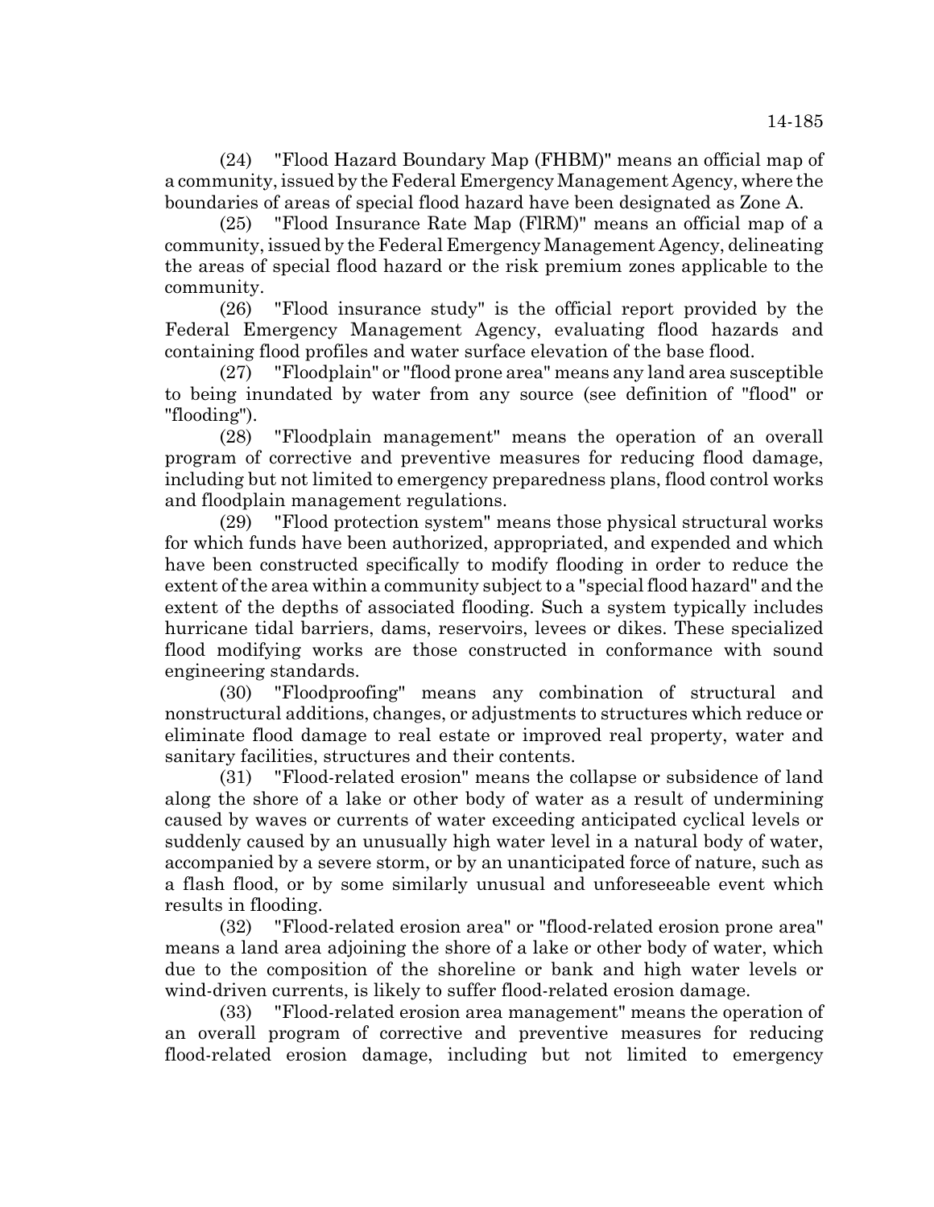(24) "Flood Hazard Boundary Map (FHBM)" means an official map of a community, issued by the Federal Emergency Management Agency, where the boundaries of areas of special flood hazard have been designated as Zone A.

(25) "Flood Insurance Rate Map (FlRM)" means an official map of a community, issued by the Federal Emergency Management Agency, delineating the areas of special flood hazard or the risk premium zones applicable to the community.

(26) "Flood insurance study" is the official report provided by the Federal Emergency Management Agency, evaluating flood hazards and containing flood profiles and water surface elevation of the base flood.

(27) "Floodplain" or "flood prone area" means any land area susceptible to being inundated by water from any source (see definition of "flood" or "flooding").

(28) "Floodplain management" means the operation of an overall program of corrective and preventive measures for reducing flood damage, including but not limited to emergency preparedness plans, flood control works and floodplain management regulations.

(29) "Flood protection system" means those physical structural works for which funds have been authorized, appropriated, and expended and which have been constructed specifically to modify flooding in order to reduce the extent of the area within a community subject to a "special flood hazard" and the extent of the depths of associated flooding. Such a system typically includes hurricane tidal barriers, dams, reservoirs, levees or dikes. These specialized flood modifying works are those constructed in conformance with sound engineering standards.

(30) "Floodproofing" means any combination of structural and nonstructural additions, changes, or adjustments to structures which reduce or eliminate flood damage to real estate or improved real property, water and sanitary facilities, structures and their contents.

(31) "Flood-related erosion" means the collapse or subsidence of land along the shore of a lake or other body of water as a result of undermining caused by waves or currents of water exceeding anticipated cyclical levels or suddenly caused by an unusually high water level in a natural body of water, accompanied by a severe storm, or by an unanticipated force of nature, such as a flash flood, or by some similarly unusual and unforeseeable event which results in flooding.

(32) "Flood-related erosion area" or "flood-related erosion prone area" means a land area adjoining the shore of a lake or other body of water, which due to the composition of the shoreline or bank and high water levels or wind-driven currents, is likely to suffer flood-related erosion damage.

(33) "Flood-related erosion area management" means the operation of an overall program of corrective and preventive measures for reducing flood-related erosion damage, including but not limited to emergency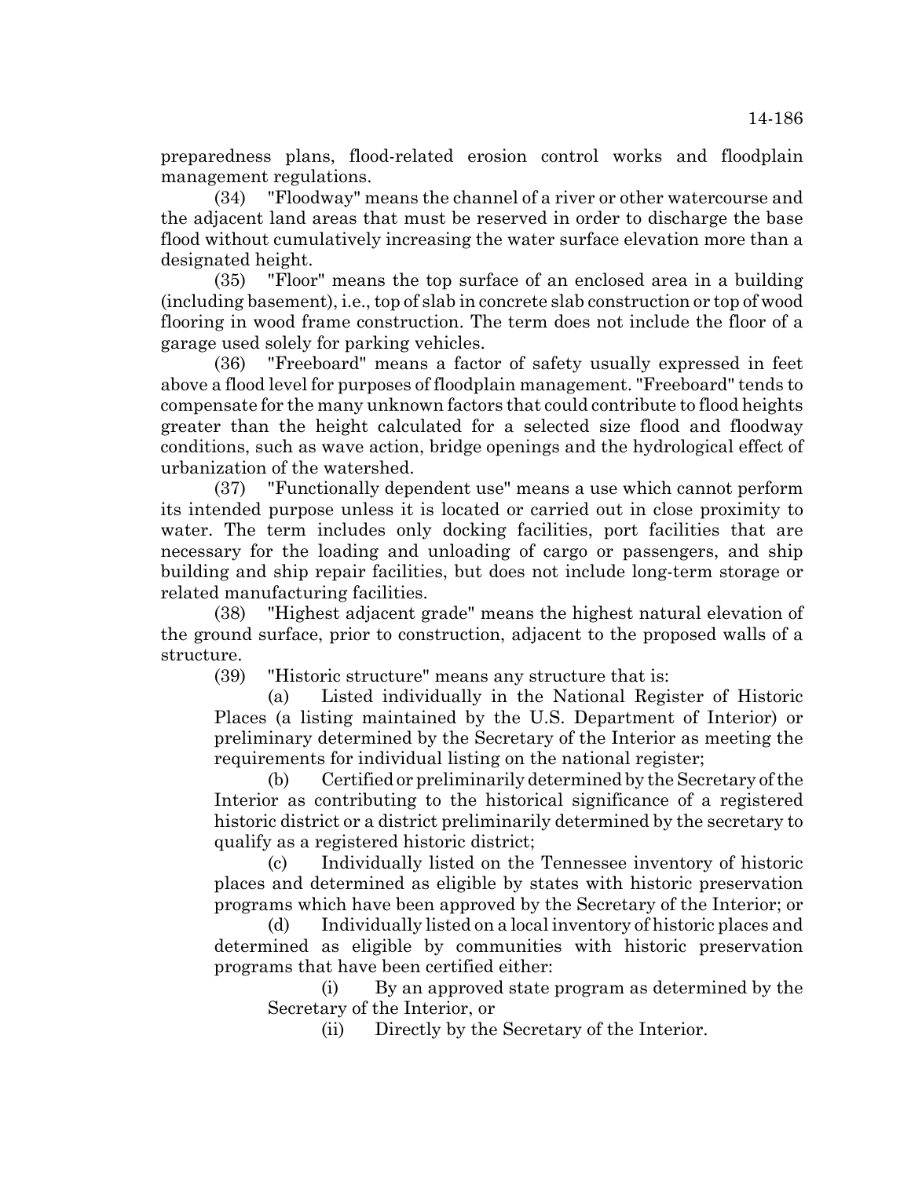preparedness plans, flood-related erosion control works and floodplain management regulations.

(34) "Floodway" means the channel of a river or other watercourse and the adjacent land areas that must be reserved in order to discharge the base flood without cumulatively increasing the water surface elevation more than a designated height.

(35) "Floor" means the top surface of an enclosed area in a building (including basement), i.e., top of slab in concrete slab construction or top of wood flooring in wood frame construction. The term does not include the floor of a garage used solely for parking vehicles.

(36) "Freeboard" means a factor of safety usually expressed in feet above a flood level for purposes of floodplain management. "Freeboard" tends to compensate for the many unknown factors that could contribute to flood heights greater than the height calculated for a selected size flood and floodway conditions, such as wave action, bridge openings and the hydrological effect of urbanization of the watershed.

(37) "Functionally dependent use" means a use which cannot perform its intended purpose unless it is located or carried out in close proximity to water. The term includes only docking facilities, port facilities that are necessary for the loading and unloading of cargo or passengers, and ship building and ship repair facilities, but does not include long-term storage or related manufacturing facilities.

(38) "Highest adjacent grade" means the highest natural elevation of the ground surface, prior to construction, adjacent to the proposed walls of a structure.

(39) "Historic structure" means any structure that is:

(a) Listed individually in the National Register of Historic Places (a listing maintained by the U.S. Department of Interior) or preliminary determined by the Secretary of the Interior as meeting the requirements for individual listing on the national register;

(b) Certified or preliminarily determined by the Secretary of the Interior as contributing to the historical significance of a registered historic district or a district preliminarily determined by the secretary to qualify as a registered historic district;

(c) Individually listed on the Tennessee inventory of historic places and determined as eligible by states with historic preservation programs which have been approved by the Secretary of the Interior; or

(d) Individually listed on a local inventory of historic places and determined as eligible by communities with historic preservation programs that have been certified either:

(i) By an approved state program as determined by the Secretary of the Interior, or

(ii) Directly by the Secretary of the Interior.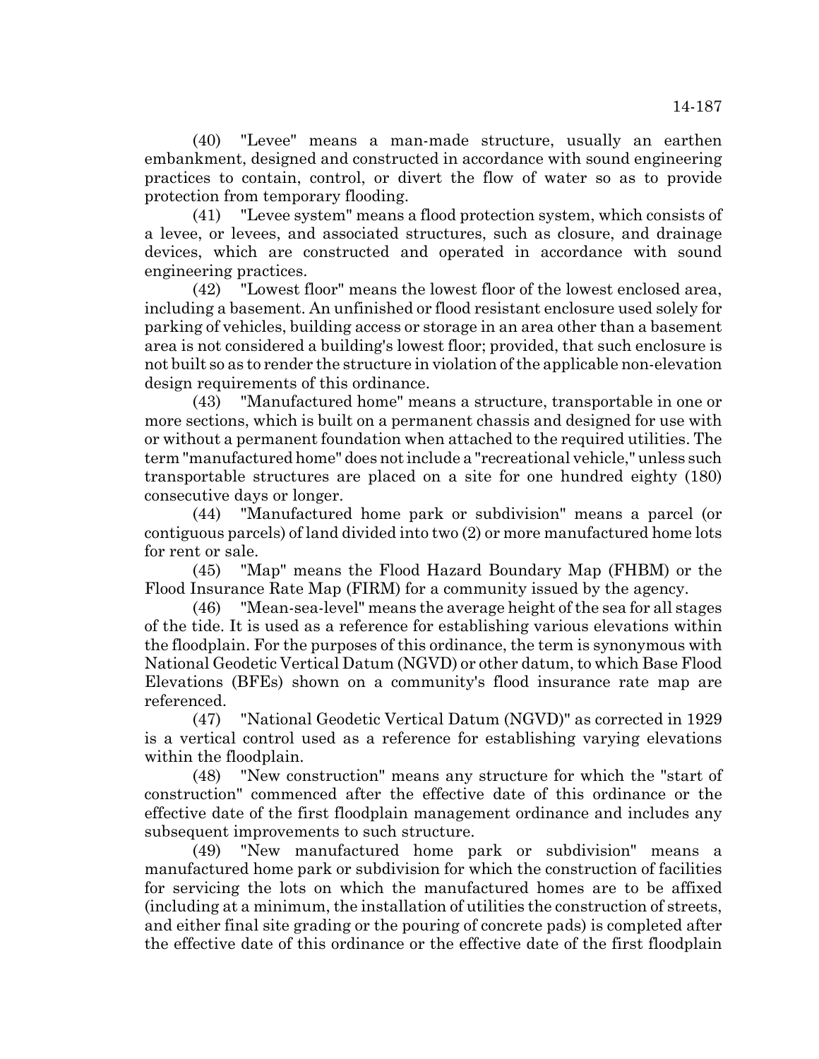(40) "Levee" means a man-made structure, usually an earthen embankment, designed and constructed in accordance with sound engineering practices to contain, control, or divert the flow of water so as to provide protection from temporary flooding.

(41) "Levee system" means a flood protection system, which consists of a levee, or levees, and associated structures, such as closure, and drainage devices, which are constructed and operated in accordance with sound engineering practices.

(42) "Lowest floor" means the lowest floor of the lowest enclosed area, including a basement. An unfinished or flood resistant enclosure used solely for parking of vehicles, building access or storage in an area other than a basement area is not considered a building's lowest floor; provided, that such enclosure is not built so as to render the structure in violation of the applicable non-elevation design requirements of this ordinance.

(43) "Manufactured home" means a structure, transportable in one or more sections, which is built on a permanent chassis and designed for use with or without a permanent foundation when attached to the required utilities. The term "manufactured home" does not include a "recreational vehicle," unless such transportable structures are placed on a site for one hundred eighty (180) consecutive days or longer.

(44) "Manufactured home park or subdivision" means a parcel (or contiguous parcels) of land divided into two (2) or more manufactured home lots for rent or sale.

(45) "Map" means the Flood Hazard Boundary Map (FHBM) or the Flood Insurance Rate Map (FIRM) for a community issued by the agency.

(46) "Mean-sea-level" means the average height of the sea for all stages of the tide. It is used as a reference for establishing various elevations within the floodplain. For the purposes of this ordinance, the term is synonymous with National Geodetic Vertical Datum (NGVD) or other datum, to which Base Flood Elevations (BFEs) shown on a community's flood insurance rate map are referenced.

(47) "National Geodetic Vertical Datum (NGVD)" as corrected in 1929 is a vertical control used as a reference for establishing varying elevations within the floodplain.

(48) "New construction" means any structure for which the "start of construction" commenced after the effective date of this ordinance or the effective date of the first floodplain management ordinance and includes any subsequent improvements to such structure.

(49) "New manufactured home park or subdivision" means a manufactured home park or subdivision for which the construction of facilities for servicing the lots on which the manufactured homes are to be affixed (including at a minimum, the installation of utilities the construction of streets, and either final site grading or the pouring of concrete pads) is completed after the effective date of this ordinance or the effective date of the first floodplain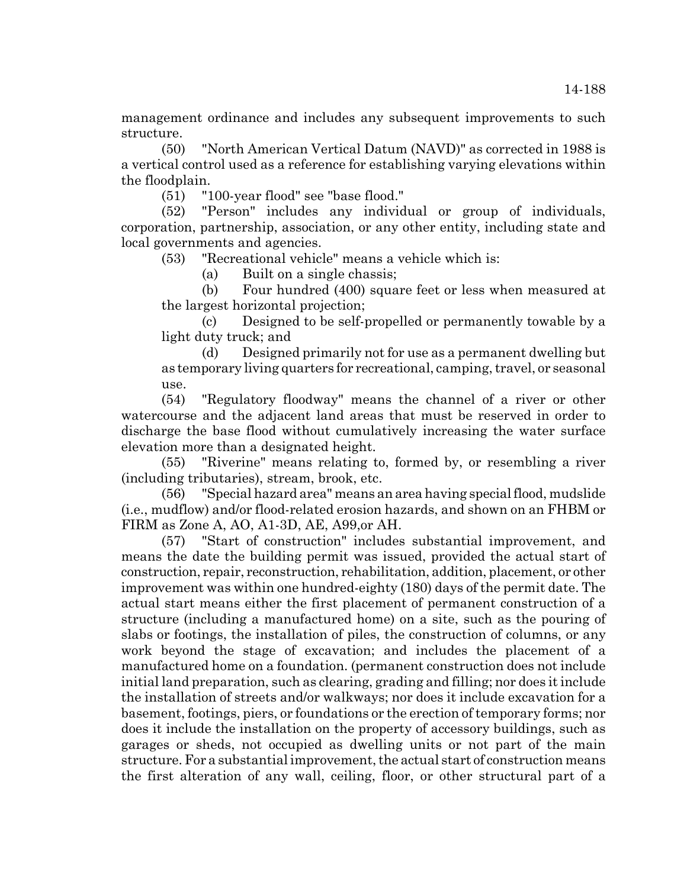management ordinance and includes any subsequent improvements to such structure.

(50) "North American Vertical Datum (NAVD)" as corrected in 1988 is a vertical control used as a reference for establishing varying elevations within the floodplain.

(51) "100-year flood" see "base flood."

(52) "Person" includes any individual or group of individuals, corporation, partnership, association, or any other entity, including state and local governments and agencies.

(53) "Recreational vehicle" means a vehicle which is:

(a) Built on a single chassis;

(b) Four hundred (400) square feet or less when measured at the largest horizontal projection;

(c) Designed to be self-propelled or permanently towable by a light duty truck; and

(d) Designed primarily not for use as a permanent dwelling but as temporary living quarters for recreational, camping, travel, or seasonal use.

(54) "Regulatory floodway" means the channel of a river or other watercourse and the adjacent land areas that must be reserved in order to discharge the base flood without cumulatively increasing the water surface elevation more than a designated height.

(55) "Riverine" means relating to, formed by, or resembling a river (including tributaries), stream, brook, etc.

(56) "Special hazard area" means an area having special flood, mudslide (i.e., mudflow) and/or flood-related erosion hazards, and shown on an FHBM or FIRM as Zone A, AO, A1-3D, AE, A99,or AH.

(57) "Start of construction" includes substantial improvement, and means the date the building permit was issued, provided the actual start of construction, repair, reconstruction, rehabilitation, addition, placement, or other improvement was within one hundred-eighty (180) days of the permit date. The actual start means either the first placement of permanent construction of a structure (including a manufactured home) on a site, such as the pouring of slabs or footings, the installation of piles, the construction of columns, or any work beyond the stage of excavation; and includes the placement of a manufactured home on a foundation. (permanent construction does not include initial land preparation, such as clearing, grading and filling; nor does it include the installation of streets and/or walkways; nor does it include excavation for a basement, footings, piers, or foundations or the erection of temporary forms; nor does it include the installation on the property of accessory buildings, such as garages or sheds, not occupied as dwelling units or not part of the main structure. For a substantial improvement, the actual start of construction means the first alteration of any wall, ceiling, floor, or other structural part of a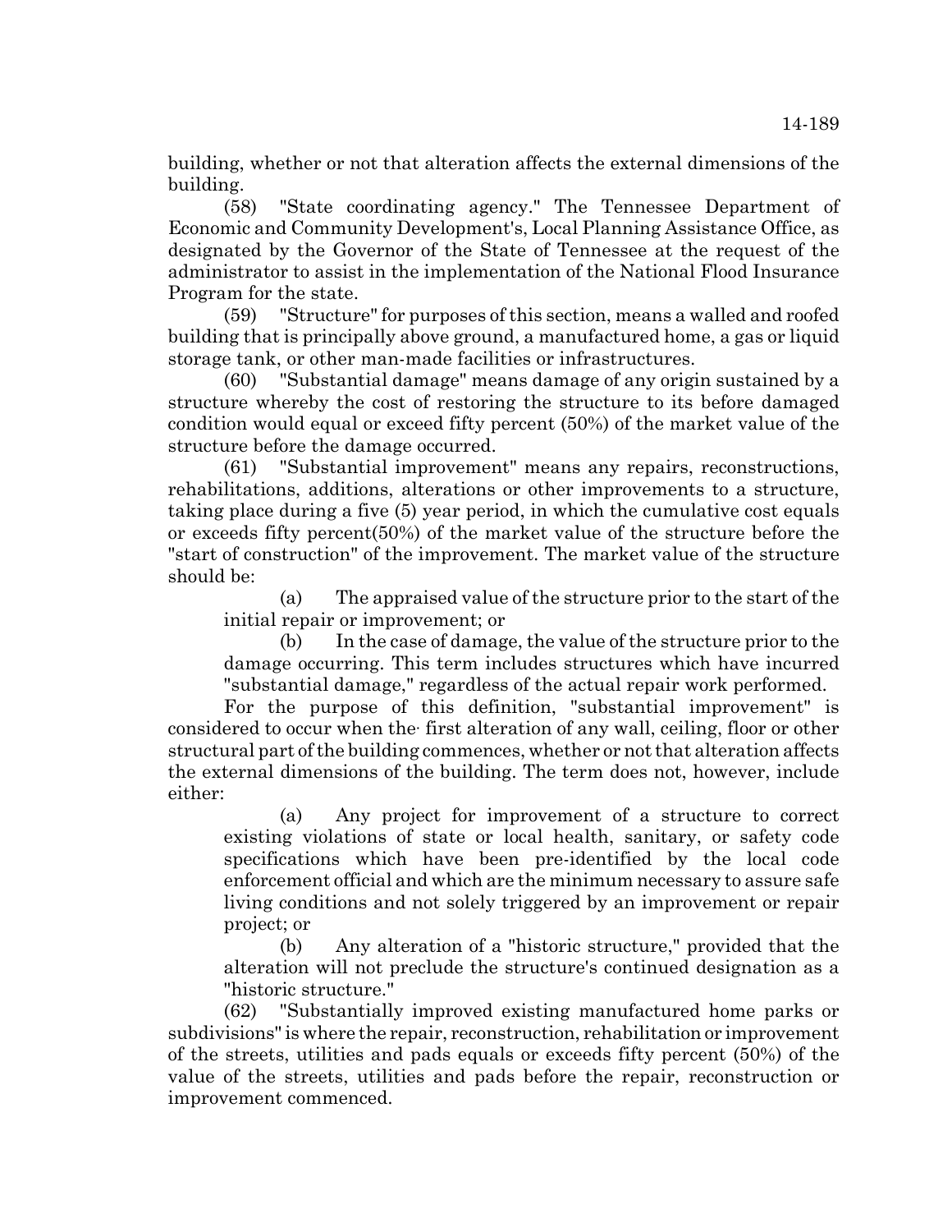building, whether or not that alteration affects the external dimensions of the building.

(58) "State coordinating agency." The Tennessee Department of Economic and Community Development's, Local Planning Assistance Office, as designated by the Governor of the State of Tennessee at the request of the administrator to assist in the implementation of the National Flood Insurance Program for the state.

(59) "Structure" for purposes of this section, means a walled and roofed building that is principally above ground, a manufactured home, a gas or liquid storage tank, or other man-made facilities or infrastructures.

(60) "Substantial damage" means damage of any origin sustained by a structure whereby the cost of restoring the structure to its before damaged condition would equal or exceed fifty percent (50%) of the market value of the structure before the damage occurred.

(61) "Substantial improvement" means any repairs, reconstructions, rehabilitations, additions, alterations or other improvements to a structure, taking place during a five (5) year period, in which the cumulative cost equals or exceeds fifty percent(50%) of the market value of the structure before the "start of construction" of the improvement. The market value of the structure should be:

(a) The appraised value of the structure prior to the start of the initial repair or improvement; or

(b) In the case of damage, the value of the structure prior to the damage occurring. This term includes structures which have incurred "substantial damage," regardless of the actual repair work performed.

For the purpose of this definition, "substantial improvement" is considered to occur when the first alteration of any wall, ceiling, floor or other structural part of the building commences, whether or not that alteration affects the external dimensions of the building. The term does not, however, include either:

(a) Any project for improvement of a structure to correct existing violations of state or local health, sanitary, or safety code specifications which have been pre-identified by the local code enforcement official and which are the minimum necessary to assure safe living conditions and not solely triggered by an improvement or repair project; or

(b) Any alteration of a "historic structure," provided that the alteration will not preclude the structure's continued designation as a "historic structure."

(62) "Substantially improved existing manufactured home parks or subdivisions" is where the repair, reconstruction, rehabilitation or improvement of the streets, utilities and pads equals or exceeds fifty percent (50%) of the value of the streets, utilities and pads before the repair, reconstruction or improvement commenced.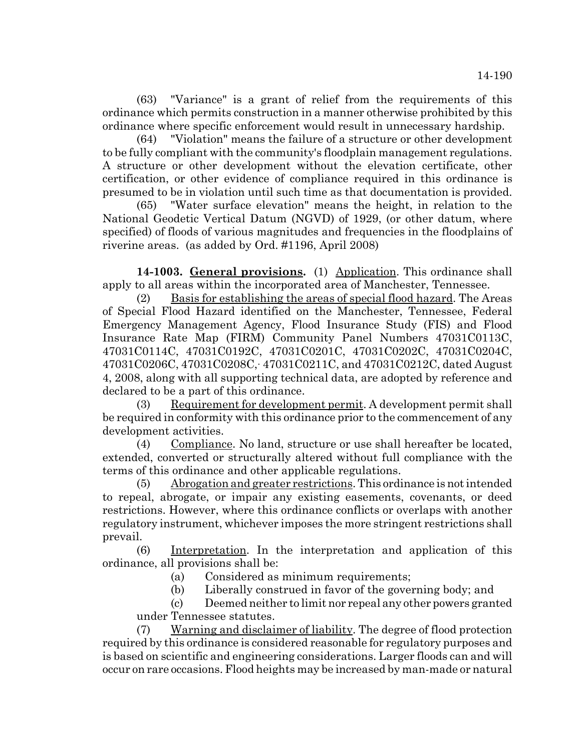(63) "Variance" is a grant of relief from the requirements of this ordinance which permits construction in a manner otherwise prohibited by this ordinance where specific enforcement would result in unnecessary hardship.

(64) "Violation" means the failure of a structure or other development to be fully compliant with the community's floodplain management regulations. A structure or other development without the elevation certificate, other certification, or other evidence of compliance required in this ordinance is presumed to be in violation until such time as that documentation is provided.

(65) "Water surface elevation" means the height, in relation to the National Geodetic Vertical Datum (NGVD) of 1929, (or other datum, where specified) of floods of various magnitudes and frequencies in the floodplains of riverine areas. (as added by Ord. #1196, April 2008)

**14-1003. General provisions.** (1) Application. This ordinance shall apply to all areas within the incorporated area of Manchester, Tennessee.

(2) Basis for establishing the areas of special flood hazard. The Areas of Special Flood Hazard identified on the Manchester, Tennessee, Federal Emergency Management Agency, Flood Insurance Study (FIS) and Flood Insurance Rate Map (FIRM) Community Panel Numbers 47031C0113C, 47031C0114C, 47031C0192C, 47031C0201C, 47031C0202C, 47031C0204C, 47031C0206C, 47031C0208C,· 47031C0211C, and 47031C0212C, dated August 4, 2008, along with all supporting technical data, are adopted by reference and declared to be a part of this ordinance.

(3) Requirement for development permit. A development permit shall be required in conformity with this ordinance prior to the commencement of any development activities.

(4) Compliance. No land, structure or use shall hereafter be located, extended, converted or structurally altered without full compliance with the terms of this ordinance and other applicable regulations.

(5) Abrogation and greater restrictions. This ordinance is not intended to repeal, abrogate, or impair any existing easements, covenants, or deed restrictions. However, where this ordinance conflicts or overlaps with another regulatory instrument, whichever imposes the more stringent restrictions shall prevail.

(6) Interpretation. In the interpretation and application of this ordinance, all provisions shall be:

(a) Considered as minimum requirements;

(b) Liberally construed in favor of the governing body; and

(c) Deemed neither to limit nor repeal any other powers granted under Tennessee statutes.

(7) Warning and disclaimer of liability. The degree of flood protection required by this ordinance is considered reasonable for regulatory purposes and is based on scientific and engineering considerations. Larger floods can and will occur on rare occasions. Flood heights may be increased by man-made or natural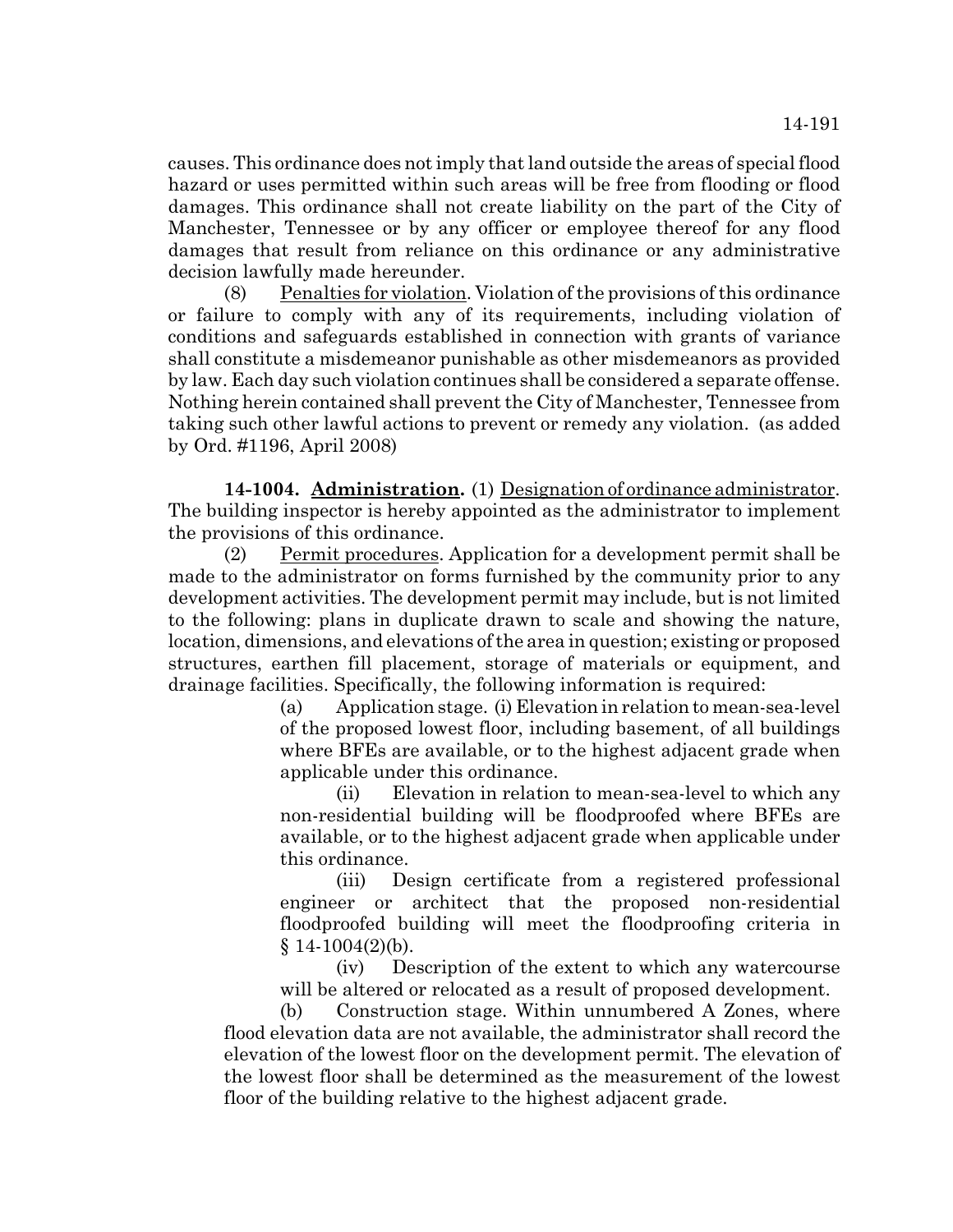causes. This ordinance does not imply that land outside the areas of special flood hazard or uses permitted within such areas will be free from flooding or flood damages. This ordinance shall not create liability on the part of the City of Manchester, Tennessee or by any officer or employee thereof for any flood damages that result from reliance on this ordinance or any administrative decision lawfully made hereunder.

(8) Penalties for violation. Violation of the provisions of this ordinance or failure to comply with any of its requirements, including violation of conditions and safeguards established in connection with grants of variance shall constitute a misdemeanor punishable as other misdemeanors as provided by law. Each day such violation continues shall be considered a separate offense. Nothing herein contained shall prevent the City of Manchester, Tennessee from taking such other lawful actions to prevent or remedy any violation. (as added by Ord. #1196, April 2008)

**14-1004. Administration.** (1) Designation of ordinance administrator. The building inspector is hereby appointed as the administrator to implement the provisions of this ordinance.

(2) Permit procedures. Application for a development permit shall be made to the administrator on forms furnished by the community prior to any development activities. The development permit may include, but is not limited to the following: plans in duplicate drawn to scale and showing the nature, location, dimensions, and elevations of the area in question; existing or proposed structures, earthen fill placement, storage of materials or equipment, and drainage facilities. Specifically, the following information is required:

(a) Application stage. (i) Elevation in relation to mean-sea-level of the proposed lowest floor, including basement, of all buildings where BFEs are available, or to the highest adjacent grade when applicable under this ordinance.

(ii) Elevation in relation to mean-sea-level to which any non-residential building will be floodproofed where BFEs are available, or to the highest adjacent grade when applicable under this ordinance.

(iii) Design certificate from a registered professional engineer or architect that the proposed non-residential floodproofed building will meet the floodproofing criteria in § 14-1004(2)(b).

(iv) Description of the extent to which any watercourse will be altered or relocated as a result of proposed development.

(b) Construction stage. Within unnumbered A Zones, where flood elevation data are not available, the administrator shall record the elevation of the lowest floor on the development permit. The elevation of the lowest floor shall be determined as the measurement of the lowest floor of the building relative to the highest adjacent grade.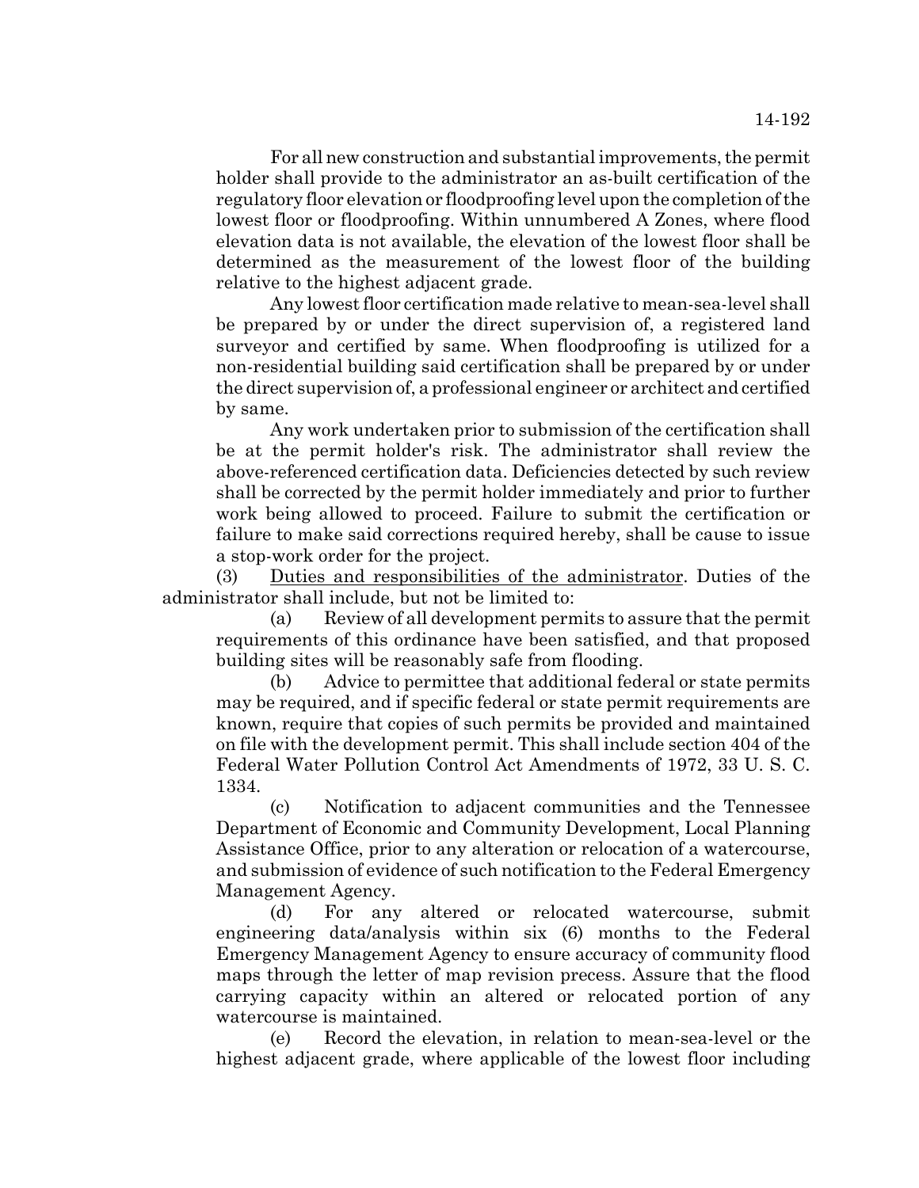For all new construction and substantial improvements, the permit holder shall provide to the administrator an as-built certification of the regulatory floor elevation or floodproofing level upon the completion of the lowest floor or floodproofing. Within unnumbered A Zones, where flood elevation data is not available, the elevation of the lowest floor shall be determined as the measurement of the lowest floor of the building relative to the highest adjacent grade.

Any lowest floor certification made relative to mean-sea-level shall be prepared by or under the direct supervision of, a registered land surveyor and certified by same. When floodproofing is utilized for a non-residential building said certification shall be prepared by or under the direct supervision of, a professional engineer or architect and certified by same.

Any work undertaken prior to submission of the certification shall be at the permit holder's risk. The administrator shall review the above-referenced certification data. Deficiencies detected by such review shall be corrected by the permit holder immediately and prior to further work being allowed to proceed. Failure to submit the certification or failure to make said corrections required hereby, shall be cause to issue a stop-work order for the project.

(3) Duties and responsibilities of the administrator. Duties of the administrator shall include, but not be limited to:

(a) Review of all development permits to assure that the permit requirements of this ordinance have been satisfied, and that proposed building sites will be reasonably safe from flooding.

(b) Advice to permittee that additional federal or state permits may be required, and if specific federal or state permit requirements are known, require that copies of such permits be provided and maintained on file with the development permit. This shall include section 404 of the Federal Water Pollution Control Act Amendments of 1972, 33 U. S. C. 1334.

(c) Notification to adjacent communities and the Tennessee Department of Economic and Community Development, Local Planning Assistance Office, prior to any alteration or relocation of a watercourse, and submission of evidence of such notification to the Federal Emergency Management Agency.

(d) For any altered or relocated watercourse, submit engineering data/analysis within six (6) months to the Federal Emergency Management Agency to ensure accuracy of community flood maps through the letter of map revision precess. Assure that the flood carrying capacity within an altered or relocated portion of any watercourse is maintained.

(e) Record the elevation, in relation to mean-sea-level or the highest adjacent grade, where applicable of the lowest floor including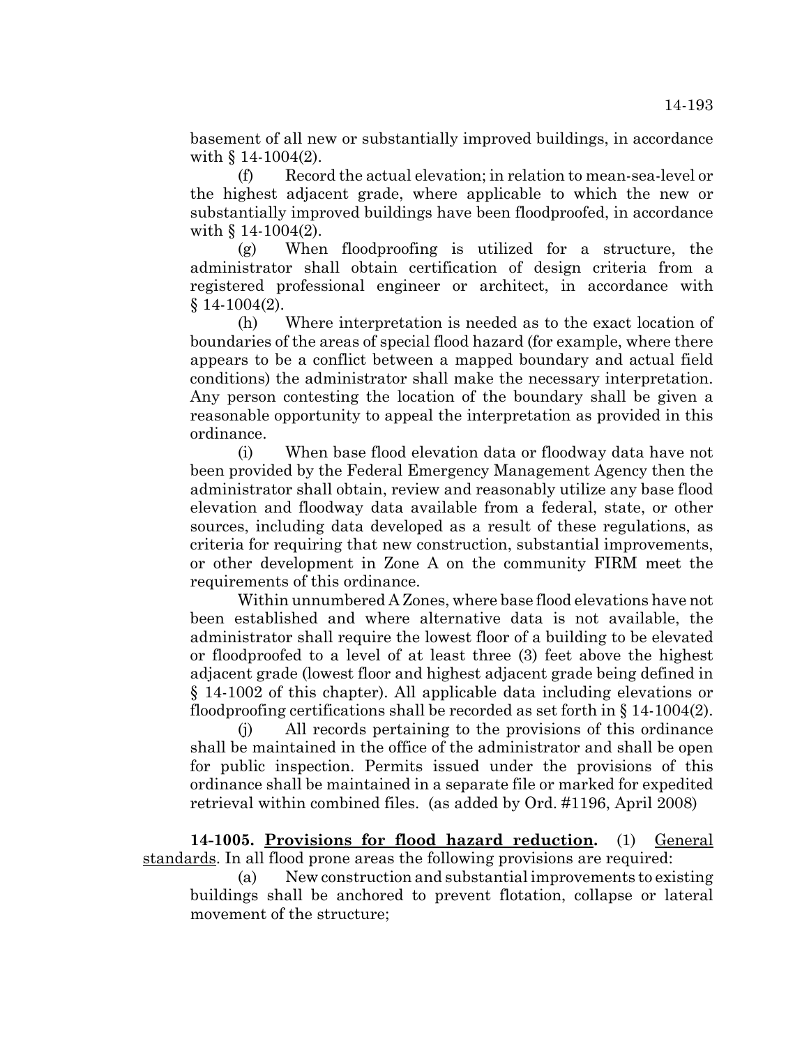basement of all new or substantially improved buildings, in accordance with § 14-1004(2).

(f) Record the actual elevation; in relation to mean-sea-level or the highest adjacent grade, where applicable to which the new or substantially improved buildings have been floodproofed, in accordance with § 14-1004(2).

(g) When floodproofing is utilized for a structure, the administrator shall obtain certification of design criteria from a registered professional engineer or architect, in accordance with § 14-1004(2).

(h) Where interpretation is needed as to the exact location of boundaries of the areas of special flood hazard (for example, where there appears to be a conflict between a mapped boundary and actual field conditions) the administrator shall make the necessary interpretation. Any person contesting the location of the boundary shall be given a reasonable opportunity to appeal the interpretation as provided in this ordinance.

(i) When base flood elevation data or floodway data have not been provided by the Federal Emergency Management Agency then the administrator shall obtain, review and reasonably utilize any base flood elevation and floodway data available from a federal, state, or other sources, including data developed as a result of these regulations, as criteria for requiring that new construction, substantial improvements, or other development in Zone A on the community FIRM meet the requirements of this ordinance.

Within unnumbered A Zones, where base flood elevations have not been established and where alternative data is not available, the administrator shall require the lowest floor of a building to be elevated or floodproofed to a level of at least three (3) feet above the highest adjacent grade (lowest floor and highest adjacent grade being defined in § 14-1002 of this chapter). All applicable data including elevations or floodproofing certifications shall be recorded as set forth in § 14-1004(2).

(j) All records pertaining to the provisions of this ordinance shall be maintained in the office of the administrator and shall be open for public inspection. Permits issued under the provisions of this ordinance shall be maintained in a separate file or marked for expedited retrieval within combined files. (as added by Ord. #1196, April 2008)

**14-1005. Provisions for flood hazard reduction.** (1) General standards. In all flood prone areas the following provisions are required:

(a) New construction and substantial improvements to existing buildings shall be anchored to prevent flotation, collapse or lateral movement of the structure;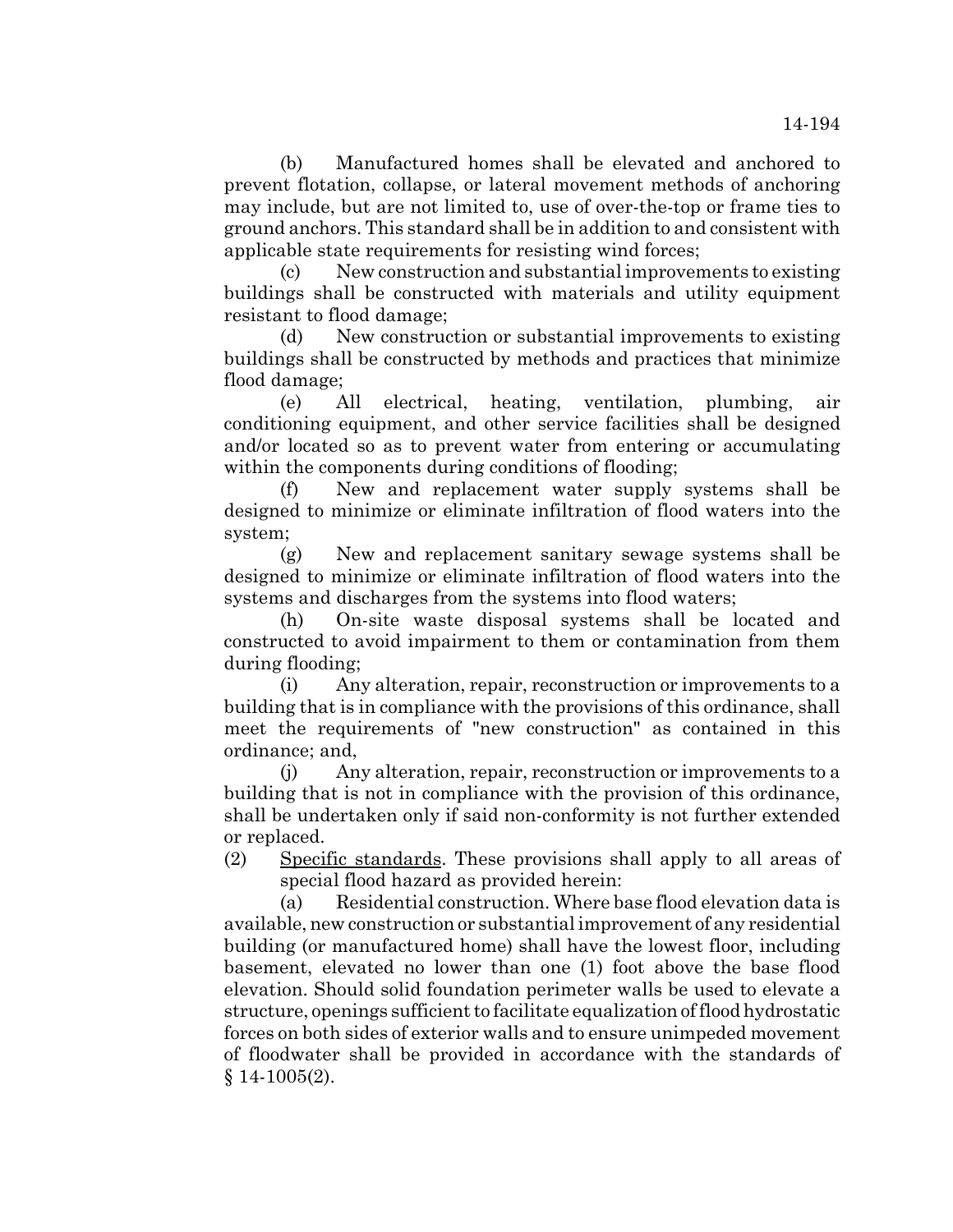(b) Manufactured homes shall be elevated and anchored to prevent flotation, collapse, or lateral movement methods of anchoring may include, but are not limited to, use of over-the-top or frame ties to ground anchors. This standard shall be in addition to and consistent with applicable state requirements for resisting wind forces;

(c) New construction and substantial improvements to existing buildings shall be constructed with materials and utility equipment resistant to flood damage;

(d) New construction or substantial improvements to existing buildings shall be constructed by methods and practices that minimize flood damage;

(e) All electrical, heating, ventilation, plumbing, air conditioning equipment, and other service facilities shall be designed and/or located so as to prevent water from entering or accumulating within the components during conditions of flooding;

(f) New and replacement water supply systems shall be designed to minimize or eliminate infiltration of flood waters into the system;

(g) New and replacement sanitary sewage systems shall be designed to minimize or eliminate infiltration of flood waters into the systems and discharges from the systems into flood waters;

(h) On-site waste disposal systems shall be located and constructed to avoid impairment to them or contamination from them during flooding;

(i) Any alteration, repair, reconstruction or improvements to a building that is in compliance with the provisions of this ordinance, shall meet the requirements of "new construction" as contained in this ordinance; and,

(j) Any alteration, repair, reconstruction or improvements to a building that is not in compliance with the provision of this ordinance, shall be undertaken only if said non-conformity is not further extended or replaced.

(2) Specific standards. These provisions shall apply to all areas of special flood hazard as provided herein:

(a) Residential construction. Where base flood elevation data is available, new construction or substantial improvement of any residential building (or manufactured home) shall have the lowest floor, including basement, elevated no lower than one (1) foot above the base flood elevation. Should solid foundation perimeter walls be used to elevate a structure, openings sufficient to facilitate equalization of flood hydrostatic forces on both sides of exterior walls and to ensure unimpeded movement of floodwater shall be provided in accordance with the standards of § 14-1005(2).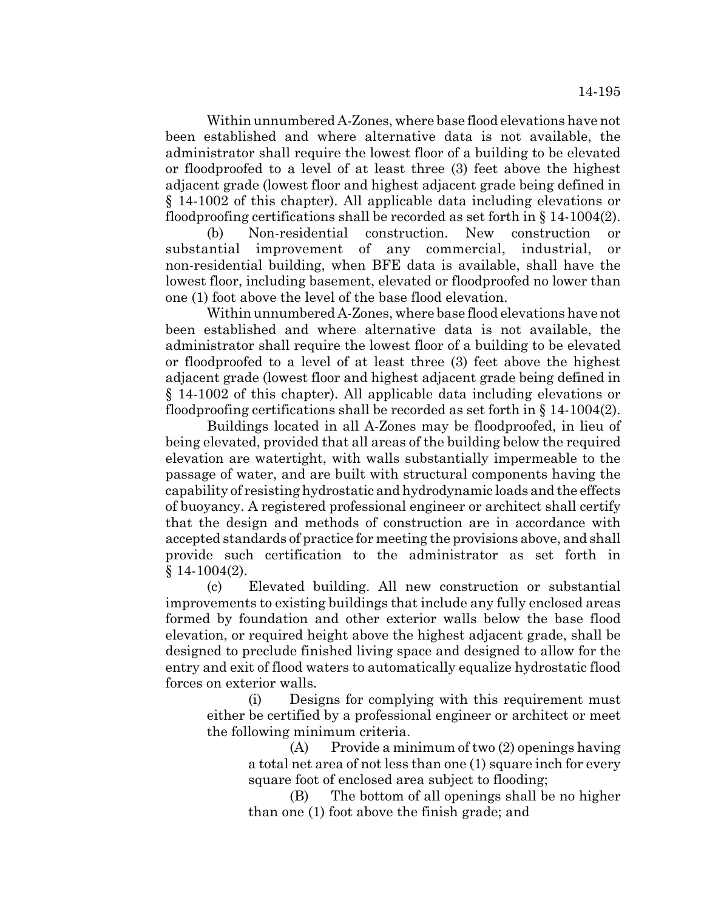Within unnumbered A-Zones, where base flood elevations have not been established and where alternative data is not available, the administrator shall require the lowest floor of a building to be elevated or floodproofed to a level of at least three (3) feet above the highest adjacent grade (lowest floor and highest adjacent grade being defined in § 14-1002 of this chapter). All applicable data including elevations or floodproofing certifications shall be recorded as set forth in § 14-1004(2).

(b) Non-residential construction. New construction or substantial improvement of any commercial, industrial, or non-residential building, when BFE data is available, shall have the lowest floor, including basement, elevated or floodproofed no lower than one (1) foot above the level of the base flood elevation.

Within unnumbered A-Zones, where base flood elevations have not been established and where alternative data is not available, the administrator shall require the lowest floor of a building to be elevated or floodproofed to a level of at least three (3) feet above the highest adjacent grade (lowest floor and highest adjacent grade being defined in § 14-1002 of this chapter). All applicable data including elevations or floodproofing certifications shall be recorded as set forth in § 14-1004(2).

Buildings located in all A-Zones may be floodproofed, in lieu of being elevated, provided that all areas of the building below the required elevation are watertight, with walls substantially impermeable to the passage of water, and are built with structural components having the capability of resisting hydrostatic and hydrodynamic loads and the effects of buoyancy. A registered professional engineer or architect shall certify that the design and methods of construction are in accordance with accepted standards of practice for meeting the provisions above, and shall provide such certification to the administrator as set forth in § 14-1004(2).

(c) Elevated building. All new construction or substantial improvements to existing buildings that include any fully enclosed areas formed by foundation and other exterior walls below the base flood elevation, or required height above the highest adjacent grade, shall be designed to preclude finished living space and designed to allow for the entry and exit of flood waters to automatically equalize hydrostatic flood forces on exterior walls.

(i) Designs for complying with this requirement must either be certified by a professional engineer or architect or meet the following minimum criteria.

(A) Provide a minimum of two (2) openings having a total net area of not less than one (1) square inch for every square foot of enclosed area subject to flooding;

(B) The bottom of all openings shall be no higher than one (1) foot above the finish grade; and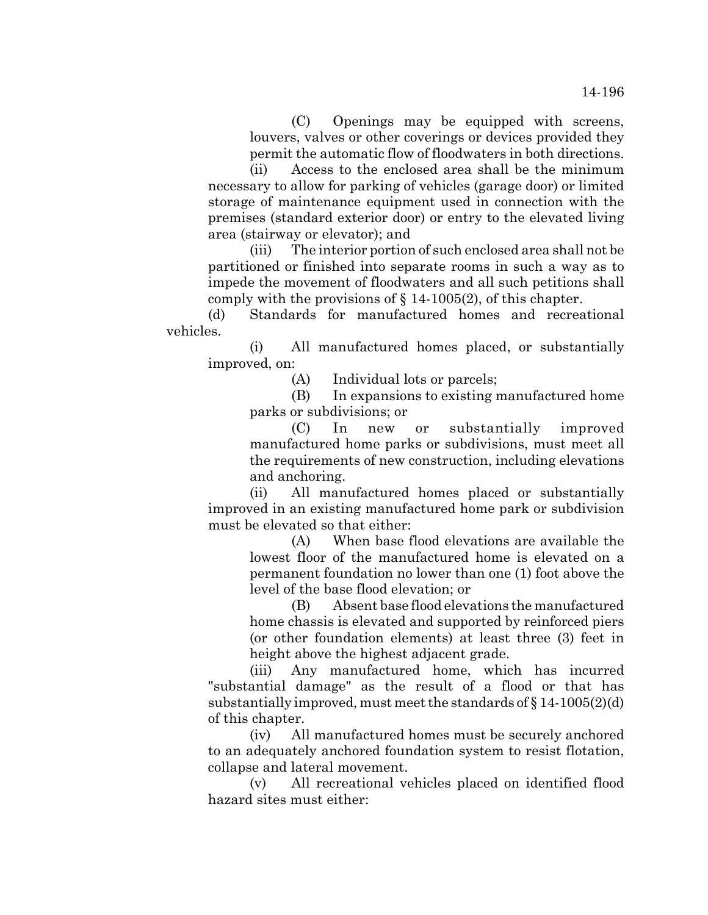(C) Openings may be equipped with screens, louvers, valves or other coverings or devices provided they permit the automatic flow of floodwaters in both directions.

(ii) Access to the enclosed area shall be the minimum necessary to allow for parking of vehicles (garage door) or limited storage of maintenance equipment used in connection with the premises (standard exterior door) or entry to the elevated living area (stairway or elevator); and

(iii) The interior portion of such enclosed area shall not be partitioned or finished into separate rooms in such a way as to impede the movement of floodwaters and all such petitions shall comply with the provisions of § 14-1005(2), of this chapter.

(d) Standards for manufactured homes and recreational vehicles.

(i) All manufactured homes placed, or substantially improved, on:

(A) Individual lots or parcels;

(B) In expansions to existing manufactured home parks or subdivisions; or

(C) In new or substantially improved manufactured home parks or subdivisions, must meet all the requirements of new construction, including elevations and anchoring.

(ii) All manufactured homes placed or substantially improved in an existing manufactured home park or subdivision must be elevated so that either:

(A) When base flood elevations are available the lowest floor of the manufactured home is elevated on a permanent foundation no lower than one (1) foot above the level of the base flood elevation; or

(B) Absent base flood elevations the manufactured home chassis is elevated and supported by reinforced piers (or other foundation elements) at least three (3) feet in height above the highest adjacent grade.

(iii) Any manufactured home, which has incurred "substantial damage" as the result of a flood or that has substantially improved, must meet the standards of § 14-1005(2)(d) of this chapter.

(iv) All manufactured homes must be securely anchored to an adequately anchored foundation system to resist flotation, collapse and lateral movement.

(v) All recreational vehicles placed on identified flood hazard sites must either: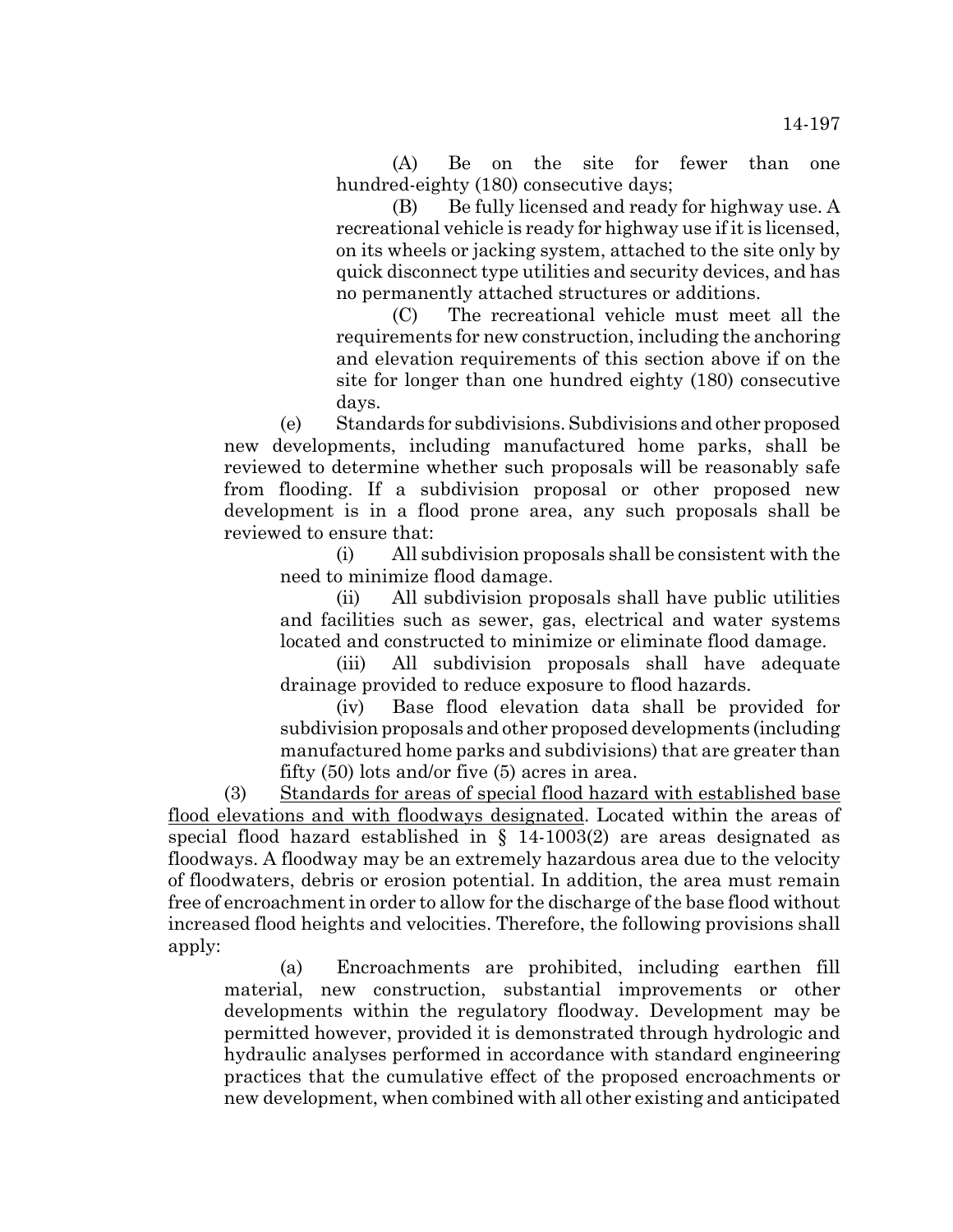(A) Be on the site for fewer than one hundred-eighty (180) consecutive days;

(B) Be fully licensed and ready for highway use. A recreational vehicle is ready for highway use if it is licensed, on its wheels or jacking system, attached to the site only by quick disconnect type utilities and security devices, and has no permanently attached structures or additions.

(C) The recreational vehicle must meet all the requirements for new construction, including the anchoring and elevation requirements of this section above if on the site for longer than one hundred eighty (180) consecutive days.

(e) Standards for subdivisions. Subdivisions and other proposed new developments, including manufactured home parks, shall be reviewed to determine whether such proposals will be reasonably safe from flooding. If a subdivision proposal or other proposed new development is in a flood prone area, any such proposals shall be reviewed to ensure that:

(i) All subdivision proposals shall be consistent with the need to minimize flood damage.

(ii) All subdivision proposals shall have public utilities and facilities such as sewer, gas, electrical and water systems located and constructed to minimize or eliminate flood damage.

(iii) All subdivision proposals shall have adequate drainage provided to reduce exposure to flood hazards.

(iv) Base flood elevation data shall be provided for subdivision proposals and other proposed developments (including manufactured home parks and subdivisions) that are greater than fifty (50) lots and/or five (5) acres in area.

(3) Standards for areas of special flood hazard with established base flood elevations and with floodways designated. Located within the areas of special flood hazard established in § 14-1003(2) are areas designated as floodways. A floodway may be an extremely hazardous area due to the velocity of floodwaters, debris or erosion potential. In addition, the area must remain free of encroachment in order to allow for the discharge of the base flood without increased flood heights and velocities. Therefore, the following provisions shall apply:

(a) Encroachments are prohibited, including earthen fill material, new construction, substantial improvements or other developments within the regulatory floodway. Development may be permitted however, provided it is demonstrated through hydrologic and hydraulic analyses performed in accordance with standard engineering practices that the cumulative effect of the proposed encroachments or new development, when combined with all other existing and anticipated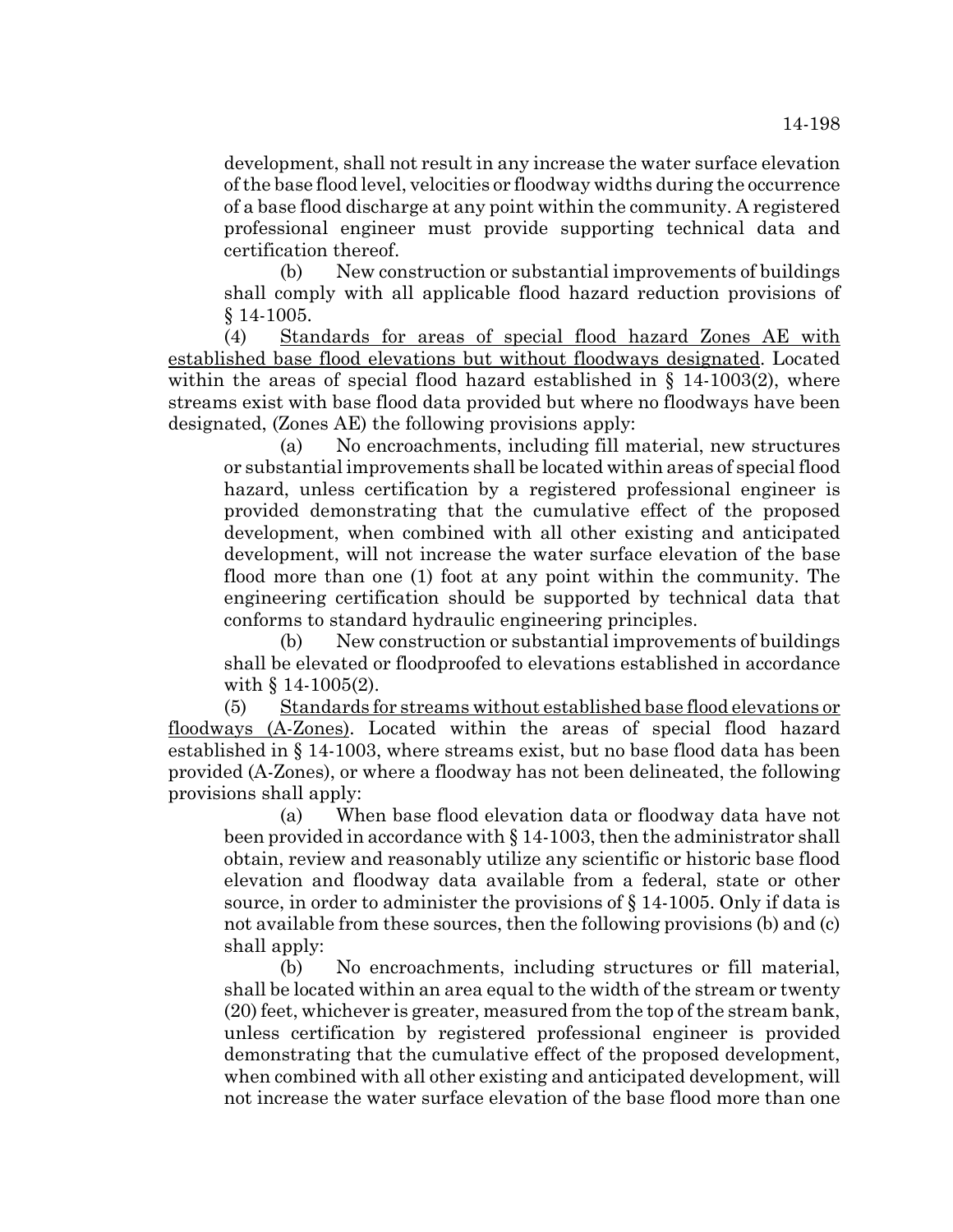development, shall not result in any increase the water surface elevation of the base flood level, velocities or floodway widths during the occurrence of a base flood discharge at any point within the community. A registered professional engineer must provide supporting technical data and certification thereof.

(b) New construction or substantial improvements of buildings shall comply with all applicable flood hazard reduction provisions of § 14-1005.

(4) Standards for areas of special flood hazard Zones AE with established base flood elevations but without floodways designated. Located within the areas of special flood hazard established in § 14-1003(2), where streams exist with base flood data provided but where no floodways have been designated, (Zones AE) the following provisions apply:

(a) No encroachments, including fill material, new structures or substantial improvements shall be located within areas of special flood hazard, unless certification by a registered professional engineer is provided demonstrating that the cumulative effect of the proposed development, when combined with all other existing and anticipated development, will not increase the water surface elevation of the base flood more than one (1) foot at any point within the community. The engineering certification should be supported by technical data that conforms to standard hydraulic engineering principles.

(b) New construction or substantial improvements of buildings shall be elevated or floodproofed to elevations established in accordance with § 14-1005(2).

(5) Standards for streams without established base flood elevations or floodways (A-Zones). Located within the areas of special flood hazard established in § 14-1003, where streams exist, but no base flood data has been provided (A-Zones), or where a floodway has not been delineated, the following provisions shall apply:

(a) When base flood elevation data or floodway data have not been provided in accordance with § 14-1003, then the administrator shall obtain, review and reasonably utilize any scientific or historic base flood elevation and floodway data available from a federal, state or other source, in order to administer the provisions of § 14-1005. Only if data is not available from these sources, then the following provisions (b) and (c) shall apply:

(b) No encroachments, including structures or fill material, shall be located within an area equal to the width of the stream or twenty (20) feet, whichever is greater, measured from the top of the stream bank, unless certification by registered professional engineer is provided demonstrating that the cumulative effect of the proposed development, when combined with all other existing and anticipated development, will not increase the water surface elevation of the base flood more than one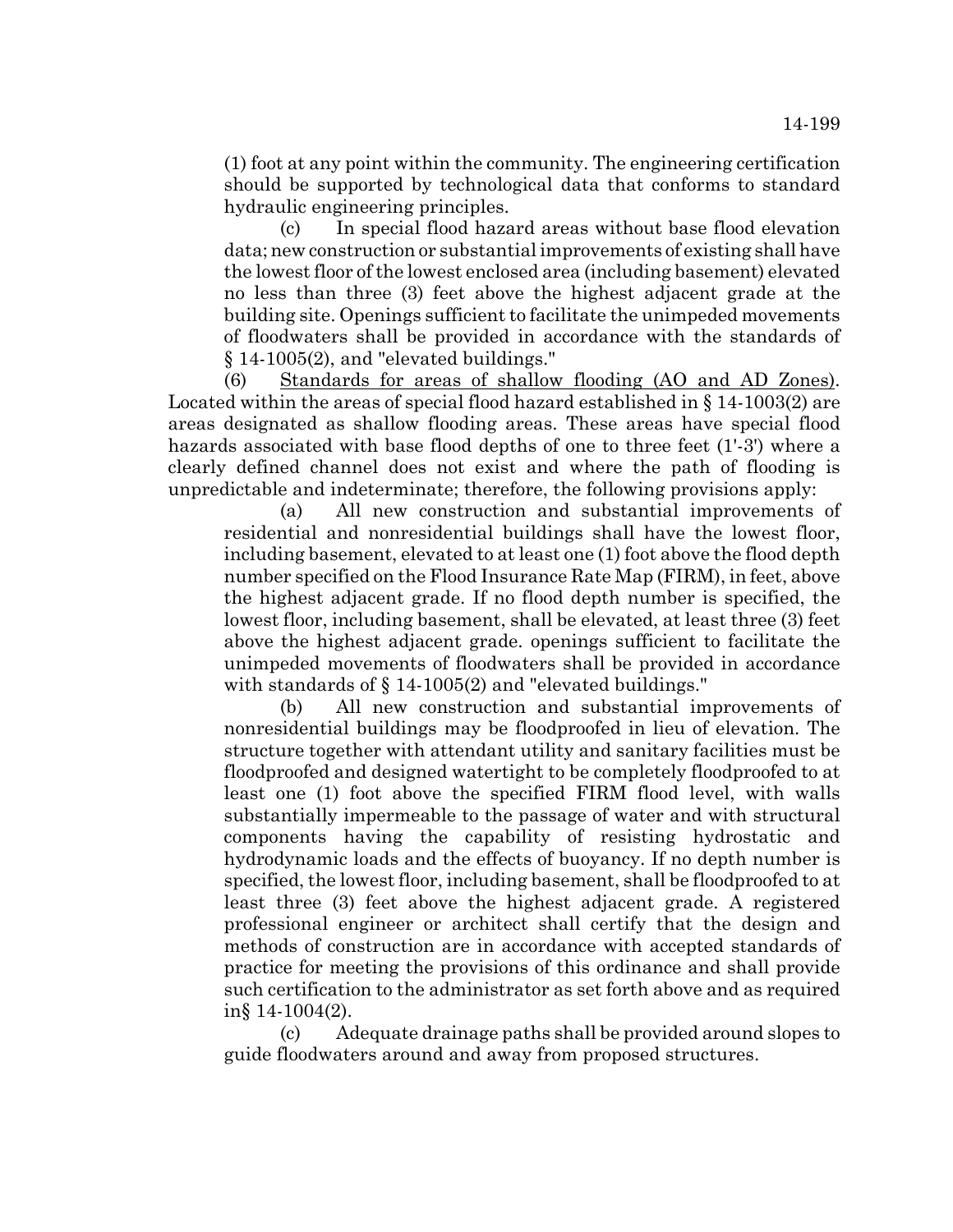(1) foot at any point within the community. The engineering certification should be supported by technological data that conforms to standard hydraulic engineering principles.

(c) In special flood hazard areas without base flood elevation data; new construction or substantial improvements of existing shall have the lowest floor of the lowest enclosed area (including basement) elevated no less than three (3) feet above the highest adjacent grade at the building site. Openings sufficient to facilitate the unimpeded movements of floodwaters shall be provided in accordance with the standards of § 14-1005(2), and "elevated buildings."

(6) Standards for areas of shallow flooding (AO and AD Zones). Located within the areas of special flood hazard established in § 14-1003(2) are areas designated as shallow flooding areas. These areas have special flood hazards associated with base flood depths of one to three feet (1'-3') where a clearly defined channel does not exist and where the path of flooding is unpredictable and indeterminate; therefore, the following provisions apply:

(a) All new construction and substantial improvements of residential and nonresidential buildings shall have the lowest floor, including basement, elevated to at least one (1) foot above the flood depth number specified on the Flood Insurance Rate Map (FIRM), in feet, above the highest adjacent grade. If no flood depth number is specified, the lowest floor, including basement, shall be elevated, at least three (3) feet above the highest adjacent grade. openings sufficient to facilitate the unimpeded movements of floodwaters shall be provided in accordance with standards of § 14-1005(2) and "elevated buildings."

(b) All new construction and substantial improvements of nonresidential buildings may be floodproofed in lieu of elevation. The structure together with attendant utility and sanitary facilities must be floodproofed and designed watertight to be completely floodproofed to at least one (1) foot above the specified FIRM flood level, with walls substantially impermeable to the passage of water and with structural components having the capability of resisting hydrostatic and hydrodynamic loads and the effects of buoyancy. If no depth number is specified, the lowest floor, including basement, shall be floodproofed to at least three (3) feet above the highest adjacent grade. A registered professional engineer or architect shall certify that the design and methods of construction are in accordance with accepted standards of practice for meeting the provisions of this ordinance and shall provide such certification to the administrator as set forth above and as required in§ 14-1004(2).

(c) Adequate drainage paths shall be provided around slopes to guide floodwaters around and away from proposed structures.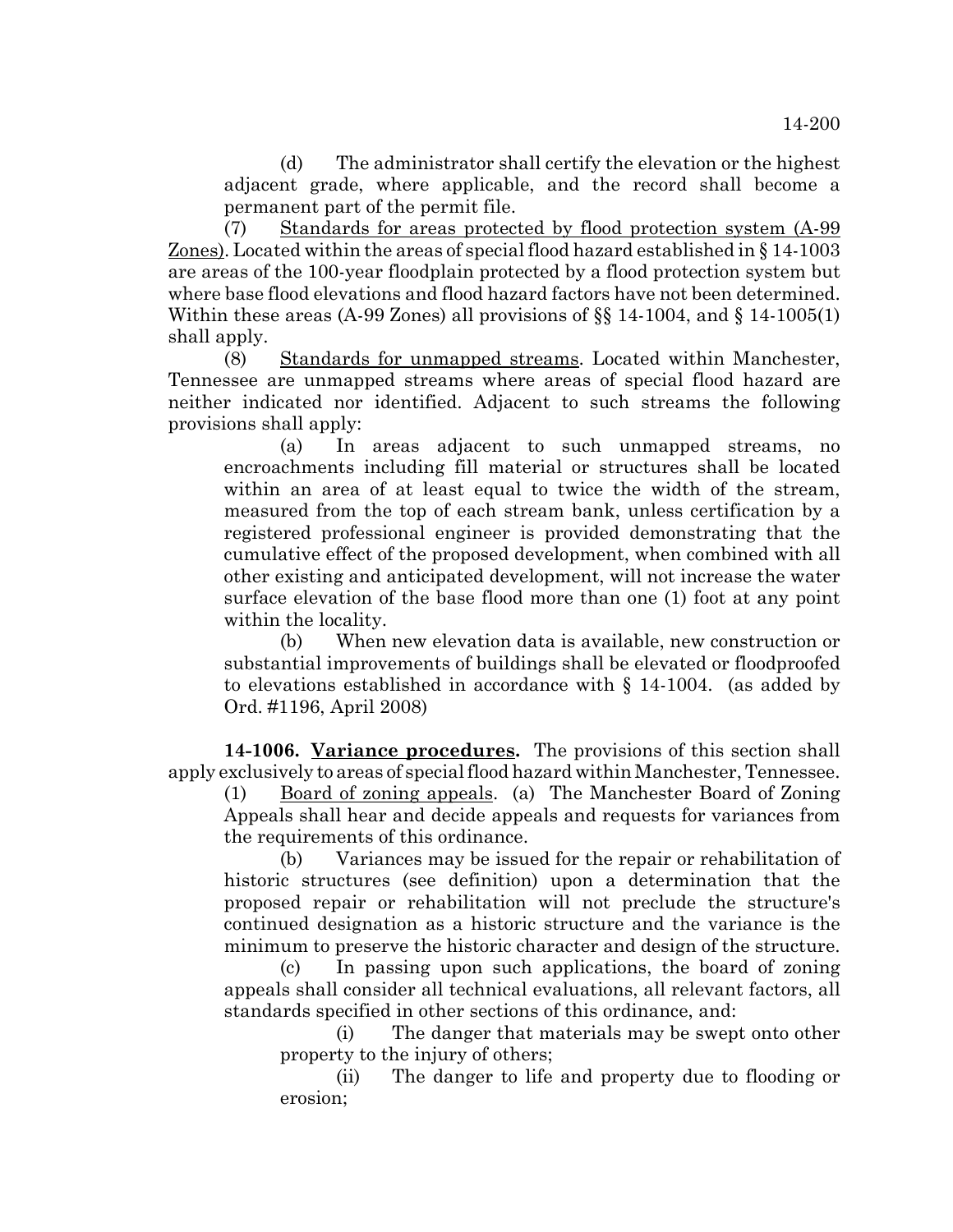(d) The administrator shall certify the elevation or the highest adjacent grade, where applicable, and the record shall become a permanent part of the permit file.

(7) Standards for areas protected by flood protection system (A-99 Zones). Located within the areas of special flood hazard established in § 14-1003 are areas of the 100-year floodplain protected by a flood protection system but where base flood elevations and flood hazard factors have not been determined. Within these areas (A-99 Zones) all provisions of §§ 14-1004, and § 14-1005(1) shall apply.

(8) Standards for unmapped streams. Located within Manchester, Tennessee are unmapped streams where areas of special flood hazard are neither indicated nor identified. Adjacent to such streams the following provisions shall apply:

(a) In areas adjacent to such unmapped streams, no encroachments including fill material or structures shall be located within an area of at least equal to twice the width of the stream, measured from the top of each stream bank, unless certification by a registered professional engineer is provided demonstrating that the cumulative effect of the proposed development, when combined with all other existing and anticipated development, will not increase the water surface elevation of the base flood more than one (1) foot at any point within the locality.

(b) When new elevation data is available, new construction or substantial improvements of buildings shall be elevated or floodproofed to elevations established in accordance with § 14-1004. (as added by Ord. #1196, April 2008)

**14-1006. Variance procedures.** The provisions of this section shall apply exclusively to areas of special flood hazard within Manchester, Tennessee.

(1) Board of zoning appeals. (a) The Manchester Board of Zoning Appeals shall hear and decide appeals and requests for variances from the requirements of this ordinance.

(b) Variances may be issued for the repair or rehabilitation of historic structures (see definition) upon a determination that the proposed repair or rehabilitation will not preclude the structure's continued designation as a historic structure and the variance is the minimum to preserve the historic character and design of the structure.

(c) In passing upon such applications, the board of zoning appeals shall consider all technical evaluations, all relevant factors, all standards specified in other sections of this ordinance, and:

(i) The danger that materials may be swept onto other property to the injury of others;

(ii) The danger to life and property due to flooding or erosion;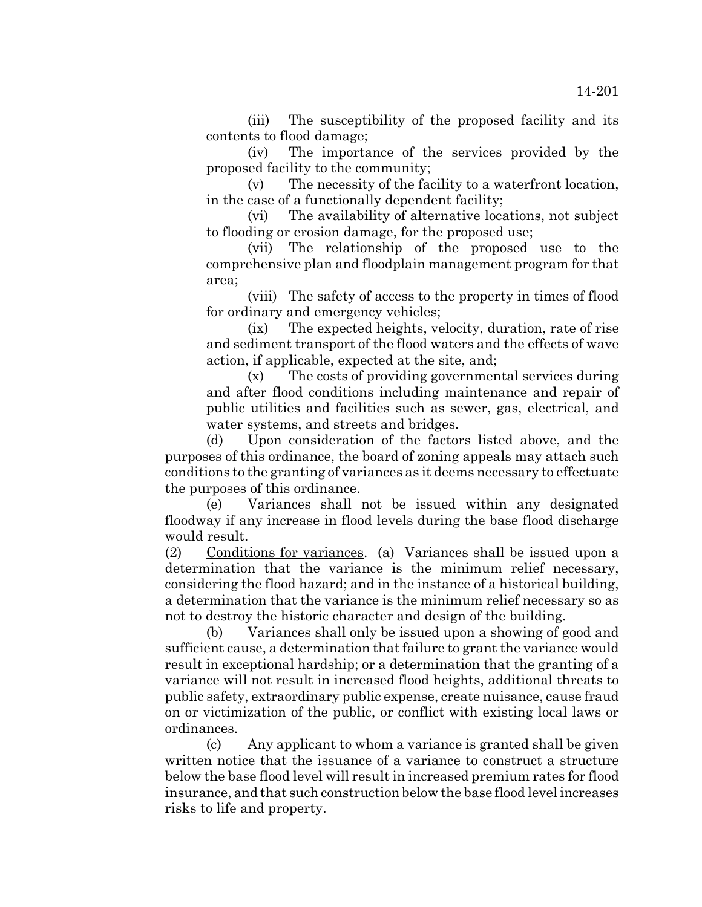(iii) The susceptibility of the proposed facility and its contents to flood damage;

(iv) The importance of the services provided by the proposed facility to the community;

(v) The necessity of the facility to a waterfront location, in the case of a functionally dependent facility;

(vi) The availability of alternative locations, not subject to flooding or erosion damage, for the proposed use;

(vii) The relationship of the proposed use to the comprehensive plan and floodplain management program for that area;

(viii) The safety of access to the property in times of flood for ordinary and emergency vehicles;

(ix) The expected heights, velocity, duration, rate of rise and sediment transport of the flood waters and the effects of wave action, if applicable, expected at the site, and;

(x) The costs of providing governmental services during and after flood conditions including maintenance and repair of public utilities and facilities such as sewer, gas, electrical, and water systems, and streets and bridges.

(d) Upon consideration of the factors listed above, and the purposes of this ordinance, the board of zoning appeals may attach such conditions to the granting of variances as it deems necessary to effectuate the purposes of this ordinance.

(e) Variances shall not be issued within any designated floodway if any increase in flood levels during the base flood discharge would result.

(2) Conditions for variances. (a) Variances shall be issued upon a determination that the variance is the minimum relief necessary, considering the flood hazard; and in the instance of a historical building, a determination that the variance is the minimum relief necessary so as not to destroy the historic character and design of the building.

(b) Variances shall only be issued upon a showing of good and sufficient cause, a determination that failure to grant the variance would result in exceptional hardship; or a determination that the granting of a variance will not result in increased flood heights, additional threats to public safety, extraordinary public expense, create nuisance, cause fraud on or victimization of the public, or conflict with existing local laws or ordinances.

(c) Any applicant to whom a variance is granted shall be given written notice that the issuance of a variance to construct a structure below the base flood level will result in increased premium rates for flood insurance, and that such construction below the base flood level increases risks to life and property.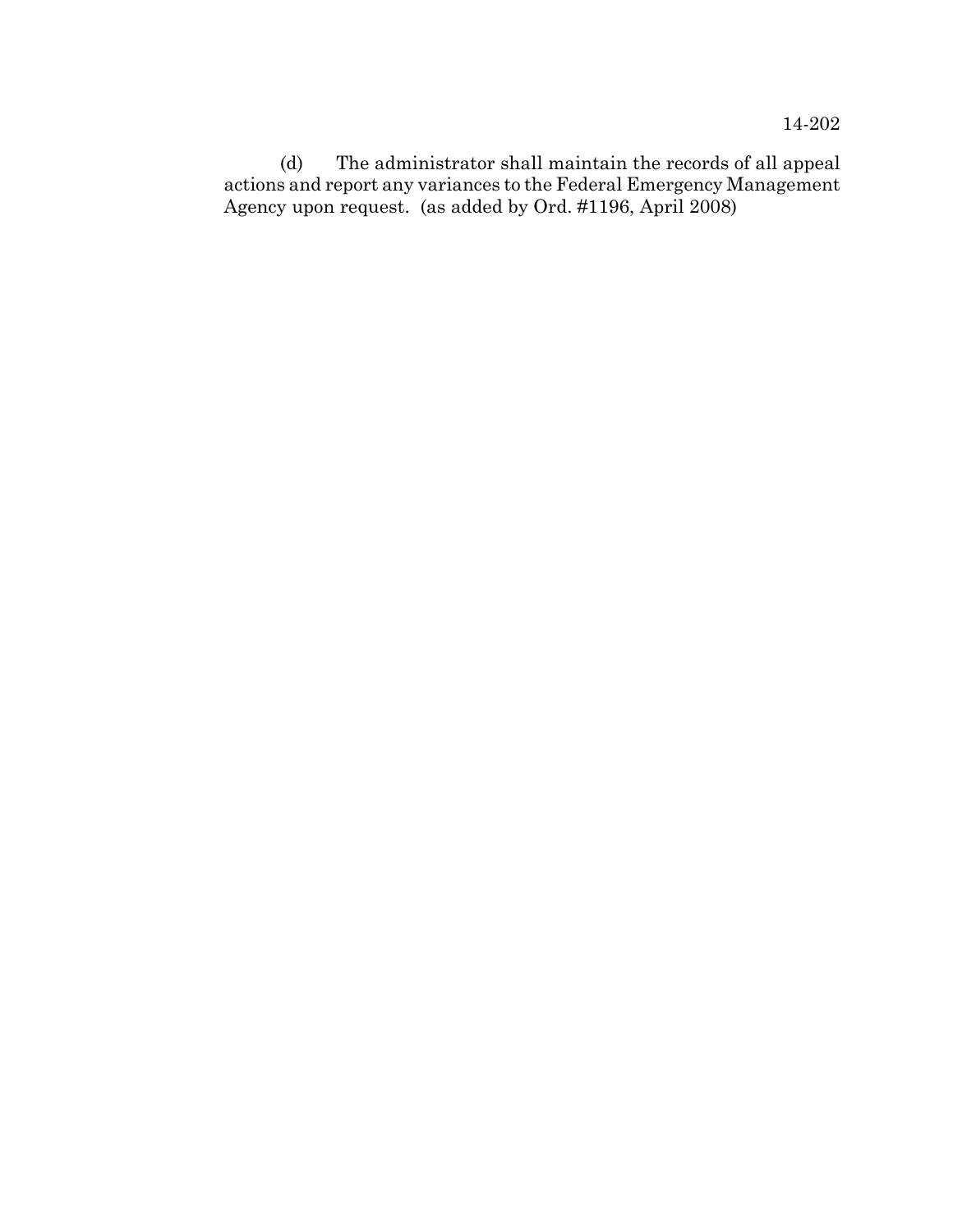(d) The administrator shall maintain the records of all appeal actions and report any variances to the Federal Emergency Management Agency upon request. (as added by Ord. #1196, April 2008)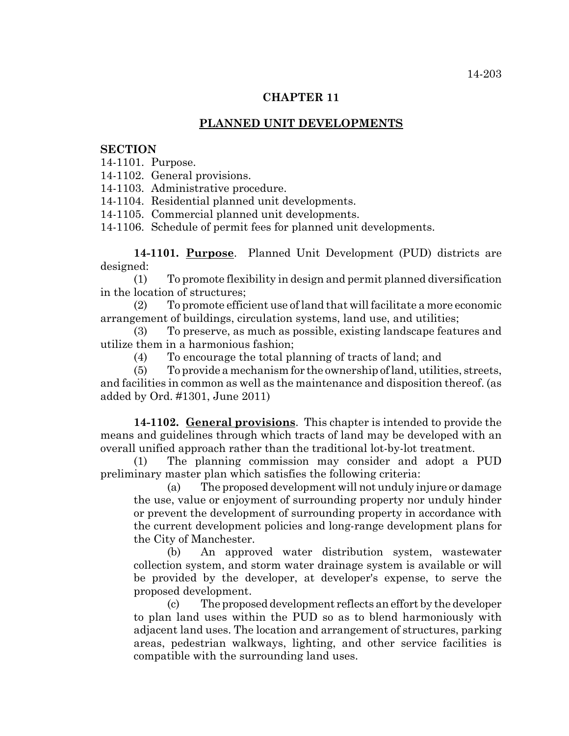# CHAPTER 11

## PLANNED UNIT DEVELOPMENTS

**SECTION**

14-1101. Purpose.
14-1102. General provisions.
14-1103. Administrative procedure.
14-1104. Residential planned unit developments.
14-1105. Commercial planned unit developments.
14-1106. Schedule of permit fees for planned unit developments.

**14-1101. Purpose**. Planned Unit Development (PUD) districts are designed:

(1) To promote flexibility in design and permit planned diversification in the location of structures;

(2) To promote efficient use of land that will facilitate a more economic arrangement of buildings, circulation systems, land use, and utilities;

(3) To preserve, as much as possible, existing landscape features and utilize them in a harmonious fashion;

(4) To encourage the total planning of tracts of land; and

(5) To provide a mechanism for the ownership of land, utilities, streets, and facilities in common as well as the maintenance and disposition thereof. (as added by Ord. #1301, June 2011)

**14-1102. General provisions**. This chapter is intended to provide the means and guidelines through which tracts of land may be developed with an overall unified approach rather than the traditional lot-by-lot treatment.

(1) The planning commission may consider and adopt a PUD preliminary master plan which satisfies the following criteria:

(a) The proposed development will not unduly injure or damage the use, value or enjoyment of surrounding property nor unduly hinder or prevent the development of surrounding property in accordance with the current development policies and long-range development plans for the City of Manchester.

(b) An approved water distribution system, wastewater collection system, and storm water drainage system is available or will be provided by the developer, at developer's expense, to serve the proposed development.

(c) The proposed development reflects an effort by the developer to plan land uses within the PUD so as to blend harmoniously with adjacent land uses. The location and arrangement of structures, parking areas, pedestrian walkways, lighting, and other service facilities is compatible with the surrounding land uses.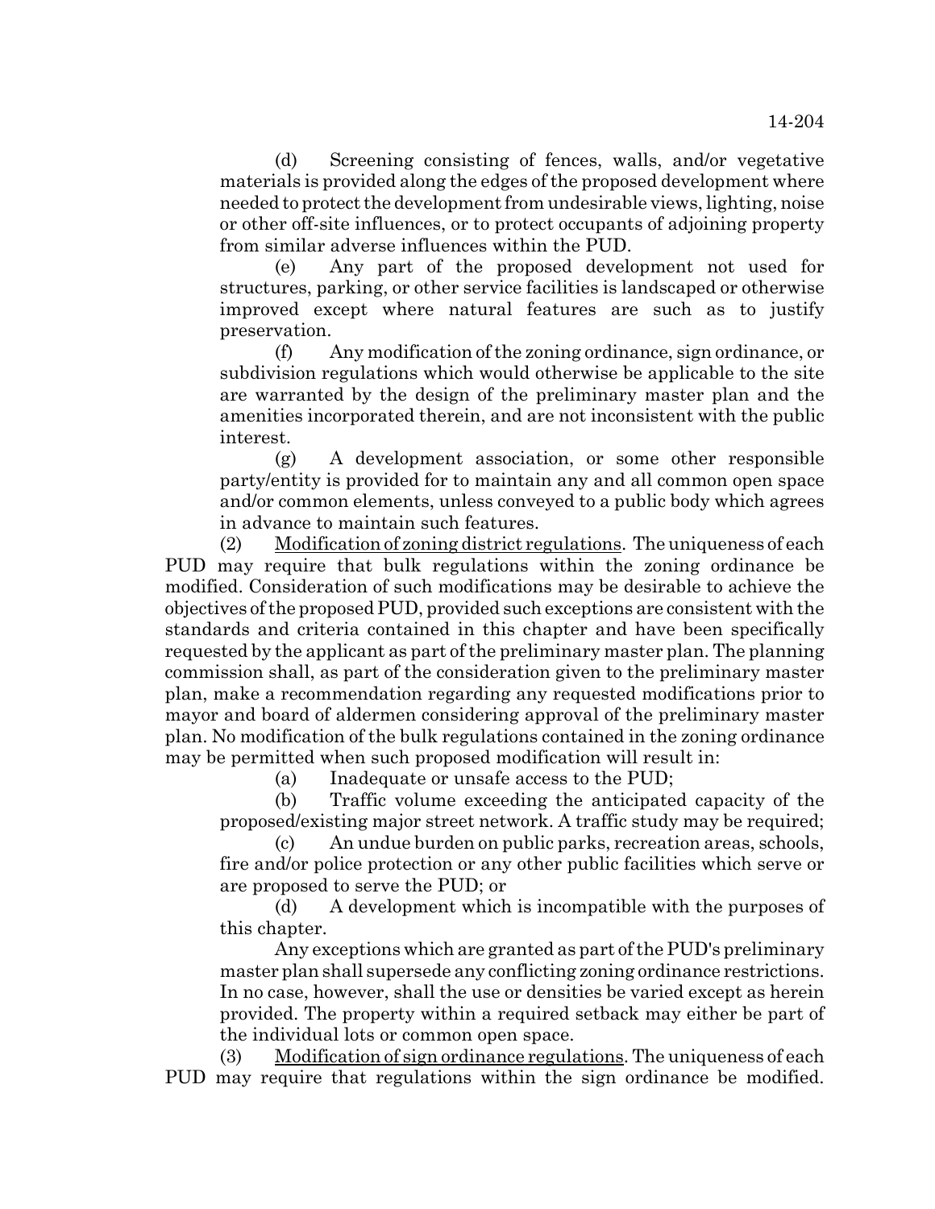(d) Screening consisting of fences, walls, and/or vegetative materials is provided along the edges of the proposed development where needed to protect the development from undesirable views, lighting, noise or other off-site influences, or to protect occupants of adjoining property from similar adverse influences within the PUD.

(e) Any part of the proposed development not used for structures, parking, or other service facilities is landscaped or otherwise improved except where natural features are such as to justify preservation.

(f) Any modification of the zoning ordinance, sign ordinance, or subdivision regulations which would otherwise be applicable to the site are warranted by the design of the preliminary master plan and the amenities incorporated therein, and are not inconsistent with the public interest.

(g) A development association, or some other responsible party/entity is provided for to maintain any and all common open space and/or common elements, unless conveyed to a public body which agrees in advance to maintain such features.

(2) Modification of zoning district regulations. The uniqueness of each PUD may require that bulk regulations within the zoning ordinance be modified. Consideration of such modifications may be desirable to achieve the objectives of the proposed PUD, provided such exceptions are consistent with the standards and criteria contained in this chapter and have been specifically requested by the applicant as part of the preliminary master plan. The planning commission shall, as part of the consideration given to the preliminary master plan, make a recommendation regarding any requested modifications prior to mayor and board of aldermen considering approval of the preliminary master plan. No modification of the bulk regulations contained in the zoning ordinance may be permitted when such proposed modification will result in:

(a) Inadequate or unsafe access to the PUD;

(b) Traffic volume exceeding the anticipated capacity of the proposed/existing major street network. A traffic study may be required;

(c) An undue burden on public parks, recreation areas, schools, fire and/or police protection or any other public facilities which serve or are proposed to serve the PUD; or

(d) A development which is incompatible with the purposes of this chapter.

Any exceptions which are granted as part of the PUD's preliminary master plan shall supersede any conflicting zoning ordinance restrictions. In no case, however, shall the use or densities be varied except as herein provided. The property within a required setback may either be part of the individual lots or common open space.

(3) Modification of sign ordinance regulations. The uniqueness of each PUD may require that regulations within the sign ordinance be modified.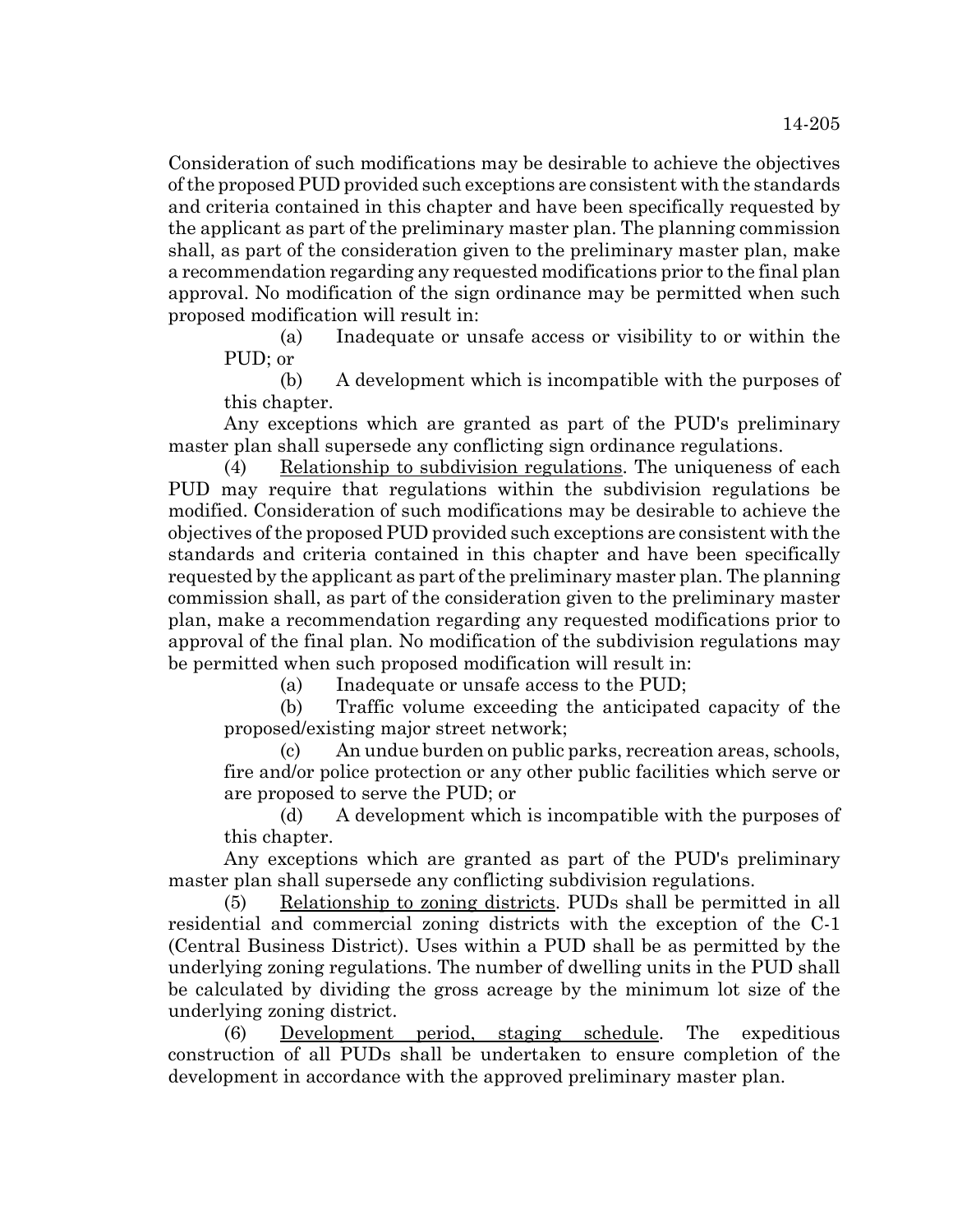Consideration of such modifications may be desirable to achieve the objectives of the proposed PUD provided such exceptions are consistent with the standards and criteria contained in this chapter and have been specifically requested by the applicant as part of the preliminary master plan. The planning commission shall, as part of the consideration given to the preliminary master plan, make a recommendation regarding any requested modifications prior to the final plan approval. No modification of the sign ordinance may be permitted when such proposed modification will result in:

(a) Inadequate or unsafe access or visibility to or within the PUD; or

(b) A development which is incompatible with the purposes of this chapter.

Any exceptions which are granted as part of the PUD's preliminary master plan shall supersede any conflicting sign ordinance regulations.

(4) Relationship to subdivision regulations. The uniqueness of each PUD may require that regulations within the subdivision regulations be modified. Consideration of such modifications may be desirable to achieve the objectives of the proposed PUD provided such exceptions are consistent with the standards and criteria contained in this chapter and have been specifically requested by the applicant as part of the preliminary master plan. The planning commission shall, as part of the consideration given to the preliminary master plan, make a recommendation regarding any requested modifications prior to approval of the final plan. No modification of the subdivision regulations may be permitted when such proposed modification will result in:

(a) Inadequate or unsafe access to the PUD;

(b) Traffic volume exceeding the anticipated capacity of the proposed/existing major street network;

(c) An undue burden on public parks, recreation areas, schools, fire and/or police protection or any other public facilities which serve or are proposed to serve the PUD; or

(d) A development which is incompatible with the purposes of this chapter.

Any exceptions which are granted as part of the PUD's preliminary master plan shall supersede any conflicting subdivision regulations.

(5) Relationship to zoning districts. PUDs shall be permitted in all residential and commercial zoning districts with the exception of the C-1 (Central Business District). Uses within a PUD shall be as permitted by the underlying zoning regulations. The number of dwelling units in the PUD shall be calculated by dividing the gross acreage by the minimum lot size of the underlying zoning district.

(6) Development period, staging schedule. The expeditious construction of all PUDs shall be undertaken to ensure completion of the development in accordance with the approved preliminary master plan.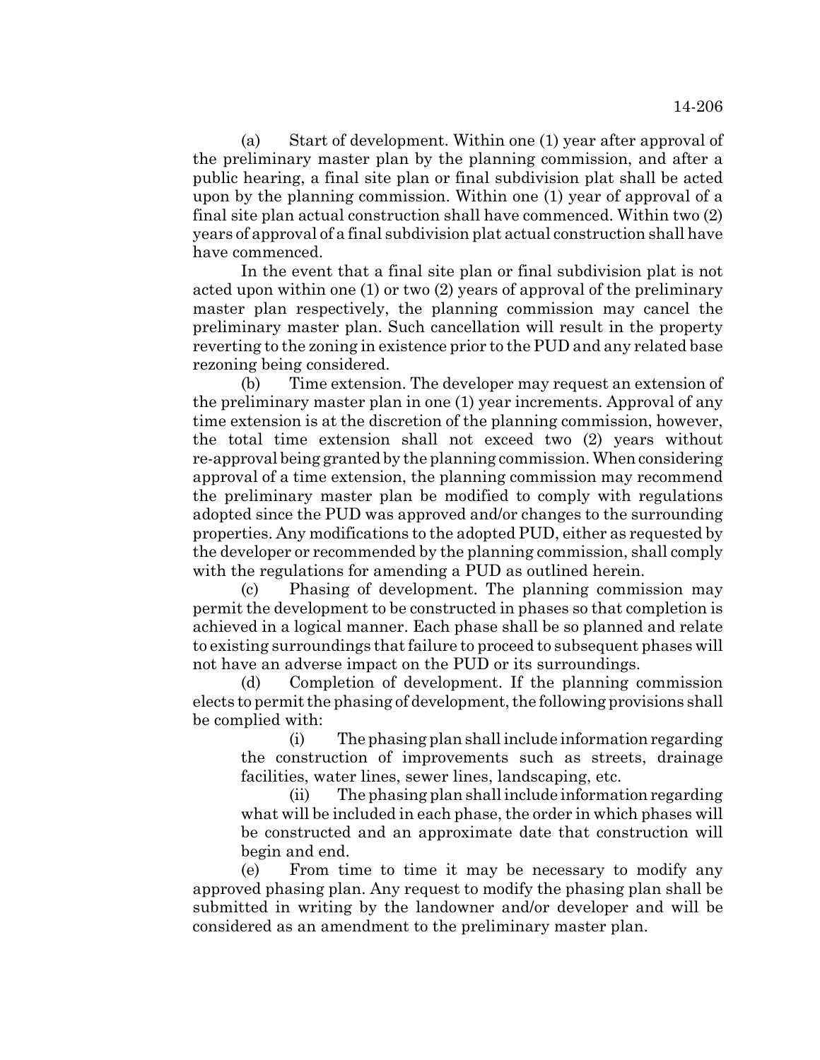(a) Start of development. Within one (1) year after approval of the preliminary master plan by the planning commission, and after a public hearing, a final site plan or final subdivision plat shall be acted upon by the planning commission. Within one (1) year of approval of a final site plan actual construction shall have commenced. Within two (2) years of approval of a final subdivision plat actual construction shall have have commenced.

In the event that a final site plan or final subdivision plat is not acted upon within one (1) or two (2) years of approval of the preliminary master plan respectively, the planning commission may cancel the preliminary master plan. Such cancellation will result in the property reverting to the zoning in existence prior to the PUD and any related base rezoning being considered.

(b) Time extension. The developer may request an extension of the preliminary master plan in one (1) year increments. Approval of any time extension is at the discretion of the planning commission, however, the total time extension shall not exceed two (2) years without re-approval being granted by the planning commission. When considering approval of a time extension, the planning commission may recommend the preliminary master plan be modified to comply with regulations adopted since the PUD was approved and/or changes to the surrounding properties. Any modifications to the adopted PUD, either as requested by the developer or recommended by the planning commission, shall comply with the regulations for amending a PUD as outlined herein.

(c) Phasing of development. The planning commission may permit the development to be constructed in phases so that completion is achieved in a logical manner. Each phase shall be so planned and relate to existing surroundings that failure to proceed to subsequent phases will not have an adverse impact on the PUD or its surroundings.

(d) Completion of development. If the planning commission elects to permit the phasing of development, the following provisions shall be complied with:

(i) The phasing plan shall include information regarding the construction of improvements such as streets, drainage facilities, water lines, sewer lines, landscaping, etc.

(ii) The phasing plan shall include information regarding what will be included in each phase, the order in which phases will be constructed and an approximate date that construction will begin and end.

(e) From time to time it may be necessary to modify any approved phasing plan. Any request to modify the phasing plan shall be submitted in writing by the landowner and/or developer and will be considered as an amendment to the preliminary master plan.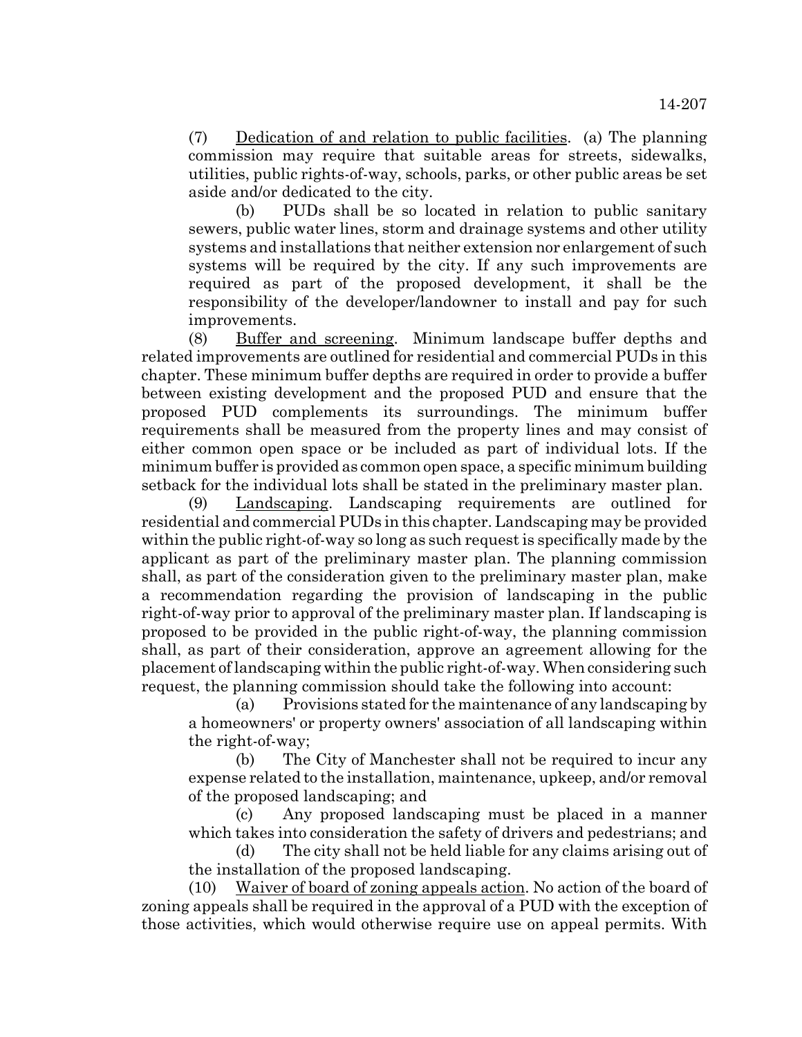(7) Dedication of and relation to public facilities. (a) The planning commission may require that suitable areas for streets, sidewalks, utilities, public rights-of-way, schools, parks, or other public areas be set aside and/or dedicated to the city.

(b) PUDs shall be so located in relation to public sanitary sewers, public water lines, storm and drainage systems and other utility systems and installations that neither extension nor enlargement of such systems will be required by the city. If any such improvements are required as part of the proposed development, it shall be the responsibility of the developer/landowner to install and pay for such improvements.

(8) Buffer and screening. Minimum landscape buffer depths and related improvements are outlined for residential and commercial PUDs in this chapter. These minimum buffer depths are required in order to provide a buffer between existing development and the proposed PUD and ensure that the proposed PUD complements its surroundings. The minimum buffer requirements shall be measured from the property lines and may consist of either common open space or be included as part of individual lots. If the minimum buffer is provided as common open space, a specific minimum building setback for the individual lots shall be stated in the preliminary master plan.

(9) Landscaping. Landscaping requirements are outlined for residential and commercial PUDs in this chapter. Landscaping may be provided within the public right-of-way so long as such request is specifically made by the applicant as part of the preliminary master plan. The planning commission shall, as part of the consideration given to the preliminary master plan, make a recommendation regarding the provision of landscaping in the public right-of-way prior to approval of the preliminary master plan. If landscaping is proposed to be provided in the public right-of-way, the planning commission shall, as part of their consideration, approve an agreement allowing for the placement of landscaping within the public right-of-way. When considering such request, the planning commission should take the following into account:

(a) Provisions stated for the maintenance of any landscaping by a homeowners' or property owners' association of all landscaping within the right-of-way;

(b) The City of Manchester shall not be required to incur any expense related to the installation, maintenance, upkeep, and/or removal of the proposed landscaping; and

(c) Any proposed landscaping must be placed in a manner which takes into consideration the safety of drivers and pedestrians; and

(d) The city shall not be held liable for any claims arising out of the installation of the proposed landscaping.

(10) Waiver of board of zoning appeals action. No action of the board of zoning appeals shall be required in the approval of a PUD with the exception of those activities, which would otherwise require use on appeal permits. With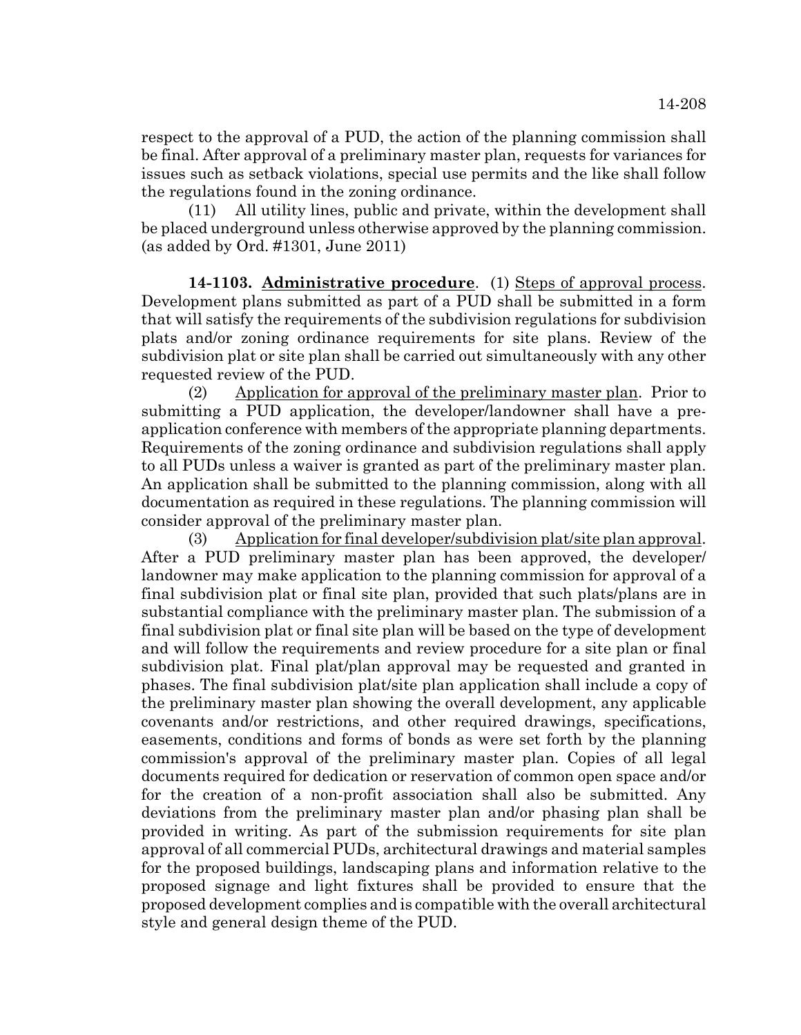respect to the approval of a PUD, the action of the planning commission shall be final. After approval of a preliminary master plan, requests for variances for issues such as setback violations, special use permits and the like shall follow the regulations found in the zoning ordinance.

(11) All utility lines, public and private, within the development shall be placed underground unless otherwise approved by the planning commission. (as added by Ord. #1301, June 2011)

**14-1103. Administrative procedure**. (1) Steps of approval process. Development plans submitted as part of a PUD shall be submitted in a form that will satisfy the requirements of the subdivision regulations for subdivision plats and/or zoning ordinance requirements for site plans. Review of the subdivision plat or site plan shall be carried out simultaneously with any other requested review of the PUD.

(2) Application for approval of the preliminary master plan. Prior to submitting a PUD application, the developer/landowner shall have a pre-application conference with members of the appropriate planning departments. Requirements of the zoning ordinance and subdivision regulations shall apply to all PUDs unless a waiver is granted as part of the preliminary master plan. An application shall be submitted to the planning commission, along with all documentation as required in these regulations. The planning commission will consider approval of the preliminary master plan.

(3) Application for final developer/subdivision plat/site plan approval. After a PUD preliminary master plan has been approved, the developer/landowner may make application to the planning commission for approval of a final subdivision plat or final site plan, provided that such plats/plans are in substantial compliance with the preliminary master plan. The submission of a final subdivision plat or final site plan will be based on the type of development and will follow the requirements and review procedure for a site plan or final subdivision plat. Final plat/plan approval may be requested and granted in phases. The final subdivision plat/site plan application shall include a copy of the preliminary master plan showing the overall development, any applicable covenants and/or restrictions, and other required drawings, specifications, easements, conditions and forms of bonds as were set forth by the planning commission's approval of the preliminary master plan. Copies of all legal documents required for dedication or reservation of common open space and/or for the creation of a non-profit association shall also be submitted. Any deviations from the preliminary master plan and/or phasing plan shall be provided in writing. As part of the submission requirements for site plan approval of all commercial PUDs, architectural drawings and material samples for the proposed buildings, landscaping plans and information relative to the proposed signage and light fixtures shall be provided to ensure that the proposed development complies and is compatible with the overall architectural style and general design theme of the PUD.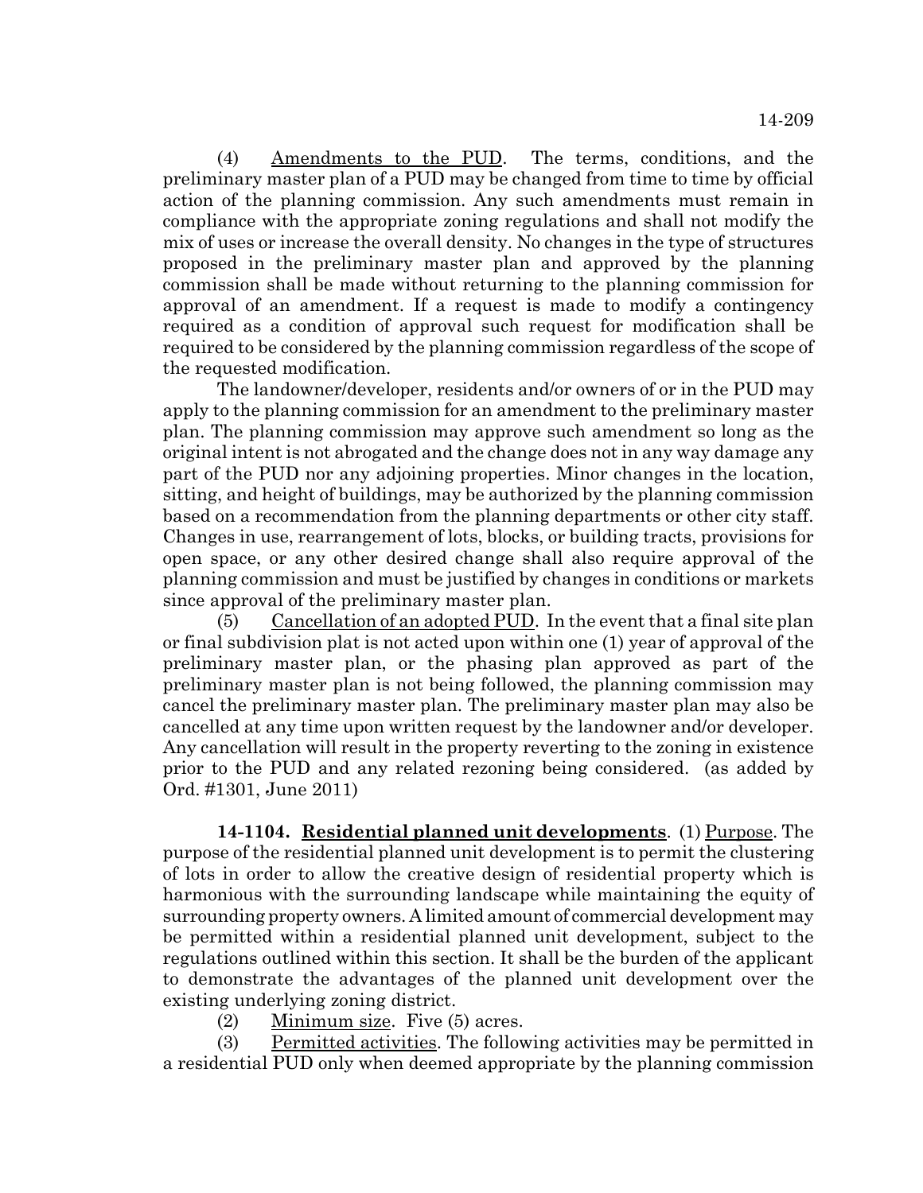(4) Amendments to the PUD. The terms, conditions, and the preliminary master plan of a PUD may be changed from time to time by official action of the planning commission. Any such amendments must remain in compliance with the appropriate zoning regulations and shall not modify the mix of uses or increase the overall density. No changes in the type of structures proposed in the preliminary master plan and approved by the planning commission shall be made without returning to the planning commission for approval of an amendment. If a request is made to modify a contingency required as a condition of approval such request for modification shall be required to be considered by the planning commission regardless of the scope of the requested modification.

The landowner/developer, residents and/or owners of or in the PUD may apply to the planning commission for an amendment to the preliminary master plan. The planning commission may approve such amendment so long as the original intent is not abrogated and the change does not in any way damage any part of the PUD nor any adjoining properties. Minor changes in the location, sitting, and height of buildings, may be authorized by the planning commission based on a recommendation from the planning departments or other city staff. Changes in use, rearrangement of lots, blocks, or building tracts, provisions for open space, or any other desired change shall also require approval of the planning commission and must be justified by changes in conditions or markets since approval of the preliminary master plan.

(5) Cancellation of an adopted PUD. In the event that a final site plan or final subdivision plat is not acted upon within one (1) year of approval of the preliminary master plan, or the phasing plan approved as part of the preliminary master plan is not being followed, the planning commission may cancel the preliminary master plan. The preliminary master plan may also be cancelled at any time upon written request by the landowner and/or developer. Any cancellation will result in the property reverting to the zoning in existence prior to the PUD and any related rezoning being considered. (as added by Ord. #1301, June 2011)

**14-1104. Residential planned unit developments**. (1) Purpose. The purpose of the residential planned unit development is to permit the clustering of lots in order to allow the creative design of residential property which is harmonious with the surrounding landscape while maintaining the equity of surrounding property owners. A limited amount of commercial development may be permitted within a residential planned unit development, subject to the regulations outlined within this section. It shall be the burden of the applicant to demonstrate the advantages of the planned unit development over the existing underlying zoning district.

(2) Minimum size. Five (5) acres.

(3) Permitted activities. The following activities may be permitted in a residential PUD only when deemed appropriate by the planning commission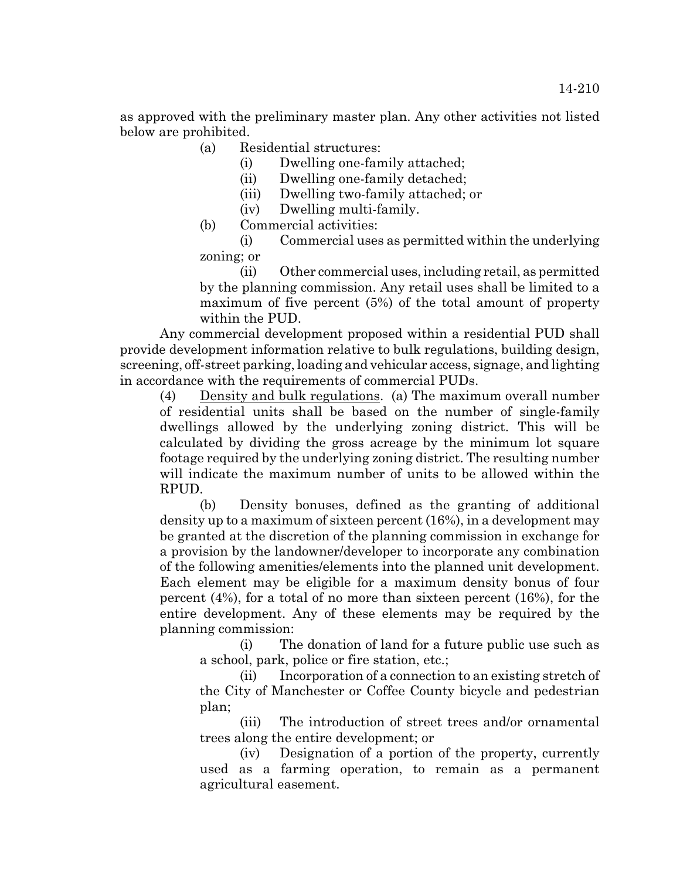as approved with the preliminary master plan. Any other activities not listed below are prohibited.

(a) Residential structures:

(i) Dwelling one-family attached;

(ii) Dwelling one-family detached;

(iii) Dwelling two-family attached; or

(iv) Dwelling multi-family.

(b) Commercial activities:

(i) Commercial uses as permitted within the underlying zoning; or

(ii) Other commercial uses, including retail, as permitted by the planning commission. Any retail uses shall be limited to a maximum of five percent (5%) of the total amount of property within the PUD.

Any commercial development proposed within a residential PUD shall provide development information relative to bulk regulations, building design, screening, off-street parking, loading and vehicular access, signage, and lighting in accordance with the requirements of commercial PUDs.

(4) Density and bulk regulations. (a) The maximum overall number of residential units shall be based on the number of single-family dwellings allowed by the underlying zoning district. This will be calculated by dividing the gross acreage by the minimum lot square footage required by the underlying zoning district. The resulting number will indicate the maximum number of units to be allowed within the RPUD.

(b) Density bonuses, defined as the granting of additional density up to a maximum of sixteen percent (16%), in a development may be granted at the discretion of the planning commission in exchange for a provision by the landowner/developer to incorporate any combination of the following amenities/elements into the planned unit development. Each element may be eligible for a maximum density bonus of four percent (4%), for a total of no more than sixteen percent (16%), for the entire development. Any of these elements may be required by the planning commission:

(i) The donation of land for a future public use such as a school, park, police or fire station, etc.;

(ii) Incorporation of a connection to an existing stretch of the City of Manchester or Coffee County bicycle and pedestrian plan;

(iii) The introduction of street trees and/or ornamental trees along the entire development; or

(iv) Designation of a portion of the property, currently used as a farming operation, to remain as a permanent agricultural easement.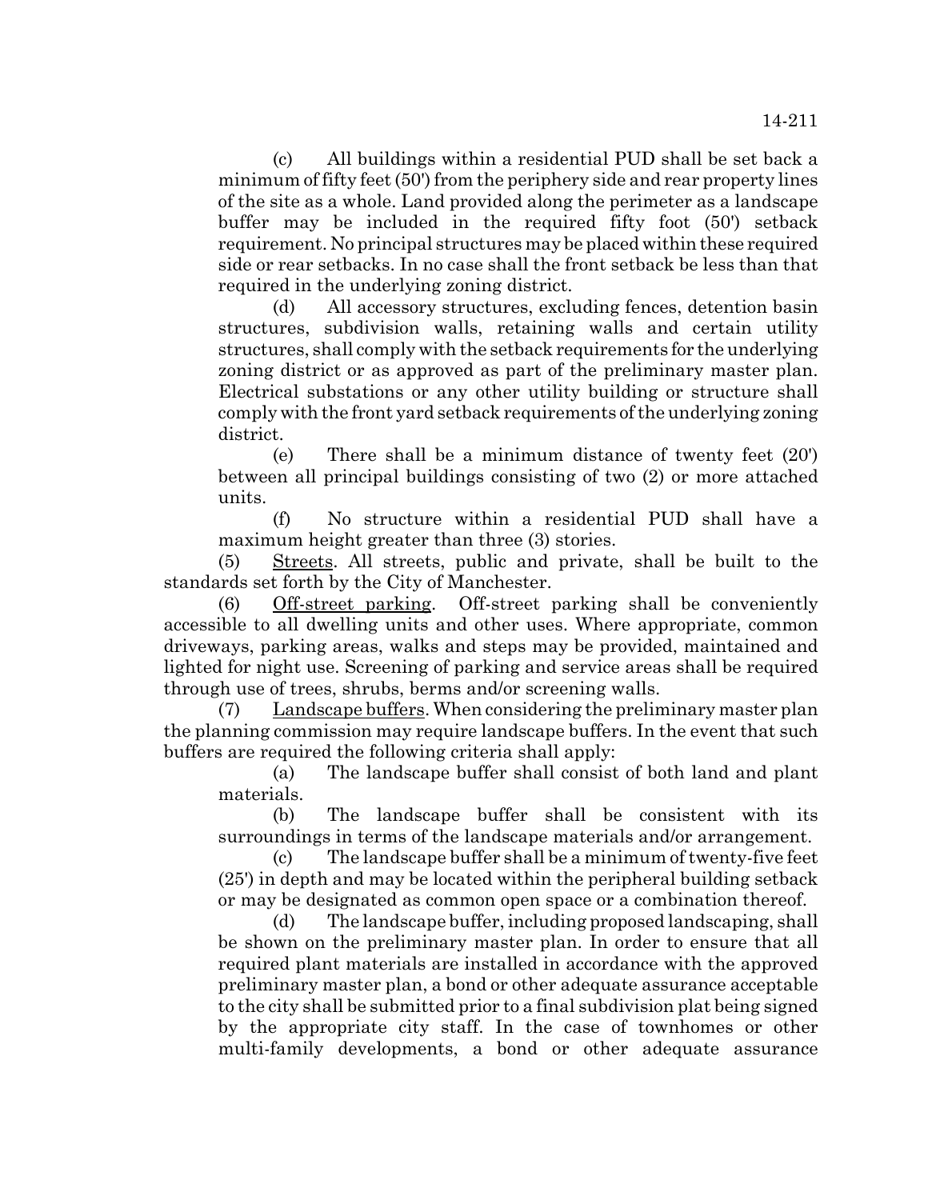(c) All buildings within a residential PUD shall be set back a minimum of fifty feet (50') from the periphery side and rear property lines of the site as a whole. Land provided along the perimeter as a landscape buffer may be included in the required fifty foot (50') setback requirement. No principal structures may be placed within these required side or rear setbacks. In no case shall the front setback be less than that required in the underlying zoning district.

(d) All accessory structures, excluding fences, detention basin structures, subdivision walls, retaining walls and certain utility structures, shall comply with the setback requirements for the underlying zoning district or as approved as part of the preliminary master plan. Electrical substations or any other utility building or structure shall comply with the front yard setback requirements of the underlying zoning district.

(e) There shall be a minimum distance of twenty feet (20') between all principal buildings consisting of two (2) or more attached units.

(f) No structure within a residential PUD shall have a maximum height greater than three (3) stories.

(5) Streets. All streets, public and private, shall be built to the standards set forth by the City of Manchester.

(6) Off-street parking. Off-street parking shall be conveniently accessible to all dwelling units and other uses. Where appropriate, common driveways, parking areas, walks and steps may be provided, maintained and lighted for night use. Screening of parking and service areas shall be required through use of trees, shrubs, berms and/or screening walls.

(7) Landscape buffers. When considering the preliminary master plan the planning commission may require landscape buffers. In the event that such buffers are required the following criteria shall apply:

(a) The landscape buffer shall consist of both land and plant materials.

(b) The landscape buffer shall be consistent with its surroundings in terms of the landscape materials and/or arrangement.

(c) The landscape buffer shall be a minimum of twenty-five feet (25') in depth and may be located within the peripheral building setback or may be designated as common open space or a combination thereof.

(d) The landscape buffer, including proposed landscaping, shall be shown on the preliminary master plan. In order to ensure that all required plant materials are installed in accordance with the approved preliminary master plan, a bond or other adequate assurance acceptable to the city shall be submitted prior to a final subdivision plat being signed by the appropriate city staff. In the case of townhomes or other multi-family developments, a bond or other adequate assurance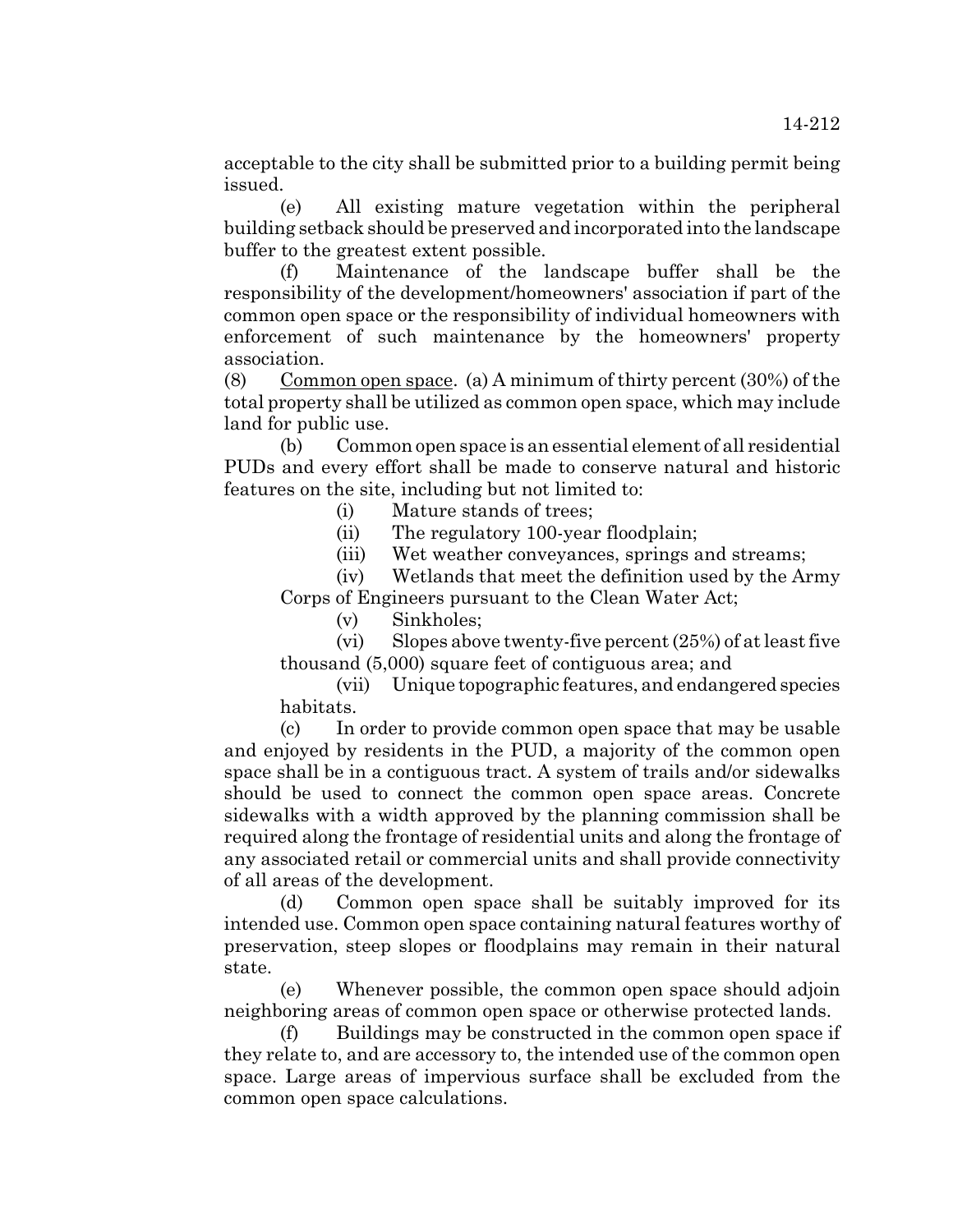acceptable to the city shall be submitted prior to a building permit being issued.

(e) All existing mature vegetation within the peripheral building setback should be preserved and incorporated into the landscape buffer to the greatest extent possible.

(f) Maintenance of the landscape buffer shall be the responsibility of the development/homeowners' association if part of the common open space or the responsibility of individual homeowners with enforcement of such maintenance by the homeowners' property association.

(8) Common open space. (a) A minimum of thirty percent (30%) of the total property shall be utilized as common open space, which may include land for public use.

(b) Common open space is an essential element of all residential PUDs and every effort shall be made to conserve natural and historic features on the site, including but not limited to:

(i) Mature stands of trees;

(ii) The regulatory 100-year floodplain;

(iii) Wet weather conveyances, springs and streams;

(iv) Wetlands that meet the definition used by the Army Corps of Engineers pursuant to the Clean Water Act;

(v) Sinkholes;

(vi) Slopes above twenty-five percent (25%) of at least five thousand (5,000) square feet of contiguous area; and

(vii) Unique topographic features, and endangered species habitats.

(c) In order to provide common open space that may be usable and enjoyed by residents in the PUD, a majority of the common open space shall be in a contiguous tract. A system of trails and/or sidewalks should be used to connect the common open space areas. Concrete sidewalks with a width approved by the planning commission shall be required along the frontage of residential units and along the frontage of any associated retail or commercial units and shall provide connectivity of all areas of the development.

(d) Common open space shall be suitably improved for its intended use. Common open space containing natural features worthy of preservation, steep slopes or floodplains may remain in their natural state.

(e) Whenever possible, the common open space should adjoin neighboring areas of common open space or otherwise protected lands.

(f) Buildings may be constructed in the common open space if they relate to, and are accessory to, the intended use of the common open space. Large areas of impervious surface shall be excluded from the common open space calculations.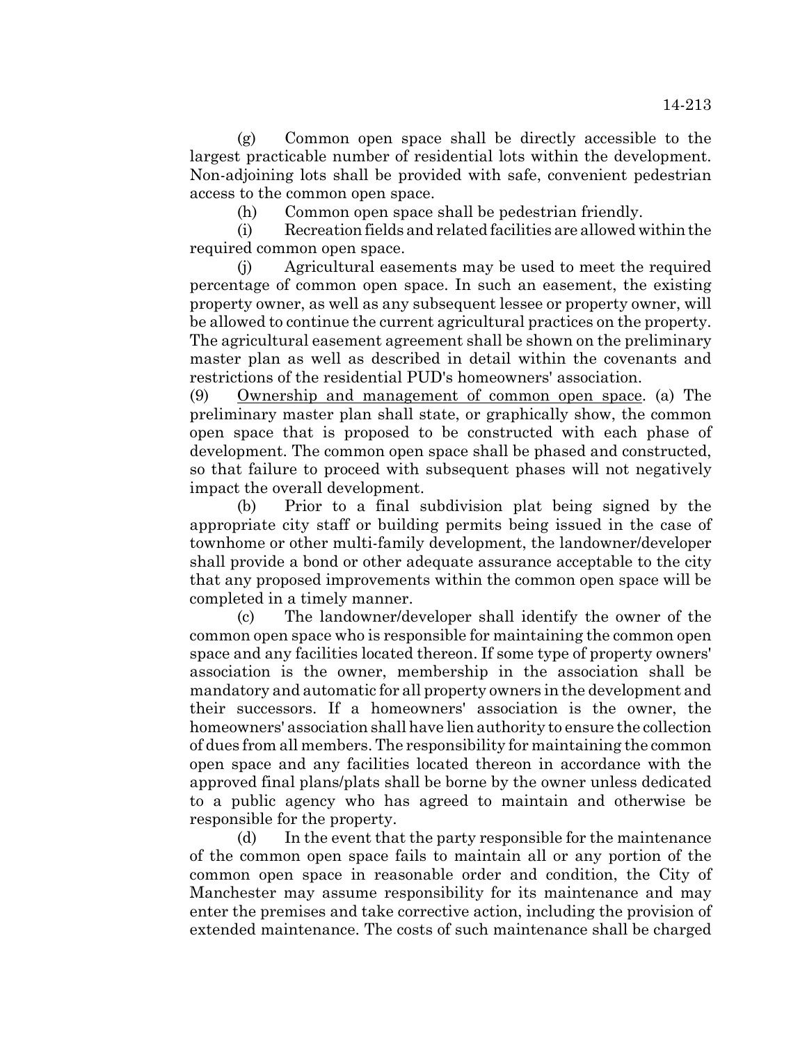(g) Common open space shall be directly accessible to the largest practicable number of residential lots within the development. Non-adjoining lots shall be provided with safe, convenient pedestrian access to the common open space.

(h) Common open space shall be pedestrian friendly.

(i) Recreation fields and related facilities are allowed within the required common open space.

(j) Agricultural easements may be used to meet the required percentage of common open space. In such an easement, the existing property owner, as well as any subsequent lessee or property owner, will be allowed to continue the current agricultural practices on the property. The agricultural easement agreement shall be shown on the preliminary master plan as well as described in detail within the covenants and restrictions of the residential PUD's homeowners' association.

(9) Ownership and management of common open space. (a) The preliminary master plan shall state, or graphically show, the common open space that is proposed to be constructed with each phase of development. The common open space shall be phased and constructed, so that failure to proceed with subsequent phases will not negatively impact the overall development.

(b) Prior to a final subdivision plat being signed by the appropriate city staff or building permits being issued in the case of townhome or other multi-family development, the landowner/developer shall provide a bond or other adequate assurance acceptable to the city that any proposed improvements within the common open space will be completed in a timely manner.

(c) The landowner/developer shall identify the owner of the common open space who is responsible for maintaining the common open space and any facilities located thereon. If some type of property owners' association is the owner, membership in the association shall be mandatory and automatic for all property owners in the development and their successors. If a homeowners' association is the owner, the homeowners' association shall have lien authority to ensure the collection of dues from all members. The responsibility for maintaining the common open space and any facilities located thereon in accordance with the approved final plans/plats shall be borne by the owner unless dedicated to a public agency who has agreed to maintain and otherwise be responsible for the property.

(d) In the event that the party responsible for the maintenance of the common open space fails to maintain all or any portion of the common open space in reasonable order and condition, the City of Manchester may assume responsibility for its maintenance and may enter the premises and take corrective action, including the provision of extended maintenance. The costs of such maintenance shall be charged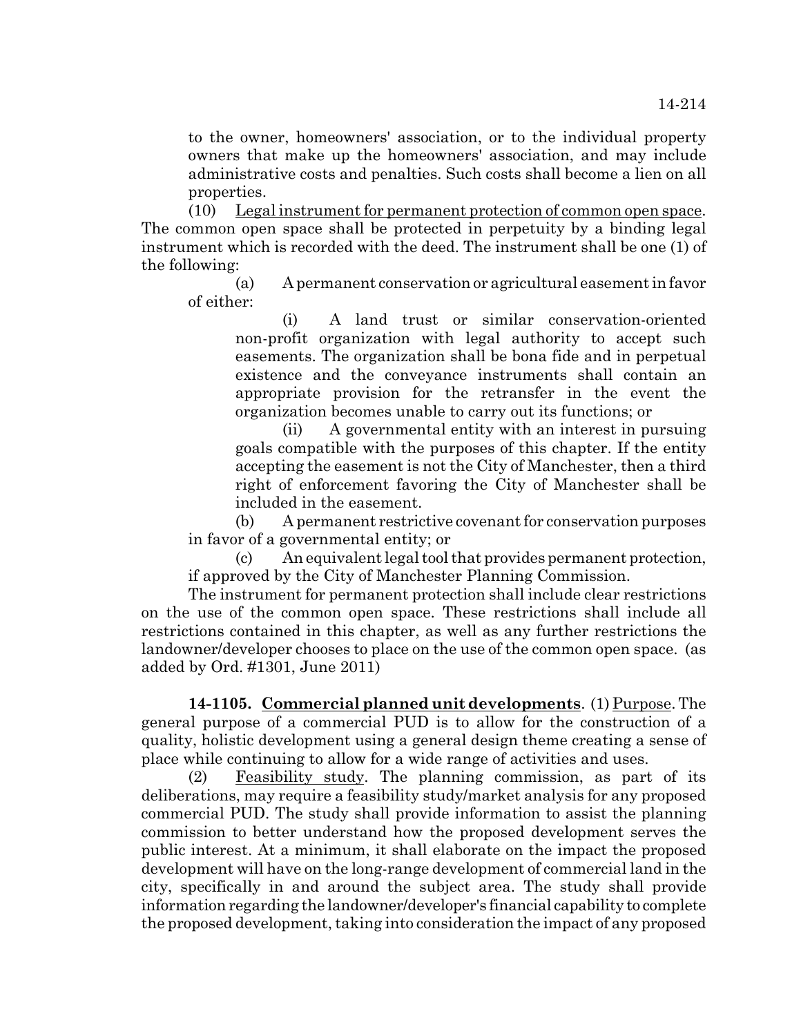to the owner, homeowners' association, or to the individual property owners that make up the homeowners' association, and may include administrative costs and penalties. Such costs shall become a lien on all properties.

(10) Legal instrument for permanent protection of common open space. The common open space shall be protected in perpetuity by a binding legal instrument which is recorded with the deed. The instrument shall be one (1) of the following:

(a) A permanent conservation or agricultural easement in favor of either:

(i) A land trust or similar conservation-oriented non-profit organization with legal authority to accept such easements. The organization shall be bona fide and in perpetual existence and the conveyance instruments shall contain an appropriate provision for the retransfer in the event the organization becomes unable to carry out its functions; or

(ii) A governmental entity with an interest in pursuing goals compatible with the purposes of this chapter. If the entity accepting the easement is not the City of Manchester, then a third right of enforcement favoring the City of Manchester shall be included in the easement.

(b) A permanent restrictive covenant for conservation purposes in favor of a governmental entity; or

(c) An equivalent legal tool that provides permanent protection, if approved by the City of Manchester Planning Commission.

The instrument for permanent protection shall include clear restrictions on the use of the common open space. These restrictions shall include all restrictions contained in this chapter, as well as any further restrictions the landowner/developer chooses to place on the use of the common open space. (as added by Ord. #1301, June 2011)

**14-1105. Commercial planned unit developments**. (1) Purpose. The general purpose of a commercial PUD is to allow for the construction of a quality, holistic development using a general design theme creating a sense of place while continuing to allow for a wide range of activities and uses.

(2) Feasibility study. The planning commission, as part of its deliberations, may require a feasibility study/market analysis for any proposed commercial PUD. The study shall provide information to assist the planning commission to better understand how the proposed development serves the public interest. At a minimum, it shall elaborate on the impact the proposed development will have on the long-range development of commercial land in the city, specifically in and around the subject area. The study shall provide information regarding the landowner/developer's financial capability to complete the proposed development, taking into consideration the impact of any proposed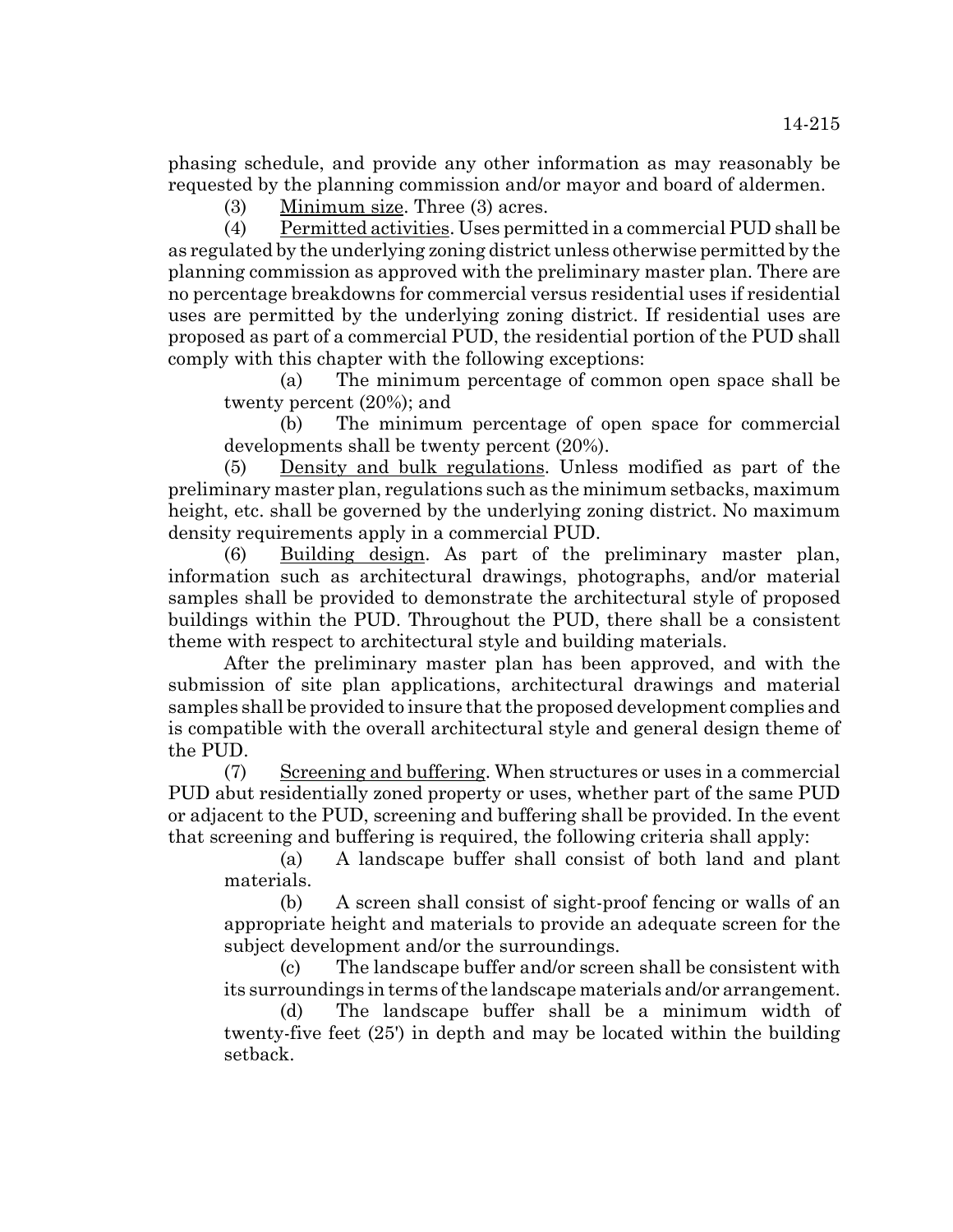phasing schedule, and provide any other information as may reasonably be requested by the planning commission and/or mayor and board of aldermen.

(3) Minimum size. Three (3) acres.

(4) Permitted activities. Uses permitted in a commercial PUD shall be as regulated by the underlying zoning district unless otherwise permitted by the planning commission as approved with the preliminary master plan. There are no percentage breakdowns for commercial versus residential uses if residential uses are permitted by the underlying zoning district. If residential uses are proposed as part of a commercial PUD, the residential portion of the PUD shall comply with this chapter with the following exceptions:

(a) The minimum percentage of common open space shall be twenty percent (20%); and

(b) The minimum percentage of open space for commercial developments shall be twenty percent (20%).

(5) Density and bulk regulations. Unless modified as part of the preliminary master plan, regulations such as the minimum setbacks, maximum height, etc. shall be governed by the underlying zoning district. No maximum density requirements apply in a commercial PUD.

(6) Building design. As part of the preliminary master plan, information such as architectural drawings, photographs, and/or material samples shall be provided to demonstrate the architectural style of proposed buildings within the PUD. Throughout the PUD, there shall be a consistent theme with respect to architectural style and building materials.

After the preliminary master plan has been approved, and with the submission of site plan applications, architectural drawings and material samples shall be provided to insure that the proposed development complies and is compatible with the overall architectural style and general design theme of the PUD.

(7) Screening and buffering. When structures or uses in a commercial PUD abut residentially zoned property or uses, whether part of the same PUD or adjacent to the PUD, screening and buffering shall be provided. In the event that screening and buffering is required, the following criteria shall apply:

(a) A landscape buffer shall consist of both land and plant materials.

(b) A screen shall consist of sight-proof fencing or walls of an appropriate height and materials to provide an adequate screen for the subject development and/or the surroundings.

(c) The landscape buffer and/or screen shall be consistent with its surroundings in terms of the landscape materials and/or arrangement.

(d) The landscape buffer shall be a minimum width of twenty-five feet (25') in depth and may be located within the building setback.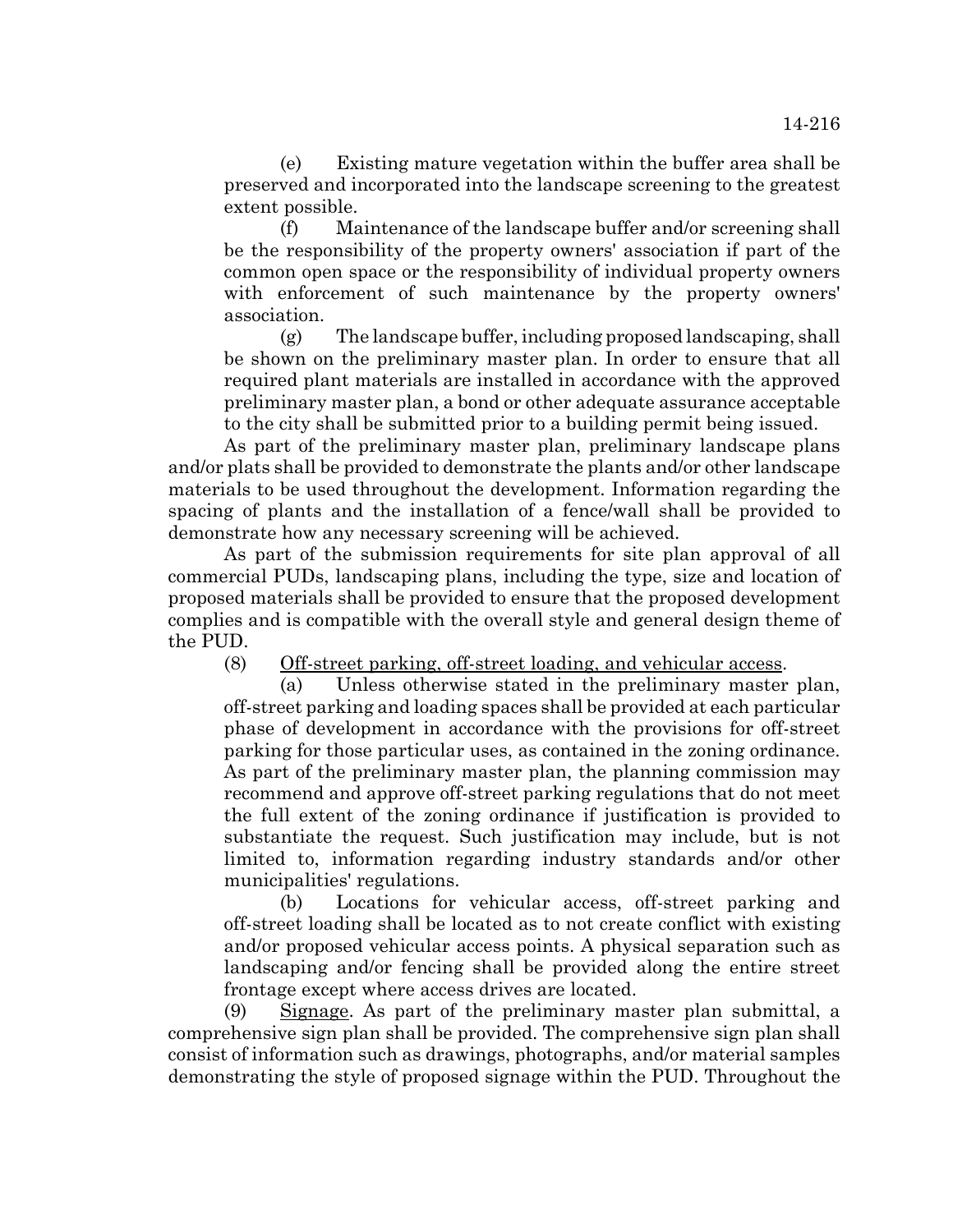(e) Existing mature vegetation within the buffer area shall be preserved and incorporated into the landscape screening to the greatest extent possible.

(f) Maintenance of the landscape buffer and/or screening shall be the responsibility of the property owners' association if part of the common open space or the responsibility of individual property owners with enforcement of such maintenance by the property owners' association.

(g) The landscape buffer, including proposed landscaping, shall be shown on the preliminary master plan. In order to ensure that all required plant materials are installed in accordance with the approved preliminary master plan, a bond or other adequate assurance acceptable to the city shall be submitted prior to a building permit being issued.

As part of the preliminary master plan, preliminary landscape plans and/or plats shall be provided to demonstrate the plants and/or other landscape materials to be used throughout the development. Information regarding the spacing of plants and the installation of a fence/wall shall be provided to demonstrate how any necessary screening will be achieved.

As part of the submission requirements for site plan approval of all commercial PUDs, landscaping plans, including the type, size and location of proposed materials shall be provided to ensure that the proposed development complies and is compatible with the overall style and general design theme of the PUD.

(8) Off-street parking, off-street loading, and vehicular access.

(a) Unless otherwise stated in the preliminary master plan, off-street parking and loading spaces shall be provided at each particular phase of development in accordance with the provisions for off-street parking for those particular uses, as contained in the zoning ordinance. As part of the preliminary master plan, the planning commission may recommend and approve off-street parking regulations that do not meet the full extent of the zoning ordinance if justification is provided to substantiate the request. Such justification may include, but is not limited to, information regarding industry standards and/or other municipalities' regulations.

(b) Locations for vehicular access, off-street parking and off-street loading shall be located as to not create conflict with existing and/or proposed vehicular access points. A physical separation such as landscaping and/or fencing shall be provided along the entire street frontage except where access drives are located.

(9) Signage. As part of the preliminary master plan submittal, a comprehensive sign plan shall be provided. The comprehensive sign plan shall consist of information such as drawings, photographs, and/or material samples demonstrating the style of proposed signage within the PUD. Throughout the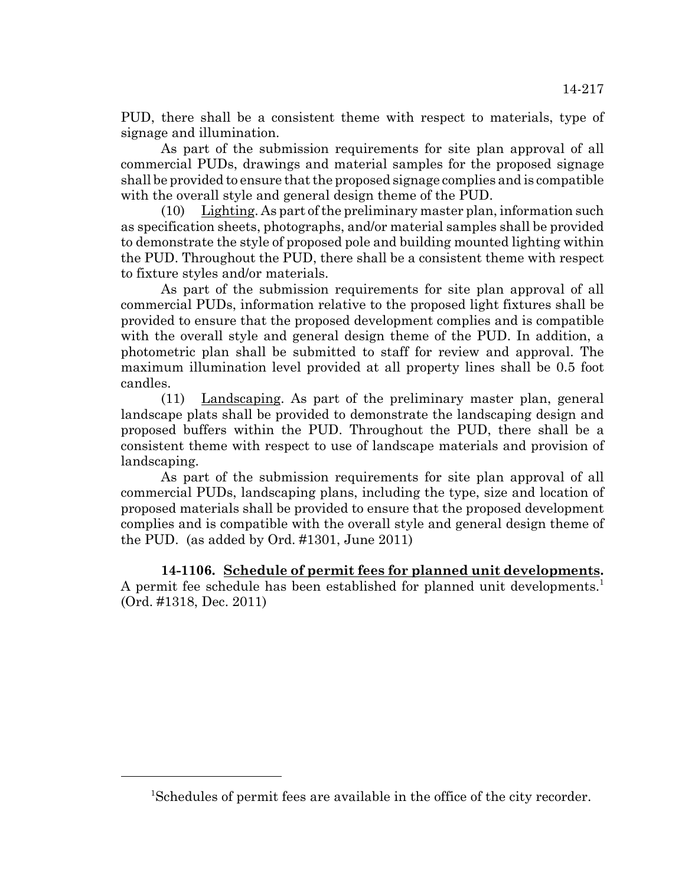PUD, there shall be a consistent theme with respect to materials, type of signage and illumination.

As part of the submission requirements for site plan approval of all commercial PUDs, drawings and material samples for the proposed signage shall be provided to ensure that the proposed signage complies and is compatible with the overall style and general design theme of the PUD.

(10) Lighting. As part of the preliminary master plan, information such as specification sheets, photographs, and/or material samples shall be provided to demonstrate the style of proposed pole and building mounted lighting within the PUD. Throughout the PUD, there shall be a consistent theme with respect to fixture styles and/or materials.

As part of the submission requirements for site plan approval of all commercial PUDs, information relative to the proposed light fixtures shall be provided to ensure that the proposed development complies and is compatible with the overall style and general design theme of the PUD. In addition, a photometric plan shall be submitted to staff for review and approval. The maximum illumination level provided at all property lines shall be 0.5 foot candles.

(11) Landscaping. As part of the preliminary master plan, general landscape plats shall be provided to demonstrate the landscaping design and proposed buffers within the PUD. Throughout the PUD, there shall be a consistent theme with respect to use of landscape materials and provision of landscaping.

As part of the submission requirements for site plan approval of all commercial PUDs, landscaping plans, including the type, size and location of proposed materials shall be provided to ensure that the proposed development complies and is compatible with the overall style and general design theme of the PUD. (as added by Ord. #1301, June 2011)

**14-1106. Schedule of permit fees for planned unit developments.** A permit fee schedule has been established for planned unit developments.[1] (Ord. #1318, Dec. 2011)

---

[1]Schedules of permit fees are available in the office of the city recorder.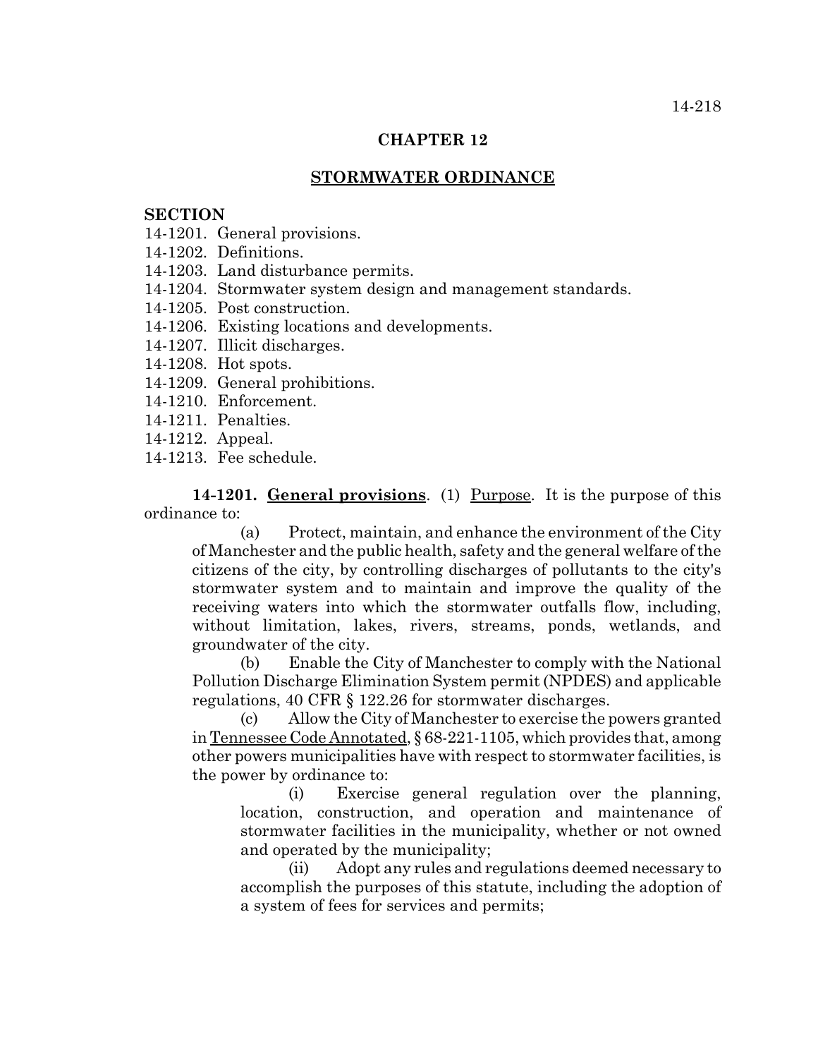# CHAPTER 12

## STORMWATER ORDINANCE

**SECTION**

14-1201. General provisions.
14-1202. Definitions.
14-1203. Land disturbance permits.
14-1204. Stormwater system design and management standards.
14-1205. Post construction.
14-1206. Existing locations and developments.
14-1207. Illicit discharges.
14-1208. Hot spots.
14-1209. General prohibitions.
14-1210. Enforcement.
14-1211. Penalties.
14-1212. Appeal.
14-1213. Fee schedule.

**14-1201. General provisions**. (1) Purpose. It is the purpose of this ordinance to:

(a) Protect, maintain, and enhance the environment of the City of Manchester and the public health, safety and the general welfare of the citizens of the city, by controlling discharges of pollutants to the city's stormwater system and to maintain and improve the quality of the receiving waters into which the stormwater outfalls flow, including, without limitation, lakes, rivers, streams, ponds, wetlands, and groundwater of the city.

(b) Enable the City of Manchester to comply with the National Pollution Discharge Elimination System permit (NPDES) and applicable regulations, 40 CFR § 122.26 for stormwater discharges.

(c) Allow the City of Manchester to exercise the powers granted in Tennessee Code Annotated, § 68-221-1105, which provides that, among other powers municipalities have with respect to stormwater facilities, is the power by ordinance to:

(i) Exercise general regulation over the planning, location, construction, and operation and maintenance of stormwater facilities in the municipality, whether or not owned and operated by the municipality;

(ii) Adopt any rules and regulations deemed necessary to accomplish the purposes of this statute, including the adoption of a system of fees for services and permits;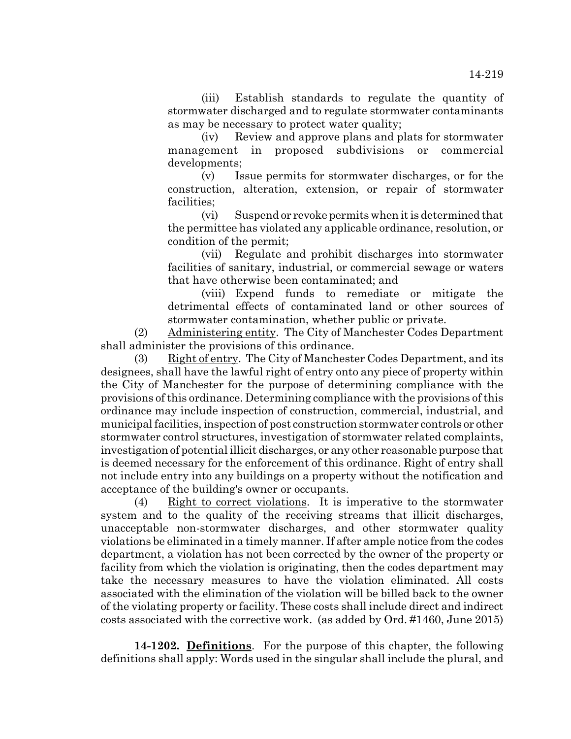(iii) Establish standards to regulate the quantity of stormwater discharged and to regulate stormwater contaminants as may be necessary to protect water quality;

(iv) Review and approve plans and plats for stormwater management in proposed subdivisions or commercial developments;

(v) Issue permits for stormwater discharges, or for the construction, alteration, extension, or repair of stormwater facilities;

(vi) Suspend or revoke permits when it is determined that the permittee has violated any applicable ordinance, resolution, or condition of the permit;

(vii) Regulate and prohibit discharges into stormwater facilities of sanitary, industrial, or commercial sewage or waters that have otherwise been contaminated; and

(viii) Expend funds to remediate or mitigate the detrimental effects of contaminated land or other sources of stormwater contamination, whether public or private.

(2) Administering entity. The City of Manchester Codes Department shall administer the provisions of this ordinance.

(3) Right of entry. The City of Manchester Codes Department, and its designees, shall have the lawful right of entry onto any piece of property within the City of Manchester for the purpose of determining compliance with the provisions of this ordinance. Determining compliance with the provisions of this ordinance may include inspection of construction, commercial, industrial, and municipal facilities, inspection of post construction stormwater controls or other stormwater control structures, investigation of stormwater related complaints, investigation of potential illicit discharges, or any other reasonable purpose that is deemed necessary for the enforcement of this ordinance. Right of entry shall not include entry into any buildings on a property without the notification and acceptance of the building's owner or occupants.

(4) Right to correct violations. It is imperative to the stormwater system and to the quality of the receiving streams that illicit discharges, unacceptable non-stormwater discharges, and other stormwater quality violations be eliminated in a timely manner. If after ample notice from the codes department, a violation has not been corrected by the owner of the property or facility from which the violation is originating, then the codes department may take the necessary measures to have the violation eliminated. All costs associated with the elimination of the violation will be billed back to the owner of the violating property or facility. These costs shall include direct and indirect costs associated with the corrective work. (as added by Ord. #1460, June 2015)

**14-1202. Definitions**. For the purpose of this chapter, the following definitions shall apply: Words used in the singular shall include the plural, and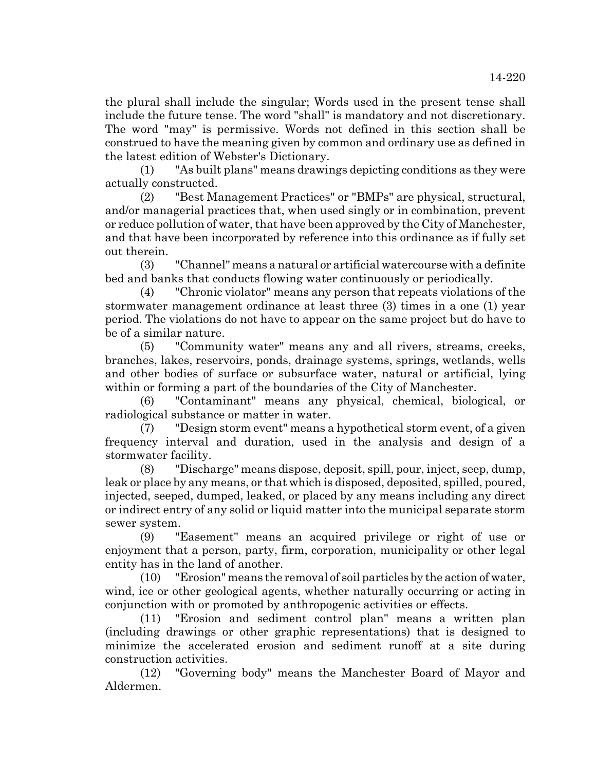the plural shall include the singular; Words used in the present tense shall include the future tense. The word "shall" is mandatory and not discretionary. The word "may" is permissive. Words not defined in this section shall be construed to have the meaning given by common and ordinary use as defined in the latest edition of Webster's Dictionary.

(1) "As built plans" means drawings depicting conditions as they were actually constructed.

(2) "Best Management Practices" or "BMPs" are physical, structural, and/or managerial practices that, when used singly or in combination, prevent or reduce pollution of water, that have been approved by the City of Manchester, and that have been incorporated by reference into this ordinance as if fully set out therein.

(3) "Channel" means a natural or artificial watercourse with a definite bed and banks that conducts flowing water continuously or periodically.

(4) "Chronic violator" means any person that repeats violations of the stormwater management ordinance at least three (3) times in a one (1) year period. The violations do not have to appear on the same project but do have to be of a similar nature.

(5) "Community water" means any and all rivers, streams, creeks, branches, lakes, reservoirs, ponds, drainage systems, springs, wetlands, wells and other bodies of surface or subsurface water, natural or artificial, lying within or forming a part of the boundaries of the City of Manchester.

(6) "Contaminant" means any physical, chemical, biological, or radiological substance or matter in water.

(7) "Design storm event" means a hypothetical storm event, of a given frequency interval and duration, used in the analysis and design of a stormwater facility.

(8) "Discharge" means dispose, deposit, spill, pour, inject, seep, dump, leak or place by any means, or that which is disposed, deposited, spilled, poured, injected, seeped, dumped, leaked, or placed by any means including any direct or indirect entry of any solid or liquid matter into the municipal separate storm sewer system.

(9) "Easement" means an acquired privilege or right of use or enjoyment that a person, party, firm, corporation, municipality or other legal entity has in the land of another.

(10) "Erosion" means the removal of soil particles by the action of water, wind, ice or other geological agents, whether naturally occurring or acting in conjunction with or promoted by anthropogenic activities or effects.

(11) "Erosion and sediment control plan" means a written plan (including drawings or other graphic representations) that is designed to minimize the accelerated erosion and sediment runoff at a site during construction activities.

(12) "Governing body" means the Manchester Board of Mayor and Aldermen.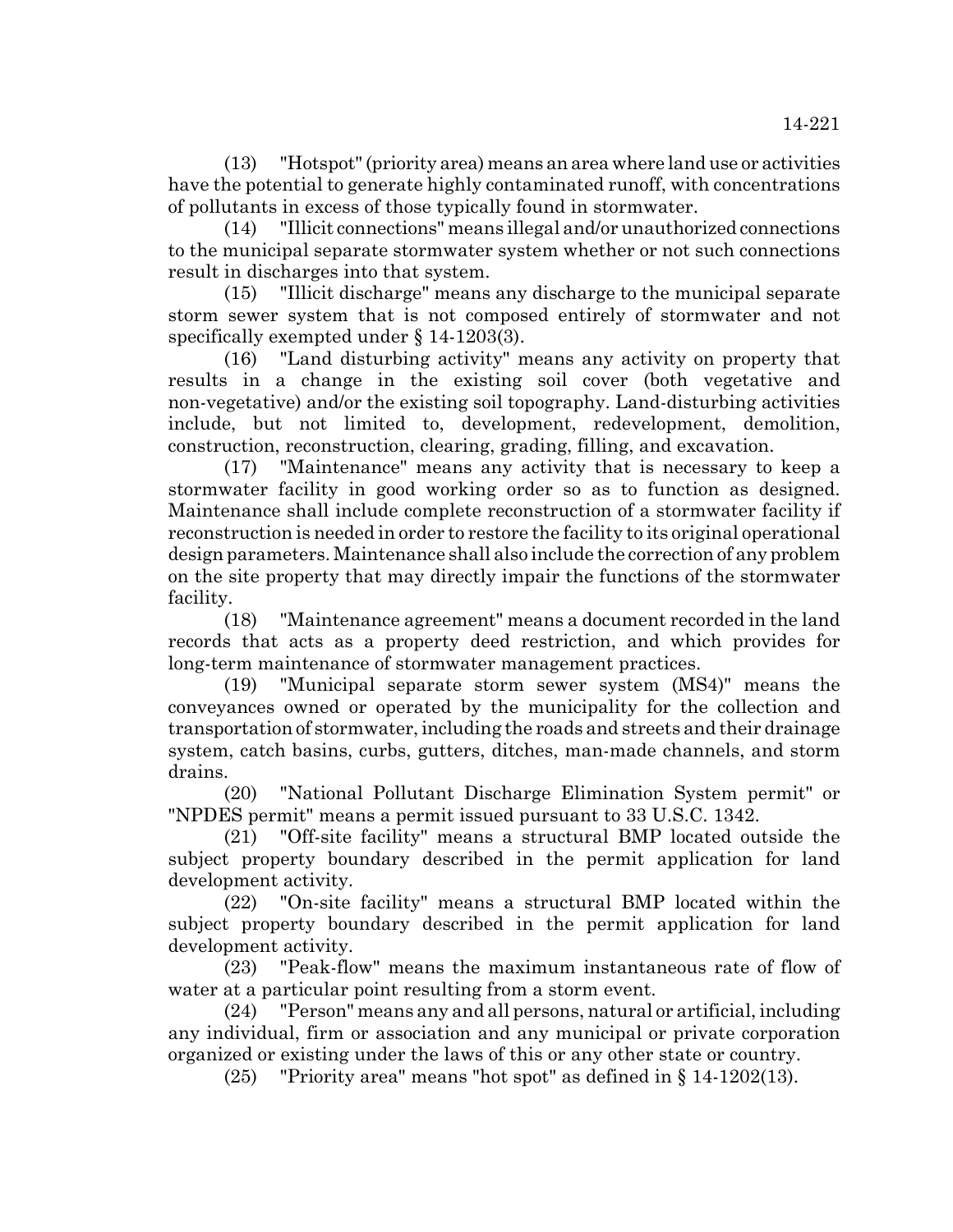(13) "Hotspot" (priority area) means an area where land use or activities have the potential to generate highly contaminated runoff, with concentrations of pollutants in excess of those typically found in stormwater.

(14) "Illicit connections" means illegal and/or unauthorized connections to the municipal separate stormwater system whether or not such connections result in discharges into that system.

(15) "Illicit discharge" means any discharge to the municipal separate storm sewer system that is not composed entirely of stormwater and not specifically exempted under § 14-1203(3).

(16) "Land disturbing activity" means any activity on property that results in a change in the existing soil cover (both vegetative and non-vegetative) and/or the existing soil topography. Land-disturbing activities include, but not limited to, development, redevelopment, demolition, construction, reconstruction, clearing, grading, filling, and excavation.

(17) "Maintenance" means any activity that is necessary to keep a stormwater facility in good working order so as to function as designed. Maintenance shall include complete reconstruction of a stormwater facility if reconstruction is needed in order to restore the facility to its original operational design parameters. Maintenance shall also include the correction of any problem on the site property that may directly impair the functions of the stormwater facility.

(18) "Maintenance agreement" means a document recorded in the land records that acts as a property deed restriction, and which provides for long-term maintenance of stormwater management practices.

(19) "Municipal separate storm sewer system (MS4)" means the conveyances owned or operated by the municipality for the collection and transportation of stormwater, including the roads and streets and their drainage system, catch basins, curbs, gutters, ditches, man-made channels, and storm drains.

(20) "National Pollutant Discharge Elimination System permit" or "NPDES permit" means a permit issued pursuant to 33 U.S.C. 1342.

(21) "Off-site facility" means a structural BMP located outside the subject property boundary described in the permit application for land development activity.

(22) "On-site facility" means a structural BMP located within the subject property boundary described in the permit application for land development activity.

(23) "Peak-flow" means the maximum instantaneous rate of flow of water at a particular point resulting from a storm event.

(24) "Person" means any and all persons, natural or artificial, including any individual, firm or association and any municipal or private corporation organized or existing under the laws of this or any other state or country.

(25) "Priority area" means "hot spot" as defined in § 14-1202(13).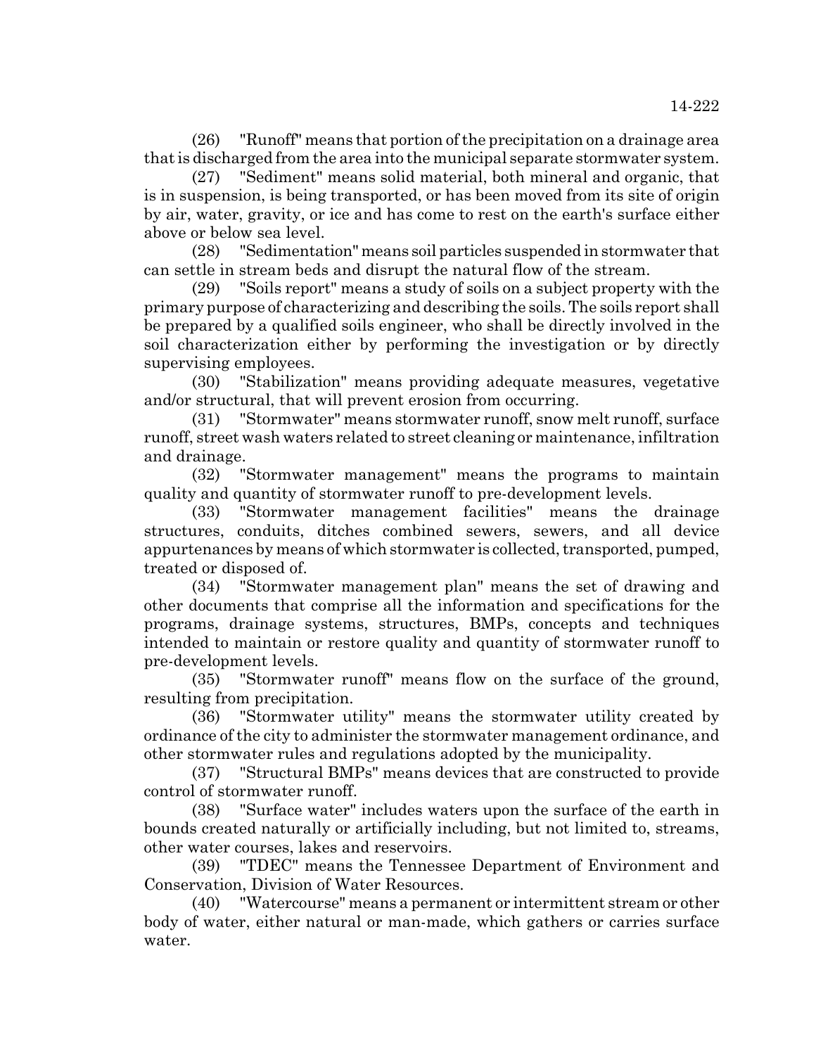(26) "Runoff" means that portion of the precipitation on a drainage area that is discharged from the area into the municipal separate stormwater system.

(27) "Sediment" means solid material, both mineral and organic, that is in suspension, is being transported, or has been moved from its site of origin by air, water, gravity, or ice and has come to rest on the earth's surface either above or below sea level.

(28) "Sedimentation" means soil particles suspended in stormwater that can settle in stream beds and disrupt the natural flow of the stream.

(29) "Soils report" means a study of soils on a subject property with the primary purpose of characterizing and describing the soils. The soils report shall be prepared by a qualified soils engineer, who shall be directly involved in the soil characterization either by performing the investigation or by directly supervising employees.

(30) "Stabilization" means providing adequate measures, vegetative and/or structural, that will prevent erosion from occurring.

(31) "Stormwater" means stormwater runoff, snow melt runoff, surface runoff, street wash waters related to street cleaning or maintenance, infiltration and drainage.

(32) "Stormwater management" means the programs to maintain quality and quantity of stormwater runoff to pre-development levels.

(33) "Stormwater management facilities" means the drainage structures, conduits, ditches combined sewers, sewers, and all device appurtenances by means of which stormwater is collected, transported, pumped, treated or disposed of.

(34) "Stormwater management plan" means the set of drawing and other documents that comprise all the information and specifications for the programs, drainage systems, structures, BMPs, concepts and techniques intended to maintain or restore quality and quantity of stormwater runoff to pre-development levels.

(35) "Stormwater runoff" means flow on the surface of the ground, resulting from precipitation.

(36) "Stormwater utility" means the stormwater utility created by ordinance of the city to administer the stormwater management ordinance, and other stormwater rules and regulations adopted by the municipality.

(37) "Structural BMPs" means devices that are constructed to provide control of stormwater runoff.

(38) "Surface water" includes waters upon the surface of the earth in bounds created naturally or artificially including, but not limited to, streams, other water courses, lakes and reservoirs.

(39) "TDEC" means the Tennessee Department of Environment and Conservation, Division of Water Resources.

(40) "Watercourse" means a permanent or intermittent stream or other body of water, either natural or man-made, which gathers or carries surface water.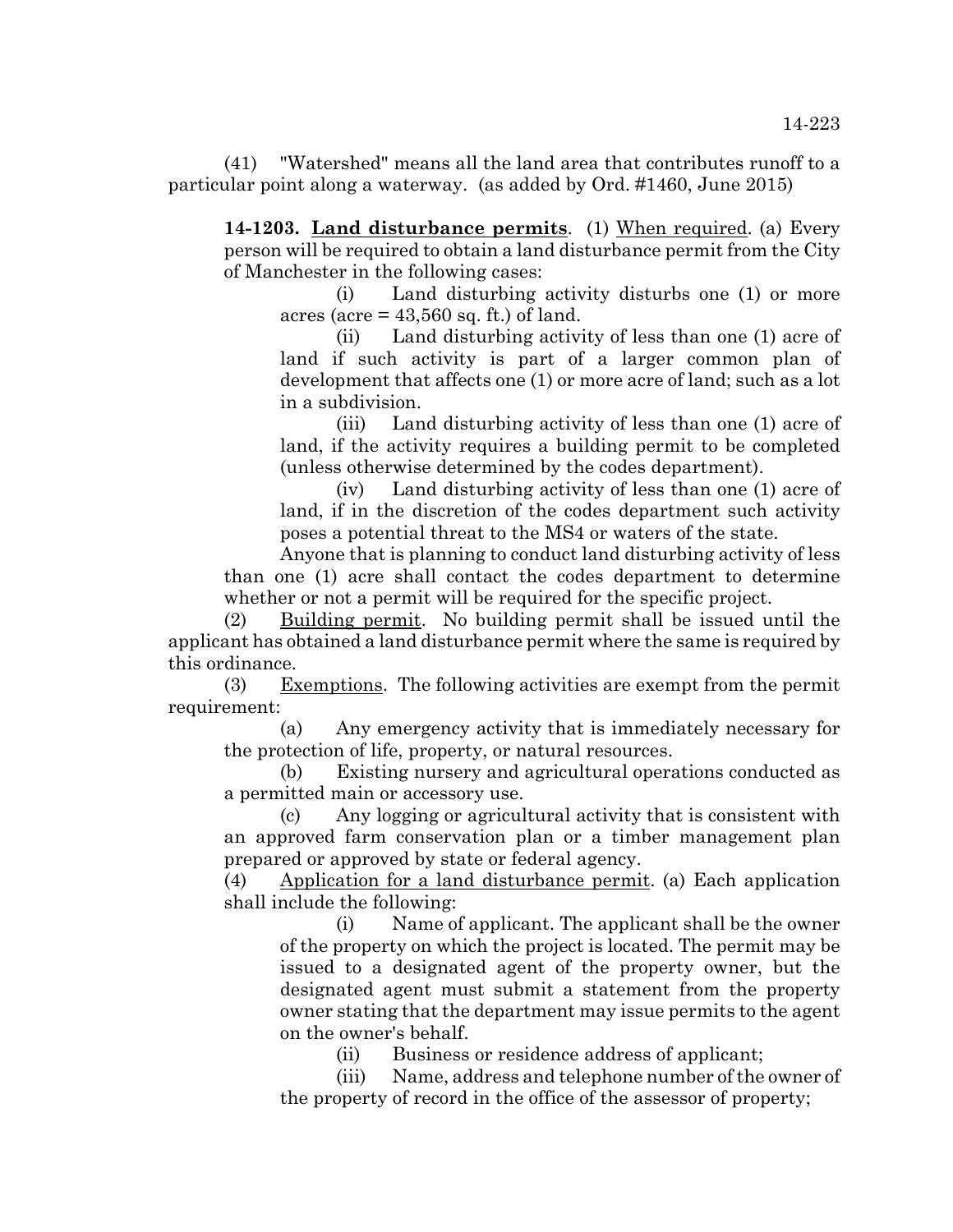(41) "Watershed" means all the land area that contributes runoff to a particular point along a waterway. (as added by Ord. #1460, June 2015)

**14-1203. Land disturbance permits**. (1) When required. (a) Every person will be required to obtain a land disturbance permit from the City of Manchester in the following cases:

(i) Land disturbing activity disturbs one (1) or more acres (acre = 43,560 sq. ft.) of land.

(ii) Land disturbing activity of less than one (1) acre of land if such activity is part of a larger common plan of development that affects one (1) or more acre of land; such as a lot in a subdivision.

(iii) Land disturbing activity of less than one (1) acre of land, if the activity requires a building permit to be completed (unless otherwise determined by the codes department).

(iv) Land disturbing activity of less than one (1) acre of land, if in the discretion of the codes department such activity poses a potential threat to the MS4 or waters of the state.

Anyone that is planning to conduct land disturbing activity of less than one (1) acre shall contact the codes department to determine whether or not a permit will be required for the specific project.

(2) Building permit. No building permit shall be issued until the applicant has obtained a land disturbance permit where the same is required by this ordinance.

(3) Exemptions. The following activities are exempt from the permit requirement:

(a) Any emergency activity that is immediately necessary for the protection of life, property, or natural resources.

(b) Existing nursery and agricultural operations conducted as a permitted main or accessory use.

(c) Any logging or agricultural activity that is consistent with an approved farm conservation plan or a timber management plan prepared or approved by state or federal agency.

(4) Application for a land disturbance permit. (a) Each application shall include the following:

(i) Name of applicant. The applicant shall be the owner of the property on which the project is located. The permit may be issued to a designated agent of the property owner, but the designated agent must submit a statement from the property owner stating that the department may issue permits to the agent on the owner's behalf.

(ii) Business or residence address of applicant;

(iii) Name, address and telephone number of the owner of the property of record in the office of the assessor of property;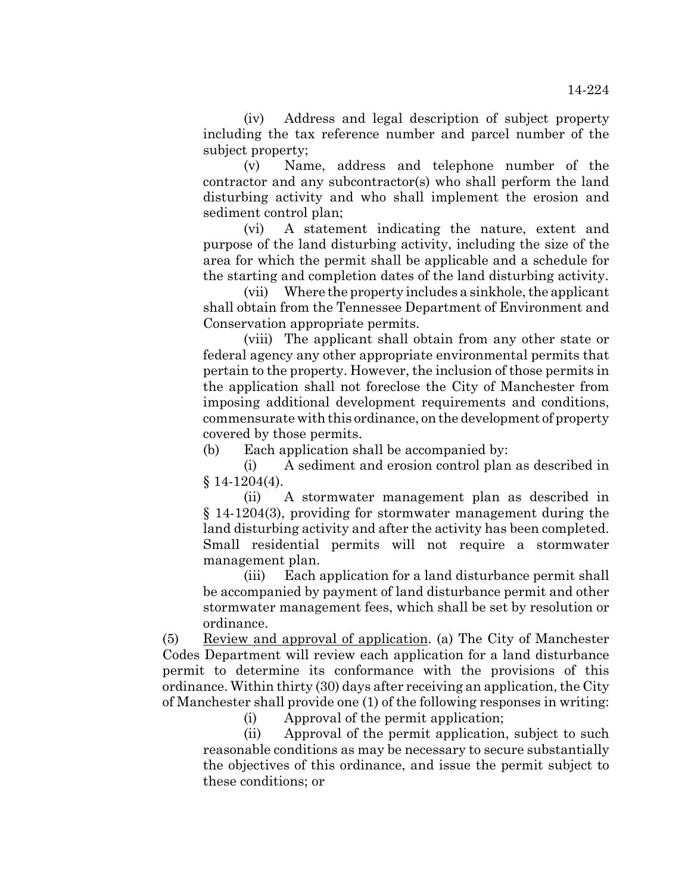(iv) Address and legal description of subject property including the tax reference number and parcel number of the subject property;

(v) Name, address and telephone number of the contractor and any subcontractor(s) who shall perform the land disturbing activity and who shall implement the erosion and sediment control plan;

(vi) A statement indicating the nature, extent and purpose of the land disturbing activity, including the size of the area for which the permit shall be applicable and a schedule for the starting and completion dates of the land disturbing activity.

(vii) Where the property includes a sinkhole, the applicant shall obtain from the Tennessee Department of Environment and Conservation appropriate permits.

(viii) The applicant shall obtain from any other state or federal agency any other appropriate environmental permits that pertain to the property. However, the inclusion of those permits in the application shall not foreclose the City of Manchester from imposing additional development requirements and conditions, commensurate with this ordinance, on the development of property covered by those permits.

(b) Each application shall be accompanied by:

(i) A sediment and erosion control plan as described in § 14-1204(4).

(ii) A stormwater management plan as described in § 14-1204(3), providing for stormwater management during the land disturbing activity and after the activity has been completed. Small residential permits will not require a stormwater management plan.

(iii) Each application for a land disturbance permit shall be accompanied by payment of land disturbance permit and other stormwater management fees, which shall be set by resolution or ordinance.

(5) Review and approval of application. (a) The City of Manchester Codes Department will review each application for a land disturbance permit to determine its conformance with the provisions of this ordinance. Within thirty (30) days after receiving an application, the City of Manchester shall provide one (1) of the following responses in writing:

(i) Approval of the permit application;

(ii) Approval of the permit application, subject to such reasonable conditions as may be necessary to secure substantially the objectives of this ordinance, and issue the permit subject to these conditions; or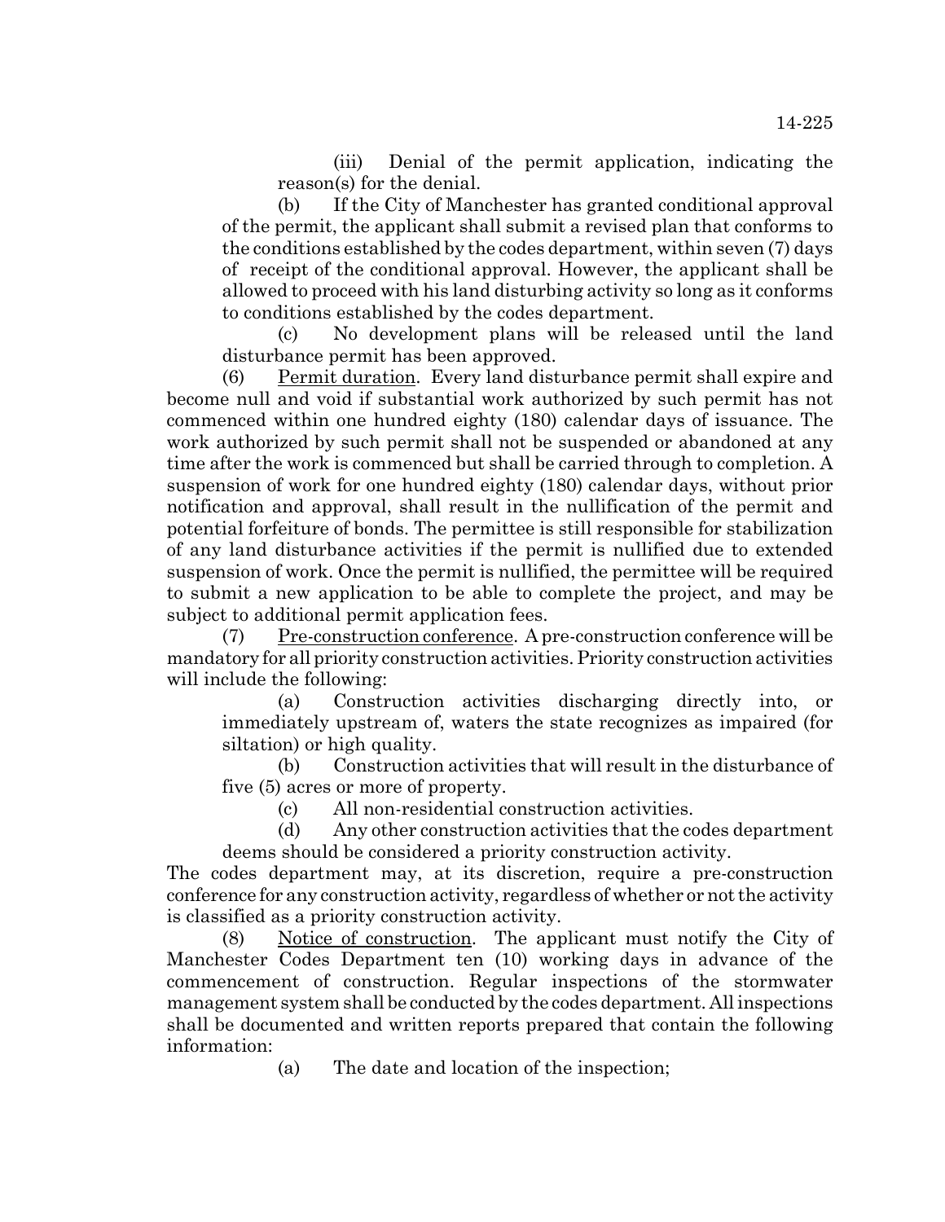(iii) Denial of the permit application, indicating the reason(s) for the denial.

(b) If the City of Manchester has granted conditional approval of the permit, the applicant shall submit a revised plan that conforms to the conditions established by the codes department, within seven (7) days of receipt of the conditional approval. However, the applicant shall be allowed to proceed with his land disturbing activity so long as it conforms to conditions established by the codes department.

(c) No development plans will be released until the land disturbance permit has been approved.

(6) Permit duration. Every land disturbance permit shall expire and become null and void if substantial work authorized by such permit has not commenced within one hundred eighty (180) calendar days of issuance. The work authorized by such permit shall not be suspended or abandoned at any time after the work is commenced but shall be carried through to completion. A suspension of work for one hundred eighty (180) calendar days, without prior notification and approval, shall result in the nullification of the permit and potential forfeiture of bonds. The permittee is still responsible for stabilization of any land disturbance activities if the permit is nullified due to extended suspension of work. Once the permit is nullified, the permittee will be required to submit a new application to be able to complete the project, and may be subject to additional permit application fees.

(7) Pre-construction conference. A pre-construction conference will be mandatory for all priority construction activities. Priority construction activities will include the following:

(a) Construction activities discharging directly into, or immediately upstream of, waters the state recognizes as impaired (for siltation) or high quality.

(b) Construction activities that will result in the disturbance of five (5) acres or more of property.

(c) All non-residential construction activities.

(d) Any other construction activities that the codes department deems should be considered a priority construction activity.

The codes department may, at its discretion, require a pre-construction conference for any construction activity, regardless of whether or not the activity is classified as a priority construction activity.

(8) Notice of construction. The applicant must notify the City of Manchester Codes Department ten (10) working days in advance of the commencement of construction. Regular inspections of the stormwater management system shall be conducted by the codes department. All inspections shall be documented and written reports prepared that contain the following information:

(a) The date and location of the inspection;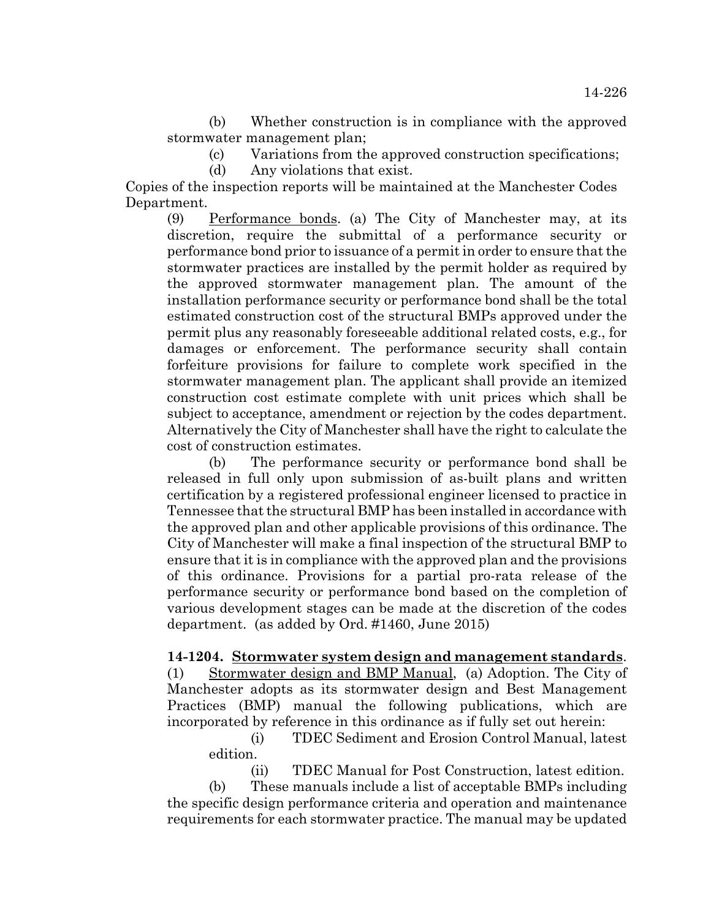(b) Whether construction is in compliance with the approved stormwater management plan;

(c) Variations from the approved construction specifications;

(d) Any violations that exist.

Copies of the inspection reports will be maintained at the Manchester Codes Department.

(9) Performance bonds. (a) The City of Manchester may, at its discretion, require the submittal of a performance security or performance bond prior to issuance of a permit in order to ensure that the stormwater practices are installed by the permit holder as required by the approved stormwater management plan. The amount of the installation performance security or performance bond shall be the total estimated construction cost of the structural BMPs approved under the permit plus any reasonably foreseeable additional related costs, e.g., for damages or enforcement. The performance security shall contain forfeiture provisions for failure to complete work specified in the stormwater management plan. The applicant shall provide an itemized construction cost estimate complete with unit prices which shall be subject to acceptance, amendment or rejection by the codes department. Alternatively the City of Manchester shall have the right to calculate the cost of construction estimates.

(b) The performance security or performance bond shall be released in full only upon submission of as-built plans and written certification by a registered professional engineer licensed to practice in Tennessee that the structural BMP has been installed in accordance with the approved plan and other applicable provisions of this ordinance. The City of Manchester will make a final inspection of the structural BMP to ensure that it is in compliance with the approved plan and the provisions of this ordinance. Provisions for a partial pro-rata release of the performance security or performance bond based on the completion of various development stages can be made at the discretion of the codes department. (as added by Ord. #1460, June 2015)

**14-1204. Stormwater system design and management standards**.

(1) Stormwater design and BMP Manual, (a) Adoption. The City of Manchester adopts as its stormwater design and Best Management Practices (BMP) manual the following publications, which are incorporated by reference in this ordinance as if fully set out herein:

(i) TDEC Sediment and Erosion Control Manual, latest edition.

(ii) TDEC Manual for Post Construction, latest edition.

(b) These manuals include a list of acceptable BMPs including the specific design performance criteria and operation and maintenance requirements for each stormwater practice. The manual may be updated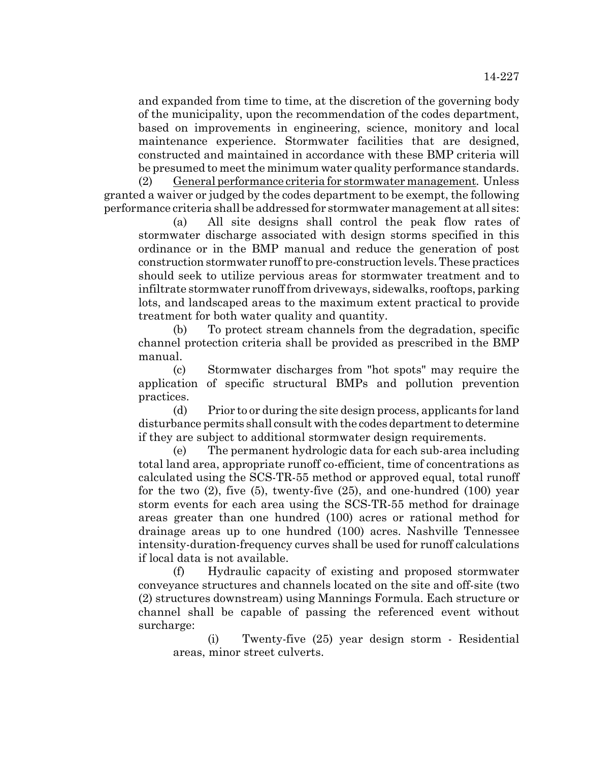and expanded from time to time, at the discretion of the governing body of the municipality, upon the recommendation of the codes department, based on improvements in engineering, science, monitory and local maintenance experience. Stormwater facilities that are designed, constructed and maintained in accordance with these BMP criteria will be presumed to meet the minimum water quality performance standards.

(2) General performance criteria for stormwater management. Unless granted a waiver or judged by the codes department to be exempt, the following performance criteria shall be addressed for stormwater management at all sites:

(a) All site designs shall control the peak flow rates of stormwater discharge associated with design storms specified in this ordinance or in the BMP manual and reduce the generation of post construction stormwater runoff to pre-construction levels. These practices should seek to utilize pervious areas for stormwater treatment and to infiltrate stormwater runoff from driveways, sidewalks, rooftops, parking lots, and landscaped areas to the maximum extent practical to provide treatment for both water quality and quantity.

(b) To protect stream channels from the degradation, specific channel protection criteria shall be provided as prescribed in the BMP manual.

(c) Stormwater discharges from "hot spots" may require the application of specific structural BMPs and pollution prevention practices.

(d) Prior to or during the site design process, applicants for land disturbance permits shall consult with the codes department to determine if they are subject to additional stormwater design requirements.

(e) The permanent hydrologic data for each sub-area including total land area, appropriate runoff co-efficient, time of concentrations as calculated using the SCS-TR-55 method or approved equal, total runoff for the two (2), five (5), twenty-five (25), and one-hundred (100) year storm events for each area using the SCS-TR-55 method for drainage areas greater than one hundred (100) acres or rational method for drainage areas up to one hundred (100) acres. Nashville Tennessee intensity-duration-frequency curves shall be used for runoff calculations if local data is not available.

(f) Hydraulic capacity of existing and proposed stormwater conveyance structures and channels located on the site and off-site (two (2) structures downstream) using Mannings Formula. Each structure or channel shall be capable of passing the referenced event without surcharge:

(i) Twenty-five (25) year design storm - Residential areas, minor street culverts.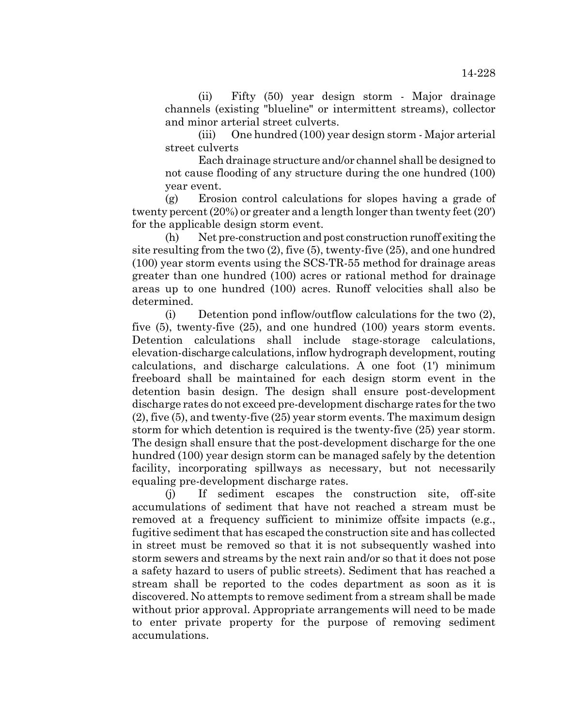(ii) Fifty (50) year design storm - Major drainage channels (existing "blueline" or intermittent streams), collector and minor arterial street culverts.

(iii) One hundred (100) year design storm - Major arterial street culverts

Each drainage structure and/or channel shall be designed to not cause flooding of any structure during the one hundred (100) year event.

(g) Erosion control calculations for slopes having a grade of twenty percent (20%) or greater and a length longer than twenty feet (20') for the applicable design storm event.

(h) Net pre-construction and post construction runoff exiting the site resulting from the two (2), five (5), twenty-five (25), and one hundred (100) year storm events using the SCS-TR-55 method for drainage areas greater than one hundred (100) acres or rational method for drainage areas up to one hundred (100) acres. Runoff velocities shall also be determined.

(i) Detention pond inflow/outflow calculations for the two (2), five (5), twenty-five (25), and one hundred (100) years storm events. Detention calculations shall include stage-storage calculations, elevation-discharge calculations, inflow hydrograph development, routing calculations, and discharge calculations. A one foot (1') minimum freeboard shall be maintained for each design storm event in the detention basin design. The design shall ensure post-development discharge rates do not exceed pre-development discharge rates for the two (2), five (5), and twenty-five (25) year storm events. The maximum design storm for which detention is required is the twenty-five (25) year storm. The design shall ensure that the post-development discharge for the one hundred (100) year design storm can be managed safely by the detention facility, incorporating spillways as necessary, but not necessarily equaling pre-development discharge rates.

(j) If sediment escapes the construction site, off-site accumulations of sediment that have not reached a stream must be removed at a frequency sufficient to minimize offsite impacts (e.g., fugitive sediment that has escaped the construction site and has collected in street must be removed so that it is not subsequently washed into storm sewers and streams by the next rain and/or so that it does not pose a safety hazard to users of public streets). Sediment that has reached a stream shall be reported to the codes department as soon as it is discovered. No attempts to remove sediment from a stream shall be made without prior approval. Appropriate arrangements will need to be made to enter private property for the purpose of removing sediment accumulations.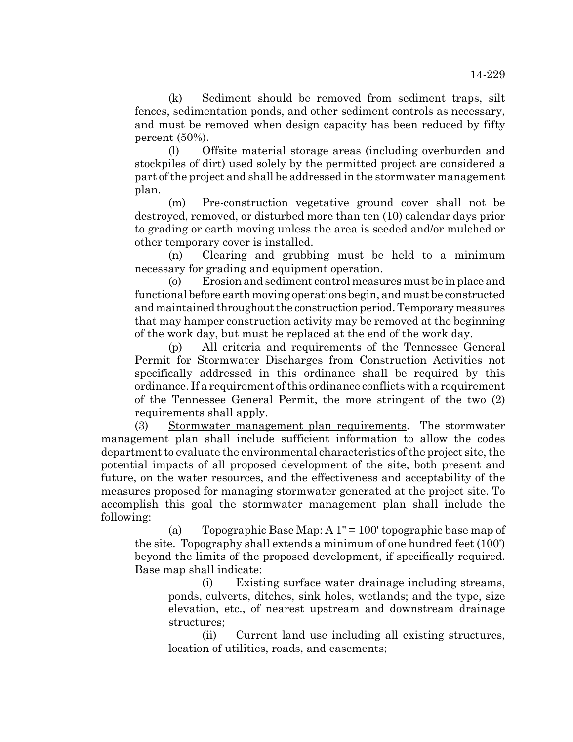(k) Sediment should be removed from sediment traps, silt fences, sedimentation ponds, and other sediment controls as necessary, and must be removed when design capacity has been reduced by fifty percent (50%).

(l) Offsite material storage areas (including overburden and stockpiles of dirt) used solely by the permitted project are considered a part of the project and shall be addressed in the stormwater management plan.

(m) Pre-construction vegetative ground cover shall not be destroyed, removed, or disturbed more than ten (10) calendar days prior to grading or earth moving unless the area is seeded and/or mulched or other temporary cover is installed.

(n) Clearing and grubbing must be held to a minimum necessary for grading and equipment operation.

(o) Erosion and sediment control measures must be in place and functional before earth moving operations begin, and must be constructed and maintained throughout the construction period. Temporary measures that may hamper construction activity may be removed at the beginning of the work day, but must be replaced at the end of the work day.

(p) All criteria and requirements of the Tennessee General Permit for Stormwater Discharges from Construction Activities not specifically addressed in this ordinance shall be required by this ordinance. If a requirement of this ordinance conflicts with a requirement of the Tennessee General Permit, the more stringent of the two (2) requirements shall apply.

(3) Stormwater management plan requirements. The stormwater management plan shall include sufficient information to allow the codes department to evaluate the environmental characteristics of the project site, the potential impacts of all proposed development of the site, both present and future, on the water resources, and the effectiveness and acceptability of the measures proposed for managing stormwater generated at the project site. To accomplish this goal the stormwater management plan shall include the following:

(a) Topographic Base Map: A 1" = 100' topographic base map of the site. Topography shall extends a minimum of one hundred feet (100') beyond the limits of the proposed development, if specifically required. Base map shall indicate:

(i) Existing surface water drainage including streams, ponds, culverts, ditches, sink holes, wetlands; and the type, size elevation, etc., of nearest upstream and downstream drainage structures;

(ii) Current land use including all existing structures, location of utilities, roads, and easements;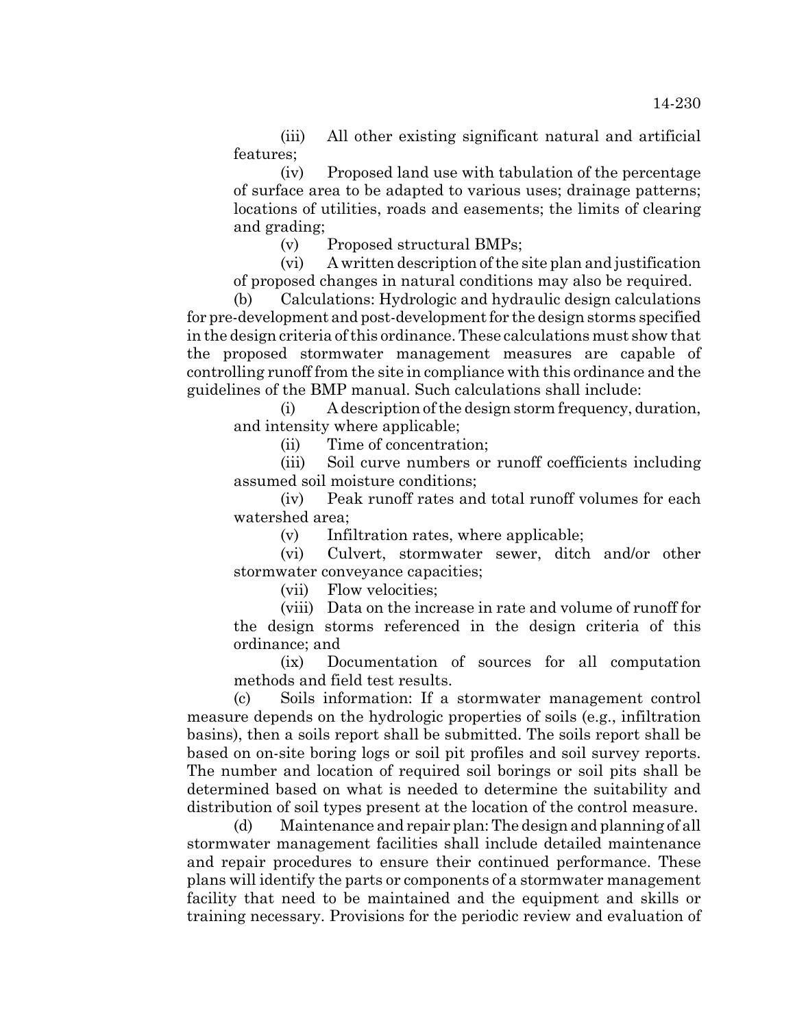(iii) All other existing significant natural and artificial features;

(iv) Proposed land use with tabulation of the percentage of surface area to be adapted to various uses; drainage patterns; locations of utilities, roads and easements; the limits of clearing and grading;

(v) Proposed structural BMPs;

(vi) A written description of the site plan and justification of proposed changes in natural conditions may also be required.

(b) Calculations: Hydrologic and hydraulic design calculations for pre-development and post-development for the design storms specified in the design criteria of this ordinance. These calculations must show that the proposed stormwater management measures are capable of controlling runoff from the site in compliance with this ordinance and the guidelines of the BMP manual. Such calculations shall include:

(i) A description of the design storm frequency, duration, and intensity where applicable;

(ii) Time of concentration;

(iii) Soil curve numbers or runoff coefficients including assumed soil moisture conditions;

(iv) Peak runoff rates and total runoff volumes for each watershed area;

(v) Infiltration rates, where applicable;

(vi) Culvert, stormwater sewer, ditch and/or other stormwater conveyance capacities;

(vii) Flow velocities;

(viii) Data on the increase in rate and volume of runoff for the design storms referenced in the design criteria of this ordinance; and

(ix) Documentation of sources for all computation methods and field test results.

(c) Soils information: If a stormwater management control measure depends on the hydrologic properties of soils (e.g., infiltration basins), then a soils report shall be submitted. The soils report shall be based on on-site boring logs or soil pit profiles and soil survey reports. The number and location of required soil borings or soil pits shall be determined based on what is needed to determine the suitability and distribution of soil types present at the location of the control measure.

(d) Maintenance and repair plan: The design and planning of all stormwater management facilities shall include detailed maintenance and repair procedures to ensure their continued performance. These plans will identify the parts or components of a stormwater management facility that need to be maintained and the equipment and skills or training necessary. Provisions for the periodic review and evaluation of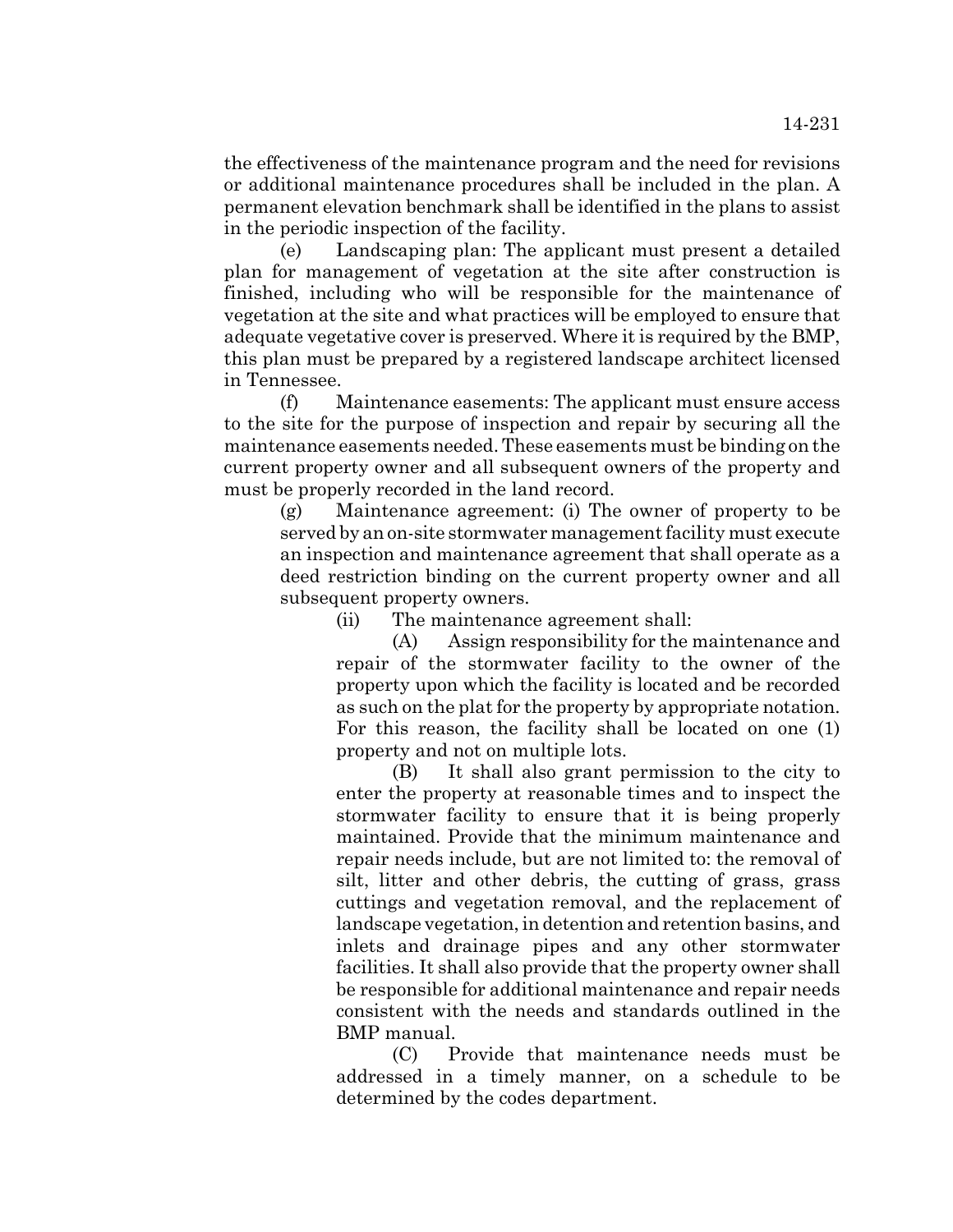the effectiveness of the maintenance program and the need for revisions or additional maintenance procedures shall be included in the plan. A permanent elevation benchmark shall be identified in the plans to assist in the periodic inspection of the facility.

(e) Landscaping plan: The applicant must present a detailed plan for management of vegetation at the site after construction is finished, including who will be responsible for the maintenance of vegetation at the site and what practices will be employed to ensure that adequate vegetative cover is preserved. Where it is required by the BMP, this plan must be prepared by a registered landscape architect licensed in Tennessee.

(f) Maintenance easements: The applicant must ensure access to the site for the purpose of inspection and repair by securing all the maintenance easements needed. These easements must be binding on the current property owner and all subsequent owners of the property and must be properly recorded in the land record.

(g) Maintenance agreement: (i) The owner of property to be served by an on-site stormwater management facility must execute an inspection and maintenance agreement that shall operate as a deed restriction binding on the current property owner and all subsequent property owners.

(ii) The maintenance agreement shall:

(A) Assign responsibility for the maintenance and repair of the stormwater facility to the owner of the property upon which the facility is located and be recorded as such on the plat for the property by appropriate notation. For this reason, the facility shall be located on one (1) property and not on multiple lots.

(B) It shall also grant permission to the city to enter the property at reasonable times and to inspect the stormwater facility to ensure that it is being properly maintained. Provide that the minimum maintenance and repair needs include, but are not limited to: the removal of silt, litter and other debris, the cutting of grass, grass cuttings and vegetation removal, and the replacement of landscape vegetation, in detention and retention basins, and inlets and drainage pipes and any other stormwater facilities. It shall also provide that the property owner shall be responsible for additional maintenance and repair needs consistent with the needs and standards outlined in the BMP manual.

(C) Provide that maintenance needs must be addressed in a timely manner, on a schedule to be determined by the codes department.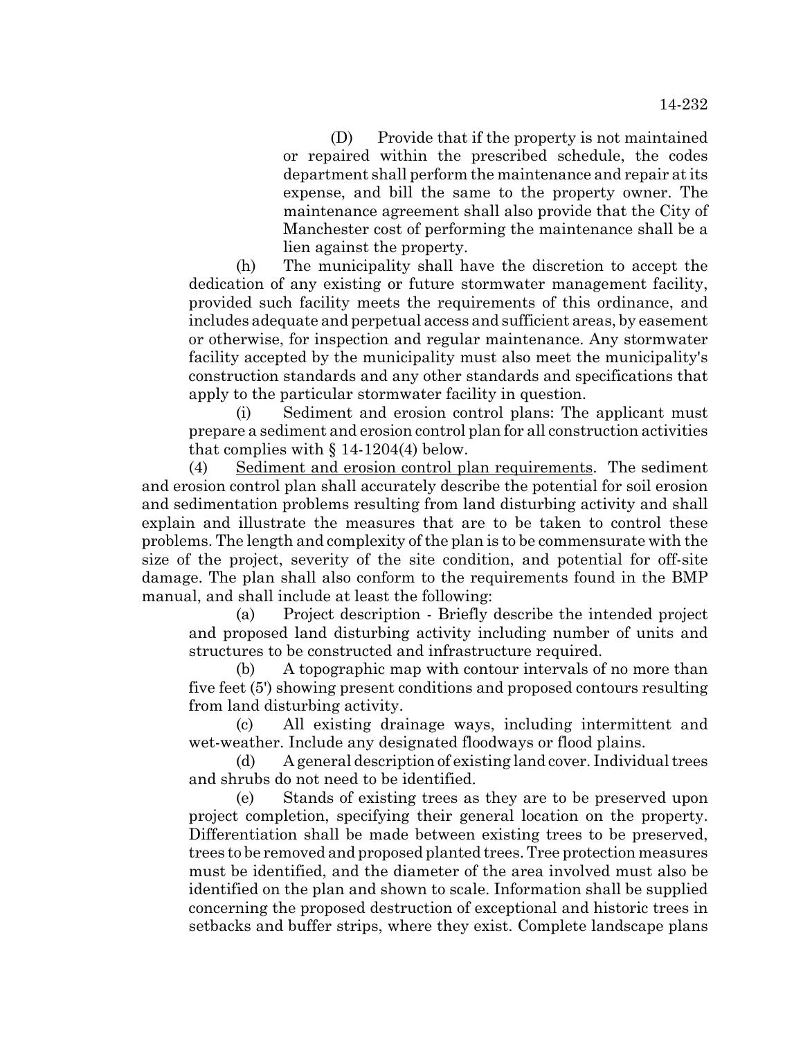(D) Provide that if the property is not maintained or repaired within the prescribed schedule, the codes department shall perform the maintenance and repair at its expense, and bill the same to the property owner. The maintenance agreement shall also provide that the City of Manchester cost of performing the maintenance shall be a lien against the property.

(h) The municipality shall have the discretion to accept the dedication of any existing or future stormwater management facility, provided such facility meets the requirements of this ordinance, and includes adequate and perpetual access and sufficient areas, by easement or otherwise, for inspection and regular maintenance. Any stormwater facility accepted by the municipality must also meet the municipality's construction standards and any other standards and specifications that apply to the particular stormwater facility in question.

(i) Sediment and erosion control plans: The applicant must prepare a sediment and erosion control plan for all construction activities that complies with § 14-1204(4) below.

(4) Sediment and erosion control plan requirements. The sediment and erosion control plan shall accurately describe the potential for soil erosion and sedimentation problems resulting from land disturbing activity and shall explain and illustrate the measures that are to be taken to control these problems. The length and complexity of the plan is to be commensurate with the size of the project, severity of the site condition, and potential for off-site damage. The plan shall also conform to the requirements found in the BMP manual, and shall include at least the following:

(a) Project description - Briefly describe the intended project and proposed land disturbing activity including number of units and structures to be constructed and infrastructure required.

(b) A topographic map with contour intervals of no more than five feet (5') showing present conditions and proposed contours resulting from land disturbing activity.

(c) All existing drainage ways, including intermittent and wet-weather. Include any designated floodways or flood plains.

(d) A general description of existing land cover. Individual trees and shrubs do not need to be identified.

(e) Stands of existing trees as they are to be preserved upon project completion, specifying their general location on the property. Differentiation shall be made between existing trees to be preserved, trees to be removed and proposed planted trees. Tree protection measures must be identified, and the diameter of the area involved must also be identified on the plan and shown to scale. Information shall be supplied concerning the proposed destruction of exceptional and historic trees in setbacks and buffer strips, where they exist. Complete landscape plans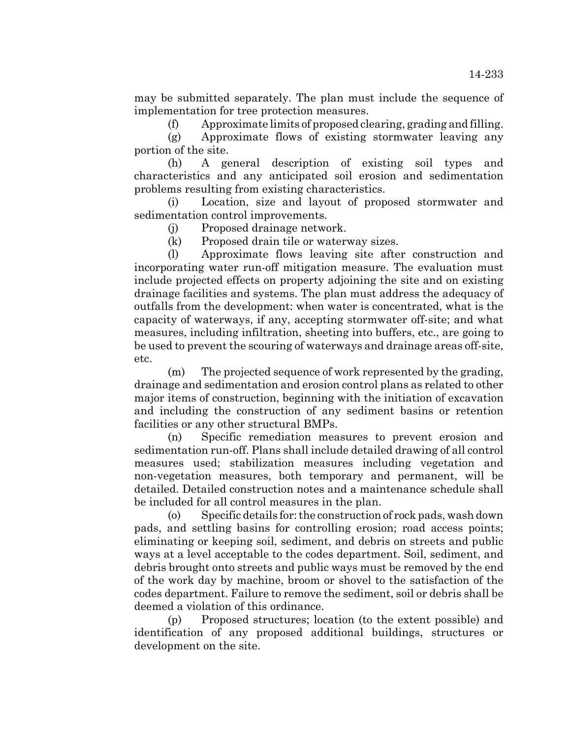may be submitted separately. The plan must include the sequence of implementation for tree protection measures.

(f) Approximate limits of proposed clearing, grading and filling.

(g) Approximate flows of existing stormwater leaving any portion of the site.

(h) A general description of existing soil types and characteristics and any anticipated soil erosion and sedimentation problems resulting from existing characteristics.

(i) Location, size and layout of proposed stormwater and sedimentation control improvements.

(j) Proposed drainage network.

(k) Proposed drain tile or waterway sizes.

(l) Approximate flows leaving site after construction and incorporating water run-off mitigation measure. The evaluation must include projected effects on property adjoining the site and on existing drainage facilities and systems. The plan must address the adequacy of outfalls from the development: when water is concentrated, what is the capacity of waterways, if any, accepting stormwater off-site; and what measures, including infiltration, sheeting into buffers, etc., are going to be used to prevent the scouring of waterways and drainage areas off-site, etc.

(m) The projected sequence of work represented by the grading, drainage and sedimentation and erosion control plans as related to other major items of construction, beginning with the initiation of excavation and including the construction of any sediment basins or retention facilities or any other structural BMPs.

(n) Specific remediation measures to prevent erosion and sedimentation run-off. Plans shall include detailed drawing of all control measures used; stabilization measures including vegetation and non-vegetation measures, both temporary and permanent, will be detailed. Detailed construction notes and a maintenance schedule shall be included for all control measures in the plan.

(o) Specific details for: the construction of rock pads, wash down pads, and settling basins for controlling erosion; road access points; eliminating or keeping soil, sediment, and debris on streets and public ways at a level acceptable to the codes department. Soil, sediment, and debris brought onto streets and public ways must be removed by the end of the work day by machine, broom or shovel to the satisfaction of the codes department. Failure to remove the sediment, soil or debris shall be deemed a violation of this ordinance.

(p) Proposed structures; location (to the extent possible) and identification of any proposed additional buildings, structures or development on the site.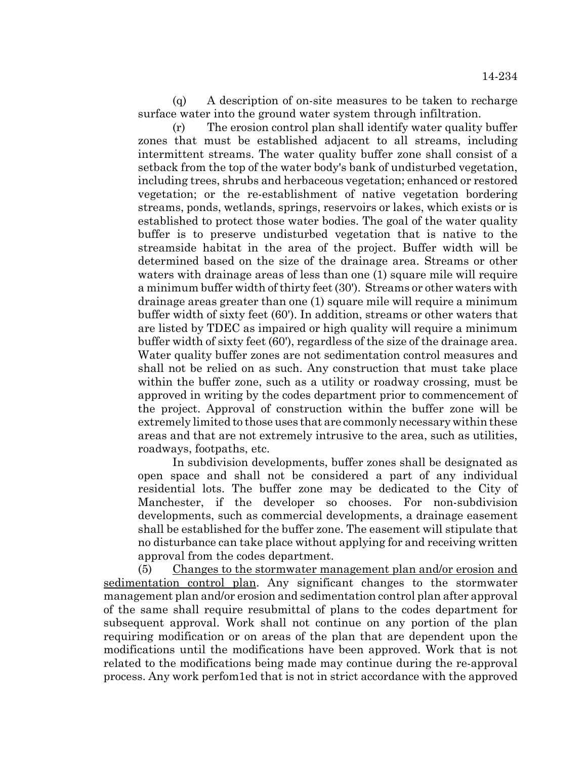(q) A description of on-site measures to be taken to recharge surface water into the ground water system through infiltration.

(r) The erosion control plan shall identify water quality buffer zones that must be established adjacent to all streams, including intermittent streams. The water quality buffer zone shall consist of a setback from the top of the water body's bank of undisturbed vegetation, including trees, shrubs and herbaceous vegetation; enhanced or restored vegetation; or the re-establishment of native vegetation bordering streams, ponds, wetlands, springs, reservoirs or lakes, which exists or is established to protect those water bodies. The goal of the water quality buffer is to preserve undisturbed vegetation that is native to the streamside habitat in the area of the project. Buffer width will be determined based on the size of the drainage area. Streams or other waters with drainage areas of less than one (1) square mile will require a minimum buffer width of thirty feet (30'). Streams or other waters with drainage areas greater than one (1) square mile will require a minimum buffer width of sixty feet (60'). In addition, streams or other waters that are listed by TDEC as impaired or high quality will require a minimum buffer width of sixty feet (60'), regardless of the size of the drainage area. Water quality buffer zones are not sedimentation control measures and shall not be relied on as such. Any construction that must take place within the buffer zone, such as a utility or roadway crossing, must be approved in writing by the codes department prior to commencement of the project. Approval of construction within the buffer zone will be extremely limited to those uses that are commonly necessary within these areas and that are not extremely intrusive to the area, such as utilities, roadways, footpaths, etc.

In subdivision developments, buffer zones shall be designated as open space and shall not be considered a part of any individual residential lots. The buffer zone may be dedicated to the City of Manchester, if the developer so chooses. For non-subdivision developments, such as commercial developments, a drainage easement shall be established for the buffer zone. The easement will stipulate that no disturbance can take place without applying for and receiving written approval from the codes department.

(5) Changes to the stormwater management plan and/or erosion and sedimentation control plan. Any significant changes to the stormwater management plan and/or erosion and sedimentation control plan after approval of the same shall require resubmittal of plans to the codes department for subsequent approval. Work shall not continue on any portion of the plan requiring modification or on areas of the plan that are dependent upon the modifications until the modifications have been approved. Work that is not related to the modifications being made may continue during the re-approval process. Any work perfom1ed that is not in strict accordance with the approved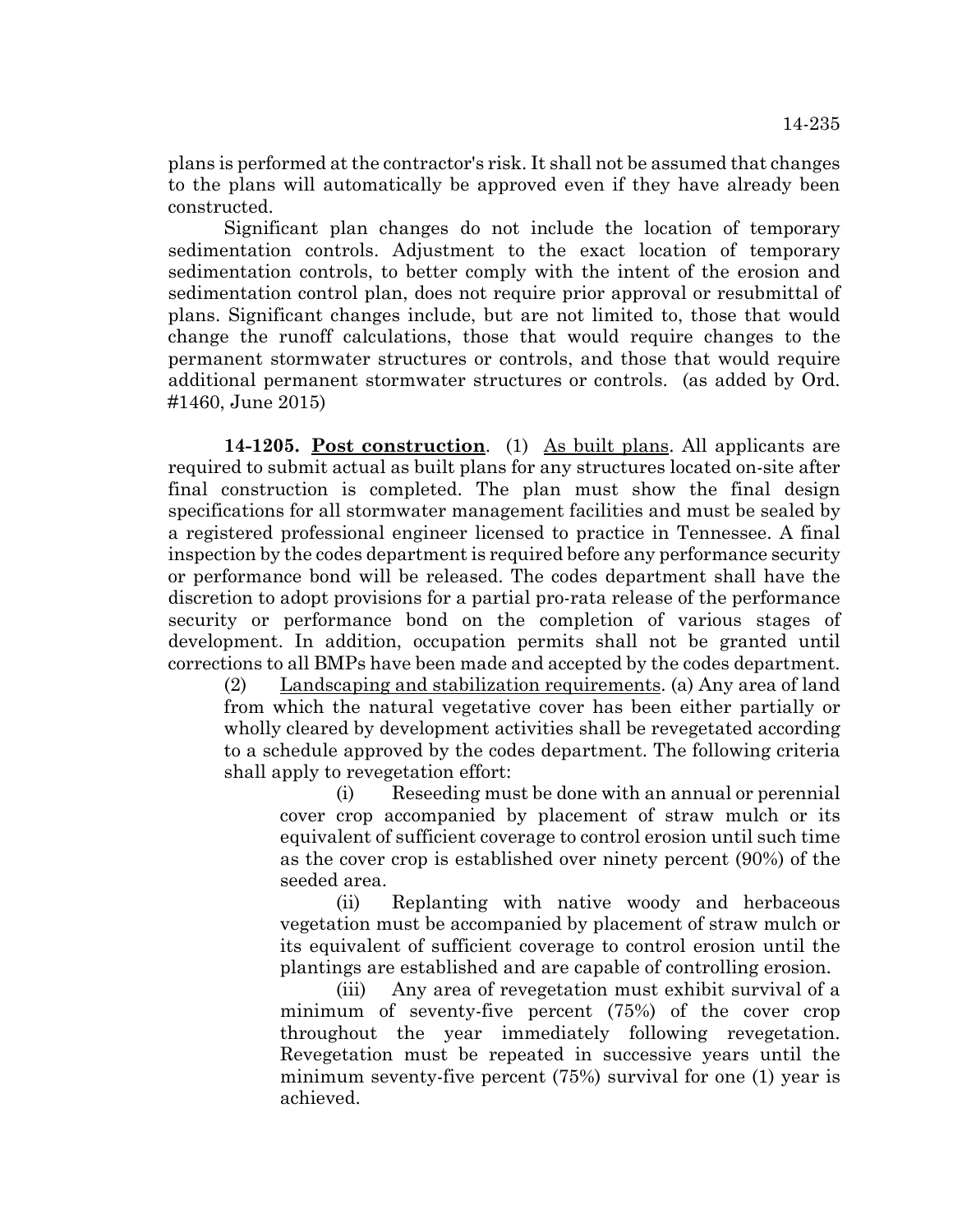plans is performed at the contractor's risk. It shall not be assumed that changes to the plans will automatically be approved even if they have already been constructed.

Significant plan changes do not include the location of temporary sedimentation controls. Adjustment to the exact location of temporary sedimentation controls, to better comply with the intent of the erosion and sedimentation control plan, does not require prior approval or resubmittal of plans. Significant changes include, but are not limited to, those that would change the runoff calculations, those that would require changes to the permanent stormwater structures or controls, and those that would require additional permanent stormwater structures or controls. (as added by Ord. #1460, June 2015)

**14-1205. Post construction**. (1) As built plans. All applicants are required to submit actual as built plans for any structures located on-site after final construction is completed. The plan must show the final design specifications for all stormwater management facilities and must be sealed by a registered professional engineer licensed to practice in Tennessee. A final inspection by the codes department is required before any performance security or performance bond will be released. The codes department shall have the discretion to adopt provisions for a partial pro-rata release of the performance security or performance bond on the completion of various stages of development. In addition, occupation permits shall not be granted until corrections to all BMPs have been made and accepted by the codes department.

(2) Landscaping and stabilization requirements. (a) Any area of land from which the natural vegetative cover has been either partially or wholly cleared by development activities shall be revegetated according to a schedule approved by the codes department. The following criteria shall apply to revegetation effort:

(i) Reseeding must be done with an annual or perennial cover crop accompanied by placement of straw mulch or its equivalent of sufficient coverage to control erosion until such time as the cover crop is established over ninety percent (90%) of the seeded area.

(ii) Replanting with native woody and herbaceous vegetation must be accompanied by placement of straw mulch or its equivalent of sufficient coverage to control erosion until the plantings are established and are capable of controlling erosion.

(iii) Any area of revegetation must exhibit survival of a minimum of seventy-five percent (75%) of the cover crop throughout the year immediately following revegetation. Revegetation must be repeated in successive years until the minimum seventy-five percent (75%) survival for one (1) year is achieved.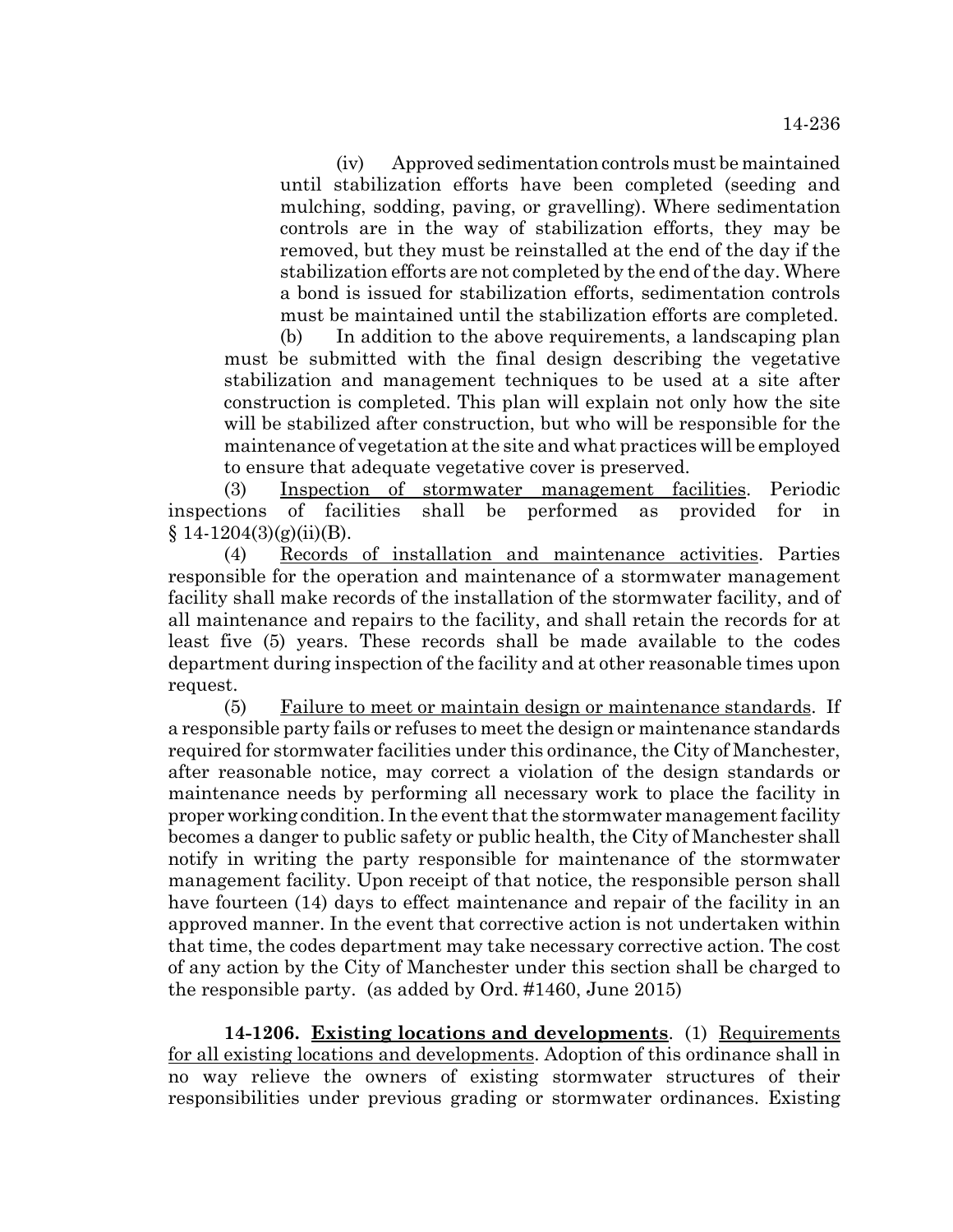(iv) Approved sedimentation controls must be maintained until stabilization efforts have been completed (seeding and mulching, sodding, paving, or gravelling). Where sedimentation controls are in the way of stabilization efforts, they may be removed, but they must be reinstalled at the end of the day if the stabilization efforts are not completed by the end of the day. Where a bond is issued for stabilization efforts, sedimentation controls must be maintained until the stabilization efforts are completed.

(b) In addition to the above requirements, a landscaping plan must be submitted with the final design describing the vegetative stabilization and management techniques to be used at a site after construction is completed. This plan will explain not only how the site will be stabilized after construction, but who will be responsible for the maintenance of vegetation at the site and what practices will be employed to ensure that adequate vegetative cover is preserved.

(3) Inspection of stormwater management facilities. Periodic inspections of facilities shall be performed as provided for in § 14-1204(3)(g)(ii)(B).

(4) Records of installation and maintenance activities. Parties responsible for the operation and maintenance of a stormwater management facility shall make records of the installation of the stormwater facility, and of all maintenance and repairs to the facility, and shall retain the records for at least five (5) years. These records shall be made available to the codes department during inspection of the facility and at other reasonable times upon request.

(5) Failure to meet or maintain design or maintenance standards. If a responsible party fails or refuses to meet the design or maintenance standards required for stormwater facilities under this ordinance, the City of Manchester, after reasonable notice, may correct a violation of the design standards or maintenance needs by performing all necessary work to place the facility in proper working condition. In the event that the stormwater management facility becomes a danger to public safety or public health, the City of Manchester shall notify in writing the party responsible for maintenance of the stormwater management facility. Upon receipt of that notice, the responsible person shall have fourteen (14) days to effect maintenance and repair of the facility in an approved manner. In the event that corrective action is not undertaken within that time, the codes department may take necessary corrective action. The cost of any action by the City of Manchester under this section shall be charged to the responsible party. (as added by Ord. #1460, June 2015)

**14-1206. Existing locations and developments**. (1) Requirements for all existing locations and developments. Adoption of this ordinance shall in no way relieve the owners of existing stormwater structures of their responsibilities under previous grading or stormwater ordinances. Existing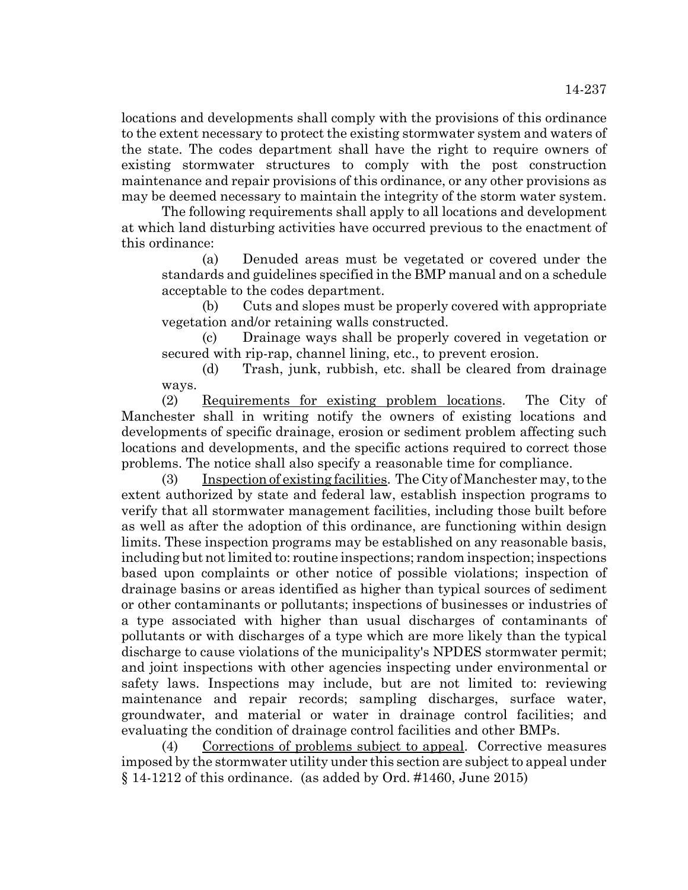locations and developments shall comply with the provisions of this ordinance to the extent necessary to protect the existing stormwater system and waters of the state. The codes department shall have the right to require owners of existing stormwater structures to comply with the post construction maintenance and repair provisions of this ordinance, or any other provisions as may be deemed necessary to maintain the integrity of the storm water system.

The following requirements shall apply to all locations and development at which land disturbing activities have occurred previous to the enactment of this ordinance:

(a) Denuded areas must be vegetated or covered under the standards and guidelines specified in the BMP manual and on a schedule acceptable to the codes department.

(b) Cuts and slopes must be properly covered with appropriate vegetation and/or retaining walls constructed.

(c) Drainage ways shall be properly covered in vegetation or secured with rip-rap, channel lining, etc., to prevent erosion.

(d) Trash, junk, rubbish, etc. shall be cleared from drainage ways.

(2) Requirements for existing problem locations. The City of Manchester shall in writing notify the owners of existing locations and developments of specific drainage, erosion or sediment problem affecting such locations and developments, and the specific actions required to correct those problems. The notice shall also specify a reasonable time for compliance.

(3) Inspection of existing facilities. The City of Manchester may, to the extent authorized by state and federal law, establish inspection programs to verify that all stormwater management facilities, including those built before as well as after the adoption of this ordinance, are functioning within design limits. These inspection programs may be established on any reasonable basis, including but not limited to: routine inspections; random inspection; inspections based upon complaints or other notice of possible violations; inspection of drainage basins or areas identified as higher than typical sources of sediment or other contaminants or pollutants; inspections of businesses or industries of a type associated with higher than usual discharges of contaminants of pollutants or with discharges of a type which are more likely than the typical discharge to cause violations of the municipality's NPDES stormwater permit; and joint inspections with other agencies inspecting under environmental or safety laws. Inspections may include, but are not limited to: reviewing maintenance and repair records; sampling discharges, surface water, groundwater, and material or water in drainage control facilities; and evaluating the condition of drainage control facilities and other BMPs.

(4) Corrections of problems subject to appeal. Corrective measures imposed by the stormwater utility under this section are subject to appeal under § 14-1212 of this ordinance. (as added by Ord. #1460, June 2015)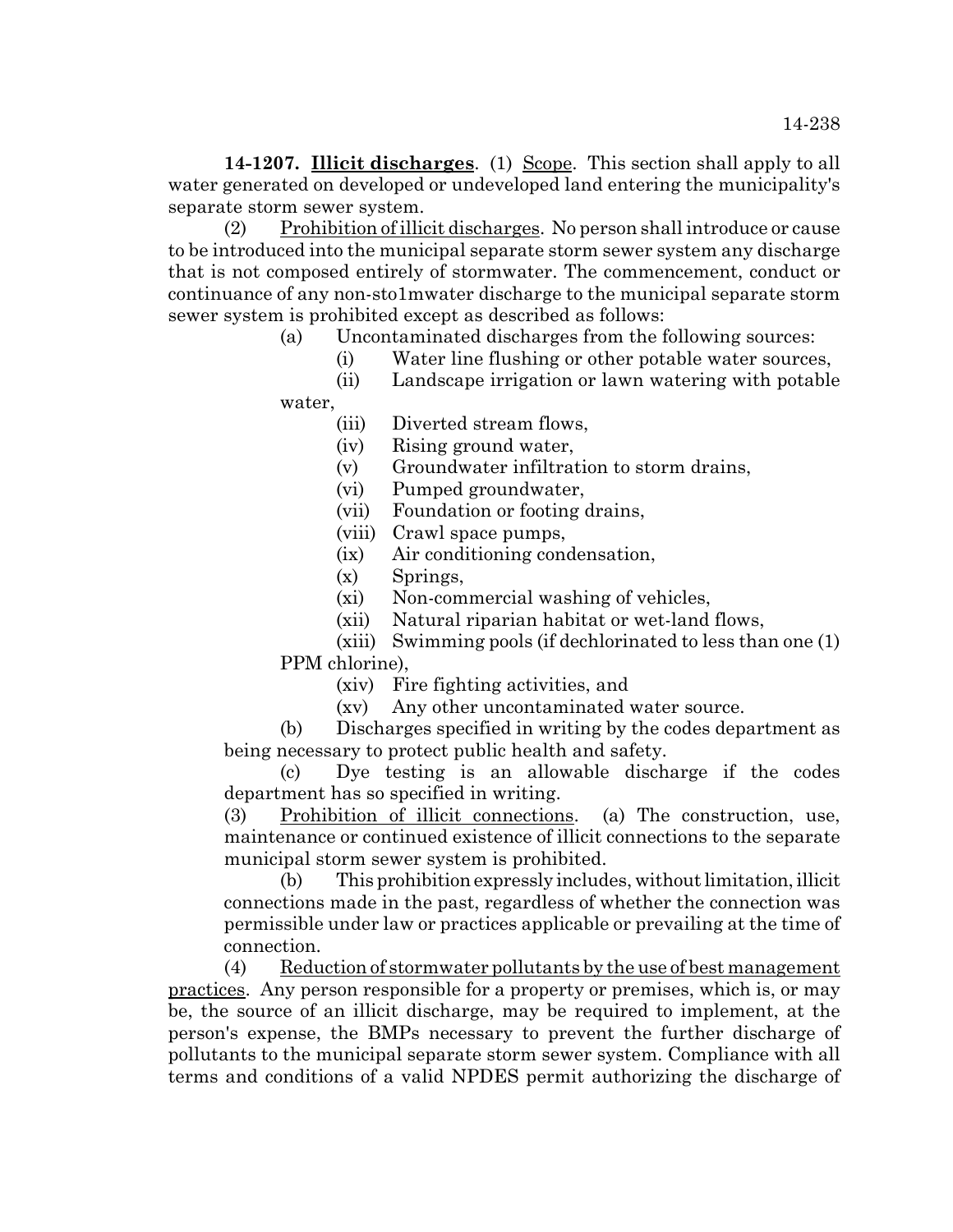**14-1207. Illicit discharges**. (1) Scope. This section shall apply to all water generated on developed or undeveloped land entering the municipality's separate storm sewer system.

(2) Prohibition of illicit discharges. No person shall introduce or cause to be introduced into the municipal separate storm sewer system any discharge that is not composed entirely of stormwater. The commencement, conduct or continuance of any non-sto1mwater discharge to the municipal separate storm sewer system is prohibited except as described as follows:

(a) Uncontaminated discharges from the following sources:

(i) Water line flushing or other potable water sources,

(ii) Landscape irrigation or lawn watering with potable water,

(iii) Diverted stream flows,

(iv) Rising ground water,

(v) Groundwater infiltration to storm drains,

(vi) Pumped groundwater,

(vii) Foundation or footing drains,

(viii) Crawl space pumps,

(ix) Air conditioning condensation,

(x) Springs,

(xi) Non-commercial washing of vehicles,

(xii) Natural riparian habitat or wet-land flows,

(xiii) Swimming pools (if dechlorinated to less than one (1) PPM chlorine),

(xiv) Fire fighting activities, and

(xv) Any other uncontaminated water source.

(b) Discharges specified in writing by the codes department as being necessary to protect public health and safety.

(c) Dye testing is an allowable discharge if the codes department has so specified in writing.

(3) Prohibition of illicit connections. (a) The construction, use, maintenance or continued existence of illicit connections to the separate municipal storm sewer system is prohibited.

(b) This prohibition expressly includes, without limitation, illicit connections made in the past, regardless of whether the connection was permissible under law or practices applicable or prevailing at the time of connection.

(4) Reduction of stormwater pollutants by the use of best management practices. Any person responsible for a property or premises, which is, or may be, the source of an illicit discharge, may be required to implement, at the person's expense, the BMPs necessary to prevent the further discharge of pollutants to the municipal separate storm sewer system. Compliance with all terms and conditions of a valid NPDES permit authorizing the discharge of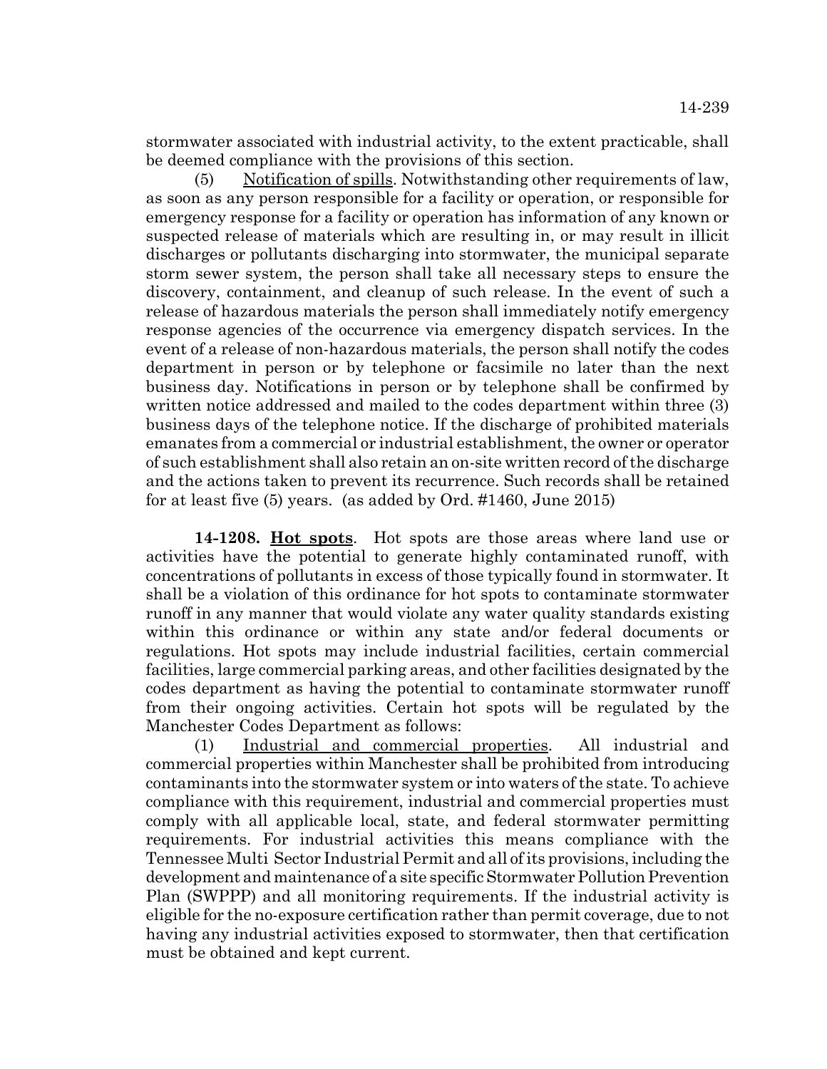stormwater associated with industrial activity, to the extent practicable, shall be deemed compliance with the provisions of this section.

(5) Notification of spills. Notwithstanding other requirements of law, as soon as any person responsible for a facility or operation, or responsible for emergency response for a facility or operation has information of any known or suspected release of materials which are resulting in, or may result in illicit discharges or pollutants discharging into stormwater, the municipal separate storm sewer system, the person shall take all necessary steps to ensure the discovery, containment, and cleanup of such release. In the event of such a release of hazardous materials the person shall immediately notify emergency response agencies of the occurrence via emergency dispatch services. In the event of a release of non-hazardous materials, the person shall notify the codes department in person or by telephone or facsimile no later than the next business day. Notifications in person or by telephone shall be confirmed by written notice addressed and mailed to the codes department within three (3) business days of the telephone notice. If the discharge of prohibited materials emanates from a commercial or industrial establishment, the owner or operator of such establishment shall also retain an on-site written record of the discharge and the actions taken to prevent its recurrence. Such records shall be retained for at least five (5) years. (as added by Ord. #1460, June 2015)

**14-1208. Hot spots**. Hot spots are those areas where land use or activities have the potential to generate highly contaminated runoff, with concentrations of pollutants in excess of those typically found in stormwater. It shall be a violation of this ordinance for hot spots to contaminate stormwater runoff in any manner that would violate any water quality standards existing within this ordinance or within any state and/or federal documents or regulations. Hot spots may include industrial facilities, certain commercial facilities, large commercial parking areas, and other facilities designated by the codes department as having the potential to contaminate stormwater runoff from their ongoing activities. Certain hot spots will be regulated by the Manchester Codes Department as follows:

(1) Industrial and commercial properties. All industrial and commercial properties within Manchester shall be prohibited from introducing contaminants into the stormwater system or into waters of the state. To achieve compliance with this requirement, industrial and commercial properties must comply with all applicable local, state, and federal stormwater permitting requirements. For industrial activities this means compliance with the Tennessee Multi Sector Industrial Permit and all of its provisions, including the development and maintenance of a site specific Stormwater Pollution Prevention Plan (SWPPP) and all monitoring requirements. If the industrial activity is eligible for the no-exposure certification rather than permit coverage, due to not having any industrial activities exposed to stormwater, then that certification must be obtained and kept current.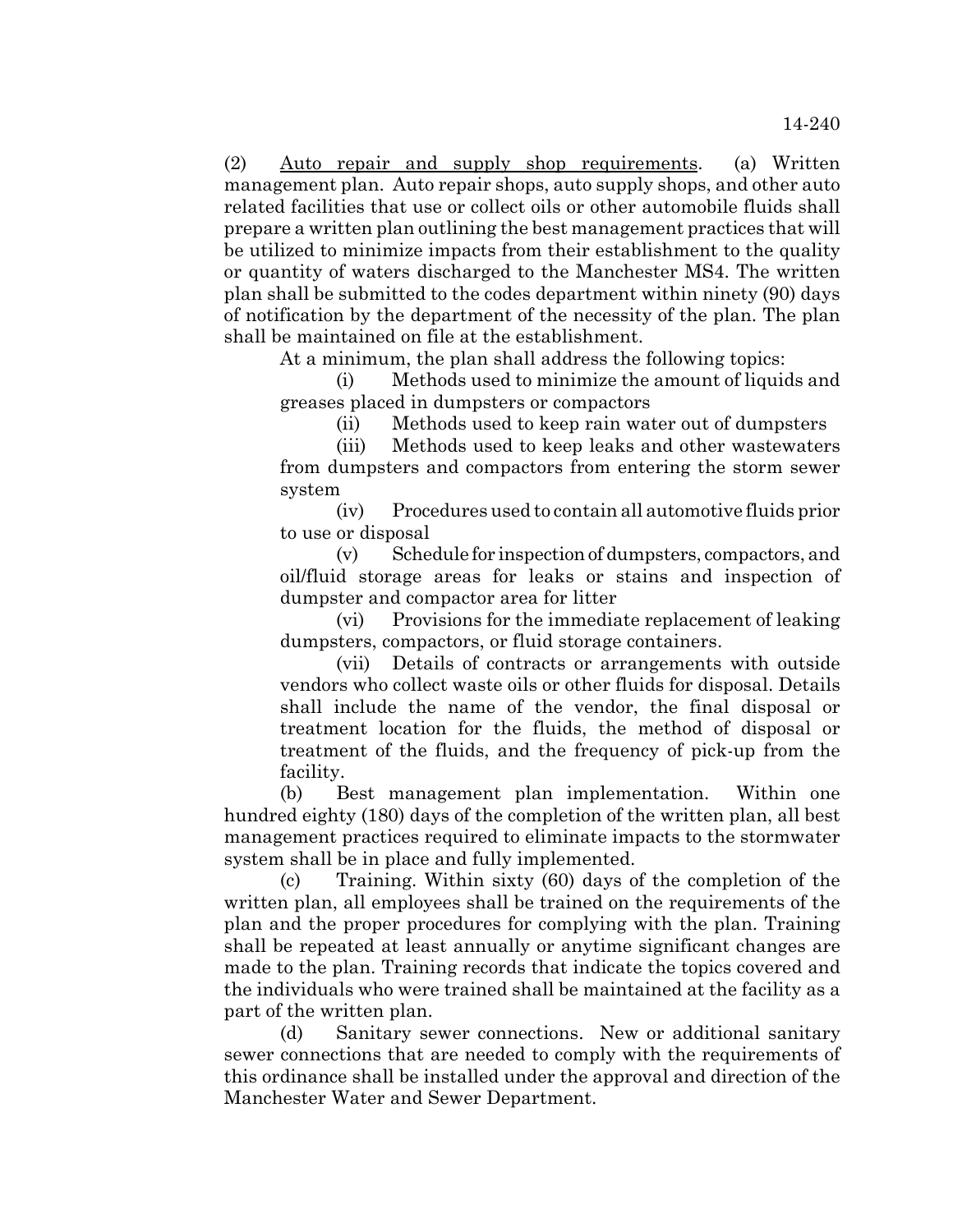(2) Auto repair and supply shop requirements. (a) Written management plan. Auto repair shops, auto supply shops, and other auto related facilities that use or collect oils or other automobile fluids shall prepare a written plan outlining the best management practices that will be utilized to minimize impacts from their establishment to the quality or quantity of waters discharged to the Manchester MS4. The written plan shall be submitted to the codes department within ninety (90) days of notification by the department of the necessity of the plan. The plan shall be maintained on file at the establishment.

At a minimum, the plan shall address the following topics:

(i) Methods used to minimize the amount of liquids and greases placed in dumpsters or compactors

(ii) Methods used to keep rain water out of dumpsters

(iii) Methods used to keep leaks and other wastewaters from dumpsters and compactors from entering the storm sewer system

(iv) Procedures used to contain all automotive fluids prior to use or disposal

(v) Schedule for inspection of dumpsters, compactors, and oil/fluid storage areas for leaks or stains and inspection of dumpster and compactor area for litter

(vi) Provisions for the immediate replacement of leaking dumpsters, compactors, or fluid storage containers.

(vii) Details of contracts or arrangements with outside vendors who collect waste oils or other fluids for disposal. Details shall include the name of the vendor, the final disposal or treatment location for the fluids, the method of disposal or treatment of the fluids, and the frequency of pick-up from the facility.

(b) Best management plan implementation. Within one hundred eighty (180) days of the completion of the written plan, all best management practices required to eliminate impacts to the stormwater system shall be in place and fully implemented.

(c) Training. Within sixty (60) days of the completion of the written plan, all employees shall be trained on the requirements of the plan and the proper procedures for complying with the plan. Training shall be repeated at least annually or anytime significant changes are made to the plan. Training records that indicate the topics covered and the individuals who were trained shall be maintained at the facility as a part of the written plan.

(d) Sanitary sewer connections. New or additional sanitary sewer connections that are needed to comply with the requirements of this ordinance shall be installed under the approval and direction of the Manchester Water and Sewer Department.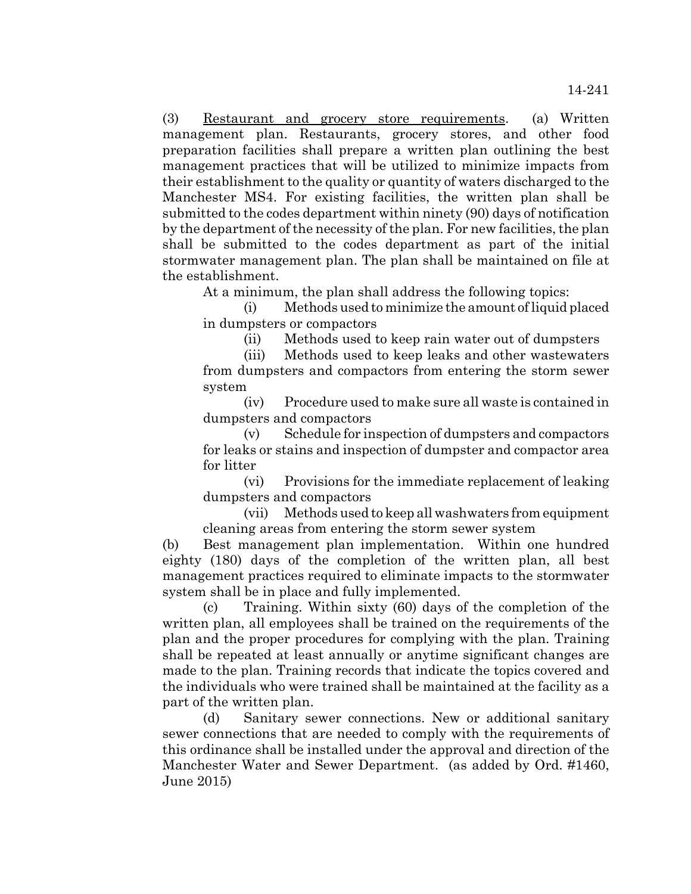(3) <u>Restaurant and grocery store requirements</u>. (a) Written management plan. Restaurants, grocery stores, and other food preparation facilities shall prepare a written plan outlining the best management practices that will be utilized to minimize impacts from their establishment to the quality or quantity of waters discharged to the Manchester MS4. For existing facilities, the written plan shall be submitted to the codes department within ninety (90) days of notification by the department of the necessity of the plan. For new facilities, the plan shall be submitted to the codes department as part of the initial stormwater management plan. The plan shall be maintained on file at the establishment.

At a minimum, the plan shall address the following topics:

(i) Methods used to minimize the amount of liquid placed in dumpsters or compactors

(ii) Methods used to keep rain water out of dumpsters

(iii) Methods used to keep leaks and other wastewaters from dumpsters and compactors from entering the storm sewer system

(iv) Procedure used to make sure all waste is contained in dumpsters and compactors

(v) Schedule for inspection of dumpsters and compactors for leaks or stains and inspection of dumpster and compactor area for litter

(vi) Provisions for the immediate replacement of leaking dumpsters and compactors

(vii) Methods used to keep all washwaters from equipment cleaning areas from entering the storm sewer system

(b) Best management plan implementation. Within one hundred eighty (180) days of the completion of the written plan, all best management practices required to eliminate impacts to the stormwater system shall be in place and fully implemented.

(c) Training. Within sixty (60) days of the completion of the written plan, all employees shall be trained on the requirements of the plan and the proper procedures for complying with the plan. Training shall be repeated at least annually or anytime significant changes are made to the plan. Training records that indicate the topics covered and the individuals who were trained shall be maintained at the facility as a part of the written plan.

(d) Sanitary sewer connections. New or additional sanitary sewer connections that are needed to comply with the requirements of this ordinance shall be installed under the approval and direction of the Manchester Water and Sewer Department. (as added by Ord. #1460, June 2015)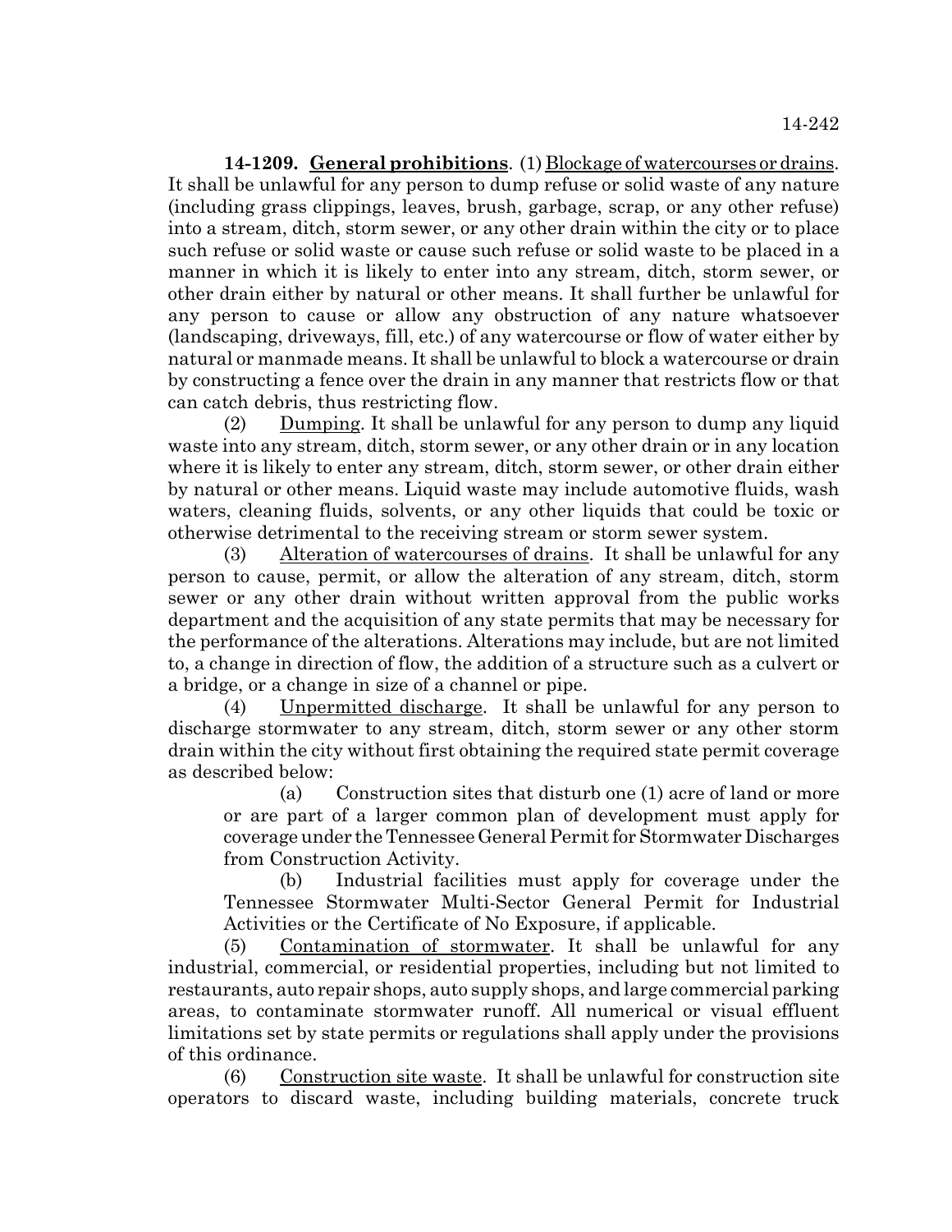**14-1209. General prohibitions**. (1) Blockage of watercourses or drains. It shall be unlawful for any person to dump refuse or solid waste of any nature (including grass clippings, leaves, brush, garbage, scrap, or any other refuse) into a stream, ditch, storm sewer, or any other drain within the city or to place such refuse or solid waste or cause such refuse or solid waste to be placed in a manner in which it is likely to enter into any stream, ditch, storm sewer, or other drain either by natural or other means. It shall further be unlawful for any person to cause or allow any obstruction of any nature whatsoever (landscaping, driveways, fill, etc.) of any watercourse or flow of water either by natural or manmade means. It shall be unlawful to block a watercourse or drain by constructing a fence over the drain in any manner that restricts flow or that can catch debris, thus restricting flow.

(2) Dumping. It shall be unlawful for any person to dump any liquid waste into any stream, ditch, storm sewer, or any other drain or in any location where it is likely to enter any stream, ditch, storm sewer, or other drain either by natural or other means. Liquid waste may include automotive fluids, wash waters, cleaning fluids, solvents, or any other liquids that could be toxic or otherwise detrimental to the receiving stream or storm sewer system.

(3) Alteration of watercourses of drains. It shall be unlawful for any person to cause, permit, or allow the alteration of any stream, ditch, storm sewer or any other drain without written approval from the public works department and the acquisition of any state permits that may be necessary for the performance of the alterations. Alterations may include, but are not limited to, a change in direction of flow, the addition of a structure such as a culvert or a bridge, or a change in size of a channel or pipe.

(4) Unpermitted discharge. It shall be unlawful for any person to discharge stormwater to any stream, ditch, storm sewer or any other storm drain within the city without first obtaining the required state permit coverage as described below:

(a) Construction sites that disturb one (1) acre of land or more or are part of a larger common plan of development must apply for coverage under the Tennessee General Permit for Stormwater Discharges from Construction Activity.

(b) Industrial facilities must apply for coverage under the Tennessee Stormwater Multi-Sector General Permit for Industrial Activities or the Certificate of No Exposure, if applicable.

(5) Contamination of stormwater. It shall be unlawful for any industrial, commercial, or residential properties, including but not limited to restaurants, auto repair shops, auto supply shops, and large commercial parking areas, to contaminate stormwater runoff. All numerical or visual effluent limitations set by state permits or regulations shall apply under the provisions of this ordinance.

(6) Construction site waste. It shall be unlawful for construction site operators to discard waste, including building materials, concrete truck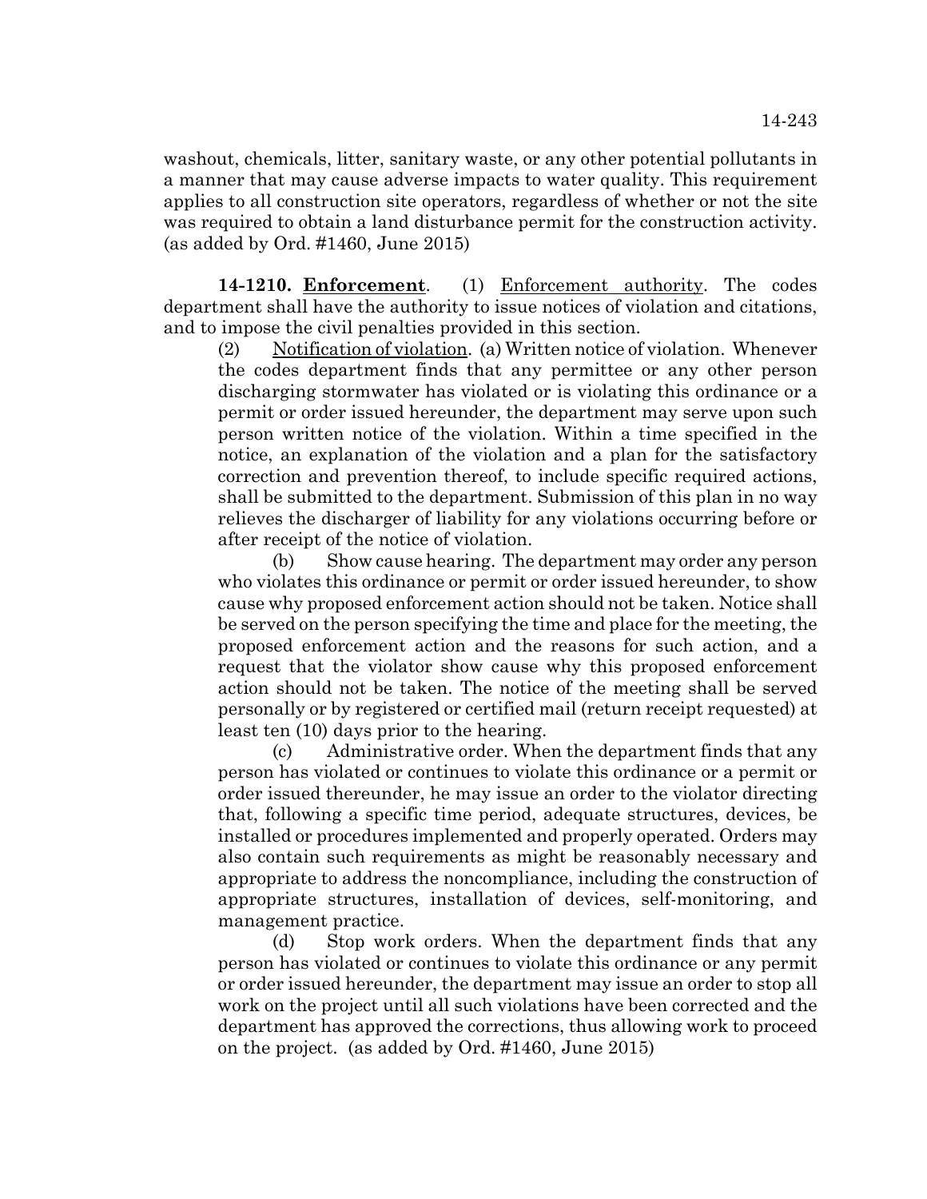washout, chemicals, litter, sanitary waste, or any other potential pollutants in a manner that may cause adverse impacts to water quality. This requirement applies to all construction site operators, regardless of whether or not the site was required to obtain a land disturbance permit for the construction activity. (as added by Ord. #1460, June 2015)

**14-1210. Enforcement**. (1) Enforcement authority. The codes department shall have the authority to issue notices of violation and citations, and to impose the civil penalties provided in this section.

(2) Notification of violation. (a) Written notice of violation. Whenever the codes department finds that any permittee or any other person discharging stormwater has violated or is violating this ordinance or a permit or order issued hereunder, the department may serve upon such person written notice of the violation. Within a time specified in the notice, an explanation of the violation and a plan for the satisfactory correction and prevention thereof, to include specific required actions, shall be submitted to the department. Submission of this plan in no way relieves the discharger of liability for any violations occurring before or after receipt of the notice of violation.

(b) Show cause hearing. The department may order any person who violates this ordinance or permit or order issued hereunder, to show cause why proposed enforcement action should not be taken. Notice shall be served on the person specifying the time and place for the meeting, the proposed enforcement action and the reasons for such action, and a request that the violator show cause why this proposed enforcement action should not be taken. The notice of the meeting shall be served personally or by registered or certified mail (return receipt requested) at least ten (10) days prior to the hearing.

(c) Administrative order. When the department finds that any person has violated or continues to violate this ordinance or a permit or order issued thereunder, he may issue an order to the violator directing that, following a specific time period, adequate structures, devices, be installed or procedures implemented and properly operated. Orders may also contain such requirements as might be reasonably necessary and appropriate to address the noncompliance, including the construction of appropriate structures, installation of devices, self-monitoring, and management practice.

(d) Stop work orders. When the department finds that any person has violated or continues to violate this ordinance or any permit or order issued hereunder, the department may issue an order to stop all work on the project until all such violations have been corrected and the department has approved the corrections, thus allowing work to proceed on the project. (as added by Ord. #1460, June 2015)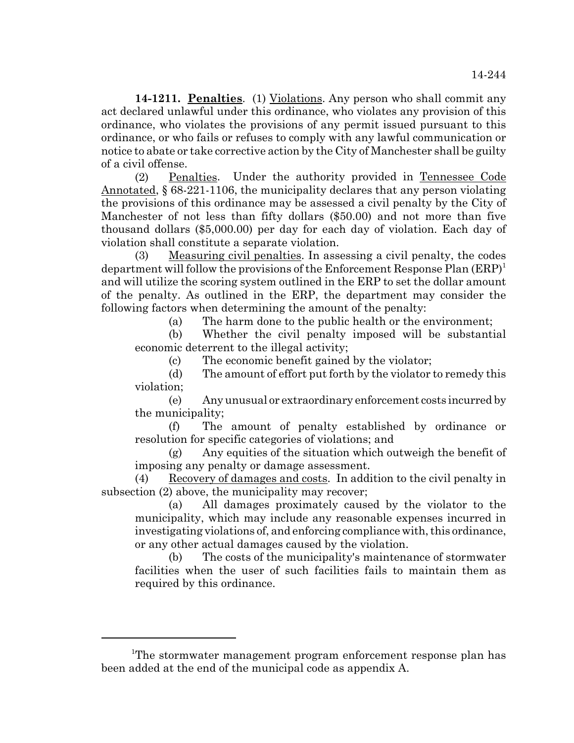**14-1211. Penalties**. (1) Violations. Any person who shall commit any act declared unlawful under this ordinance, who violates any provision of this ordinance, who violates the provisions of any permit issued pursuant to this ordinance, or who fails or refuses to comply with any lawful communication or notice to abate or take corrective action by the City of Manchester shall be guilty of a civil offense.

(2) Penalties. Under the authority provided in Tennessee Code Annotated, § 68-221-1106, the municipality declares that any person violating the provisions of this ordinance may be assessed a civil penalty by the City of Manchester of not less than fifty dollars ($50.00) and not more than five thousand dollars ($5,000.00) per day for each day of violation. Each day of violation shall constitute a separate violation.

(3) Measuring civil penalties. In assessing a civil penalty, the codes department will follow the provisions of the Enforcement Response Plan (ERP)[1] and will utilize the scoring system outlined in the ERP to set the dollar amount of the penalty. As outlined in the ERP, the department may consider the following factors when determining the amount of the penalty:

(a) The harm done to the public health or the environment;

(b) Whether the civil penalty imposed will be substantial economic deterrent to the illegal activity;

(c) The economic benefit gained by the violator;

(d) The amount of effort put forth by the violator to remedy this violation;

(e) Any unusual or extraordinary enforcement costs incurred by the municipality;

(f) The amount of penalty established by ordinance or resolution for specific categories of violations; and

(g) Any equities of the situation which outweigh the benefit of imposing any penalty or damage assessment.

(4) Recovery of damages and costs. In addition to the civil penalty in subsection (2) above, the municipality may recover;

(a) All damages proximately caused by the violator to the municipality, which may include any reasonable expenses incurred in investigating violations of, and enforcing compliance with, this ordinance, or any other actual damages caused by the violation.

(b) The costs of the municipality's maintenance of stormwater facilities when the user of such facilities fails to maintain them as required by this ordinance.

---

[1]The stormwater management program enforcement response plan has been added at the end of the municipal code as appendix A.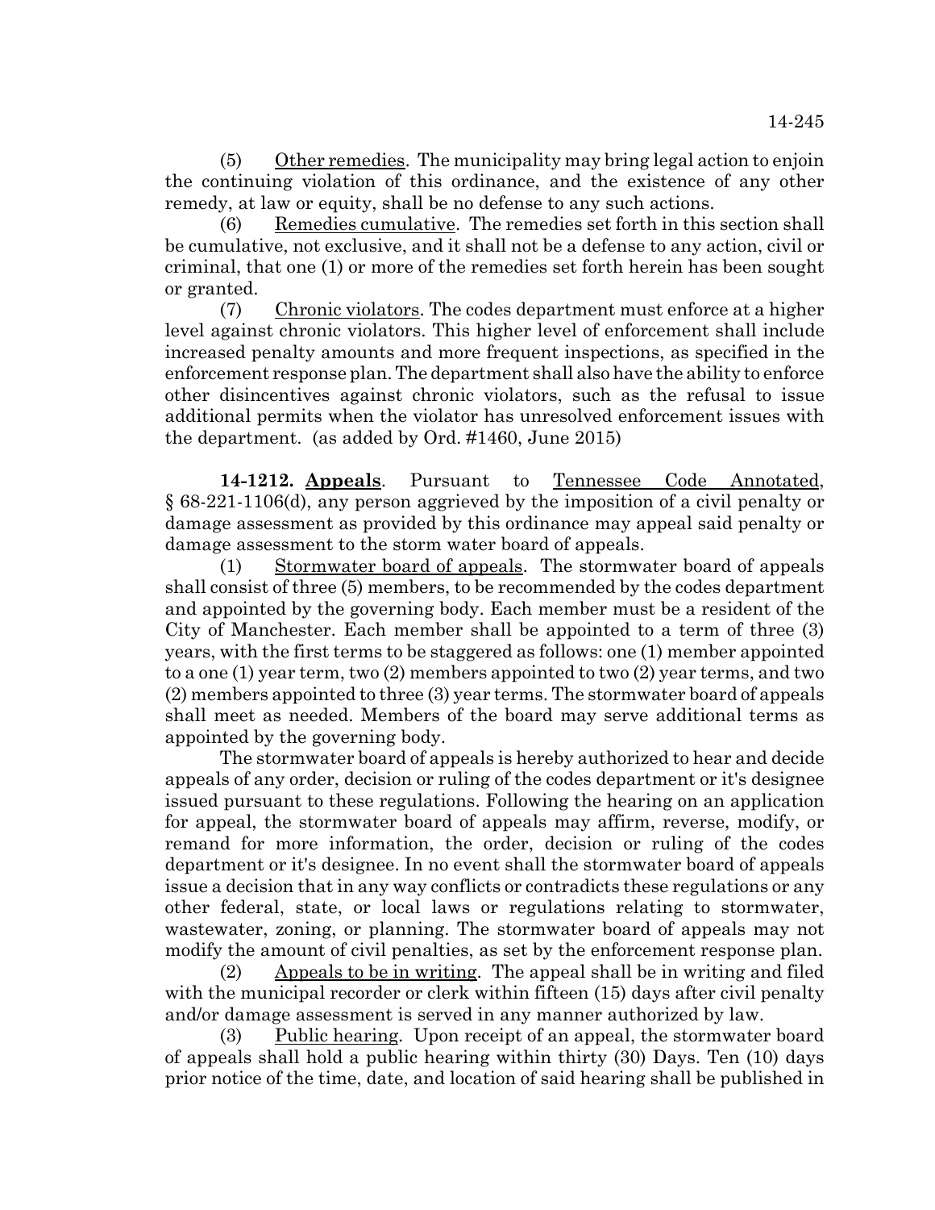(5) Other remedies. The municipality may bring legal action to enjoin the continuing violation of this ordinance, and the existence of any other remedy, at law or equity, shall be no defense to any such actions.

(6) Remedies cumulative. The remedies set forth in this section shall be cumulative, not exclusive, and it shall not be a defense to any action, civil or criminal, that one (1) or more of the remedies set forth herein has been sought or granted.

(7) Chronic violators. The codes department must enforce at a higher level against chronic violators. This higher level of enforcement shall include increased penalty amounts and more frequent inspections, as specified in the enforcement response plan. The department shall also have the ability to enforce other disincentives against chronic violators, such as the refusal to issue additional permits when the violator has unresolved enforcement issues with the department. (as added by Ord. #1460, June 2015)

**14-1212. Appeals**. Pursuant to Tennessee Code Annotated, § 68-221-1106(d), any person aggrieved by the imposition of a civil penalty or damage assessment as provided by this ordinance may appeal said penalty or damage assessment to the storm water board of appeals.

(1) Stormwater board of appeals. The stormwater board of appeals shall consist of three (5) members, to be recommended by the codes department and appointed by the governing body. Each member must be a resident of the City of Manchester. Each member shall be appointed to a term of three (3) years, with the first terms to be staggered as follows: one (1) member appointed to a one (1) year term, two (2) members appointed to two (2) year terms, and two (2) members appointed to three (3) year terms. The stormwater board of appeals shall meet as needed. Members of the board may serve additional terms as appointed by the governing body.

The stormwater board of appeals is hereby authorized to hear and decide appeals of any order, decision or ruling of the codes department or it's designee issued pursuant to these regulations. Following the hearing on an application for appeal, the stormwater board of appeals may affirm, reverse, modify, or remand for more information, the order, decision or ruling of the codes department or it's designee. In no event shall the stormwater board of appeals issue a decision that in any way conflicts or contradicts these regulations or any other federal, state, or local laws or regulations relating to stormwater, wastewater, zoning, or planning. The stormwater board of appeals may not modify the amount of civil penalties, as set by the enforcement response plan.

(2) Appeals to be in writing. The appeal shall be in writing and filed with the municipal recorder or clerk within fifteen (15) days after civil penalty and/or damage assessment is served in any manner authorized by law.

(3) Public hearing. Upon receipt of an appeal, the stormwater board of appeals shall hold a public hearing within thirty (30) Days. Ten (10) days prior notice of the time, date, and location of said hearing shall be published in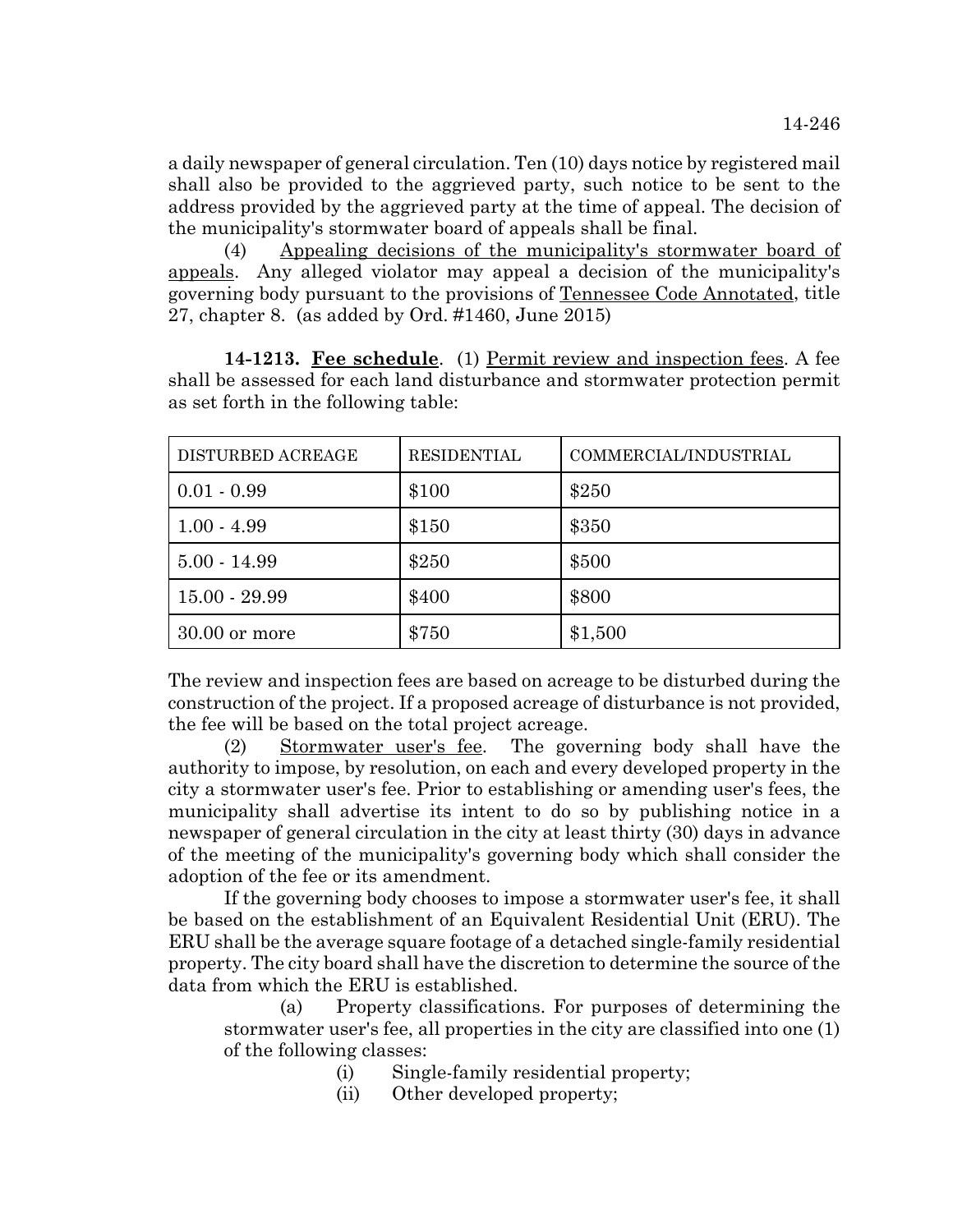a daily newspaper of general circulation. Ten (10) days notice by registered mail shall also be provided to the aggrieved party, such notice to be sent to the address provided by the aggrieved party at the time of appeal. The decision of the municipality's stormwater board of appeals shall be final.

(4) Appealing decisions of the municipality's stormwater board of appeals. Any alleged violator may appeal a decision of the municipality's governing body pursuant to the provisions of Tennessee Code Annotated, title 27, chapter 8. (as added by Ord. #1460, June 2015)

**14-1213. Fee schedule**. (1) Permit review and inspection fees. A fee shall be assessed for each land disturbance and stormwater protection permit as set forth in the following table:

| DISTURBED ACREAGE | RESIDENTIAL | COMMERCIAL/INDUSTRIAL |
|---|---|---|
| 0.01 - 0.99 | $100 | $250 |
| 1.00 - 4.99 | $150 | $350 |
| 5.00 - 14.99 | $250 | $500 |
| 15.00 - 29.99 | $400 | $800 |
| 30.00 or more | $750 | $1,500 |

The review and inspection fees are based on acreage to be disturbed during the construction of the project. If a proposed acreage of disturbance is not provided, the fee will be based on the total project acreage.

(2) Stormwater user's fee. The governing body shall have the authority to impose, by resolution, on each and every developed property in the city a stormwater user's fee. Prior to establishing or amending user's fees, the municipality shall advertise its intent to do so by publishing notice in a newspaper of general circulation in the city at least thirty (30) days in advance of the meeting of the municipality's governing body which shall consider the adoption of the fee or its amendment.

If the governing body chooses to impose a stormwater user's fee, it shall be based on the establishment of an Equivalent Residential Unit (ERU). The ERU shall be the average square footage of a detached single-family residential property. The city board shall have the discretion to determine the source of the data from which the ERU is established.

(a) Property classifications. For purposes of determining the stormwater user's fee, all properties in the city are classified into one (1) of the following classes:

(i) Single-family residential property;

(ii) Other developed property;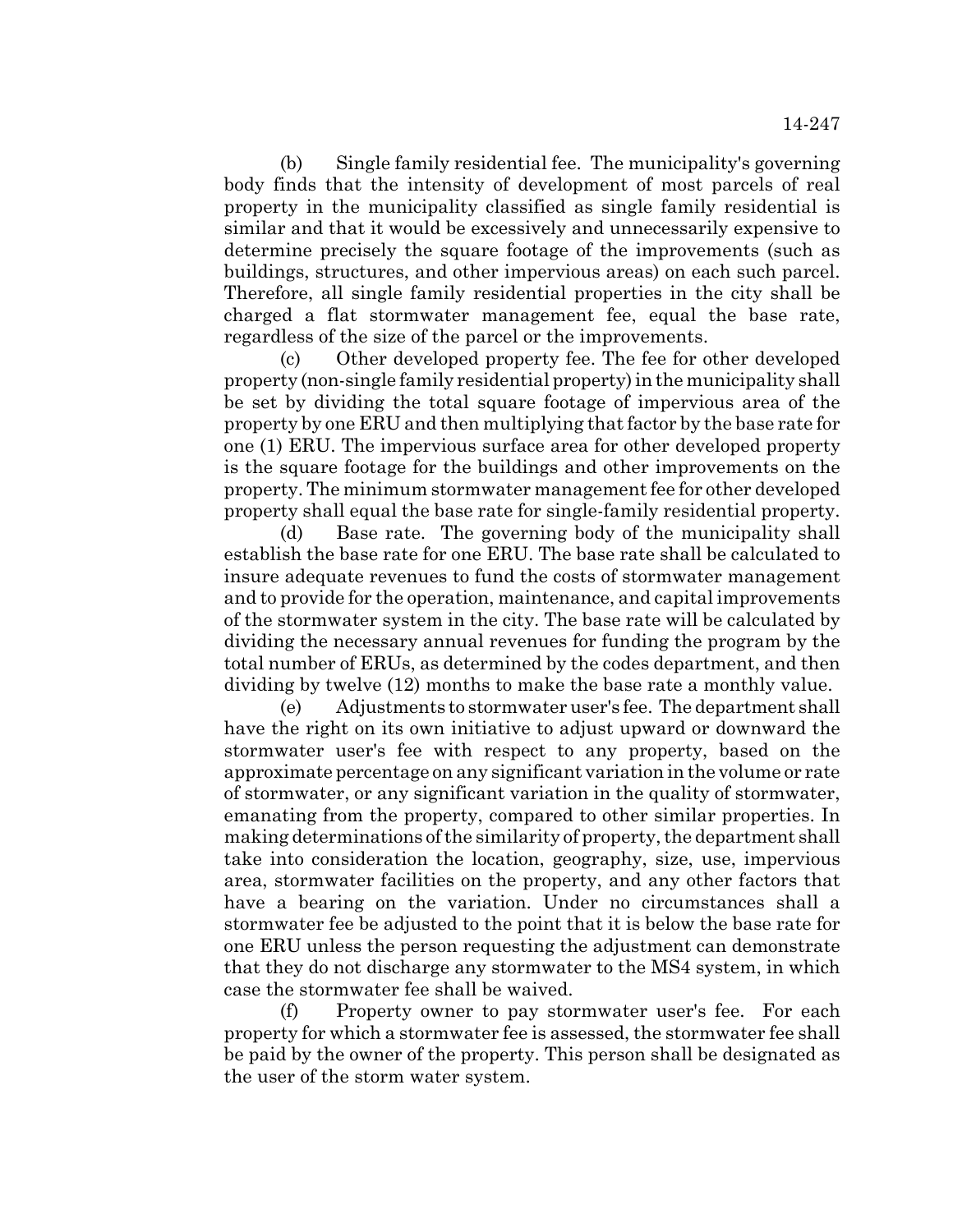(b) Single family residential fee. The municipality's governing body finds that the intensity of development of most parcels of real property in the municipality classified as single family residential is similar and that it would be excessively and unnecessarily expensive to determine precisely the square footage of the improvements (such as buildings, structures, and other impervious areas) on each such parcel. Therefore, all single family residential properties in the city shall be charged a flat stormwater management fee, equal the base rate, regardless of the size of the parcel or the improvements.

(c) Other developed property fee. The fee for other developed property (non-single family residential property) in the municipality shall be set by dividing the total square footage of impervious area of the property by one ERU and then multiplying that factor by the base rate for one (1) ERU. The impervious surface area for other developed property is the square footage for the buildings and other improvements on the property. The minimum stormwater management fee for other developed property shall equal the base rate for single-family residential property.

(d) Base rate. The governing body of the municipality shall establish the base rate for one ERU. The base rate shall be calculated to insure adequate revenues to fund the costs of stormwater management and to provide for the operation, maintenance, and capital improvements of the stormwater system in the city. The base rate will be calculated by dividing the necessary annual revenues for funding the program by the total number of ERUs, as determined by the codes department, and then dividing by twelve (12) months to make the base rate a monthly value.

(e) Adjustments to stormwater user's fee. The department shall have the right on its own initiative to adjust upward or downward the stormwater user's fee with respect to any property, based on the approximate percentage on any significant variation in the volume or rate of stormwater, or any significant variation in the quality of stormwater, emanating from the property, compared to other similar properties. In making determinations of the similarity of property, the department shall take into consideration the location, geography, size, use, impervious area, stormwater facilities on the property, and any other factors that have a bearing on the variation. Under no circumstances shall a stormwater fee be adjusted to the point that it is below the base rate for one ERU unless the person requesting the adjustment can demonstrate that they do not discharge any stormwater to the MS4 system, in which case the stormwater fee shall be waived.

(f) Property owner to pay stormwater user's fee. For each property for which a stormwater fee is assessed, the stormwater fee shall be paid by the owner of the property. This person shall be designated as the user of the storm water system.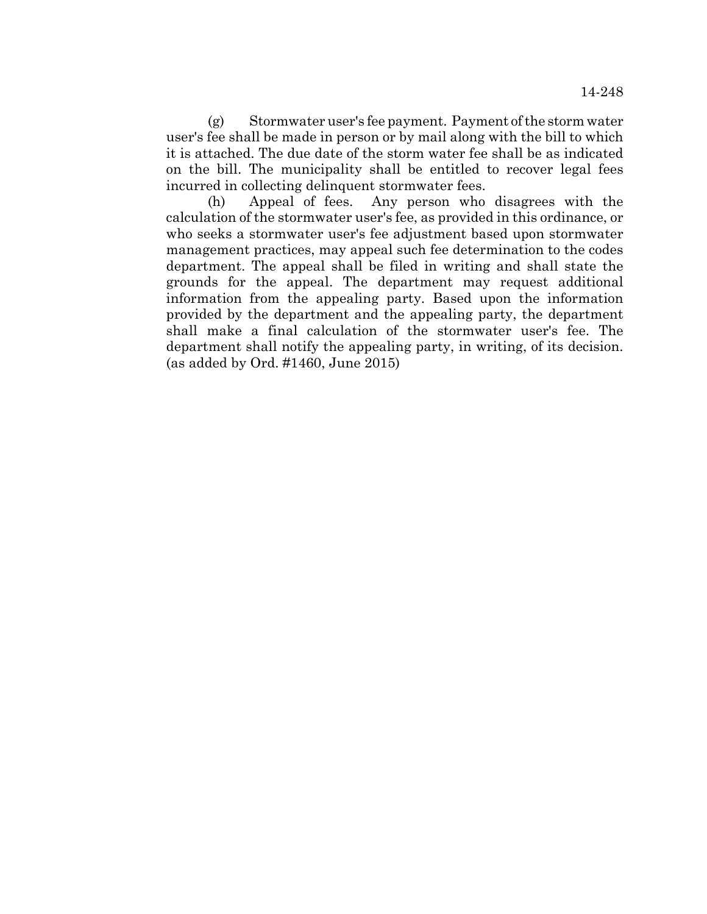(g) Stormwater user's fee payment. Payment of the storm water user's fee shall be made in person or by mail along with the bill to which it is attached. The due date of the storm water fee shall be as indicated on the bill. The municipality shall be entitled to recover legal fees incurred in collecting delinquent stormwater fees.

(h) Appeal of fees. Any person who disagrees with the calculation of the stormwater user's fee, as provided in this ordinance, or who seeks a stormwater user's fee adjustment based upon stormwater management practices, may appeal such fee determination to the codes department. The appeal shall be filed in writing and shall state the grounds for the appeal. The department may request additional information from the appealing party. Based upon the information provided by the department and the appealing party, the department shall make a final calculation of the stormwater user's fee. The department shall notify the appealing party, in writing, of its decision. (as added by Ord. #1460, June 2015)